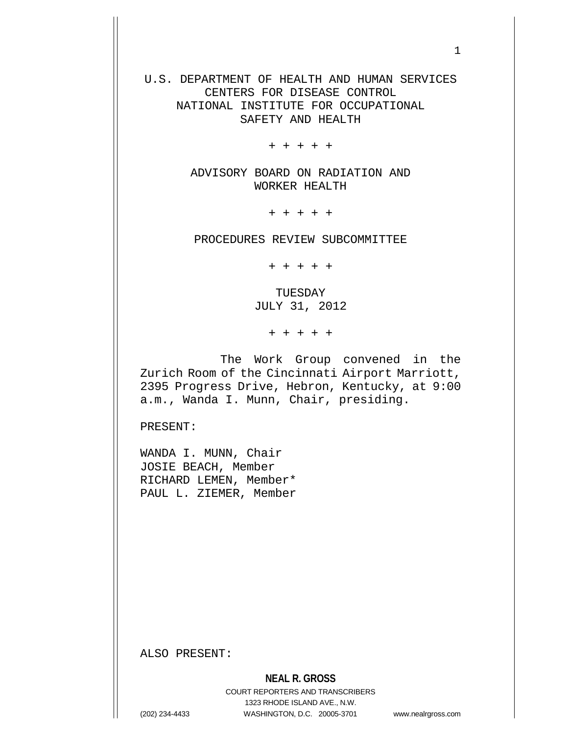U.S. DEPARTMENT OF HEALTH AND HUMAN SERVICES
CENTERS FOR DISEASE CONTROL
NATIONAL INSTITUTE FOR OCCUPATIONAL
SAFETY AND HEALTH

+ + + + +

ADVISORY BOARD ON RADIATION AND
WORKER HEALTH

+ + + + +

PROCEDURES REVIEW SUBCOMMITTEE

+ + + + +

TUESDAY
JULY 31, 2012

+ + + + +

The Work Group convened in the Zurich Room of the Cincinnati Airport Marriott, 2395 Progress Drive, Hebron, Kentucky, at 9:00 a.m., Wanda I. Munn, Chair, presiding.

PRESENT:

WANDA I. MUNN, Chair
JOSIE BEACH, Member
RICHARD LEMEN, Member*
PAUL L. ZIEMER, Member

ALSO PRESENT: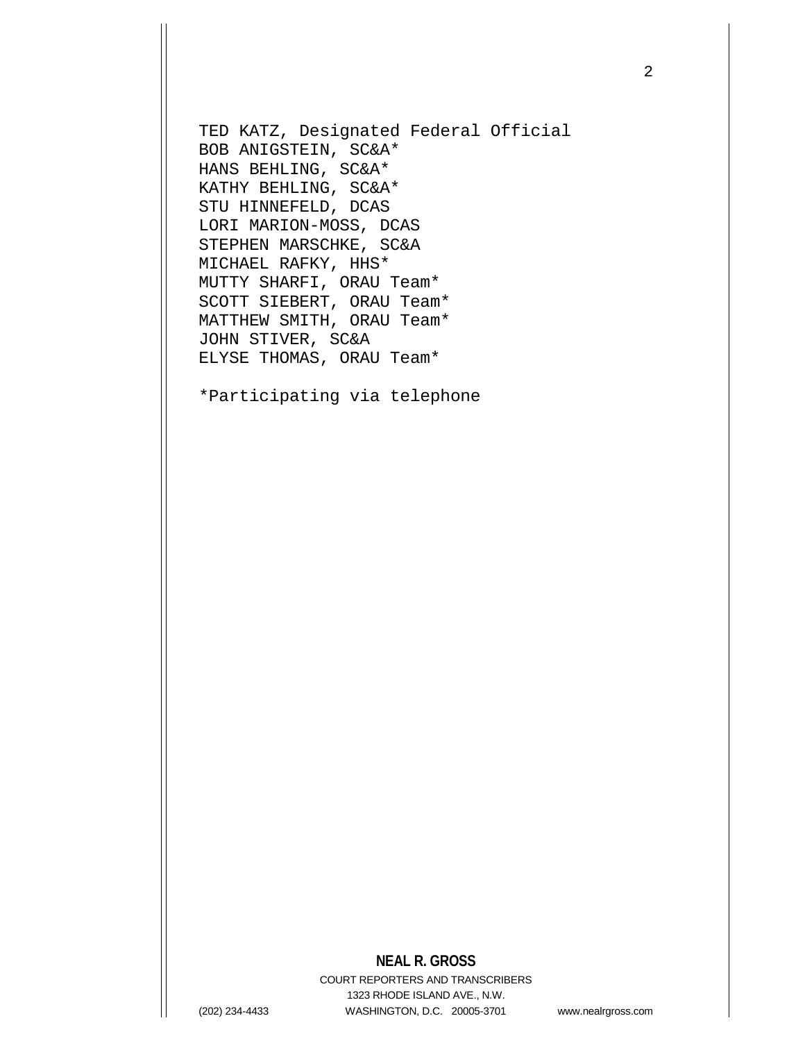TED KATZ, Designated Federal Official
BOB ANIGSTEIN, SC&A*
HANS BEHLING, SC&A*
KATHY BEHLING, SC&A*
STU HINNEFELD, DCAS
LORI MARION-MOSS, DCAS
STEPHEN MARSCHKE, SC&A
MICHAEL RAFKY, HHS*
MUTTY SHARFI, ORAU Team*
SCOTT SIEBERT, ORAU Team*
MATTHEW SMITH, ORAU Team*
JOHN STIVER, SC&A
ELYSE THOMAS, ORAU Team*

*Participating via telephone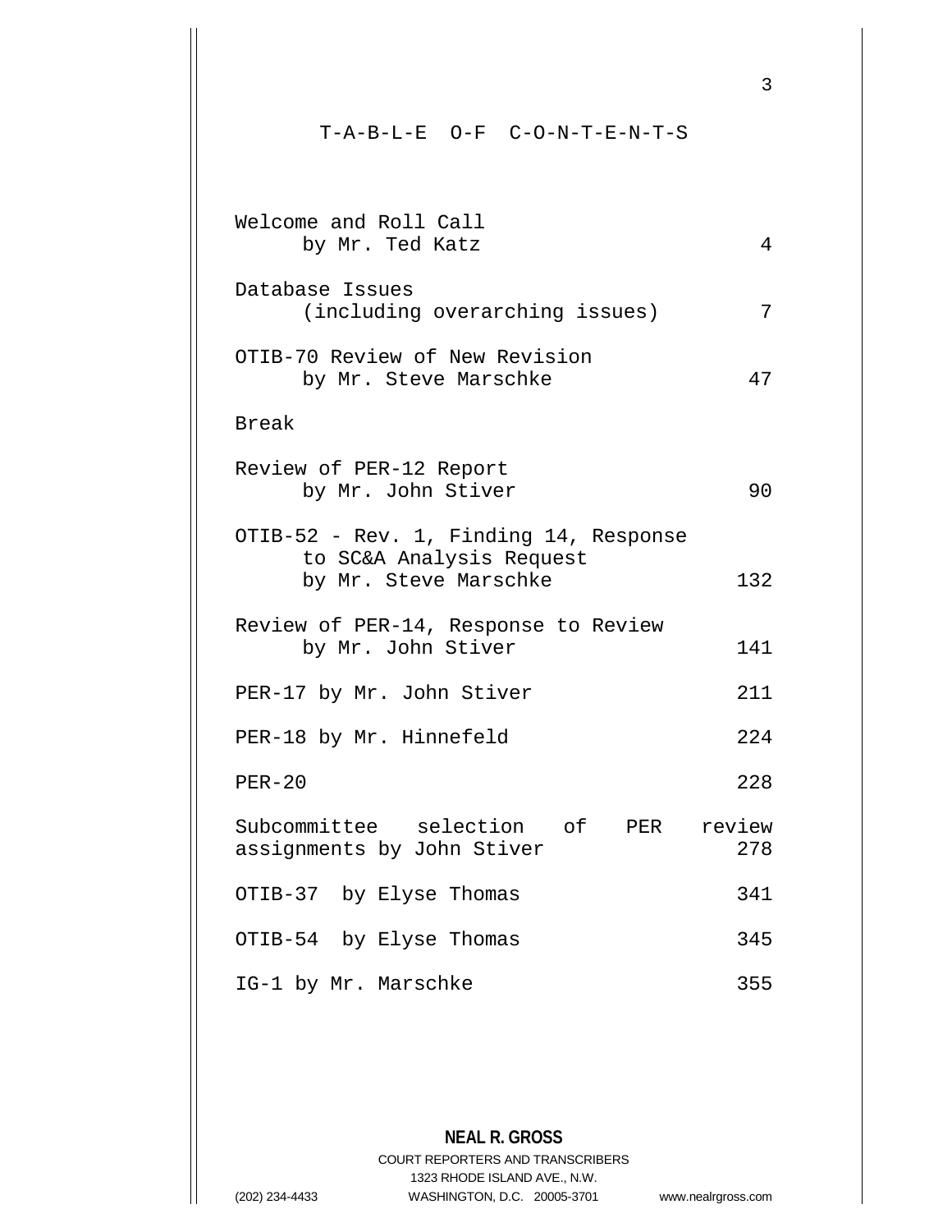# T-A-B-L-E O-F C-O-N-T-E-N-T-S

| | |
|---|---|
| Welcome and Roll Call<br>by Mr. Ted Katz | 4 |
| Database Issues<br>(including overarching issues) | 7 |
| OTIB-70 Review of New Revision<br>by Mr. Steve Marschke | 47 |
| Break | |
| Review of PER-12 Report<br>by Mr. John Stiver | 90 |
| OTIB-52 - Rev. 1, Finding 14, Response to SC&A Analysis Request<br>by Mr. Steve Marschke | 132 |
| Review of PER-14, Response to Review<br>by Mr. John Stiver | 141 |
| PER-17 by Mr. John Stiver | 211 |
| PER-18 by Mr. Hinnefeld | 224 |
| PER-20 | 228 |
| Subcommittee selection of PER review assignments by John Stiver | 278 |
| OTIB-37 by Elyse Thomas | 341 |
| OTIB-54 by Elyse Thomas | 345 |
| IG-1 by Mr. Marschke | 355 |

**NEAL R. GROSS**
COURT REPORTERS AND TRANSCRIBERS
1323 RHODE ISLAND AVE., N.W.
(202) 234-4433 WASHINGTON, D.C. 20005-3701 www.nealrgross.com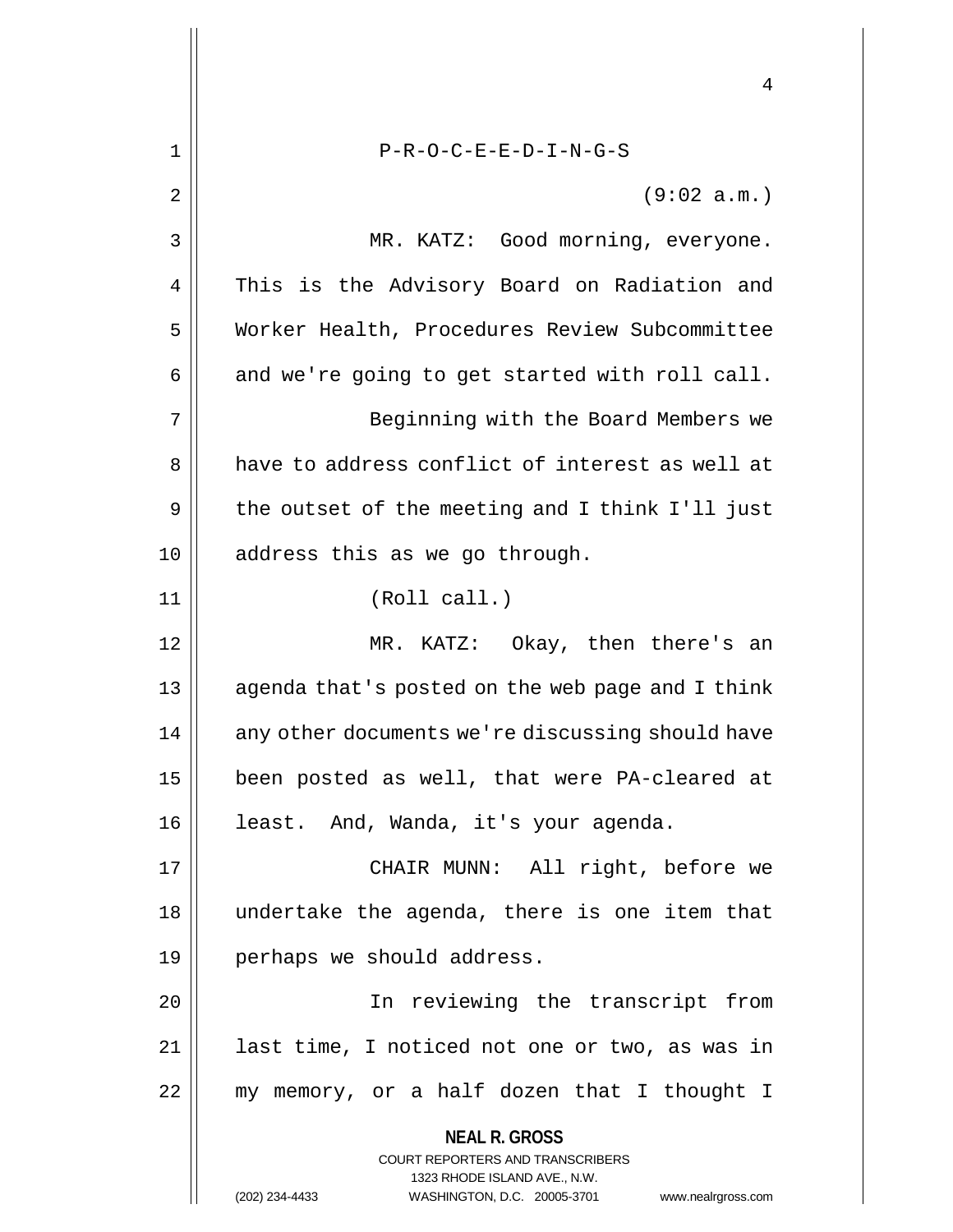P-R-O-C-E-E-D-I-N-G-S

(9:02 a.m.)

MR. KATZ: Good morning, everyone. This is the Advisory Board on Radiation and Worker Health, Procedures Review Subcommittee and we're going to get started with roll call.

Beginning with the Board Members we have to address conflict of interest as well at the outset of the meeting and I think I'll just address this as we go through.

(Roll call.)

MR. KATZ: Okay, then there's an agenda that's posted on the web page and I think any other documents we're discussing should have been posted as well, that were PA-cleared at least. And, Wanda, it's your agenda.

CHAIR MUNN: All right, before we undertake the agenda, there is one item that perhaps we should address.

In reviewing the transcript from last time, I noticed not one or two, as was in my memory, or a half dozen that I thought I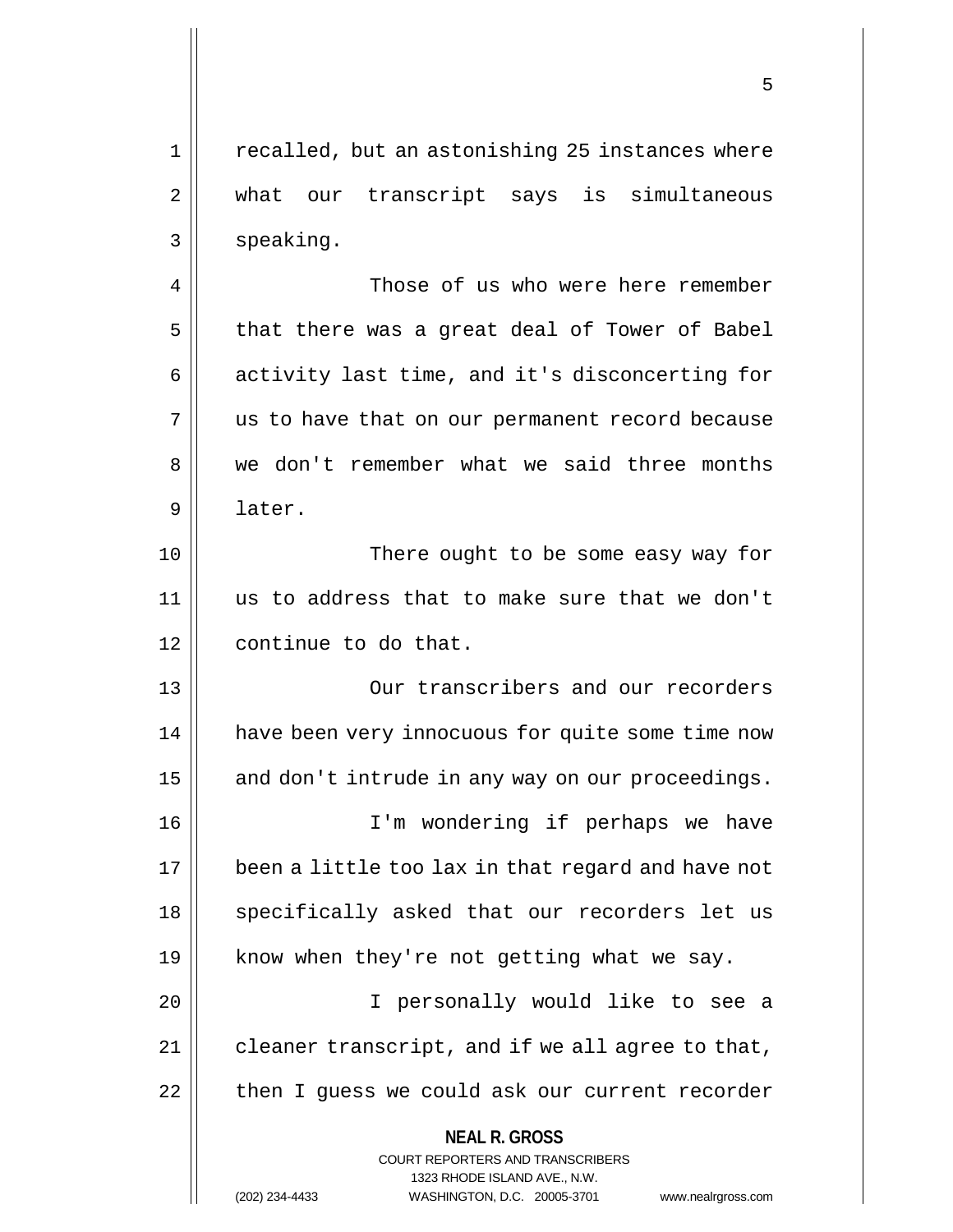recalled, but an astonishing 25 instances where what our transcript says is simultaneous speaking.

Those of us who were here remember that there was a great deal of Tower of Babel activity last time, and it's disconcerting for us to have that on our permanent record because we don't remember what we said three months later.

There ought to be some easy way for us to address that to make sure that we don't continue to do that.

Our transcribers and our recorders have been very innocuous for quite some time now and don't intrude in any way on our proceedings.

I'm wondering if perhaps we have been a little too lax in that regard and have not specifically asked that our recorders let us know when they're not getting what we say.

I personally would like to see a cleaner transcript, and if we all agree to that, then I guess we could ask our current recorder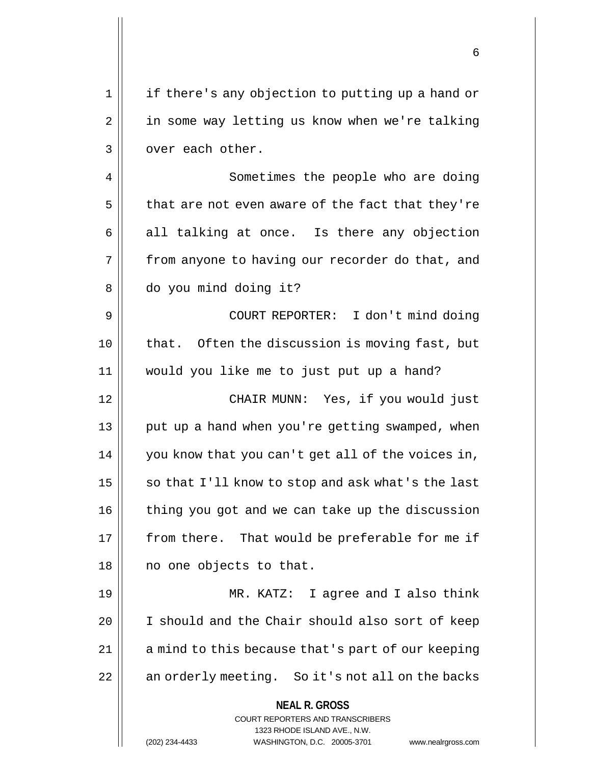if there's any objection to putting up a hand or in some way letting us know when we're talking over each other.

Sometimes the people who are doing that are not even aware of the fact that they're all talking at once. Is there any objection from anyone to having our recorder do that, and do you mind doing it?

COURT REPORTER: I don't mind doing that. Often the discussion is moving fast, but would you like me to just put up a hand?

CHAIR MUNN: Yes, if you would just put up a hand when you're getting swamped, when you know that you can't get all of the voices in, so that I'll know to stop and ask what's the last thing you got and we can take up the discussion from there. That would be preferable for me if no one objects to that.

MR. KATZ: I agree and I also think I should and the Chair should also sort of keep a mind to this because that's part of our keeping an orderly meeting. So it's not all on the backs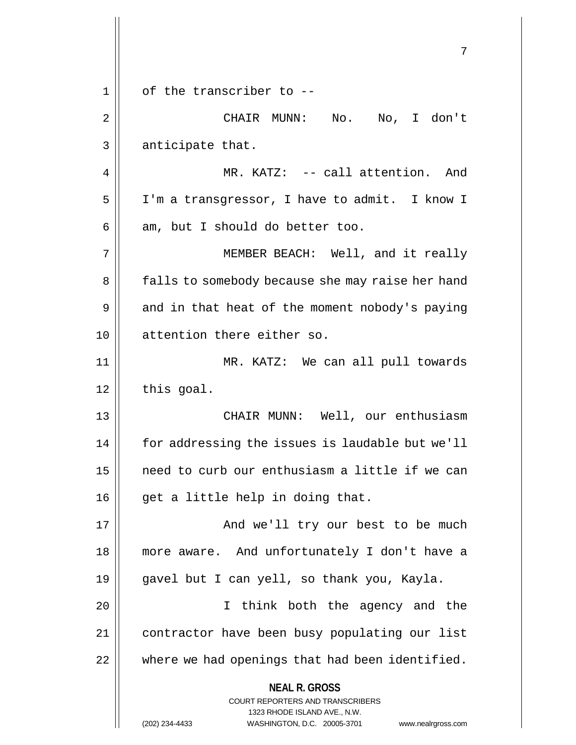of the transcriber to --

CHAIR MUNN: No. No, I don't anticipate that.

MR. KATZ: -- call attention. And I'm a transgressor, I have to admit. I know I am, but I should do better too.

MEMBER BEACH: Well, and it really falls to somebody because she may raise her hand and in that heat of the moment nobody's paying attention there either so.

MR. KATZ: We can all pull towards this goal.

CHAIR MUNN: Well, our enthusiasm for addressing the issues is laudable but we'll need to curb our enthusiasm a little if we can get a little help in doing that.

And we'll try our best to be much more aware. And unfortunately I don't have a gavel but I can yell, so thank you, Kayla.

I think both the agency and the contractor have been busy populating our list where we had openings that had been identified.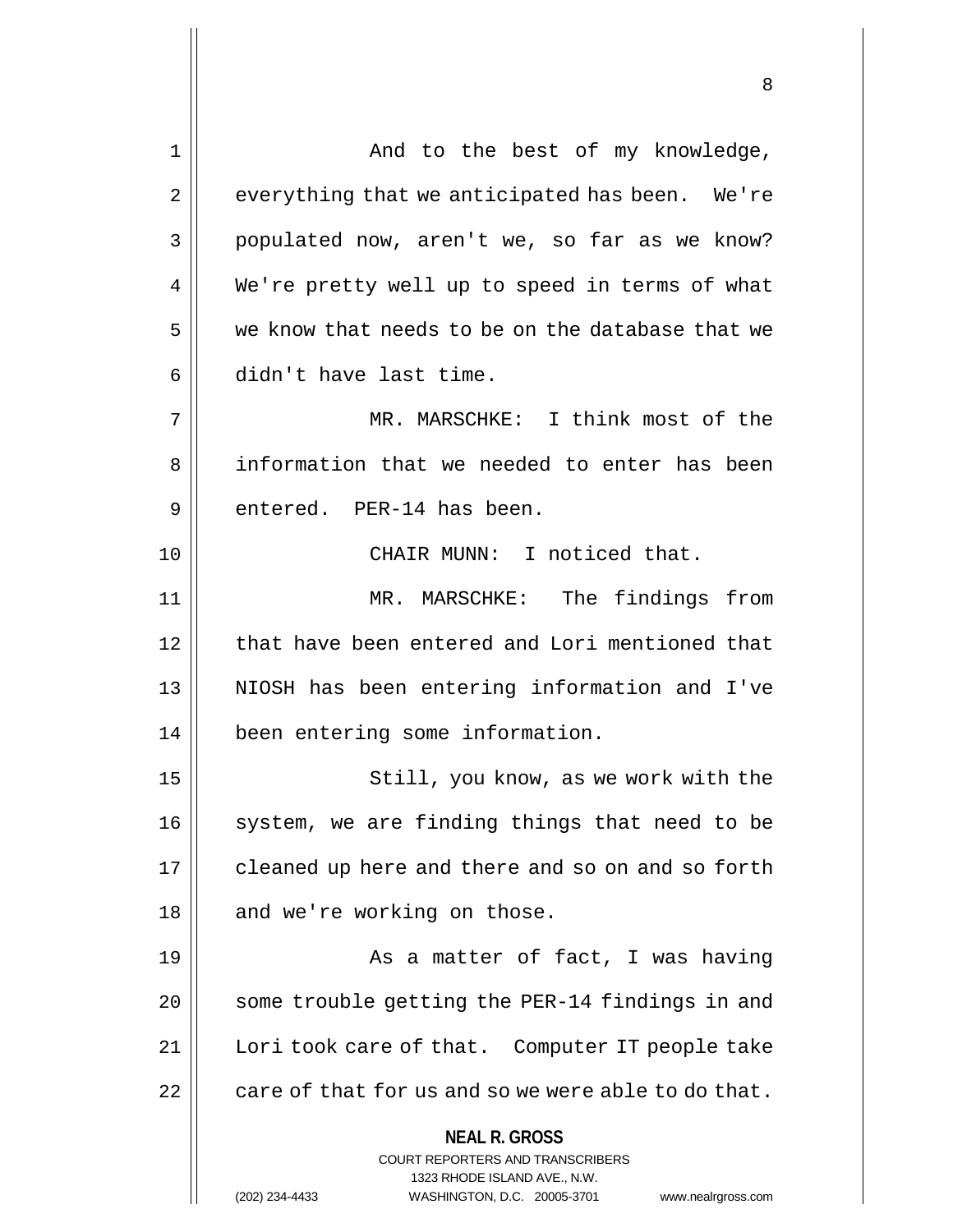And to the best of my knowledge, everything that we anticipated has been. We're populated now, aren't we, so far as we know? We're pretty well up to speed in terms of what we know that needs to be on the database that we didn't have last time.

MR. MARSCHKE: I think most of the information that we needed to enter has been entered. PER-14 has been.

CHAIR MUNN: I noticed that.

MR. MARSCHKE: The findings from that have been entered and Lori mentioned that NIOSH has been entering information and I've been entering some information.

Still, you know, as we work with the system, we are finding things that need to be cleaned up here and there and so on and so forth and we're working on those.

As a matter of fact, I was having some trouble getting the PER-14 findings in and Lori took care of that. Computer IT people take care of that for us and so we were able to do that.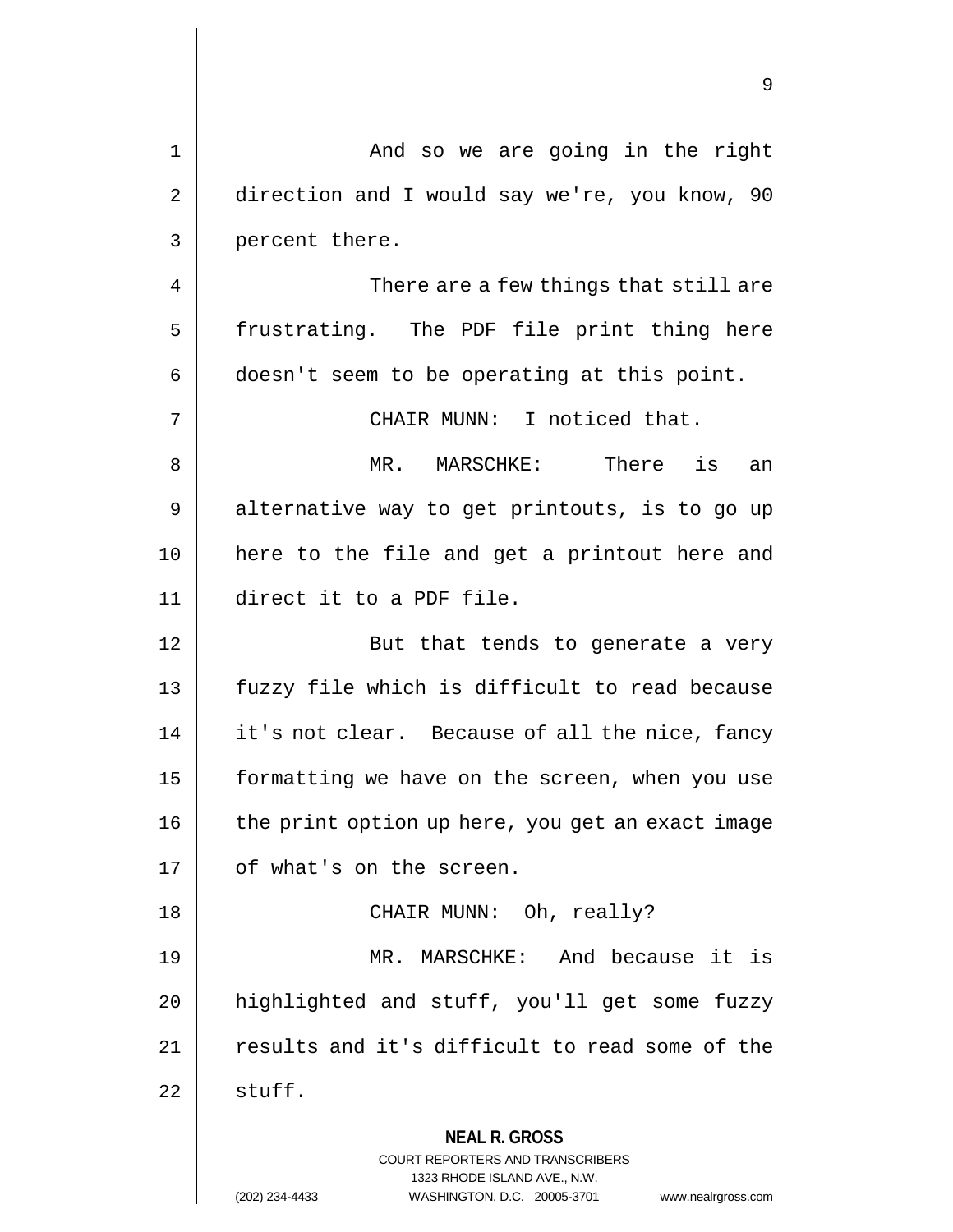And so we are going in the right direction and I would say we're, you know, 90 percent there.

There are a few things that still are frustrating. The PDF file print thing here doesn't seem to be operating at this point.

CHAIR MUNN: I noticed that.

MR. MARSCHKE: There is an alternative way to get printouts, is to go up here to the file and get a printout here and direct it to a PDF file.

But that tends to generate a very fuzzy file which is difficult to read because it's not clear. Because of all the nice, fancy formatting we have on the screen, when you use the print option up here, you get an exact image of what's on the screen.

CHAIR MUNN: Oh, really?

MR. MARSCHKE: And because it is highlighted and stuff, you'll get some fuzzy results and it's difficult to read some of the stuff.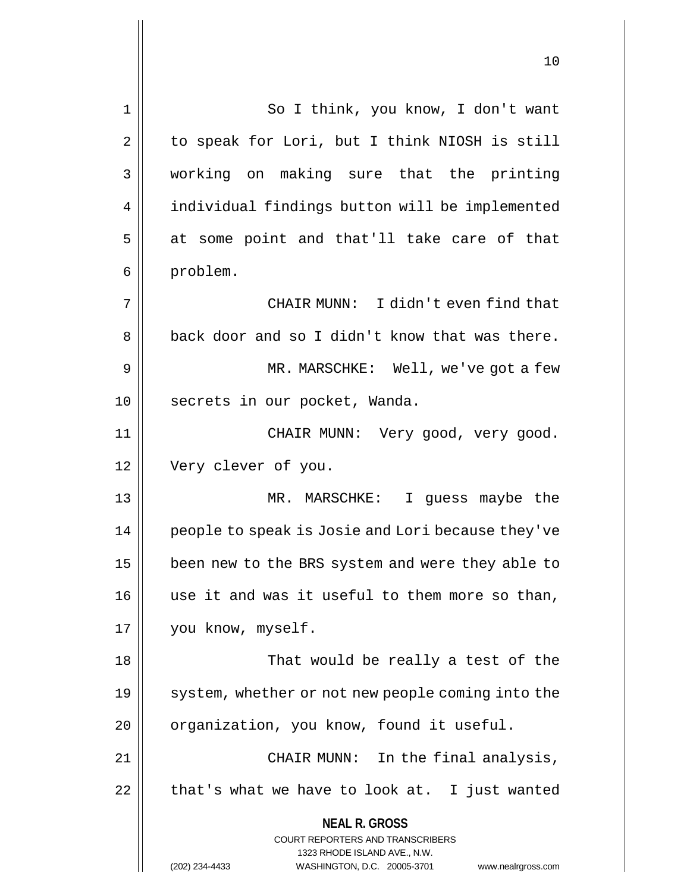So I think, you know, I don't want to speak for Lori, but I think NIOSH is still working on making sure that the printing individual findings button will be implemented at some point and that'll take care of that problem.

CHAIR MUNN: I didn't even find that back door and so I didn't know that was there.

MR. MARSCHKE: Well, we've got a few secrets in our pocket, Wanda.

CHAIR MUNN: Very good, very good. Very clever of you.

MR. MARSCHKE: I guess maybe the people to speak is Josie and Lori because they've been new to the BRS system and were they able to use it and was it useful to them more so than, you know, myself.

That would be really a test of the system, whether or not new people coming into the organization, you know, found it useful.

CHAIR MUNN: In the final analysis, that's what we have to look at. I just wanted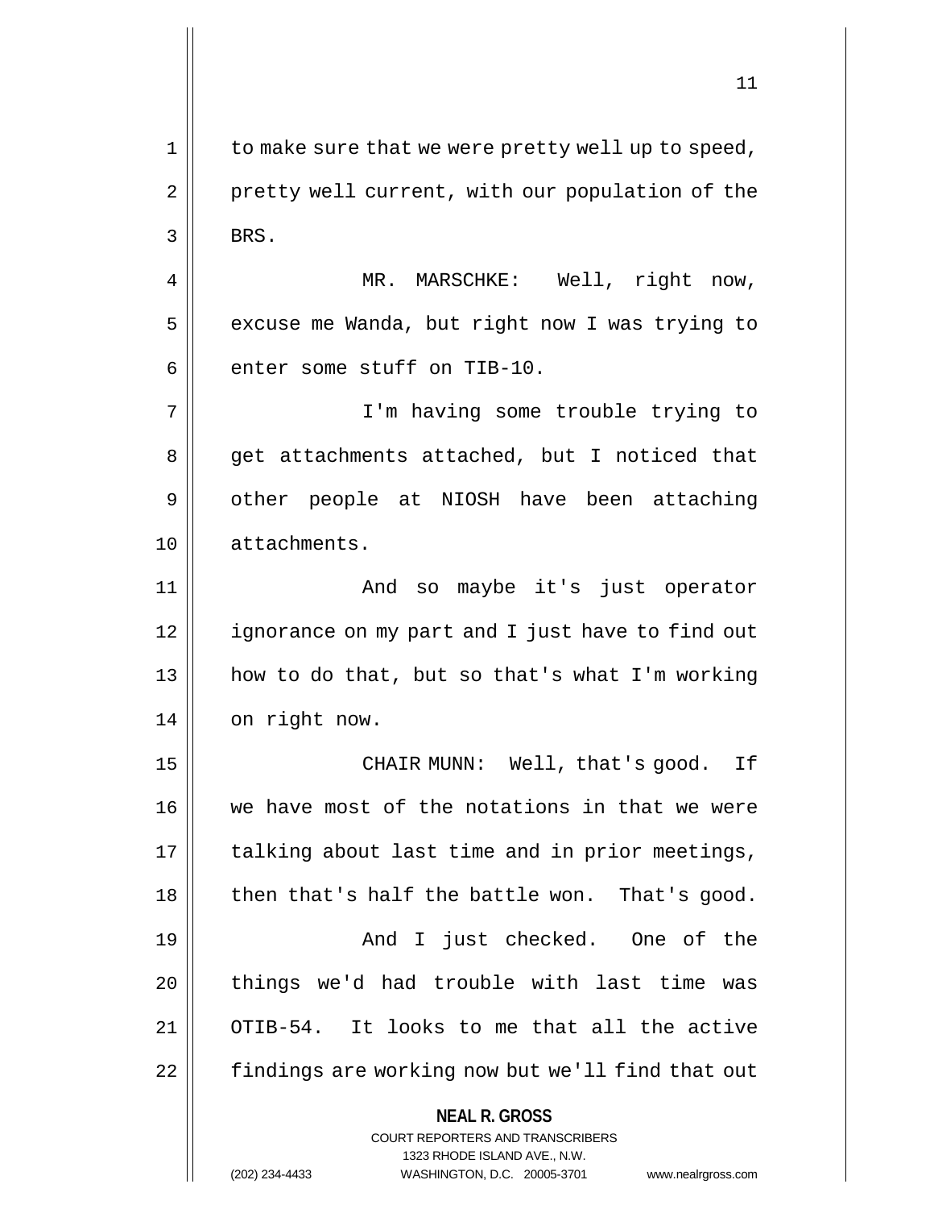to make sure that we were pretty well up to speed, pretty well current, with our population of the BRS.

MR. MARSCHKE: Well, right now, excuse me Wanda, but right now I was trying to enter some stuff on TIB-10.

I'm having some trouble trying to get attachments attached, but I noticed that other people at NIOSH have been attaching attachments.

And so maybe it's just operator ignorance on my part and I just have to find out how to do that, but so that's what I'm working on right now.

CHAIR MUNN: Well, that's good. If we have most of the notations in that we were talking about last time and in prior meetings, then that's half the battle won. That's good.

And I just checked. One of the things we'd had trouble with last time was OTIB-54. It looks to me that all the active findings are working now but we'll find that out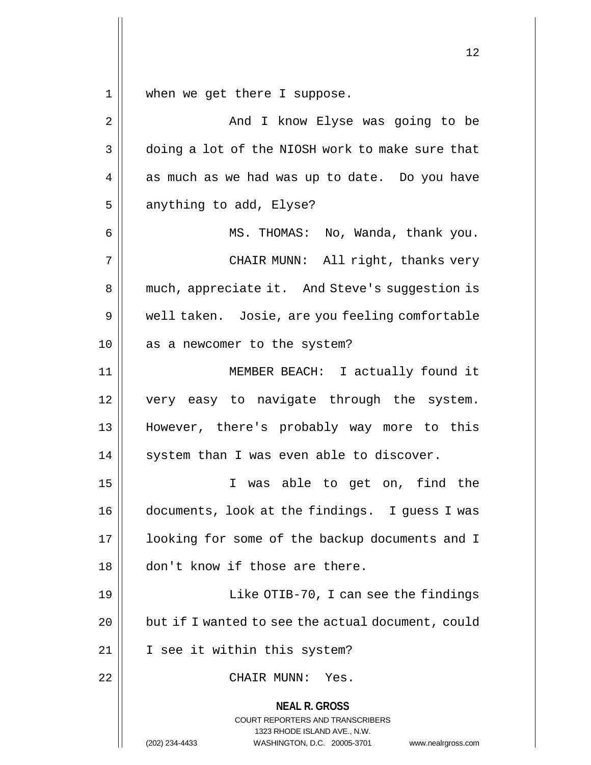when we get there I suppose.

And I know Elyse was going to be doing a lot of the NIOSH work to make sure that as much as we had was up to date. Do you have anything to add, Elyse?

MS. THOMAS: No, Wanda, thank you.

CHAIR MUNN: All right, thanks very much, appreciate it. And Steve's suggestion is well taken. Josie, are you feeling comfortable as a newcomer to the system?

MEMBER BEACH: I actually found it very easy to navigate through the system. However, there's probably way more to this system than I was even able to discover.

I was able to get on, find the documents, look at the findings. I guess I was looking for some of the backup documents and I don't know if those are there.

Like OTIB-70, I can see the findings but if I wanted to see the actual document, could I see it within this system?

CHAIR MUNN: Yes.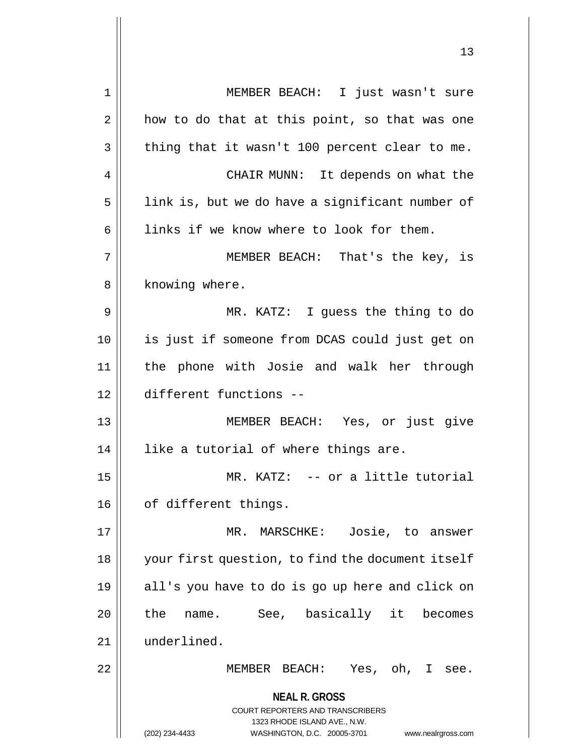MEMBER BEACH: I just wasn't sure how to do that at this point, so that was one thing that it wasn't 100 percent clear to me.

CHAIR MUNN: It depends on what the link is, but we do have a significant number of links if we know where to look for them.

MEMBER BEACH: That's the key, is knowing where.

MR. KATZ: I guess the thing to do is just if someone from DCAS could just get on the phone with Josie and walk her through different functions --

MEMBER BEACH: Yes, or just give like a tutorial of where things are.

MR. KATZ: -- or a little tutorial of different things.

MR. MARSCHKE: Josie, to answer your first question, to find the document itself all's you have to do is go up here and click on the name. See, basically it becomes underlined.

MEMBER BEACH: Yes, oh, I see.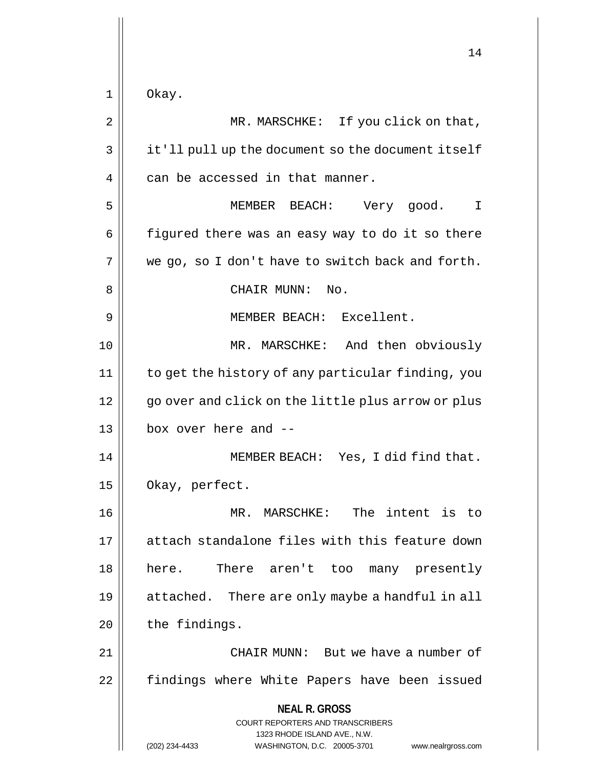Okay.

MR. MARSCHKE: If you click on that, it'll pull up the document so the document itself can be accessed in that manner.

MEMBER BEACH: Very good. I figured there was an easy way to do it so there we go, so I don't have to switch back and forth.

CHAIR MUNN: No.

MEMBER BEACH: Excellent.

MR. MARSCHKE: And then obviously to get the history of any particular finding, you go over and click on the little plus arrow or plus box over here and --

MEMBER BEACH: Yes, I did find that. Okay, perfect.

MR. MARSCHKE: The intent is to attach standalone files with this feature down here. There aren't too many presently attached. There are only maybe a handful in all the findings.

CHAIR MUNN: But we have a number of findings where White Papers have been issued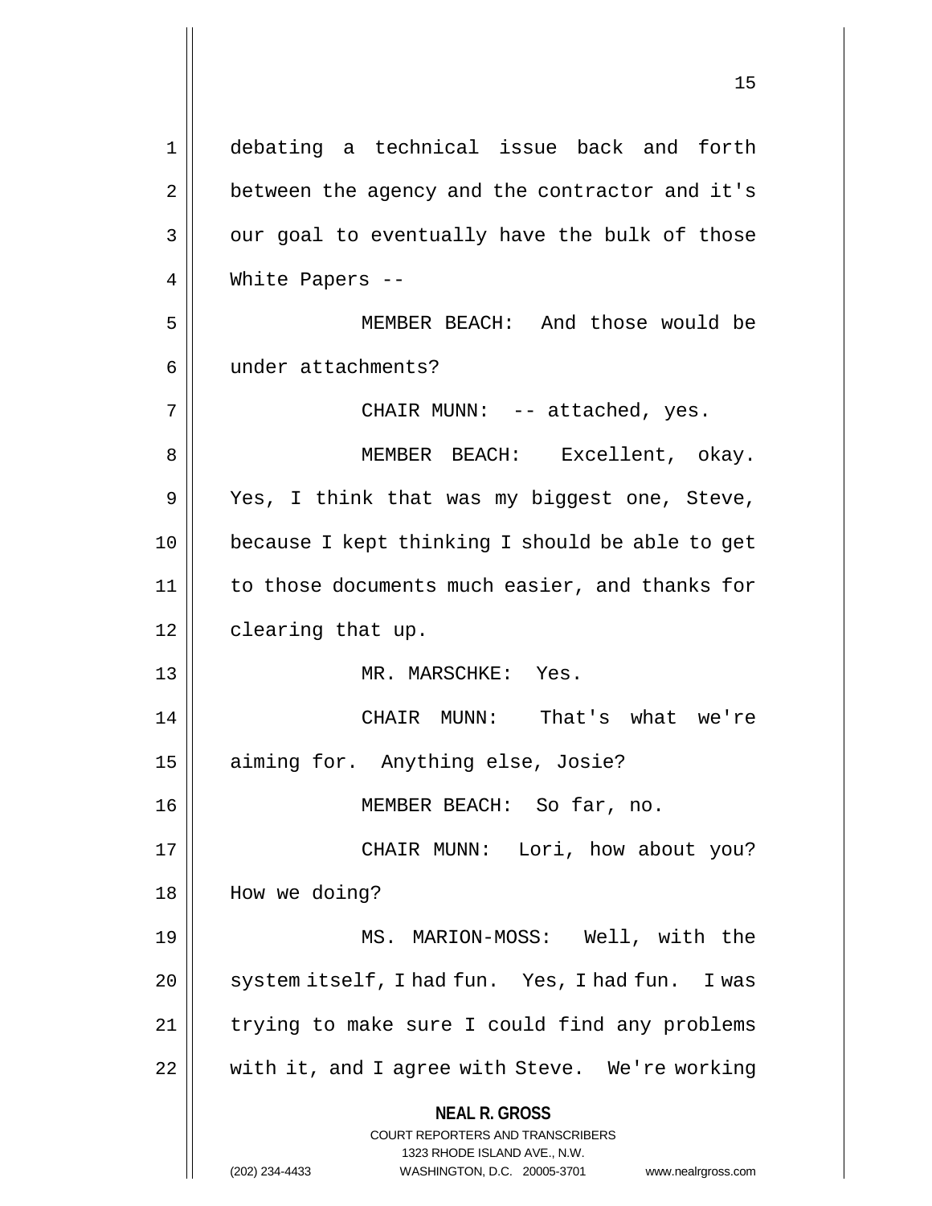debating a technical issue back and forth between the agency and the contractor and it's our goal to eventually have the bulk of those White Papers --

MEMBER BEACH: And those would be under attachments?

CHAIR MUNN: -- attached, yes.

MEMBER BEACH: Excellent, okay. Yes, I think that was my biggest one, Steve, because I kept thinking I should be able to get to those documents much easier, and thanks for clearing that up.

MR. MARSCHKE: Yes.

CHAIR MUNN: That's what we're aiming for. Anything else, Josie?

MEMBER BEACH: So far, no.

CHAIR MUNN: Lori, how about you? How we doing?

MS. MARION-MOSS: Well, with the system itself, I had fun. Yes, I had fun. I was trying to make sure I could find any problems with it, and I agree with Steve. We're working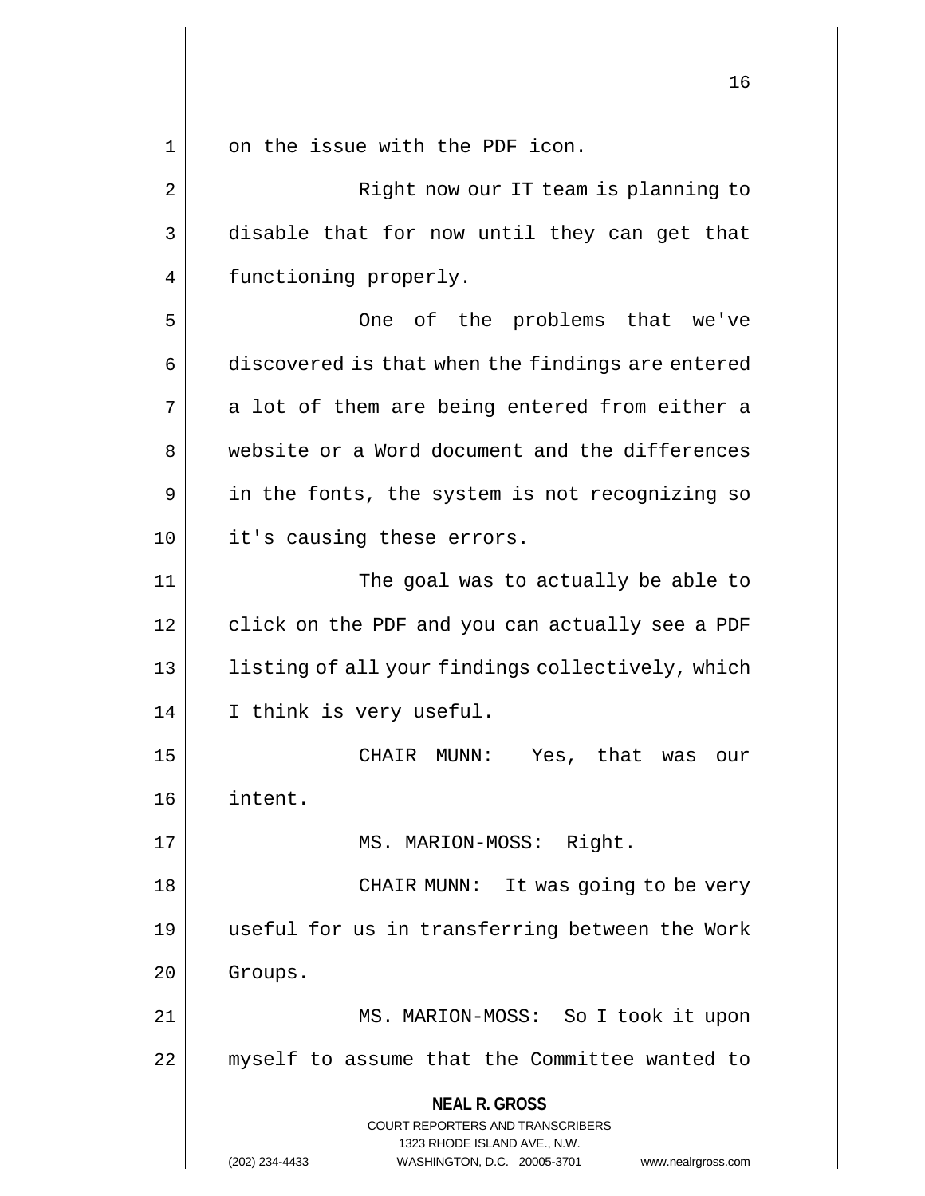on the issue with the PDF icon.

Right now our IT team is planning to disable that for now until they can get that functioning properly.

One of the problems that we've discovered is that when the findings are entered a lot of them are being entered from either a website or a Word document and the differences in the fonts, the system is not recognizing so it's causing these errors.

The goal was to actually be able to click on the PDF and you can actually see a PDF listing of all your findings collectively, which I think is very useful.

CHAIR MUNN: Yes, that was our intent.

MS. MARION-MOSS: Right.

CHAIR MUNN: It was going to be very useful for us in transferring between the Work Groups.

MS. MARION-MOSS: So I took it upon myself to assume that the Committee wanted to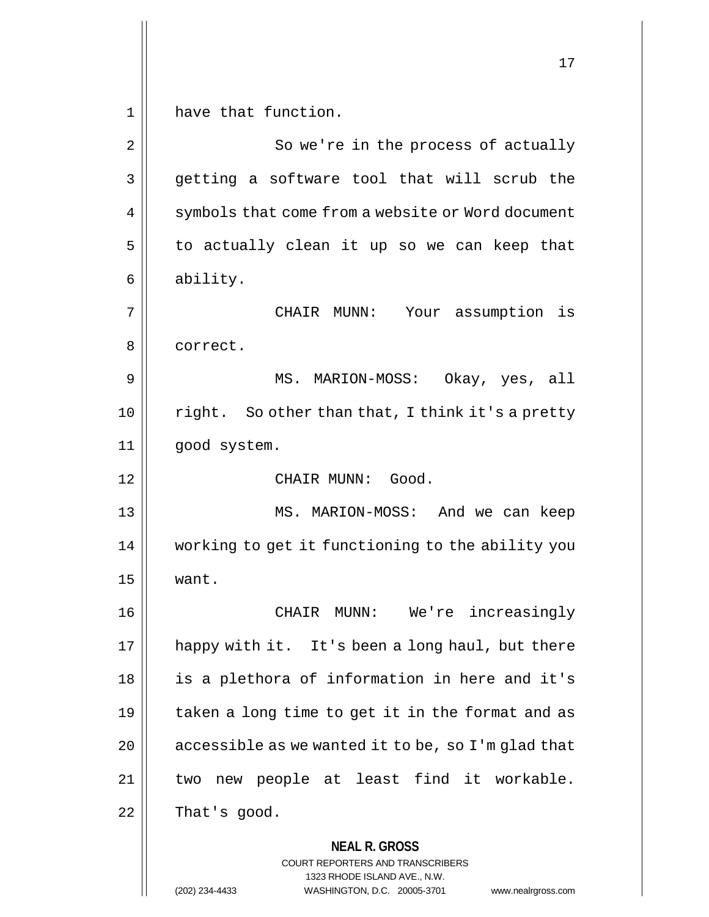have that function.

So we're in the process of actually getting a software tool that will scrub the symbols that come from a website or Word document to actually clean it up so we can keep that ability.

CHAIR MUNN: Your assumption is correct.

MS. MARION-MOSS: Okay, yes, all right. So other than that, I think it's a pretty good system.

CHAIR MUNN: Good.

MS. MARION-MOSS: And we can keep working to get it functioning to the ability you want.

CHAIR MUNN: We're increasingly happy with it. It's been a long haul, but there is a plethora of information in here and it's taken a long time to get it in the format and as accessible as we wanted it to be, so I'm glad that two new people at least find it workable. That's good.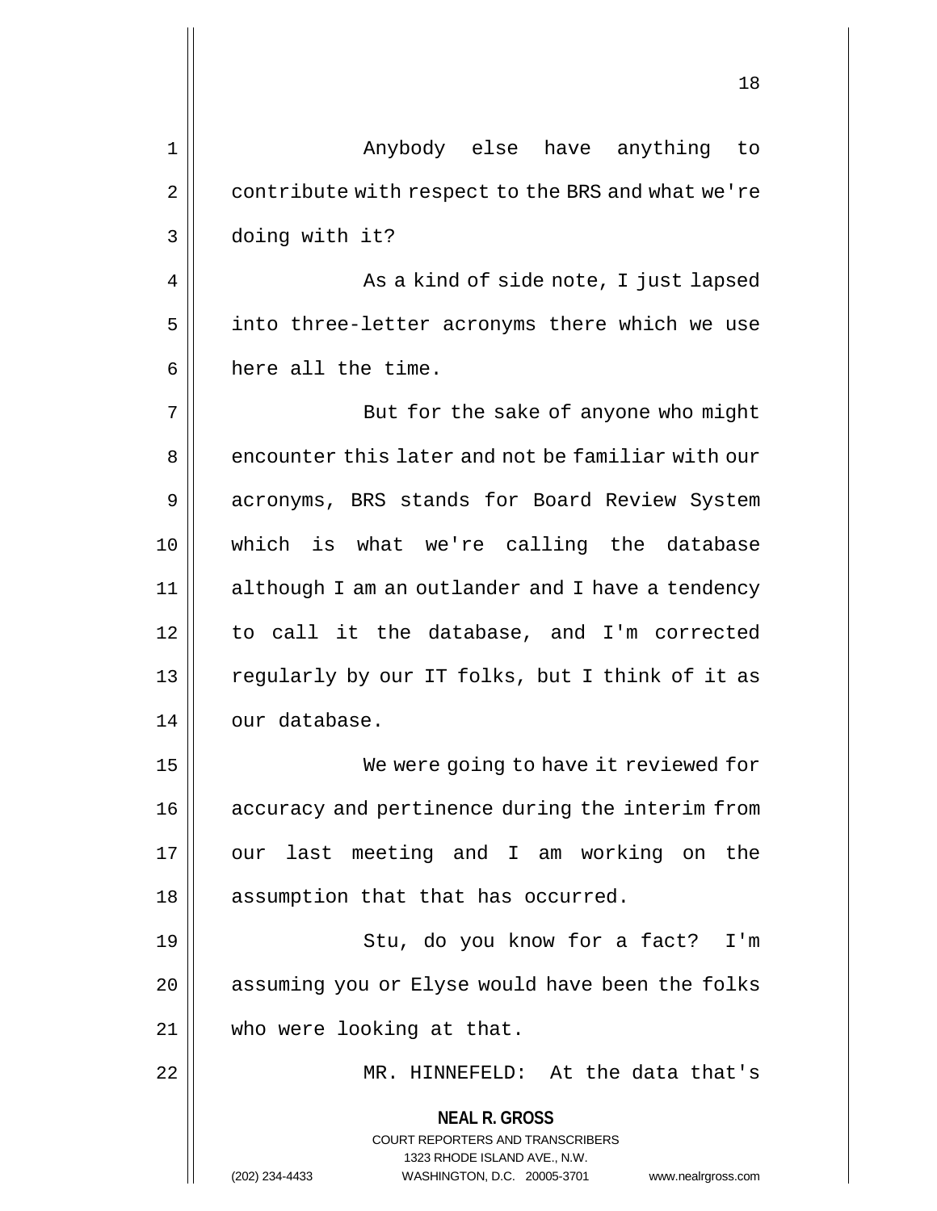Anybody else have anything to contribute with respect to the BRS and what we're doing with it?

As a kind of side note, I just lapsed into three-letter acronyms there which we use here all the time.

But for the sake of anyone who might encounter this later and not be familiar with our acronyms, BRS stands for Board Review System which is what we're calling the database although I am an outlander and I have a tendency to call it the database, and I'm corrected regularly by our IT folks, but I think of it as our database.

We were going to have it reviewed for accuracy and pertinence during the interim from our last meeting and I am working on the assumption that that has occurred.

Stu, do you know for a fact? I'm assuming you or Elyse would have been the folks who were looking at that.

MR. HINNEFELD: At the data that's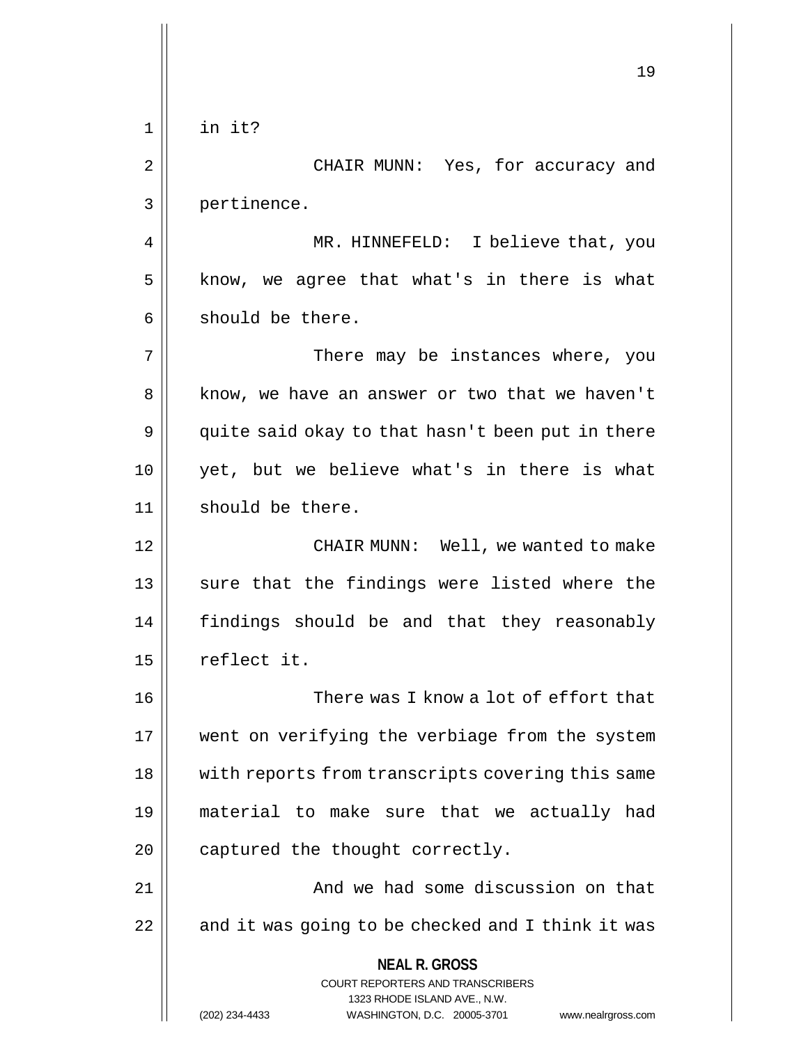in it?

CHAIR MUNN: Yes, for accuracy and pertinence.

MR. HINNEFELD: I believe that, you know, we agree that what's in there is what should be there.

There may be instances where, you know, we have an answer or two that we haven't quite said okay to that hasn't been put in there yet, but we believe what's in there is what should be there.

CHAIR MUNN: Well, we wanted to make sure that the findings were listed where the findings should be and that they reasonably reflect it.

There was I know a lot of effort that went on verifying the verbiage from the system with reports from transcripts covering this same material to make sure that we actually had captured the thought correctly.

And we had some discussion on that and it was going to be checked and I think it was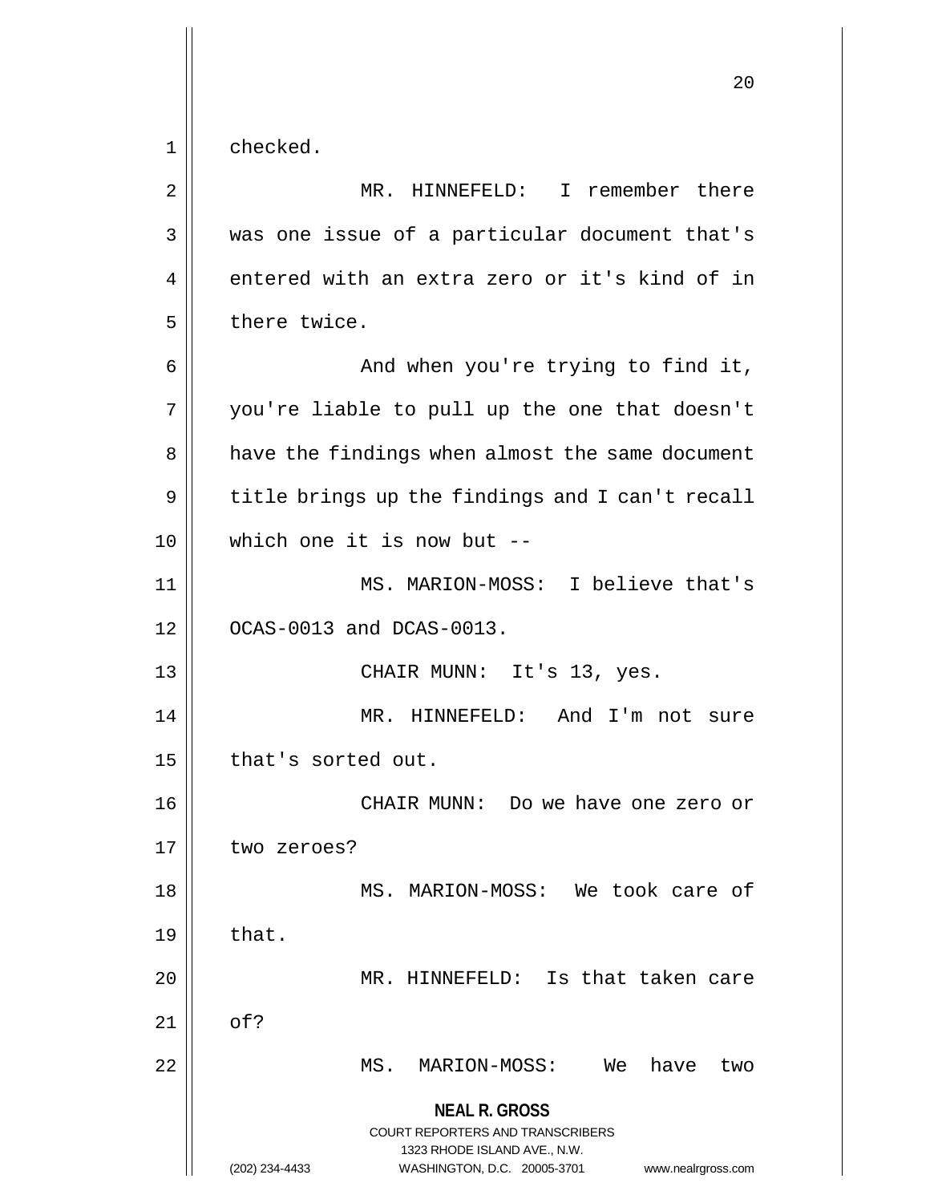checked.

MR. HINNEFELD: I remember there was one issue of a particular document that's entered with an extra zero or it's kind of in there twice.

And when you're trying to find it, you're liable to pull up the one that doesn't have the findings when almost the same document title brings up the findings and I can't recall which one it is now but --

MS. MARION-MOSS: I believe that's OCAS-0013 and DCAS-0013.

CHAIR MUNN: It's 13, yes.

MR. HINNEFELD: And I'm not sure that's sorted out.

CHAIR MUNN: Do we have one zero or two zeroes?

MS. MARION-MOSS: We took care of that.

MR. HINNEFELD: Is that taken care of?

MS. MARION-MOSS: We have two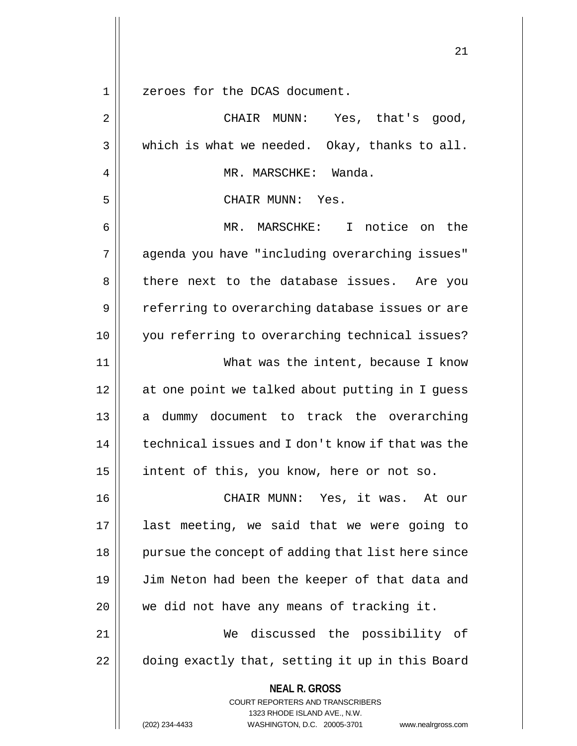zeroes for the DCAS document.

CHAIR MUNN: Yes, that's good, which is what we needed. Okay, thanks to all.

MR. MARSCHKE: Wanda.

CHAIR MUNN: Yes.

MR. MARSCHKE: I notice on the agenda you have "including overarching issues" there next to the database issues. Are you referring to overarching database issues or are you referring to overarching technical issues?

What was the intent, because I know at one point we talked about putting in I guess a dummy document to track the overarching technical issues and I don't know if that was the intent of this, you know, here or not so.

CHAIR MUNN: Yes, it was. At our last meeting, we said that we were going to pursue the concept of adding that list here since Jim Neton had been the keeper of that data and we did not have any means of tracking it.

We discussed the possibility of doing exactly that, setting it up in this Board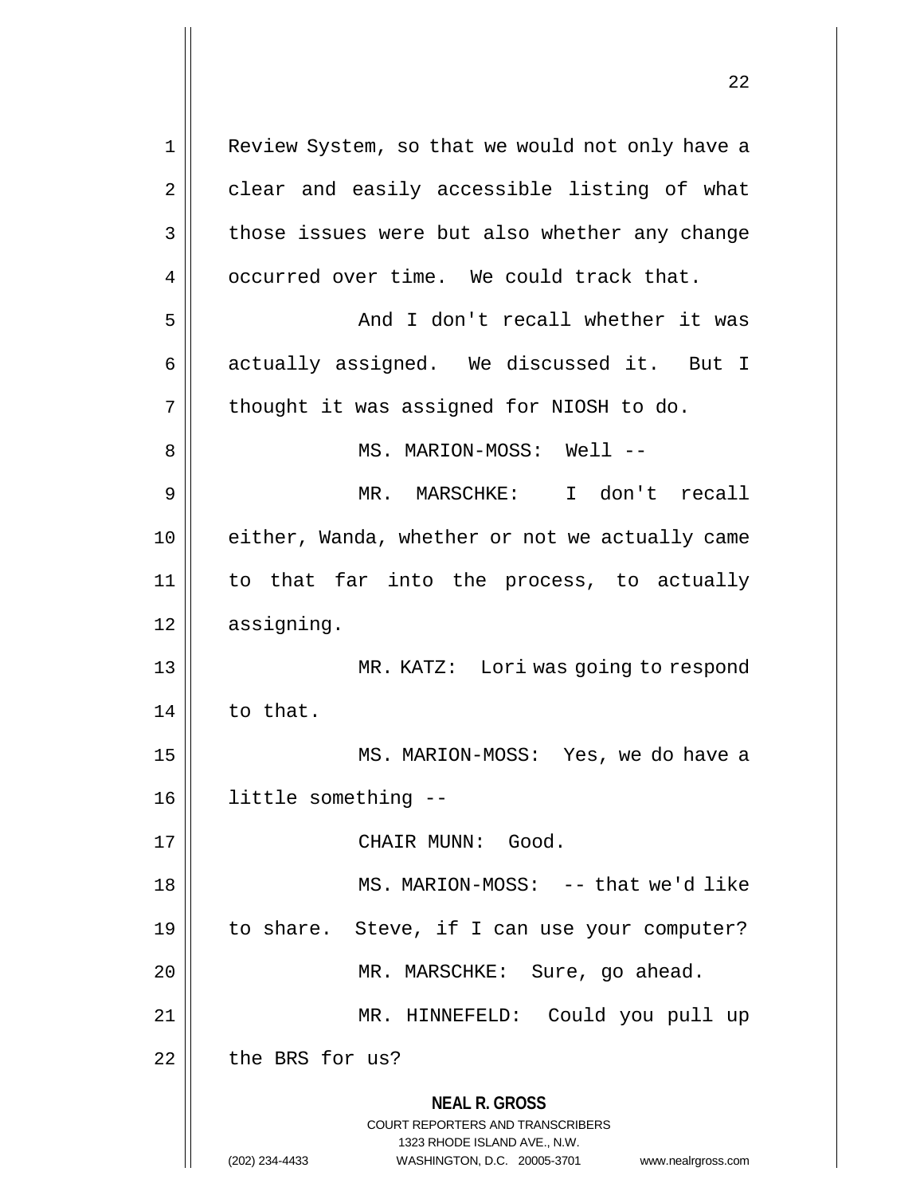Review System, so that we would not only have a clear and easily accessible listing of what those issues were but also whether any change occurred over time. We could track that.

And I don't recall whether it was actually assigned. We discussed it. But I thought it was assigned for NIOSH to do.

MS. MARION-MOSS: Well --

MR. MARSCHKE: I don't recall either, Wanda, whether or not we actually came to that far into the process, to actually assigning.

MR. KATZ: Lori was going to respond to that.

MS. MARION-MOSS: Yes, we do have a little something --

CHAIR MUNN: Good.

MS. MARION-MOSS: -- that we'd like to share. Steve, if I can use your computer?

MR. MARSCHKE: Sure, go ahead.

MR. HINNEFELD: Could you pull up the BRS for us?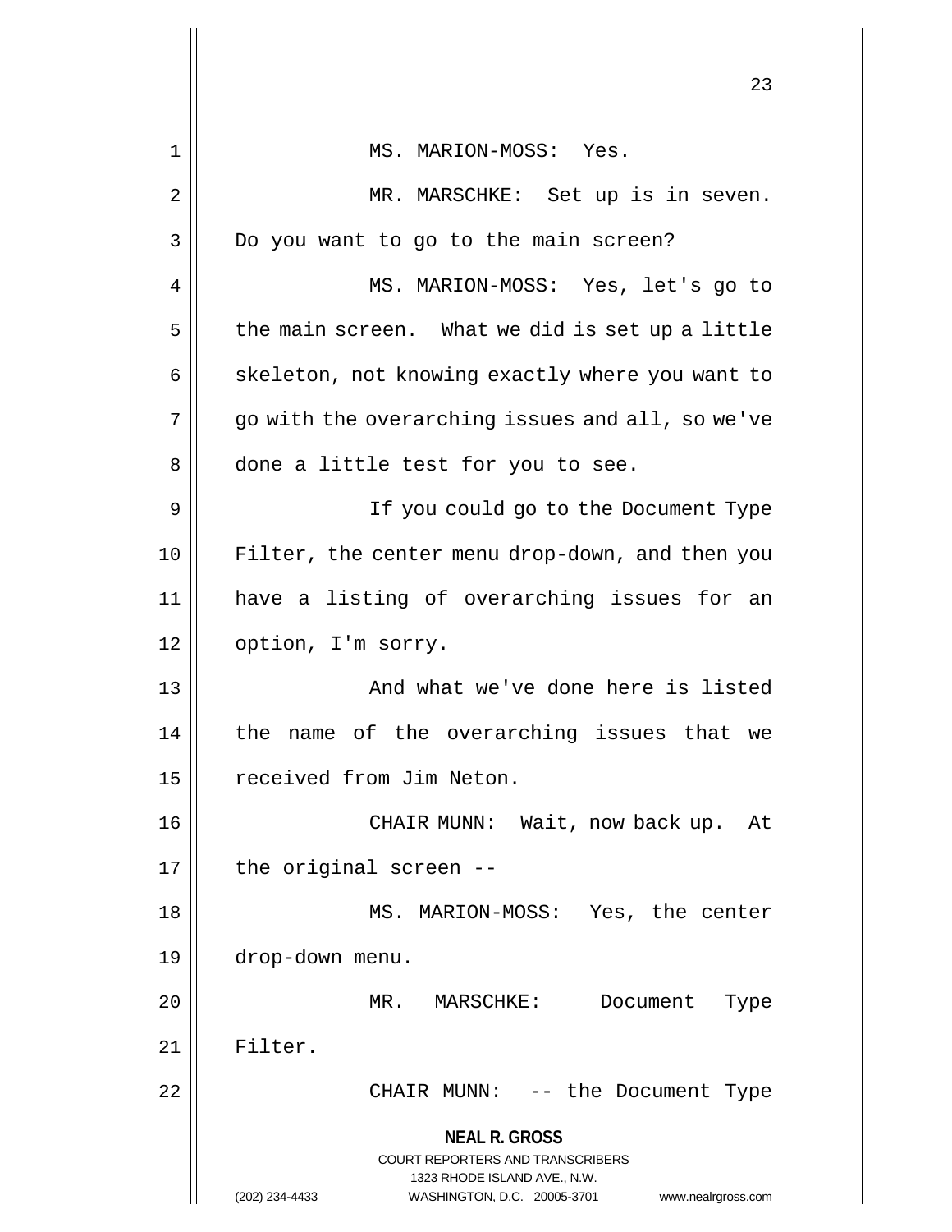MS. MARION-MOSS: Yes.

MR. MARSCHKE: Set up is in seven. Do you want to go to the main screen?

MS. MARION-MOSS: Yes, let's go to the main screen. What we did is set up a little skeleton, not knowing exactly where you want to go with the overarching issues and all, so we've done a little test for you to see.

If you could go to the Document Type Filter, the center menu drop-down, and then you have a listing of overarching issues for an option, I'm sorry.

And what we've done here is listed the name of the overarching issues that we received from Jim Neton.

CHAIR MUNN: Wait, now back up. At the original screen --

MS. MARION-MOSS: Yes, the center drop-down menu.

MR. MARSCHKE: Document Type Filter.

CHAIR MUNN: -- the Document Type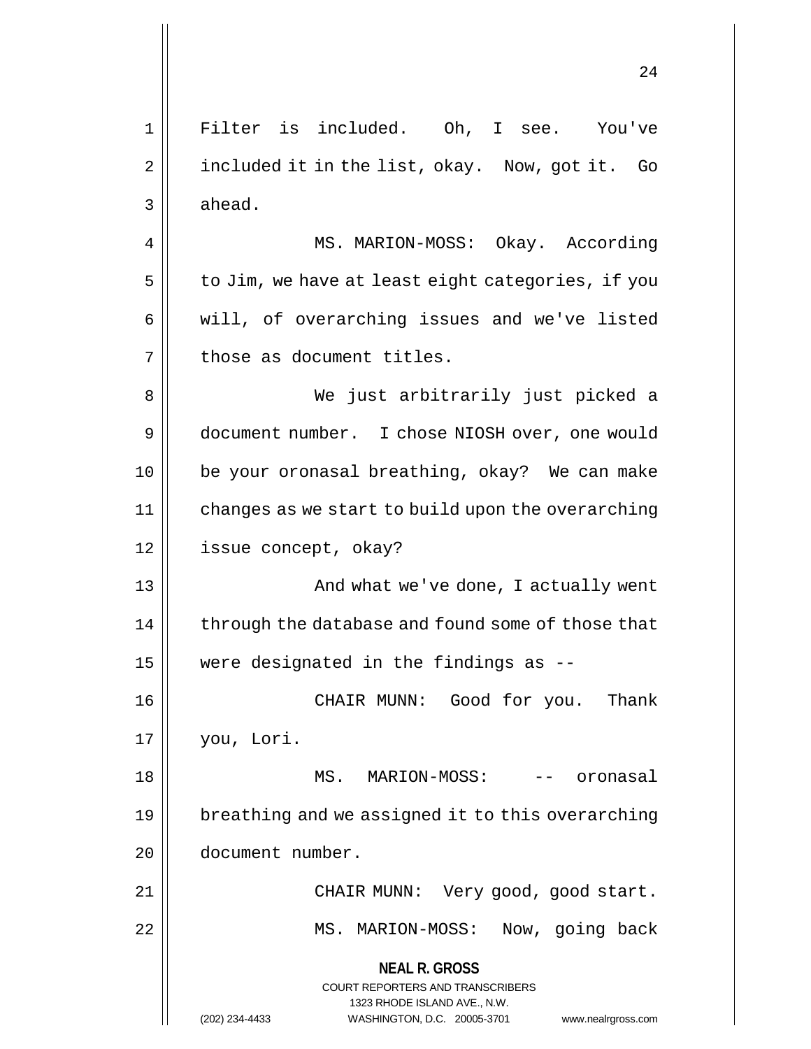Filter is included. Oh, I see. You've included it in the list, okay. Now, got it. Go ahead.

MS. MARION-MOSS: Okay. According to Jim, we have at least eight categories, if you will, of overarching issues and we've listed those as document titles.

We just arbitrarily just picked a document number. I chose NIOSH over, one would be your oronasal breathing, okay? We can make changes as we start to build upon the overarching issue concept, okay?

And what we've done, I actually went through the database and found some of those that were designated in the findings as --

CHAIR MUNN: Good for you. Thank you, Lori.

MS. MARION-MOSS: -- oronasal breathing and we assigned it to this overarching document number.

CHAIR MUNN: Very good, good start.

MS. MARION-MOSS: Now, going back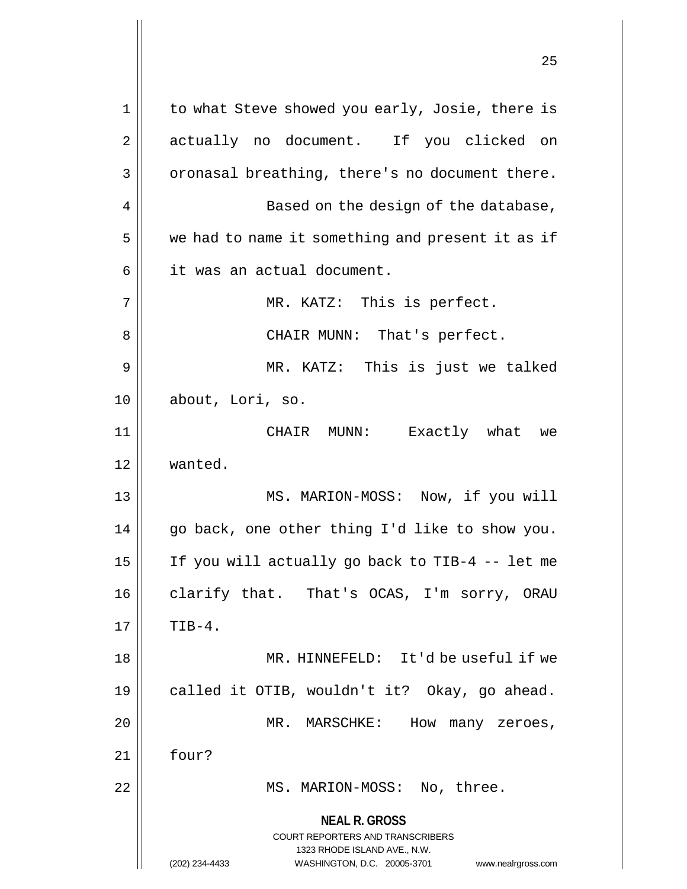to what Steve showed you early, Josie, there is actually no document. If you clicked on oronasal breathing, there's no document there.

Based on the design of the database, we had to name it something and present it as if it was an actual document.

MR. KATZ: This is perfect.

CHAIR MUNN: That's perfect.

MR. KATZ: This is just we talked about, Lori, so.

CHAIR MUNN: Exactly what we wanted.

MS. MARION-MOSS: Now, if you will go back, one other thing I'd like to show you. If you will actually go back to TIB-4 -- let me clarify that. That's OCAS, I'm sorry, ORAU TIB-4.

MR. HINNEFELD: It'd be useful if we called it OTIB, wouldn't it? Okay, go ahead.

MR. MARSCHKE: How many zeroes, four?

MS. MARION-MOSS: No, three.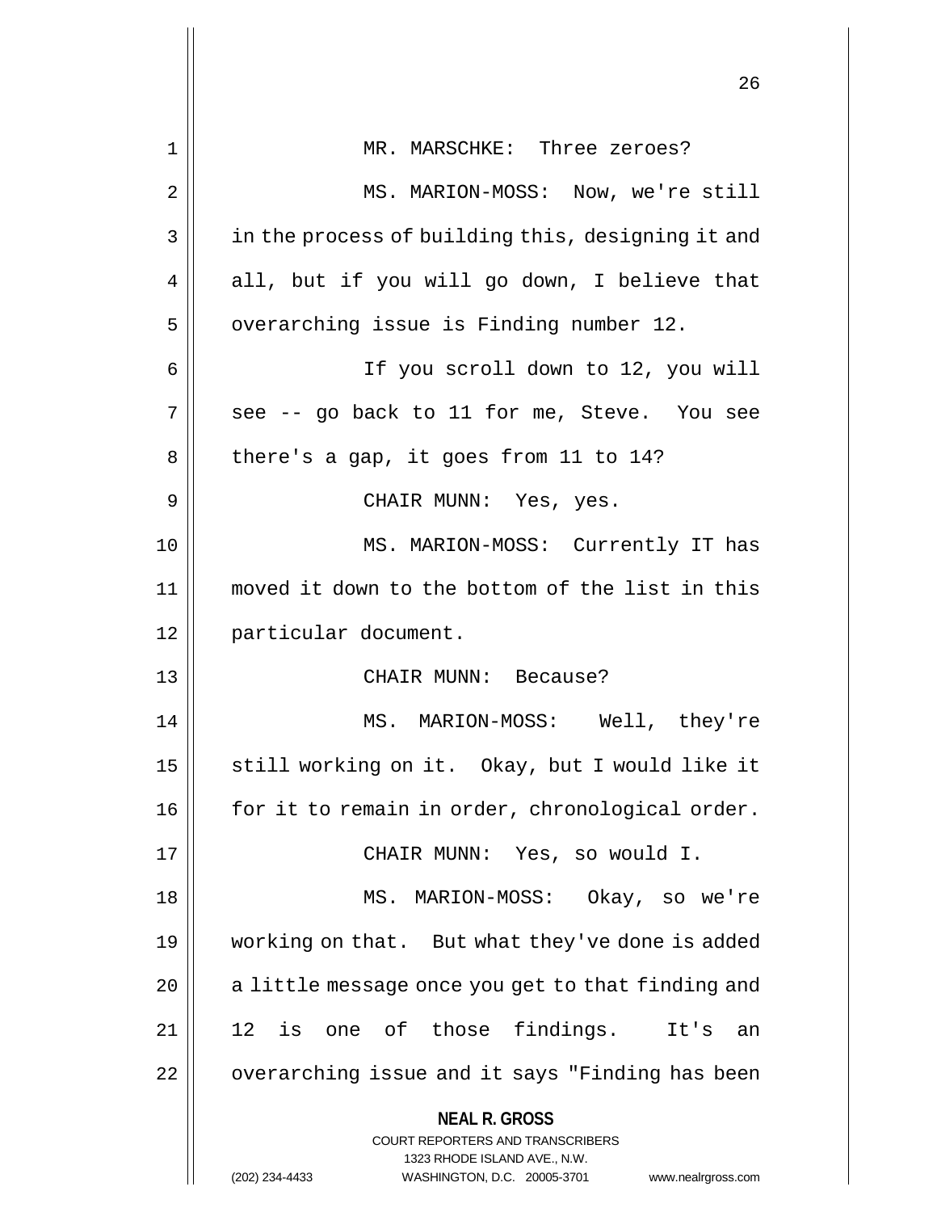MR. MARSCHKE: Three zeroes?

MS. MARION-MOSS: Now, we're still in the process of building this, designing it and all, but if you will go down, I believe that overarching issue is Finding number 12.

If you scroll down to 12, you will see -- go back to 11 for me, Steve. You see there's a gap, it goes from 11 to 14?

CHAIR MUNN: Yes, yes.

MS. MARION-MOSS: Currently IT has moved it down to the bottom of the list in this particular document.

CHAIR MUNN: Because?

MS. MARION-MOSS: Well, they're still working on it. Okay, but I would like it for it to remain in order, chronological order.

CHAIR MUNN: Yes, so would I.

MS. MARION-MOSS: Okay, so we're working on that. But what they've done is added a little message once you get to that finding and 12 is one of those findings. It's an overarching issue and it says "Finding has been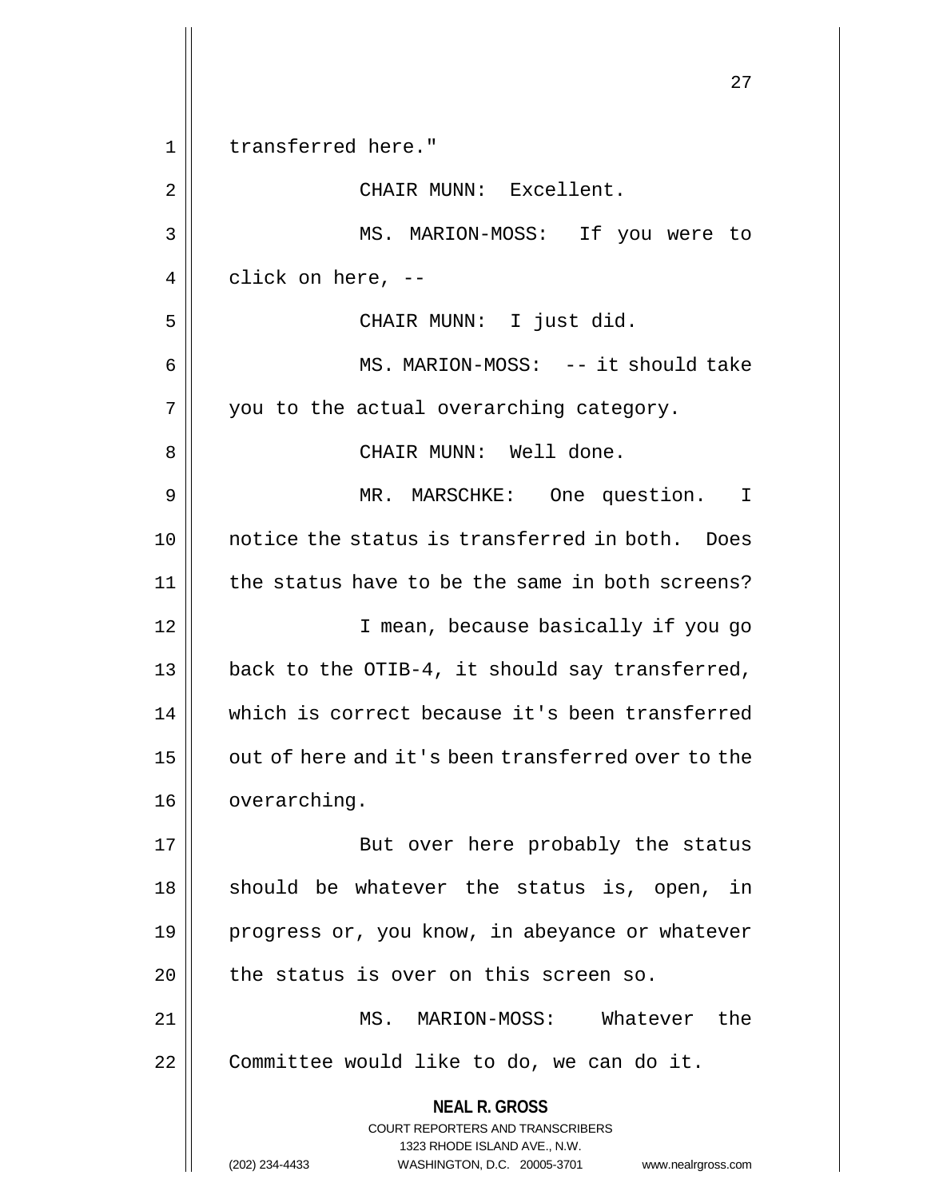transferred here."

CHAIR MUNN: Excellent.

MS. MARION-MOSS: If you were to click on here, --

CHAIR MUNN: I just did.

MS. MARION-MOSS: -- it should take you to the actual overarching category.

CHAIR MUNN: Well done.

MR. MARSCHKE: One question. I notice the status is transferred in both. Does the status have to be the same in both screens?

I mean, because basically if you go back to the OTIB-4, it should say transferred, which is correct because it's been transferred out of here and it's been transferred over to the overarching.

But over here probably the status should be whatever the status is, open, in progress or, you know, in abeyance or whatever the status is over on this screen so.

MS. MARION-MOSS: Whatever the Committee would like to do, we can do it.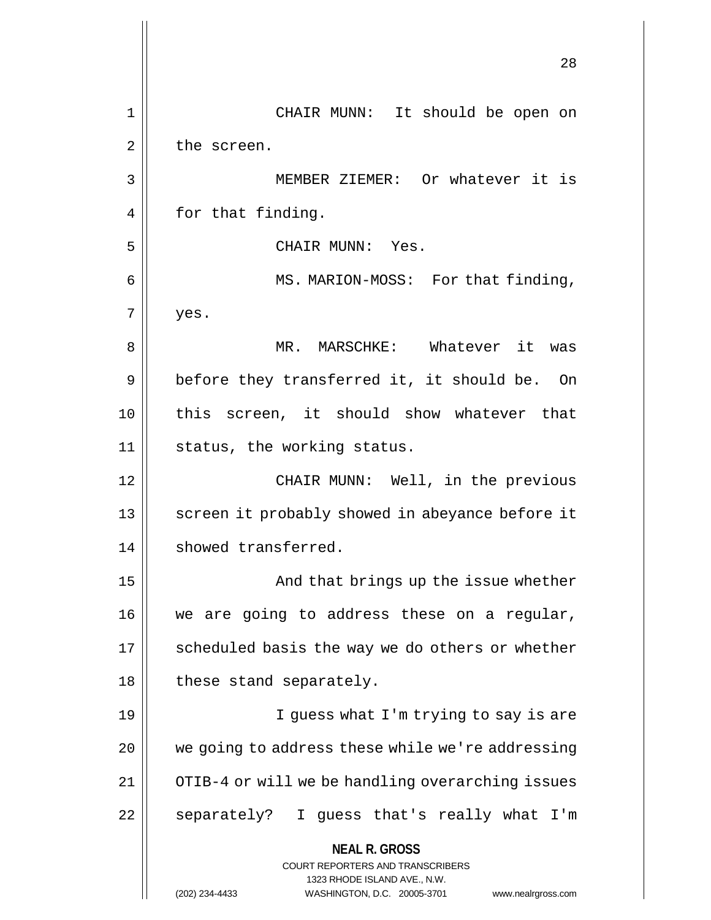CHAIR MUNN: It should be open on the screen.

MEMBER ZIEMER: Or whatever it is for that finding.

CHAIR MUNN: Yes.

MS. MARION-MOSS: For that finding, yes.

MR. MARSCHKE: Whatever it was before they transferred it, it should be. On this screen, it should show whatever that status, the working status.

CHAIR MUNN: Well, in the previous screen it probably showed in abeyance before it showed transferred.

And that brings up the issue whether we are going to address these on a regular, scheduled basis the way we do others or whether these stand separately.

I guess what I'm trying to say is are we going to address these while we're addressing OTIB-4 or will we be handling overarching issues separately? I guess that's really what I'm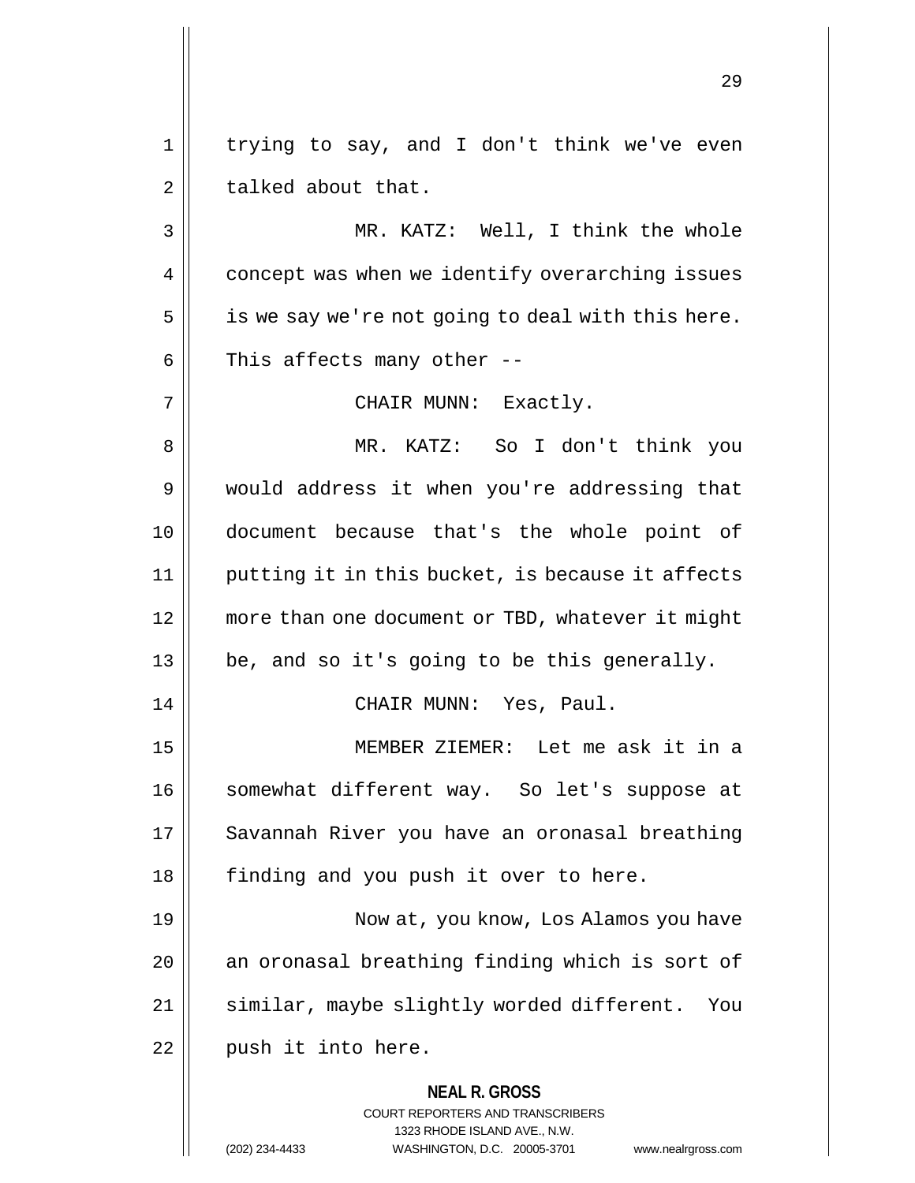trying to say, and I don't think we've even talked about that.

MR. KATZ: Well, I think the whole concept was when we identify overarching issues is we say we're not going to deal with this here. This affects many other --

CHAIR MUNN: Exactly.

MR. KATZ: So I don't think you would address it when you're addressing that document because that's the whole point of putting it in this bucket, is because it affects more than one document or TBD, whatever it might be, and so it's going to be this generally.

CHAIR MUNN: Yes, Paul.

MEMBER ZIEMER: Let me ask it in a somewhat different way. So let's suppose at Savannah River you have an oronasal breathing finding and you push it over to here.

Now at, you know, Los Alamos you have an oronasal breathing finding which is sort of similar, maybe slightly worded different. You push it into here.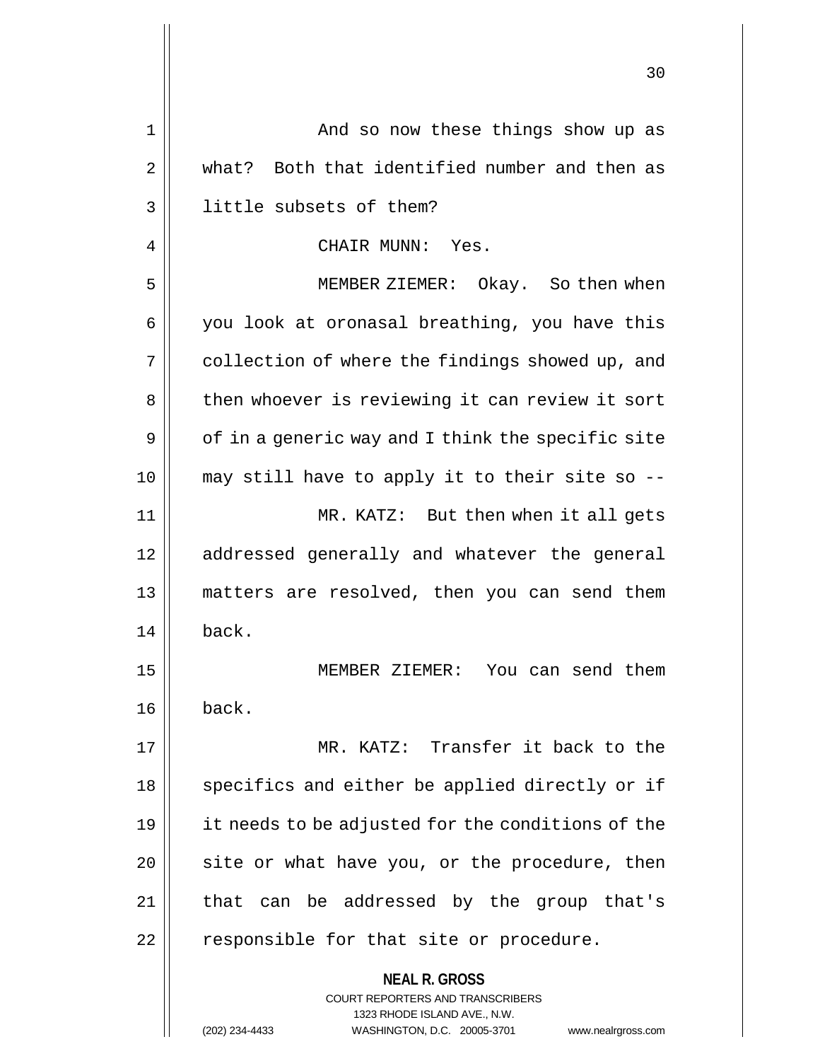And so now these things show up as what? Both that identified number and then as little subsets of them?

CHAIR MUNN: Yes.

MEMBER ZIEMER: Okay. So then when you look at oronasal breathing, you have this collection of where the findings showed up, and then whoever is reviewing it can review it sort of in a generic way and I think the specific site may still have to apply it to their site so --

MR. KATZ: But then when it all gets addressed generally and whatever the general matters are resolved, then you can send them back.

MEMBER ZIEMER: You can send them back.

MR. KATZ: Transfer it back to the specifics and either be applied directly or if it needs to be adjusted for the conditions of the site or what have you, or the procedure, then that can be addressed by the group that's responsible for that site or procedure.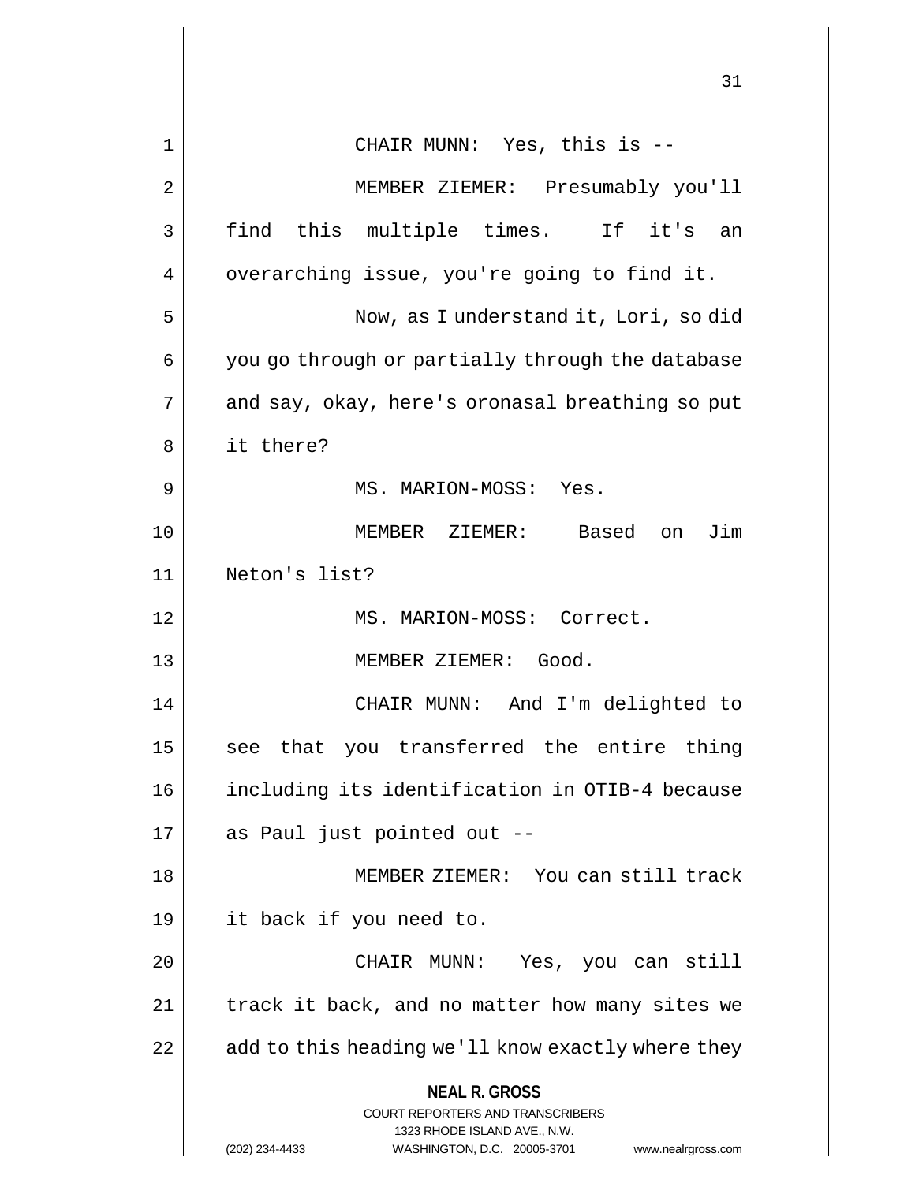CHAIR MUNN: Yes, this is --

MEMBER ZIEMER: Presumably you'll find this multiple times. If it's an overarching issue, you're going to find it.

Now, as I understand it, Lori, so did you go through or partially through the database and say, okay, here's oronasal breathing so put it there?

MS. MARION-MOSS: Yes.

MEMBER ZIEMER: Based on Jim Neton's list?

MS. MARION-MOSS: Correct.

MEMBER ZIEMER: Good.

CHAIR MUNN: And I'm delighted to see that you transferred the entire thing including its identification in OTIB-4 because as Paul just pointed out --

MEMBER ZIEMER: You can still track it back if you need to.

CHAIR MUNN: Yes, you can still track it back, and no matter how many sites we add to this heading we'll know exactly where they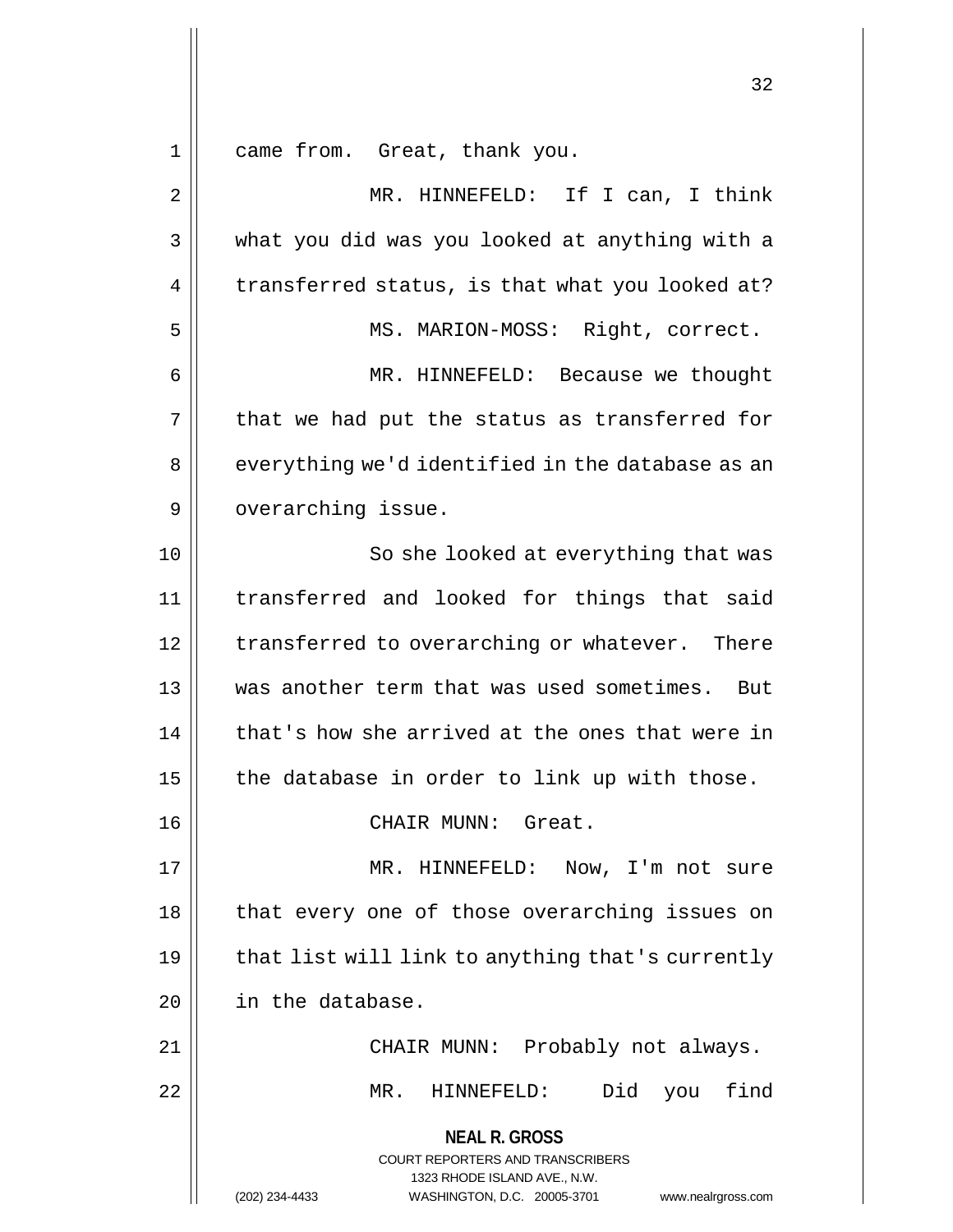came from. Great, thank you.

MR. HINNEFELD: If I can, I think what you did was you looked at anything with a transferred status, is that what you looked at?

MS. MARION-MOSS: Right, correct.

MR. HINNEFELD: Because we thought that we had put the status as transferred for everything we'd identified in the database as an overarching issue.

So she looked at everything that was transferred and looked for things that said transferred to overarching or whatever. There was another term that was used sometimes. But that's how she arrived at the ones that were in the database in order to link up with those.

CHAIR MUNN: Great.

MR. HINNEFELD: Now, I'm not sure that every one of those overarching issues on that list will link to anything that's currently in the database.

CHAIR MUNN: Probably not always.

MR. HINNEFELD: Did you find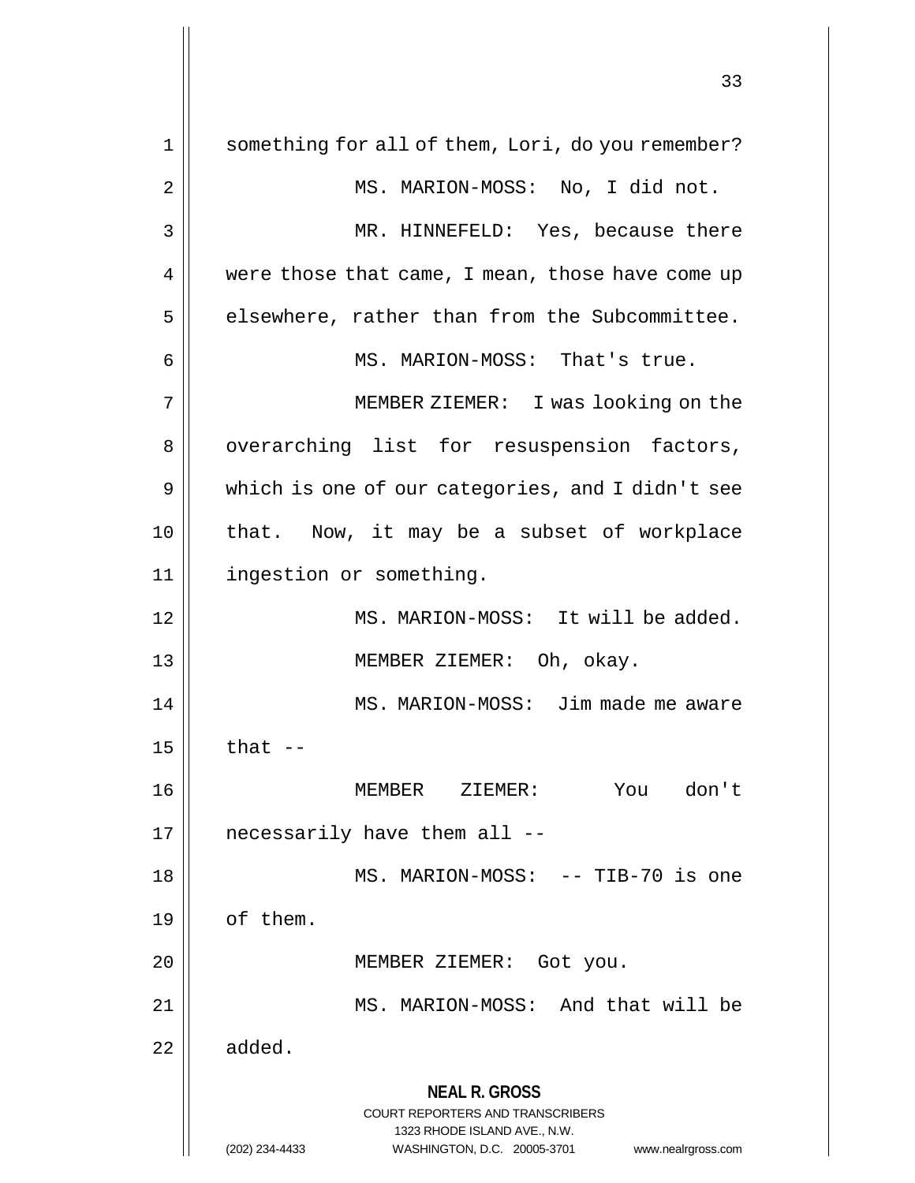something for all of them, Lori, do you remember?

MS. MARION-MOSS: No, I did not.

MR. HINNEFELD: Yes, because there were those that came, I mean, those have come up elsewhere, rather than from the Subcommittee.

MS. MARION-MOSS: That's true.

MEMBER ZIEMER: I was looking on the overarching list for resuspension factors, which is one of our categories, and I didn't see that. Now, it may be a subset of workplace ingestion or something.

MS. MARION-MOSS: It will be added.

MEMBER ZIEMER: Oh, okay.

MS. MARION-MOSS: Jim made me aware that --

MEMBER ZIEMER: You don't necessarily have them all --

MS. MARION-MOSS: -- TIB-70 is one of them.

MEMBER ZIEMER: Got you.

MS. MARION-MOSS: And that will be added.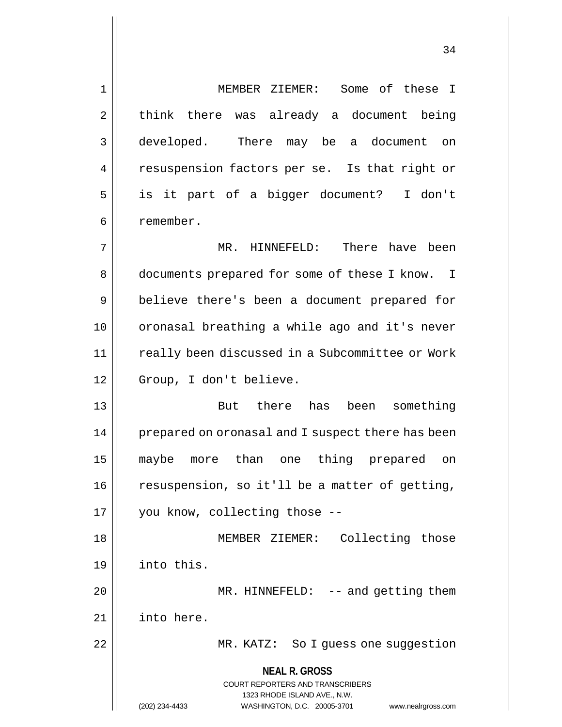MEMBER ZIEMER: Some of these I think there was already a document being developed. There may be a document on resuspension factors per se. Is that right or is it part of a bigger document? I don't remember.

MR. HINNEFELD: There have been documents prepared for some of these I know. I believe there's been a document prepared for oronasal breathing a while ago and it's never really been discussed in a Subcommittee or Work Group, I don't believe.

But there has been something prepared on oronasal and I suspect there has been maybe more than one thing prepared on resuspension, so it'll be a matter of getting, you know, collecting those --

MEMBER ZIEMER: Collecting those into this.

MR. HINNEFELD: -- and getting them into here.

MR. KATZ: So I guess one suggestion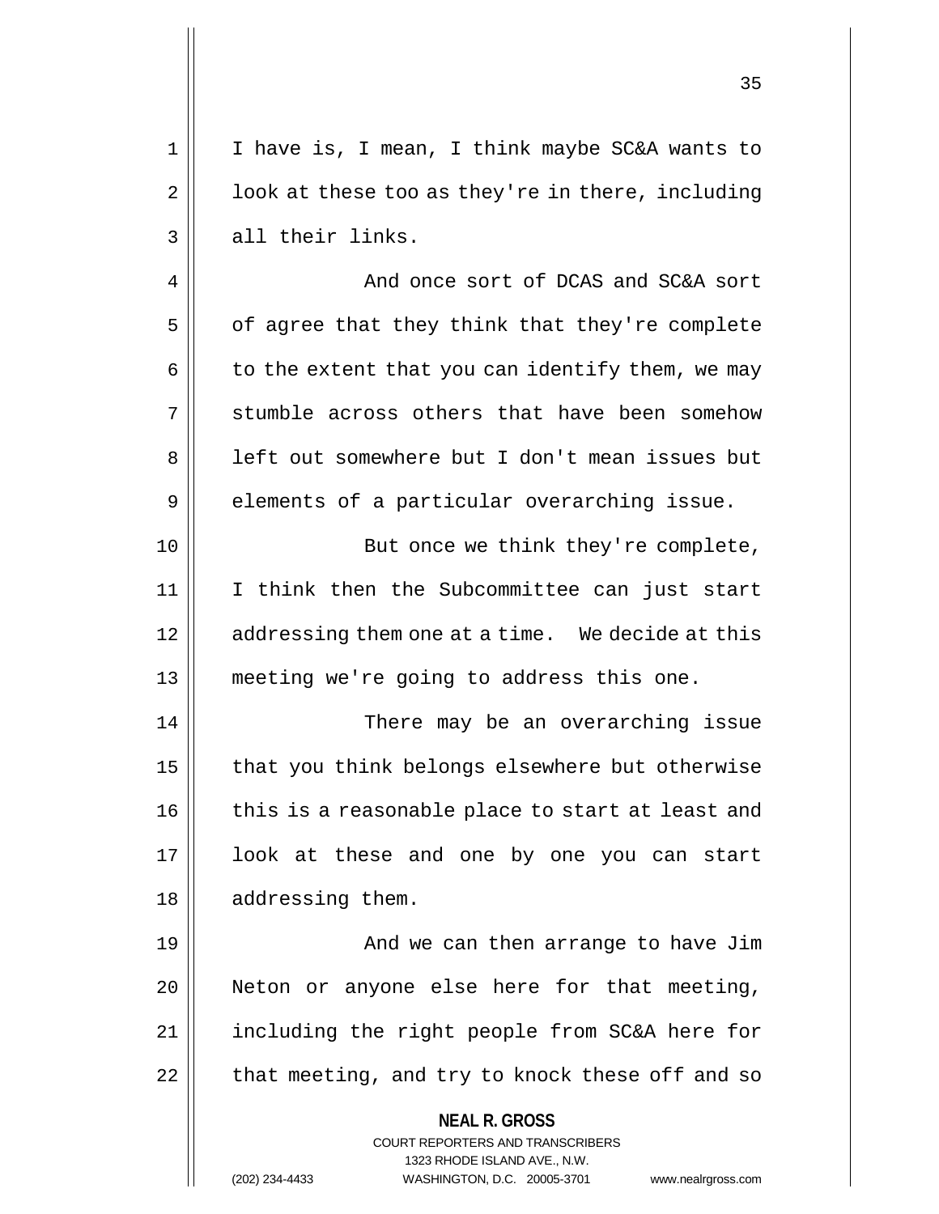I have is, I mean, I think maybe SC&A wants to look at these too as they're in there, including all their links.

And once sort of DCAS and SC&A sort of agree that they think that they're complete to the extent that you can identify them, we may stumble across others that have been somehow left out somewhere but I don't mean issues but elements of a particular overarching issue.

But once we think they're complete, I think then the Subcommittee can just start addressing them one at a time. We decide at this meeting we're going to address this one.

There may be an overarching issue that you think belongs elsewhere but otherwise this is a reasonable place to start at least and look at these and one by one you can start addressing them.

And we can then arrange to have Jim Neton or anyone else here for that meeting, including the right people from SC&A here for that meeting, and try to knock these off and so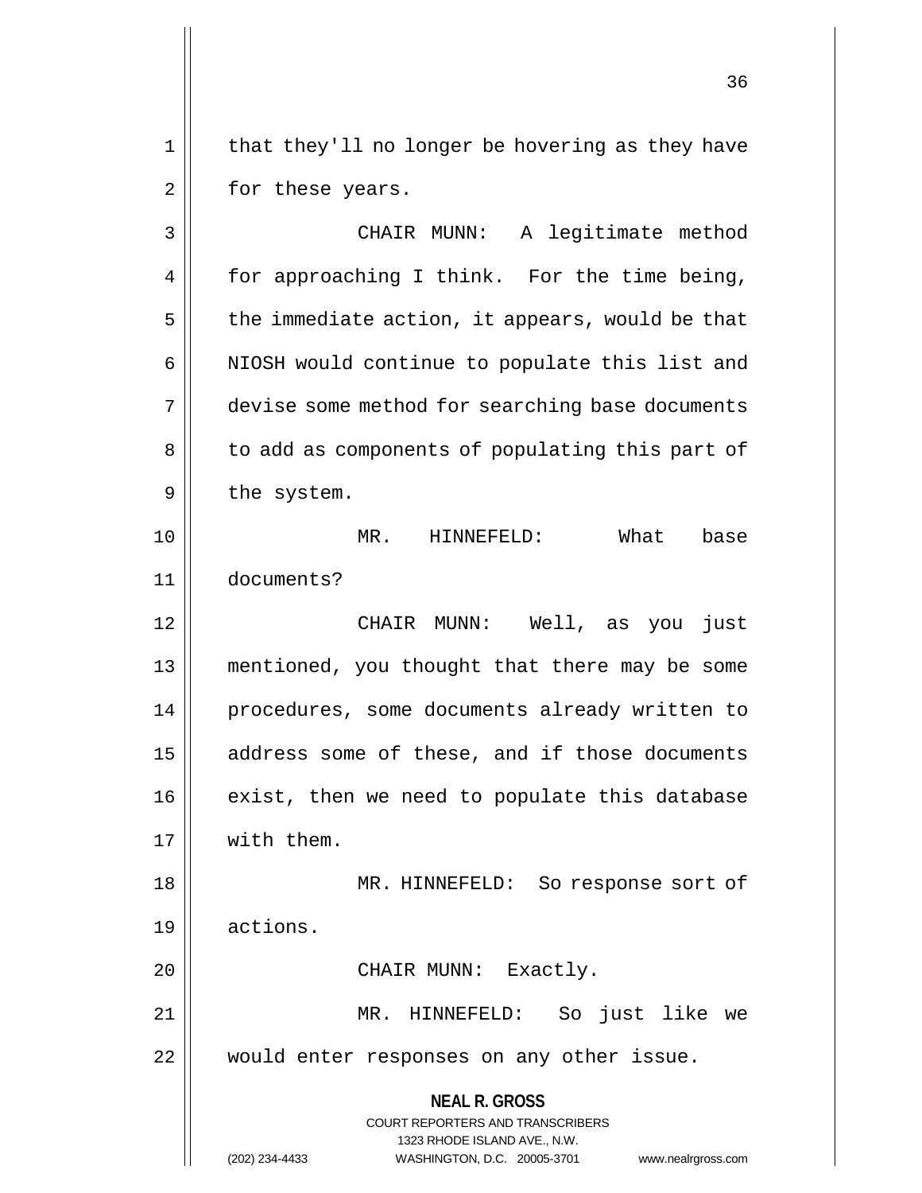that they'll no longer be hovering as they have for these years.

CHAIR MUNN: A legitimate method for approaching I think. For the time being, the immediate action, it appears, would be that NIOSH would continue to populate this list and devise some method for searching base documents to add as components of populating this part of the system.

MR. HINNEFELD: What base documents?

CHAIR MUNN: Well, as you just mentioned, you thought that there may be some procedures, some documents already written to address some of these, and if those documents exist, then we need to populate this database with them.

MR. HINNEFELD: So response sort of actions.

CHAIR MUNN: Exactly.

MR. HINNEFELD: So just like we would enter responses on any other issue.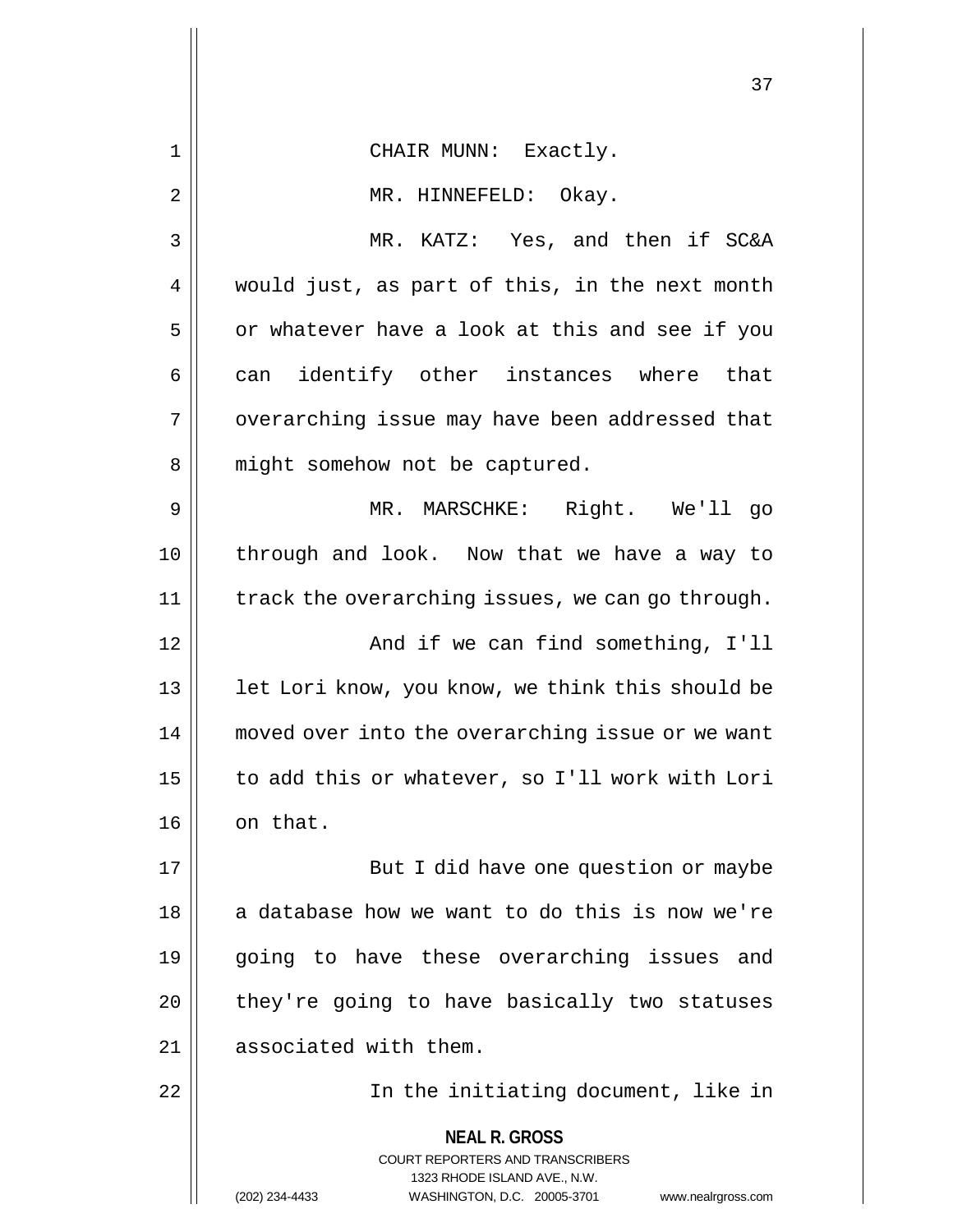CHAIR MUNN: Exactly.

MR. HINNEFELD: Okay.

MR. KATZ: Yes, and then if SC&A would just, as part of this, in the next month or whatever have a look at this and see if you can identify other instances where that overarching issue may have been addressed that might somehow not be captured.

MR. MARSCHKE: Right. We'll go through and look. Now that we have a way to track the overarching issues, we can go through.

And if we can find something, I'll let Lori know, you know, we think this should be moved over into the overarching issue or we want to add this or whatever, so I'll work with Lori on that.

But I did have one question or maybe a database how we want to do this is now we're going to have these overarching issues and they're going to have basically two statuses associated with them.

In the initiating document, like in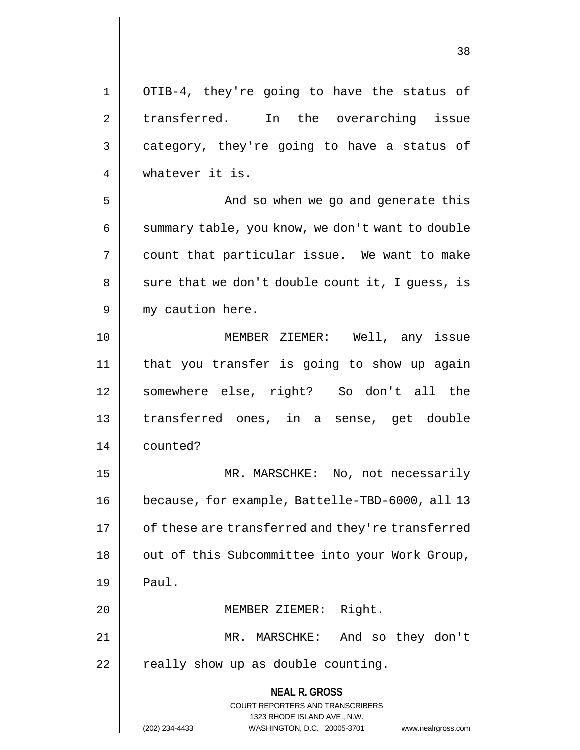OTIB-4, they're going to have the status of transferred. In the overarching issue category, they're going to have a status of whatever it is.

And so when we go and generate this summary table, you know, we don't want to double count that particular issue. We want to make sure that we don't double count it, I guess, is my caution here.

MEMBER ZIEMER: Well, any issue that you transfer is going to show up again somewhere else, right? So don't all the transferred ones, in a sense, get double counted?

MR. MARSCHKE: No, not necessarily because, for example, Battelle-TBD-6000, all 13 of these are transferred and they're transferred out of this Subcommittee into your Work Group, Paul.

MEMBER ZIEMER: Right.

MR. MARSCHKE: And so they don't really show up as double counting.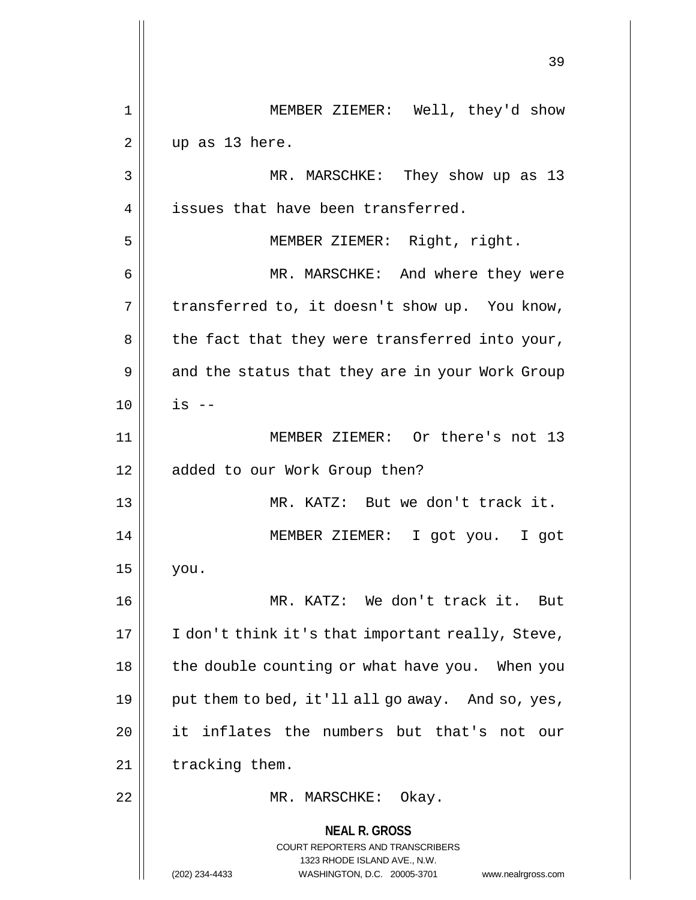MEMBER ZIEMER: Well, they'd show up as 13 here.

MR. MARSCHKE: They show up as 13 issues that have been transferred.

MEMBER ZIEMER: Right, right.

MR. MARSCHKE: And where they were transferred to, it doesn't show up. You know, the fact that they were transferred into your, and the status that they are in your Work Group is --

MEMBER ZIEMER: Or there's not 13 added to our Work Group then?

MR. KATZ: But we don't track it.

MEMBER ZIEMER: I got you. I got you.

MR. KATZ: We don't track it. But I don't think it's that important really, Steve, the double counting or what have you. When you put them to bed, it'll all go away. And so, yes, it inflates the numbers but that's not our tracking them.

MR. MARSCHKE: Okay.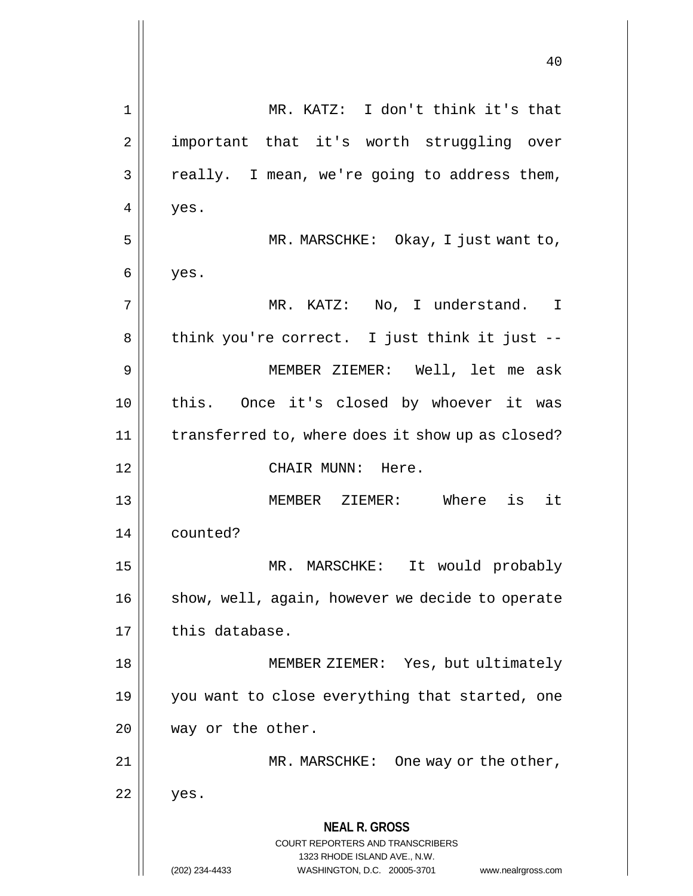MR. KATZ: I don't think it's that important that it's worth struggling over really. I mean, we're going to address them, yes.

MR. MARSCHKE: Okay, I just want to, yes.

MR. KATZ: No, I understand. I think you're correct. I just think it just --

MEMBER ZIEMER: Well, let me ask this. Once it's closed by whoever it was transferred to, where does it show up as closed?

CHAIR MUNN: Here.

MEMBER ZIEMER: Where is it counted?

MR. MARSCHKE: It would probably show, well, again, however we decide to operate this database.

MEMBER ZIEMER: Yes, but ultimately you want to close everything that started, one way or the other.

MR. MARSCHKE: One way or the other, yes.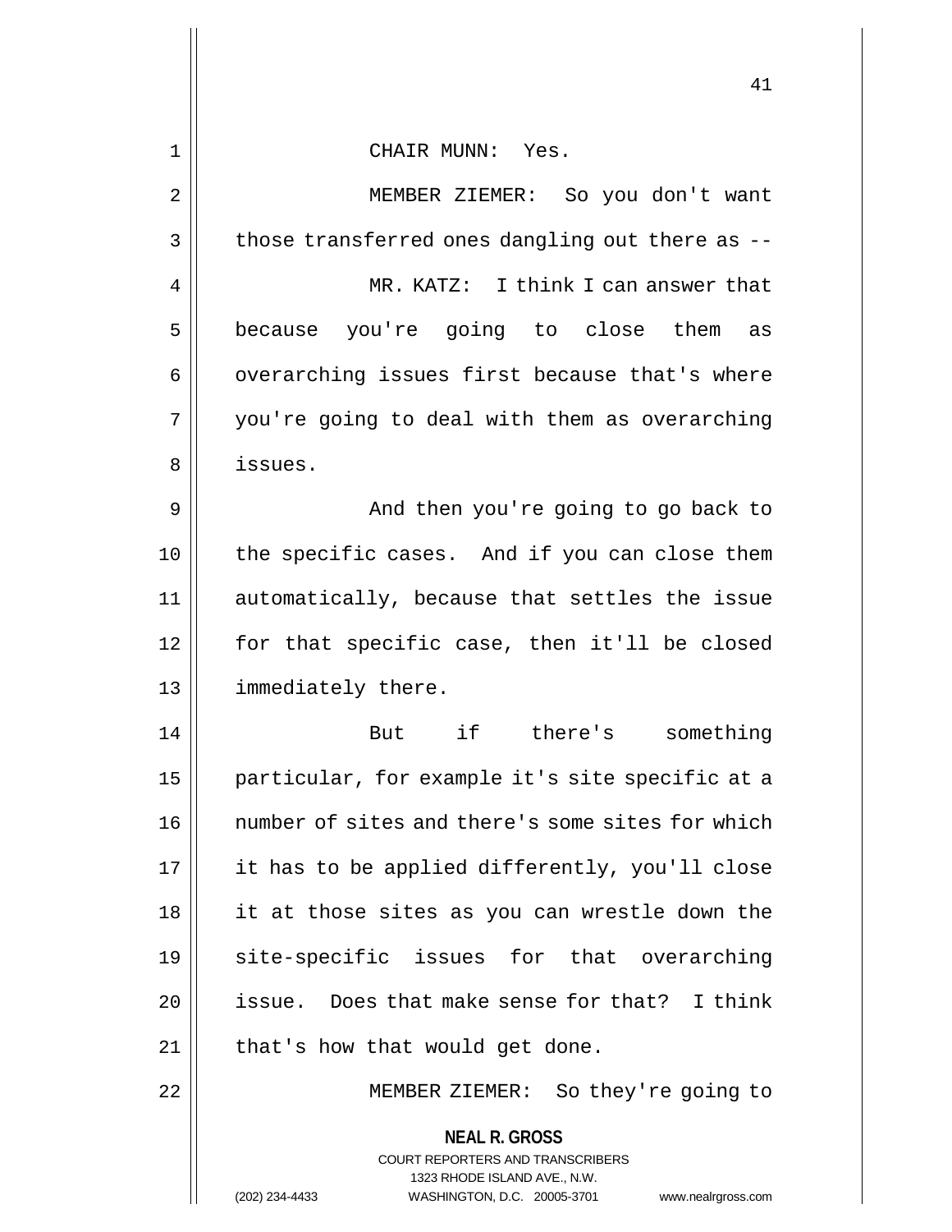CHAIR MUNN: Yes.

MEMBER ZIEMER: So you don't want those transferred ones dangling out there as --

MR. KATZ: I think I can answer that because you're going to close them as overarching issues first because that's where you're going to deal with them as overarching issues.

And then you're going to go back to the specific cases. And if you can close them automatically, because that settles the issue for that specific case, then it'll be closed immediately there.

But if there's something particular, for example it's site specific at a number of sites and there's some sites for which it has to be applied differently, you'll close it at those sites as you can wrestle down the site-specific issues for that overarching issue. Does that make sense for that? I think that's how that would get done.

MEMBER ZIEMER: So they're going to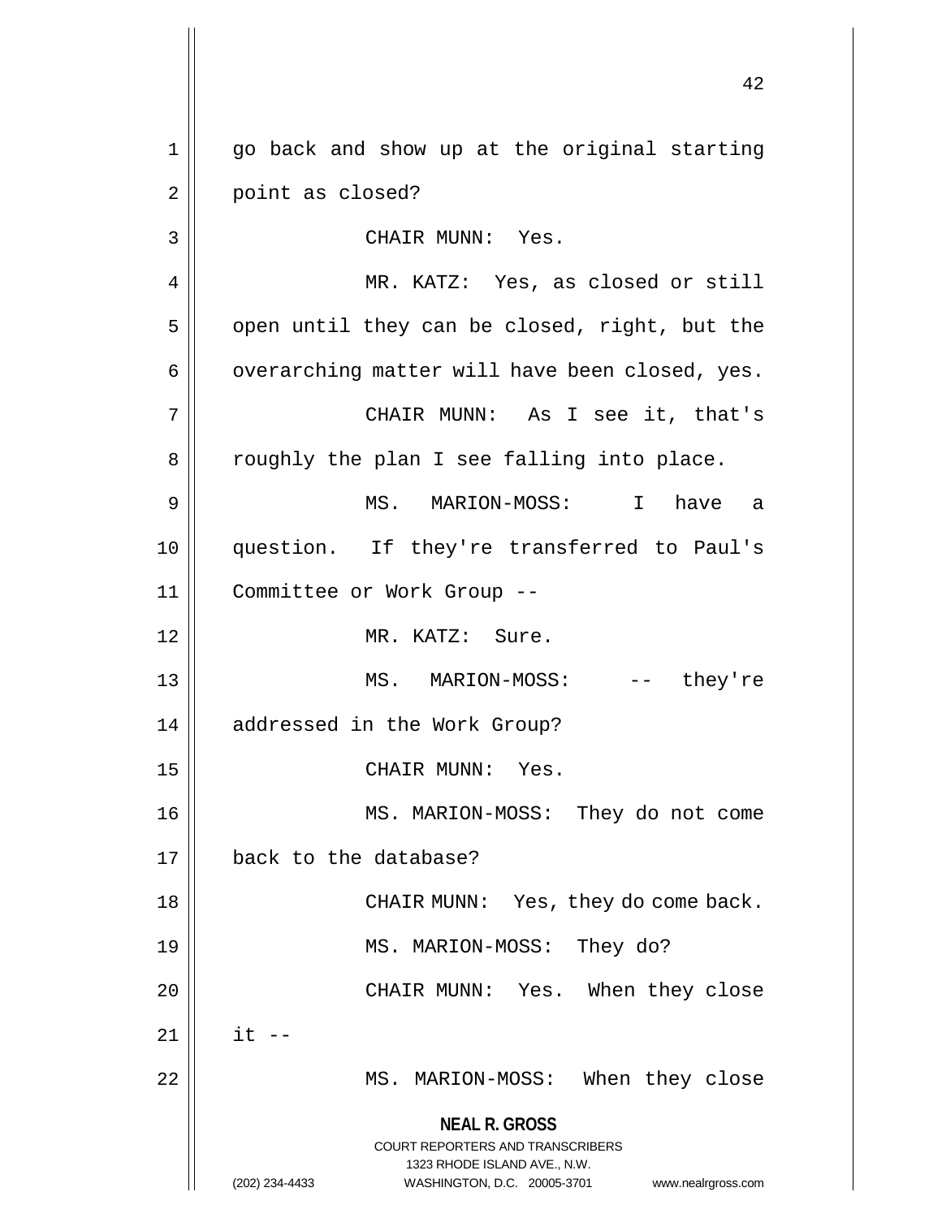go back and show up at the original starting point as closed?

CHAIR MUNN: Yes.

MR. KATZ: Yes, as closed or still open until they can be closed, right, but the overarching matter will have been closed, yes.

CHAIR MUNN: As I see it, that's roughly the plan I see falling into place.

MS. MARION-MOSS: I have a question. If they're transferred to Paul's Committee or Work Group --

MR. KATZ: Sure.

MS. MARION-MOSS: -- they're addressed in the Work Group?

CHAIR MUNN: Yes.

MS. MARION-MOSS: They do not come back to the database?

CHAIR MUNN: Yes, they do come back.

MS. MARION-MOSS: They do?

CHAIR MUNN: Yes. When they close it --

MS. MARION-MOSS: When they close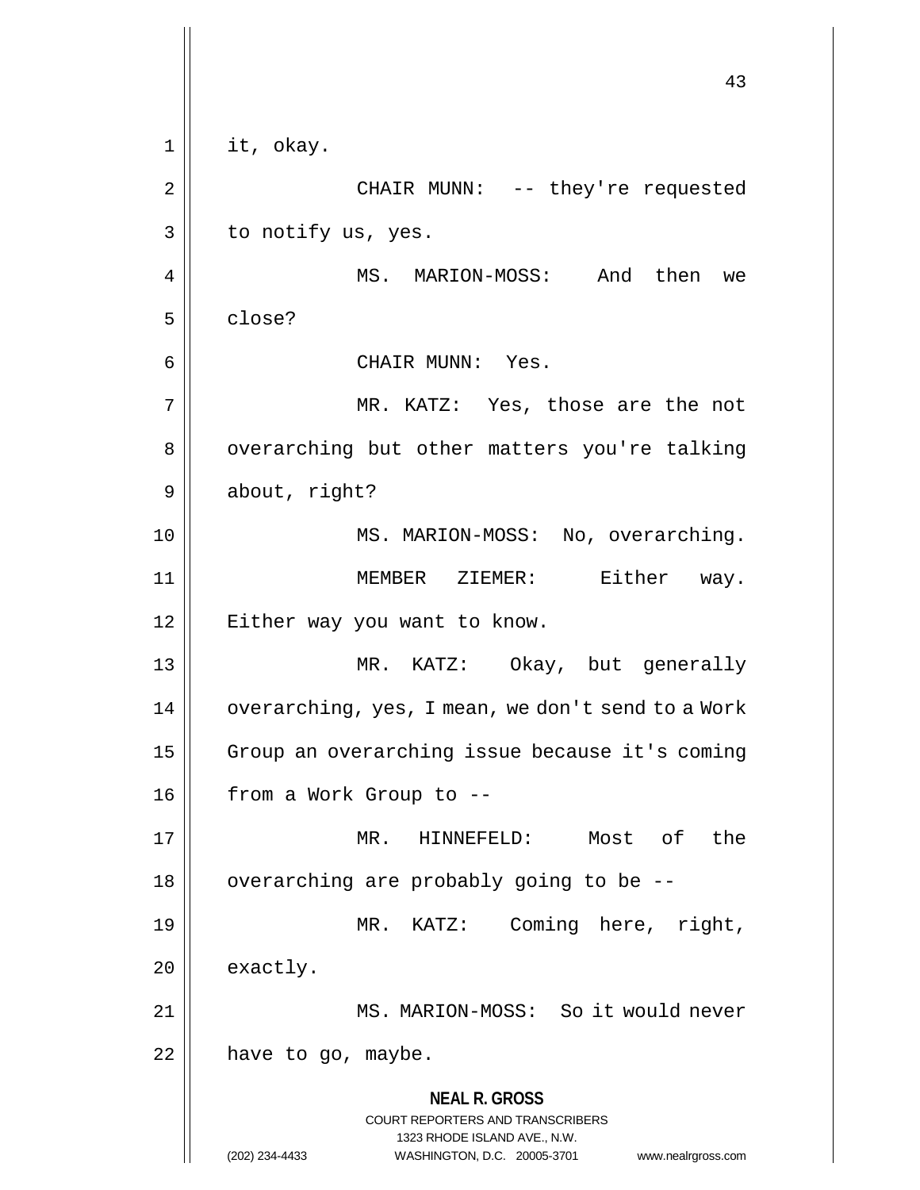it, okay.

CHAIR MUNN: -- they're requested to notify us, yes.

MS. MARION-MOSS: And then we close?

CHAIR MUNN: Yes.

MR. KATZ: Yes, those are the not overarching but other matters you're talking about, right?

MS. MARION-MOSS: No, overarching.

MEMBER ZIEMER: Either way. Either way you want to know.

MR. KATZ: Okay, but generally overarching, yes, I mean, we don't send to a Work Group an overarching issue because it's coming from a Work Group to --

MR. HINNEFELD: Most of the overarching are probably going to be --

MR. KATZ: Coming here, right, exactly.

MS. MARION-MOSS: So it would never have to go, maybe.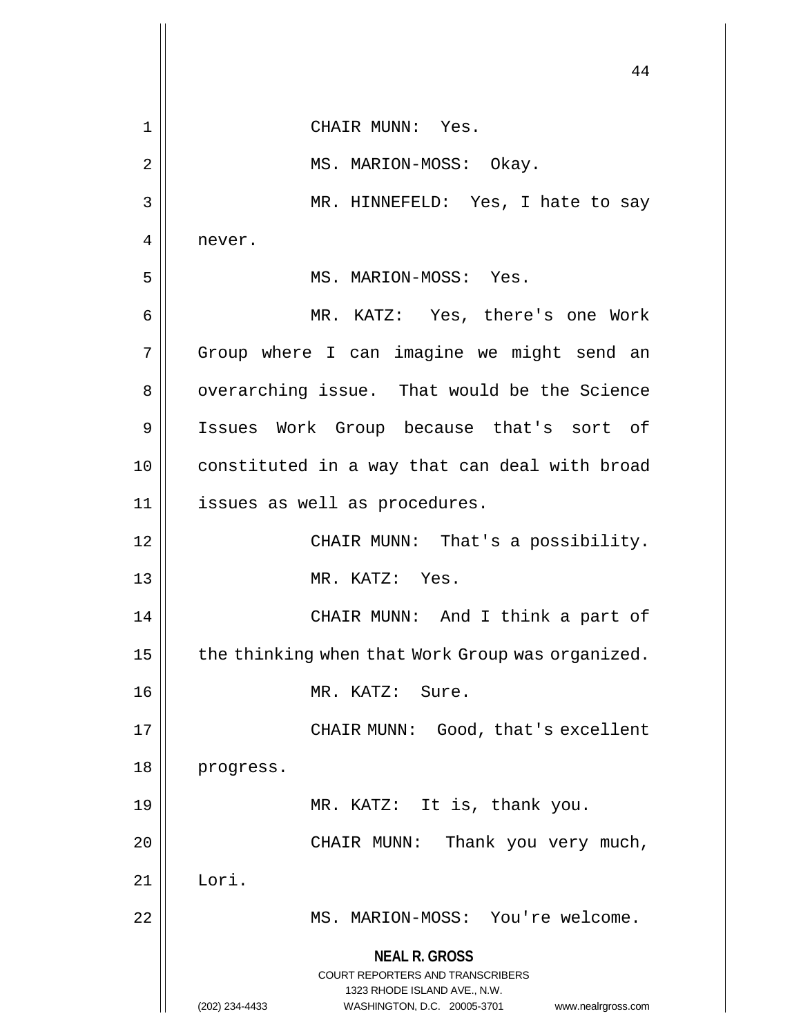CHAIR MUNN: Yes.

MS. MARION-MOSS: Okay.

MR. HINNEFELD: Yes, I hate to say never.

MS. MARION-MOSS: Yes.

MR. KATZ: Yes, there's one Work Group where I can imagine we might send an overarching issue. That would be the Science Issues Work Group because that's sort of constituted in a way that can deal with broad issues as well as procedures.

CHAIR MUNN: That's a possibility.

MR. KATZ: Yes.

CHAIR MUNN: And I think a part of the thinking when that Work Group was organized.

MR. KATZ: Sure.

CHAIR MUNN: Good, that's excellent progress.

MR. KATZ: It is, thank you.

CHAIR MUNN: Thank you very much, Lori.

MS. MARION-MOSS: You're welcome.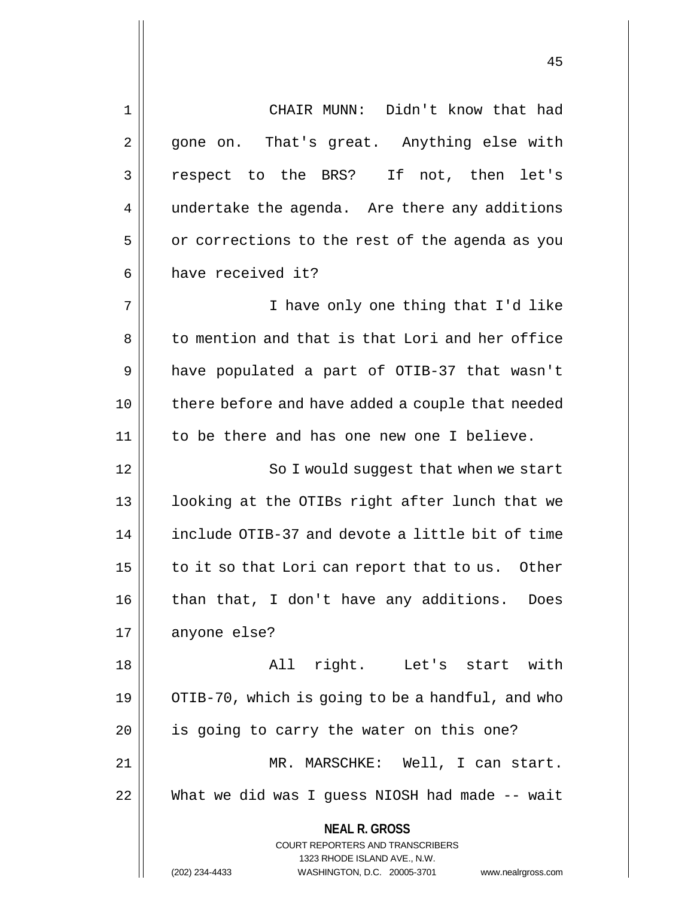CHAIR MUNN: Didn't know that had gone on. That's great. Anything else with respect to the BRS? If not, then let's undertake the agenda. Are there any additions or corrections to the rest of the agenda as you have received it?

I have only one thing that I'd like to mention and that is that Lori and her office have populated a part of OTIB-37 that wasn't there before and have added a couple that needed to be there and has one new one I believe.

So I would suggest that when we start looking at the OTIBs right after lunch that we include OTIB-37 and devote a little bit of time to it so that Lori can report that to us. Other than that, I don't have any additions. Does anyone else?

All right. Let's start with OTIB-70, which is going to be a handful, and who is going to carry the water on this one?

MR. MARSCHKE: Well, I can start. What we did was I guess NIOSH had made -- wait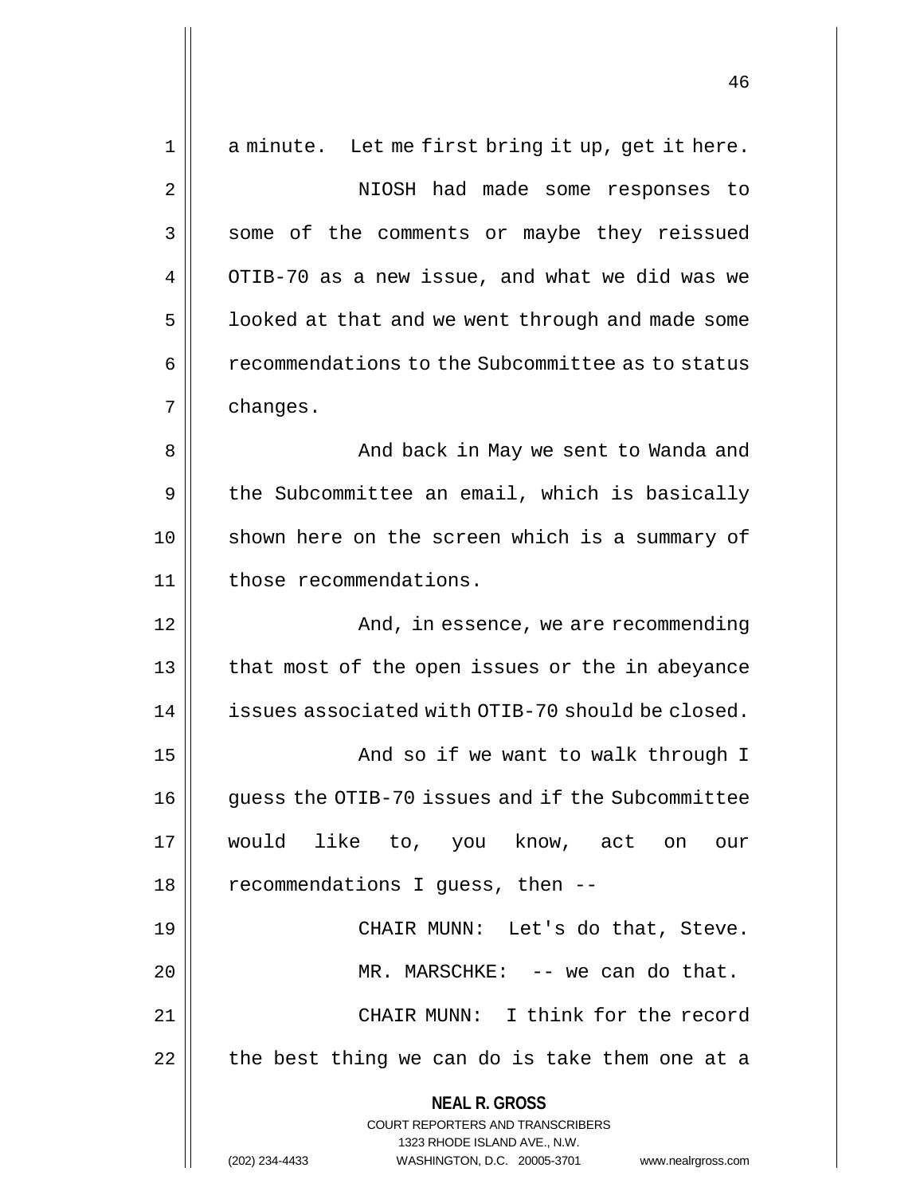a minute. Let me first bring it up, get it here.

NIOSH had made some responses to some of the comments or maybe they reissued OTIB-70 as a new issue, and what we did was we looked at that and we went through and made some recommendations to the Subcommittee as to status changes.

And back in May we sent to Wanda and the Subcommittee an email, which is basically shown here on the screen which is a summary of those recommendations.

And, in essence, we are recommending that most of the open issues or the in abeyance issues associated with OTIB-70 should be closed.

And so if we want to walk through I guess the OTIB-70 issues and if the Subcommittee would like to, you know, act on our recommendations I guess, then --

CHAIR MUNN: Let's do that, Steve.

MR. MARSCHKE: -- we can do that.

CHAIR MUNN: I think for the record the best thing we can do is take them one at a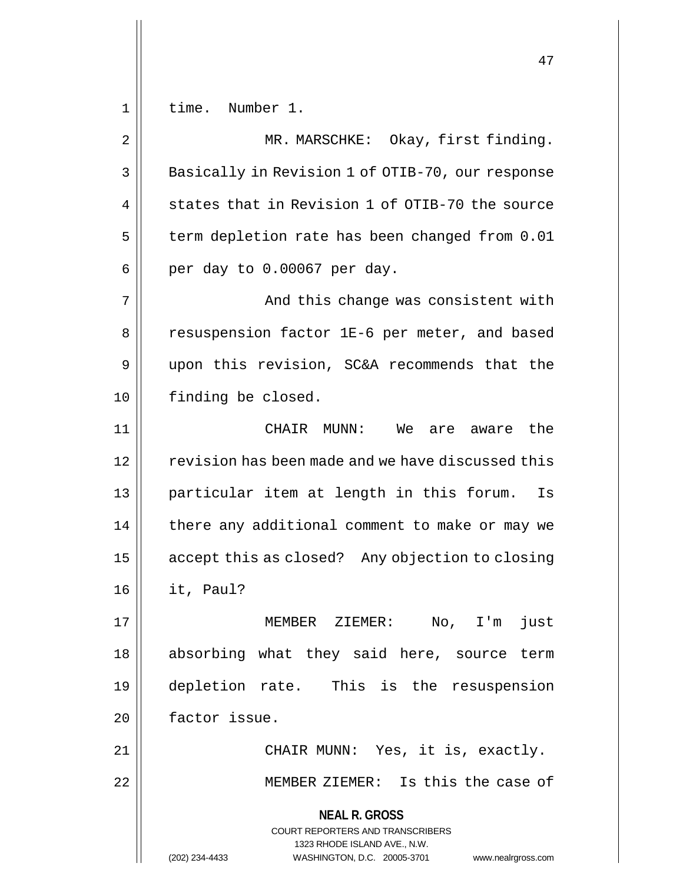time. Number 1.

MR. MARSCHKE: Okay, first finding. Basically in Revision 1 of OTIB-70, our response states that in Revision 1 of OTIB-70 the source term depletion rate has been changed from 0.01 per day to 0.00067 per day.

And this change was consistent with resuspension factor 1E-6 per meter, and based upon this revision, SC&A recommends that the finding be closed.

CHAIR MUNN: We are aware the revision has been made and we have discussed this particular item at length in this forum. Is there any additional comment to make or may we accept this as closed? Any objection to closing it, Paul?

MEMBER ZIEMER: No, I'm just absorbing what they said here, source term depletion rate. This is the resuspension factor issue.

CHAIR MUNN: Yes, it is, exactly.

MEMBER ZIEMER: Is this the case of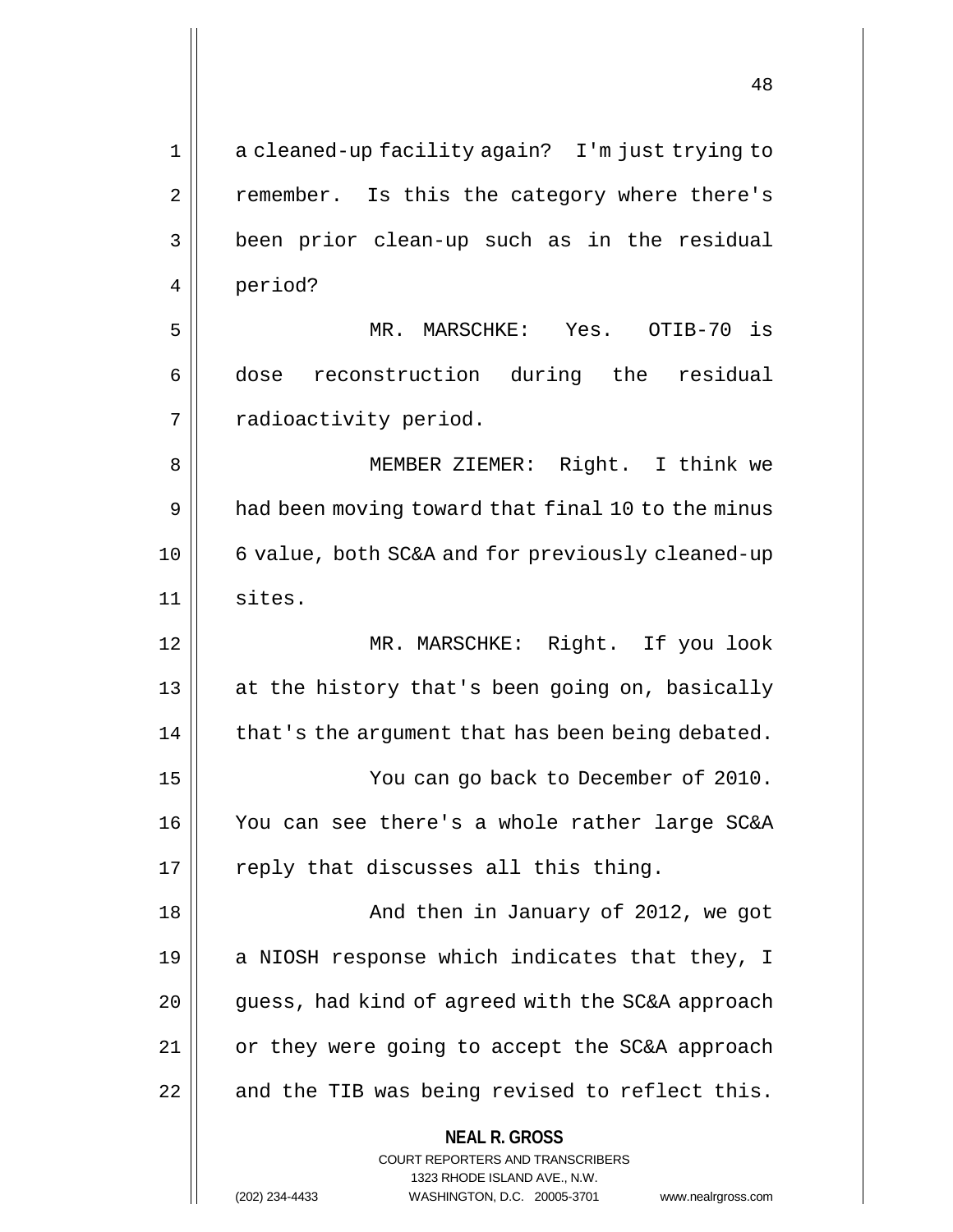a cleaned-up facility again? I'm just trying to remember. Is this the category where there's been prior clean-up such as in the residual period?

MR. MARSCHKE: Yes. OTIB-70 is dose reconstruction during the residual radioactivity period.

MEMBER ZIEMER: Right. I think we had been moving toward that final 10 to the minus 6 value, both SC&A and for previously cleaned-up sites.

MR. MARSCHKE: Right. If you look at the history that's been going on, basically that's the argument that has been being debated.

You can go back to December of 2010. You can see there's a whole rather large SC&A reply that discusses all this thing.

And then in January of 2012, we got a NIOSH response which indicates that they, I guess, had kind of agreed with the SC&A approach or they were going to accept the SC&A approach and the TIB was being revised to reflect this.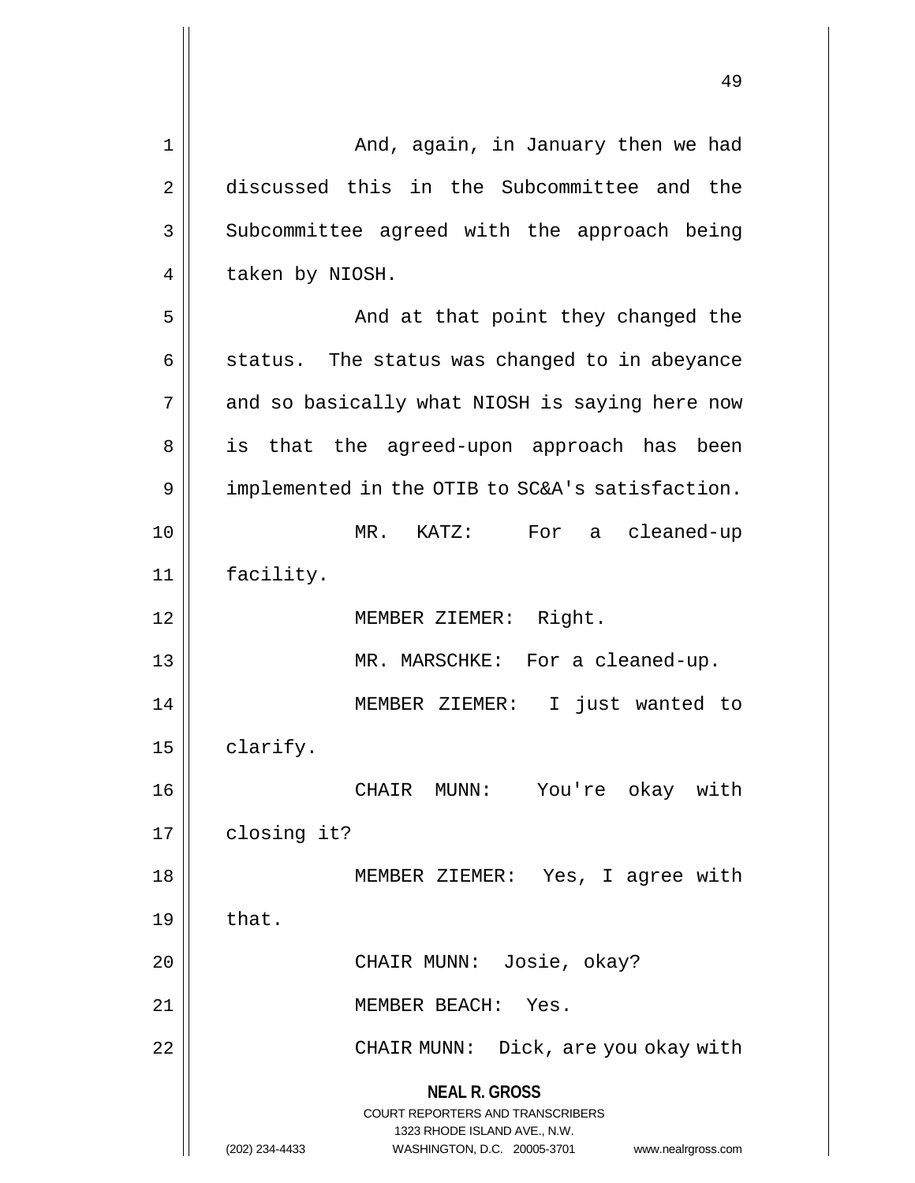And, again, in January then we had discussed this in the Subcommittee and the Subcommittee agreed with the approach being taken by NIOSH.

And at that point they changed the status. The status was changed to in abeyance and so basically what NIOSH is saying here now is that the agreed-upon approach has been implemented in the OTIB to SC&A's satisfaction.

MR. KATZ: For a cleaned-up facility.

MEMBER ZIEMER: Right.

MR. MARSCHKE: For a cleaned-up.

MEMBER ZIEMER: I just wanted to clarify.

CHAIR MUNN: You're okay with closing it?

MEMBER ZIEMER: Yes, I agree with that.

CHAIR MUNN: Josie, okay?

MEMBER BEACH: Yes.

CHAIR MUNN: Dick, are you okay with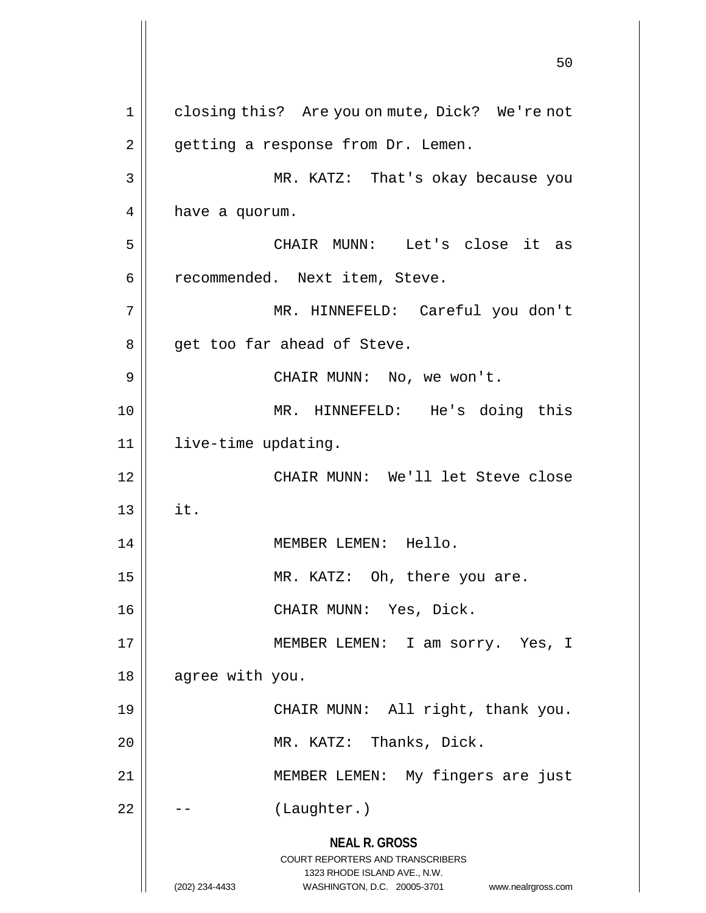closing this? Are you on mute, Dick? We're not getting a response from Dr. Lemen.

MR. KATZ: That's okay because you have a quorum.

CHAIR MUNN: Let's close it as recommended. Next item, Steve.

MR. HINNEFELD: Careful you don't get too far ahead of Steve.

CHAIR MUNN: No, we won't.

MR. HINNEFELD: He's doing this live-time updating.

CHAIR MUNN: We'll let Steve close it.

MEMBER LEMEN: Hello.

MR. KATZ: Oh, there you are.

CHAIR MUNN: Yes, Dick.

MEMBER LEMEN: I am sorry. Yes, I agree with you.

CHAIR MUNN: All right, thank you.

MR. KATZ: Thanks, Dick.

MEMBER LEMEN: My fingers are just -- (Laughter.)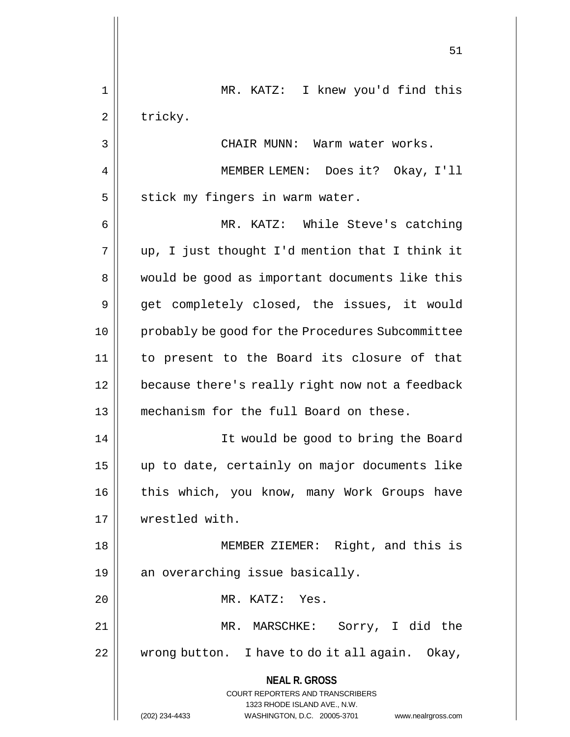MR. KATZ: I knew you'd find this tricky.

CHAIR MUNN: Warm water works.

MEMBER LEMEN: Does it? Okay, I'll stick my fingers in warm water.

MR. KATZ: While Steve's catching up, I just thought I'd mention that I think it would be good as important documents like this get completely closed, the issues, it would probably be good for the Procedures Subcommittee to present to the Board its closure of that because there's really right now not a feedback mechanism for the full Board on these.

It would be good to bring the Board up to date, certainly on major documents like this which, you know, many Work Groups have wrestled with.

MEMBER ZIEMER: Right, and this is an overarching issue basically.

MR. KATZ: Yes.

MR. MARSCHKE: Sorry, I did the wrong button. I have to do it all again. Okay,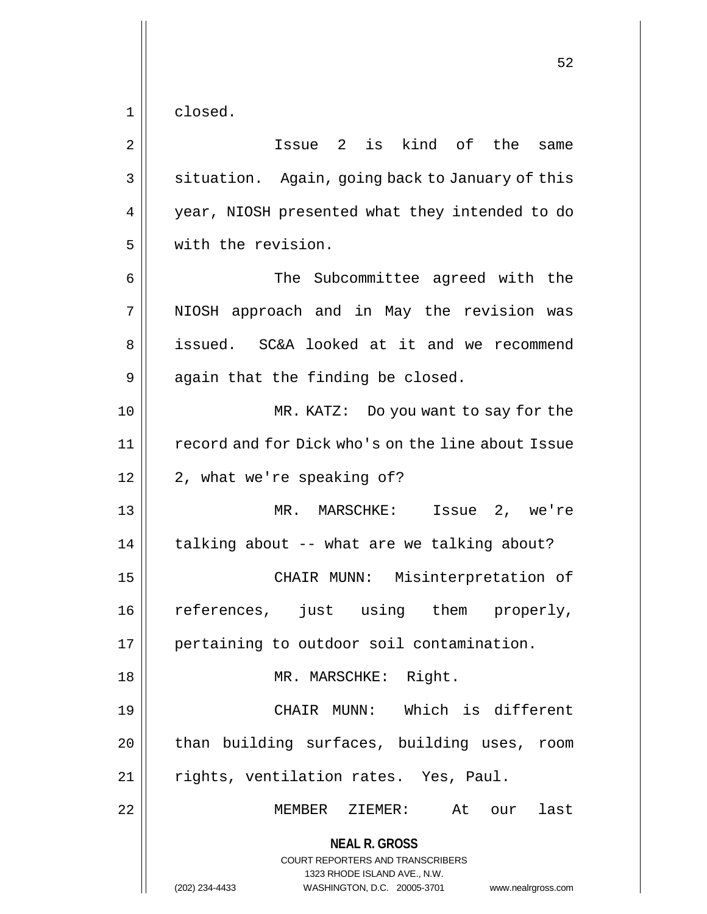closed.

Issue 2 is kind of the same situation. Again, going back to January of this year, NIOSH presented what they intended to do with the revision.

The Subcommittee agreed with the NIOSH approach and in May the revision was issued. SC&A looked at it and we recommend again that the finding be closed.

MR. KATZ: Do you want to say for the record and for Dick who's on the line about Issue 2, what we're speaking of?

MR. MARSCHKE: Issue 2, we're talking about -- what are we talking about?

CHAIR MUNN: Misinterpretation of references, just using them properly, pertaining to outdoor soil contamination.

MR. MARSCHKE: Right.

CHAIR MUNN: Which is different than building surfaces, building uses, room rights, ventilation rates. Yes, Paul.

MEMBER ZIEMER: At our last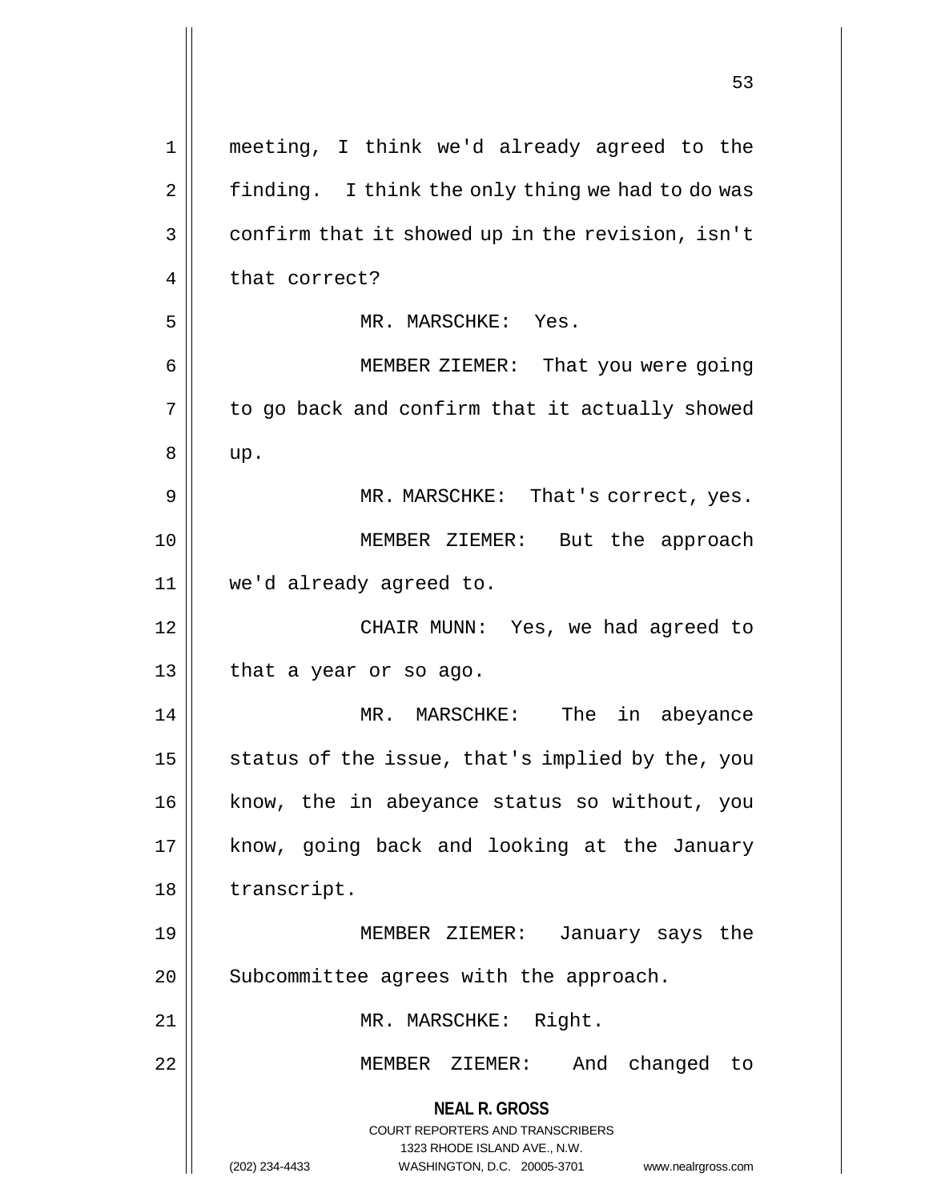meeting, I think we'd already agreed to the finding. I think the only thing we had to do was confirm that it showed up in the revision, isn't that correct?

MR. MARSCHKE: Yes.

MEMBER ZIEMER: That you were going to go back and confirm that it actually showed up.

MR. MARSCHKE: That's correct, yes.

MEMBER ZIEMER: But the approach we'd already agreed to.

CHAIR MUNN: Yes, we had agreed to that a year or so ago.

MR. MARSCHKE: The in abeyance status of the issue, that's implied by the, you know, the in abeyance status so without, you know, going back and looking at the January transcript.

MEMBER ZIEMER: January says the Subcommittee agrees with the approach.

MR. MARSCHKE: Right.

MEMBER ZIEMER: And changed to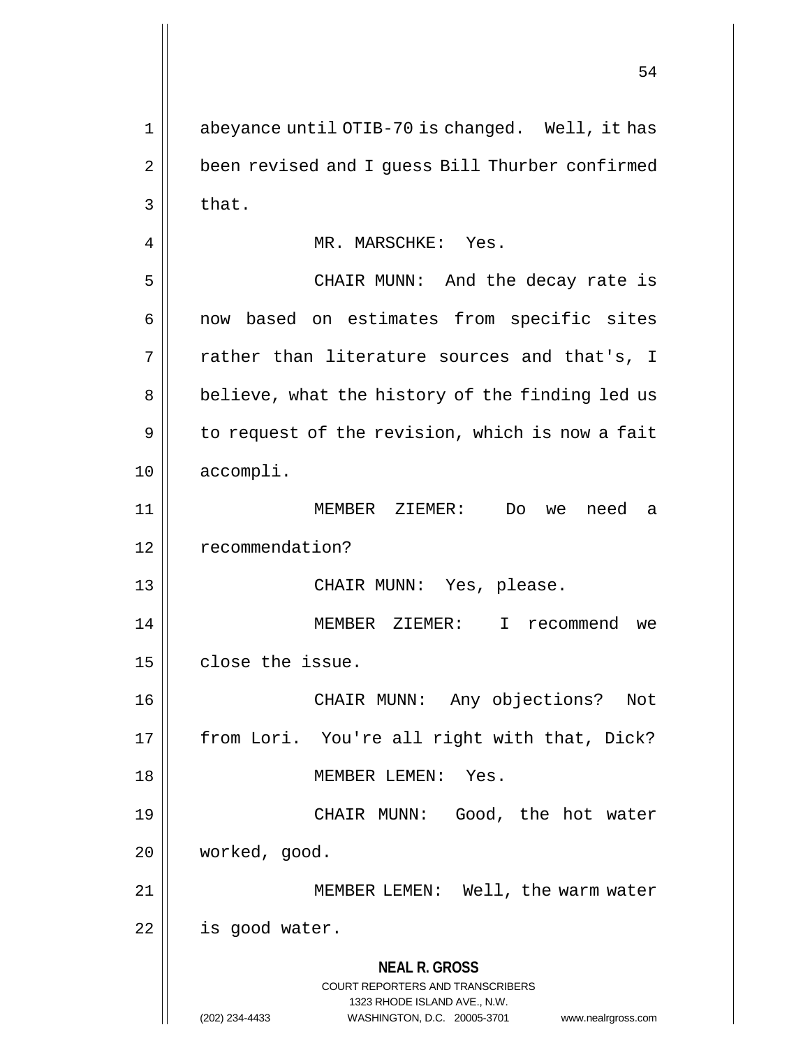abeyance until OTIB-70 is changed. Well, it has been revised and I guess Bill Thurber confirmed that.

MR. MARSCHKE: Yes.

CHAIR MUNN: And the decay rate is now based on estimates from specific sites rather than literature sources and that's, I believe, what the history of the finding led us to request of the revision, which is now a fait accompli.

MEMBER ZIEMER: Do we need a recommendation?

CHAIR MUNN: Yes, please.

MEMBER ZIEMER: I recommend we close the issue.

CHAIR MUNN: Any objections? Not from Lori. You're all right with that, Dick?

MEMBER LEMEN: Yes.

CHAIR MUNN: Good, the hot water worked, good.

MEMBER LEMEN: Well, the warm water is good water.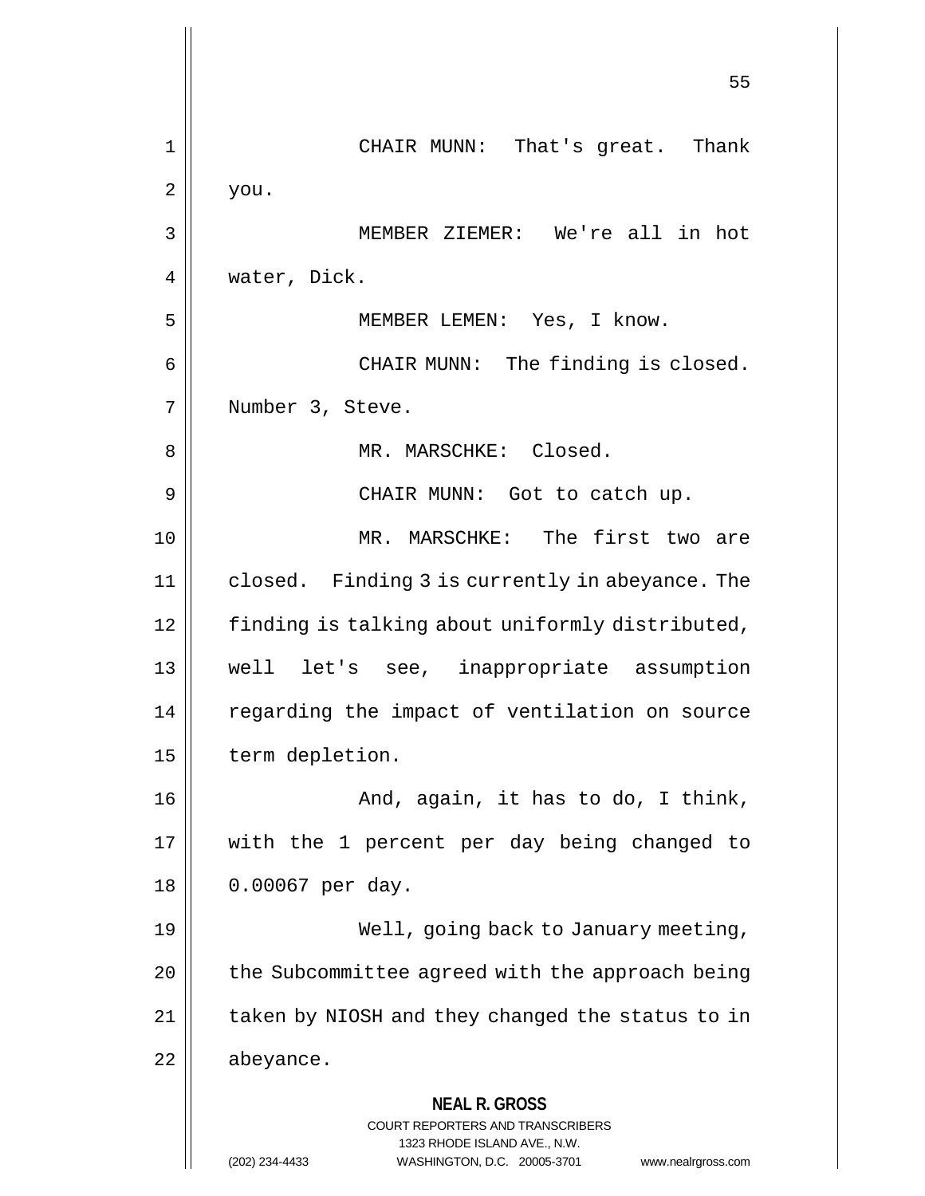CHAIR MUNN: That's great. Thank you.

MEMBER ZIEMER: We're all in hot water, Dick.

MEMBER LEMEN: Yes, I know.

CHAIR MUNN: The finding is closed. Number 3, Steve.

MR. MARSCHKE: Closed.

CHAIR MUNN: Got to catch up.

MR. MARSCHKE: The first two are closed. Finding 3 is currently in abeyance. The finding is talking about uniformly distributed, well let's see, inappropriate assumption regarding the impact of ventilation on source term depletion.

And, again, it has to do, I think, with the 1 percent per day being changed to 0.00067 per day.

Well, going back to January meeting, the Subcommittee agreed with the approach being taken by NIOSH and they changed the status to in abeyance.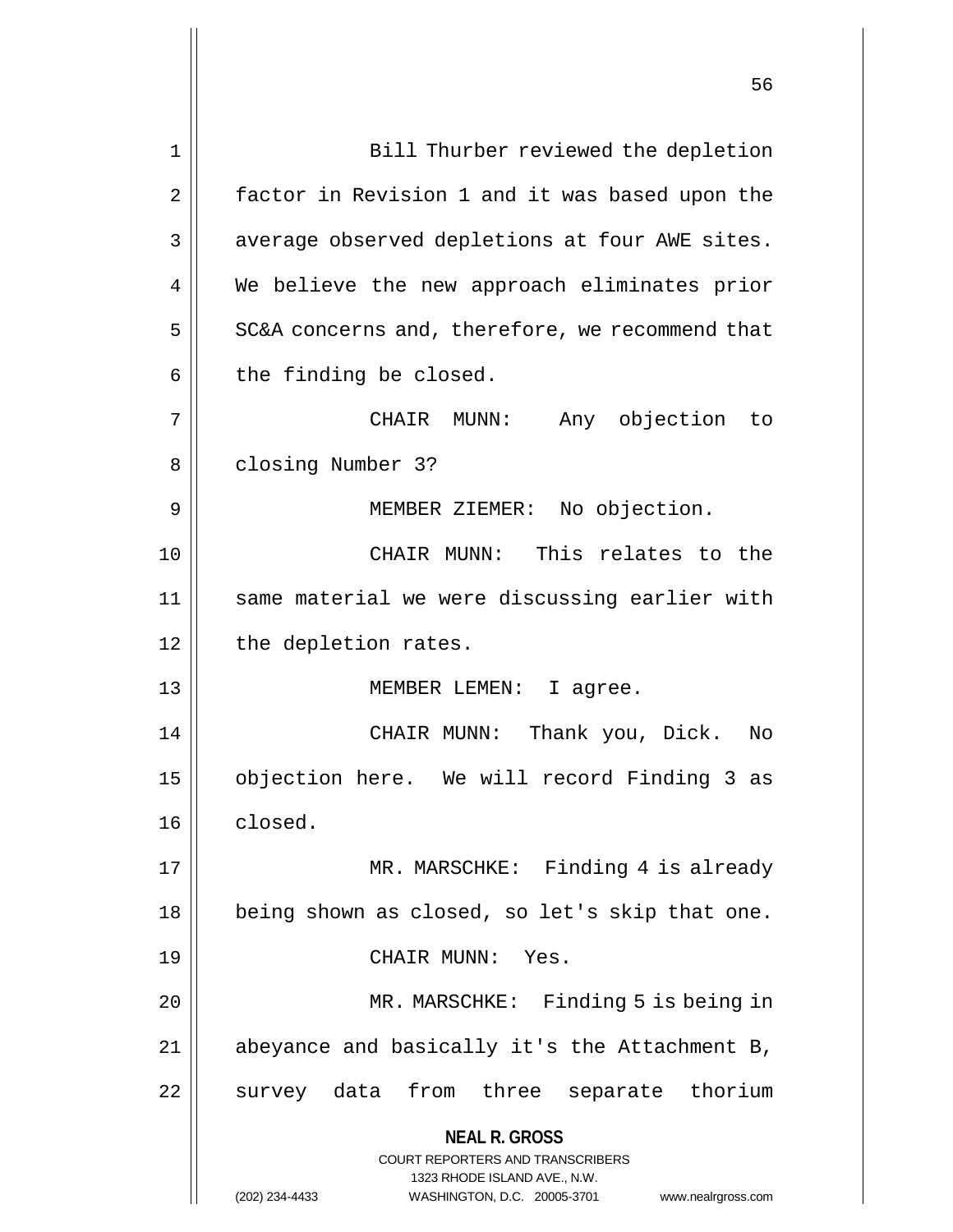Bill Thurber reviewed the depletion factor in Revision 1 and it was based upon the average observed depletions at four AWE sites. We believe the new approach eliminates prior SC&A concerns and, therefore, we recommend that the finding be closed.

CHAIR MUNN: Any objection to closing Number 3?

MEMBER ZIEMER: No objection.

CHAIR MUNN: This relates to the same material we were discussing earlier with the depletion rates.

MEMBER LEMEN: I agree.

CHAIR MUNN: Thank you, Dick. No objection here. We will record Finding 3 as closed.

MR. MARSCHKE: Finding 4 is already being shown as closed, so let's skip that one.

CHAIR MUNN: Yes.

MR. MARSCHKE: Finding 5 is being in abeyance and basically it's the Attachment B, survey data from three separate thorium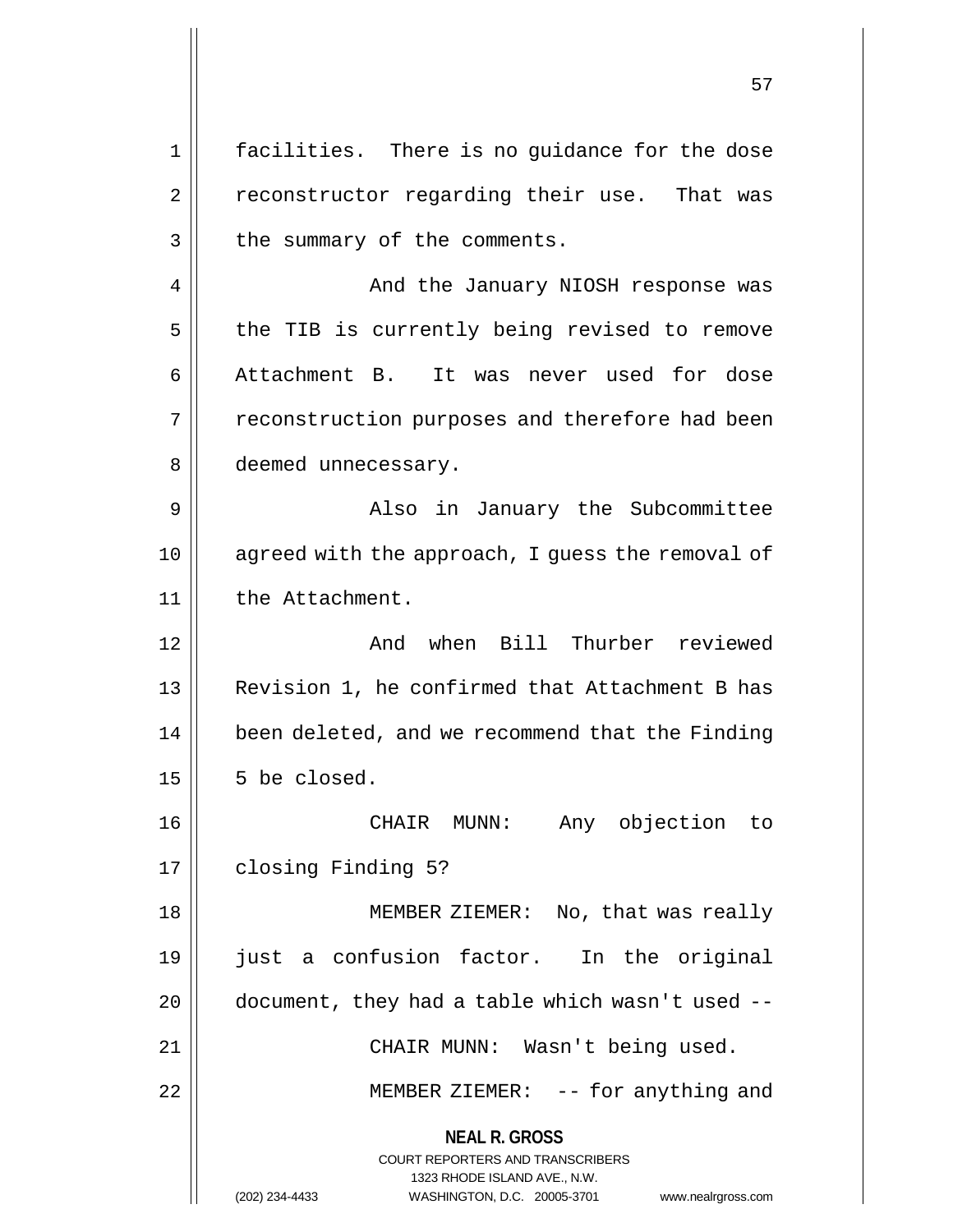facilities. There is no guidance for the dose reconstructor regarding their use. That was the summary of the comments.

And the January NIOSH response was the TIB is currently being revised to remove Attachment B. It was never used for dose reconstruction purposes and therefore had been deemed unnecessary.

Also in January the Subcommittee agreed with the approach, I guess the removal of the Attachment.

And when Bill Thurber reviewed Revision 1, he confirmed that Attachment B has been deleted, and we recommend that the Finding 5 be closed.

CHAIR MUNN: Any objection to closing Finding 5?

MEMBER ZIEMER: No, that was really just a confusion factor. In the original document, they had a table which wasn't used --

CHAIR MUNN: Wasn't being used.

MEMBER ZIEMER: -- for anything and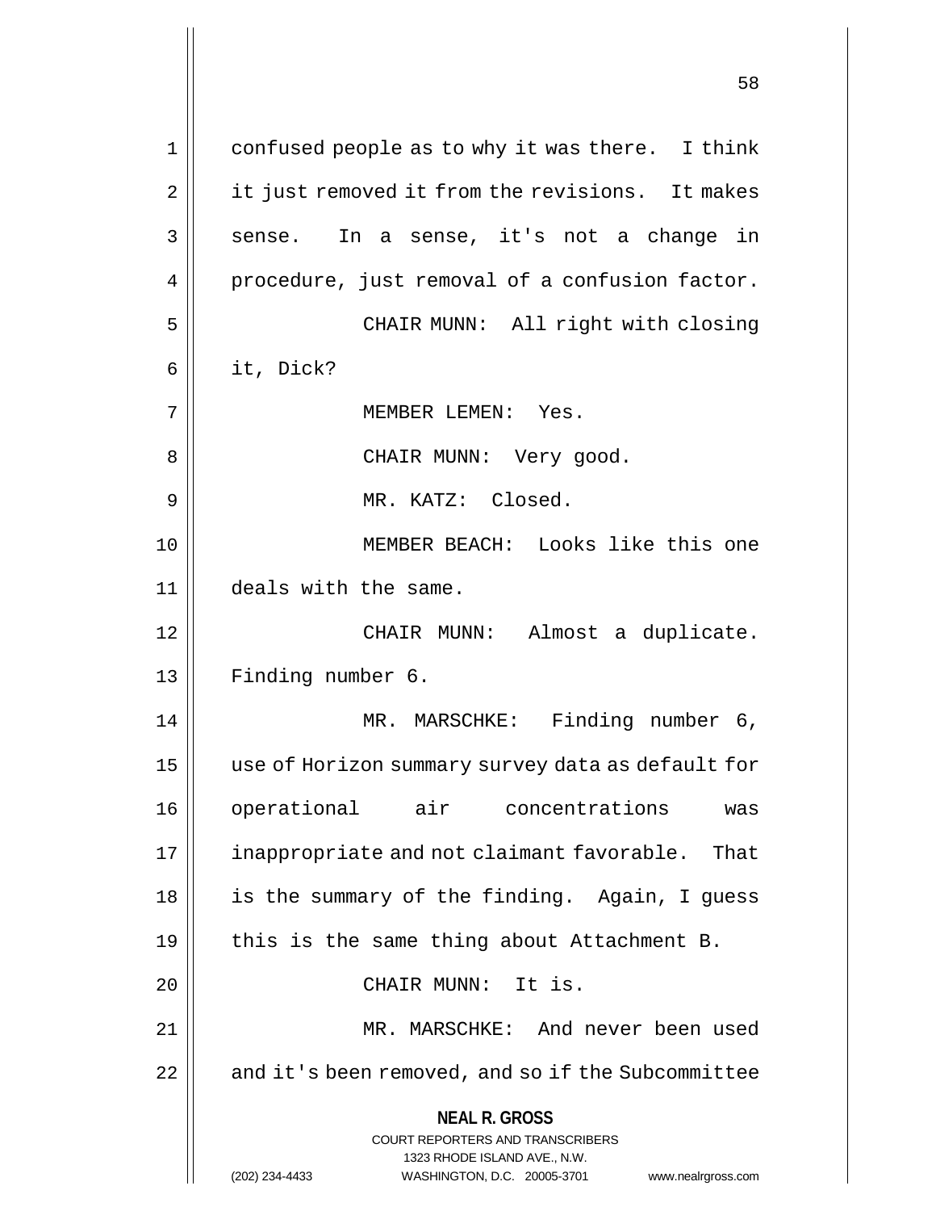confused people as to why it was there. I think it just removed it from the revisions. It makes sense. In a sense, it's not a change in procedure, just removal of a confusion factor.

CHAIR MUNN: All right with closing it, Dick?

MEMBER LEMEN: Yes.

CHAIR MUNN: Very good.

MR. KATZ: Closed.

MEMBER BEACH: Looks like this one deals with the same.

CHAIR MUNN: Almost a duplicate. Finding number 6.

MR. MARSCHKE: Finding number 6, use of Horizon summary survey data as default for operational air concentrations was inappropriate and not claimant favorable. That is the summary of the finding. Again, I guess this is the same thing about Attachment B.

CHAIR MUNN: It is.

MR. MARSCHKE: And never been used and it's been removed, and so if the Subcommittee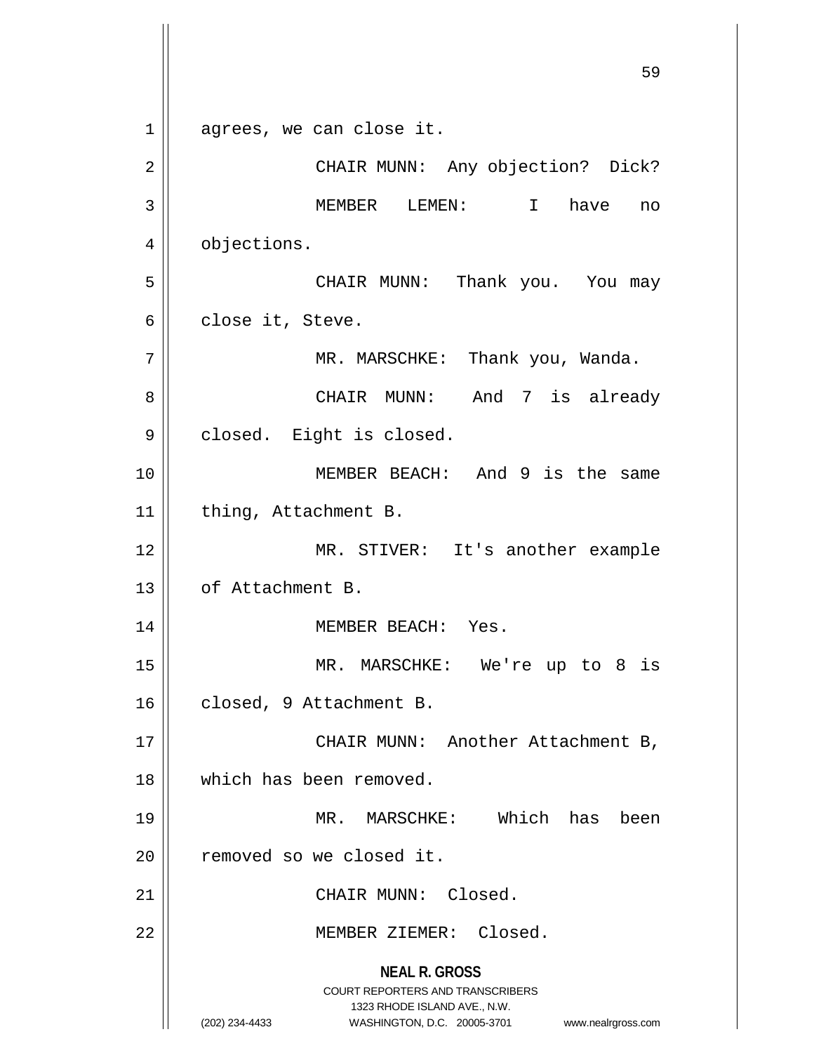agrees, we can close it.

CHAIR MUNN: Any objection? Dick?

MEMBER LEMEN: I have no objections.

CHAIR MUNN: Thank you. You may close it, Steve.

MR. MARSCHKE: Thank you, Wanda.

CHAIR MUNN: And 7 is already closed. Eight is closed.

MEMBER BEACH: And 9 is the same thing, Attachment B.

MR. STIVER: It's another example of Attachment B.

MEMBER BEACH: Yes.

MR. MARSCHKE: We're up to 8 is closed, 9 Attachment B.

CHAIR MUNN: Another Attachment B, which has been removed.

MR. MARSCHKE: Which has been removed so we closed it.

CHAIR MUNN: Closed.

MEMBER ZIEMER: Closed.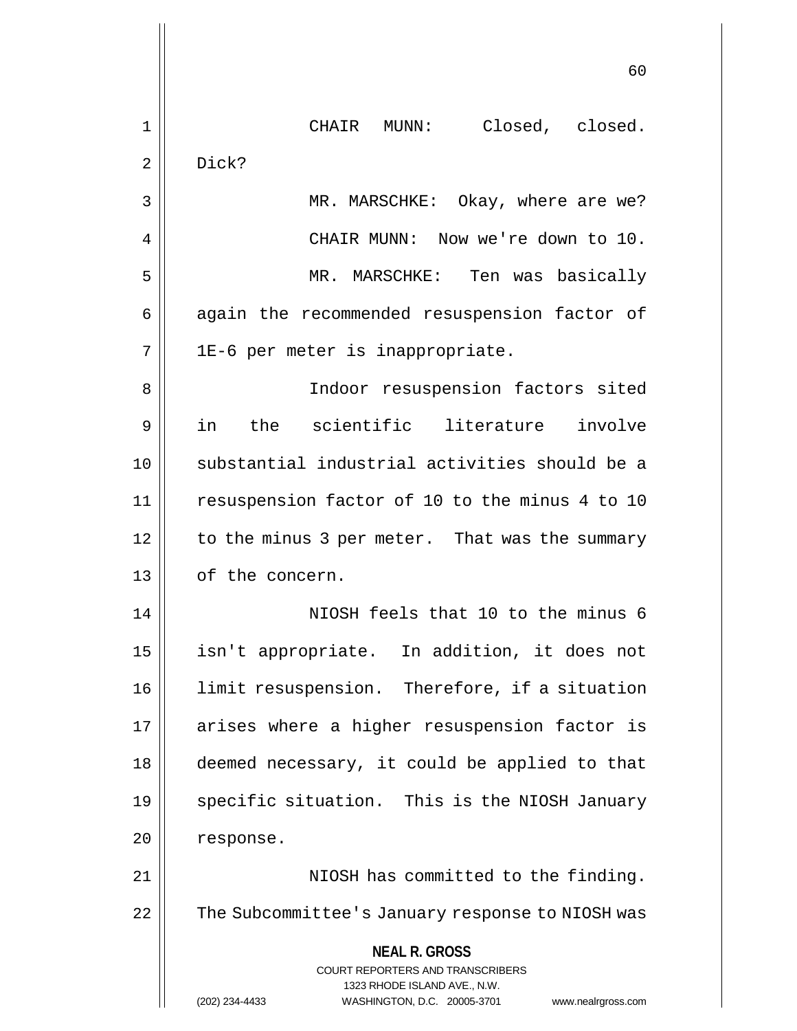CHAIR MUNN: Closed, closed. Dick?

MR. MARSCHKE: Okay, where are we?

CHAIR MUNN: Now we're down to 10.

MR. MARSCHKE: Ten was basically again the recommended resuspension factor of 1E-6 per meter is inappropriate.

Indoor resuspension factors sited in the scientific literature involve substantial industrial activities should be a resuspension factor of 10 to the minus 4 to 10 to the minus 3 per meter. That was the summary of the concern.

NIOSH feels that 10 to the minus 6 isn't appropriate. In addition, it does not limit resuspension. Therefore, if a situation arises where a higher resuspension factor is deemed necessary, it could be applied to that specific situation. This is the NIOSH January response.

NIOSH has committed to the finding. The Subcommittee's January response to NIOSH was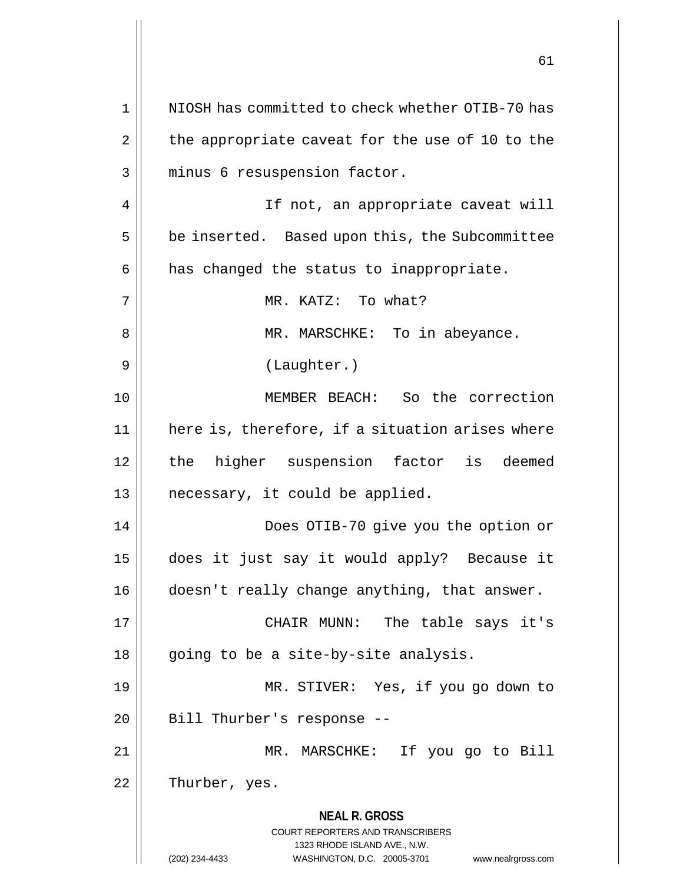NIOSH has committed to check whether OTIB-70 has the appropriate caveat for the use of 10 to the minus 6 resuspension factor.

If not, an appropriate caveat will be inserted. Based upon this, the Subcommittee has changed the status to inappropriate.

MR. KATZ: To what?

MR. MARSCHKE: To in abeyance.

(Laughter.)

MEMBER BEACH: So the correction here is, therefore, if a situation arises where the higher suspension factor is deemed necessary, it could be applied.

Does OTIB-70 give you the option or does it just say it would apply? Because it doesn't really change anything, that answer.

CHAIR MUNN: The table says it's going to be a site-by-site analysis.

MR. STIVER: Yes, if you go down to Bill Thurber's response --

MR. MARSCHKE: If you go to Bill Thurber, yes.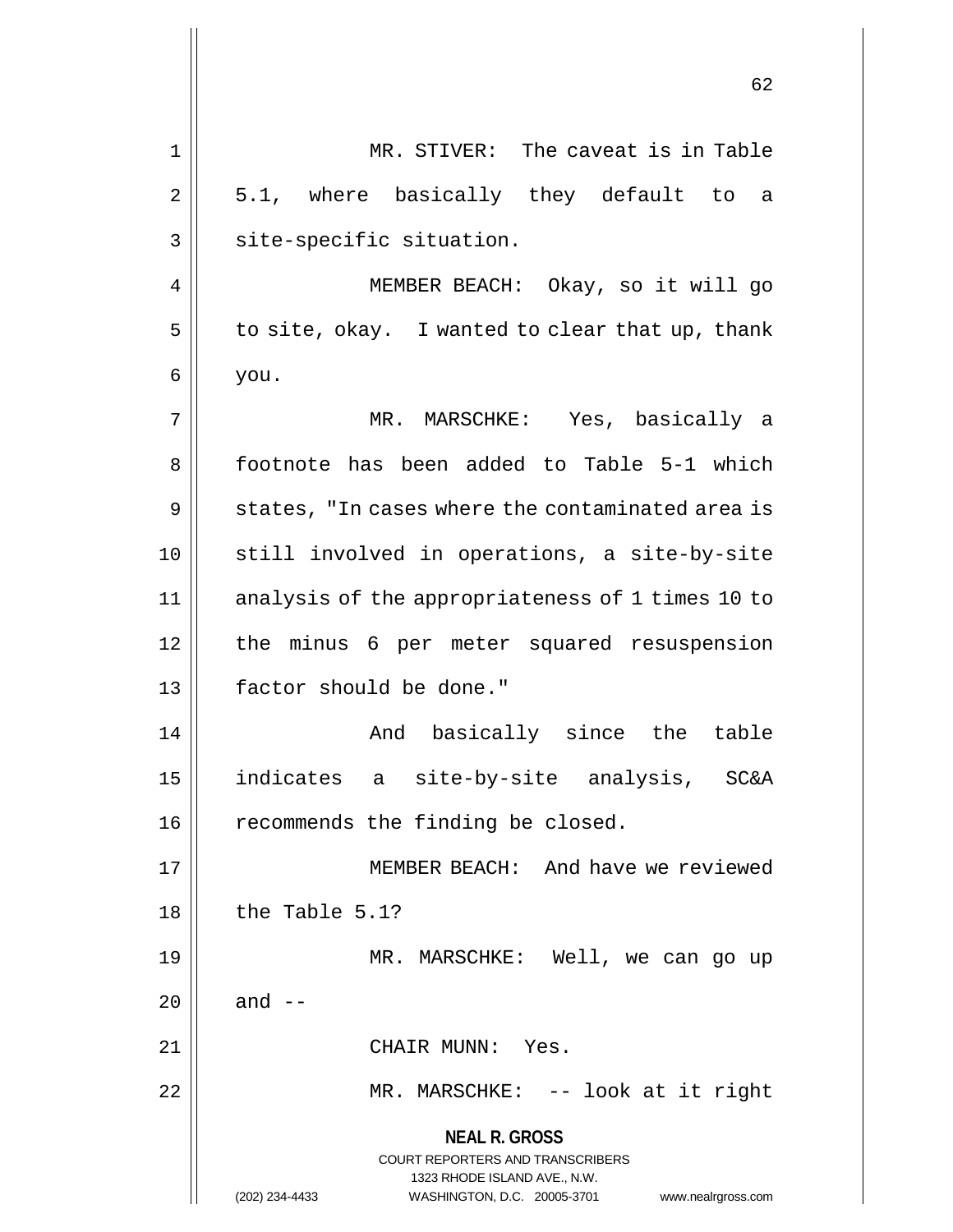MR. STIVER: The caveat is in Table 5.1, where basically they default to a site-specific situation.

MEMBER BEACH: Okay, so it will go to site, okay. I wanted to clear that up, thank you.

MR. MARSCHKE: Yes, basically a footnote has been added to Table 5-1 which states, "In cases where the contaminated area is still involved in operations, a site-by-site analysis of the appropriateness of 1 times 10 to the minus 6 per meter squared resuspension factor should be done."

And basically since the table indicates a site-by-site analysis, SC&A recommends the finding be closed.

MEMBER BEACH: And have we reviewed the Table 5.1?

MR. MARSCHKE: Well, we can go up and --

CHAIR MUNN: Yes.

MR. MARSCHKE: -- look at it right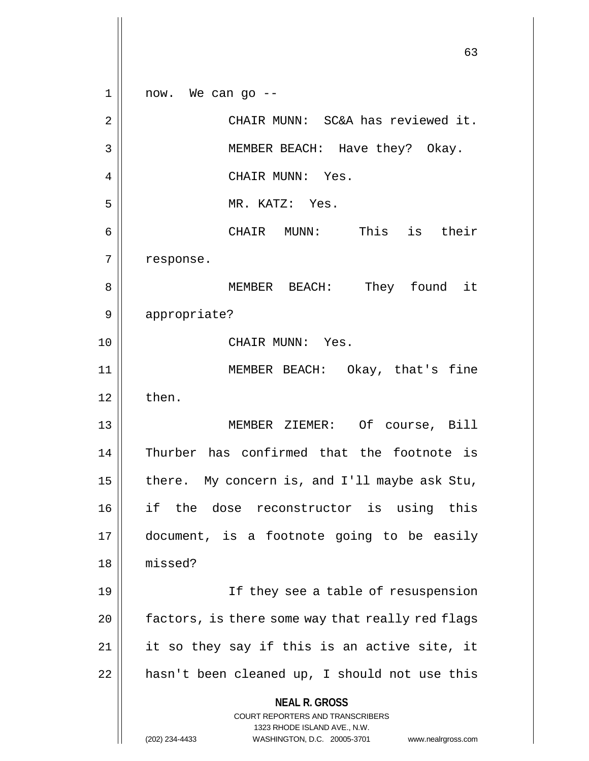now. We can go --

CHAIR MUNN: SC&A has reviewed it.

MEMBER BEACH: Have they? Okay.

CHAIR MUNN: Yes.

MR. KATZ: Yes.

CHAIR MUNN: This is their response.

MEMBER BEACH: They found it appropriate?

CHAIR MUNN: Yes.

MEMBER BEACH: Okay, that's fine then.

MEMBER ZIEMER: Of course, Bill Thurber has confirmed that the footnote is there. My concern is, and I'll maybe ask Stu, if the dose reconstructor is using this document, is a footnote going to be easily missed?

If they see a table of resuspension factors, is there some way that really red flags it so they say if this is an active site, it hasn't been cleaned up, I should not use this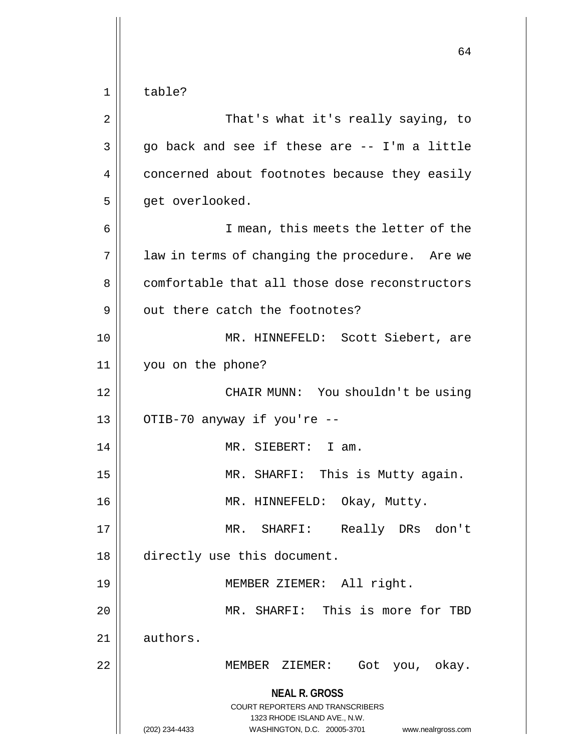table?

That's what it's really saying, to go back and see if these are -- I'm a little concerned about footnotes because they easily get overlooked.

I mean, this meets the letter of the law in terms of changing the procedure. Are we comfortable that all those dose reconstructors out there catch the footnotes?

MR. HINNEFELD: Scott Siebert, are you on the phone?

CHAIR MUNN: You shouldn't be using OTIB-70 anyway if you're --

MR. SIEBERT: I am.

MR. SHARFI: This is Mutty again.

MR. HINNEFELD: Okay, Mutty.

MR. SHARFI: Really DRs don't directly use this document.

MEMBER ZIEMER: All right.

MR. SHARFI: This is more for TBD authors.

MEMBER ZIEMER: Got you, okay.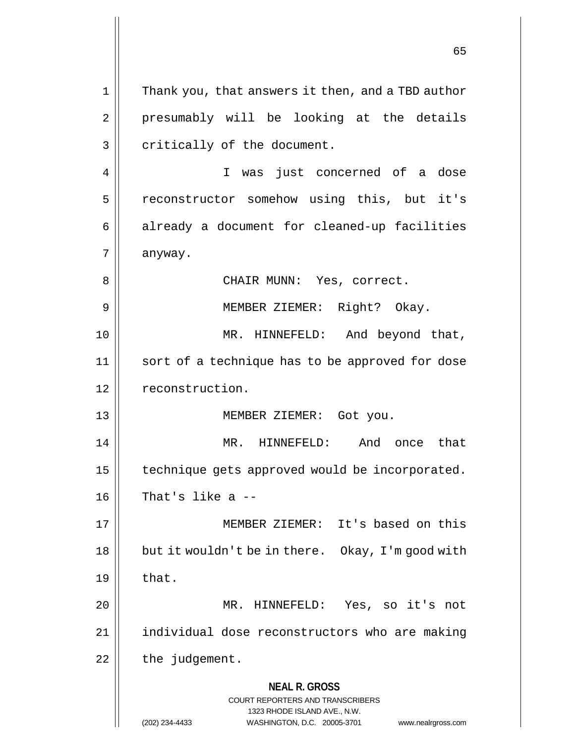Thank you, that answers it then, and a TBD author presumably will be looking at the details critically of the document.

I was just concerned of a dose reconstructor somehow using this, but it's already a document for cleaned-up facilities anyway.

CHAIR MUNN: Yes, correct.

MEMBER ZIEMER: Right? Okay.

MR. HINNEFELD: And beyond that, sort of a technique has to be approved for dose reconstruction.

MEMBER ZIEMER: Got you.

MR. HINNEFELD: And once that technique gets approved would be incorporated. That's like a --

MEMBER ZIEMER: It's based on this but it wouldn't be in there. Okay, I'm good with that.

MR. HINNEFELD: Yes, so it's not individual dose reconstructors who are making the judgement.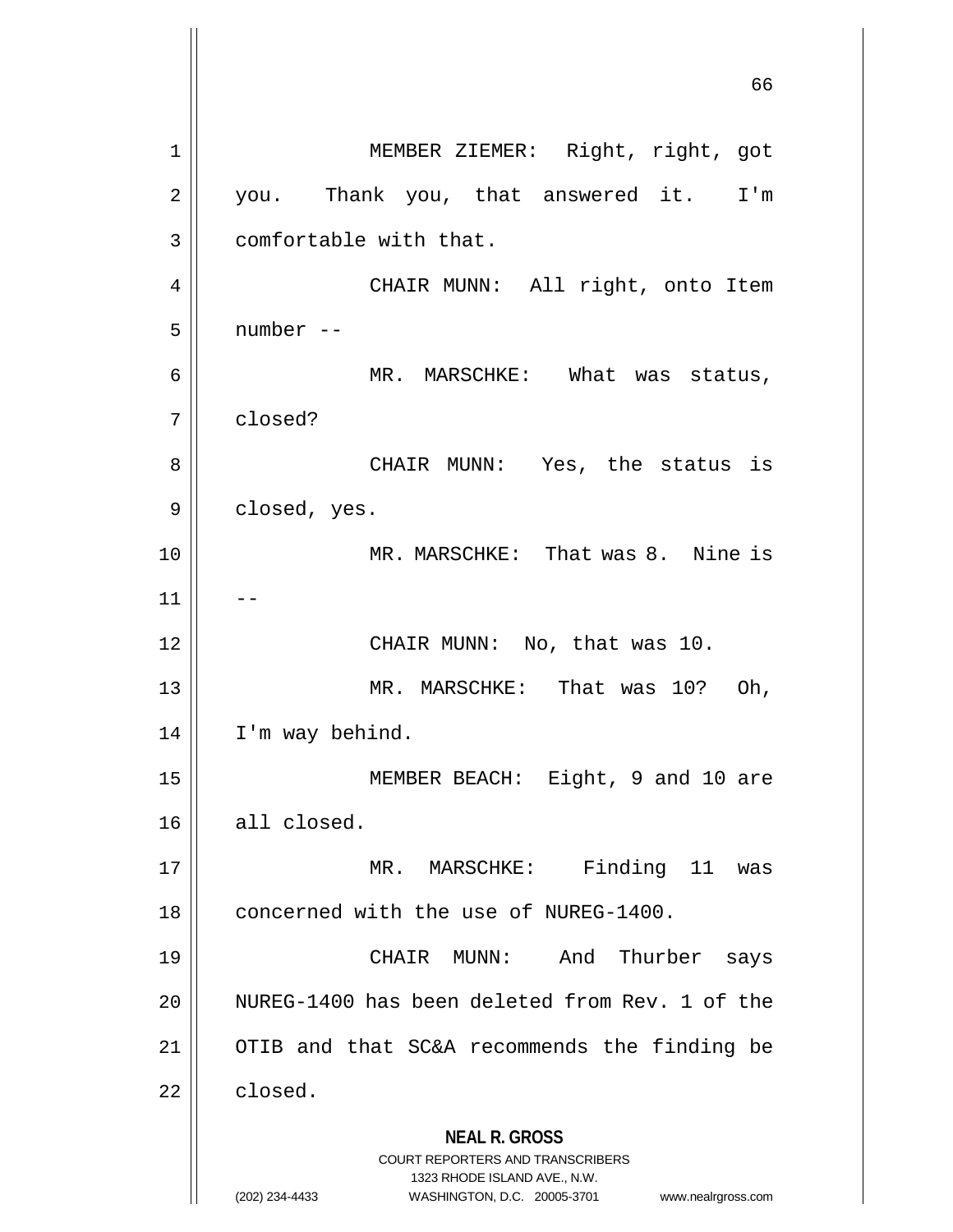MEMBER ZIEMER: Right, right, got you. Thank you, that answered it. I'm comfortable with that.

CHAIR MUNN: All right, onto Item number --

MR. MARSCHKE: What was status, closed?

CHAIR MUNN: Yes, the status is closed, yes.

MR. MARSCHKE: That was 8. Nine is --

CHAIR MUNN: No, that was 10.

MR. MARSCHKE: That was 10? Oh, I'm way behind.

MEMBER BEACH: Eight, 9 and 10 are all closed.

MR. MARSCHKE: Finding 11 was concerned with the use of NUREG-1400.

CHAIR MUNN: And Thurber says NUREG-1400 has been deleted from Rev. 1 of the OTIB and that SC&A recommends the finding be closed.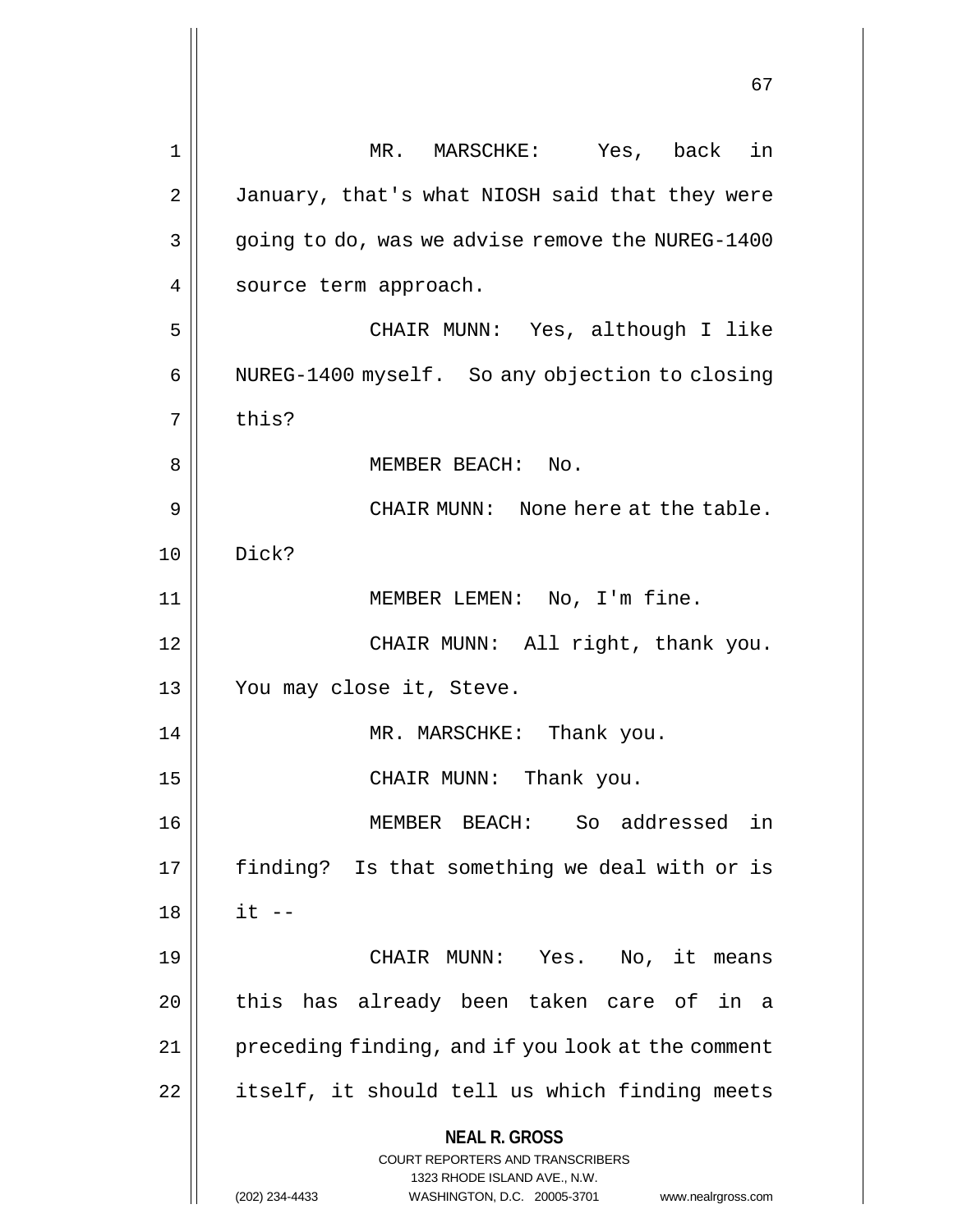MR. MARSCHKE: Yes, back in January, that's what NIOSH said that they were going to do, was we advise remove the NUREG-1400 source term approach.

CHAIR MUNN: Yes, although I like NUREG-1400 myself. So any objection to closing this?

MEMBER BEACH: No.

CHAIR MUNN: None here at the table. Dick?

MEMBER LEMEN: No, I'm fine.

CHAIR MUNN: All right, thank you. You may close it, Steve.

MR. MARSCHKE: Thank you.

CHAIR MUNN: Thank you.

MEMBER BEACH: So addressed in finding? Is that something we deal with or is it --

CHAIR MUNN: Yes. No, it means this has already been taken care of in a preceding finding, and if you look at the comment itself, it should tell us which finding meets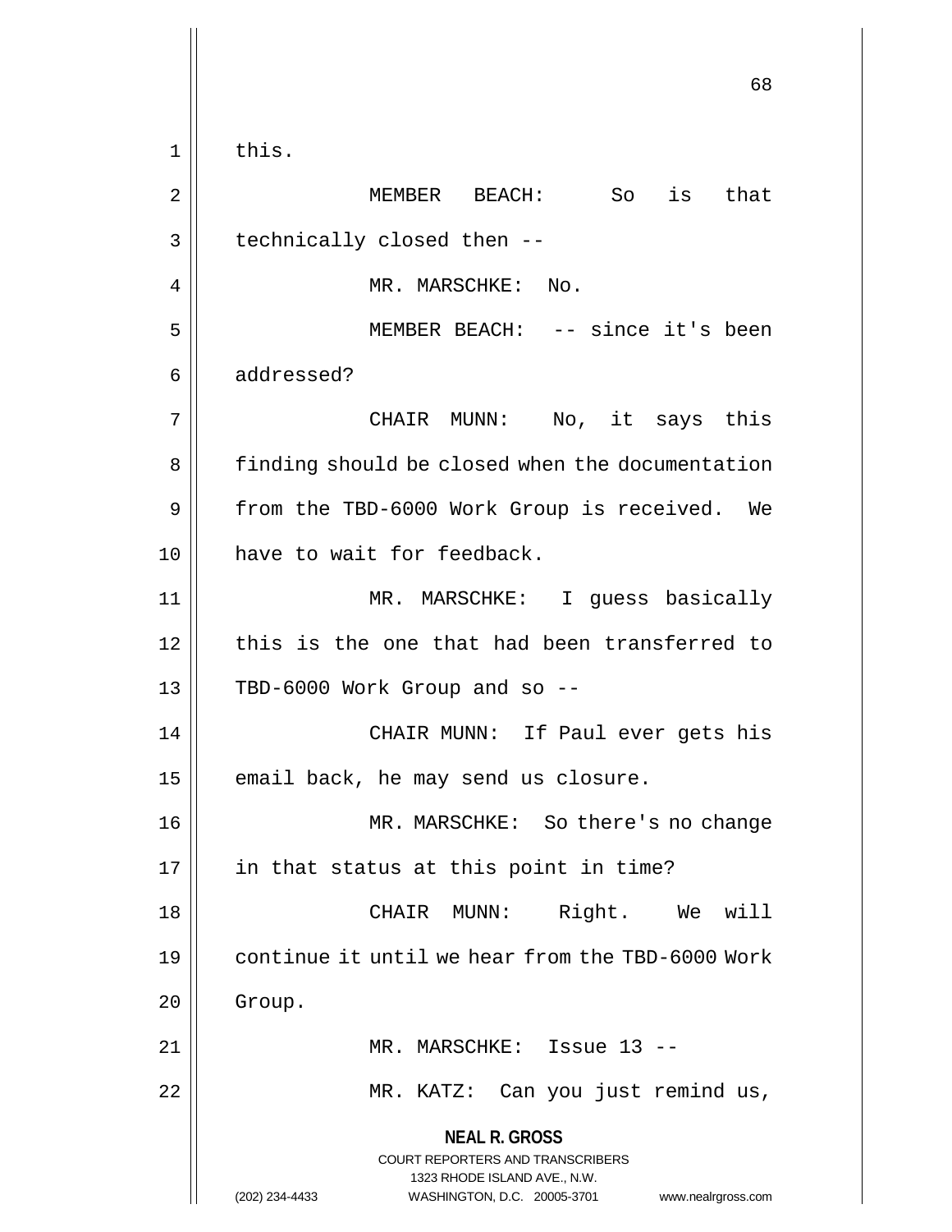this.

MEMBER BEACH: So is that technically closed then --

MR. MARSCHKE: No.

MEMBER BEACH: -- since it's been addressed?

CHAIR MUNN: No, it says this finding should be closed when the documentation from the TBD-6000 Work Group is received. We have to wait for feedback.

MR. MARSCHKE: I guess basically this is the one that had been transferred to TBD-6000 Work Group and so --

CHAIR MUNN: If Paul ever gets his email back, he may send us closure.

MR. MARSCHKE: So there's no change in that status at this point in time?

CHAIR MUNN: Right. We will continue it until we hear from the TBD-6000 Work Group.

MR. MARSCHKE: Issue 13 --

MR. KATZ: Can you just remind us,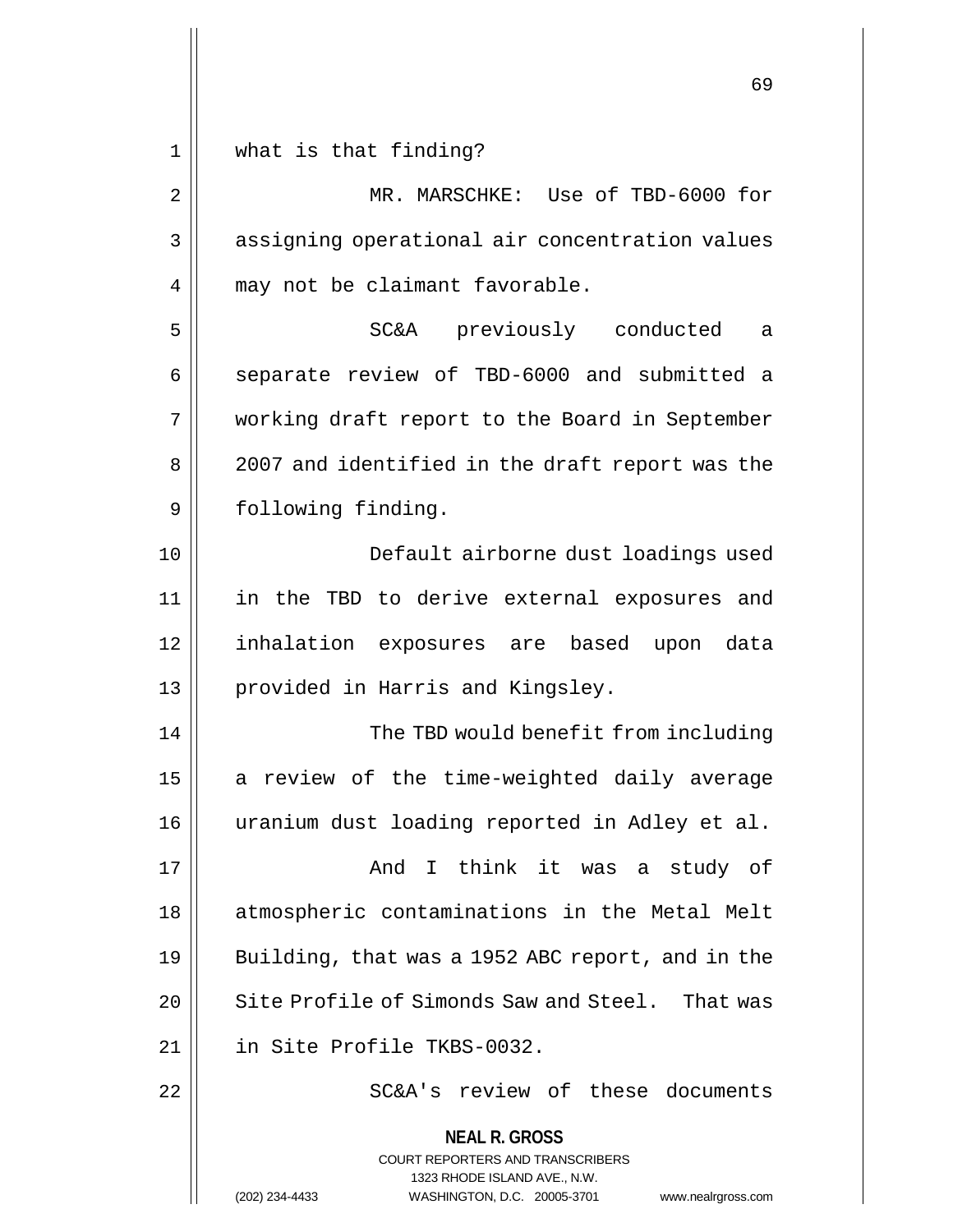what is that finding?

MR. MARSCHKE: Use of TBD-6000 for assigning operational air concentration values may not be claimant favorable.

SC&A previously conducted a separate review of TBD-6000 and submitted a working draft report to the Board in September 2007 and identified in the draft report was the following finding.

Default airborne dust loadings used in the TBD to derive external exposures and inhalation exposures are based upon data provided in Harris and Kingsley.

The TBD would benefit from including a review of the time-weighted daily average uranium dust loading reported in Adley et al.

And I think it was a study of atmospheric contaminations in the Metal Melt Building, that was a 1952 ABC report, and in the Site Profile of Simonds Saw and Steel. That was in Site Profile TKBS-0032.

SC&A's review of these documents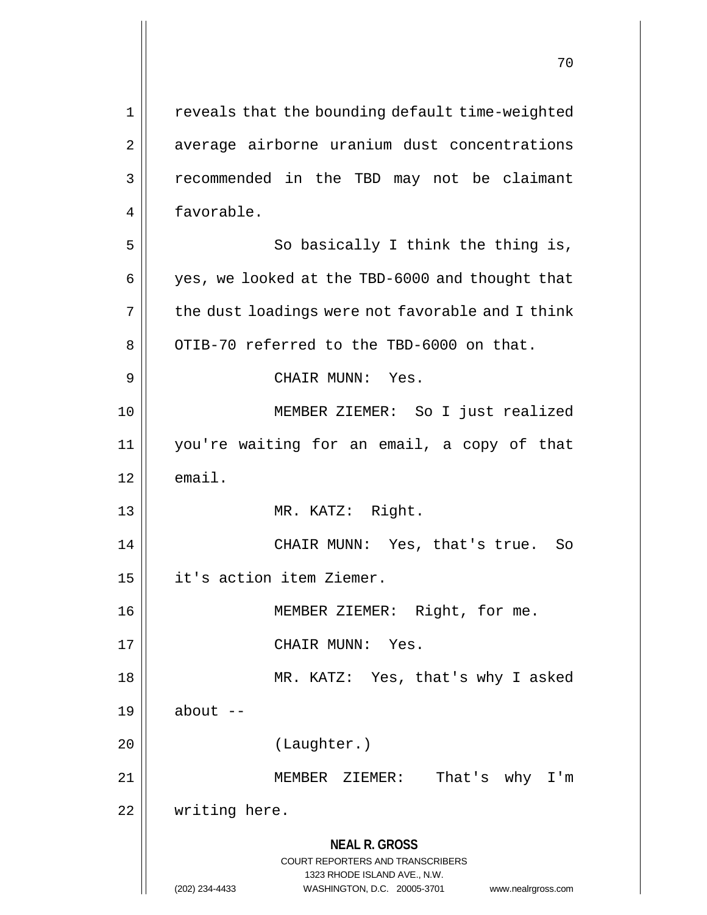reveals that the bounding default time-weighted average airborne uranium dust concentrations recommended in the TBD may not be claimant favorable.

So basically I think the thing is, yes, we looked at the TBD-6000 and thought that the dust loadings were not favorable and I think OTIB-70 referred to the TBD-6000 on that.

CHAIR MUNN: Yes.

MEMBER ZIEMER: So I just realized you're waiting for an email, a copy of that email.

MR. KATZ: Right.

CHAIR MUNN: Yes, that's true. So it's action item Ziemer.

MEMBER ZIEMER: Right, for me.

CHAIR MUNN: Yes.

MR. KATZ: Yes, that's why I asked about --

(Laughter.)

MEMBER ZIEMER: That's why I'm writing here.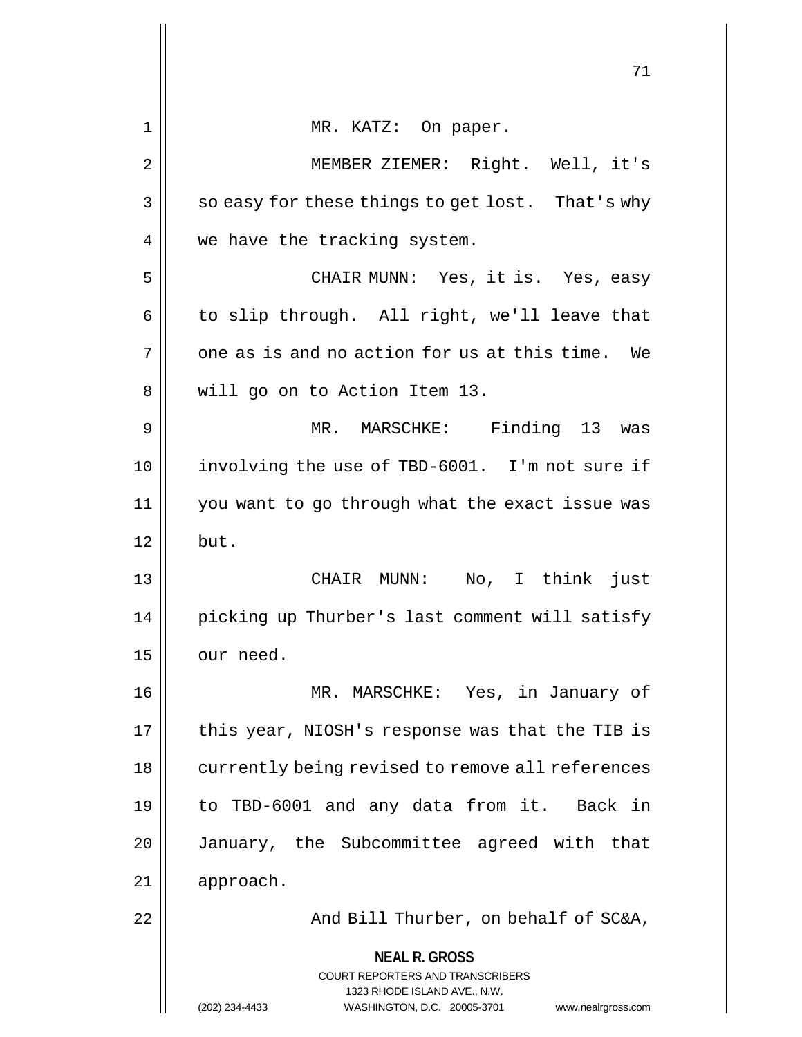MR. KATZ: On paper.

MEMBER ZIEMER: Right. Well, it's so easy for these things to get lost. That's why we have the tracking system.

CHAIR MUNN: Yes, it is. Yes, easy to slip through. All right, we'll leave that one as is and no action for us at this time. We will go on to Action Item 13.

MR. MARSCHKE: Finding 13 was involving the use of TBD-6001. I'm not sure if you want to go through what the exact issue was but.

CHAIR MUNN: No, I think just picking up Thurber's last comment will satisfy our need.

MR. MARSCHKE: Yes, in January of this year, NIOSH's response was that the TIB is currently being revised to remove all references to TBD-6001 and any data from it. Back in January, the Subcommittee agreed with that approach.

And Bill Thurber, on behalf of SC&A,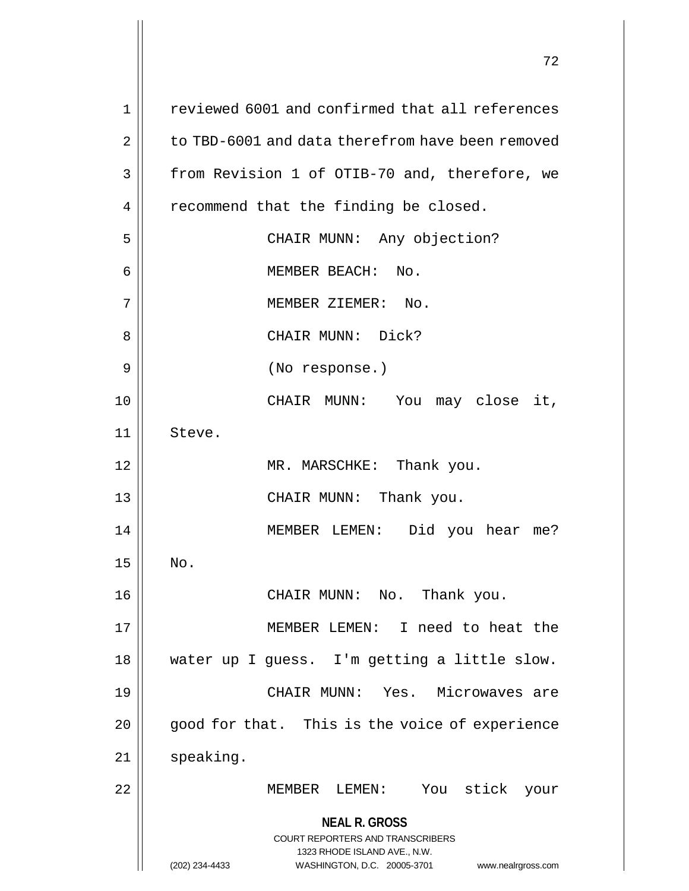reviewed 6001 and confirmed that all references to TBD-6001 and data therefrom have been removed from Revision 1 of OTIB-70 and, therefore, we recommend that the finding be closed.

CHAIR MUNN: Any objection?

MEMBER BEACH: No.

MEMBER ZIEMER: No.

CHAIR MUNN: Dick?

(No response.)

CHAIR MUNN: You may close it, Steve.

MR. MARSCHKE: Thank you.

CHAIR MUNN: Thank you.

MEMBER LEMEN: Did you hear me? No.

CHAIR MUNN: No. Thank you.

MEMBER LEMEN: I need to heat the water up I guess. I'm getting a little slow.

CHAIR MUNN: Yes. Microwaves are good for that. This is the voice of experience speaking.

MEMBER LEMEN: You stick your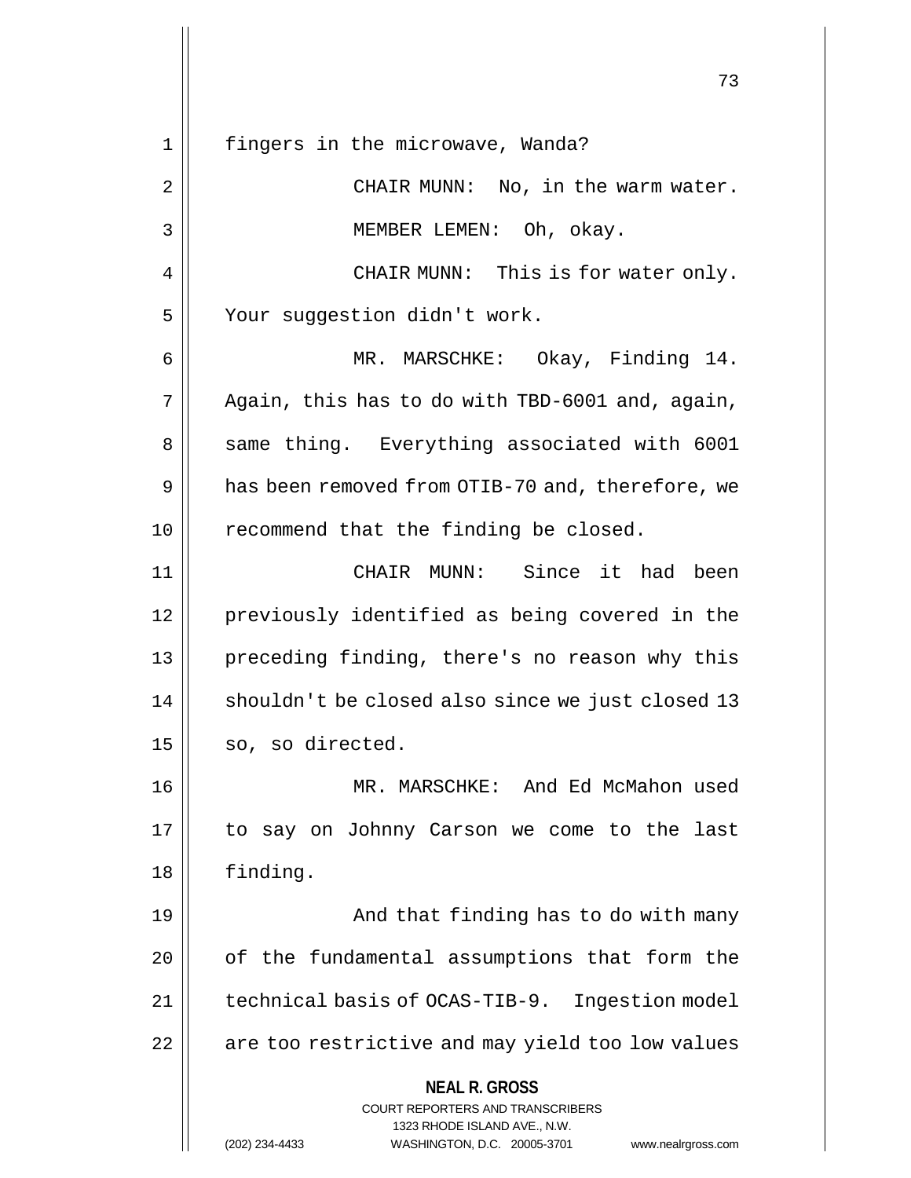fingers in the microwave, Wanda?

CHAIR MUNN: No, in the warm water.

MEMBER LEMEN: Oh, okay.

CHAIR MUNN: This is for water only. Your suggestion didn't work.

MR. MARSCHKE: Okay, Finding 14. Again, this has to do with TBD-6001 and, again, same thing. Everything associated with 6001 has been removed from OTIB-70 and, therefore, we recommend that the finding be closed.

CHAIR MUNN: Since it had been previously identified as being covered in the preceding finding, there's no reason why this shouldn't be closed also since we just closed 13 so, so directed.

MR. MARSCHKE: And Ed McMahon used to say on Johnny Carson we come to the last finding.

And that finding has to do with many of the fundamental assumptions that form the technical basis of OCAS-TIB-9. Ingestion model are too restrictive and may yield too low values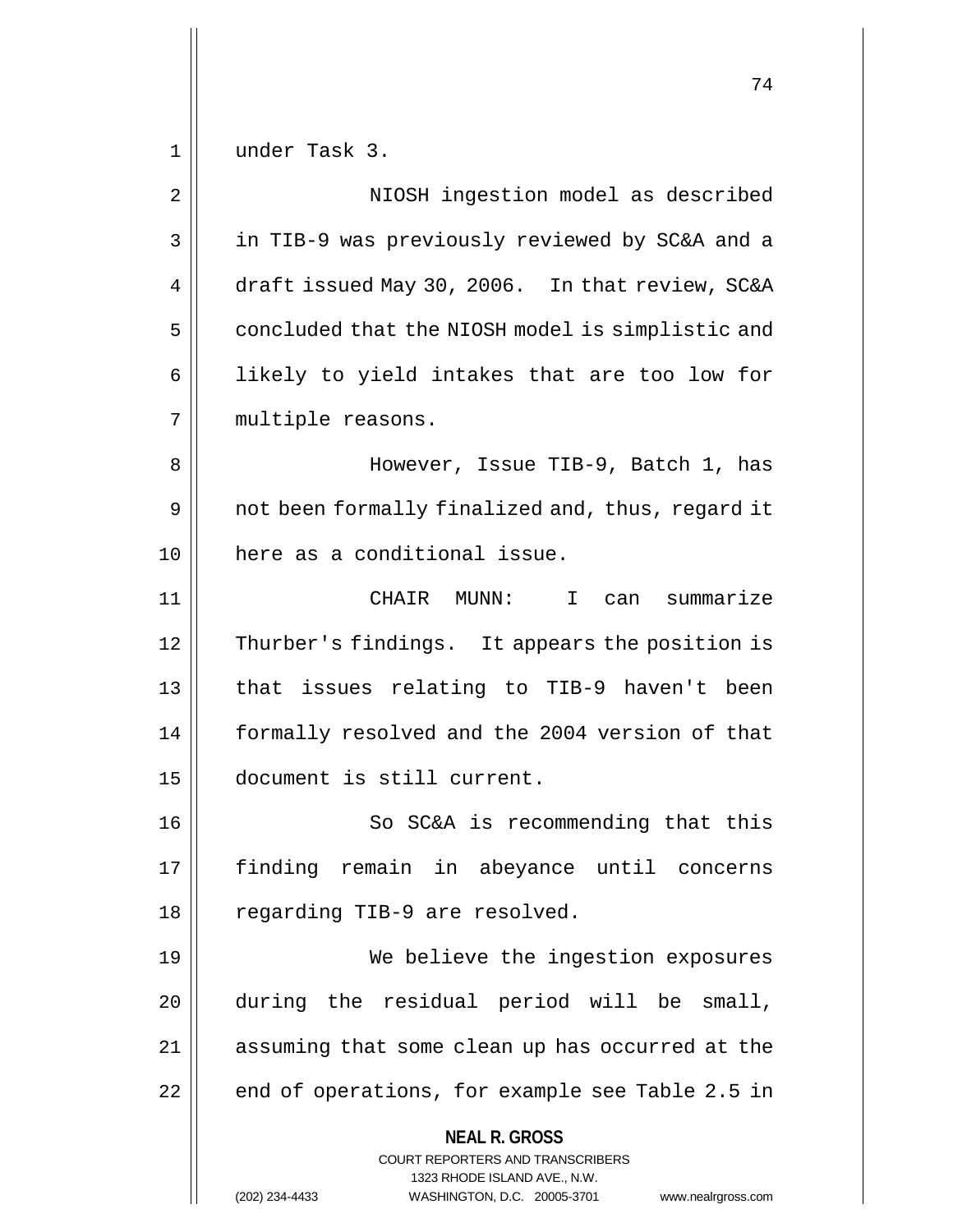under Task 3.

NIOSH ingestion model as described in TIB-9 was previously reviewed by SC&A and a draft issued May 30, 2006. In that review, SC&A concluded that the NIOSH model is simplistic and likely to yield intakes that are too low for multiple reasons.

However, Issue TIB-9, Batch 1, has not been formally finalized and, thus, regard it here as a conditional issue.

CHAIR MUNN: I can summarize Thurber's findings. It appears the position is that issues relating to TIB-9 haven't been formally resolved and the 2004 version of that document is still current.

So SC&A is recommending that this finding remain in abeyance until concerns regarding TIB-9 are resolved.

We believe the ingestion exposures during the residual period will be small, assuming that some clean up has occurred at the end of operations, for example see Table 2.5 in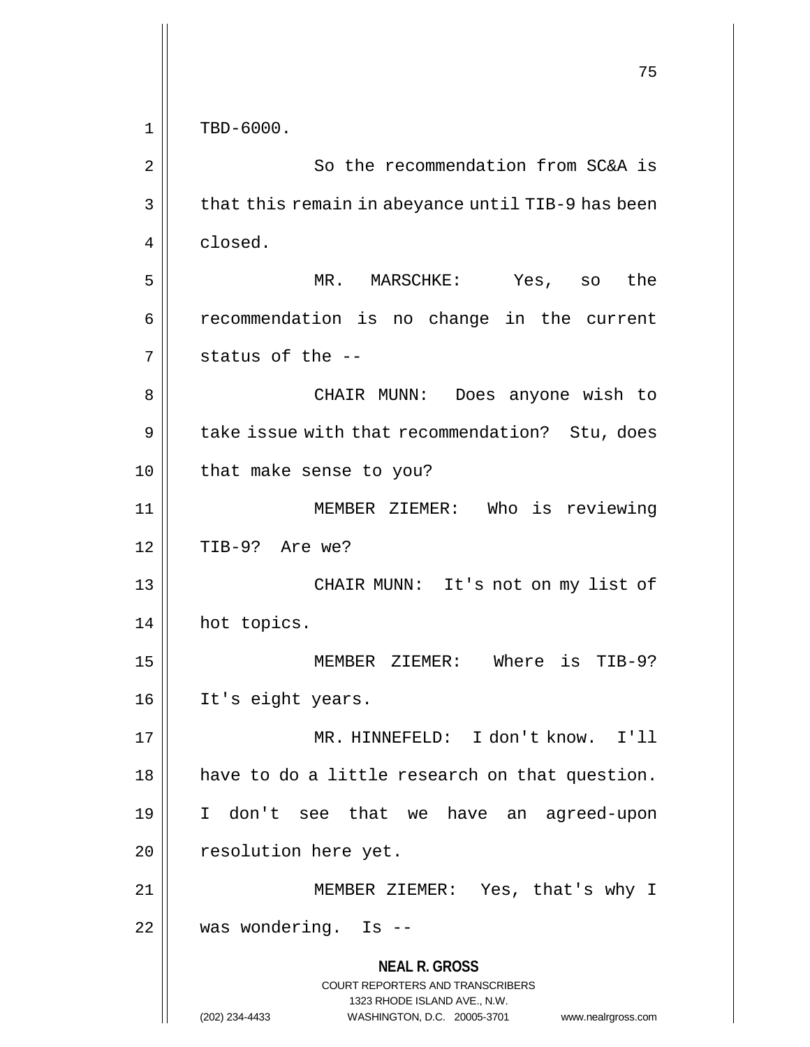TBD-6000.

So the recommendation from SC&A is that this remain in abeyance until TIB-9 has been closed.

MR. MARSCHKE: Yes, so the recommendation is no change in the current status of the --

CHAIR MUNN: Does anyone wish to take issue with that recommendation? Stu, does that make sense to you?

MEMBER ZIEMER: Who is reviewing TIB-9? Are we?

CHAIR MUNN: It's not on my list of hot topics.

MEMBER ZIEMER: Where is TIB-9? It's eight years.

MR. HINNEFELD: I don't know. I'll have to do a little research on that question. I don't see that we have an agreed-upon resolution here yet.

MEMBER ZIEMER: Yes, that's why I was wondering. Is --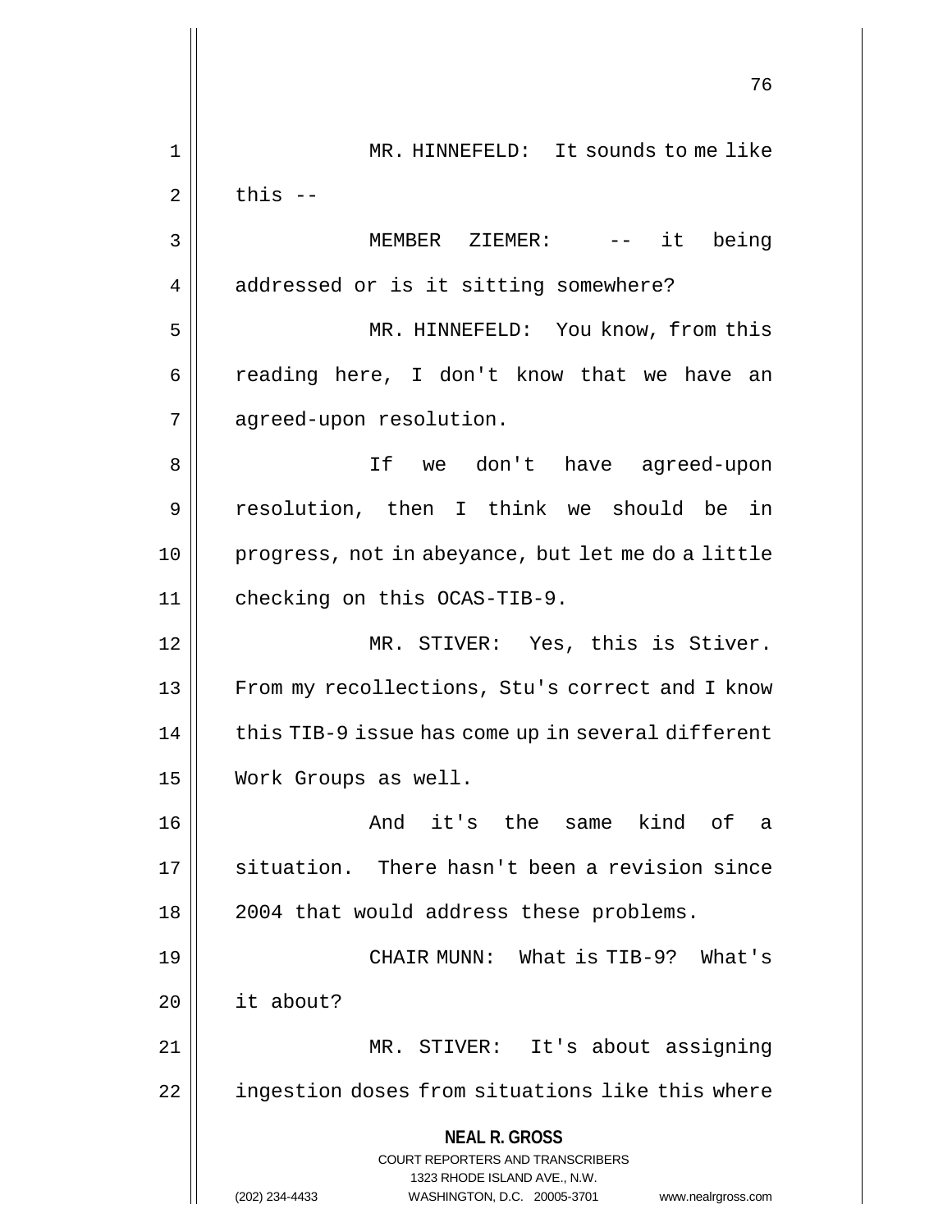MR. HINNEFELD: It sounds to me like this --

MEMBER ZIEMER: -- it being addressed or is it sitting somewhere?

MR. HINNEFELD: You know, from this reading here, I don't know that we have an agreed-upon resolution.

If we don't have agreed-upon resolution, then I think we should be in progress, not in abeyance, but let me do a little checking on this OCAS-TIB-9.

MR. STIVER: Yes, this is Stiver. From my recollections, Stu's correct and I know this TIB-9 issue has come up in several different Work Groups as well.

And it's the same kind of a situation. There hasn't been a revision since 2004 that would address these problems.

CHAIR MUNN: What is TIB-9? What's it about?

MR. STIVER: It's about assigning ingestion doses from situations like this where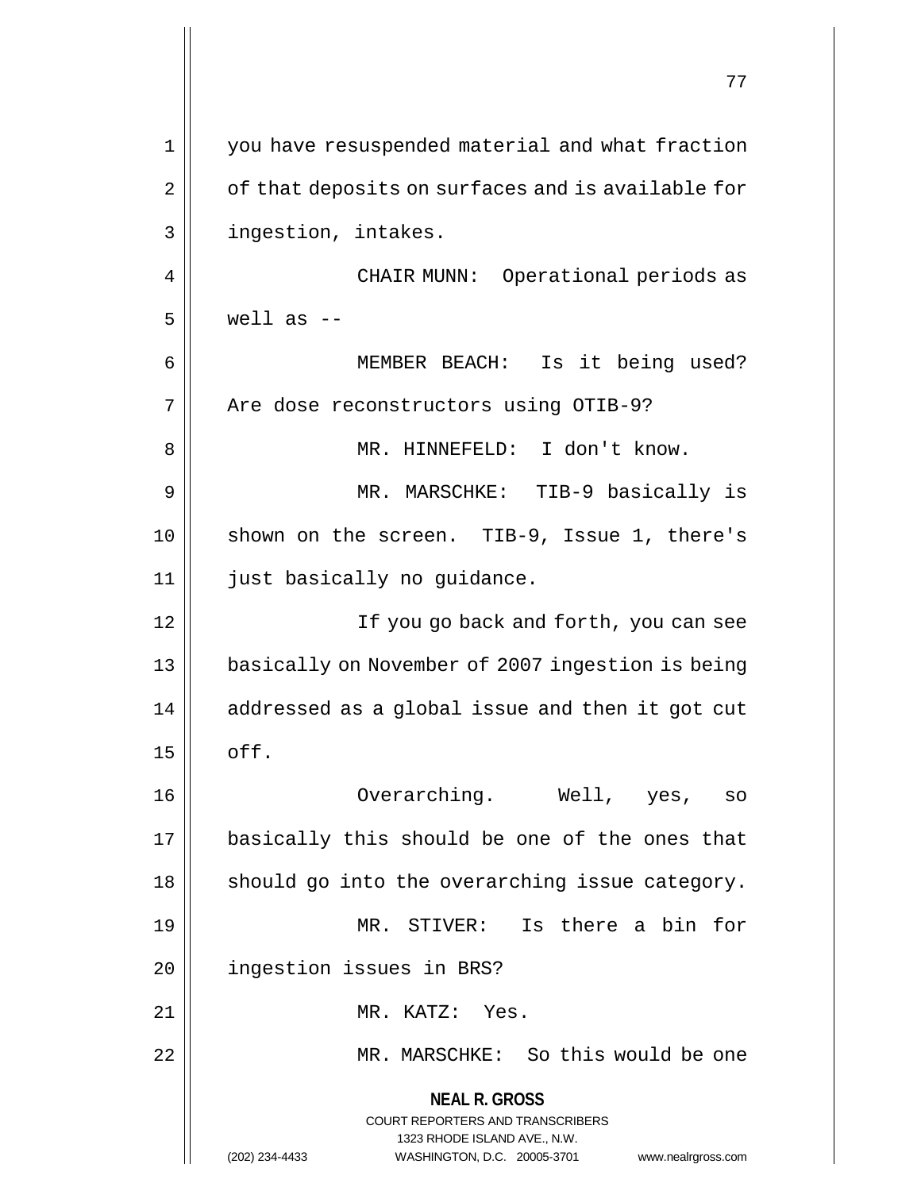you have resuspended material and what fraction of that deposits on surfaces and is available for ingestion, intakes.

CHAIR MUNN: Operational periods as well as --

MEMBER BEACH: Is it being used? Are dose reconstructors using OTIB-9?

MR. HINNEFELD: I don't know.

MR. MARSCHKE: TIB-9 basically is shown on the screen. TIB-9, Issue 1, there's just basically no guidance.

If you go back and forth, you can see basically on November of 2007 ingestion is being addressed as a global issue and then it got cut off.

Overarching. Well, yes, so basically this should be one of the ones that should go into the overarching issue category.

MR. STIVER: Is there a bin for ingestion issues in BRS?

MR. KATZ: Yes.

MR. MARSCHKE: So this would be one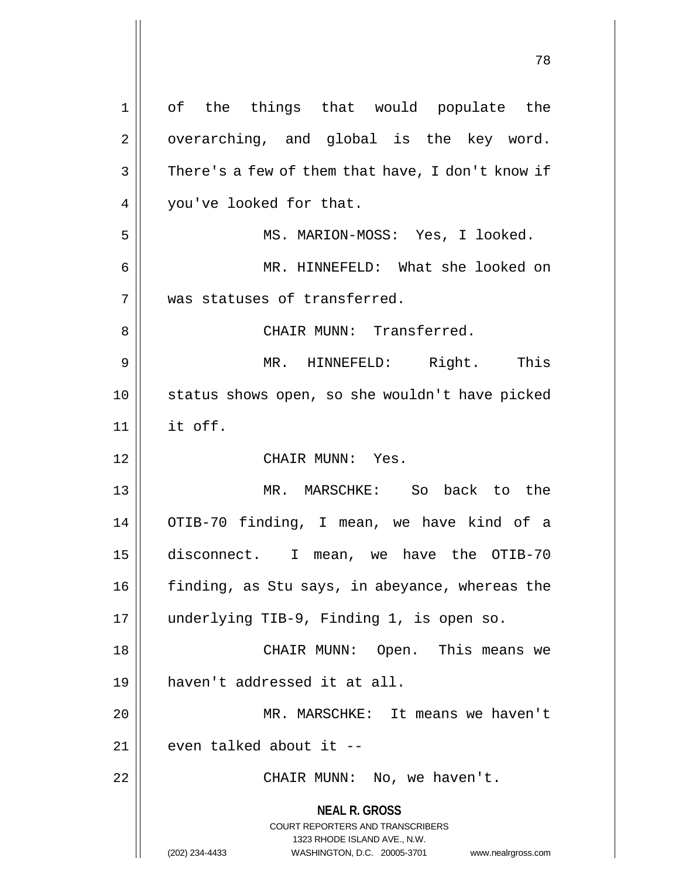of the things that would populate the overarching, and global is the key word. There's a few of them that have, I don't know if you've looked for that.

MS. MARION-MOSS: Yes, I looked.

MR. HINNEFELD: What she looked on was statuses of transferred.

CHAIR MUNN: Transferred.

MR. HINNEFELD: Right. This status shows open, so she wouldn't have picked it off.

CHAIR MUNN: Yes.

MR. MARSCHKE: So back to the OTIB-70 finding, I mean, we have kind of a disconnect. I mean, we have the OTIB-70 finding, as Stu says, in abeyance, whereas the underlying TIB-9, Finding 1, is open so.

CHAIR MUNN: Open. This means we haven't addressed it at all.

MR. MARSCHKE: It means we haven't even talked about it --

CHAIR MUNN: No, we haven't.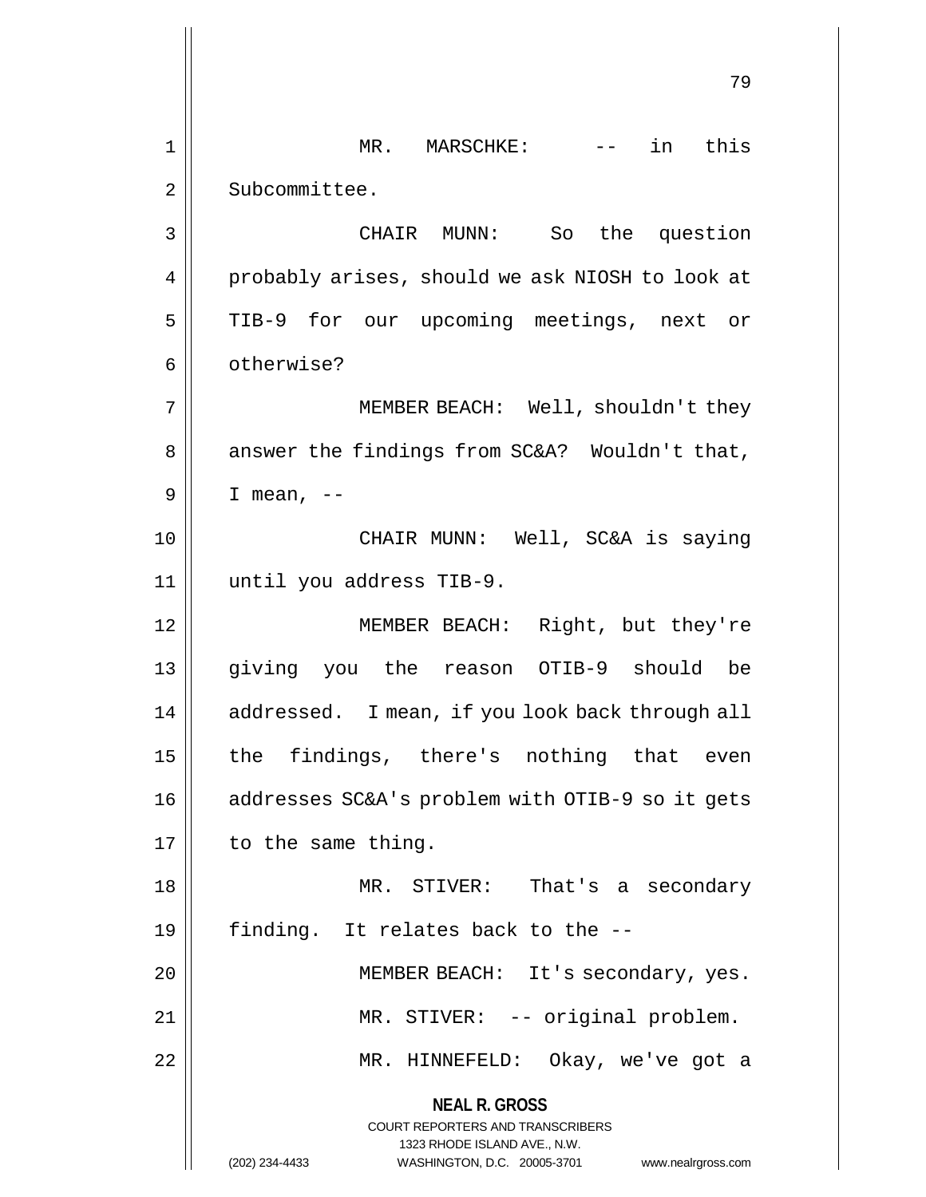MR. MARSCHKE: -- in this Subcommittee.

CHAIR MUNN: So the question probably arises, should we ask NIOSH to look at TIB-9 for our upcoming meetings, next or otherwise?

MEMBER BEACH: Well, shouldn't they answer the findings from SC&A? Wouldn't that, I mean, --

CHAIR MUNN: Well, SC&A is saying until you address TIB-9.

MEMBER BEACH: Right, but they're giving you the reason OTIB-9 should be addressed. I mean, if you look back through all the findings, there's nothing that even addresses SC&A's problem with OTIB-9 so it gets to the same thing.

MR. STIVER: That's a secondary finding. It relates back to the --

MEMBER BEACH: It's secondary, yes.

MR. STIVER: -- original problem.

MR. HINNEFELD: Okay, we've got a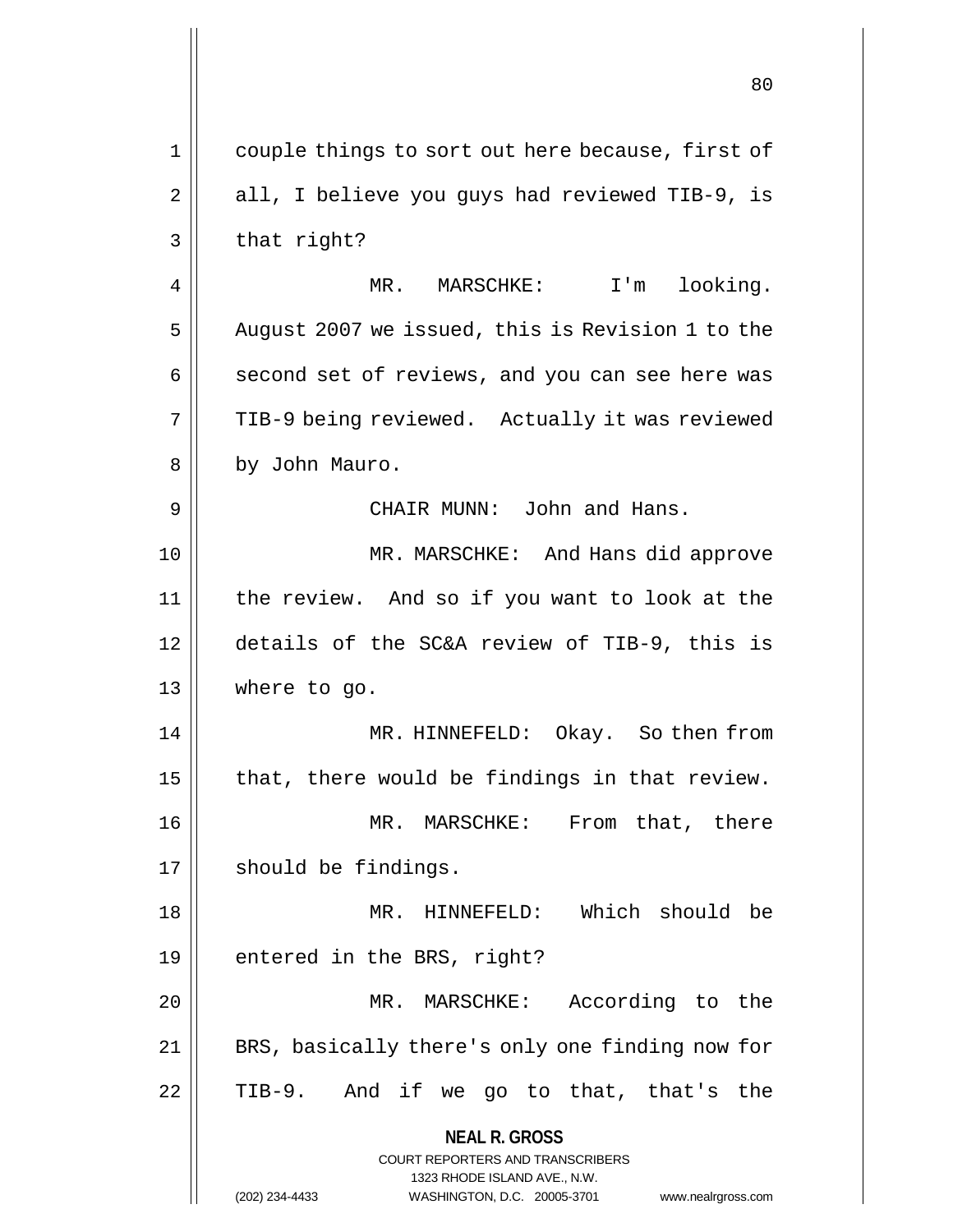couple things to sort out here because, first of all, I believe you guys had reviewed TIB-9, is that right?

MR. MARSCHKE: I'm looking. August 2007 we issued, this is Revision 1 to the second set of reviews, and you can see here was TIB-9 being reviewed. Actually it was reviewed by John Mauro.

CHAIR MUNN: John and Hans.

MR. MARSCHKE: And Hans did approve the review. And so if you want to look at the details of the SC&A review of TIB-9, this is where to go.

MR. HINNEFELD: Okay. So then from that, there would be findings in that review.

MR. MARSCHKE: From that, there should be findings.

MR. HINNEFELD: Which should be entered in the BRS, right?

MR. MARSCHKE: According to the BRS, basically there's only one finding now for TIB-9. And if we go to that, that's the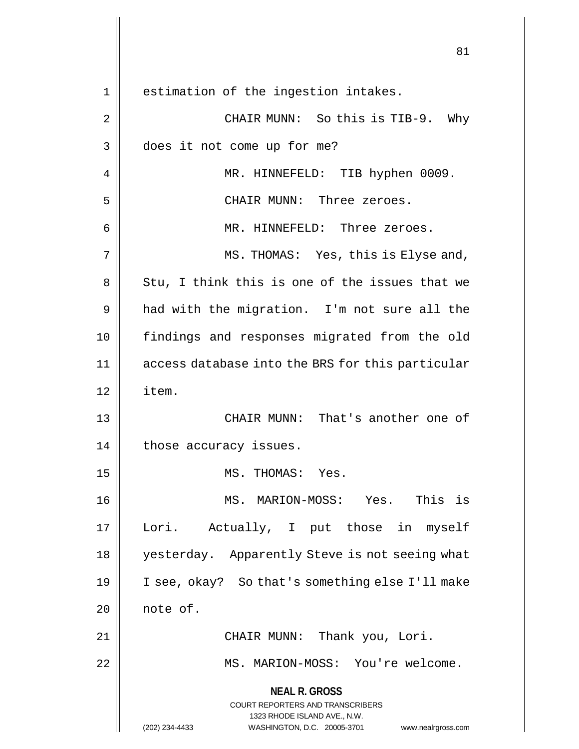estimation of the ingestion intakes.

CHAIR MUNN: So this is TIB-9. Why does it not come up for me?

MR. HINNEFELD: TIB hyphen 0009.

CHAIR MUNN: Three zeroes.

MR. HINNEFELD: Three zeroes.

MS. THOMAS: Yes, this is Elyse and, Stu, I think this is one of the issues that we had with the migration. I'm not sure all the findings and responses migrated from the old access database into the BRS for this particular item.

CHAIR MUNN: That's another one of those accuracy issues.

MS. THOMAS: Yes.

MS. MARION-MOSS: Yes. This is Lori. Actually, I put those in myself yesterday. Apparently Steve is not seeing what I see, okay? So that's something else I'll make note of.

CHAIR MUNN: Thank you, Lori.

MS. MARION-MOSS: You're welcome.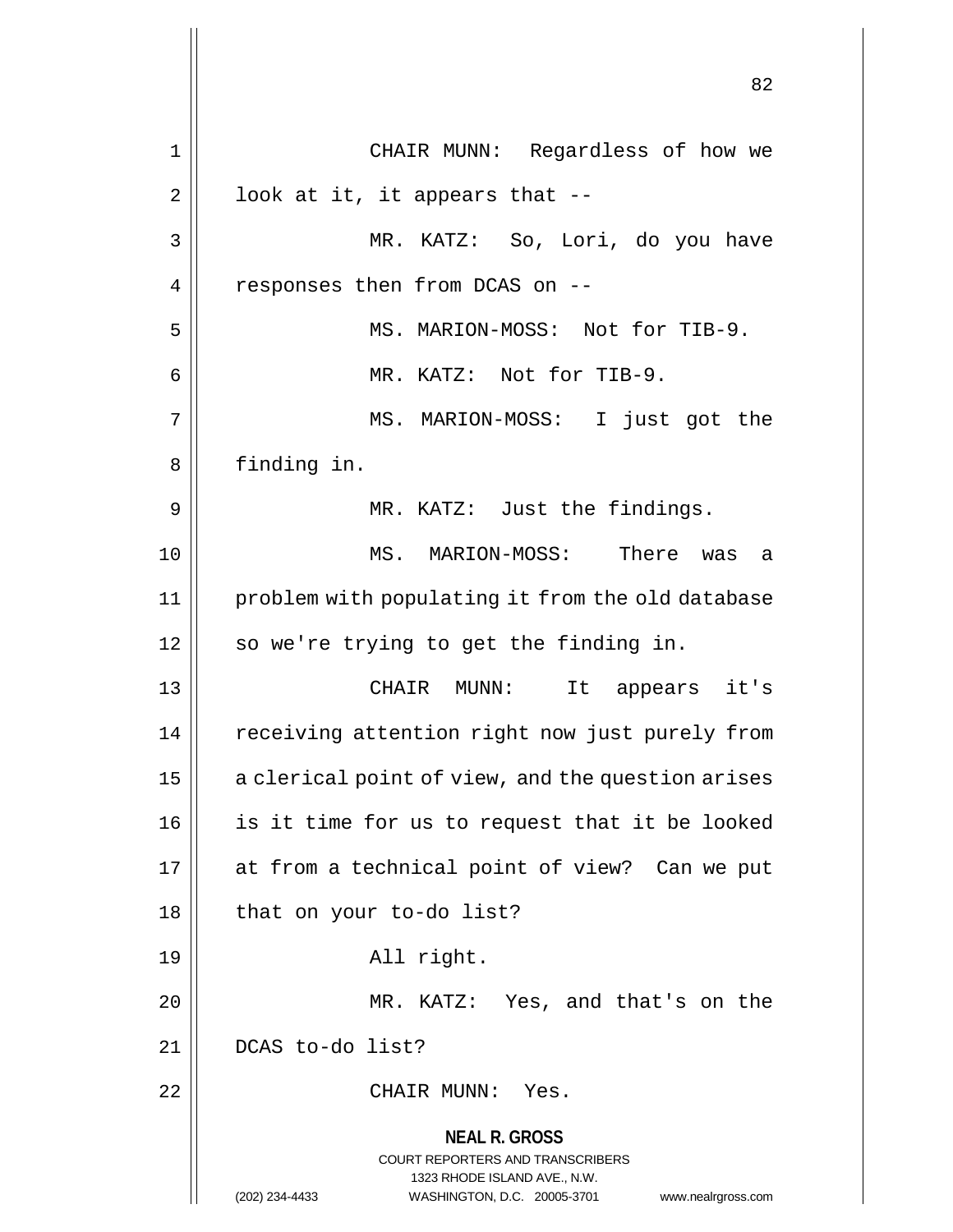CHAIR MUNN: Regardless of how we look at it, it appears that --

MR. KATZ: So, Lori, do you have responses then from DCAS on --

MS. MARION-MOSS: Not for TIB-9.

MR. KATZ: Not for TIB-9.

MS. MARION-MOSS: I just got the finding in.

MR. KATZ: Just the findings.

MS. MARION-MOSS: There was a problem with populating it from the old database so we're trying to get the finding in.

CHAIR MUNN: It appears it's receiving attention right now just purely from a clerical point of view, and the question arises is it time for us to request that it be looked at from a technical point of view? Can we put that on your to-do list?

All right.

MR. KATZ: Yes, and that's on the DCAS to-do list?

CHAIR MUNN: Yes.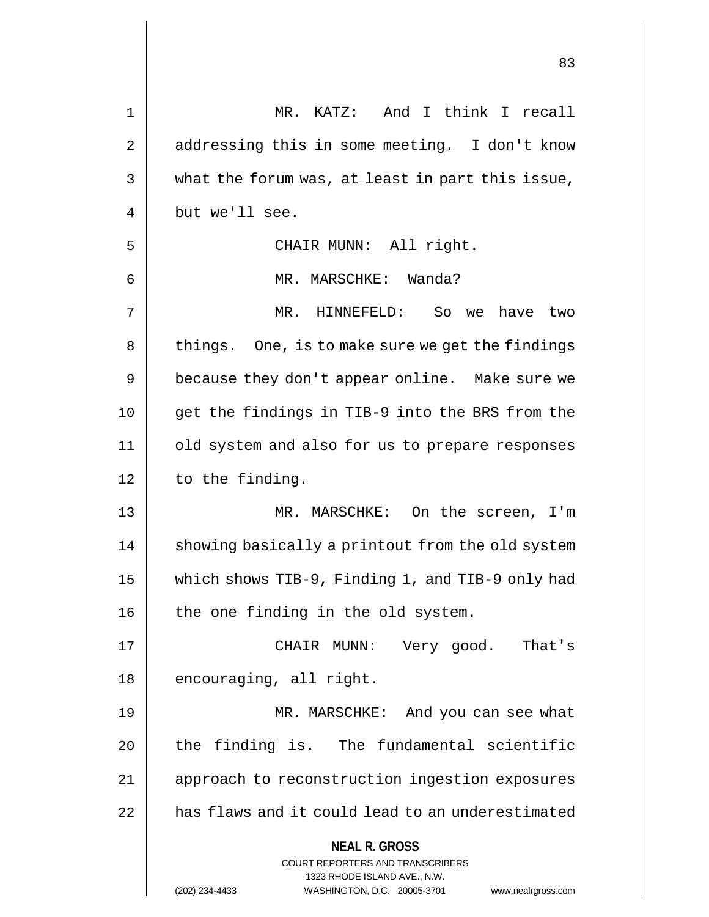MR. KATZ: And I think I recall addressing this in some meeting. I don't know what the forum was, at least in part this issue, but we'll see.

CHAIR MUNN: All right.

MR. MARSCHKE: Wanda?

MR. HINNEFELD: So we have two things. One, is to make sure we get the findings because they don't appear online. Make sure we get the findings in TIB-9 into the BRS from the old system and also for us to prepare responses to the finding.

MR. MARSCHKE: On the screen, I'm showing basically a printout from the old system which shows TIB-9, Finding 1, and TIB-9 only had the one finding in the old system.

CHAIR MUNN: Very good. That's encouraging, all right.

MR. MARSCHKE: And you can see what the finding is. The fundamental scientific approach to reconstruction ingestion exposures has flaws and it could lead to an underestimated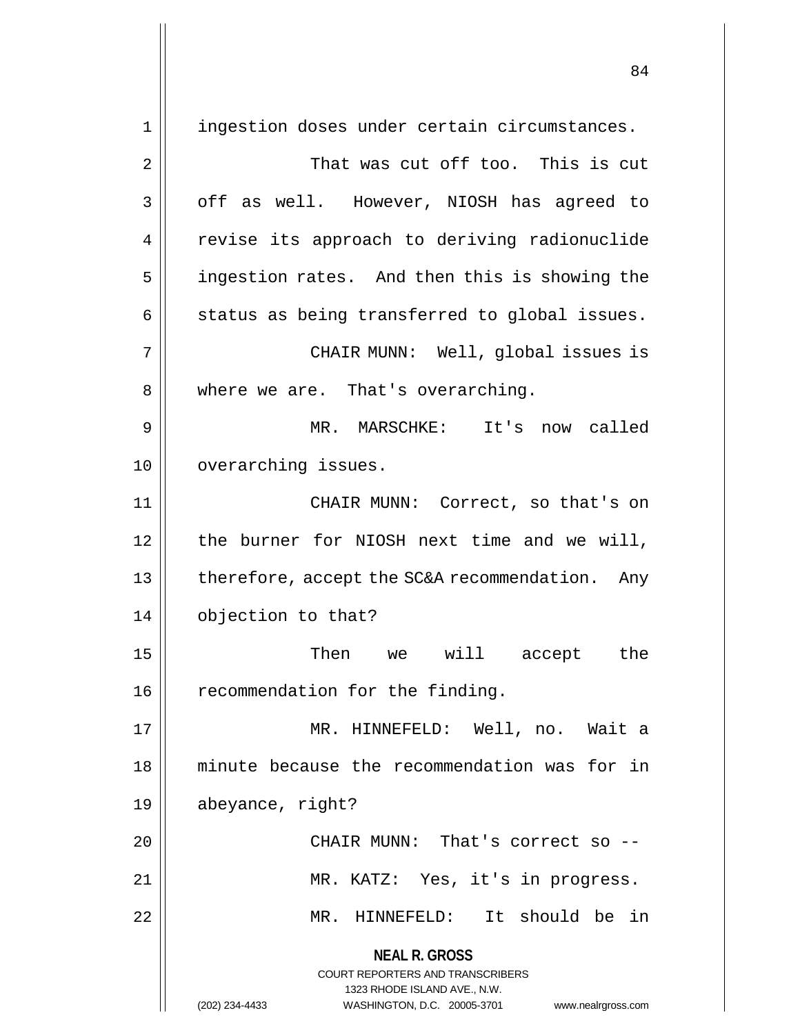ingestion doses under certain circumstances.

That was cut off too. This is cut off as well. However, NIOSH has agreed to revise its approach to deriving radionuclide ingestion rates. And then this is showing the status as being transferred to global issues.

CHAIR MUNN: Well, global issues is where we are. That's overarching.

MR. MARSCHKE: It's now called overarching issues.

CHAIR MUNN: Correct, so that's on the burner for NIOSH next time and we will, therefore, accept the SC&A recommendation. Any objection to that?

Then we will accept the recommendation for the finding.

MR. HINNEFELD: Well, no. Wait a minute because the recommendation was for in abeyance, right?

CHAIR MUNN: That's correct so --

MR. KATZ: Yes, it's in progress.

MR. HINNEFELD: It should be in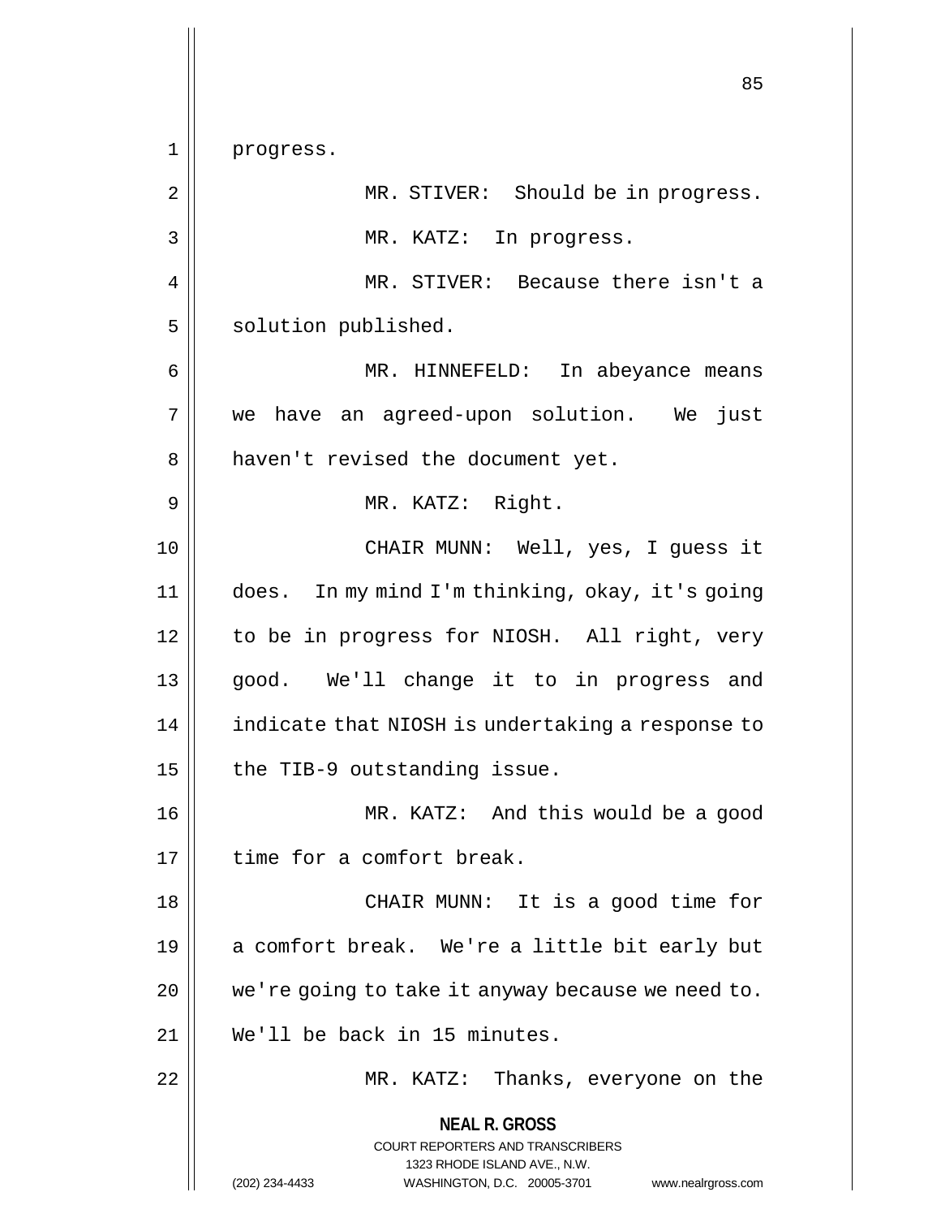progress.

MR. STIVER: Should be in progress.

MR. KATZ: In progress.

MR. STIVER: Because there isn't a solution published.

MR. HINNEFELD: In abeyance means we have an agreed-upon solution. We just haven't revised the document yet.

MR. KATZ: Right.

CHAIR MUNN: Well, yes, I guess it does. In my mind I'm thinking, okay, it's going to be in progress for NIOSH. All right, very good. We'll change it to in progress and indicate that NIOSH is undertaking a response to the TIB-9 outstanding issue.

MR. KATZ: And this would be a good time for a comfort break.

CHAIR MUNN: It is a good time for a comfort break. We're a little bit early but we're going to take it anyway because we need to. We'll be back in 15 minutes.

MR. KATZ: Thanks, everyone on the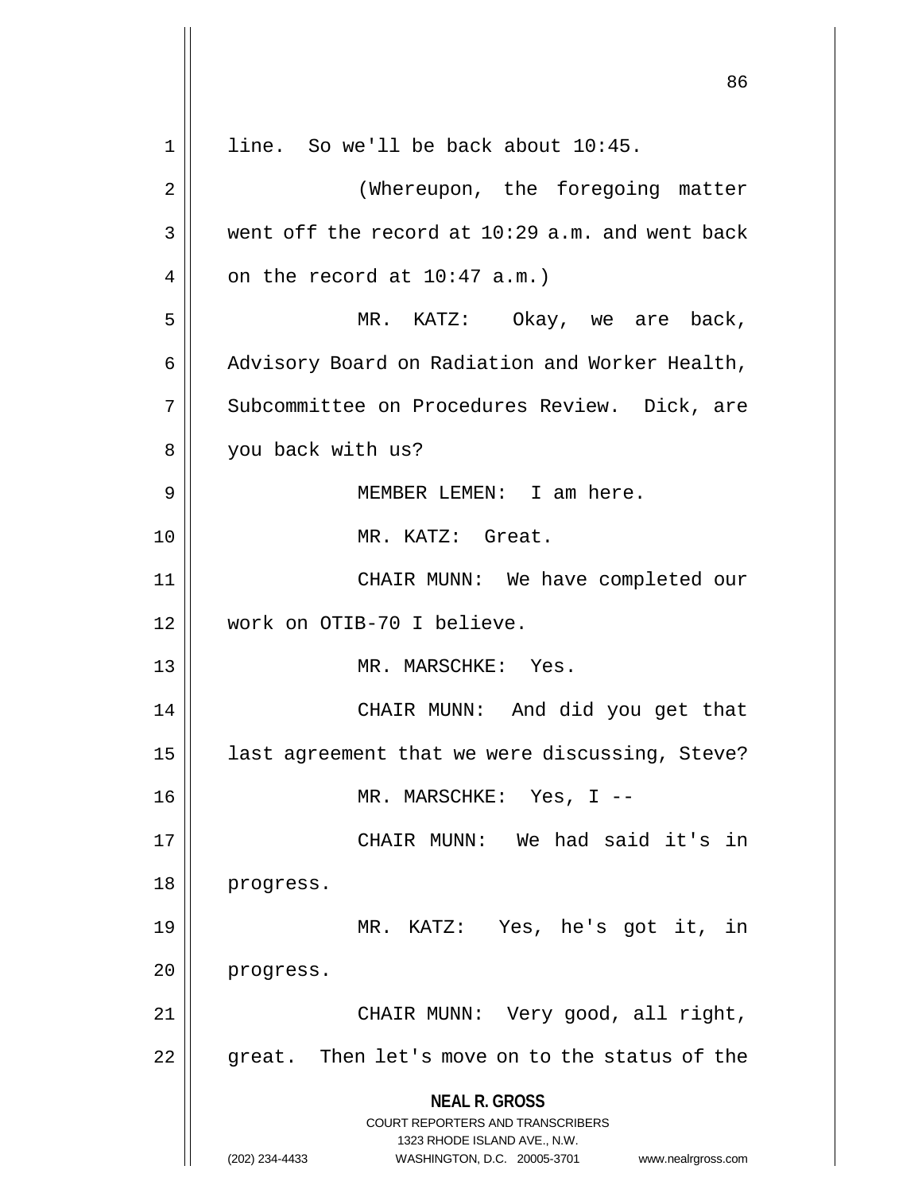line. So we'll be back about 10:45.

(Whereupon, the foregoing matter went off the record at 10:29 a.m. and went back on the record at 10:47 a.m.)

MR. KATZ: Okay, we are back, Advisory Board on Radiation and Worker Health, Subcommittee on Procedures Review. Dick, are you back with us?

MEMBER LEMEN: I am here.

MR. KATZ: Great.

CHAIR MUNN: We have completed our work on OTIB-70 I believe.

MR. MARSCHKE: Yes.

CHAIR MUNN: And did you get that last agreement that we were discussing, Steve?

MR. MARSCHKE: Yes, I --

CHAIR MUNN: We had said it's in progress.

MR. KATZ: Yes, he's got it, in progress.

CHAIR MUNN: Very good, all right, great. Then let's move on to the status of the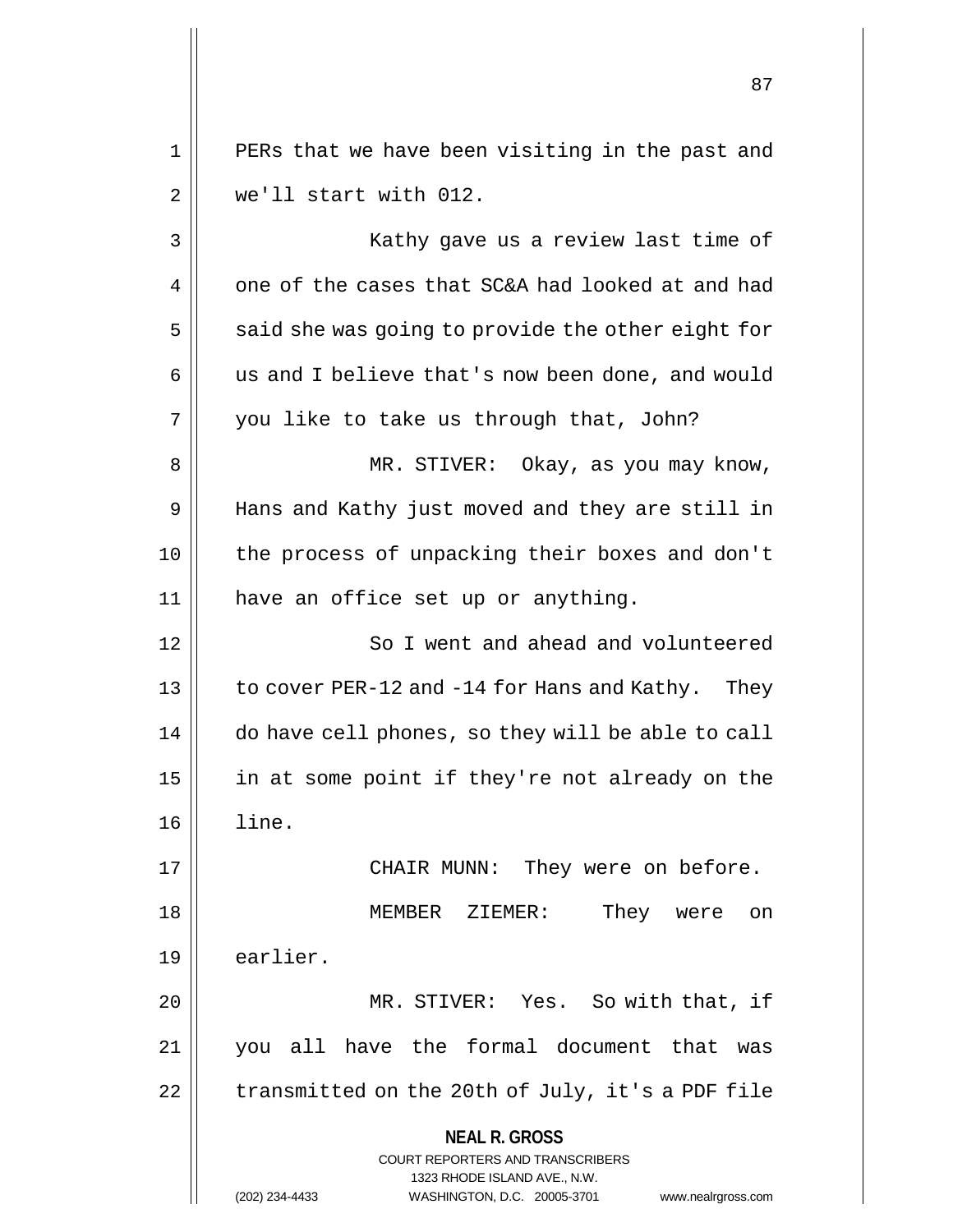PERs that we have been visiting in the past and we'll start with 012.

Kathy gave us a review last time of one of the cases that SC&A had looked at and had said she was going to provide the other eight for us and I believe that's now been done, and would you like to take us through that, John?

MR. STIVER: Okay, as you may know, Hans and Kathy just moved and they are still in the process of unpacking their boxes and don't have an office set up or anything.

So I went and ahead and volunteered to cover PER-12 and -14 for Hans and Kathy. They do have cell phones, so they will be able to call in at some point if they're not already on the line.

CHAIR MUNN: They were on before.

MEMBER ZIEMER: They were on earlier.

MR. STIVER: Yes. So with that, if you all have the formal document that was transmitted on the 20th of July, it's a PDF file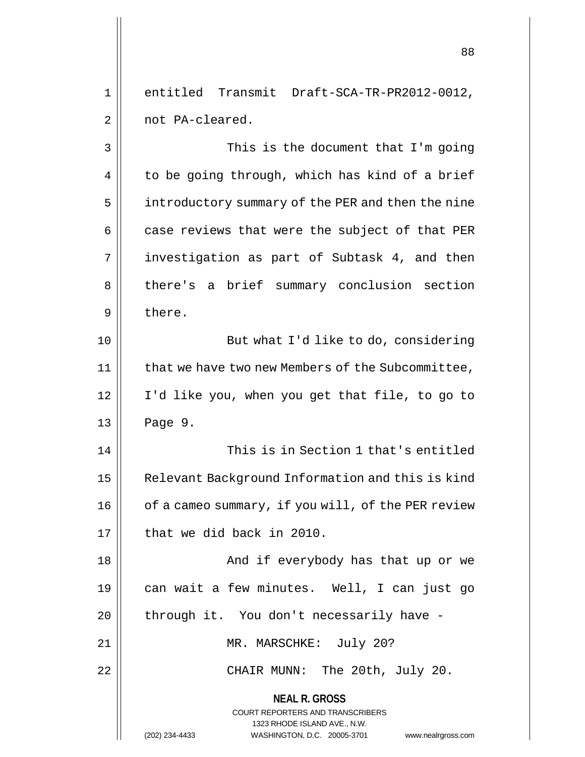entitled Transmit Draft-SCA-TR-PR2012-0012, not PA-cleared.

This is the document that I'm going to be going through, which has kind of a brief introductory summary of the PER and then the nine case reviews that were the subject of that PER investigation as part of Subtask 4, and then there's a brief summary conclusion section there.

But what I'd like to do, considering that we have two new Members of the Subcommittee, I'd like you, when you get that file, to go to Page 9.

This is in Section 1 that's entitled Relevant Background Information and this is kind of a cameo summary, if you will, of the PER review that we did back in 2010.

And if everybody has that up or we can wait a few minutes. Well, I can just go through it. You don't necessarily have -

MR. MARSCHKE: July 20?

CHAIR MUNN: The 20th, July 20.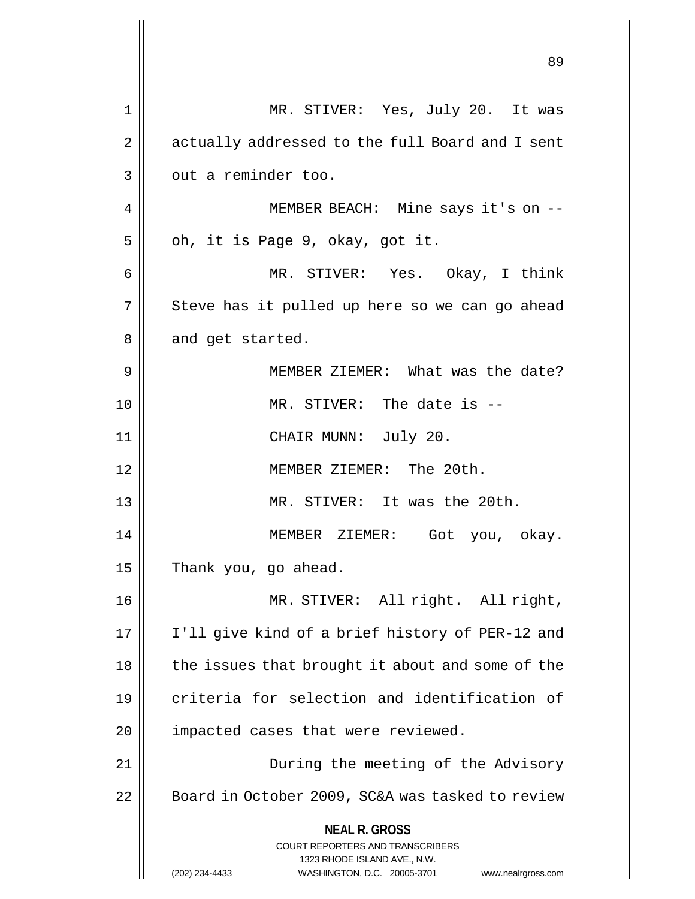MR. STIVER: Yes, July 20. It was actually addressed to the full Board and I sent out a reminder too.

MEMBER BEACH: Mine says it's on -- oh, it is Page 9, okay, got it.

MR. STIVER: Yes. Okay, I think Steve has it pulled up here so we can go ahead and get started.

MEMBER ZIEMER: What was the date?

MR. STIVER: The date is --

CHAIR MUNN: July 20.

MEMBER ZIEMER: The 20th.

MR. STIVER: It was the 20th.

MEMBER ZIEMER: Got you, okay. Thank you, go ahead.

MR. STIVER: All right. All right, I'll give kind of a brief history of PER-12 and the issues that brought it about and some of the criteria for selection and identification of impacted cases that were reviewed.

During the meeting of the Advisory Board in October 2009, SC&A was tasked to review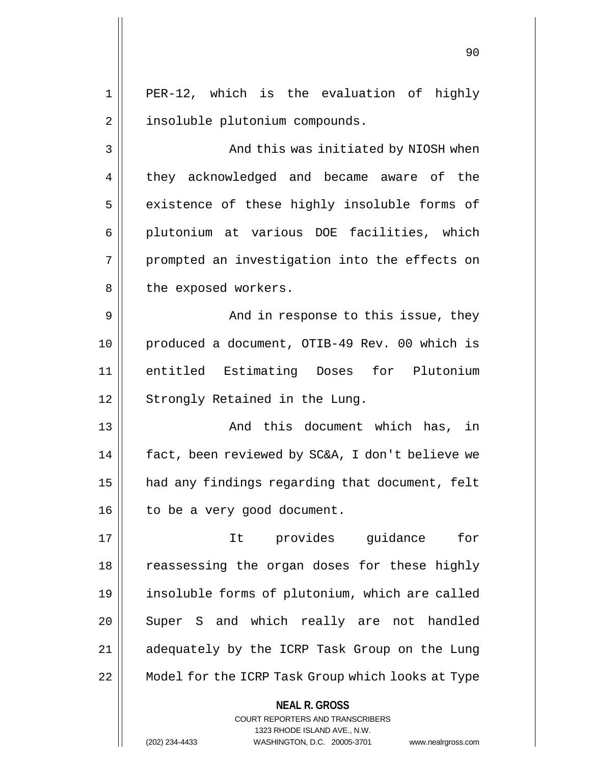PER-12, which is the evaluation of highly insoluble plutonium compounds.

And this was initiated by NIOSH when they acknowledged and became aware of the existence of these highly insoluble forms of plutonium at various DOE facilities, which prompted an investigation into the effects on the exposed workers.

And in response to this issue, they produced a document, OTIB-49 Rev. 00 which is entitled Estimating Doses for Plutonium Strongly Retained in the Lung.

And this document which has, in fact, been reviewed by SC&A, I don't believe we had any findings regarding that document, felt to be a very good document.

It provides guidance for reassessing the organ doses for these highly insoluble forms of plutonium, which are called Super S and which really are not handled adequately by the ICRP Task Group on the Lung Model for the ICRP Task Group which looks at Type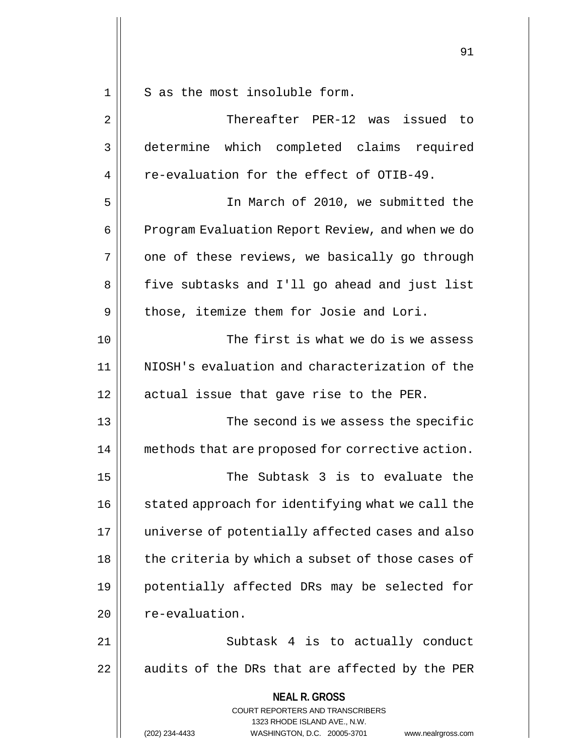S as the most insoluble form.

Thereafter PER-12 was issued to determine which completed claims required re-evaluation for the effect of OTIB-49.

In March of 2010, we submitted the Program Evaluation Report Review, and when we do one of these reviews, we basically go through five subtasks and I'll go ahead and just list those, itemize them for Josie and Lori.

The first is what we do is we assess NIOSH's evaluation and characterization of the actual issue that gave rise to the PER.

The second is we assess the specific methods that are proposed for corrective action.

The Subtask 3 is to evaluate the stated approach for identifying what we call the universe of potentially affected cases and also the criteria by which a subset of those cases of potentially affected DRs may be selected for re-evaluation.

Subtask 4 is to actually conduct audits of the DRs that are affected by the PER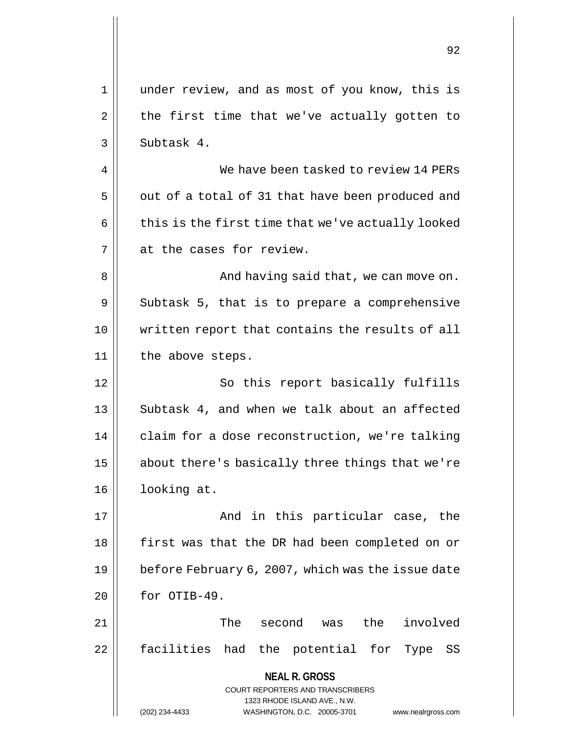under review, and as most of you know, this is the first time that we've actually gotten to Subtask 4.

We have been tasked to review 14 PERs out of a total of 31 that have been produced and this is the first time that we've actually looked at the cases for review.

And having said that, we can move on. Subtask 5, that is to prepare a comprehensive written report that contains the results of all the above steps.

So this report basically fulfills Subtask 4, and when we talk about an affected claim for a dose reconstruction, we're talking about there's basically three things that we're looking at.

And in this particular case, the first was that the DR had been completed on or before February 6, 2007, which was the issue date for OTIB-49.

The second was the involved facilities had the potential for Type SS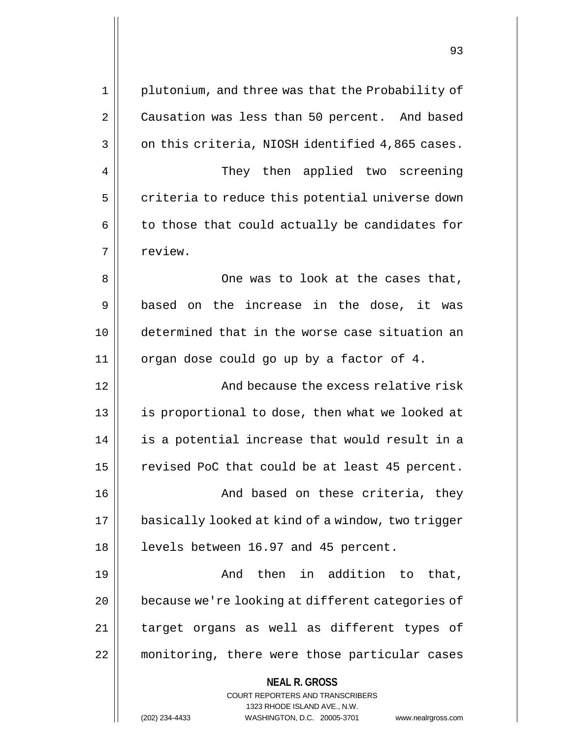plutonium, and three was that the Probability of Causation was less than 50 percent. And based on this criteria, NIOSH identified 4,865 cases.

They then applied two screening criteria to reduce this potential universe down to those that could actually be candidates for review.

One was to look at the cases that, based on the increase in the dose, it was determined that in the worse case situation an organ dose could go up by a factor of 4.

And because the excess relative risk is proportional to dose, then what we looked at is a potential increase that would result in a revised PoC that could be at least 45 percent.

And based on these criteria, they basically looked at kind of a window, two trigger levels between 16.97 and 45 percent.

And then in addition to that, because we're looking at different categories of target organs as well as different types of monitoring, there were those particular cases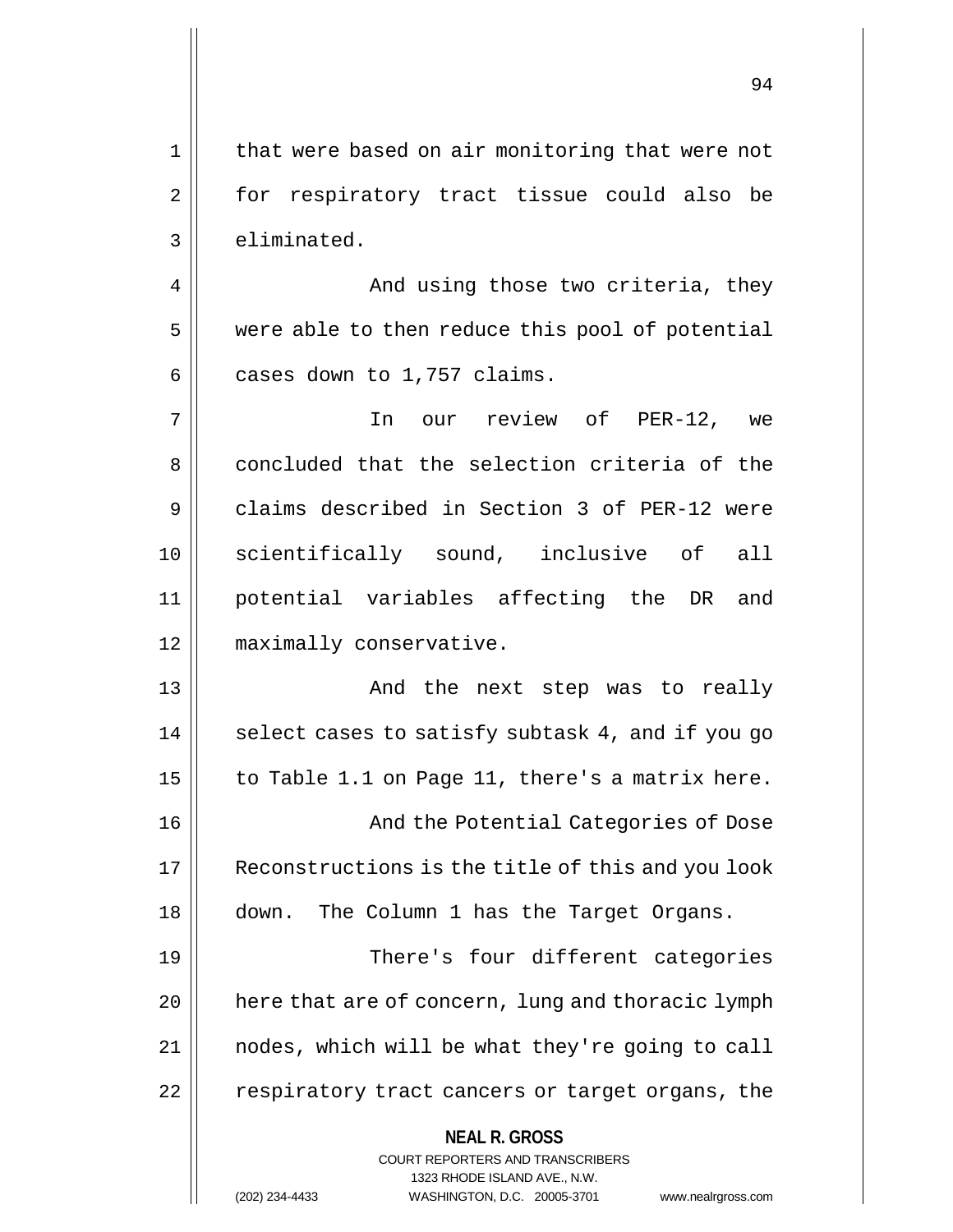that were based on air monitoring that were not for respiratory tract tissue could also be eliminated.

And using those two criteria, they were able to then reduce this pool of potential cases down to 1,757 claims.

In our review of PER-12, we concluded that the selection criteria of the claims described in Section 3 of PER-12 were scientifically sound, inclusive of all potential variables affecting the DR and maximally conservative.

And the next step was to really select cases to satisfy subtask 4, and if you go to Table 1.1 on Page 11, there's a matrix here.

And the Potential Categories of Dose Reconstructions is the title of this and you look down. The Column 1 has the Target Organs.

There's four different categories here that are of concern, lung and thoracic lymph nodes, which will be what they're going to call respiratory tract cancers or target organs, the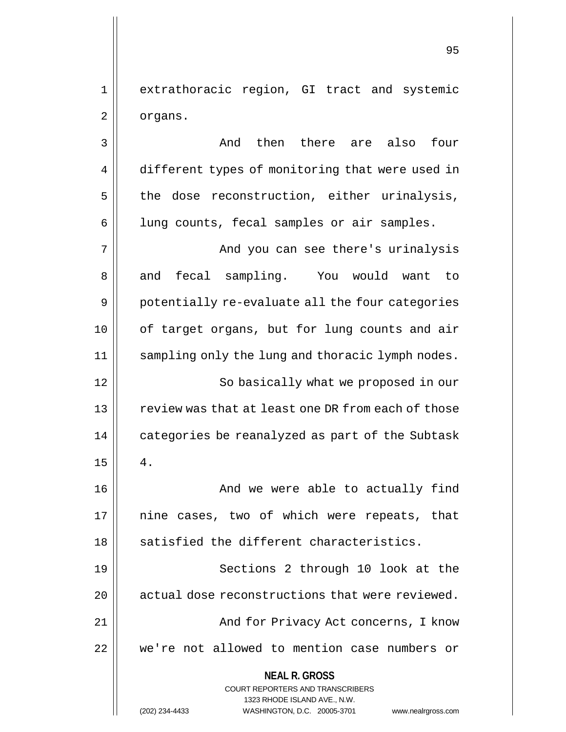extrathoracic region, GI tract and systemic organs.

And then there are also four different types of monitoring that were used in the dose reconstruction, either urinalysis, lung counts, fecal samples or air samples.

And you can see there's urinalysis and fecal sampling. You would want to potentially re-evaluate all the four categories of target organs, but for lung counts and air sampling only the lung and thoracic lymph nodes.

So basically what we proposed in our review was that at least one DR from each of those categories be reanalyzed as part of the Subtask 4.

And we were able to actually find nine cases, two of which were repeats, that satisfied the different characteristics.

Sections 2 through 10 look at the actual dose reconstructions that were reviewed.

And for Privacy Act concerns, I know we're not allowed to mention case numbers or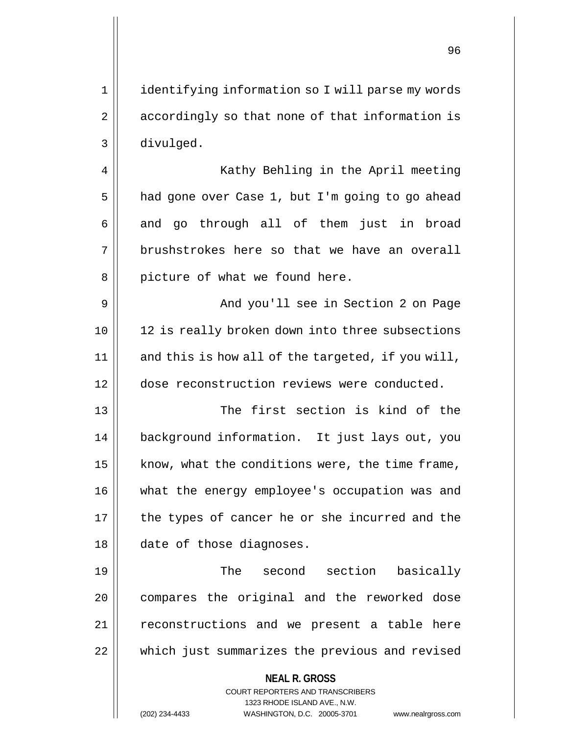identifying information so I will parse my words accordingly so that none of that information is divulged.

Kathy Behling in the April meeting had gone over Case 1, but I'm going to go ahead and go through all of them just in broad brushstrokes here so that we have an overall picture of what we found here.

And you'll see in Section 2 on Page 12 is really broken down into three subsections and this is how all of the targeted, if you will, dose reconstruction reviews were conducted.

The first section is kind of the background information. It just lays out, you know, what the conditions were, the time frame, what the energy employee's occupation was and the types of cancer he or she incurred and the date of those diagnoses.

The second section basically compares the original and the reworked dose reconstructions and we present a table here which just summarizes the previous and revised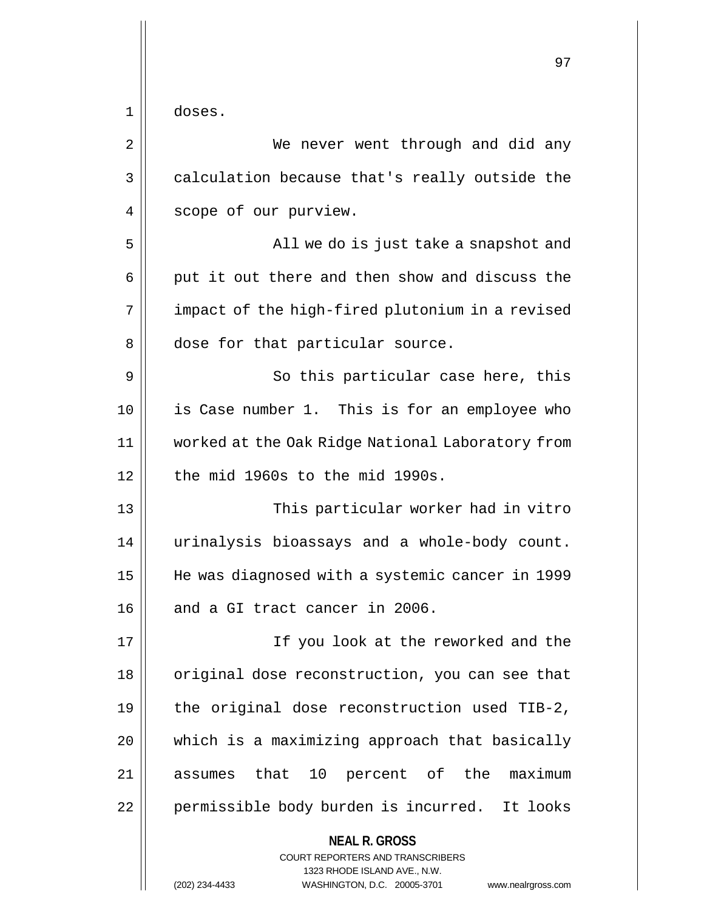doses.

We never went through and did any calculation because that's really outside the scope of our purview.

All we do is just take a snapshot and put it out there and then show and discuss the impact of the high-fired plutonium in a revised dose for that particular source.

So this particular case here, this is Case number 1. This is for an employee who worked at the Oak Ridge National Laboratory from the mid 1960s to the mid 1990s.

This particular worker had in vitro urinalysis bioassays and a whole-body count. He was diagnosed with a systemic cancer in 1999 and a GI tract cancer in 2006.

If you look at the reworked and the original dose reconstruction, you can see that the original dose reconstruction used TIB-2, which is a maximizing approach that basically assumes that 10 percent of the maximum permissible body burden is incurred. It looks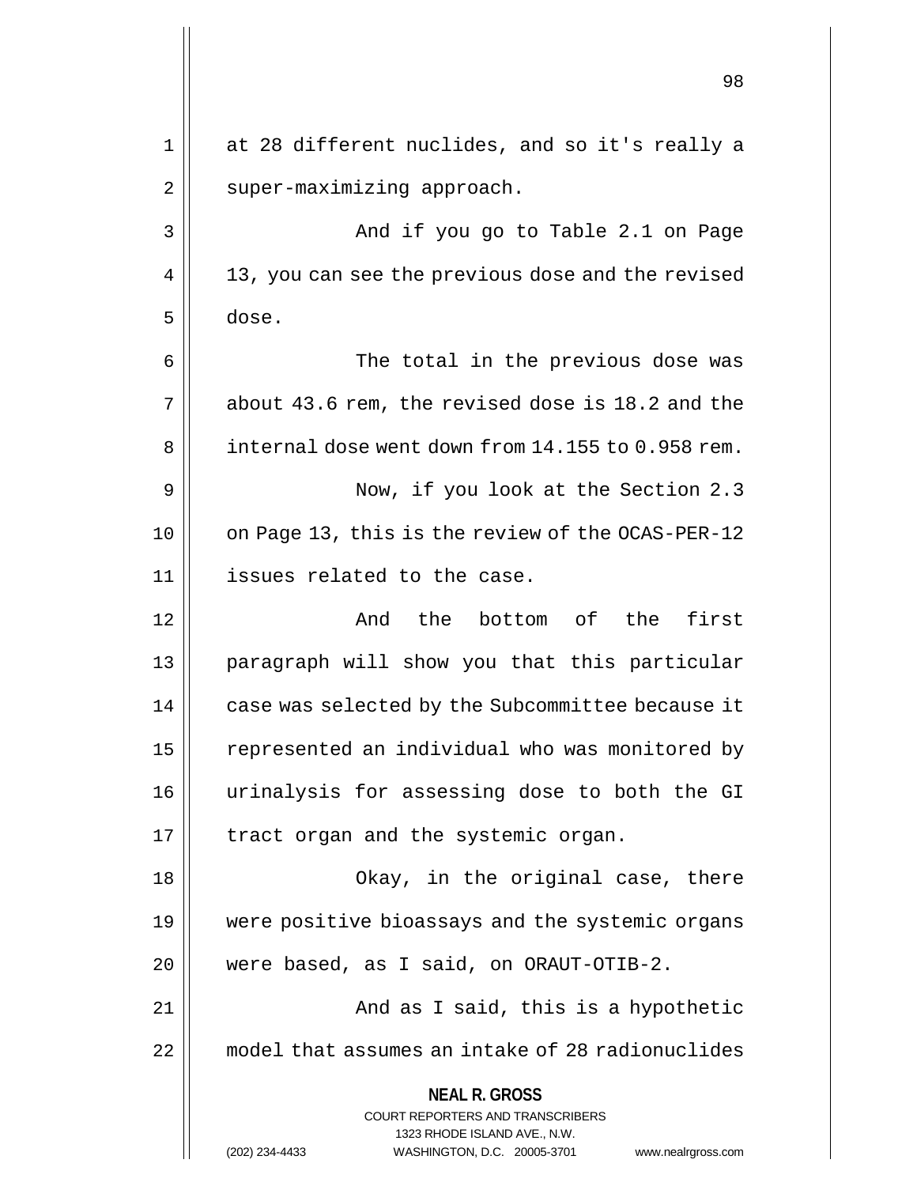at 28 different nuclides, and so it's really a super-maximizing approach.

And if you go to Table 2.1 on Page 13, you can see the previous dose and the revised dose.

The total in the previous dose was about 43.6 rem, the revised dose is 18.2 and the internal dose went down from 14.155 to 0.958 rem.

Now, if you look at the Section 2.3 on Page 13, this is the review of the OCAS-PER-12 issues related to the case.

And the bottom of the first paragraph will show you that this particular case was selected by the Subcommittee because it represented an individual who was monitored by urinalysis for assessing dose to both the GI tract organ and the systemic organ.

Okay, in the original case, there were positive bioassays and the systemic organs were based, as I said, on ORAUT-OTIB-2.

And as I said, this is a hypothetic model that assumes an intake of 28 radionuclides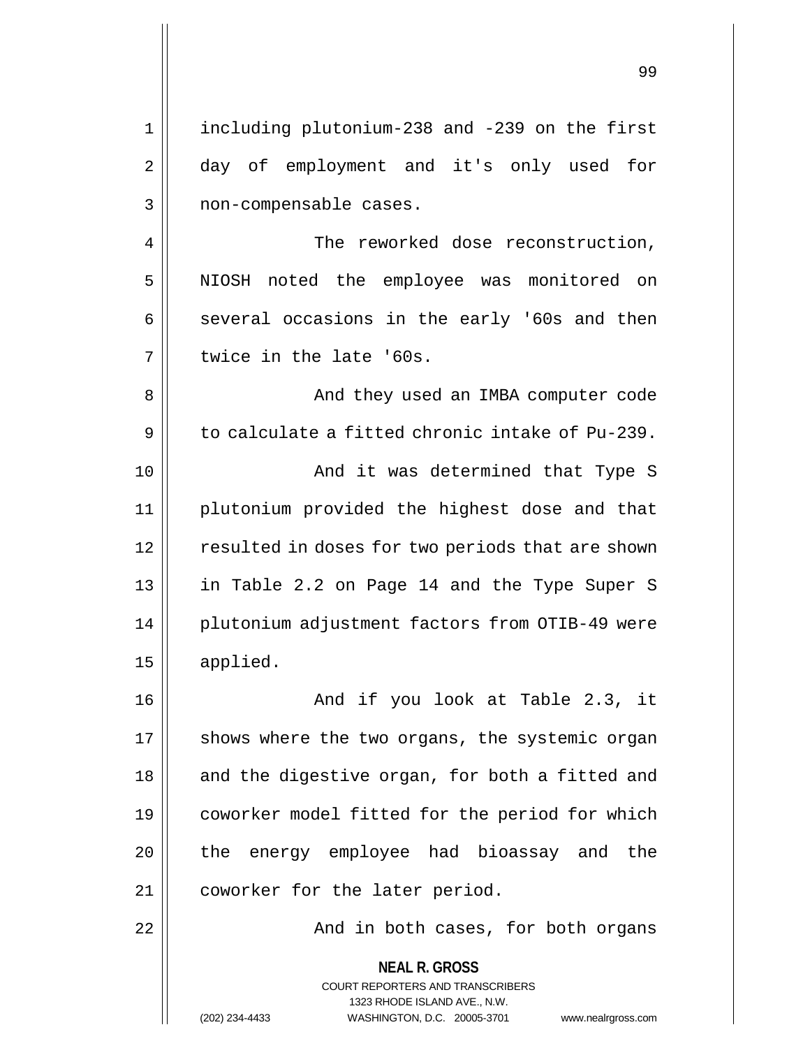including plutonium-238 and -239 on the first day of employment and it's only used for non-compensable cases.

The reworked dose reconstruction, NIOSH noted the employee was monitored on several occasions in the early '60s and then twice in the late '60s.

And they used an IMBA computer code to calculate a fitted chronic intake of Pu-239.

And it was determined that Type S plutonium provided the highest dose and that resulted in doses for two periods that are shown in Table 2.2 on Page 14 and the Type Super S plutonium adjustment factors from OTIB-49 were applied.

And if you look at Table 2.3, it shows where the two organs, the systemic organ and the digestive organ, for both a fitted and coworker model fitted for the period for which the energy employee had bioassay and the coworker for the later period.

And in both cases, for both organs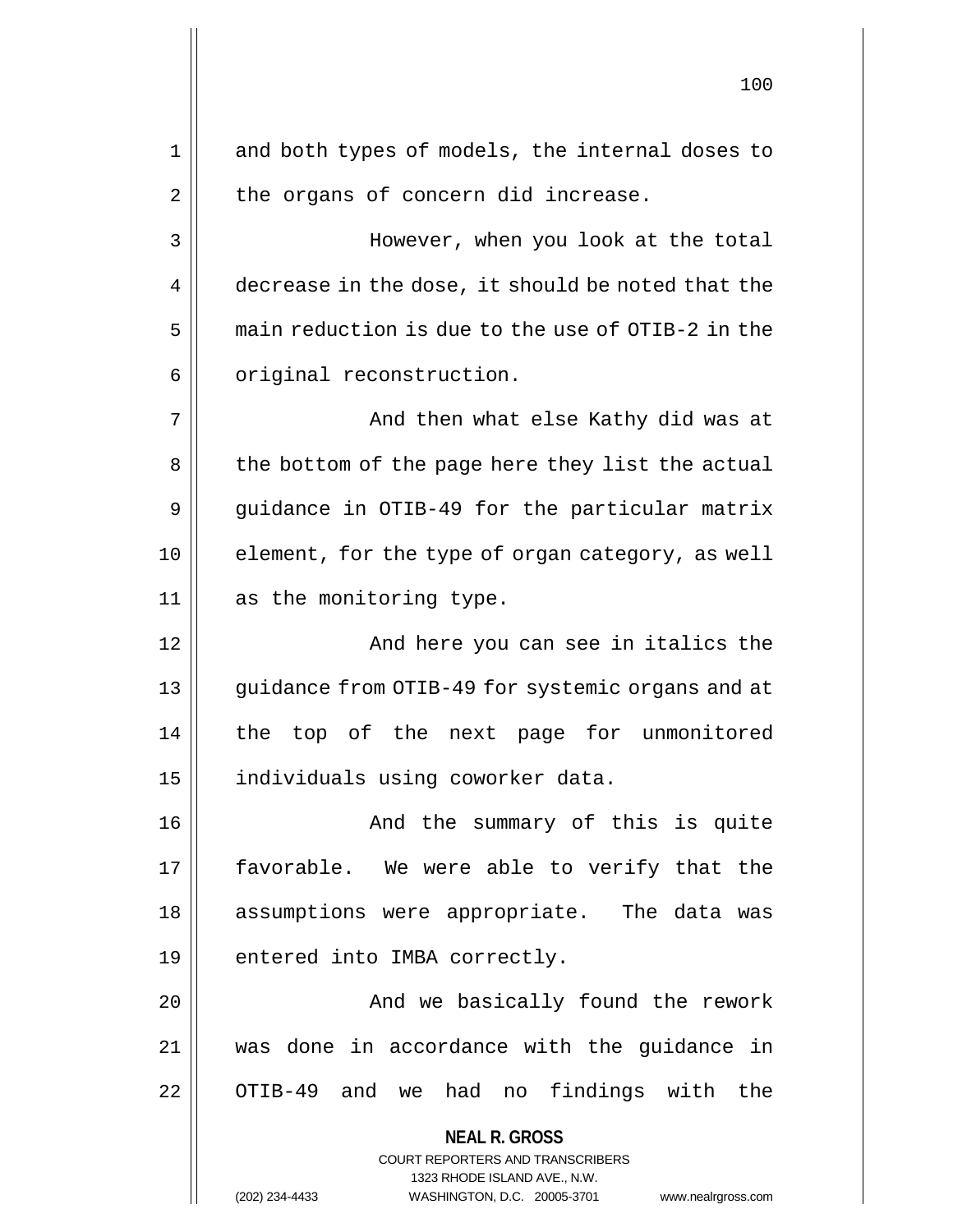and both types of models, the internal doses to the organs of concern did increase.

However, when you look at the total decrease in the dose, it should be noted that the main reduction is due to the use of OTIB-2 in the original reconstruction.

And then what else Kathy did was at the bottom of the page here they list the actual guidance in OTIB-49 for the particular matrix element, for the type of organ category, as well as the monitoring type.

And here you can see in italics the guidance from OTIB-49 for systemic organs and at the top of the next page for unmonitored individuals using coworker data.

And the summary of this is quite favorable. We were able to verify that the assumptions were appropriate. The data was entered into IMBA correctly.

And we basically found the rework was done in accordance with the guidance in OTIB-49 and we had no findings with the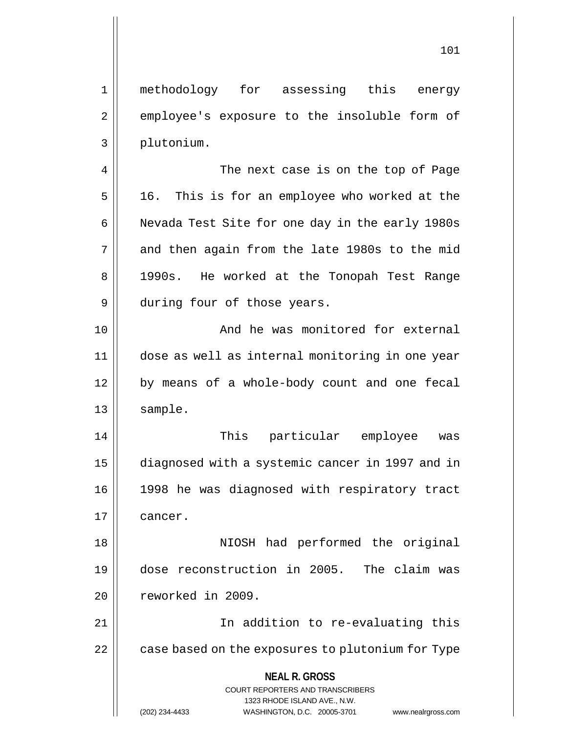methodology for assessing this energy employee's exposure to the insoluble form of plutonium.

The next case is on the top of Page 16. This is for an employee who worked at the Nevada Test Site for one day in the early 1980s and then again from the late 1980s to the mid 1990s. He worked at the Tonopah Test Range during four of those years.

And he was monitored for external dose as well as internal monitoring in one year by means of a whole-body count and one fecal sample.

This particular employee was diagnosed with a systemic cancer in 1997 and in 1998 he was diagnosed with respiratory tract cancer.

NIOSH had performed the original dose reconstruction in 2005. The claim was reworked in 2009.

In addition to re-evaluating this case based on the exposures to plutonium for Type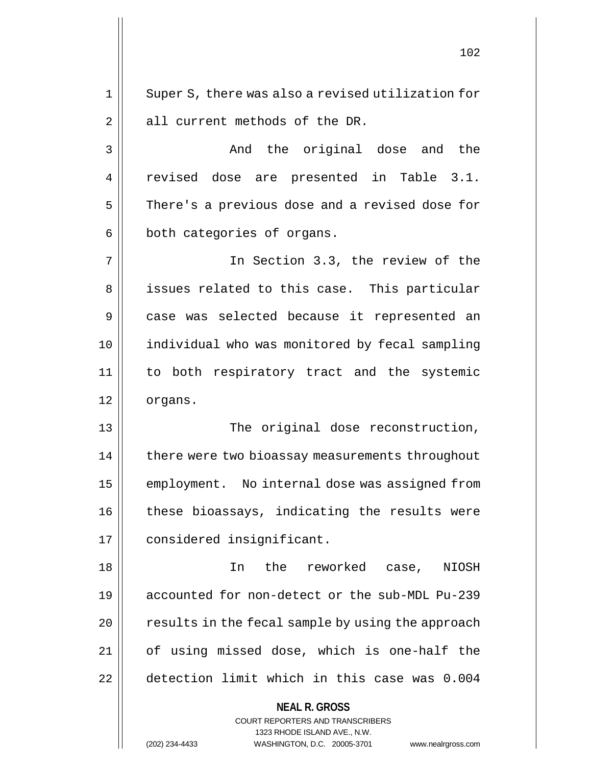Super S, there was also a revised utilization for all current methods of the DR.

And the original dose and the revised dose are presented in Table 3.1. There's a previous dose and a revised dose for both categories of organs.

In Section 3.3, the review of the issues related to this case. This particular case was selected because it represented an individual who was monitored by fecal sampling to both respiratory tract and the systemic organs.

The original dose reconstruction, there were two bioassay measurements throughout employment. No internal dose was assigned from these bioassays, indicating the results were considered insignificant.

In the reworked case, NIOSH accounted for non-detect or the sub-MDL Pu-239 results in the fecal sample by using the approach of using missed dose, which is one-half the detection limit which in this case was 0.004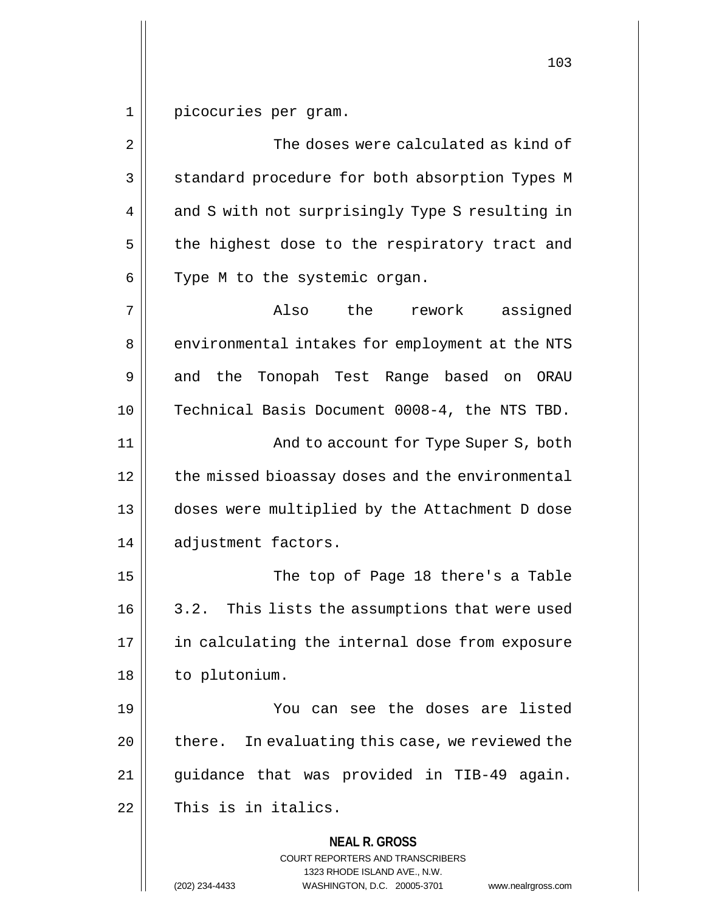picocuries per gram.

The doses were calculated as kind of standard procedure for both absorption Types M and S with not surprisingly Type S resulting in the highest dose to the respiratory tract and Type M to the systemic organ.

Also the rework assigned environmental intakes for employment at the NTS and the Tonopah Test Range based on ORAU Technical Basis Document 0008-4, the NTS TBD.

And to account for Type Super S, both the missed bioassay doses and the environmental doses were multiplied by the Attachment D dose adjustment factors.

The top of Page 18 there's a Table 3.2. This lists the assumptions that were used in calculating the internal dose from exposure to plutonium.

You can see the doses are listed there. In evaluating this case, we reviewed the guidance that was provided in TIB-49 again. This is in italics.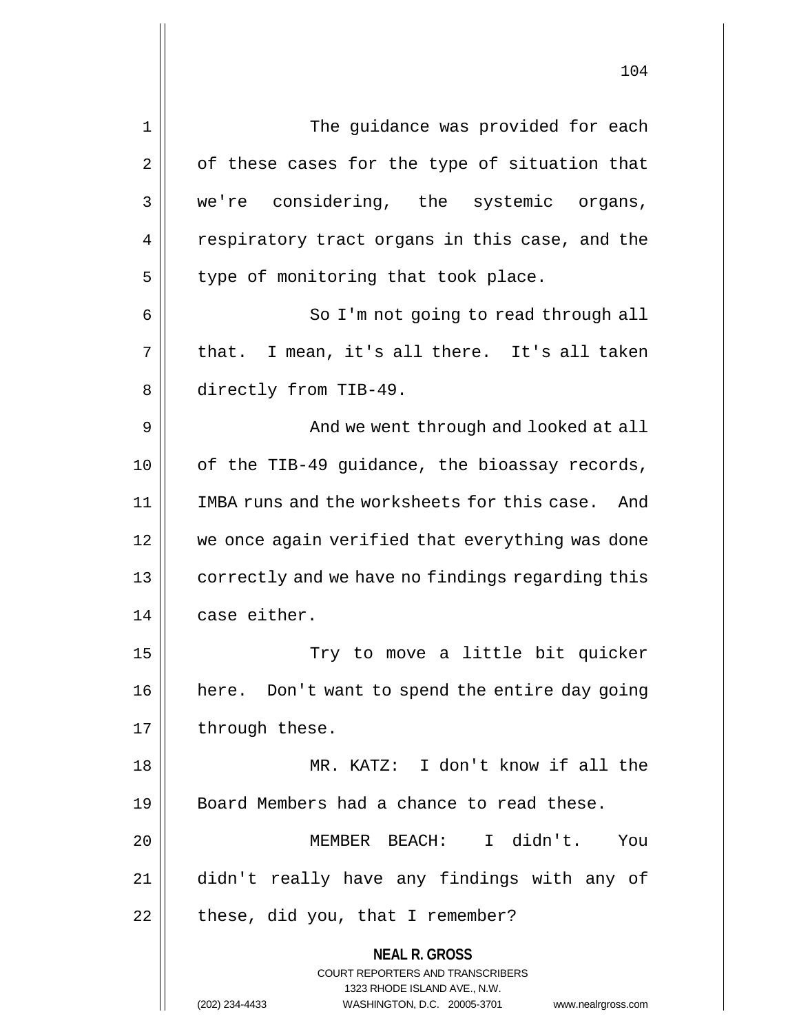The guidance was provided for each of these cases for the type of situation that we're considering, the systemic organs, respiratory tract organs in this case, and the type of monitoring that took place.

So I'm not going to read through all that. I mean, it's all there. It's all taken directly from TIB-49.

And we went through and looked at all of the TIB-49 guidance, the bioassay records, IMBA runs and the worksheets for this case. And we once again verified that everything was done correctly and we have no findings regarding this case either.

Try to move a little bit quicker here. Don't want to spend the entire day going through these.

MR. KATZ: I don't know if all the Board Members had a chance to read these.

MEMBER BEACH: I didn't. You didn't really have any findings with any of these, did you, that I remember?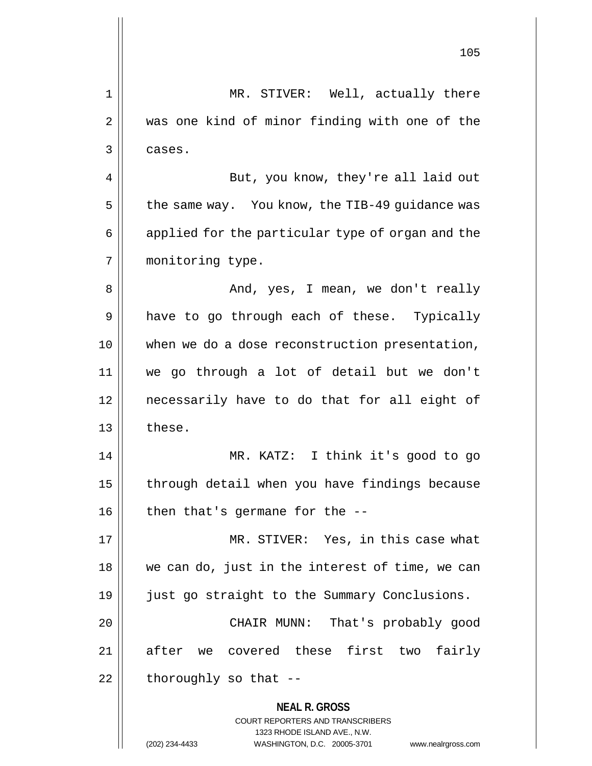MR. STIVER: Well, actually there was one kind of minor finding with one of the cases.

But, you know, they're all laid out the same way. You know, the TIB-49 guidance was applied for the particular type of organ and the monitoring type.

And, yes, I mean, we don't really have to go through each of these. Typically when we do a dose reconstruction presentation, we go through a lot of detail but we don't necessarily have to do that for all eight of these.

MR. KATZ: I think it's good to go through detail when you have findings because then that's germane for the --

MR. STIVER: Yes, in this case what we can do, just in the interest of time, we can just go straight to the Summary Conclusions.

CHAIR MUNN: That's probably good after we covered these first two fairly thoroughly so that --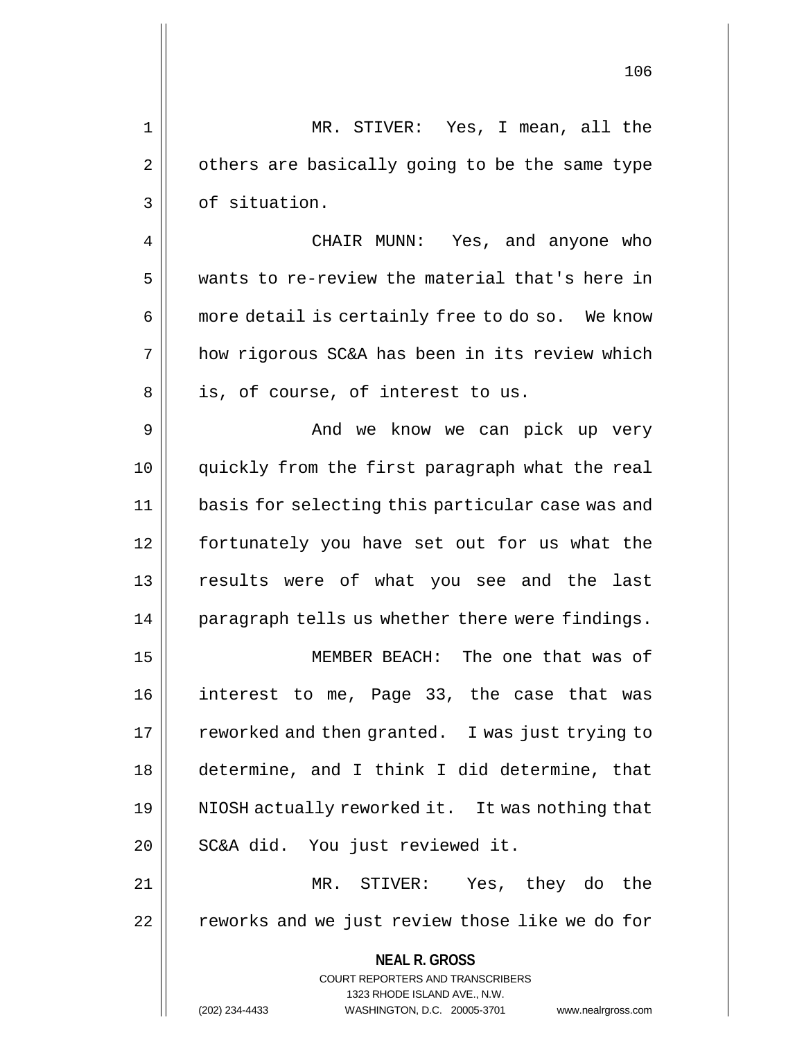MR. STIVER: Yes, I mean, all the others are basically going to be the same type of situation.

CHAIR MUNN: Yes, and anyone who wants to re-review the material that's here in more detail is certainly free to do so. We know how rigorous SC&A has been in its review which is, of course, of interest to us.

And we know we can pick up very quickly from the first paragraph what the real basis for selecting this particular case was and fortunately you have set out for us what the results were of what you see and the last paragraph tells us whether there were findings.

MEMBER BEACH: The one that was of interest to me, Page 33, the case that was reworked and then granted. I was just trying to determine, and I think I did determine, that NIOSH actually reworked it. It was nothing that SC&A did. You just reviewed it.

MR. STIVER: Yes, they do the reworks and we just review those like we do for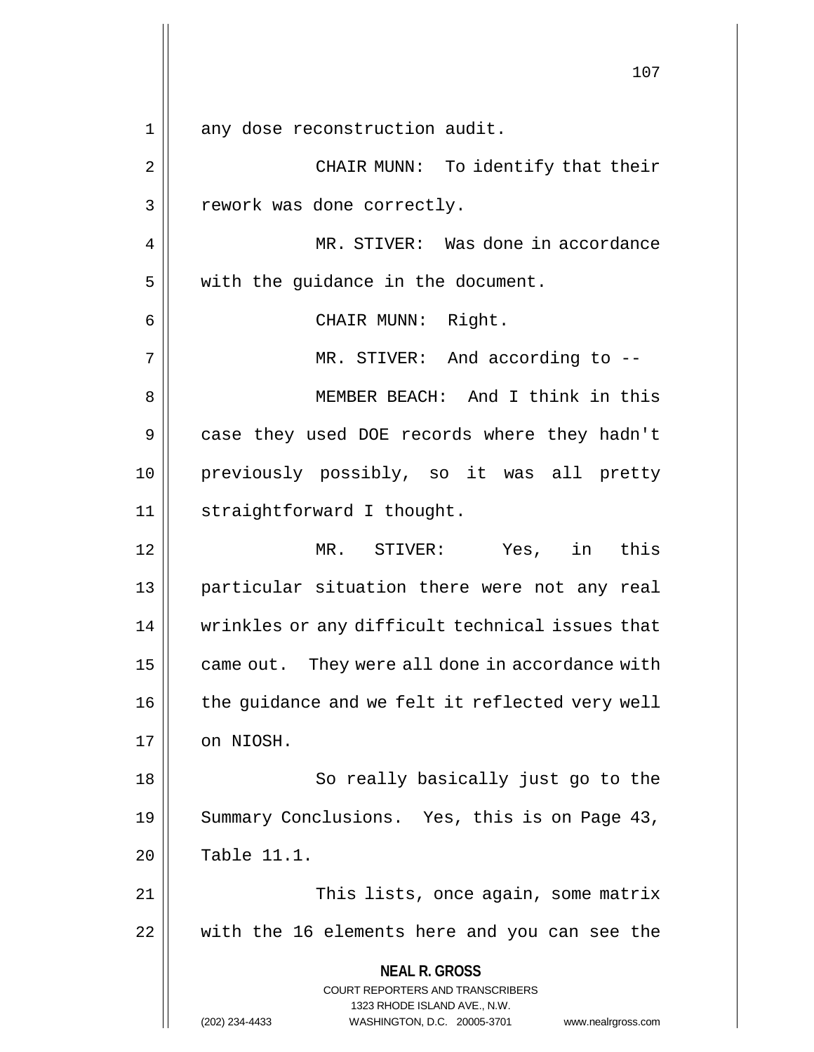any dose reconstruction audit.

CHAIR MUNN: To identify that their rework was done correctly.

MR. STIVER: Was done in accordance with the guidance in the document.

CHAIR MUNN: Right.

MR. STIVER: And according to --

MEMBER BEACH: And I think in this case they used DOE records where they hadn't previously possibly, so it was all pretty straightforward I thought.

MR. STIVER: Yes, in this particular situation there were not any real wrinkles or any difficult technical issues that came out. They were all done in accordance with the guidance and we felt it reflected very well on NIOSH.

So really basically just go to the Summary Conclusions. Yes, this is on Page 43, Table 11.1.

This lists, once again, some matrix with the 16 elements here and you can see the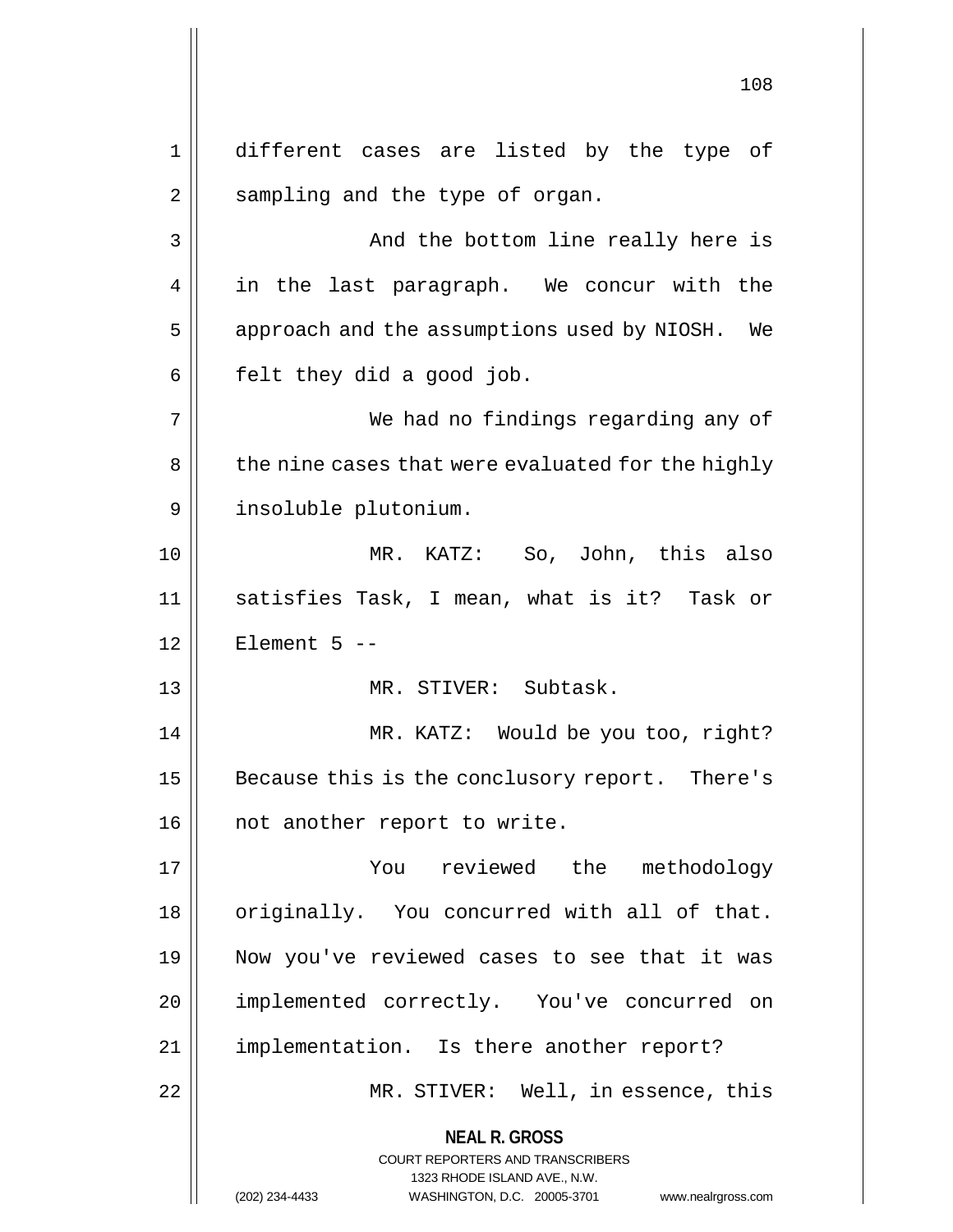different cases are listed by the type of sampling and the type of organ.

And the bottom line really here is in the last paragraph. We concur with the approach and the assumptions used by NIOSH. We felt they did a good job.

We had no findings regarding any of the nine cases that were evaluated for the highly insoluble plutonium.

MR. KATZ: So, John, this also satisfies Task, I mean, what is it? Task or Element 5 --

MR. STIVER: Subtask.

MR. KATZ: Would be you too, right? Because this is the conclusory report. There's not another report to write.

You reviewed the methodology originally. You concurred with all of that. Now you've reviewed cases to see that it was implemented correctly. You've concurred on implementation. Is there another report?

MR. STIVER: Well, in essence, this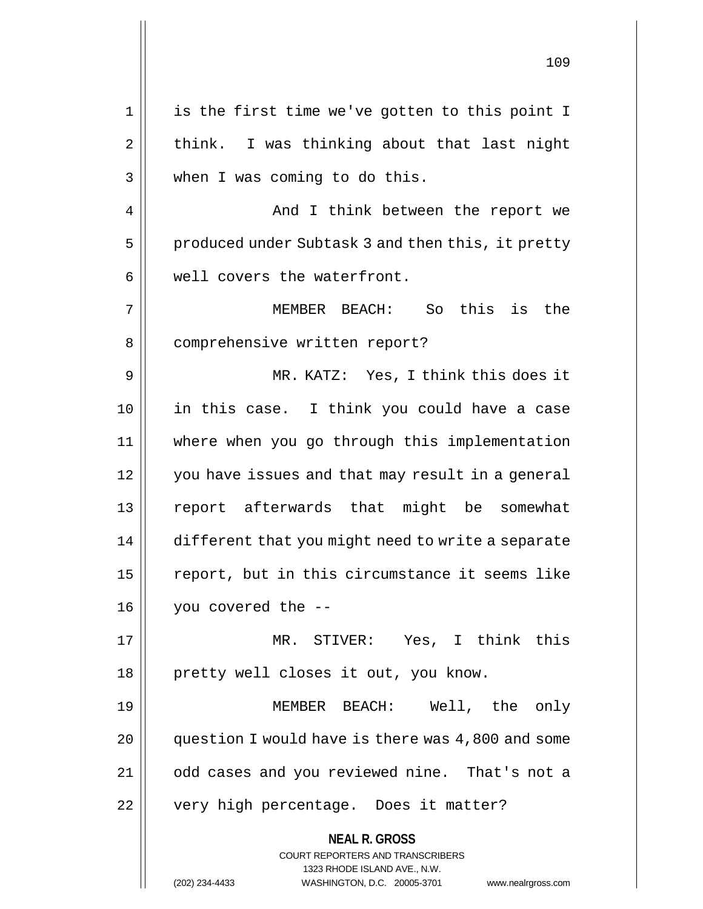is the first time we've gotten to this point I think. I was thinking about that last night when I was coming to do this.

And I think between the report we produced under Subtask 3 and then this, it pretty well covers the waterfront.

MEMBER BEACH: So this is the comprehensive written report?

MR. KATZ: Yes, I think this does it in this case. I think you could have a case where when you go through this implementation you have issues and that may result in a general report afterwards that might be somewhat different that you might need to write a separate report, but in this circumstance it seems like you covered the --

MR. STIVER: Yes, I think this pretty well closes it out, you know.

MEMBER BEACH: Well, the only question I would have is there was 4,800 and some odd cases and you reviewed nine. That's not a very high percentage. Does it matter?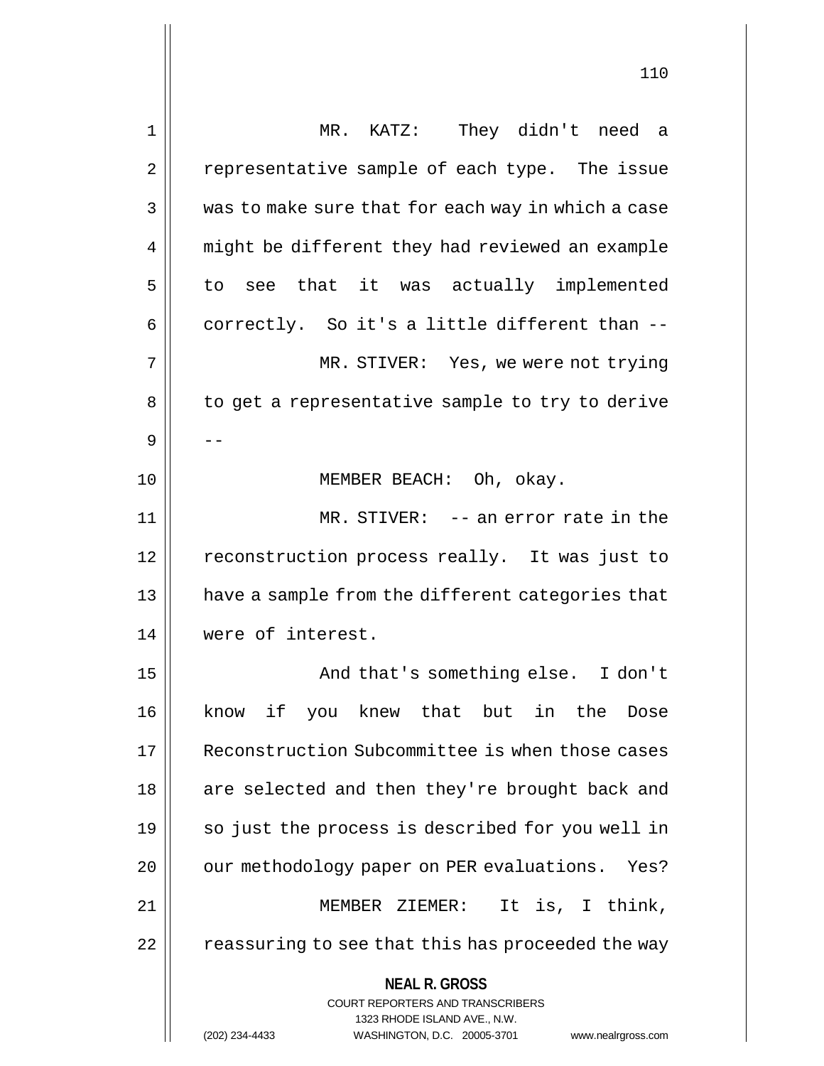MR. KATZ: They didn't need a representative sample of each type. The issue was to make sure that for each way in which a case might be different they had reviewed an example to see that it was actually implemented correctly. So it's a little different than --

MR. STIVER: Yes, we were not trying to get a representative sample to try to derive --

MEMBER BEACH: Oh, okay.

MR. STIVER: -- an error rate in the reconstruction process really. It was just to have a sample from the different categories that were of interest.

And that's something else. I don't know if you knew that but in the Dose Reconstruction Subcommittee is when those cases are selected and then they're brought back and so just the process is described for you well in our methodology paper on PER evaluations. Yes?

MEMBER ZIEMER: It is, I think, reassuring to see that this has proceeded the way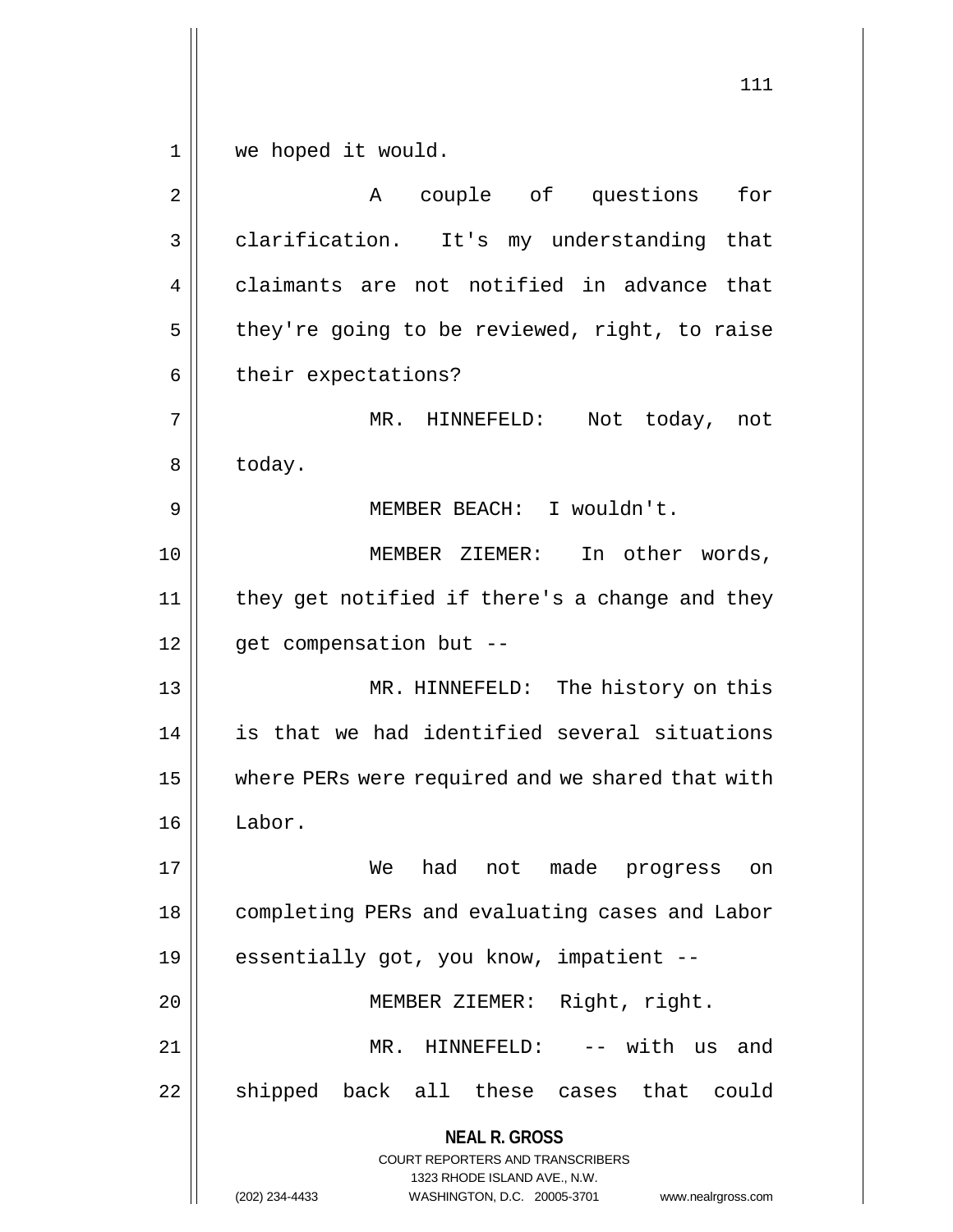we hoped it would.

A couple of questions for clarification. It's my understanding that claimants are not notified in advance that they're going to be reviewed, right, to raise their expectations?

MR. HINNEFELD: Not today, not today.

MEMBER BEACH: I wouldn't.

MEMBER ZIEMER: In other words, they get notified if there's a change and they get compensation but --

MR. HINNEFELD: The history on this is that we had identified several situations where PERs were required and we shared that with Labor.

We had not made progress on completing PERs and evaluating cases and Labor essentially got, you know, impatient --

MEMBER ZIEMER: Right, right.

MR. HINNEFELD: -- with us and shipped back all these cases that could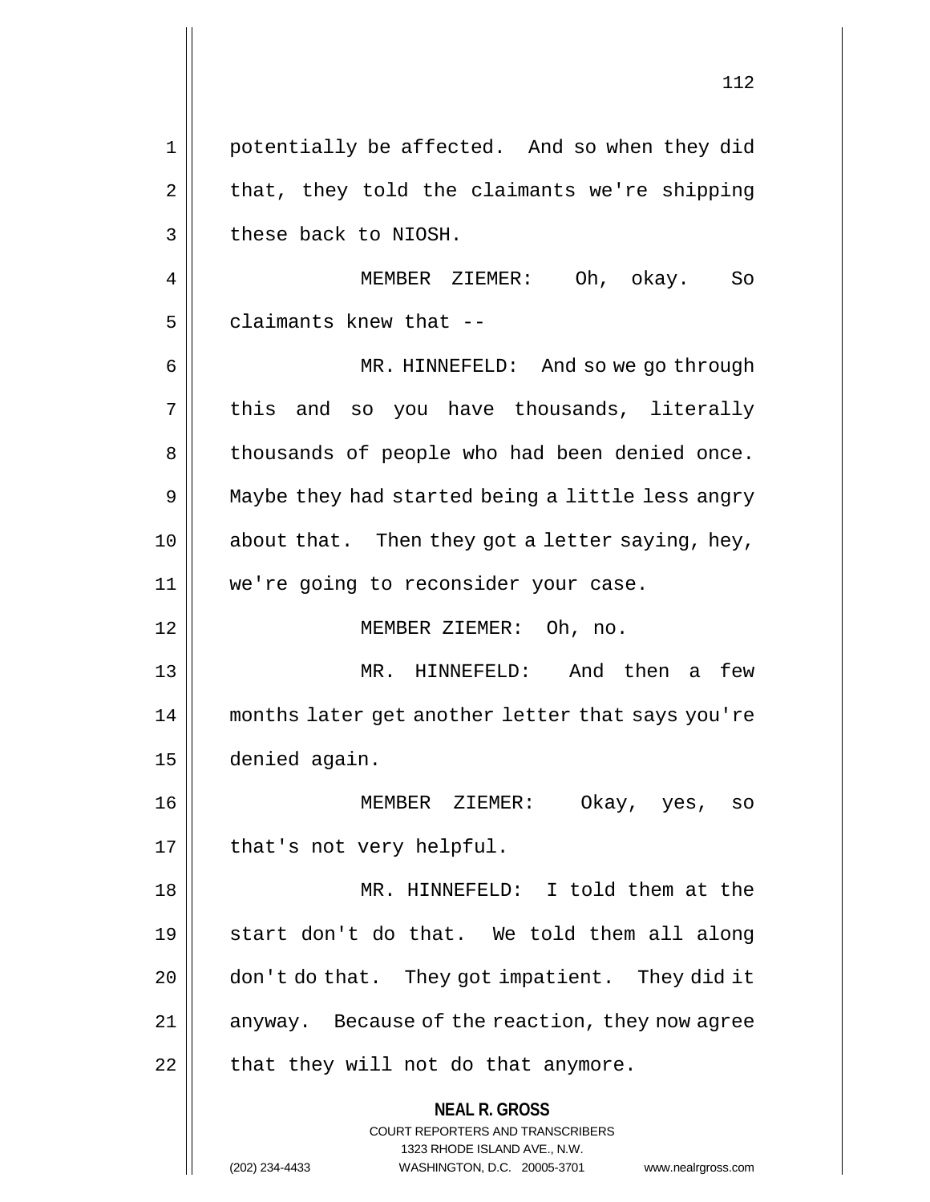potentially be affected. And so when they did that, they told the claimants we're shipping these back to NIOSH.

MEMBER ZIEMER: Oh, okay. So claimants knew that --

MR. HINNEFELD: And so we go through this and so you have thousands, literally thousands of people who had been denied once. Maybe they had started being a little less angry about that. Then they got a letter saying, hey, we're going to reconsider your case.

MEMBER ZIEMER: Oh, no.

MR. HINNEFELD: And then a few months later get another letter that says you're denied again.

MEMBER ZIEMER: Okay, yes, so that's not very helpful.

MR. HINNEFELD: I told them at the start don't do that. We told them all along don't do that. They got impatient. They did it anyway. Because of the reaction, they now agree that they will not do that anymore.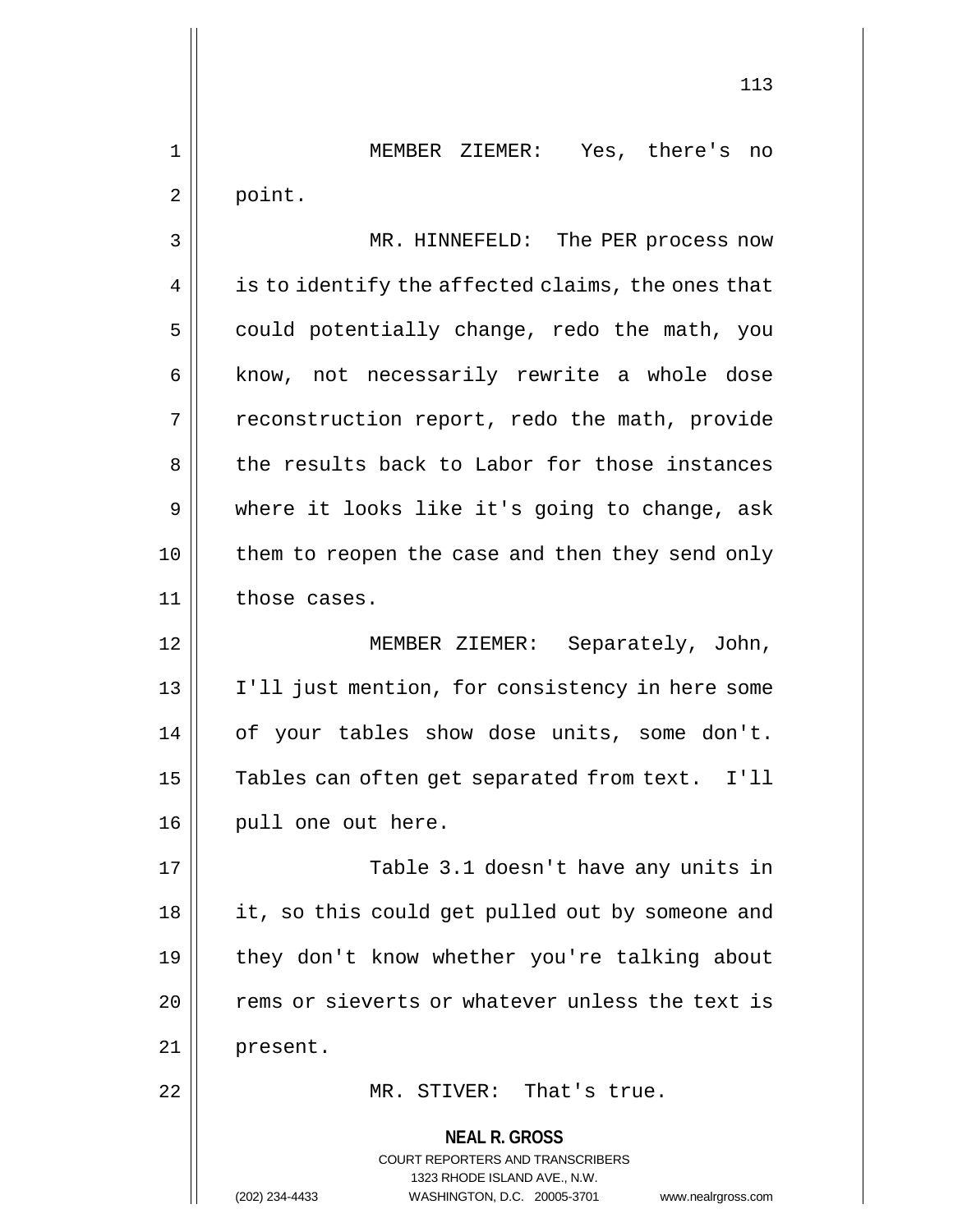MEMBER ZIEMER: Yes, there's no point.

MR. HINNEFELD: The PER process now is to identify the affected claims, the ones that could potentially change, redo the math, you know, not necessarily rewrite a whole dose reconstruction report, redo the math, provide the results back to Labor for those instances where it looks like it's going to change, ask them to reopen the case and then they send only those cases.

MEMBER ZIEMER: Separately, John, I'll just mention, for consistency in here some of your tables show dose units, some don't. Tables can often get separated from text. I'll pull one out here.

Table 3.1 doesn't have any units in it, so this could get pulled out by someone and they don't know whether you're talking about rems or sieverts or whatever unless the text is present.

MR. STIVER: That's true.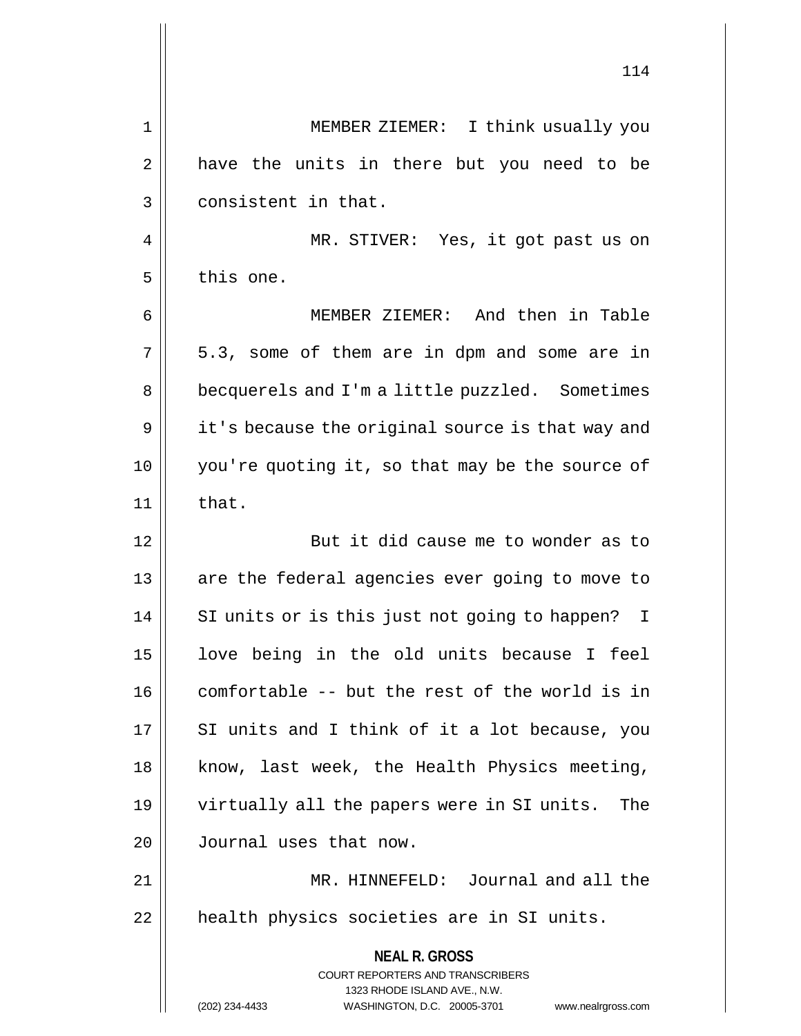MEMBER ZIEMER: I think usually you have the units in there but you need to be consistent in that.

MR. STIVER: Yes, it got past us on this one.

MEMBER ZIEMER: And then in Table 5.3, some of them are in dpm and some are in becquerels and I'm a little puzzled. Sometimes it's because the original source is that way and you're quoting it, so that may be the source of that.

But it did cause me to wonder as to are the federal agencies ever going to move to SI units or is this just not going to happen? I love being in the old units because I feel comfortable -- but the rest of the world is in SI units and I think of it a lot because, you know, last week, the Health Physics meeting, virtually all the papers were in SI units. The Journal uses that now.

MR. HINNEFELD: Journal and all the health physics societies are in SI units.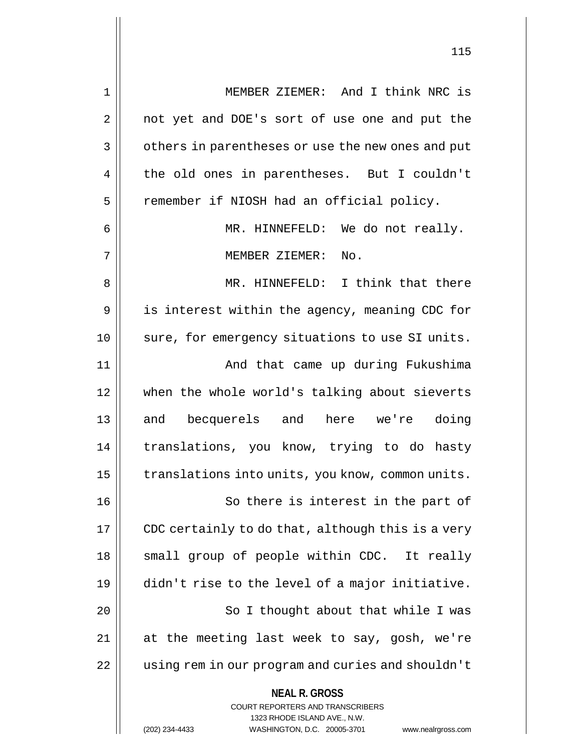MEMBER ZIEMER: And I think NRC is not yet and DOE's sort of use one and put the others in parentheses or use the new ones and put the old ones in parentheses. But I couldn't remember if NIOSH had an official policy.

MR. HINNEFELD: We do not really.

MEMBER ZIEMER: No.

MR. HINNEFELD: I think that there is interest within the agency, meaning CDC for sure, for emergency situations to use SI units.

And that came up during Fukushima when the whole world's talking about sieverts and becquerels and here we're doing translations, you know, trying to do hasty translations into units, you know, common units.

So there is interest in the part of CDC certainly to do that, although this is a very small group of people within CDC. It really didn't rise to the level of a major initiative.

So I thought about that while I was at the meeting last week to say, gosh, we're using rem in our program and curies and shouldn't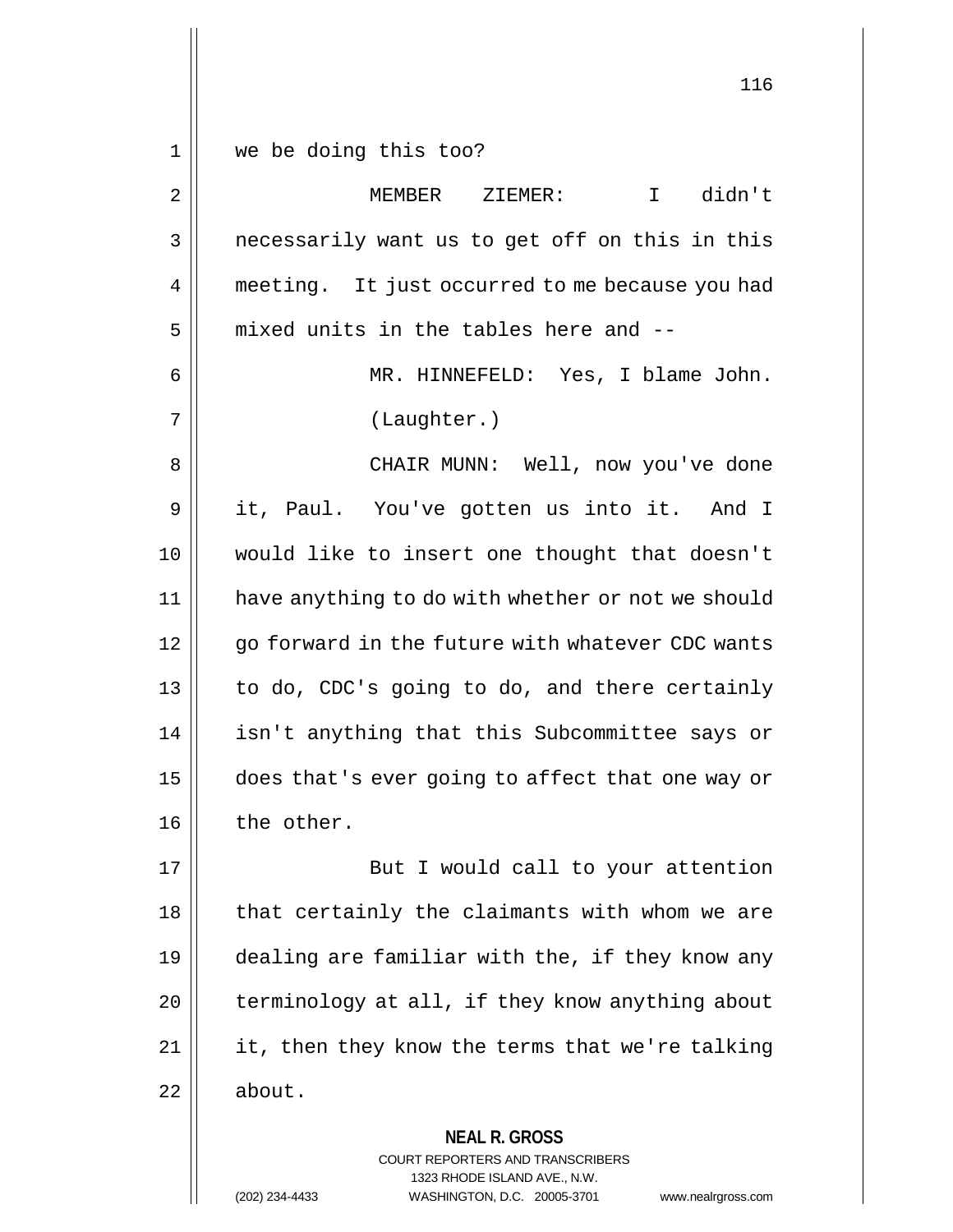we be doing this too?

MEMBER ZIEMER: I didn't necessarily want us to get off on this in this meeting. It just occurred to me because you had mixed units in the tables here and --

MR. HINNEFELD: Yes, I blame John.

(Laughter.)

CHAIR MUNN: Well, now you've done it, Paul. You've gotten us into it. And I would like to insert one thought that doesn't have anything to do with whether or not we should go forward in the future with whatever CDC wants to do, CDC's going to do, and there certainly isn't anything that this Subcommittee says or does that's ever going to affect that one way or the other.

But I would call to your attention that certainly the claimants with whom we are dealing are familiar with the, if they know any terminology at all, if they know anything about it, then they know the terms that we're talking about.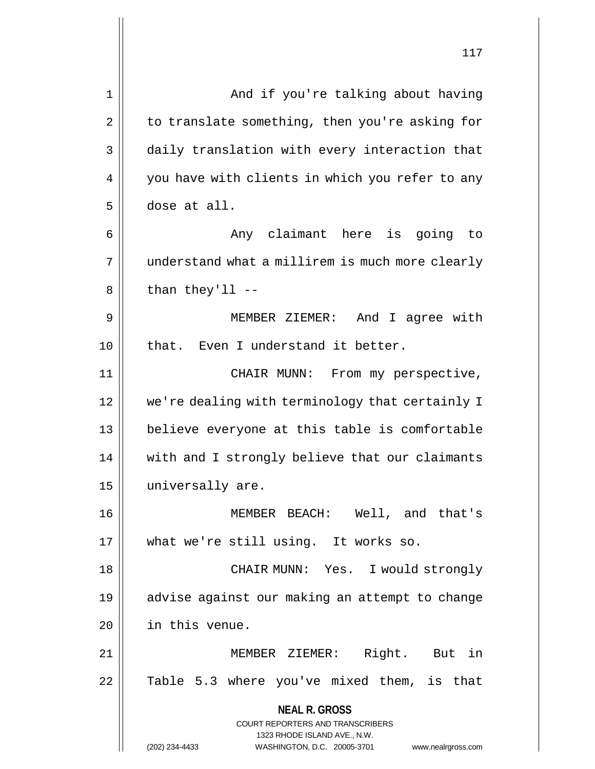And if you're talking about having to translate something, then you're asking for daily translation with every interaction that you have with clients in which you refer to any dose at all.

Any claimant here is going to understand what a millirem is much more clearly than they'll --

MEMBER ZIEMER: And I agree with that. Even I understand it better.

CHAIR MUNN: From my perspective, we're dealing with terminology that certainly I believe everyone at this table is comfortable with and I strongly believe that our claimants universally are.

MEMBER BEACH: Well, and that's what we're still using. It works so.

CHAIR MUNN: Yes. I would strongly advise against our making an attempt to change in this venue.

MEMBER ZIEMER: Right. But in Table 5.3 where you've mixed them, is that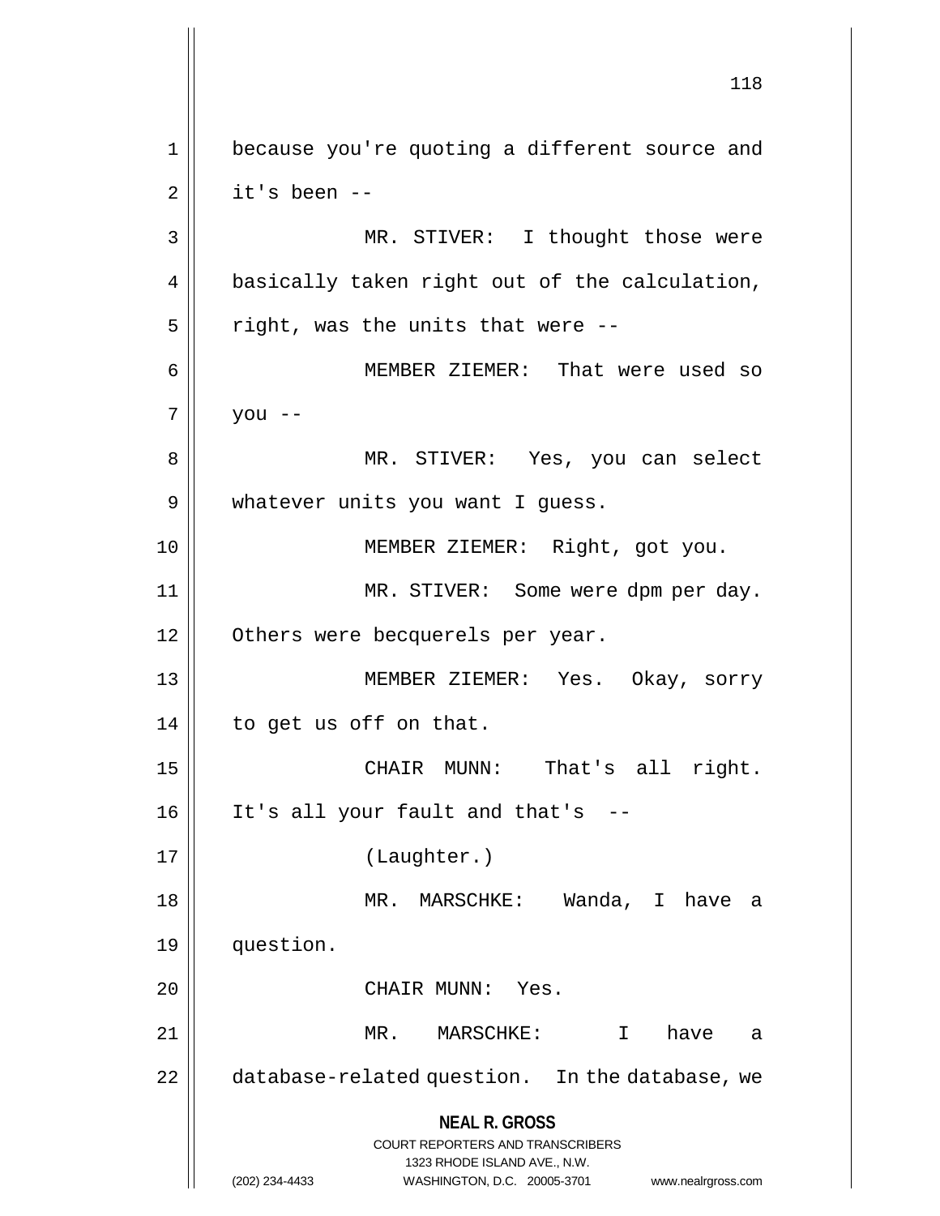because you're quoting a different source and it's been --

MR. STIVER: I thought those were basically taken right out of the calculation, right, was the units that were --

MEMBER ZIEMER: That were used so you --

MR. STIVER: Yes, you can select whatever units you want I guess.

MEMBER ZIEMER: Right, got you.

MR. STIVER: Some were dpm per day. Others were becquerels per year.

MEMBER ZIEMER: Yes. Okay, sorry to get us off on that.

CHAIR MUNN: That's all right. It's all your fault and that's --

(Laughter.)

MR. MARSCHKE: Wanda, I have a question.

CHAIR MUNN: Yes.

MR. MARSCHKE: I have a database-related question. In the database, we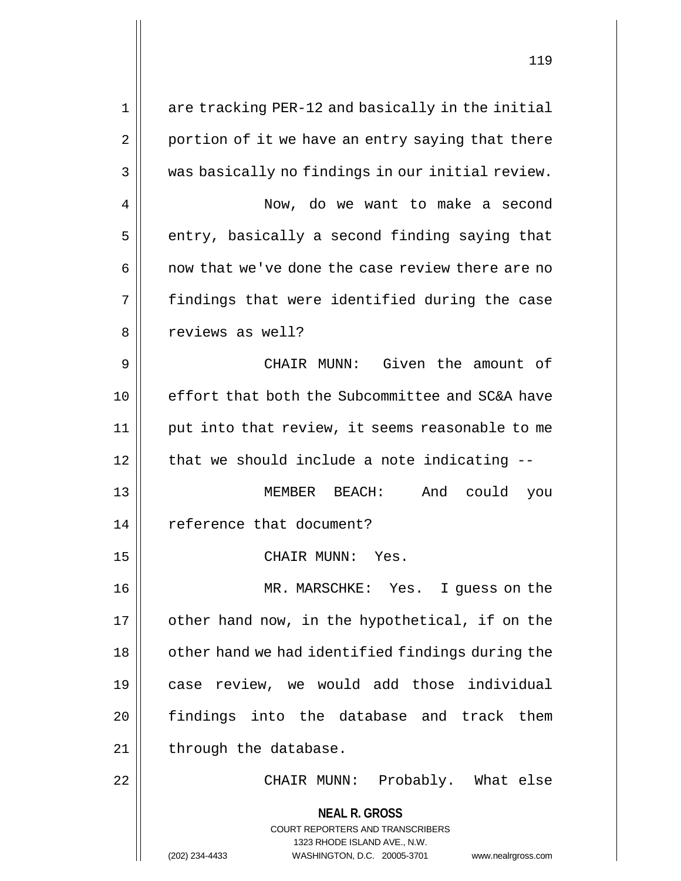are tracking PER-12 and basically in the initial portion of it we have an entry saying that there was basically no findings in our initial review.

Now, do we want to make a second entry, basically a second finding saying that now that we've done the case review there are no findings that were identified during the case reviews as well?

CHAIR MUNN: Given the amount of effort that both the Subcommittee and SC&A have put into that review, it seems reasonable to me that we should include a note indicating --

MEMBER BEACH: And could you reference that document?

CHAIR MUNN: Yes.

MR. MARSCHKE: Yes. I guess on the other hand now, in the hypothetical, if on the other hand we had identified findings during the case review, we would add those individual findings into the database and track them through the database.

CHAIR MUNN: Probably. What else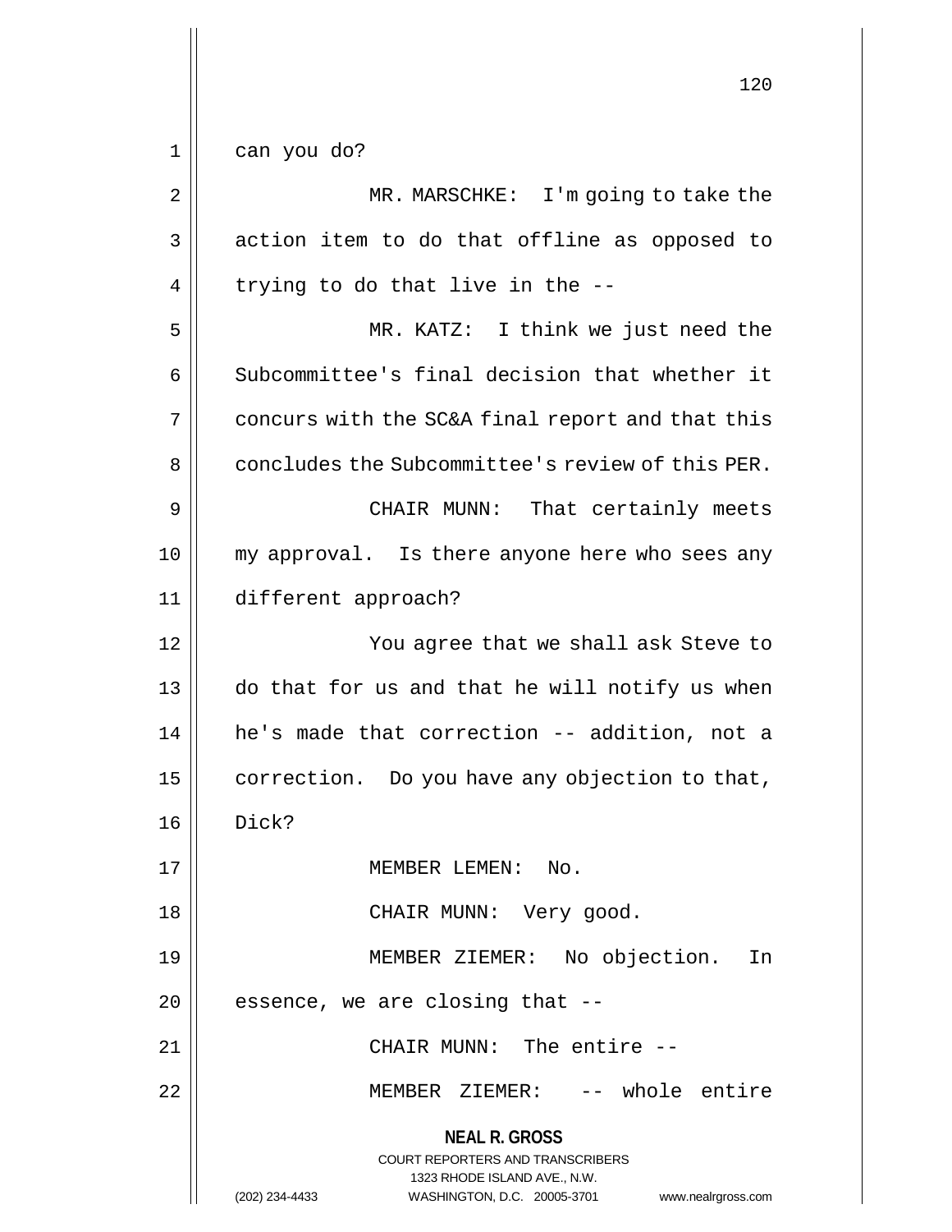can you do?

MR. MARSCHKE: I'm going to take the action item to do that offline as opposed to trying to do that live in the --

MR. KATZ: I think we just need the Subcommittee's final decision that whether it concurs with the SC&A final report and that this concludes the Subcommittee's review of this PER.

CHAIR MUNN: That certainly meets my approval. Is there anyone here who sees any different approach?

You agree that we shall ask Steve to do that for us and that he will notify us when he's made that correction -- addition, not a correction. Do you have any objection to that, Dick?

MEMBER LEMEN: No.

CHAIR MUNN: Very good.

MEMBER ZIEMER: No objection. In essence, we are closing that --

CHAIR MUNN: The entire --

MEMBER ZIEMER: -- whole entire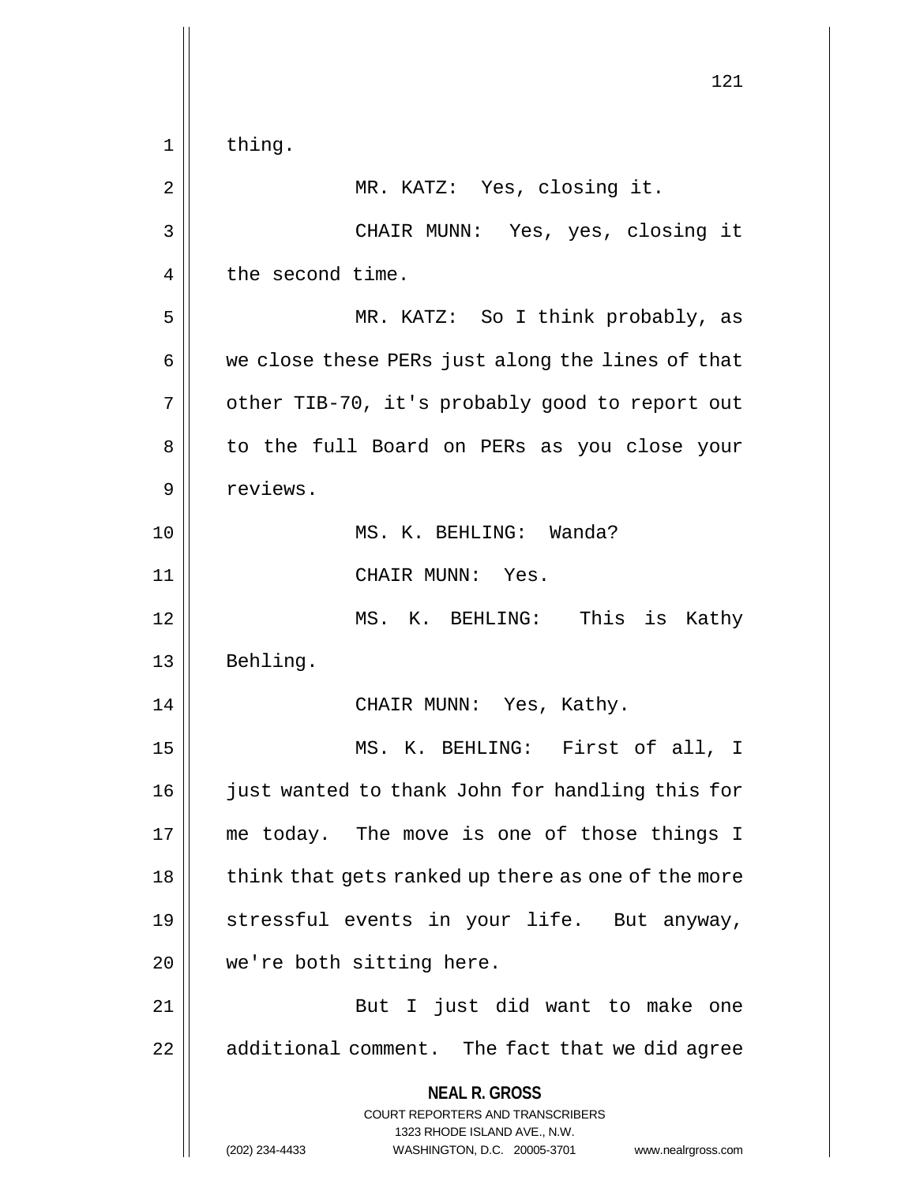thing.

MR. KATZ: Yes, closing it.

CHAIR MUNN: Yes, yes, closing it the second time.

MR. KATZ: So I think probably, as we close these PERs just along the lines of that other TIB-70, it's probably good to report out to the full Board on PERs as you close your reviews.

MS. K. BEHLING: Wanda?

CHAIR MUNN: Yes.

MS. K. BEHLING: This is Kathy Behling.

CHAIR MUNN: Yes, Kathy.

MS. K. BEHLING: First of all, I just wanted to thank John for handling this for me today. The move is one of those things I think that gets ranked up there as one of the more stressful events in your life. But anyway, we're both sitting here.

But I just did want to make one additional comment. The fact that we did agree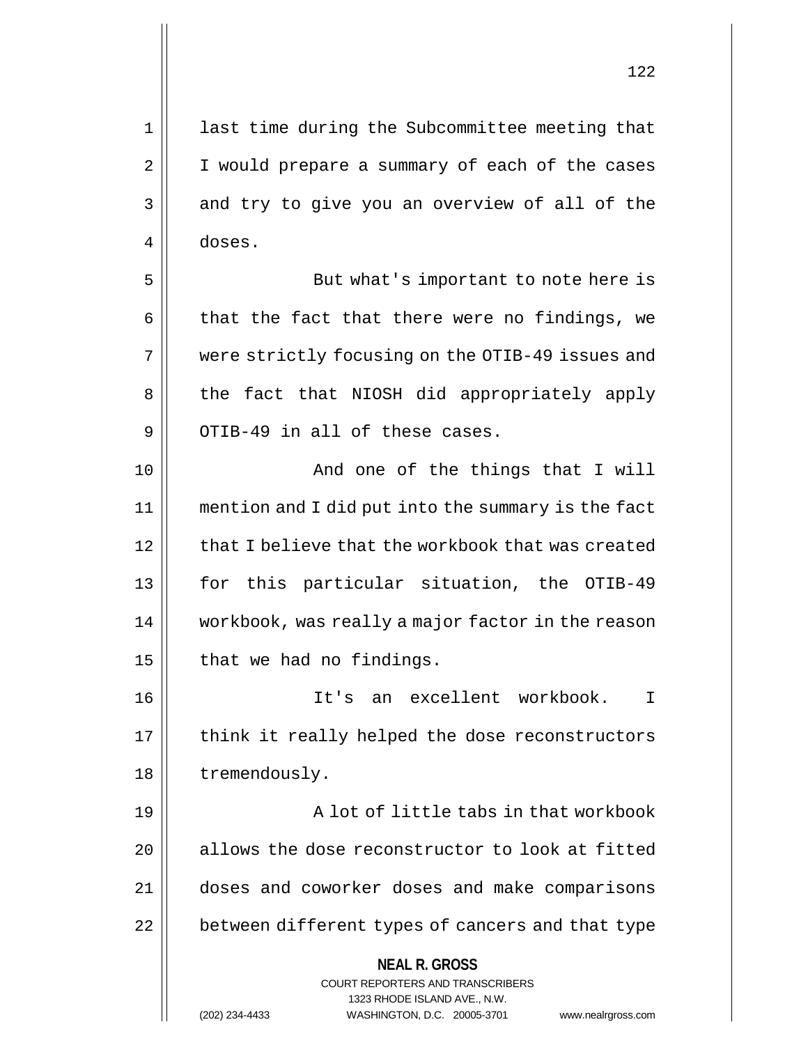last time during the Subcommittee meeting that I would prepare a summary of each of the cases and try to give you an overview of all of the doses.

But what's important to note here is that the fact that there were no findings, we were strictly focusing on the OTIB-49 issues and the fact that NIOSH did appropriately apply OTIB-49 in all of these cases.

And one of the things that I will mention and I did put into the summary is the fact that I believe that the workbook that was created for this particular situation, the OTIB-49 workbook, was really a major factor in the reason that we had no findings.

It's an excellent workbook. I think it really helped the dose reconstructors tremendously.

A lot of little tabs in that workbook allows the dose reconstructor to look at fitted doses and coworker doses and make comparisons between different types of cancers and that type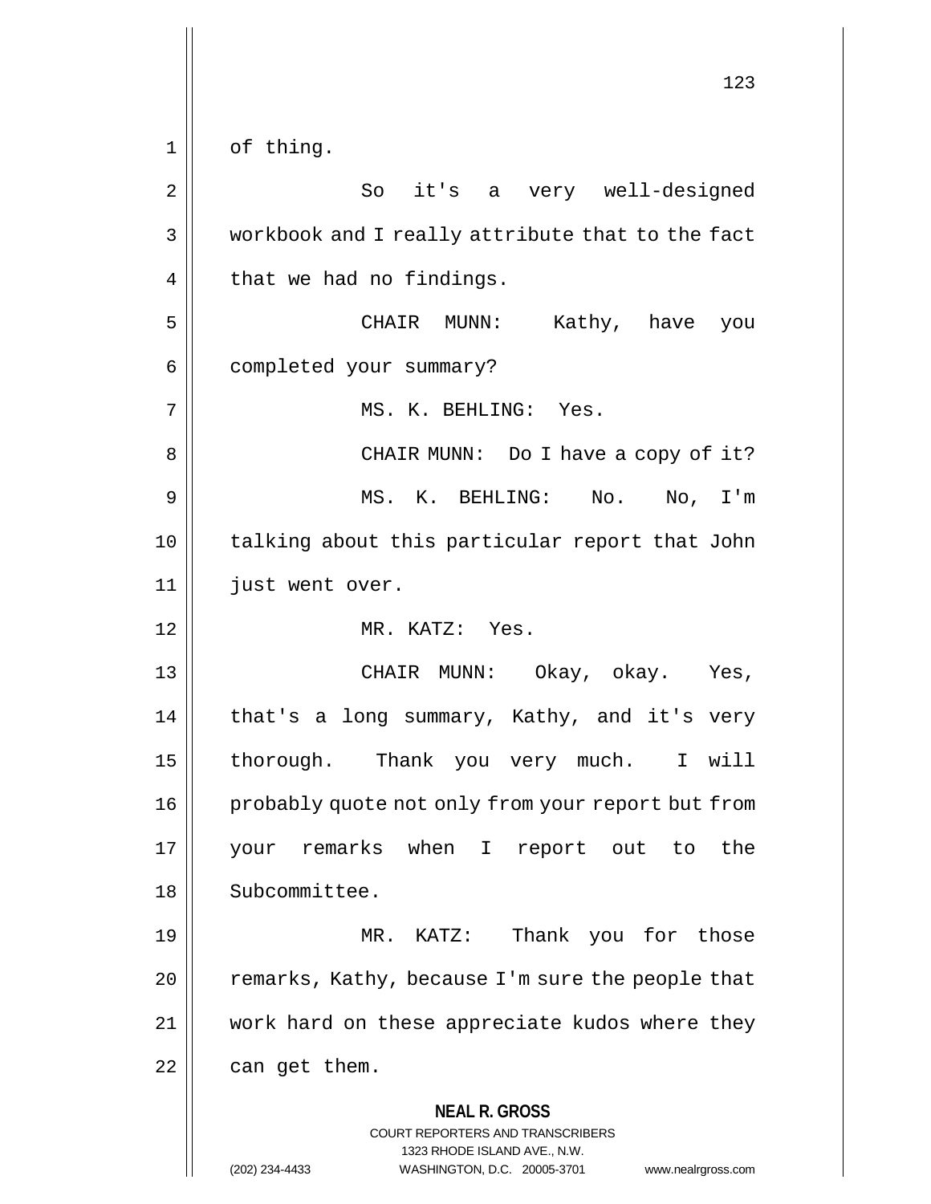of thing.

So it's a very well-designed workbook and I really attribute that to the fact that we had no findings.

CHAIR MUNN: Kathy, have you completed your summary?

MS. K. BEHLING: Yes.

CHAIR MUNN: Do I have a copy of it?

MS. K. BEHLING: No. No, I'm talking about this particular report that John just went over.

MR. KATZ: Yes.

CHAIR MUNN: Okay, okay. Yes, that's a long summary, Kathy, and it's very thorough. Thank you very much. I will probably quote not only from your report but from your remarks when I report out to the Subcommittee.

MR. KATZ: Thank you for those remarks, Kathy, because I'm sure the people that work hard on these appreciate kudos where they can get them.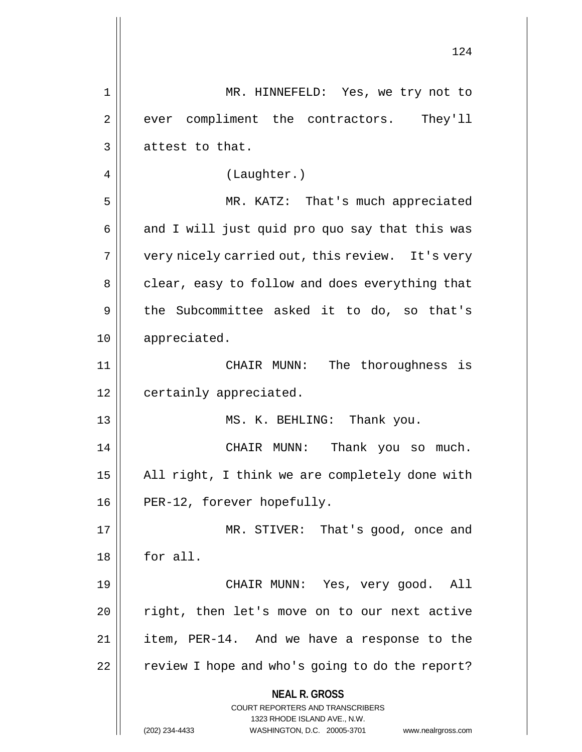MR. HINNEFELD: Yes, we try not to ever compliment the contractors. They'll attest to that.

(Laughter.)

MR. KATZ: That's much appreciated and I will just quid pro quo say that this was very nicely carried out, this review. It's very clear, easy to follow and does everything that the Subcommittee asked it to do, so that's appreciated.

CHAIR MUNN: The thoroughness is certainly appreciated.

MS. K. BEHLING: Thank you.

CHAIR MUNN: Thank you so much. All right, I think we are completely done with PER-12, forever hopefully.

MR. STIVER: That's good, once and for all.

CHAIR MUNN: Yes, very good. All right, then let's move on to our next active item, PER-14. And we have a response to the review I hope and who's going to do the report?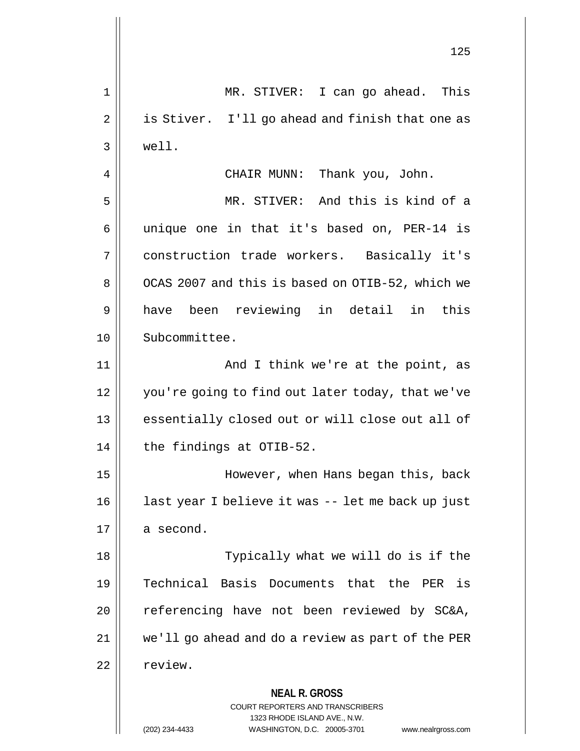MR. STIVER: I can go ahead. This is Stiver. I'll go ahead and finish that one as well.

CHAIR MUNN: Thank you, John.

MR. STIVER: And this is kind of a unique one in that it's based on, PER-14 is construction trade workers. Basically it's OCAS 2007 and this is based on OTIB-52, which we have been reviewing in detail in this Subcommittee.

And I think we're at the point, as you're going to find out later today, that we've essentially closed out or will close out all of the findings at OTIB-52.

However, when Hans began this, back last year I believe it was -- let me back up just a second.

Typically what we will do is if the Technical Basis Documents that the PER is referencing have not been reviewed by SC&A, we'll go ahead and do a review as part of the PER review.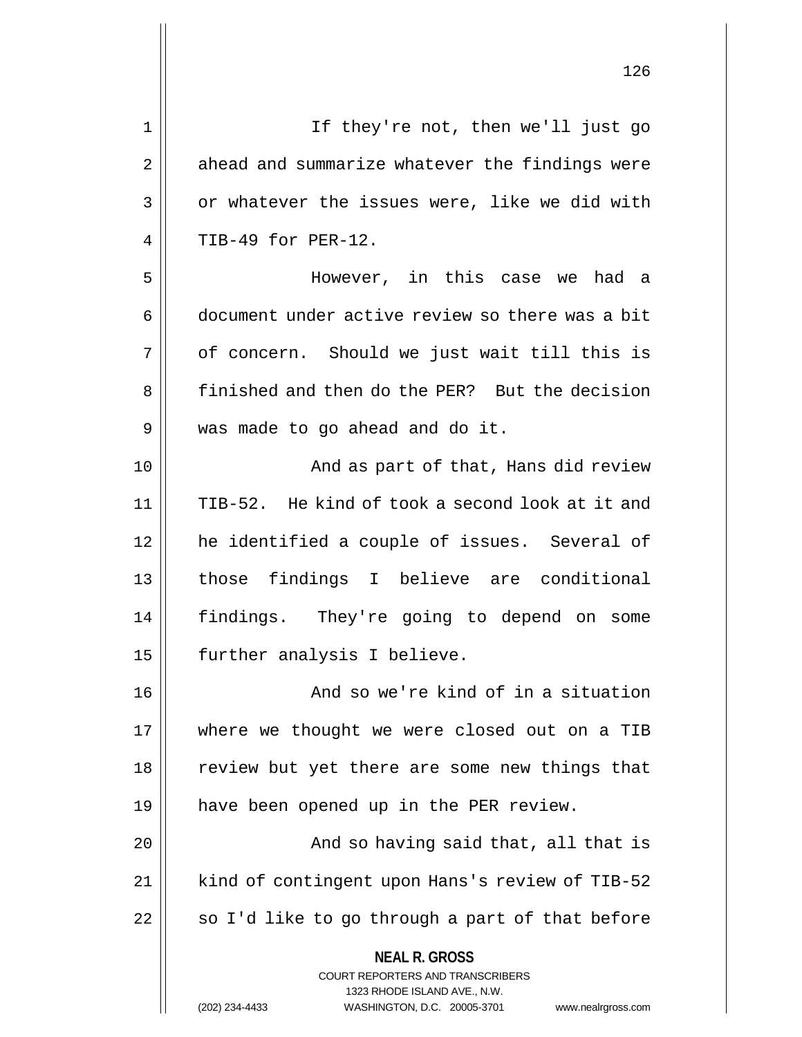If they're not, then we'll just go ahead and summarize whatever the findings were or whatever the issues were, like we did with TIB-49 for PER-12.

However, in this case we had a document under active review so there was a bit of concern. Should we just wait till this is finished and then do the PER? But the decision was made to go ahead and do it.

And as part of that, Hans did review TIB-52. He kind of took a second look at it and he identified a couple of issues. Several of those findings I believe are conditional findings. They're going to depend on some further analysis I believe.

And so we're kind of in a situation where we thought we were closed out on a TIB review but yet there are some new things that have been opened up in the PER review.

And so having said that, all that is kind of contingent upon Hans's review of TIB-52 so I'd like to go through a part of that before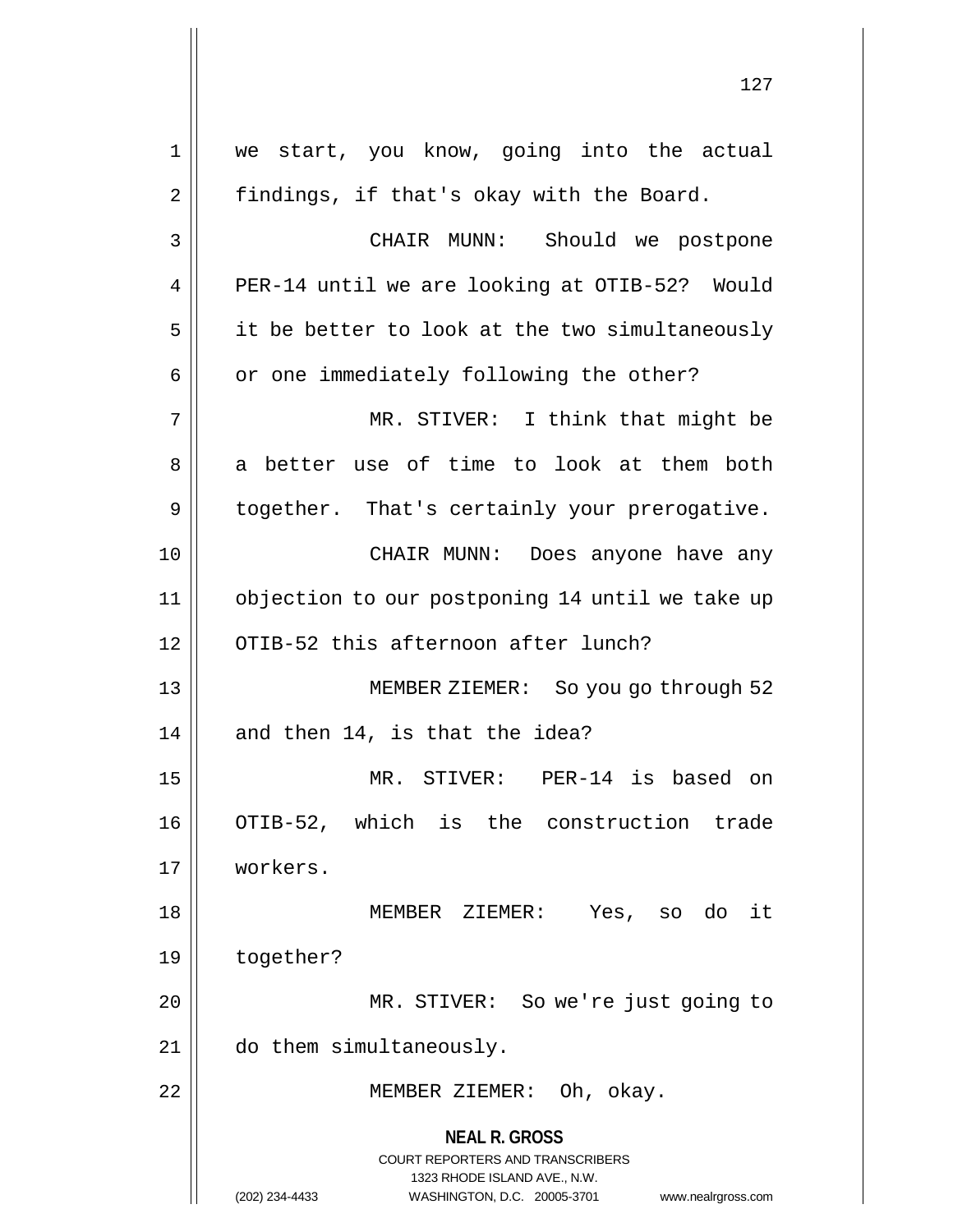we start, you know, going into the actual findings, if that's okay with the Board.

CHAIR MUNN: Should we postpone PER-14 until we are looking at OTIB-52? Would it be better to look at the two simultaneously or one immediately following the other?

MR. STIVER: I think that might be a better use of time to look at them both together. That's certainly your prerogative.

CHAIR MUNN: Does anyone have any objection to our postponing 14 until we take up OTIB-52 this afternoon after lunch?

MEMBER ZIEMER: So you go through 52 and then 14, is that the idea?

MR. STIVER: PER-14 is based on OTIB-52, which is the construction trade workers.

MEMBER ZIEMER: Yes, so do it together?

MR. STIVER: So we're just going to do them simultaneously.

MEMBER ZIEMER: Oh, okay.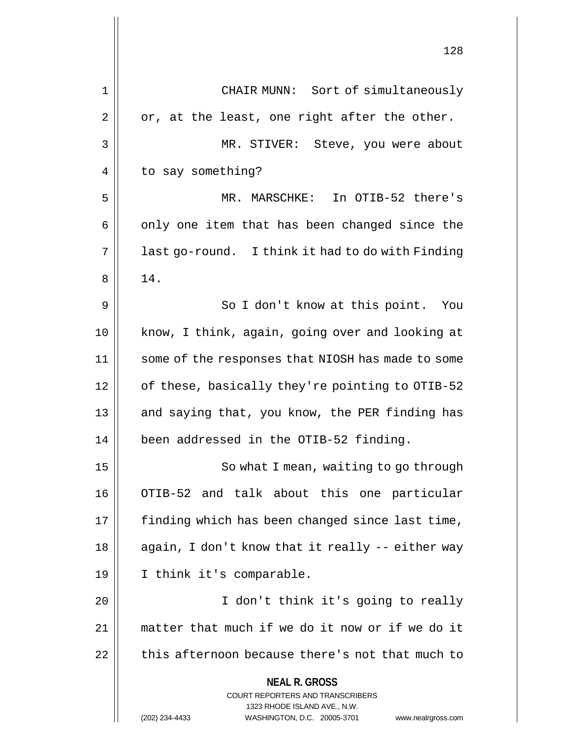CHAIR MUNN: Sort of simultaneously or, at the least, one right after the other.

MR. STIVER: Steve, you were about to say something?

MR. MARSCHKE: In OTIB-52 there's only one item that has been changed since the last go-round. I think it had to do with Finding 14.

So I don't know at this point. You know, I think, again, going over and looking at some of the responses that NIOSH has made to some of these, basically they're pointing to OTIB-52 and saying that, you know, the PER finding has been addressed in the OTIB-52 finding.

So what I mean, waiting to go through OTIB-52 and talk about this one particular finding which has been changed since last time, again, I don't know that it really -- either way I think it's comparable.

I don't think it's going to really matter that much if we do it now or if we do it this afternoon because there's not that much to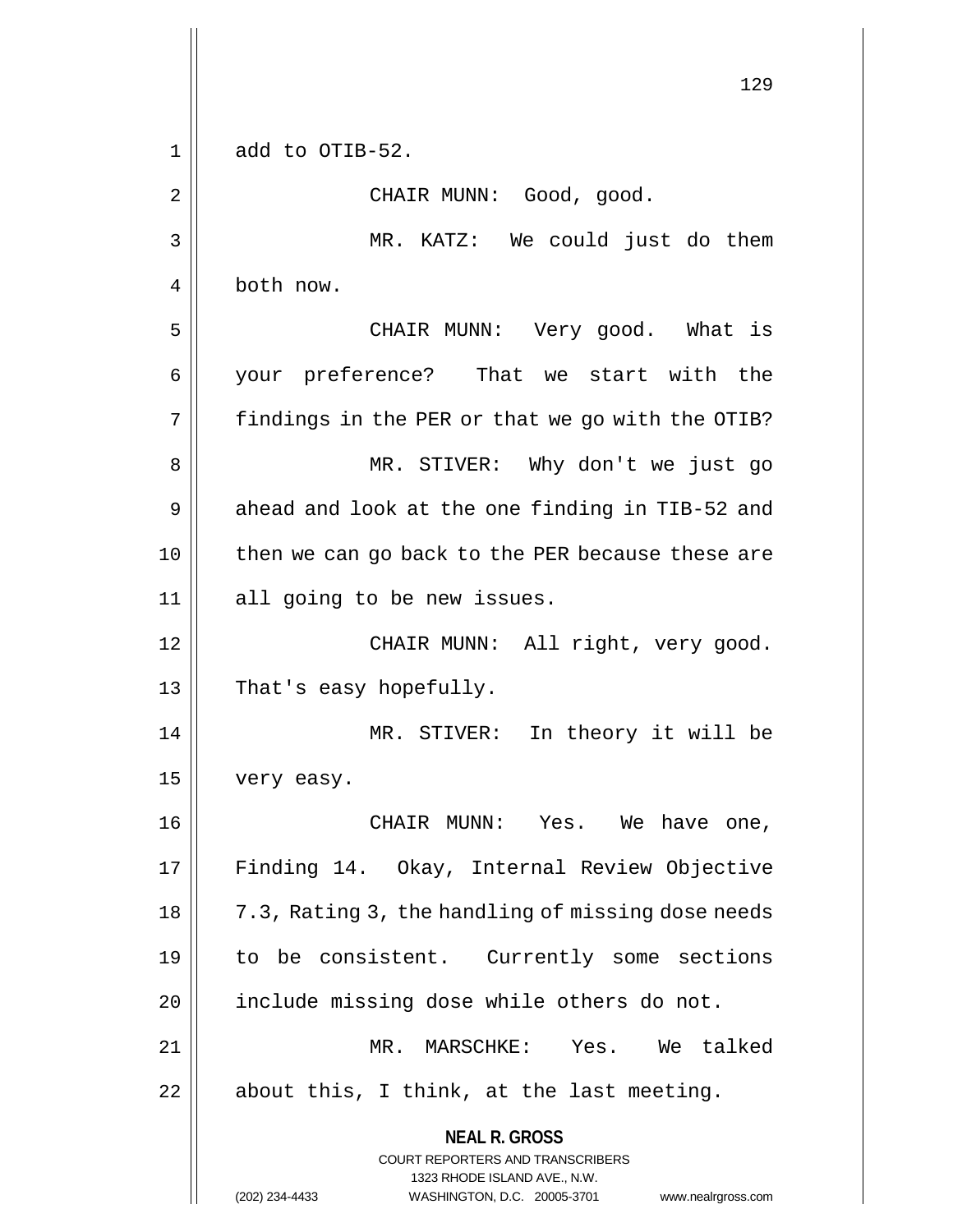add to OTIB-52.

CHAIR MUNN: Good, good.

MR. KATZ: We could just do them both now.

CHAIR MUNN: Very good. What is your preference? That we start with the findings in the PER or that we go with the OTIB?

MR. STIVER: Why don't we just go ahead and look at the one finding in TIB-52 and then we can go back to the PER because these are all going to be new issues.

CHAIR MUNN: All right, very good. That's easy hopefully.

MR. STIVER: In theory it will be very easy.

CHAIR MUNN: Yes. We have one, Finding 14. Okay, Internal Review Objective 7.3, Rating 3, the handling of missing dose needs to be consistent. Currently some sections include missing dose while others do not.

MR. MARSCHKE: Yes. We talked about this, I think, at the last meeting.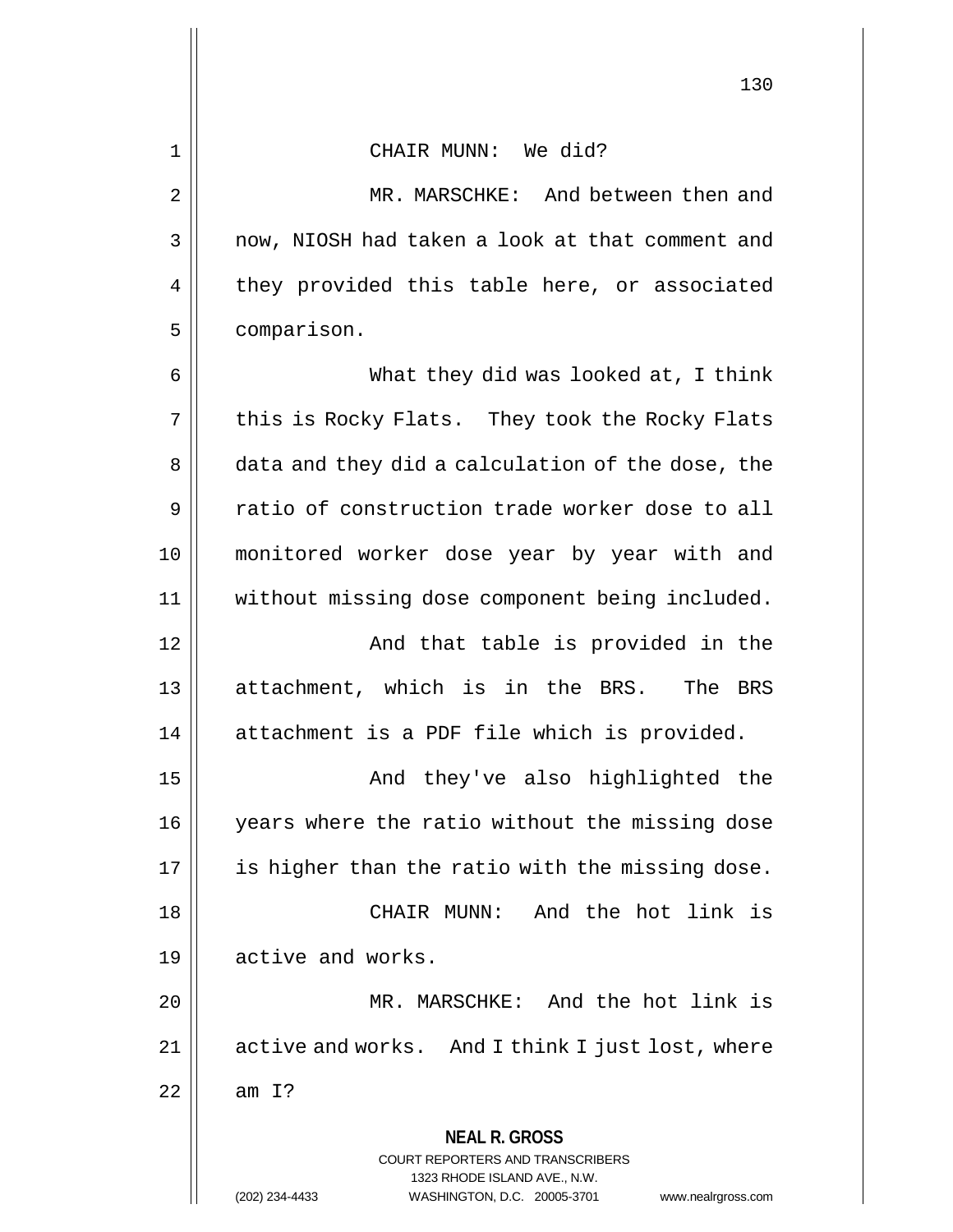CHAIR MUNN: We did?

MR. MARSCHKE: And between then and now, NIOSH had taken a look at that comment and they provided this table here, or associated comparison.

What they did was looked at, I think this is Rocky Flats. They took the Rocky Flats data and they did a calculation of the dose, the ratio of construction trade worker dose to all monitored worker dose year by year with and without missing dose component being included.

And that table is provided in the attachment, which is in the BRS. The BRS attachment is a PDF file which is provided.

And they've also highlighted the years where the ratio without the missing dose is higher than the ratio with the missing dose.

CHAIR MUNN: And the hot link is active and works.

MR. MARSCHKE: And the hot link is active and works. And I think I just lost, where am I?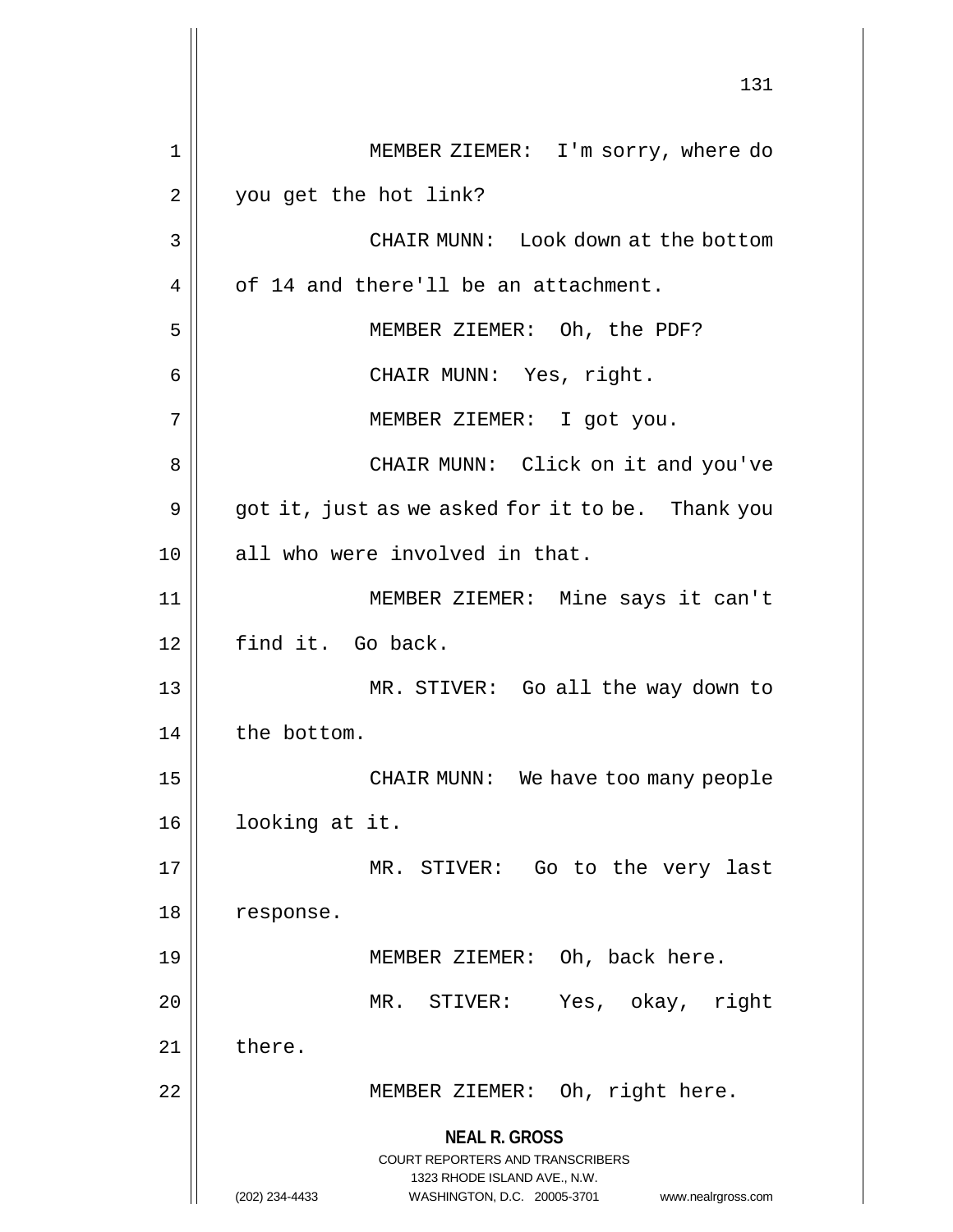MEMBER ZIEMER: I'm sorry, where do you get the hot link?

CHAIR MUNN: Look down at the bottom of 14 and there'll be an attachment.

MEMBER ZIEMER: Oh, the PDF?

CHAIR MUNN: Yes, right.

MEMBER ZIEMER: I got you.

CHAIR MUNN: Click on it and you've got it, just as we asked for it to be. Thank you all who were involved in that.

MEMBER ZIEMER: Mine says it can't find it. Go back.

MR. STIVER: Go all the way down to the bottom.

CHAIR MUNN: We have too many people looking at it.

MR. STIVER: Go to the very last response.

MEMBER ZIEMER: Oh, back here.

MR. STIVER: Yes, okay, right there.

MEMBER ZIEMER: Oh, right here.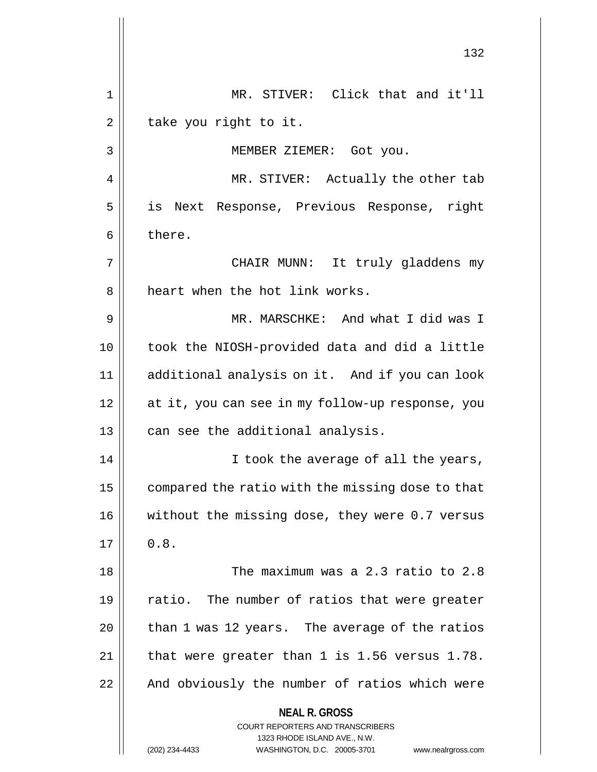MR. STIVER: Click that and it'll take you right to it.

MEMBER ZIEMER: Got you.

MR. STIVER: Actually the other tab is Next Response, Previous Response, right there.

CHAIR MUNN: It truly gladdens my heart when the hot link works.

MR. MARSCHKE: And what I did was I took the NIOSH-provided data and did a little additional analysis on it. And if you can look at it, you can see in my follow-up response, you can see the additional analysis.

I took the average of all the years, compared the ratio with the missing dose to that without the missing dose, they were 0.7 versus 0.8.

The maximum was a 2.3 ratio to 2.8 ratio. The number of ratios that were greater than 1 was 12 years. The average of the ratios that were greater than 1 is 1.56 versus 1.78. And obviously the number of ratios which were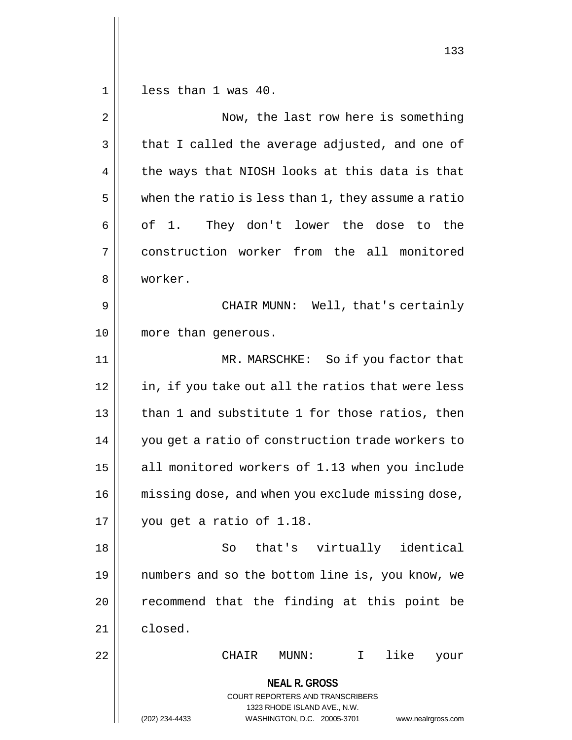less than 1 was 40.

Now, the last row here is something that I called the average adjusted, and one of the ways that NIOSH looks at this data is that when the ratio is less than 1, they assume a ratio of 1. They don't lower the dose to the construction worker from the all monitored worker.

CHAIR MUNN: Well, that's certainly more than generous.

MR. MARSCHKE: So if you factor that in, if you take out all the ratios that were less than 1 and substitute 1 for those ratios, then you get a ratio of construction trade workers to all monitored workers of 1.13 when you include missing dose, and when you exclude missing dose, you get a ratio of 1.18.

So that's virtually identical numbers and so the bottom line is, you know, we recommend that the finding at this point be closed.

CHAIR MUNN: I like your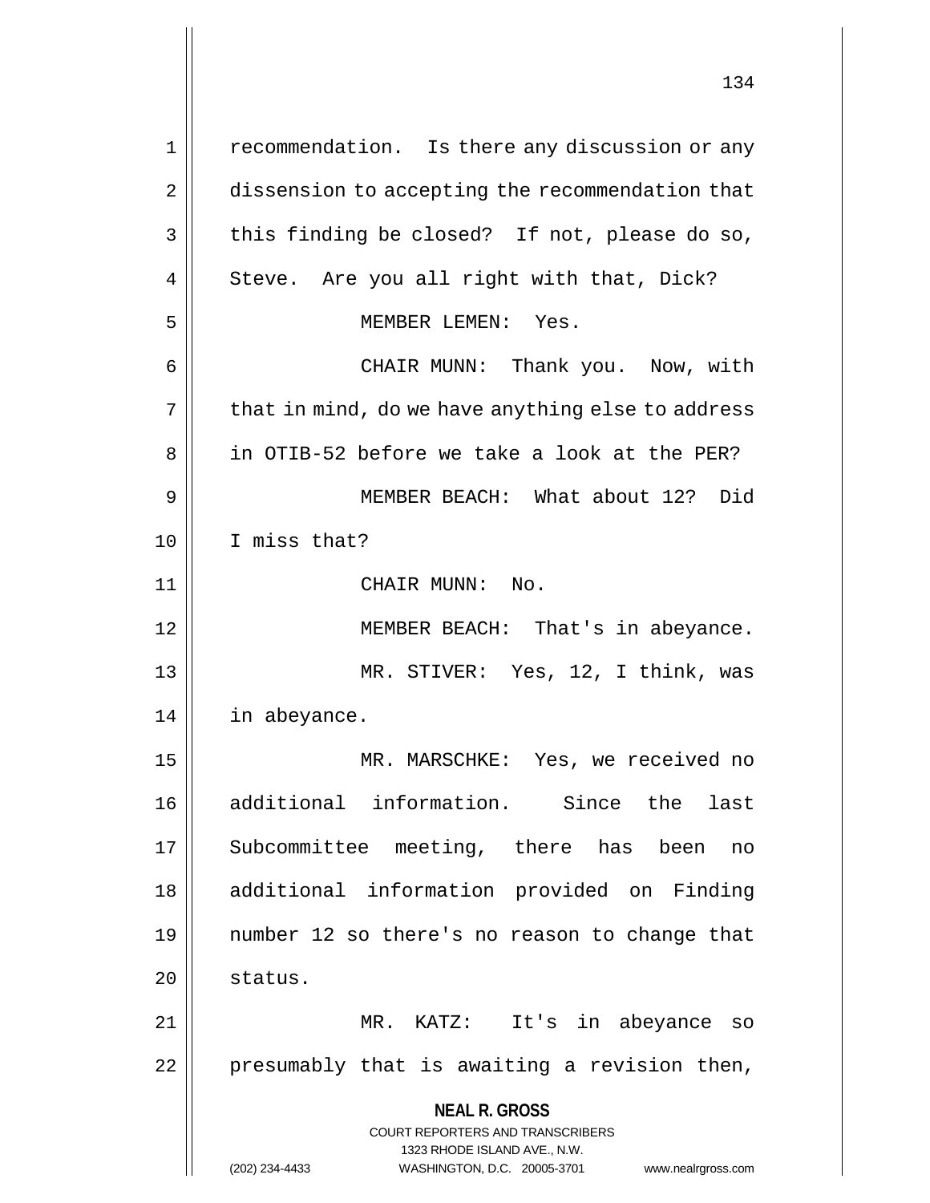recommendation. Is there any discussion or any dissension to accepting the recommendation that this finding be closed? If not, please do so, Steve. Are you all right with that, Dick?

MEMBER LEMEN: Yes.

CHAIR MUNN: Thank you. Now, with that in mind, do we have anything else to address in OTIB-52 before we take a look at the PER?

MEMBER BEACH: What about 12? Did I miss that?

CHAIR MUNN: No.

MEMBER BEACH: That's in abeyance.

MR. STIVER: Yes, 12, I think, was in abeyance.

MR. MARSCHKE: Yes, we received no additional information. Since the last Subcommittee meeting, there has been no additional information provided on Finding number 12 so there's no reason to change that status.

MR. KATZ: It's in abeyance so presumably that is awaiting a revision then,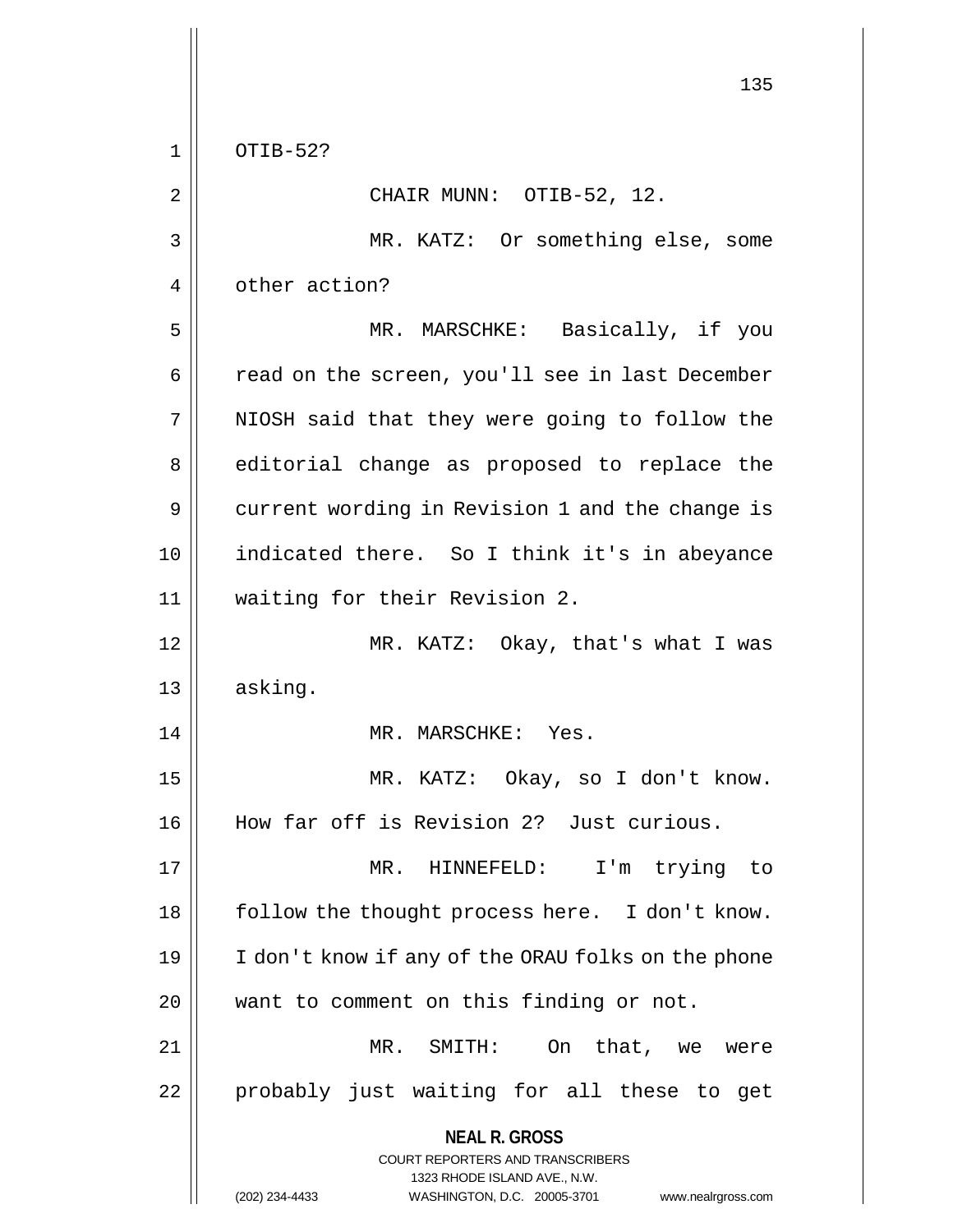OTIB-52?

CHAIR MUNN: OTIB-52, 12.

MR. KATZ: Or something else, some other action?

MR. MARSCHKE: Basically, if you read on the screen, you'll see in last December NIOSH said that they were going to follow the editorial change as proposed to replace the current wording in Revision 1 and the change is indicated there. So I think it's in abeyance waiting for their Revision 2.

MR. KATZ: Okay, that's what I was asking.

MR. MARSCHKE: Yes.

MR. KATZ: Okay, so I don't know. How far off is Revision 2? Just curious.

MR. HINNEFELD: I'm trying to follow the thought process here. I don't know. I don't know if any of the ORAU folks on the phone want to comment on this finding or not.

MR. SMITH: On that, we were probably just waiting for all these to get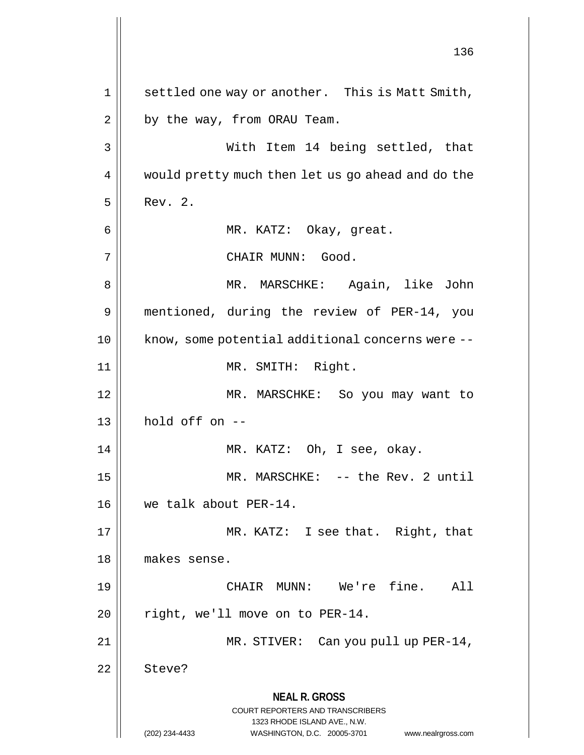settled one way or another. This is Matt Smith, by the way, from ORAU Team.

With Item 14 being settled, that would pretty much then let us go ahead and do the Rev. 2.

MR. KATZ: Okay, great.

CHAIR MUNN: Good.

MR. MARSCHKE: Again, like John mentioned, during the review of PER-14, you know, some potential additional concerns were --

MR. SMITH: Right.

MR. MARSCHKE: So you may want to hold off on --

MR. KATZ: Oh, I see, okay.

MR. MARSCHKE: -- the Rev. 2 until we talk about PER-14.

MR. KATZ: I see that. Right, that makes sense.

CHAIR MUNN: We're fine. All right, we'll move on to PER-14.

MR. STIVER: Can you pull up PER-14, Steve?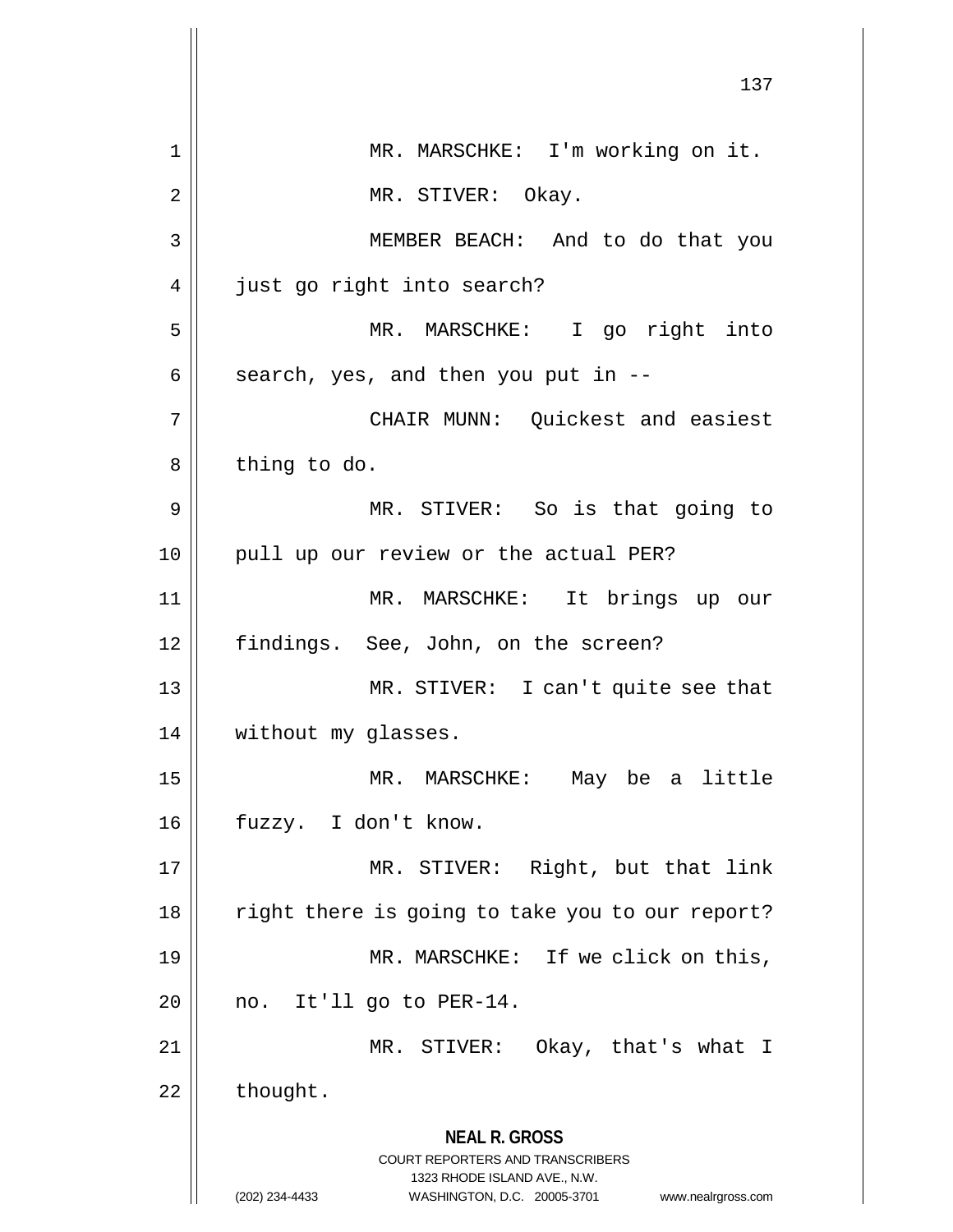MR. MARSCHKE: I'm working on it.

MR. STIVER: Okay.

MEMBER BEACH: And to do that you just go right into search?

MR. MARSCHKE: I go right into search, yes, and then you put in --

CHAIR MUNN: Quickest and easiest thing to do.

MR. STIVER: So is that going to pull up our review or the actual PER?

MR. MARSCHKE: It brings up our findings. See, John, on the screen?

MR. STIVER: I can't quite see that without my glasses.

MR. MARSCHKE: May be a little fuzzy. I don't know.

MR. STIVER: Right, but that link right there is going to take you to our report?

MR. MARSCHKE: If we click on this, no. It'll go to PER-14.

MR. STIVER: Okay, that's what I thought.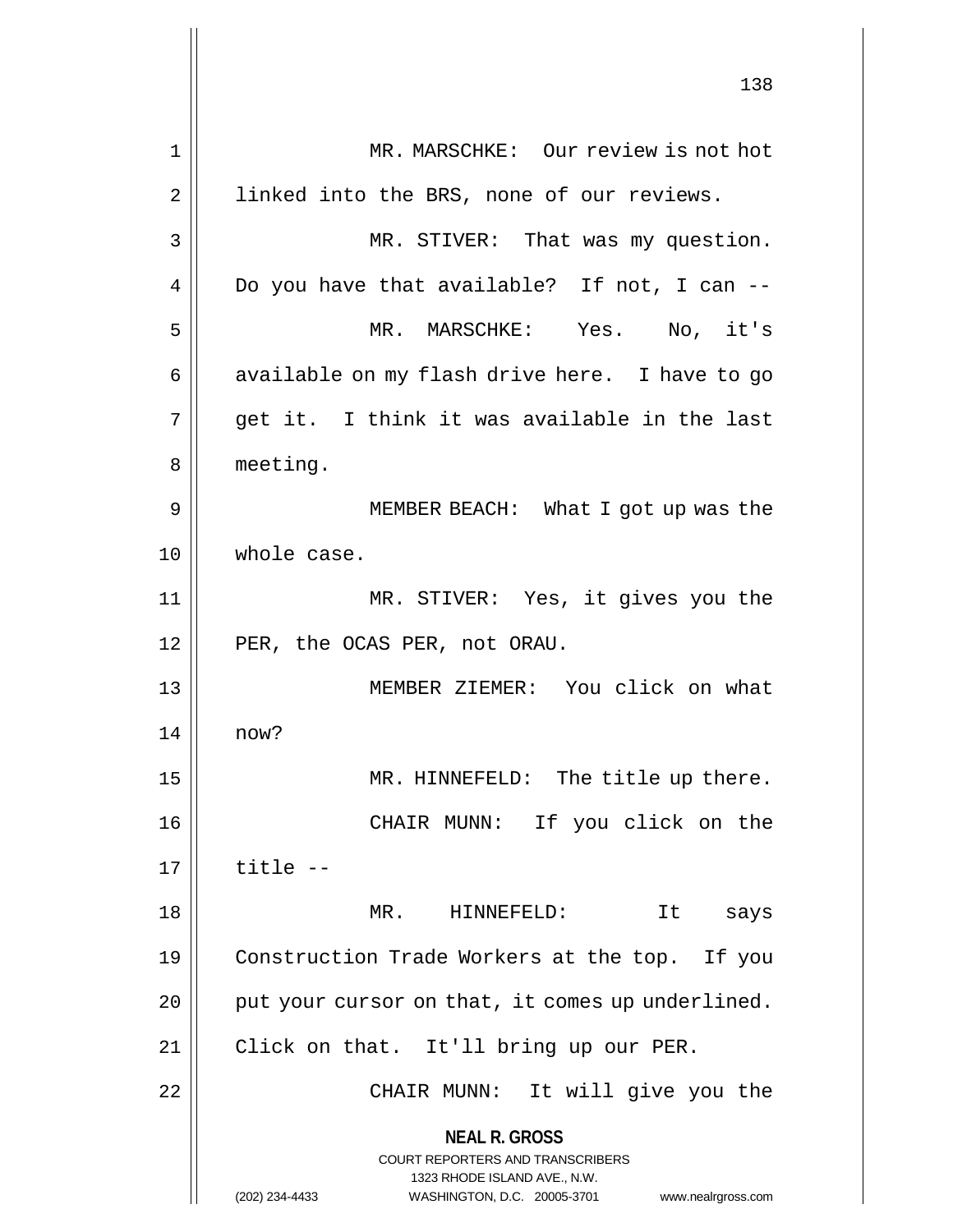MR. MARSCHKE: Our review is not hot linked into the BRS, none of our reviews.

MR. STIVER: That was my question. Do you have that available? If not, I can --

MR. MARSCHKE: Yes. No, it's available on my flash drive here. I have to go get it. I think it was available in the last meeting.

MEMBER BEACH: What I got up was the whole case.

MR. STIVER: Yes, it gives you the PER, the OCAS PER, not ORAU.

MEMBER ZIEMER: You click on what now?

MR. HINNEFELD: The title up there.

CHAIR MUNN: If you click on the title --

MR. HINNEFELD: It says Construction Trade Workers at the top. If you put your cursor on that, it comes up underlined. Click on that. It'll bring up our PER.

CHAIR MUNN: It will give you the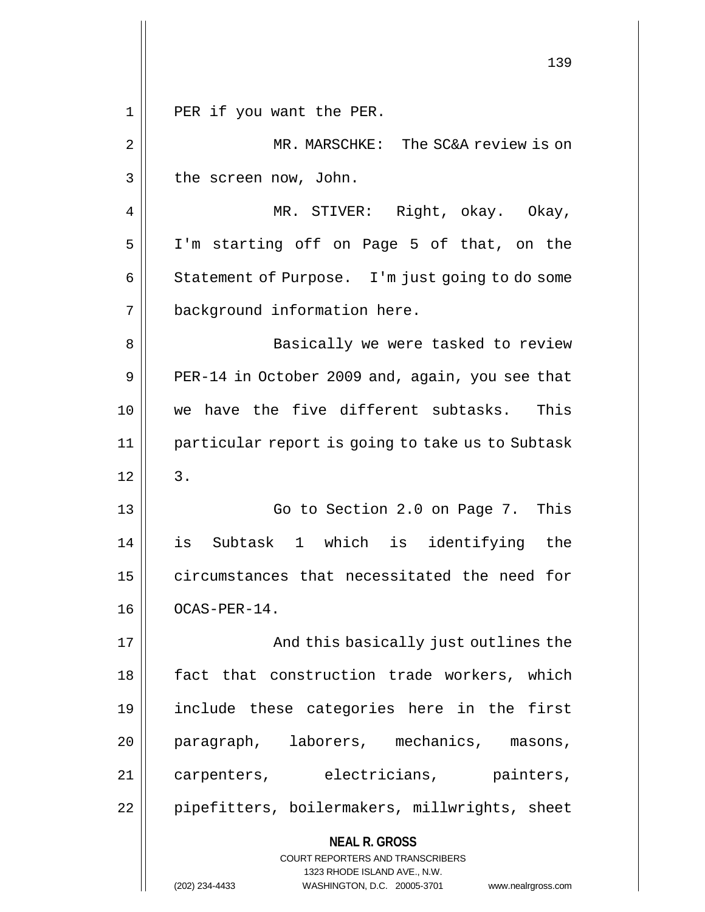PER if you want the PER.

MR. MARSCHKE: The SC&A review is on the screen now, John.

MR. STIVER: Right, okay. Okay, I'm starting off on Page 5 of that, on the Statement of Purpose. I'm just going to do some background information here.

Basically we were tasked to review PER-14 in October 2009 and, again, you see that we have the five different subtasks. This particular report is going to take us to Subtask 3.

Go to Section 2.0 on Page 7. This is Subtask 1 which is identifying the circumstances that necessitated the need for OCAS-PER-14.

And this basically just outlines the fact that construction trade workers, which include these categories here in the first paragraph, laborers, mechanics, masons, carpenters, electricians, painters, pipefitters, boilermakers, millwrights, sheet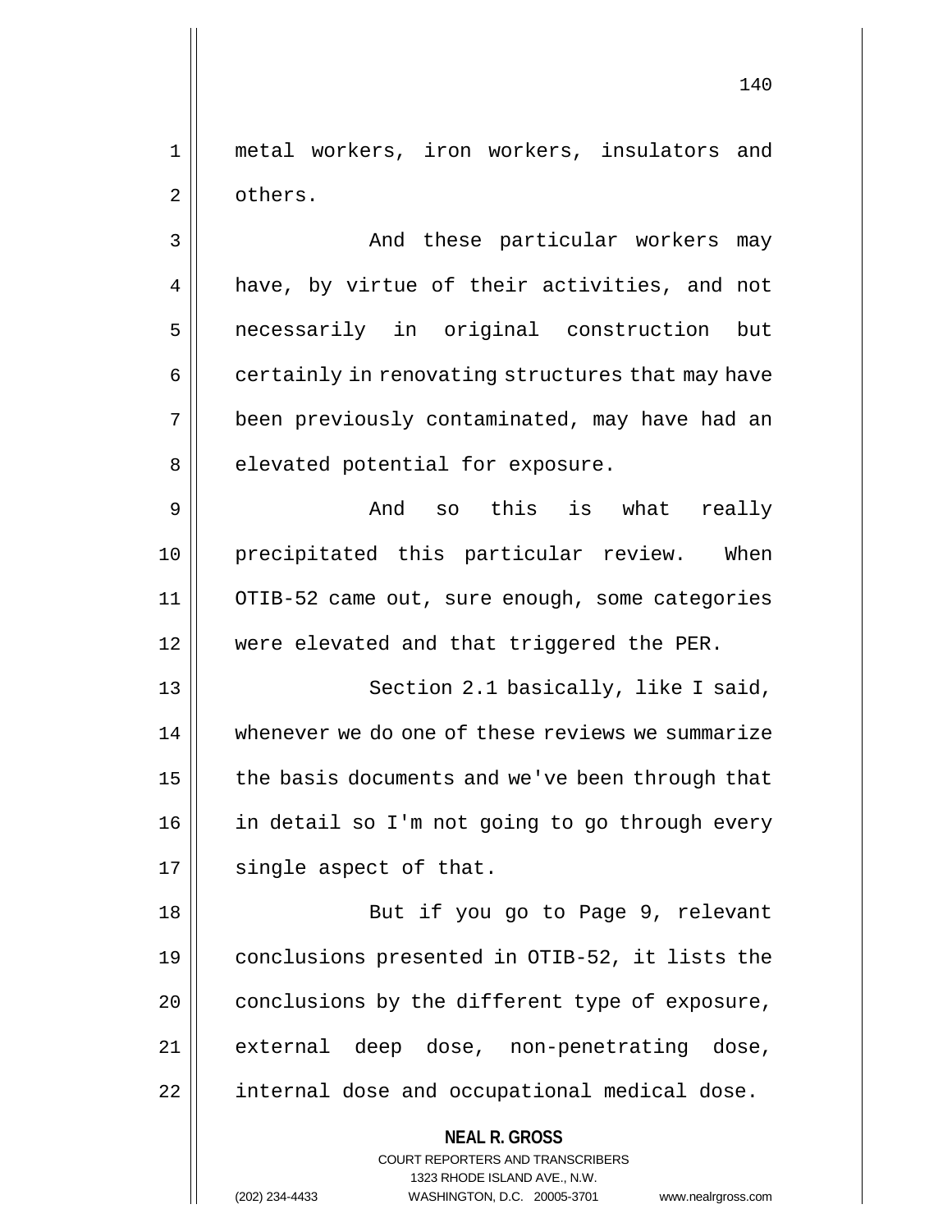metal workers, iron workers, insulators and others.

And these particular workers may have, by virtue of their activities, and not necessarily in original construction but certainly in renovating structures that may have been previously contaminated, may have had an elevated potential for exposure.

And so this is what really precipitated this particular review. When OTIB-52 came out, sure enough, some categories were elevated and that triggered the PER.

Section 2.1 basically, like I said, whenever we do one of these reviews we summarize the basis documents and we've been through that in detail so I'm not going to go through every single aspect of that.

But if you go to Page 9, relevant conclusions presented in OTIB-52, it lists the conclusions by the different type of exposure, external deep dose, non-penetrating dose, internal dose and occupational medical dose.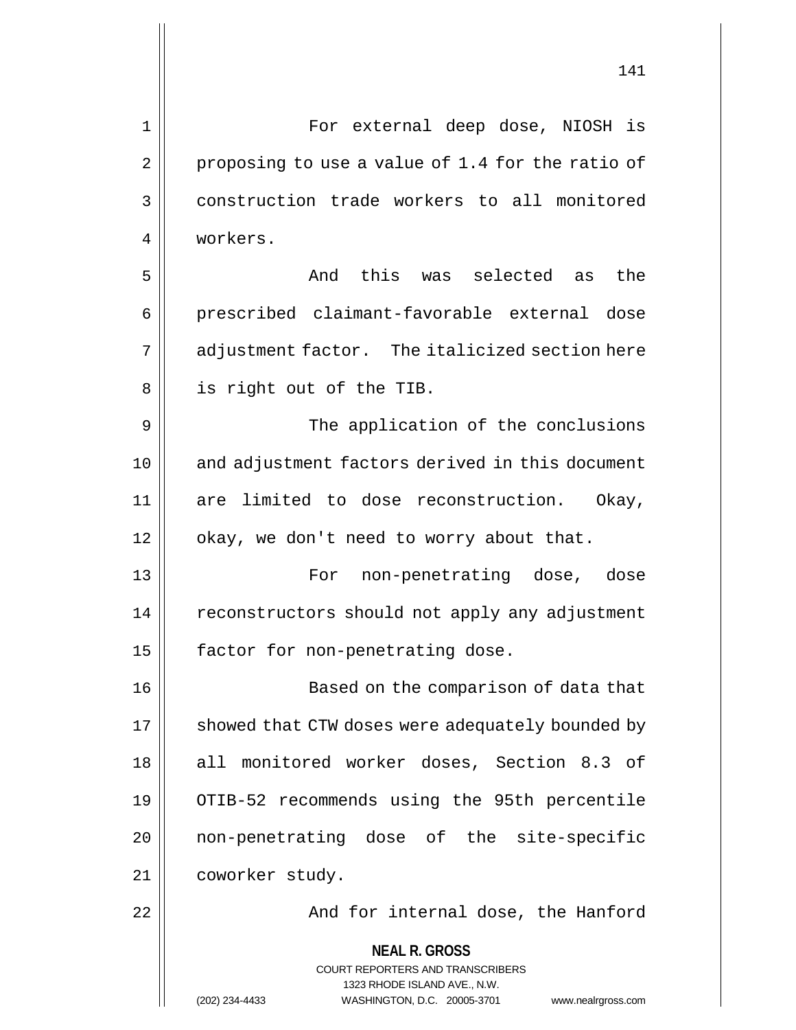For external deep dose, NIOSH is proposing to use a value of 1.4 for the ratio of construction trade workers to all monitored workers.

And this was selected as the prescribed claimant-favorable external dose adjustment factor. The italicized section here is right out of the TIB.

The application of the conclusions and adjustment factors derived in this document are limited to dose reconstruction. Okay, okay, we don't need to worry about that.

For non-penetrating dose, dose reconstructors should not apply any adjustment factor for non-penetrating dose.

Based on the comparison of data that showed that CTW doses were adequately bounded by all monitored worker doses, Section 8.3 of OTIB-52 recommends using the 95th percentile non-penetrating dose of the site-specific coworker study.

And for internal dose, the Hanford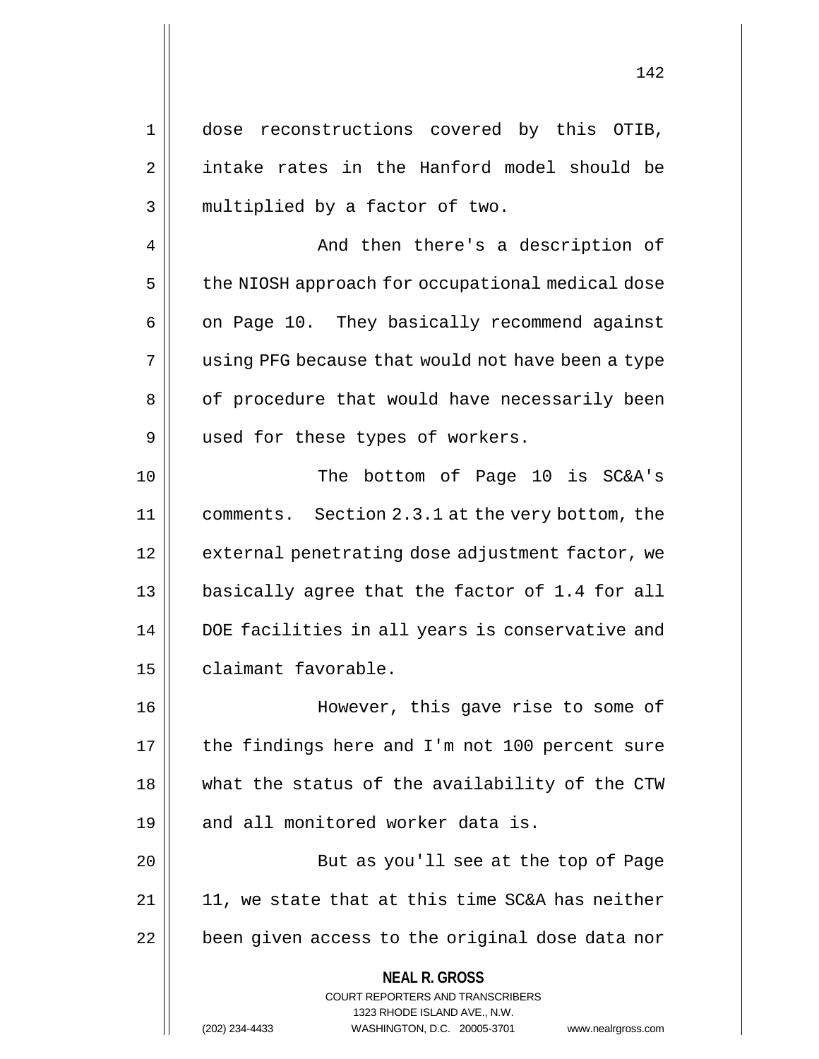dose reconstructions covered by this OTIB, intake rates in the Hanford model should be multiplied by a factor of two.

And then there's a description of the NIOSH approach for occupational medical dose on Page 10. They basically recommend against using PFG because that would not have been a type of procedure that would have necessarily been used for these types of workers.

The bottom of Page 10 is SC&A's comments. Section 2.3.1 at the very bottom, the external penetrating dose adjustment factor, we basically agree that the factor of 1.4 for all DOE facilities in all years is conservative and claimant favorable.

However, this gave rise to some of the findings here and I'm not 100 percent sure what the status of the availability of the CTW and all monitored worker data is.

But as you'll see at the top of Page 11, we state that at this time SC&A has neither been given access to the original dose data nor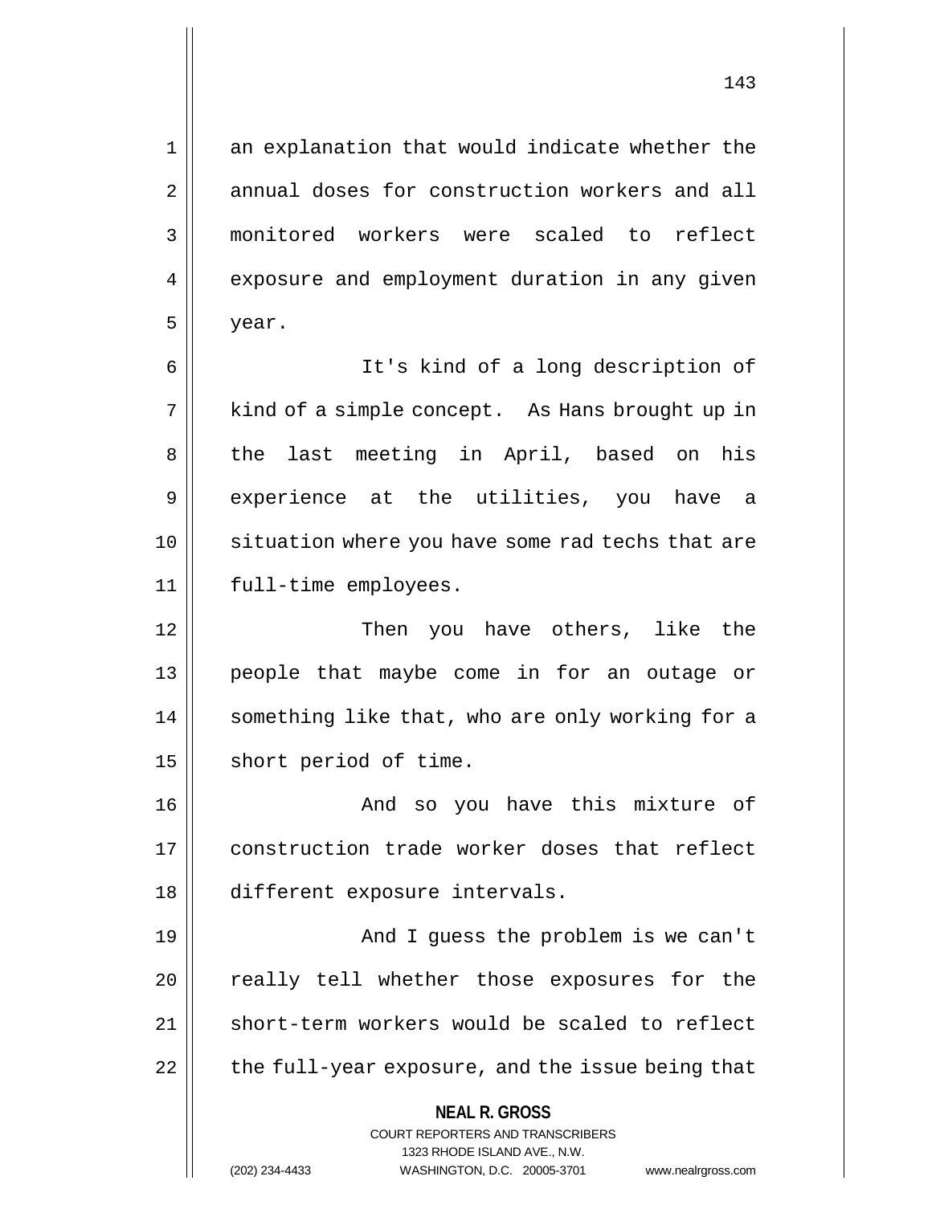an explanation that would indicate whether the annual doses for construction workers and all monitored workers were scaled to reflect exposure and employment duration in any given year.

It's kind of a long description of kind of a simple concept. As Hans brought up in the last meeting in April, based on his experience at the utilities, you have a situation where you have some rad techs that are full-time employees.

Then you have others, like the people that maybe come in for an outage or something like that, who are only working for a short period of time.

And so you have this mixture of construction trade worker doses that reflect different exposure intervals.

And I guess the problem is we can't really tell whether those exposures for the short-term workers would be scaled to reflect the full-year exposure, and the issue being that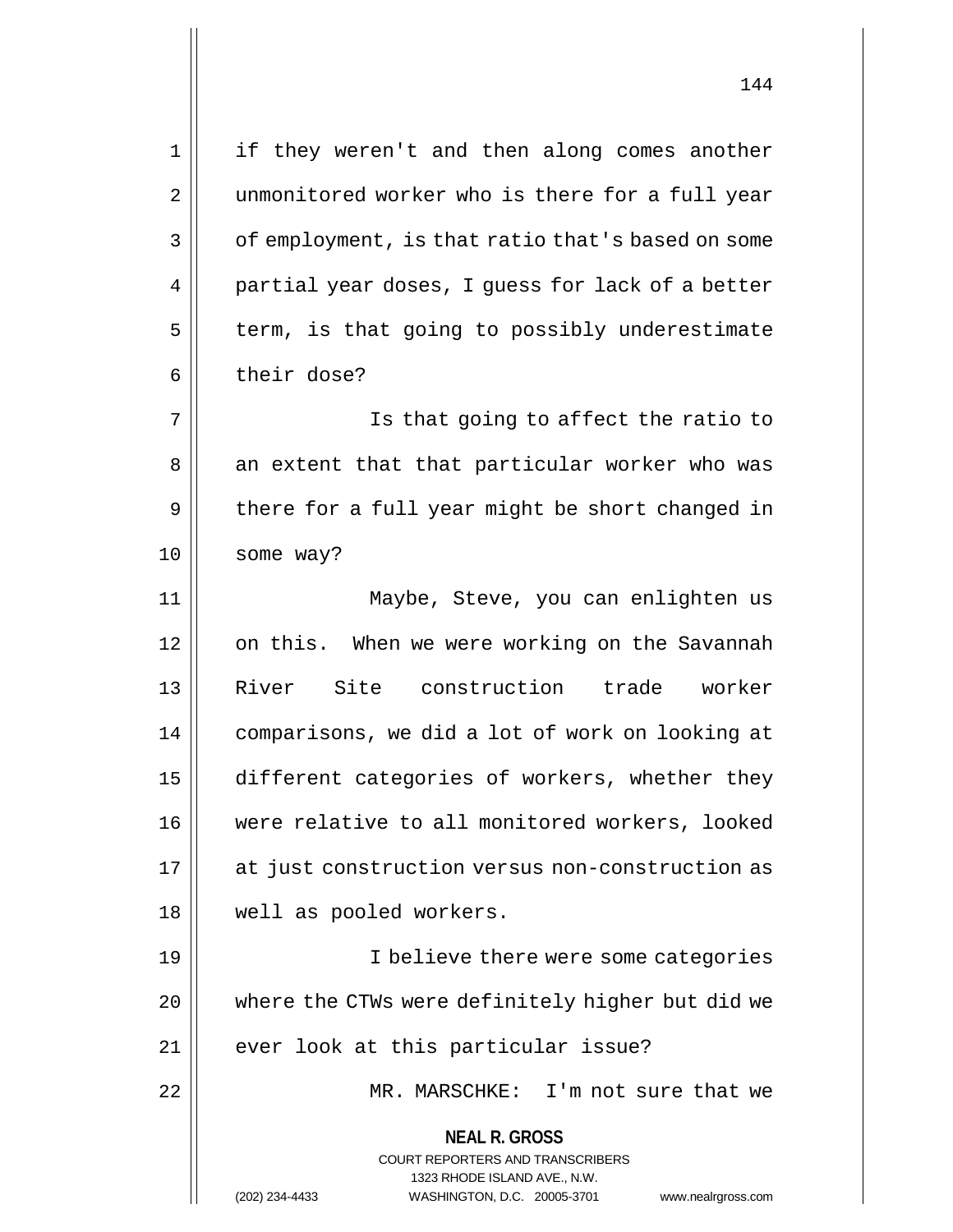if they weren't and then along comes another unmonitored worker who is there for a full year of employment, is that ratio that's based on some partial year doses, I guess for lack of a better term, is that going to possibly underestimate their dose?

Is that going to affect the ratio to an extent that that particular worker who was there for a full year might be short changed in some way?

Maybe, Steve, you can enlighten us on this. When we were working on the Savannah River Site construction trade worker comparisons, we did a lot of work on looking at different categories of workers, whether they were relative to all monitored workers, looked at just construction versus non-construction as well as pooled workers.

I believe there were some categories where the CTWs were definitely higher but did we ever look at this particular issue?

MR. MARSCHKE: I'm not sure that we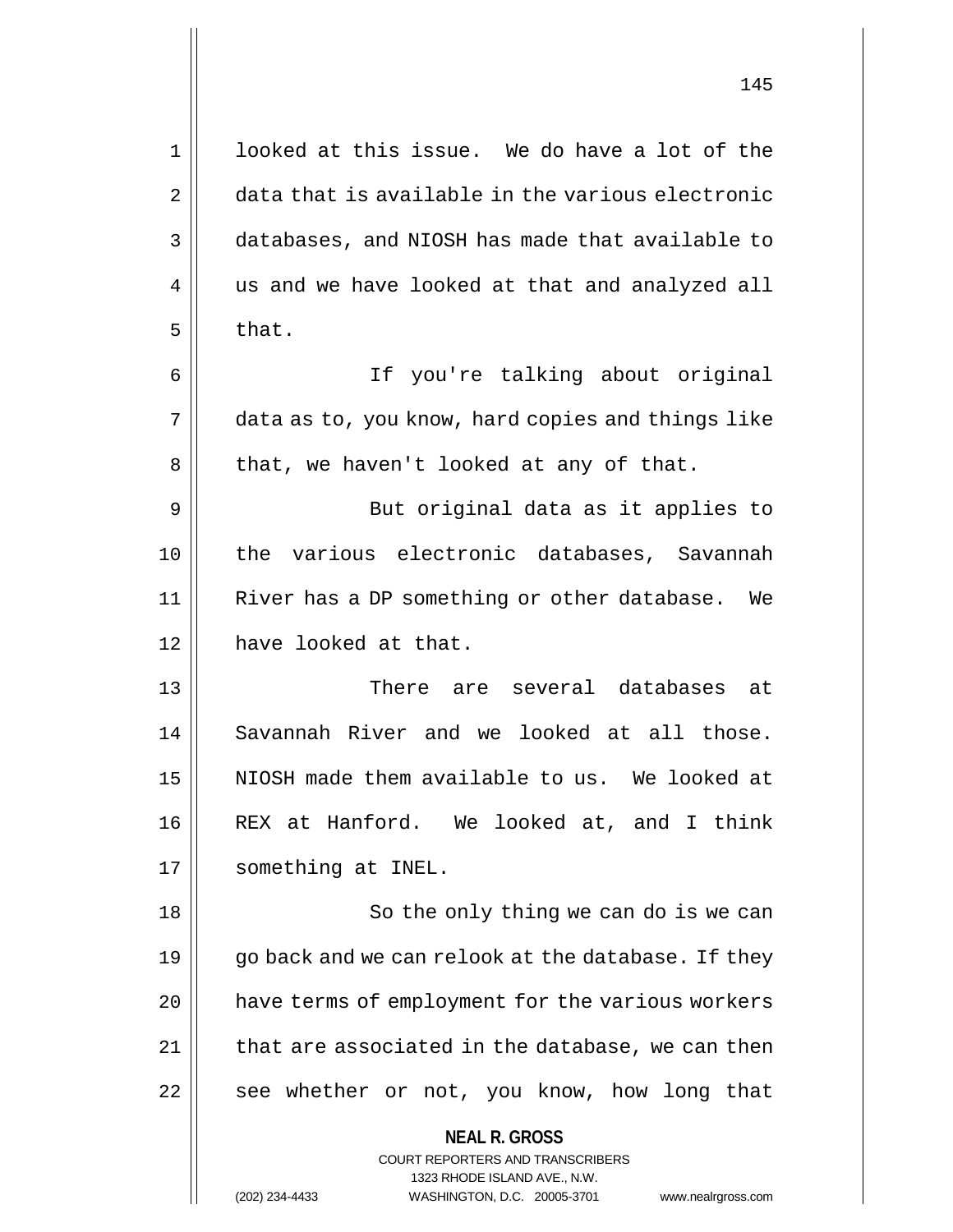looked at this issue. We do have a lot of the data that is available in the various electronic databases, and NIOSH has made that available to us and we have looked at that and analyzed all that.

If you're talking about original data as to, you know, hard copies and things like that, we haven't looked at any of that.

But original data as it applies to the various electronic databases, Savannah River has a DP something or other database. We have looked at that.

There are several databases at Savannah River and we looked at all those. NIOSH made them available to us. We looked at REX at Hanford. We looked at, and I think something at INEL.

So the only thing we can do is we can go back and we can relook at the database. If they have terms of employment for the various workers that are associated in the database, we can then see whether or not, you know, how long that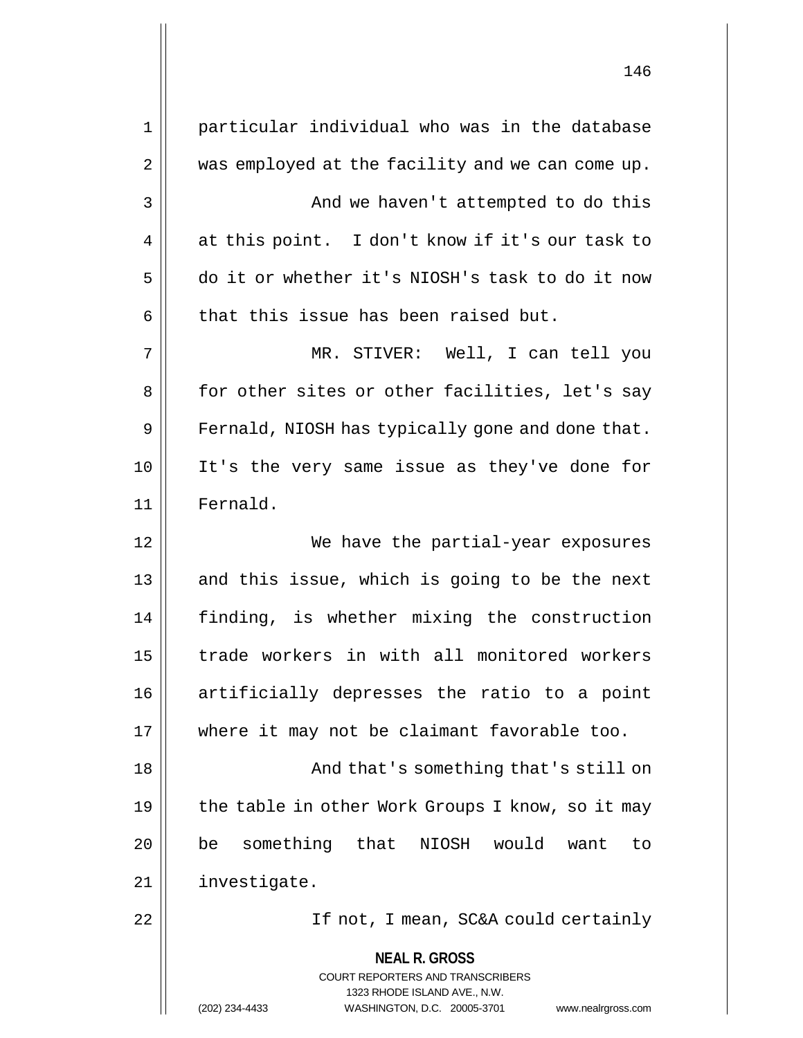particular individual who was in the database was employed at the facility and we can come up.

And we haven't attempted to do this at this point. I don't know if it's our task to do it or whether it's NIOSH's task to do it now that this issue has been raised but.

MR. STIVER: Well, I can tell you for other sites or other facilities, let's say Fernald, NIOSH has typically gone and done that. It's the very same issue as they've done for Fernald.

We have the partial-year exposures and this issue, which is going to be the next finding, is whether mixing the construction trade workers in with all monitored workers artificially depresses the ratio to a point where it may not be claimant favorable too.

And that's something that's still on the table in other Work Groups I know, so it may be something that NIOSH would want to investigate.

If not, I mean, SC&A could certainly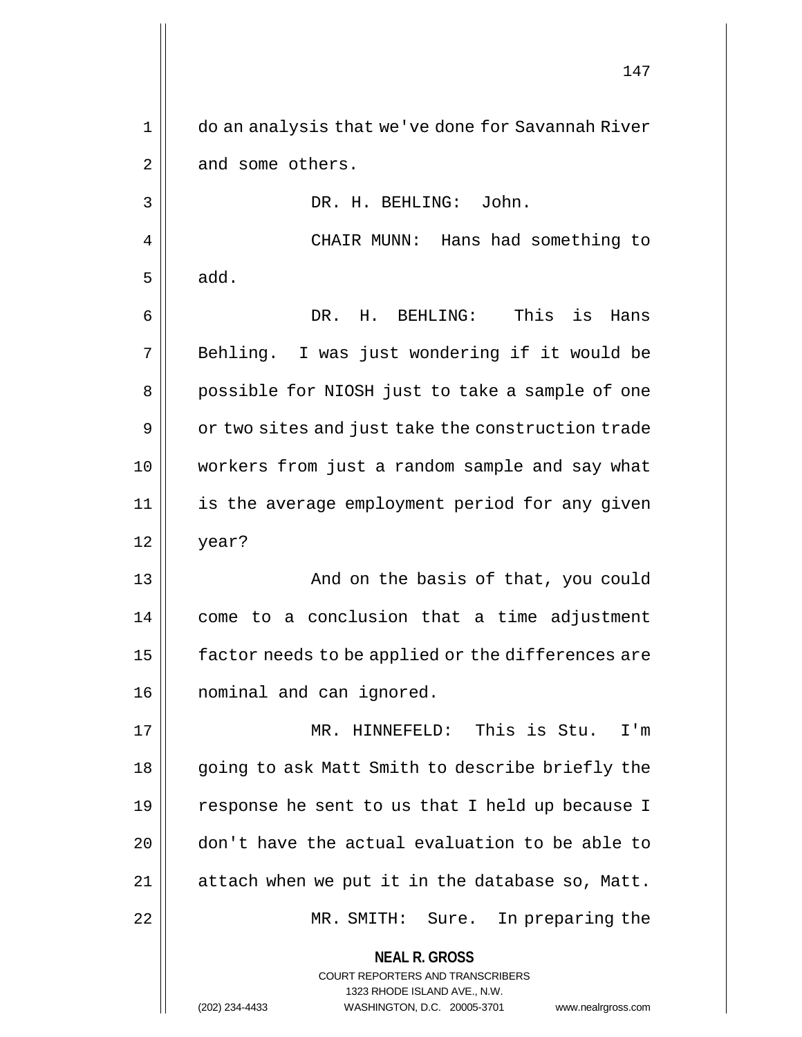do an analysis that we've done for Savannah River and some others.

DR. H. BEHLING: John.

CHAIR MUNN: Hans had something to add.

DR. H. BEHLING: This is Hans Behling. I was just wondering if it would be possible for NIOSH just to take a sample of one or two sites and just take the construction trade workers from just a random sample and say what is the average employment period for any given year?

And on the basis of that, you could come to a conclusion that a time adjustment factor needs to be applied or the differences are nominal and can ignored.

MR. HINNEFELD: This is Stu. I'm going to ask Matt Smith to describe briefly the response he sent to us that I held up because I don't have the actual evaluation to be able to attach when we put it in the database so, Matt.

MR. SMITH: Sure. In preparing the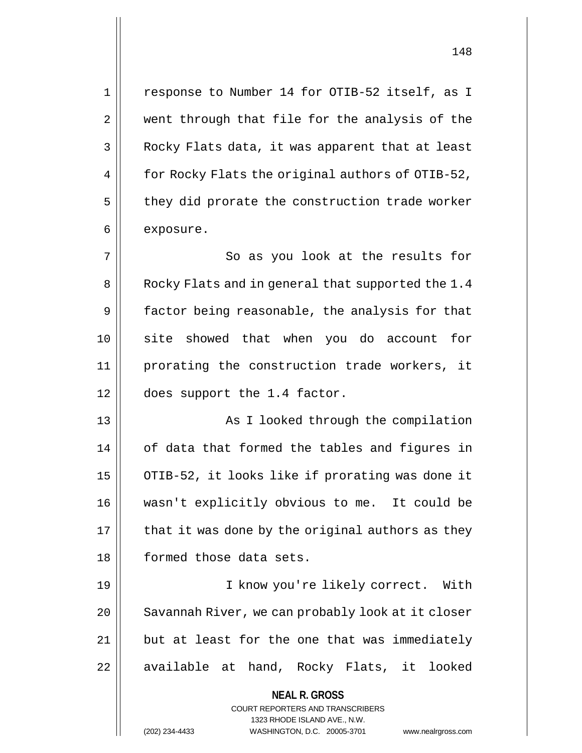response to Number 14 for OTIB-52 itself, as I went through that file for the analysis of the Rocky Flats data, it was apparent that at least for Rocky Flats the original authors of OTIB-52, they did prorate the construction trade worker exposure.

So as you look at the results for Rocky Flats and in general that supported the 1.4 factor being reasonable, the analysis for that site showed that when you do account for prorating the construction trade workers, it does support the 1.4 factor.

As I looked through the compilation of data that formed the tables and figures in OTIB-52, it looks like if prorating was done it wasn't explicitly obvious to me. It could be that it was done by the original authors as they formed those data sets.

I know you're likely correct. With Savannah River, we can probably look at it closer but at least for the one that was immediately available at hand, Rocky Flats, it looked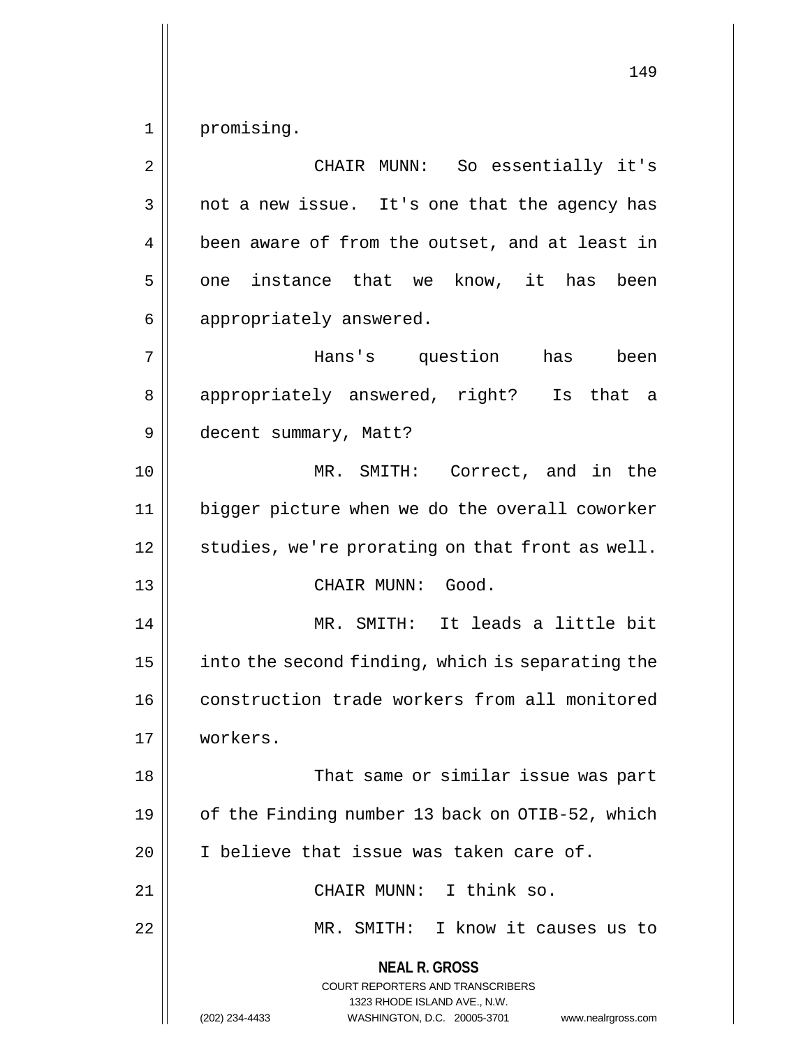promising.

CHAIR MUNN: So essentially it's not a new issue. It's one that the agency has been aware of from the outset, and at least in one instance that we know, it has been appropriately answered.

Hans's question has been appropriately answered, right? Is that a decent summary, Matt?

MR. SMITH: Correct, and in the bigger picture when we do the overall coworker studies, we're prorating on that front as well.

CHAIR MUNN: Good.

MR. SMITH: It leads a little bit into the second finding, which is separating the construction trade workers from all monitored workers.

That same or similar issue was part of the Finding number 13 back on OTIB-52, which I believe that issue was taken care of.

CHAIR MUNN: I think so.

MR. SMITH: I know it causes us to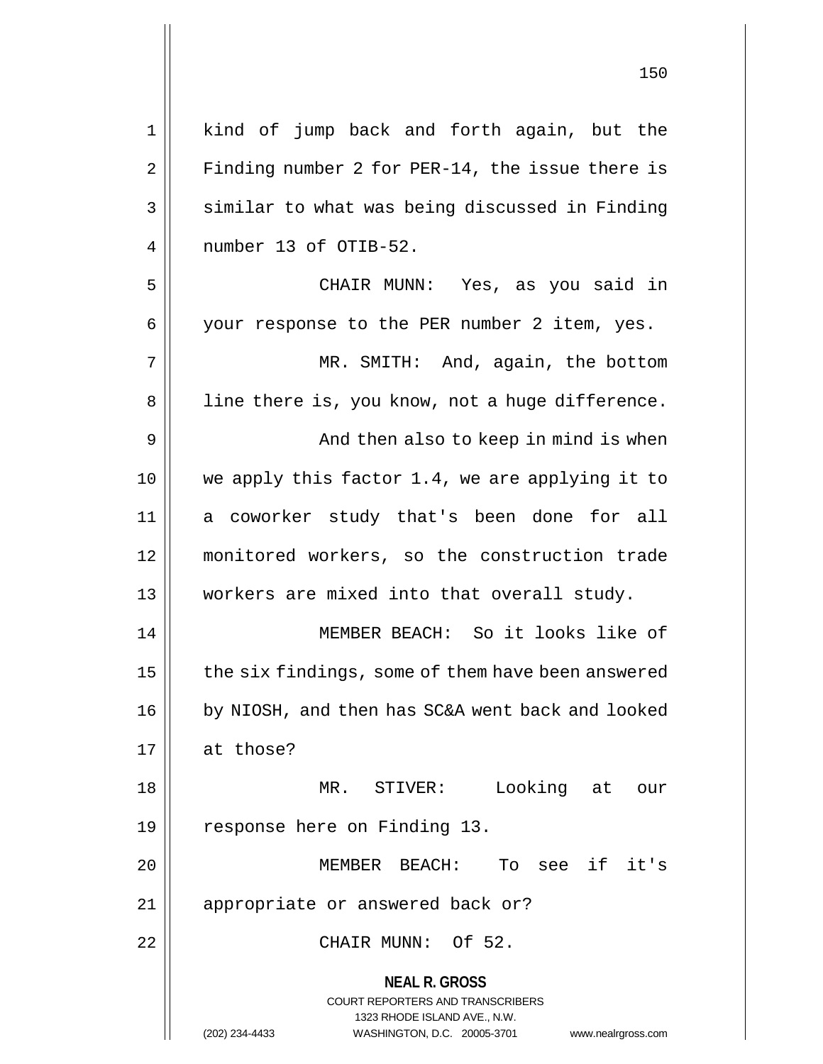kind of jump back and forth again, but the Finding number 2 for PER-14, the issue there is similar to what was being discussed in Finding number 13 of OTIB-52.

CHAIR MUNN: Yes, as you said in your response to the PER number 2 item, yes.

MR. SMITH: And, again, the bottom line there is, you know, not a huge difference.

And then also to keep in mind is when we apply this factor 1.4, we are applying it to a coworker study that's been done for all monitored workers, so the construction trade workers are mixed into that overall study.

MEMBER BEACH: So it looks like of the six findings, some of them have been answered by NIOSH, and then has SC&A went back and looked at those?

MR. STIVER: Looking at our response here on Finding 13.

MEMBER BEACH: To see if it's appropriate or answered back or?

CHAIR MUNN: Of 52.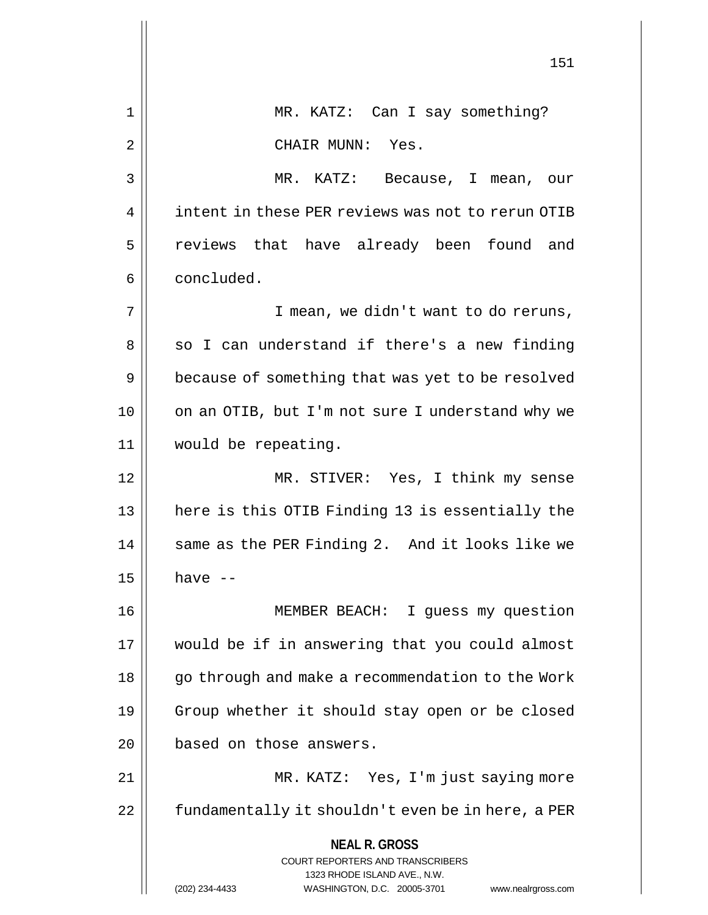MR. KATZ: Can I say something?

CHAIR MUNN: Yes.

MR. KATZ: Because, I mean, our intent in these PER reviews was not to rerun OTIB reviews that have already been found and concluded.

I mean, we didn't want to do reruns, so I can understand if there's a new finding because of something that was yet to be resolved on an OTIB, but I'm not sure I understand why we would be repeating.

MR. STIVER: Yes, I think my sense here is this OTIB Finding 13 is essentially the same as the PER Finding 2. And it looks like we have --

MEMBER BEACH: I guess my question would be if in answering that you could almost go through and make a recommendation to the Work Group whether it should stay open or be closed based on those answers.

MR. KATZ: Yes, I'm just saying more fundamentally it shouldn't even be in here, a PER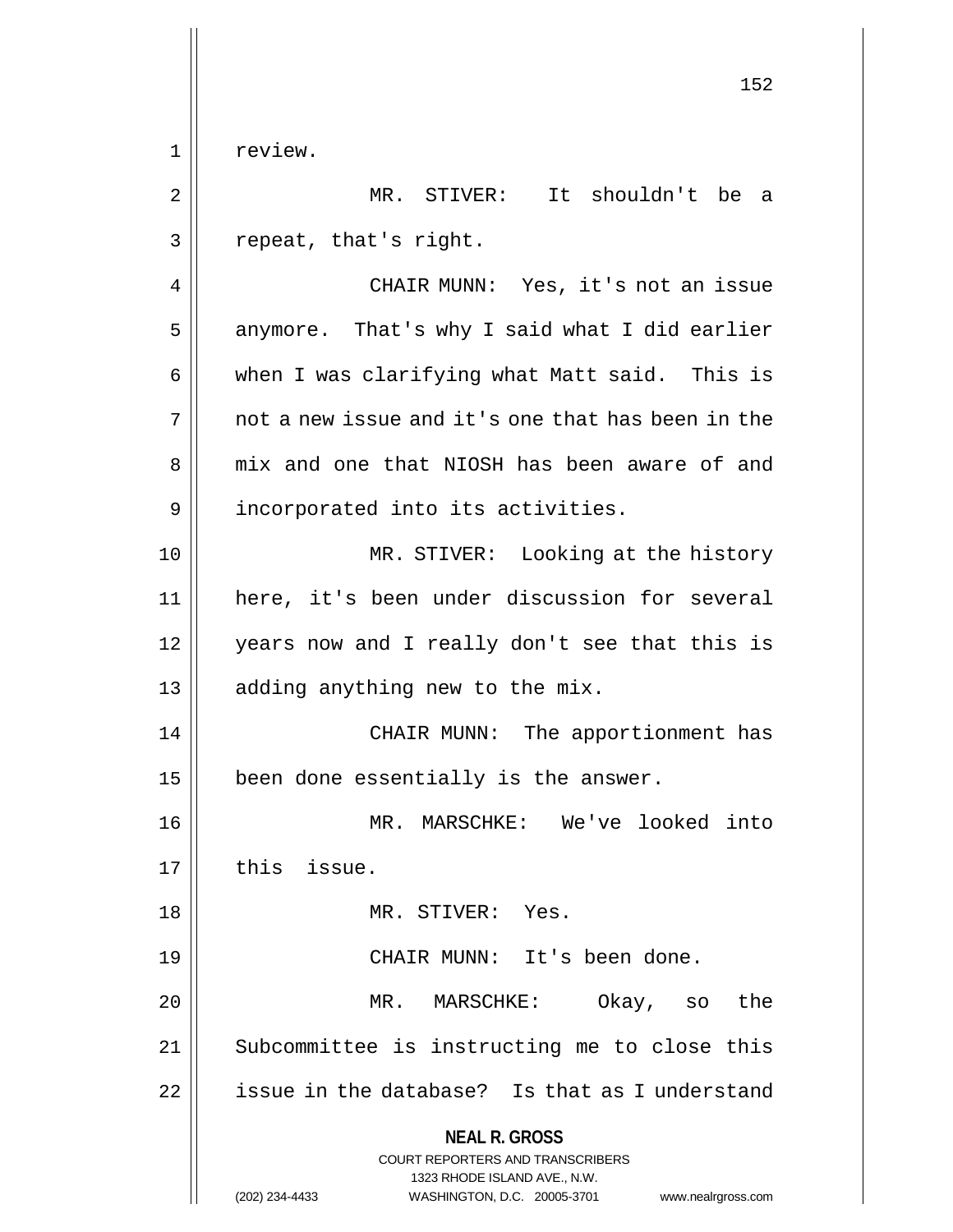review.

MR. STIVER: It shouldn't be a repeat, that's right.

CHAIR MUNN: Yes, it's not an issue anymore. That's why I said what I did earlier when I was clarifying what Matt said. This is not a new issue and it's one that has been in the mix and one that NIOSH has been aware of and incorporated into its activities.

MR. STIVER: Looking at the history here, it's been under discussion for several years now and I really don't see that this is adding anything new to the mix.

CHAIR MUNN: The apportionment has been done essentially is the answer.

MR. MARSCHKE: We've looked into this issue.

MR. STIVER: Yes.

CHAIR MUNN: It's been done.

MR. MARSCHKE: Okay, so the Subcommittee is instructing me to close this issue in the database? Is that as I understand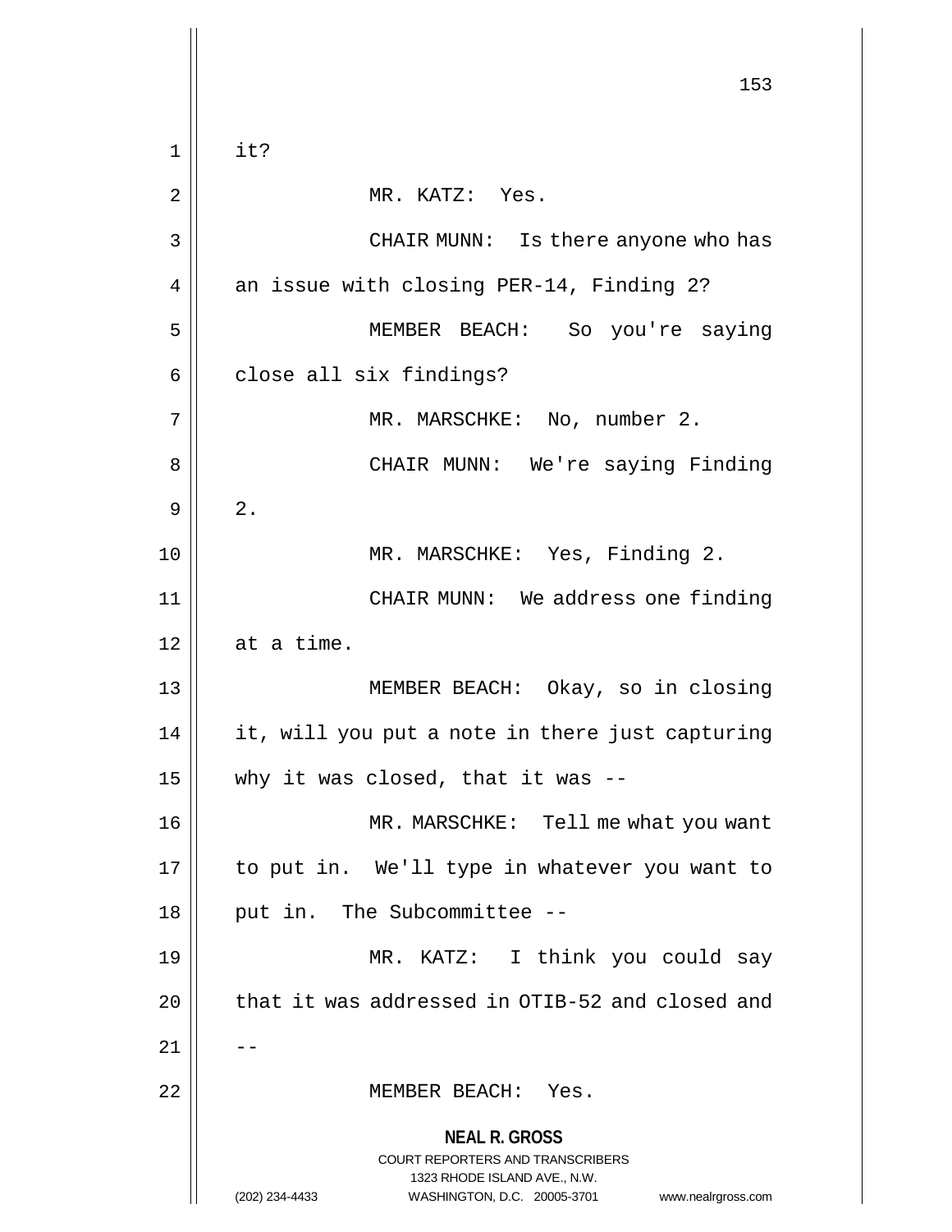it?

MR. KATZ: Yes.

CHAIR MUNN: Is there anyone who has an issue with closing PER-14, Finding 2?

MEMBER BEACH: So you're saying close all six findings?

MR. MARSCHKE: No, number 2.

CHAIR MUNN: We're saying Finding 2.

MR. MARSCHKE: Yes, Finding 2.

CHAIR MUNN: We address one finding at a time.

MEMBER BEACH: Okay, so in closing it, will you put a note in there just capturing why it was closed, that it was --

MR. MARSCHKE: Tell me what you want to put in. We'll type in whatever you want to put in. The Subcommittee --

MR. KATZ: I think you could say that it was addressed in OTIB-52 and closed and --

MEMBER BEACH: Yes.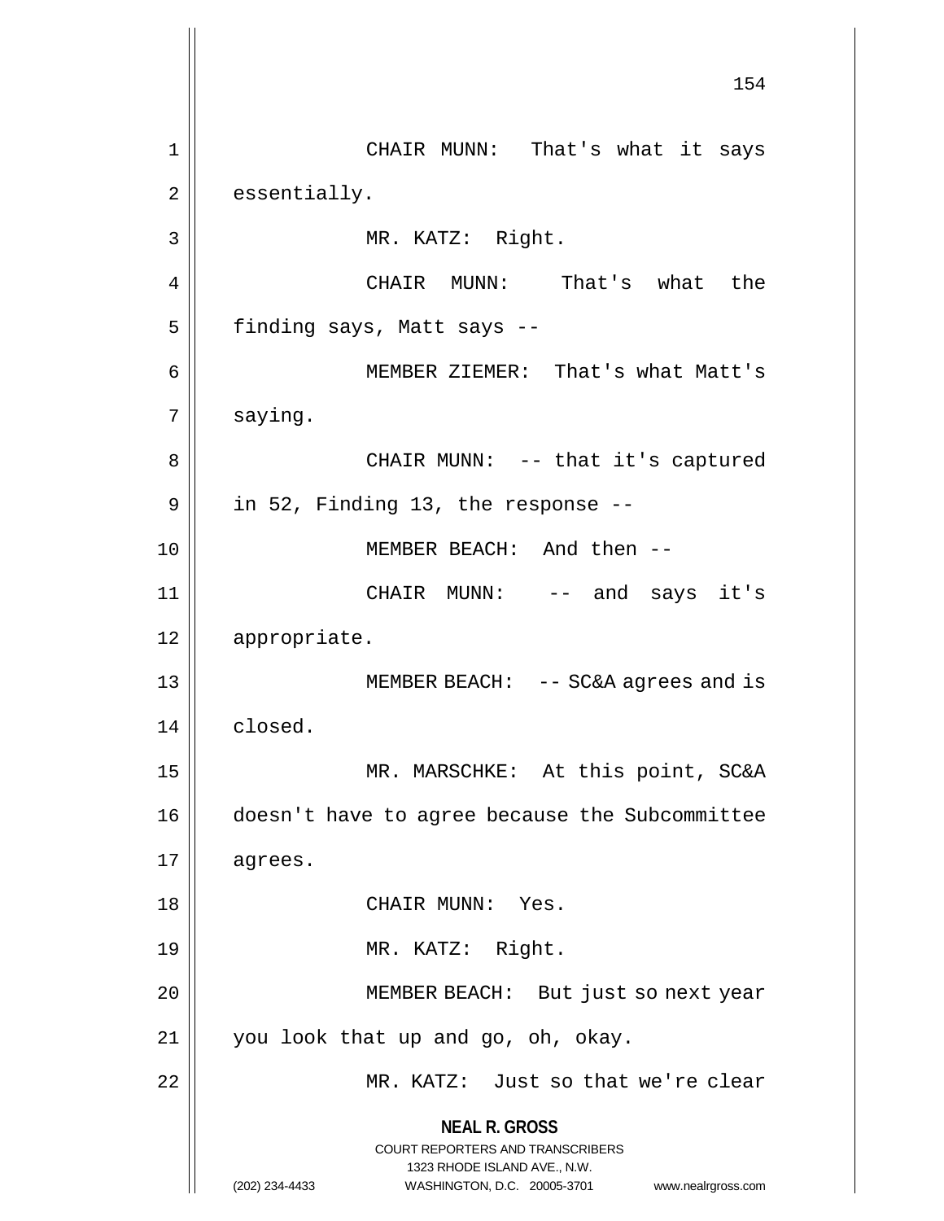CHAIR MUNN: That's what it says essentially.

MR. KATZ: Right.

CHAIR MUNN: That's what the finding says, Matt says --

MEMBER ZIEMER: That's what Matt's saying.

CHAIR MUNN: -- that it's captured in 52, Finding 13, the response --

MEMBER BEACH: And then --

CHAIR MUNN: -- and says it's appropriate.

MEMBER BEACH: -- SC&A agrees and is closed.

MR. MARSCHKE: At this point, SC&A doesn't have to agree because the Subcommittee agrees.

CHAIR MUNN: Yes.

MR. KATZ: Right.

MEMBER BEACH: But just so next year you look that up and go, oh, okay.

MR. KATZ: Just so that we're clear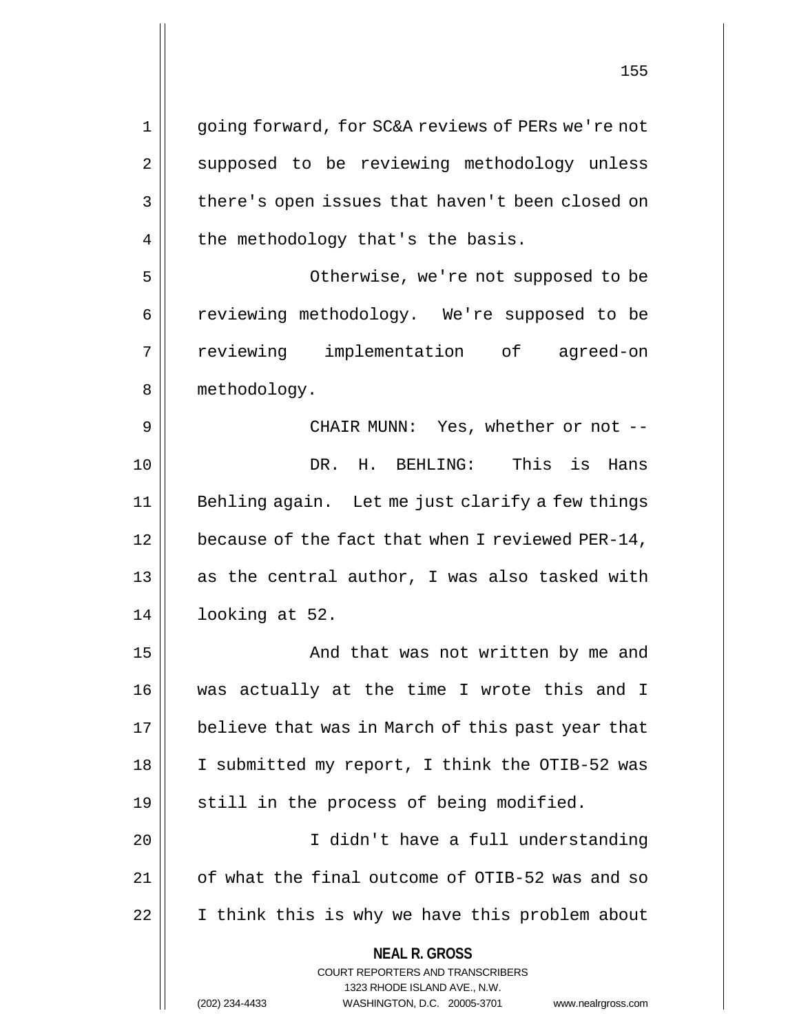going forward, for SC&A reviews of PERs we're not supposed to be reviewing methodology unless there's open issues that haven't been closed on the methodology that's the basis.

Otherwise, we're not supposed to be reviewing methodology. We're supposed to be reviewing implementation of agreed-on methodology.

CHAIR MUNN: Yes, whether or not --

DR. H. BEHLING: This is Hans Behling again. Let me just clarify a few things because of the fact that when I reviewed PER-14, as the central author, I was also tasked with looking at 52.

And that was not written by me and was actually at the time I wrote this and I believe that was in March of this past year that I submitted my report, I think the OTIB-52 was still in the process of being modified.

I didn't have a full understanding of what the final outcome of OTIB-52 was and so I think this is why we have this problem about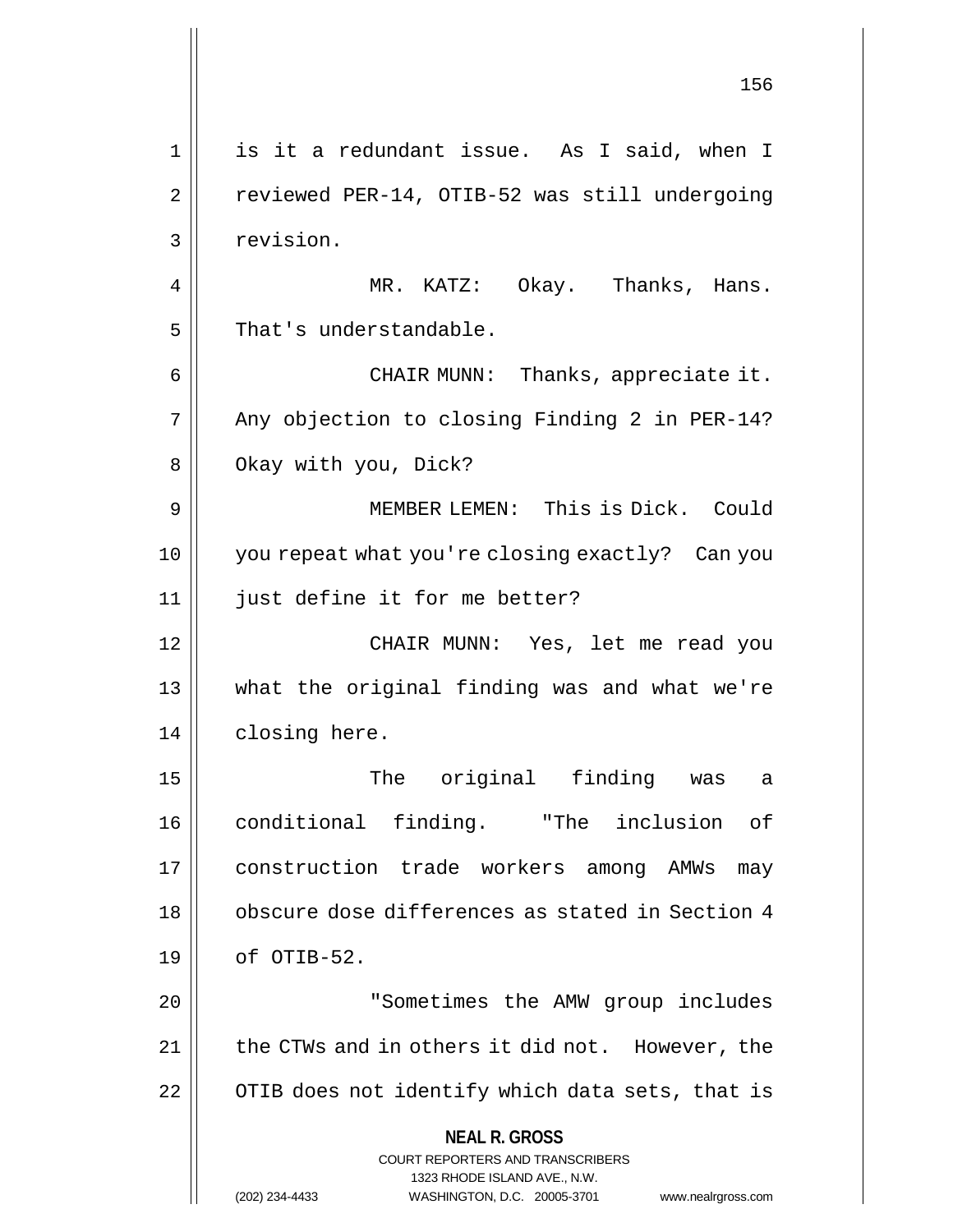is it a redundant issue. As I said, when I reviewed PER-14, OTIB-52 was still undergoing revision.

MR. KATZ: Okay. Thanks, Hans. That's understandable.

CHAIR MUNN: Thanks, appreciate it. Any objection to closing Finding 2 in PER-14? Okay with you, Dick?

MEMBER LEMEN: This is Dick. Could you repeat what you're closing exactly? Can you just define it for me better?

CHAIR MUNN: Yes, let me read you what the original finding was and what we're closing here.

The original finding was a conditional finding. "The inclusion of construction trade workers among AMWs may obscure dose differences as stated in Section 4 of OTIB-52.

"Sometimes the AMW group includes the CTWs and in others it did not. However, the OTIB does not identify which data sets, that is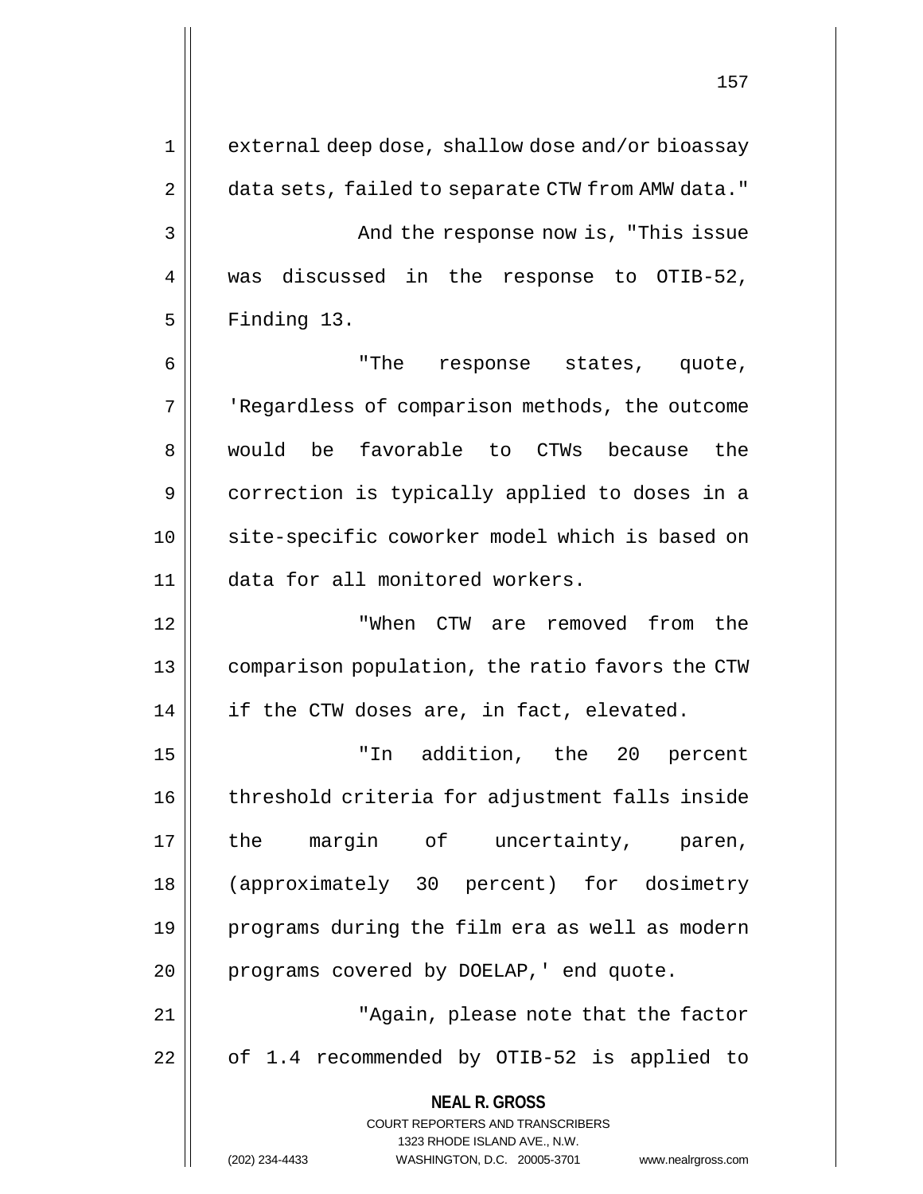external deep dose, shallow dose and/or bioassay data sets, failed to separate CTW from AMW data."

And the response now is, "This issue was discussed in the response to OTIB-52, Finding 13.

"The response states, quote, 'Regardless of comparison methods, the outcome would be favorable to CTWs because the correction is typically applied to doses in a site-specific coworker model which is based on data for all monitored workers.

"When CTW are removed from the comparison population, the ratio favors the CTW if the CTW doses are, in fact, elevated.

"In addition, the 20 percent threshold criteria for adjustment falls inside the margin of uncertainty, paren, (approximately 30 percent) for dosimetry programs during the film era as well as modern programs covered by DOELAP,' end quote.

"Again, please note that the factor of 1.4 recommended by OTIB-52 is applied to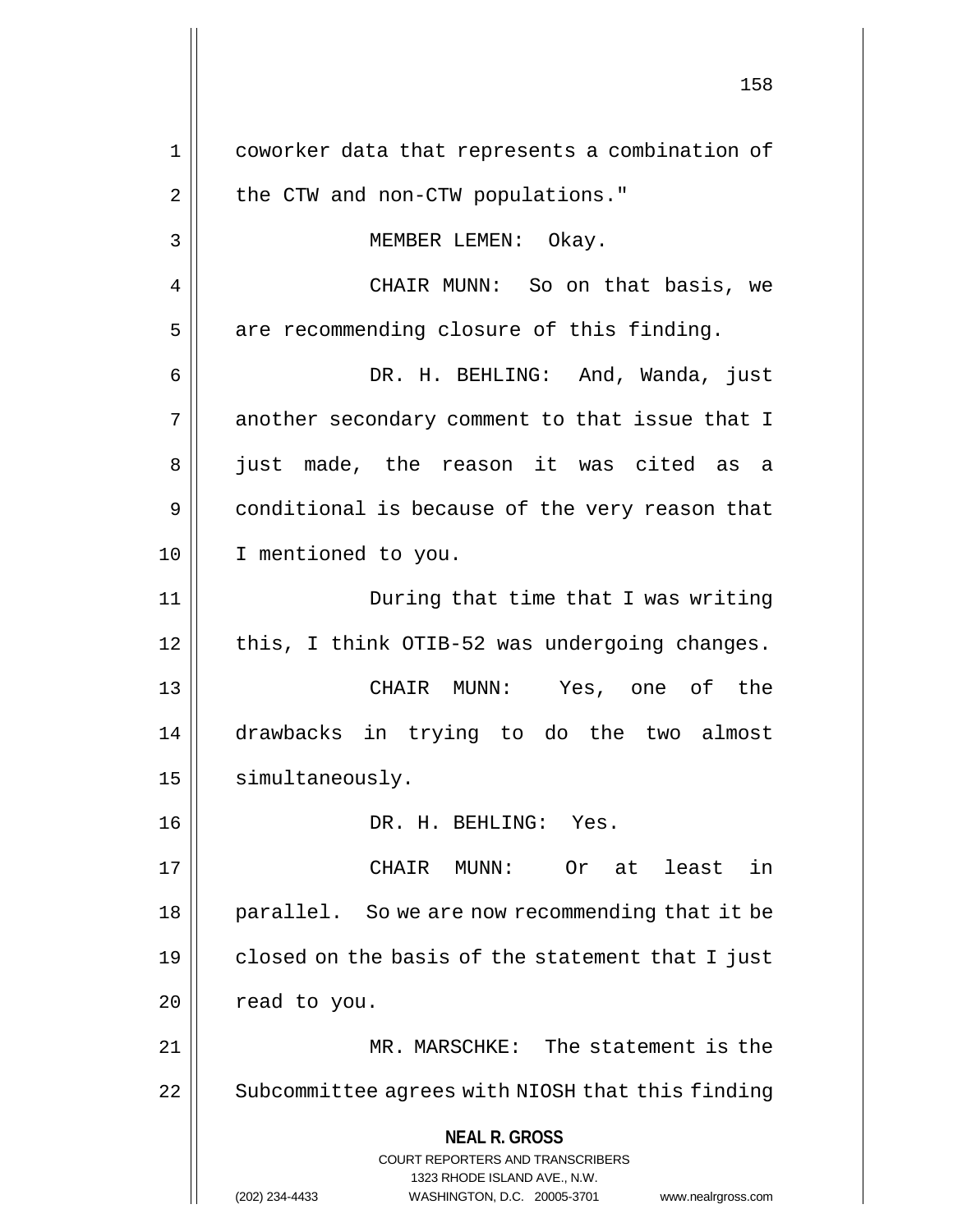coworker data that represents a combination of the CTW and non-CTW populations."

MEMBER LEMEN: Okay.

CHAIR MUNN: So on that basis, we are recommending closure of this finding.

DR. H. BEHLING: And, Wanda, just another secondary comment to that issue that I just made, the reason it was cited as a conditional is because of the very reason that I mentioned to you.

During that time that I was writing this, I think OTIB-52 was undergoing changes.

CHAIR MUNN: Yes, one of the drawbacks in trying to do the two almost simultaneously.

DR. H. BEHLING: Yes.

CHAIR MUNN: Or at least in parallel. So we are now recommending that it be closed on the basis of the statement that I just read to you.

MR. MARSCHKE: The statement is the Subcommittee agrees with NIOSH that this finding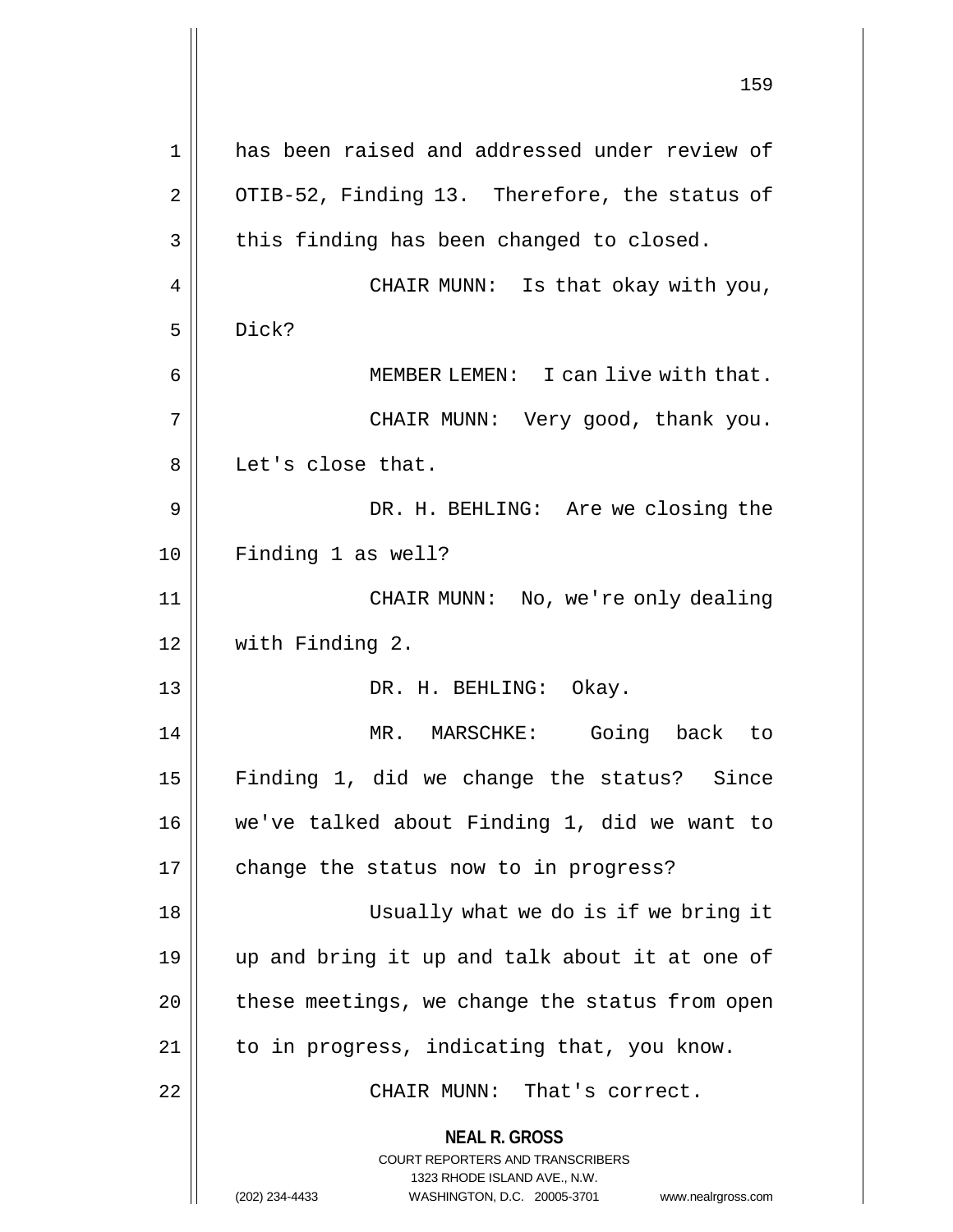has been raised and addressed under review of OTIB-52, Finding 13. Therefore, the status of this finding has been changed to closed.

CHAIR MUNN: Is that okay with you, Dick?

MEMBER LEMEN: I can live with that.

CHAIR MUNN: Very good, thank you. Let's close that.

DR. H. BEHLING: Are we closing the Finding 1 as well?

CHAIR MUNN: No, we're only dealing with Finding 2.

DR. H. BEHLING: Okay.

MR. MARSCHKE: Going back to Finding 1, did we change the status? Since we've talked about Finding 1, did we want to change the status now to in progress?

Usually what we do is if we bring it up and bring it up and talk about it at one of these meetings, we change the status from open to in progress, indicating that, you know.

CHAIR MUNN: That's correct.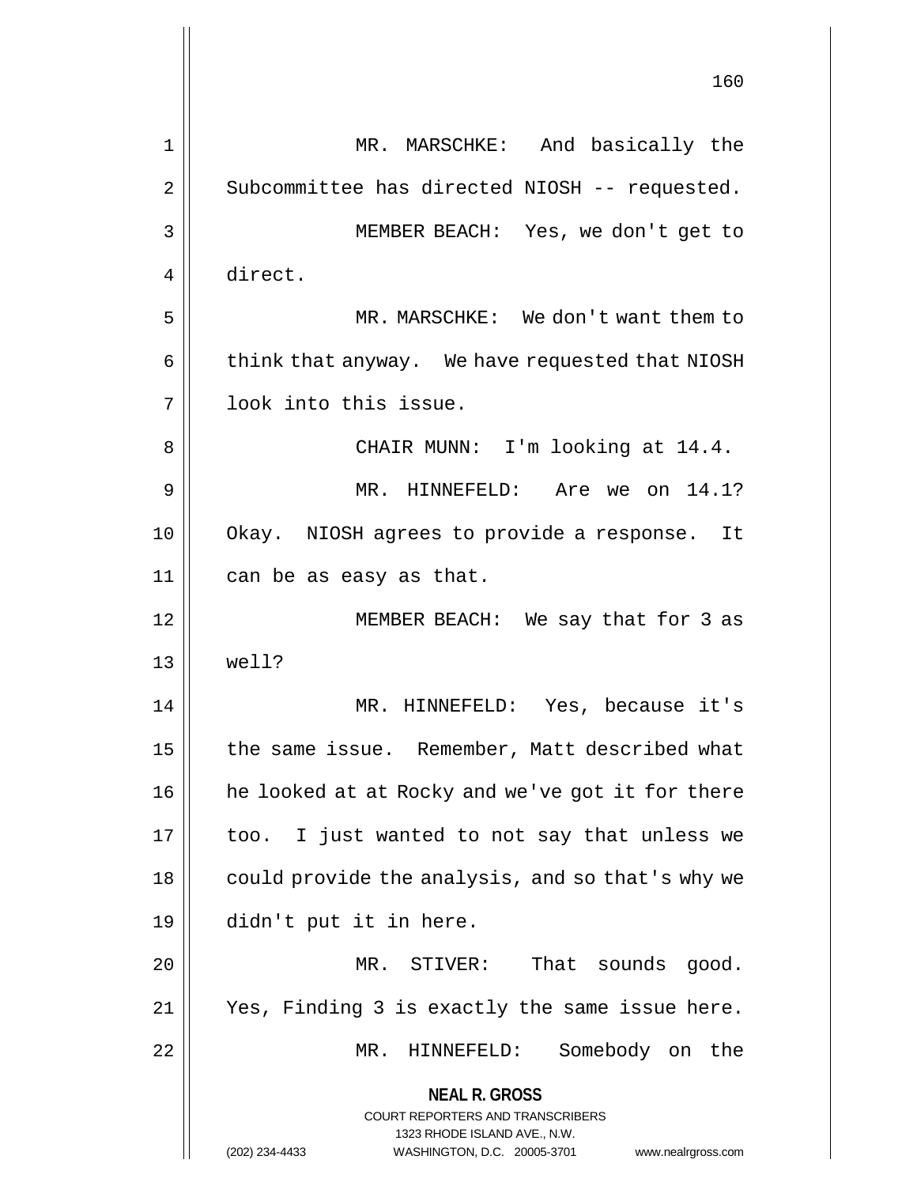MR. MARSCHKE: And basically the Subcommittee has directed NIOSH -- requested.

MEMBER BEACH: Yes, we don't get to direct.

MR. MARSCHKE: We don't want them to think that anyway. We have requested that NIOSH look into this issue.

CHAIR MUNN: I'm looking at 14.4.

MR. HINNEFELD: Are we on 14.1? Okay. NIOSH agrees to provide a response. It can be as easy as that.

MEMBER BEACH: We say that for 3 as well?

MR. HINNEFELD: Yes, because it's the same issue. Remember, Matt described what he looked at at Rocky and we've got it for there too. I just wanted to not say that unless we could provide the analysis, and so that's why we didn't put it in here.

MR. STIVER: That sounds good. Yes, Finding 3 is exactly the same issue here.

MR. HINNEFELD: Somebody on the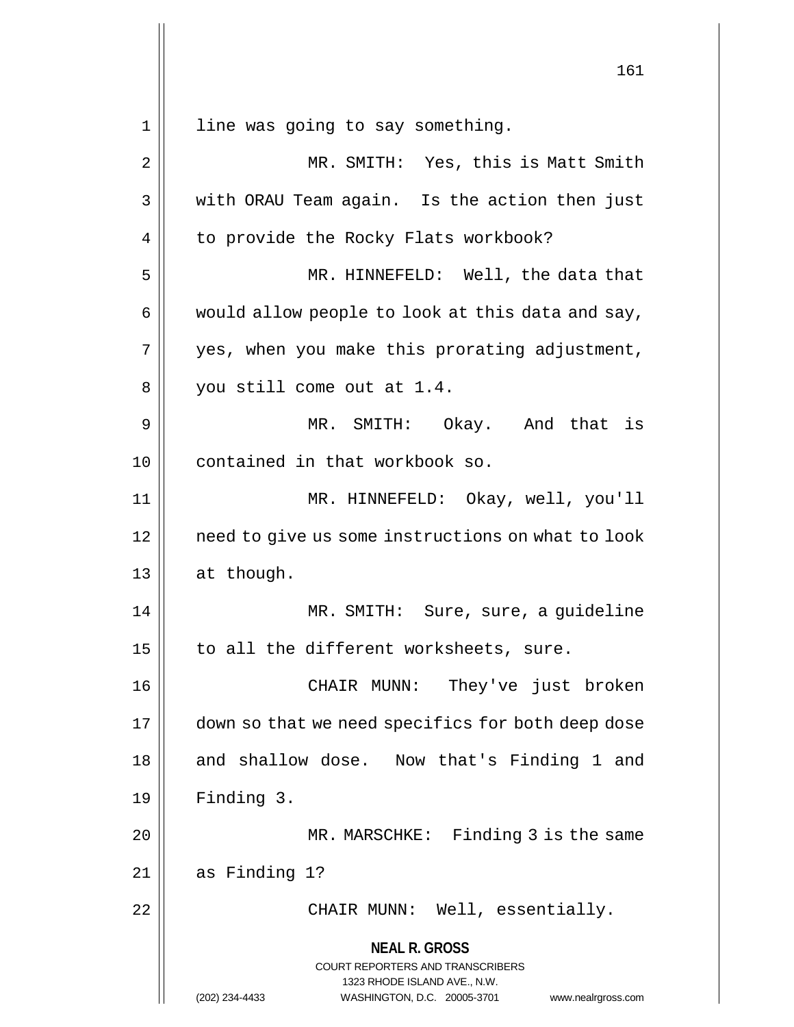line was going to say something.

MR. SMITH: Yes, this is Matt Smith with ORAU Team again. Is the action then just to provide the Rocky Flats workbook?

MR. HINNEFELD: Well, the data that would allow people to look at this data and say, yes, when you make this prorating adjustment, you still come out at 1.4.

MR. SMITH: Okay. And that is contained in that workbook so.

MR. HINNEFELD: Okay, well, you'll need to give us some instructions on what to look at though.

MR. SMITH: Sure, sure, a guideline to all the different worksheets, sure.

CHAIR MUNN: They've just broken down so that we need specifics for both deep dose and shallow dose. Now that's Finding 1 and Finding 3.

MR. MARSCHKE: Finding 3 is the same as Finding 1?

CHAIR MUNN: Well, essentially.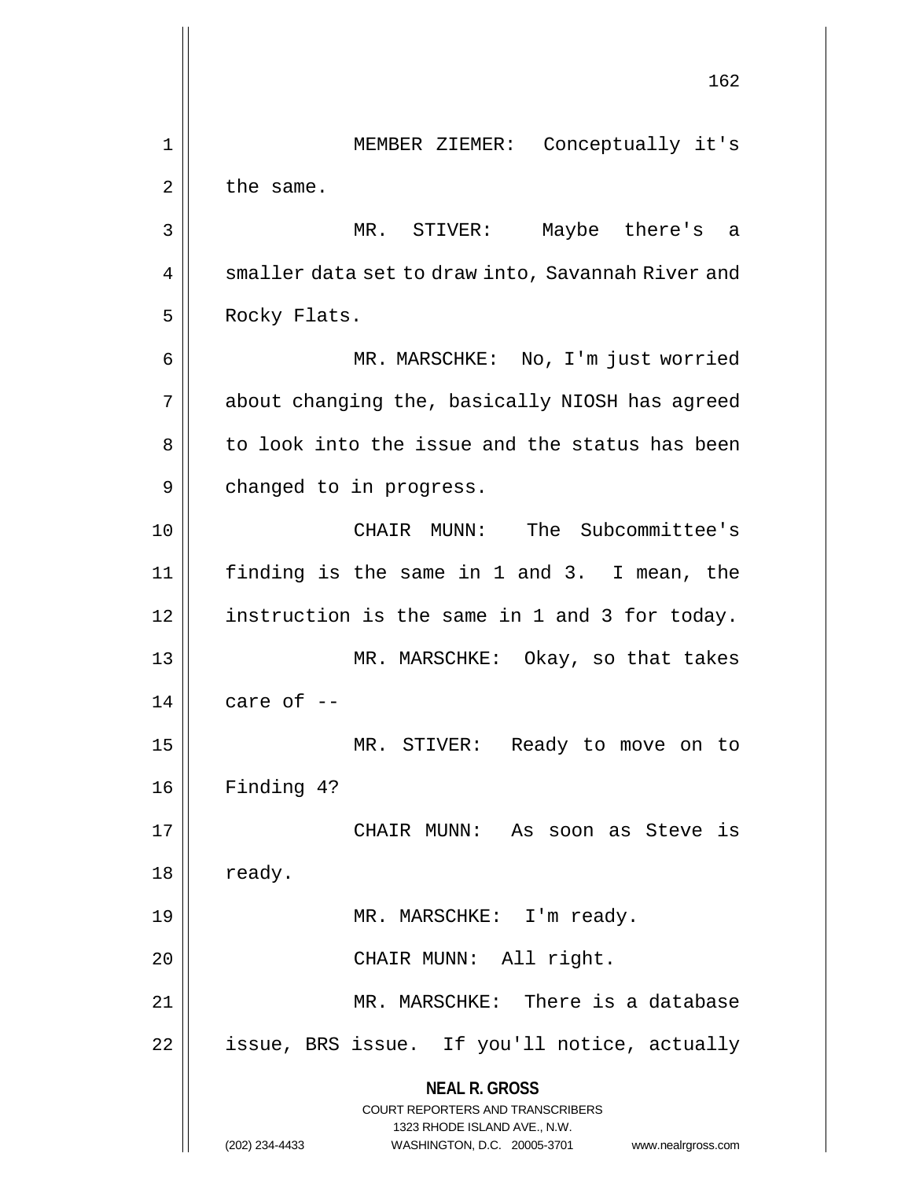MEMBER ZIEMER: Conceptually it's the same.

MR. STIVER: Maybe there's a smaller data set to draw into, Savannah River and Rocky Flats.

MR. MARSCHKE: No, I'm just worried about changing the, basically NIOSH has agreed to look into the issue and the status has been changed to in progress.

CHAIR MUNN: The Subcommittee's finding is the same in 1 and 3. I mean, the instruction is the same in 1 and 3 for today.

MR. MARSCHKE: Okay, so that takes care of --

MR. STIVER: Ready to move on to Finding 4?

CHAIR MUNN: As soon as Steve is ready.

MR. MARSCHKE: I'm ready.

CHAIR MUNN: All right.

MR. MARSCHKE: There is a database issue, BRS issue. If you'll notice, actually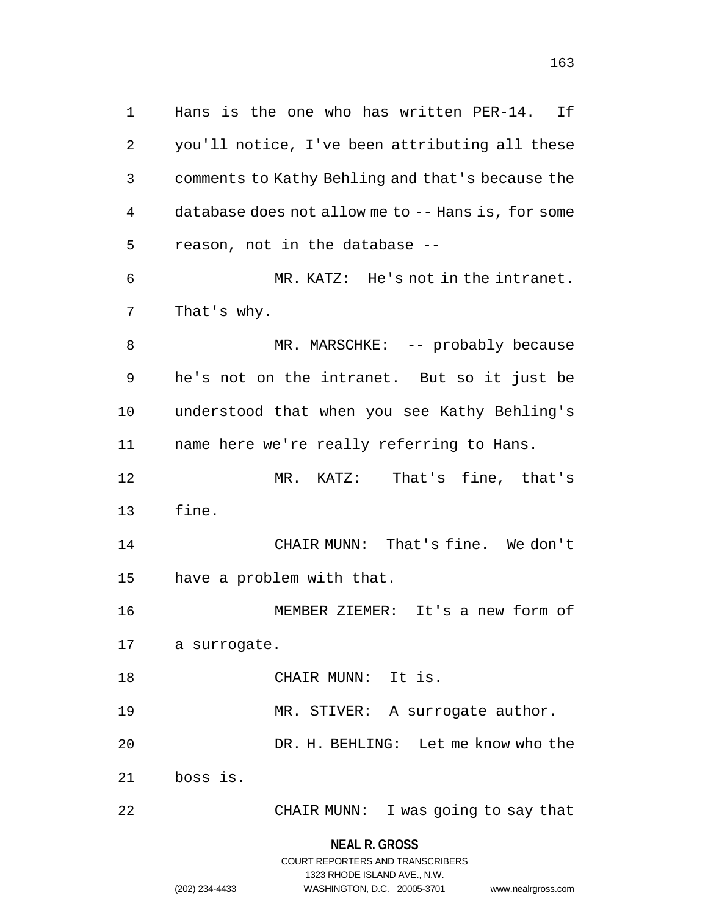Hans is the one who has written PER-14. If you'll notice, I've been attributing all these comments to Kathy Behling and that's because the database does not allow me to -- Hans is, for some reason, not in the database --

MR. KATZ: He's not in the intranet. That's why.

MR. MARSCHKE: -- probably because he's not on the intranet. But so it just be understood that when you see Kathy Behling's name here we're really referring to Hans.

MR. KATZ: That's fine, that's fine.

CHAIR MUNN: That's fine. We don't have a problem with that.

MEMBER ZIEMER: It's a new form of a surrogate.

CHAIR MUNN: It is.

MR. STIVER: A surrogate author.

DR. H. BEHLING: Let me know who the boss is.

CHAIR MUNN: I was going to say that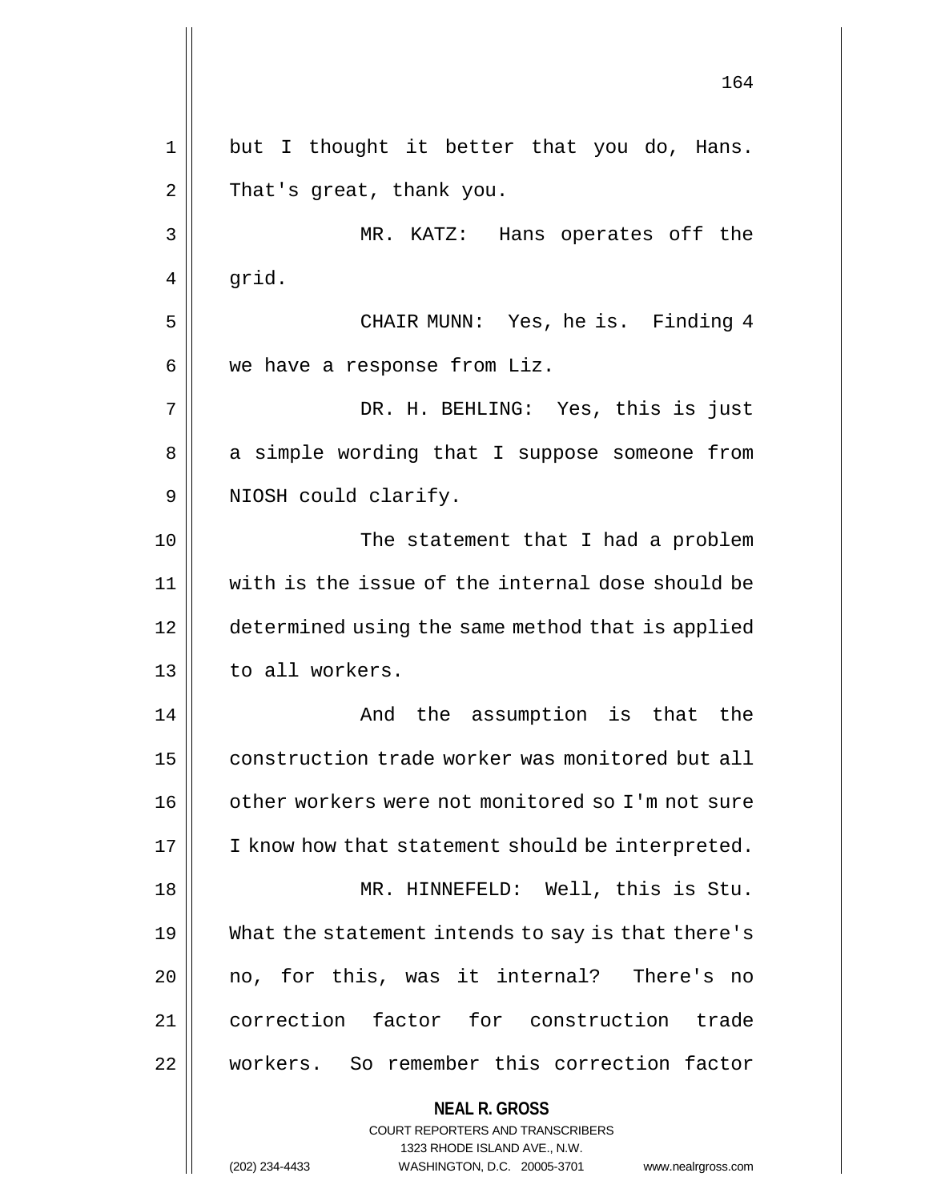but I thought it better that you do, Hans. That's great, thank you.

MR. KATZ: Hans operates off the grid.

CHAIR MUNN: Yes, he is. Finding 4 we have a response from Liz.

DR. H. BEHLING: Yes, this is just a simple wording that I suppose someone from NIOSH could clarify.

The statement that I had a problem with is the issue of the internal dose should be determined using the same method that is applied to all workers.

And the assumption is that the construction trade worker was monitored but all other workers were not monitored so I'm not sure I know how that statement should be interpreted.

MR. HINNEFELD: Well, this is Stu. What the statement intends to say is that there's no, for this, was it internal? There's no correction factor for construction trade workers. So remember this correction factor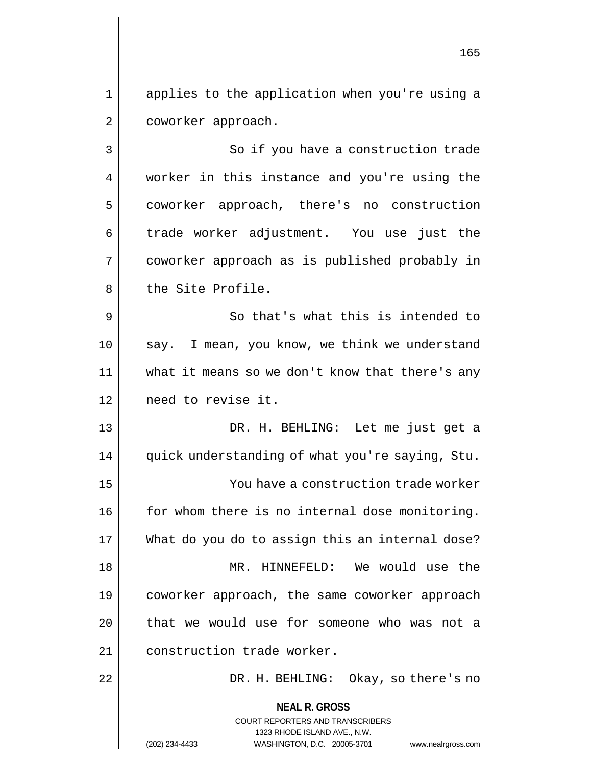applies to the application when you're using a coworker approach.

So if you have a construction trade worker in this instance and you're using the coworker approach, there's no construction trade worker adjustment. You use just the coworker approach as is published probably in the Site Profile.

So that's what this is intended to say. I mean, you know, we think we understand what it means so we don't know that there's any need to revise it.

DR. H. BEHLING: Let me just get a quick understanding of what you're saying, Stu.

You have a construction trade worker for whom there is no internal dose monitoring. What do you do to assign this an internal dose?

MR. HINNEFELD: We would use the coworker approach, the same coworker approach that we would use for someone who was not a construction trade worker.

DR. H. BEHLING: Okay, so there's no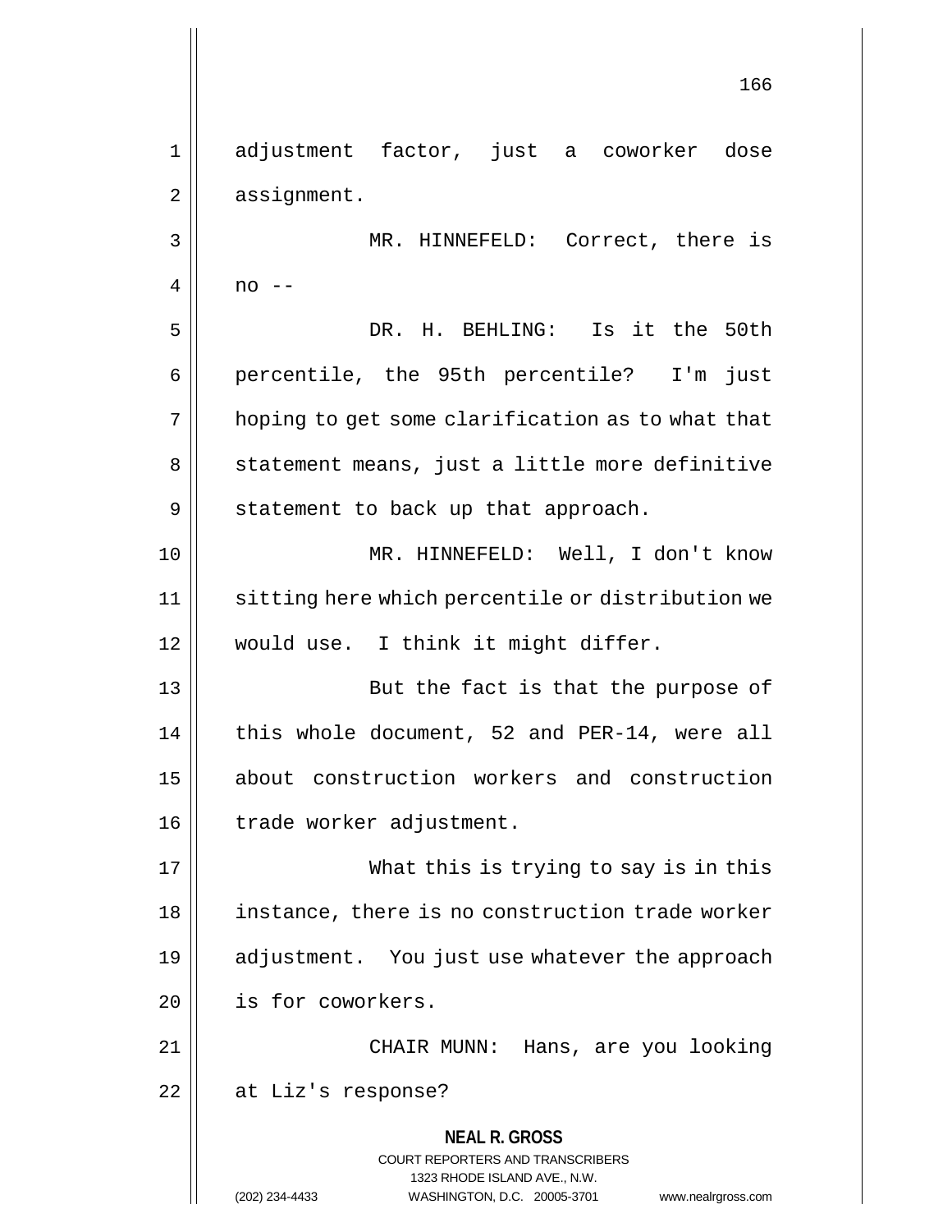adjustment factor, just a coworker dose assignment.

MR. HINNEFELD: Correct, there is no --

DR. H. BEHLING: Is it the 50th percentile, the 95th percentile? I'm just hoping to get some clarification as to what that statement means, just a little more definitive statement to back up that approach.

MR. HINNEFELD: Well, I don't know sitting here which percentile or distribution we would use. I think it might differ.

But the fact is that the purpose of this whole document, 52 and PER-14, were all about construction workers and construction trade worker adjustment.

What this is trying to say is in this instance, there is no construction trade worker adjustment. You just use whatever the approach is for coworkers.

CHAIR MUNN: Hans, are you looking at Liz's response?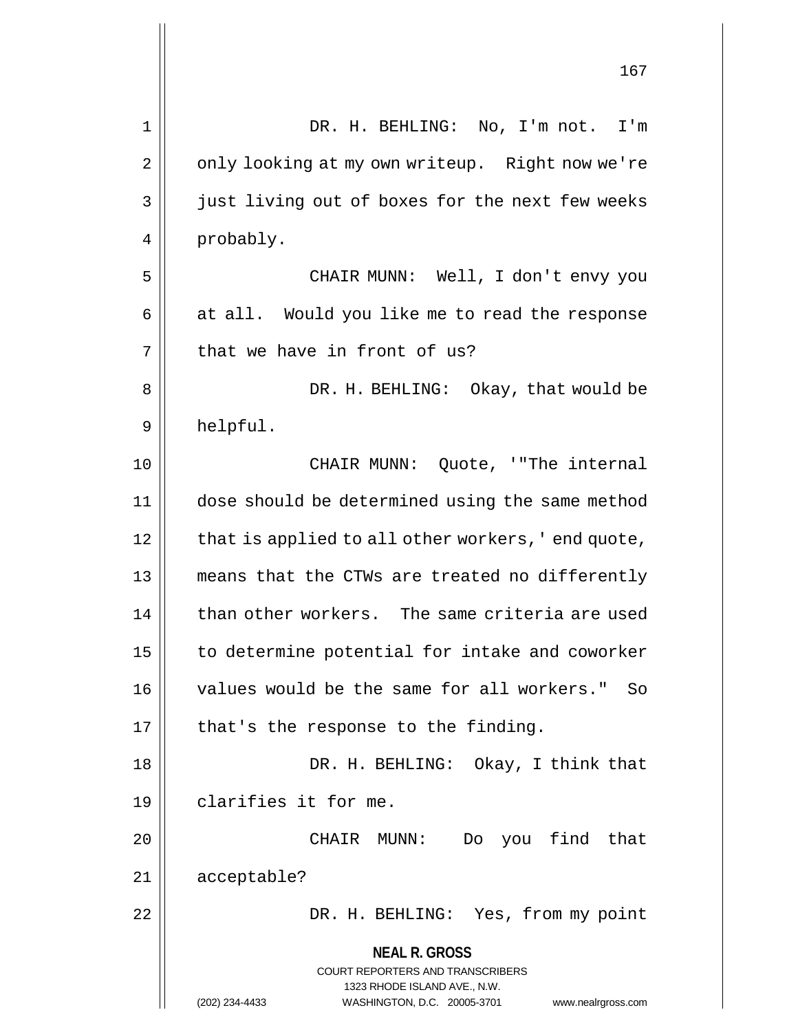DR. H. BEHLING: No, I'm not. I'm only looking at my own writeup. Right now we're just living out of boxes for the next few weeks probably.

CHAIR MUNN: Well, I don't envy you at all. Would you like me to read the response that we have in front of us?

DR. H. BEHLING: Okay, that would be helpful.

CHAIR MUNN: Quote, '"The internal dose should be determined using the same method that is applied to all other workers,' end quote, means that the CTWs are treated no differently than other workers. The same criteria are used to determine potential for intake and coworker values would be the same for all workers." So that's the response to the finding.

DR. H. BEHLING: Okay, I think that clarifies it for me.

CHAIR MUNN: Do you find that acceptable?

DR. H. BEHLING: Yes, from my point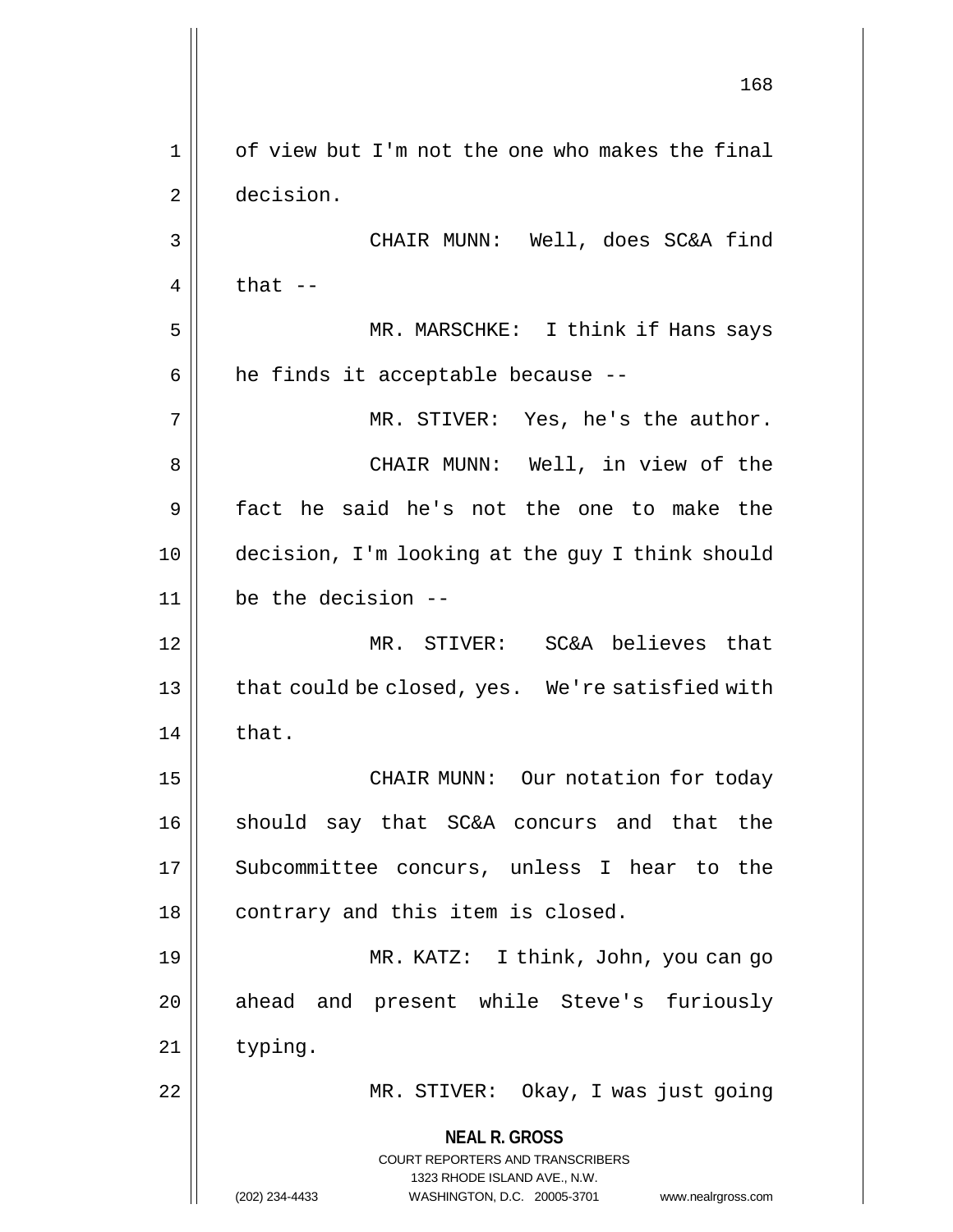of view but I'm not the one who makes the final decision.

CHAIR MUNN: Well, does SC&A find that --

MR. MARSCHKE: I think if Hans says he finds it acceptable because --

MR. STIVER: Yes, he's the author.

CHAIR MUNN: Well, in view of the fact he said he's not the one to make the decision, I'm looking at the guy I think should be the decision --

MR. STIVER: SC&A believes that that could be closed, yes. We're satisfied with that.

CHAIR MUNN: Our notation for today should say that SC&A concurs and that the Subcommittee concurs, unless I hear to the contrary and this item is closed.

MR. KATZ: I think, John, you can go ahead and present while Steve's furiously typing.

MR. STIVER: Okay, I was just going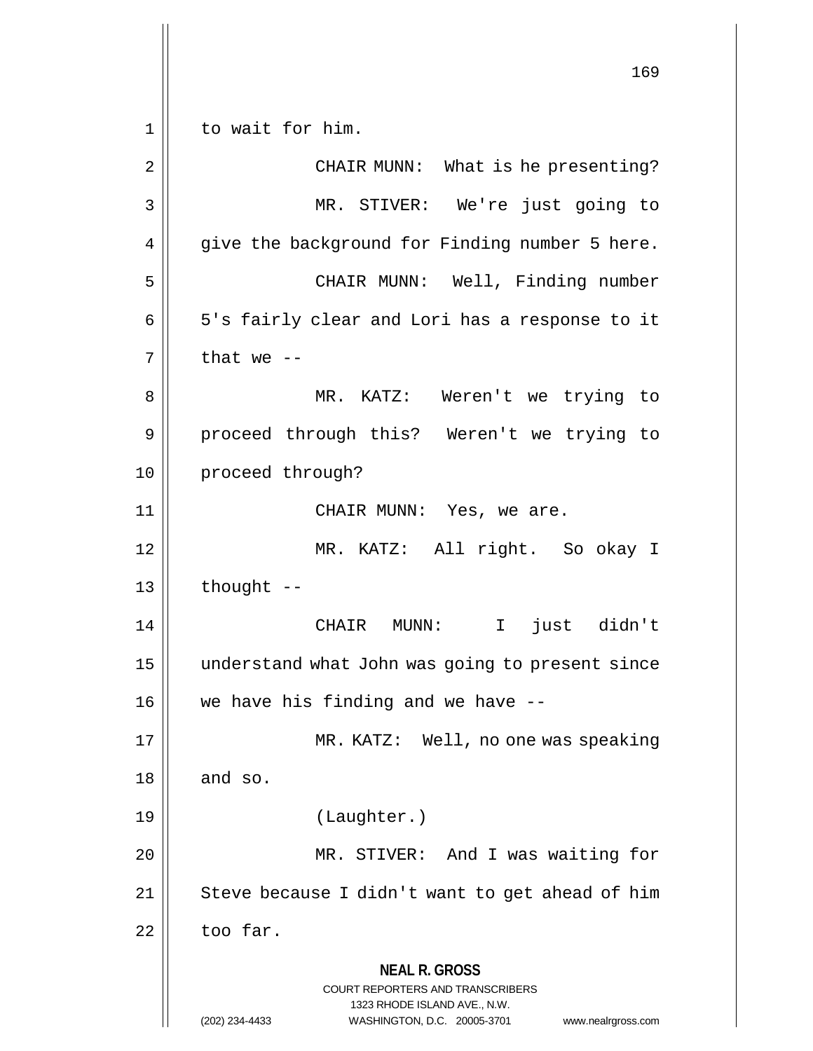to wait for him.

CHAIR MUNN: What is he presenting?

MR. STIVER: We're just going to give the background for Finding number 5 here.

CHAIR MUNN: Well, Finding number 5's fairly clear and Lori has a response to it that we --

MR. KATZ: Weren't we trying to proceed through this? Weren't we trying to proceed through?

CHAIR MUNN: Yes, we are.

MR. KATZ: All right. So okay I thought --

CHAIR MUNN: I just didn't understand what John was going to present since we have his finding and we have --

MR. KATZ: Well, no one was speaking and so.

(Laughter.)

MR. STIVER: And I was waiting for Steve because I didn't want to get ahead of him too far.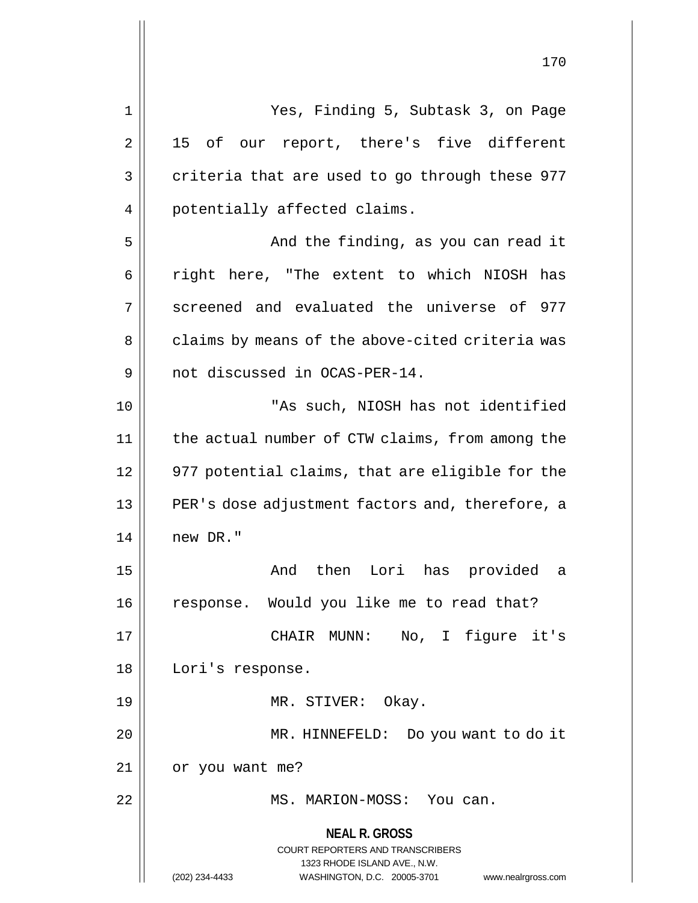Yes, Finding 5, Subtask 3, on Page 15 of our report, there's five different criteria that are used to go through these 977 potentially affected claims.

And the finding, as you can read it right here, "The extent to which NIOSH has screened and evaluated the universe of 977 claims by means of the above-cited criteria was not discussed in OCAS-PER-14.

"As such, NIOSH has not identified the actual number of CTW claims, from among the 977 potential claims, that are eligible for the PER's dose adjustment factors and, therefore, a new DR."

And then Lori has provided a response. Would you like me to read that?

CHAIR MUNN: No, I figure it's Lori's response.

MR. STIVER: Okay.

MR. HINNEFELD: Do you want to do it or you want me?

MS. MARION-MOSS: You can.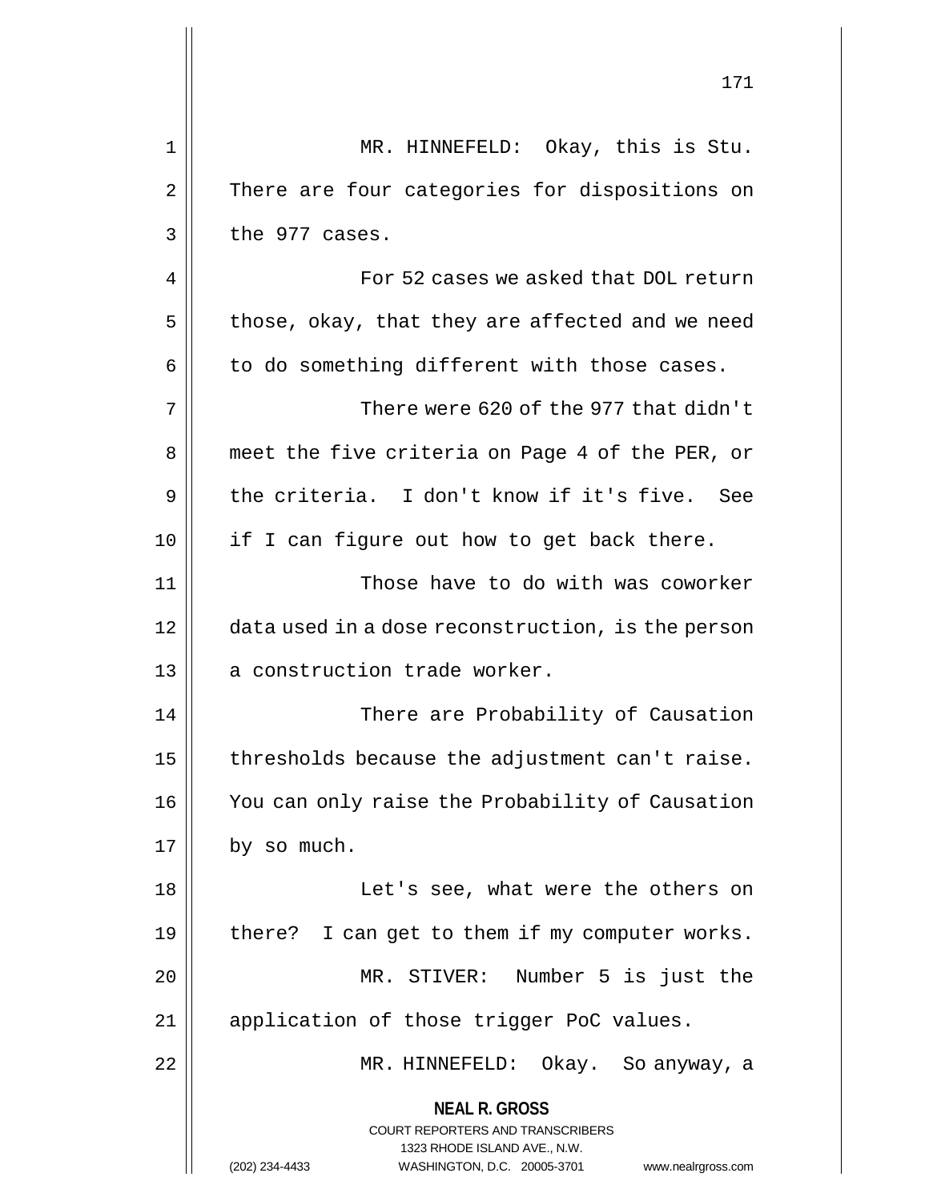MR. HINNEFELD: Okay, this is Stu. There are four categories for dispositions on the 977 cases.

For 52 cases we asked that DOL return those, okay, that they are affected and we need to do something different with those cases.

There were 620 of the 977 that didn't meet the five criteria on Page 4 of the PER, or the criteria. I don't know if it's five. See if I can figure out how to get back there.

Those have to do with was coworker data used in a dose reconstruction, is the person a construction trade worker.

There are Probability of Causation thresholds because the adjustment can't raise. You can only raise the Probability of Causation by so much.

Let's see, what were the others on there? I can get to them if my computer works.

MR. STIVER: Number 5 is just the application of those trigger PoC values.

MR. HINNEFELD: Okay. So anyway, a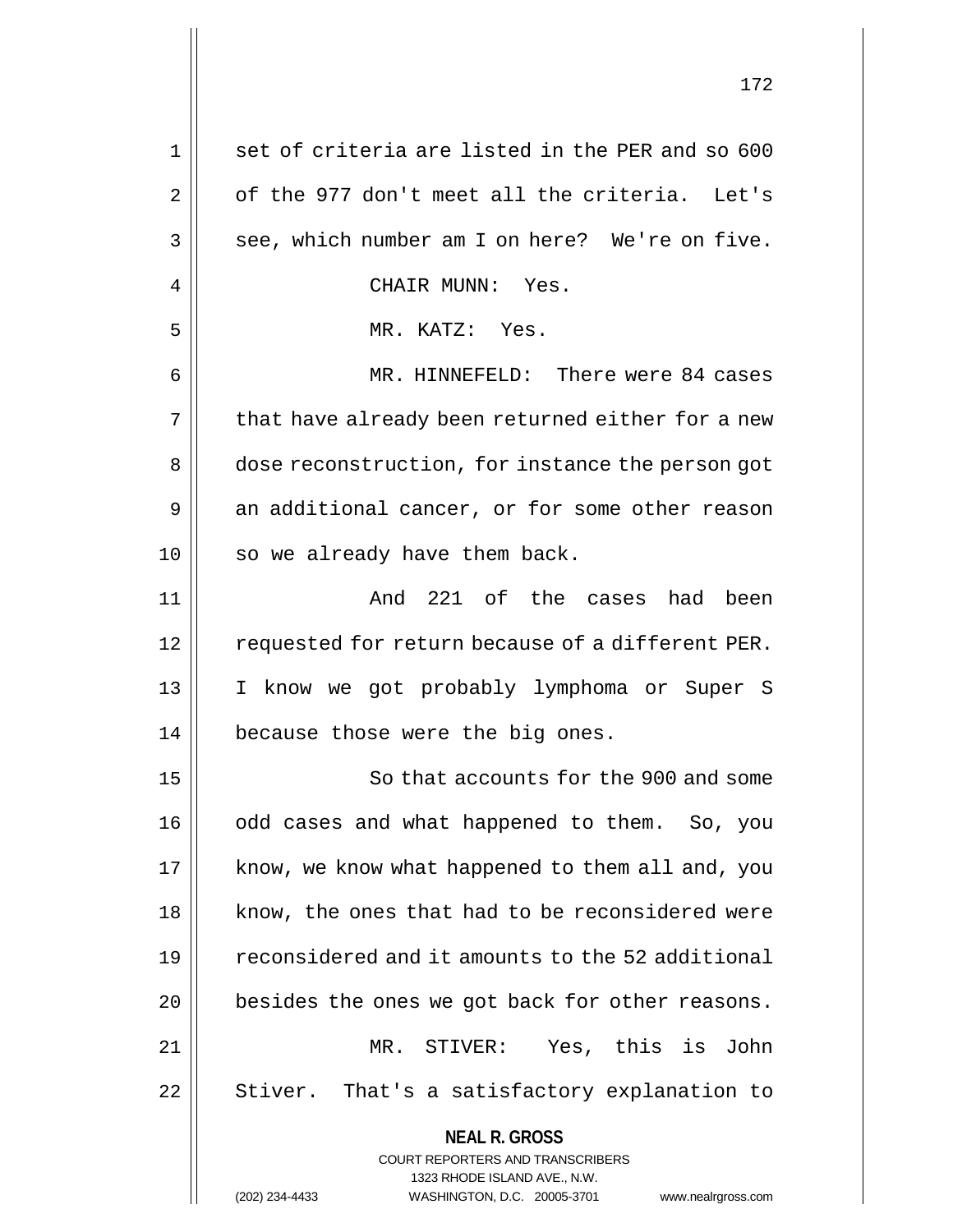set of criteria are listed in the PER and so 600 of the 977 don't meet all the criteria. Let's see, which number am I on here? We're on five.

CHAIR MUNN: Yes.

MR. KATZ: Yes.

MR. HINNEFELD: There were 84 cases that have already been returned either for a new dose reconstruction, for instance the person got an additional cancer, or for some other reason so we already have them back.

And 221 of the cases had been requested for return because of a different PER. I know we got probably lymphoma or Super S because those were the big ones.

So that accounts for the 900 and some odd cases and what happened to them. So, you know, we know what happened to them all and, you know, the ones that had to be reconsidered were reconsidered and it amounts to the 52 additional besides the ones we got back for other reasons.

MR. STIVER: Yes, this is John Stiver. That's a satisfactory explanation to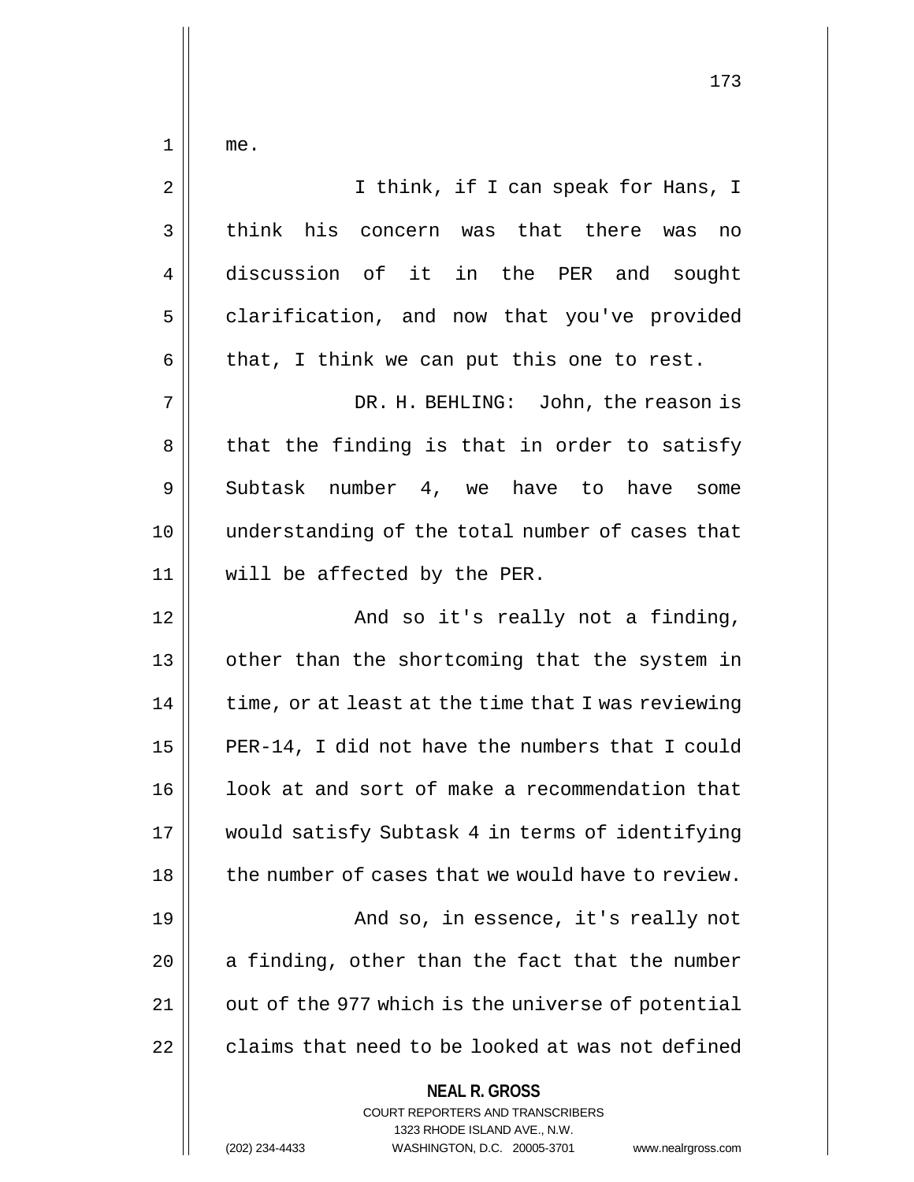me.

I think, if I can speak for Hans, I think his concern was that there was no discussion of it in the PER and sought clarification, and now that you've provided that, I think we can put this one to rest.

DR. H. BEHLING: John, the reason is that the finding is that in order to satisfy Subtask number 4, we have to have some understanding of the total number of cases that will be affected by the PER.

And so it's really not a finding, other than the shortcoming that the system in time, or at least at the time that I was reviewing PER-14, I did not have the numbers that I could look at and sort of make a recommendation that would satisfy Subtask 4 in terms of identifying the number of cases that we would have to review.

And so, in essence, it's really not a finding, other than the fact that the number out of the 977 which is the universe of potential claims that need to be looked at was not defined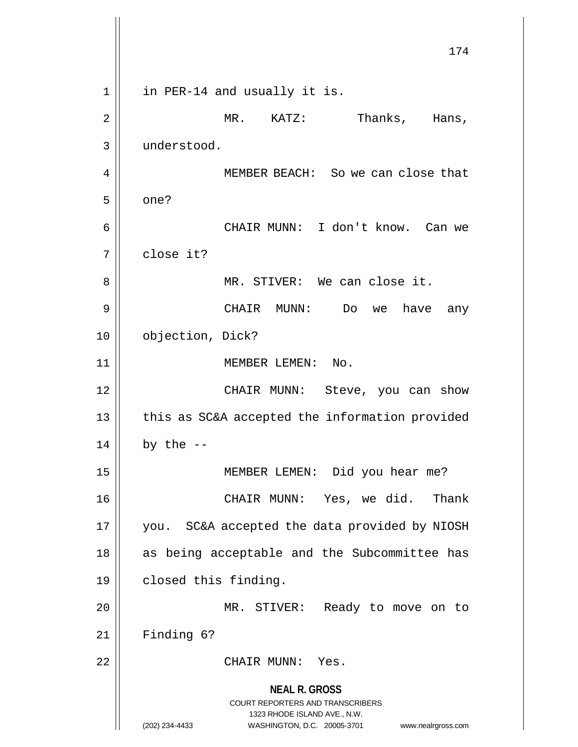in PER-14 and usually it is.

MR. KATZ: Thanks, Hans, understood.

MEMBER BEACH: So we can close that one?

CHAIR MUNN: I don't know. Can we close it?

MR. STIVER: We can close it.

CHAIR MUNN: Do we have any objection, Dick?

MEMBER LEMEN: No.

CHAIR MUNN: Steve, you can show this as SC&A accepted the information provided by the --

MEMBER LEMEN: Did you hear me?

CHAIR MUNN: Yes, we did. Thank you. SC&A accepted the data provided by NIOSH as being acceptable and the Subcommittee has closed this finding.

MR. STIVER: Ready to move on to Finding 6?

CHAIR MUNN: Yes.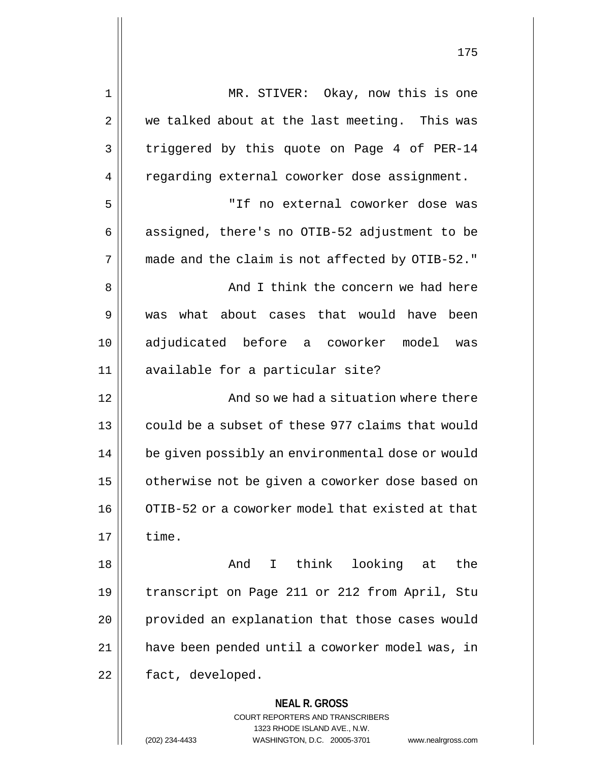MR. STIVER: Okay, now this is one we talked about at the last meeting. This was triggered by this quote on Page 4 of PER-14 regarding external coworker dose assignment.

"If no external coworker dose was assigned, there's no OTIB-52 adjustment to be made and the claim is not affected by OTIB-52."

And I think the concern we had here was what about cases that would have been adjudicated before a coworker model was available for a particular site?

And so we had a situation where there could be a subset of these 977 claims that would be given possibly an environmental dose or would otherwise not be given a coworker dose based on OTIB-52 or a coworker model that existed at that time.

And I think looking at the transcript on Page 211 or 212 from April, Stu provided an explanation that those cases would have been pended until a coworker model was, in fact, developed.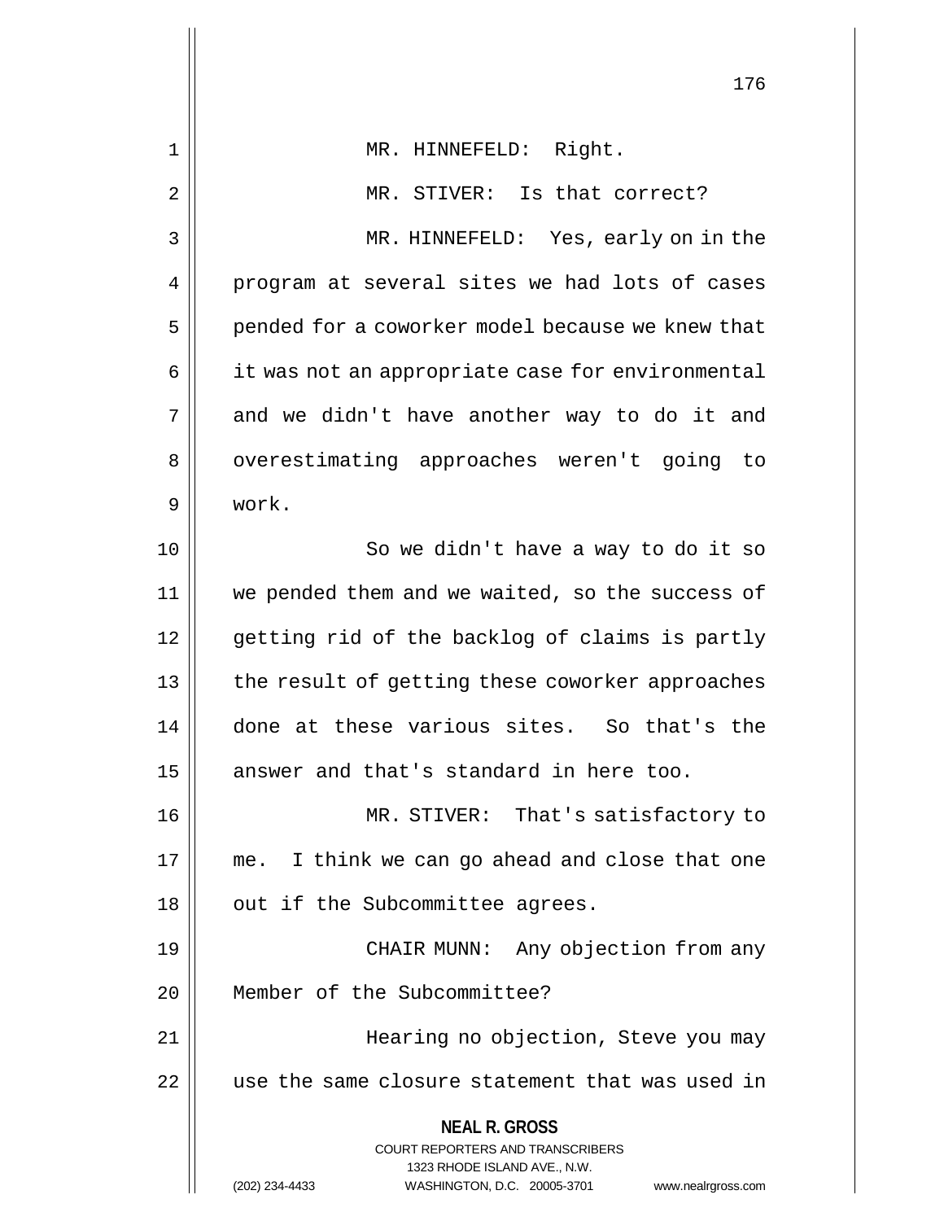MR. HINNEFELD: Right.

MR. STIVER: Is that correct?

MR. HINNEFELD: Yes, early on in the program at several sites we had lots of cases pended for a coworker model because we knew that it was not an appropriate case for environmental and we didn't have another way to do it and overestimating approaches weren't going to work.

So we didn't have a way to do it so we pended them and we waited, so the success of getting rid of the backlog of claims is partly the result of getting these coworker approaches done at these various sites. So that's the answer and that's standard in here too.

MR. STIVER: That's satisfactory to me. I think we can go ahead and close that one out if the Subcommittee agrees.

CHAIR MUNN: Any objection from any Member of the Subcommittee?

Hearing no objection, Steve you may use the same closure statement that was used in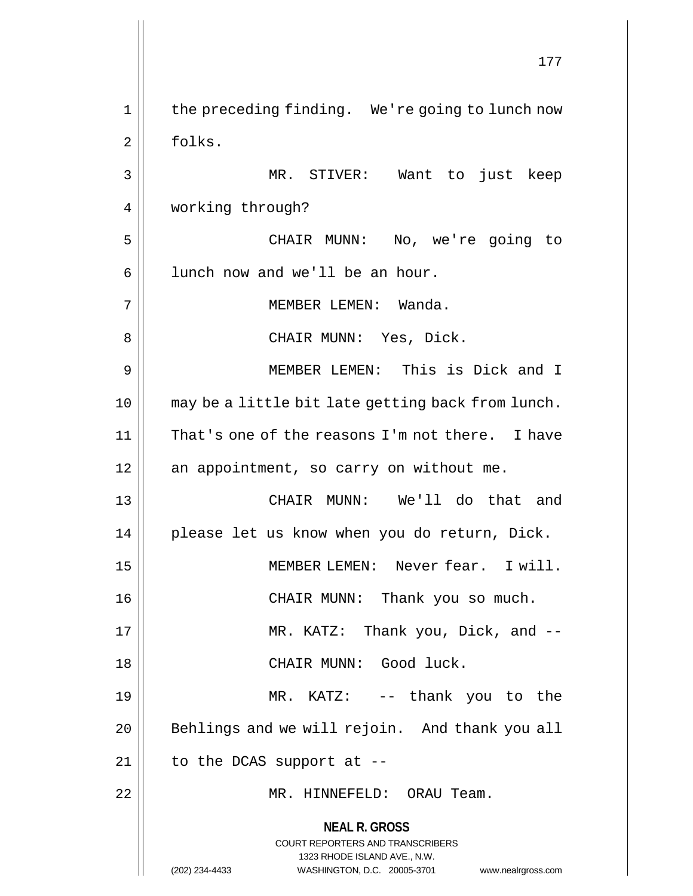the preceding finding. We're going to lunch now folks.

MR. STIVER: Want to just keep working through?

CHAIR MUNN: No, we're going to lunch now and we'll be an hour.

MEMBER LEMEN: Wanda.

CHAIR MUNN: Yes, Dick.

MEMBER LEMEN: This is Dick and I may be a little bit late getting back from lunch. That's one of the reasons I'm not there. I have an appointment, so carry on without me.

CHAIR MUNN: We'll do that and please let us know when you do return, Dick.

MEMBER LEMEN: Never fear. I will.

CHAIR MUNN: Thank you so much.

MR. KATZ: Thank you, Dick, and --

CHAIR MUNN: Good luck.

MR. KATZ: -- thank you to the Behlings and we will rejoin. And thank you all to the DCAS support at --

MR. HINNEFELD: ORAU Team.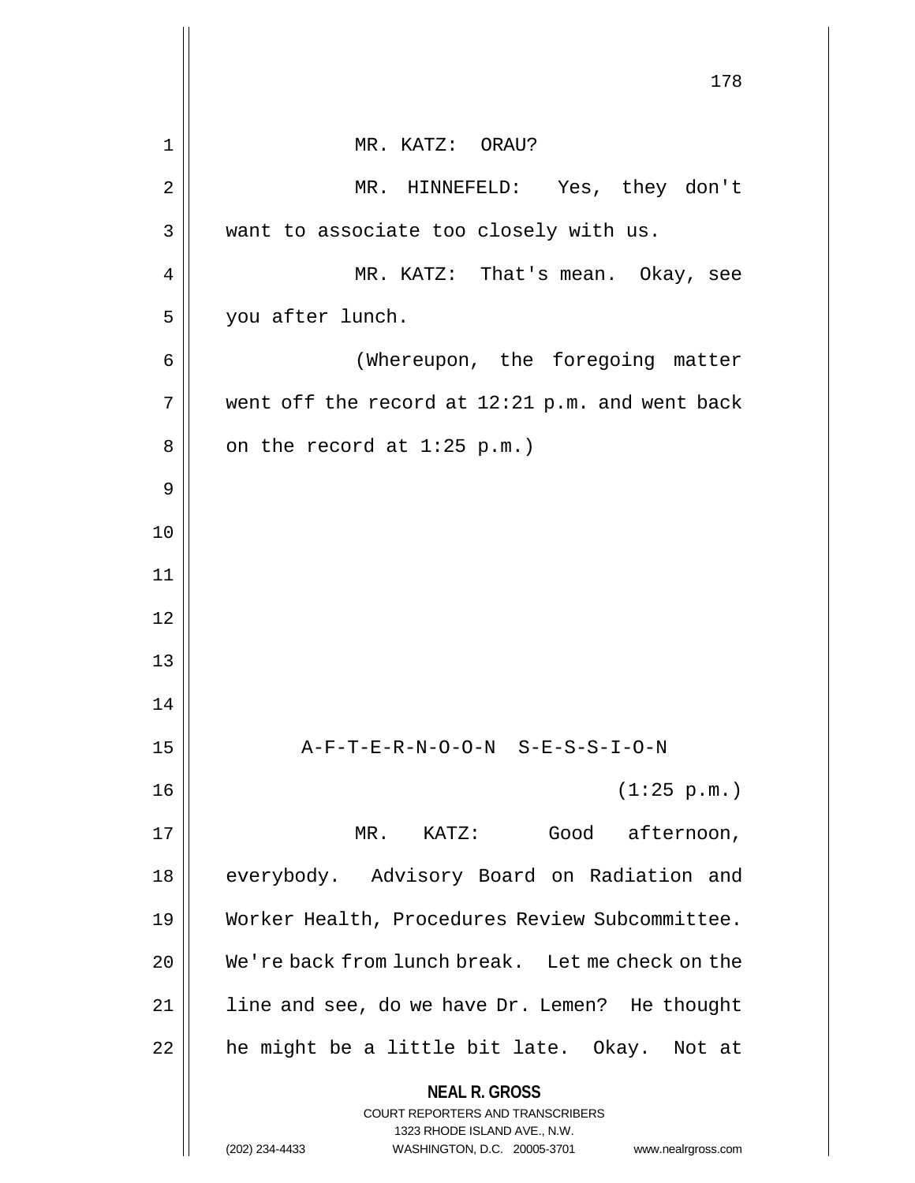MR. KATZ: ORAU?

MR. HINNEFELD: Yes, they don't want to associate too closely with us.

MR. KATZ: That's mean. Okay, see you after lunch.

(Whereupon, the foregoing matter went off the record at 12:21 p.m. and went back on the record at 1:25 p.m.)

A-F-T-E-R-N-O-O-N S-E-S-S-I-O-N

(1:25 p.m.)

MR. KATZ: Good afternoon, everybody. Advisory Board on Radiation and Worker Health, Procedures Review Subcommittee. We're back from lunch break. Let me check on the line and see, do we have Dr. Lemen? He thought he might be a little bit late. Okay. Not at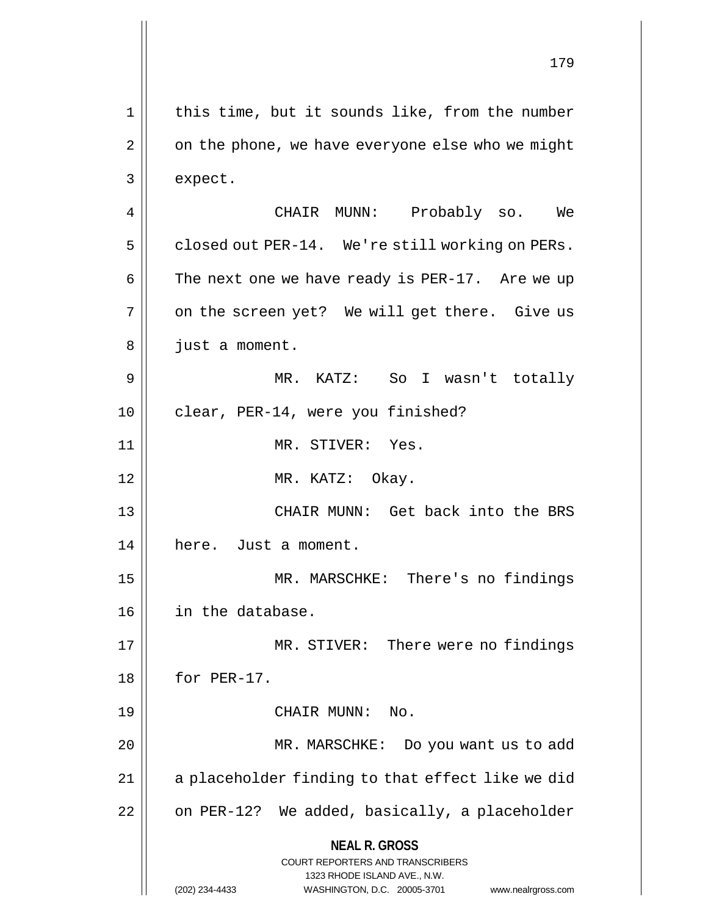this time, but it sounds like, from the number on the phone, we have everyone else who we might expect.

CHAIR MUNN: Probably so. We closed out PER-14. We're still working on PERs. The next one we have ready is PER-17. Are we up on the screen yet? We will get there. Give us just a moment.

MR. KATZ: So I wasn't totally clear, PER-14, were you finished?

MR. STIVER: Yes.

MR. KATZ: Okay.

CHAIR MUNN: Get back into the BRS here. Just a moment.

MR. MARSCHKE: There's no findings in the database.

MR. STIVER: There were no findings for PER-17.

CHAIR MUNN: No.

MR. MARSCHKE: Do you want us to add a placeholder finding to that effect like we did on PER-12? We added, basically, a placeholder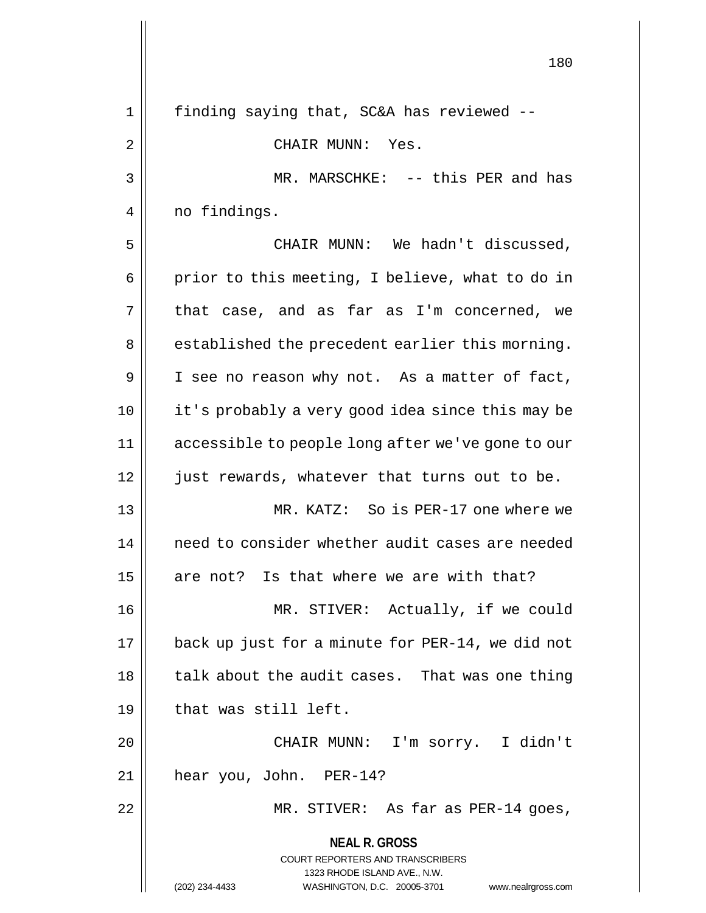finding saying that, SC&A has reviewed --

CHAIR MUNN: Yes.

MR. MARSCHKE: -- this PER and has no findings.

CHAIR MUNN: We hadn't discussed, prior to this meeting, I believe, what to do in that case, and as far as I'm concerned, we established the precedent earlier this morning. I see no reason why not. As a matter of fact, it's probably a very good idea since this may be accessible to people long after we've gone to our just rewards, whatever that turns out to be.

MR. KATZ: So is PER-17 one where we need to consider whether audit cases are needed are not? Is that where we are with that?

MR. STIVER: Actually, if we could back up just for a minute for PER-14, we did not talk about the audit cases. That was one thing that was still left.

CHAIR MUNN: I'm sorry. I didn't hear you, John. PER-14?

MR. STIVER: As far as PER-14 goes,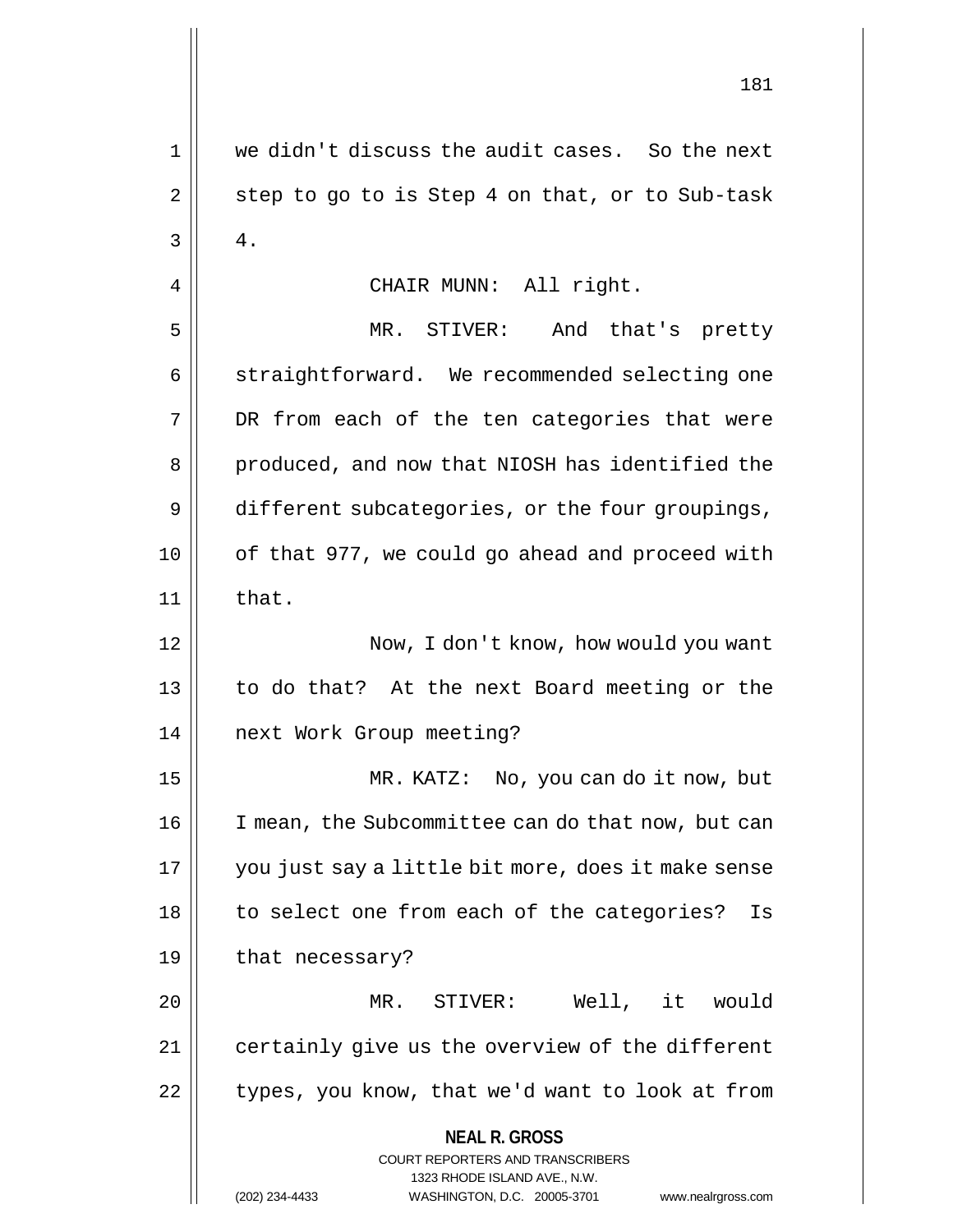we didn't discuss the audit cases. So the next step to go to is Step 4 on that, or to Sub-task 4.

CHAIR MUNN: All right.

MR. STIVER: And that's pretty straightforward. We recommended selecting one DR from each of the ten categories that were produced, and now that NIOSH has identified the different subcategories, or the four groupings, of that 977, we could go ahead and proceed with that.

Now, I don't know, how would you want to do that? At the next Board meeting or the next Work Group meeting?

MR. KATZ: No, you can do it now, but I mean, the Subcommittee can do that now, but can you just say a little bit more, does it make sense to select one from each of the categories? Is that necessary?

MR. STIVER: Well, it would certainly give us the overview of the different types, you know, that we'd want to look at from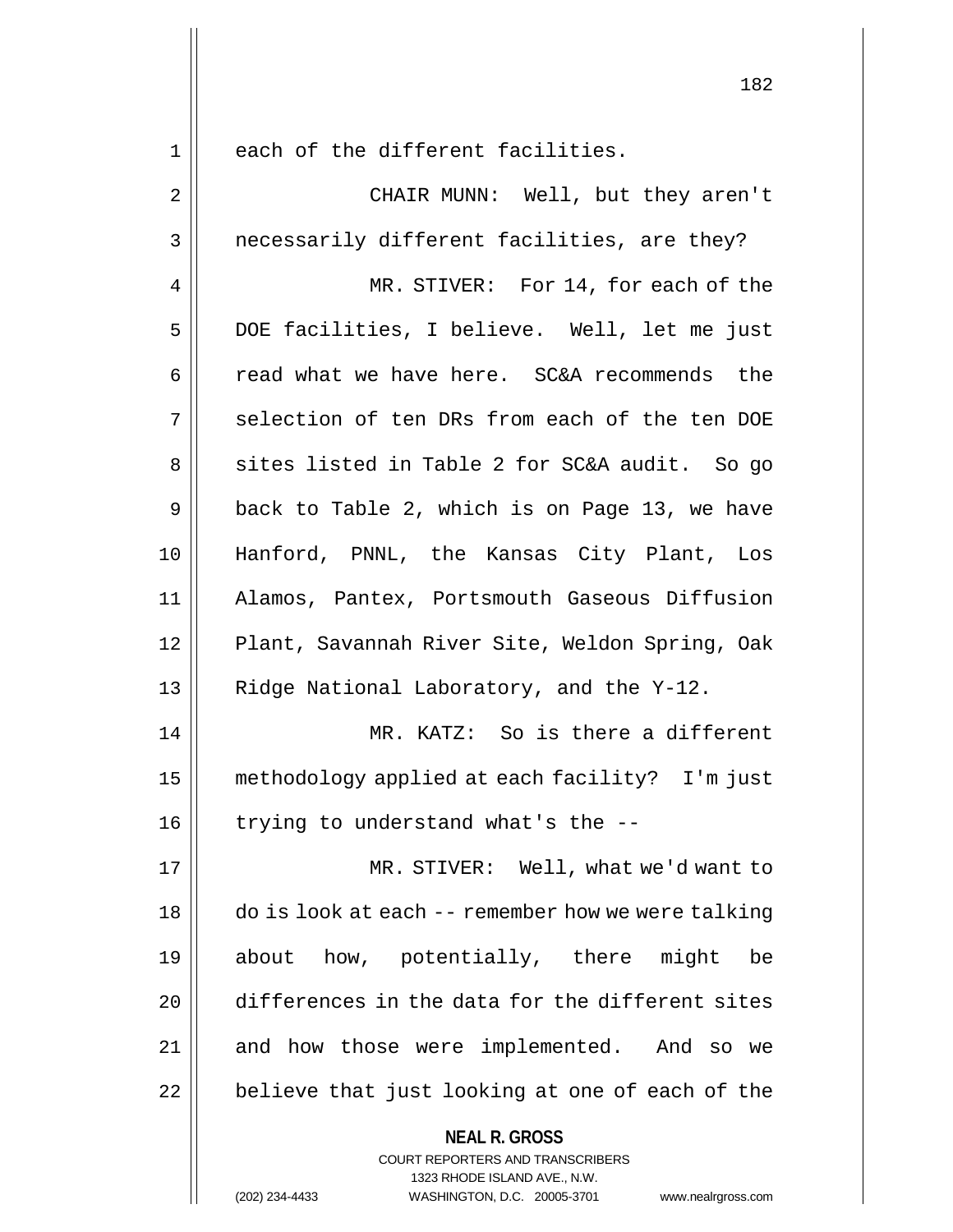each of the different facilities.

CHAIR MUNN: Well, but they aren't necessarily different facilities, are they?

MR. STIVER: For 14, for each of the DOE facilities, I believe. Well, let me just read what we have here. SC&A recommends the selection of ten DRs from each of the ten DOE sites listed in Table 2 for SC&A audit. So go back to Table 2, which is on Page 13, we have Hanford, PNNL, the Kansas City Plant, Los Alamos, Pantex, Portsmouth Gaseous Diffusion Plant, Savannah River Site, Weldon Spring, Oak Ridge National Laboratory, and the Y-12.

MR. KATZ: So is there a different methodology applied at each facility? I'm just trying to understand what's the --

MR. STIVER: Well, what we'd want to do is look at each -- remember how we were talking about how, potentially, there might be differences in the data for the different sites and how those were implemented. And so we believe that just looking at one of each of the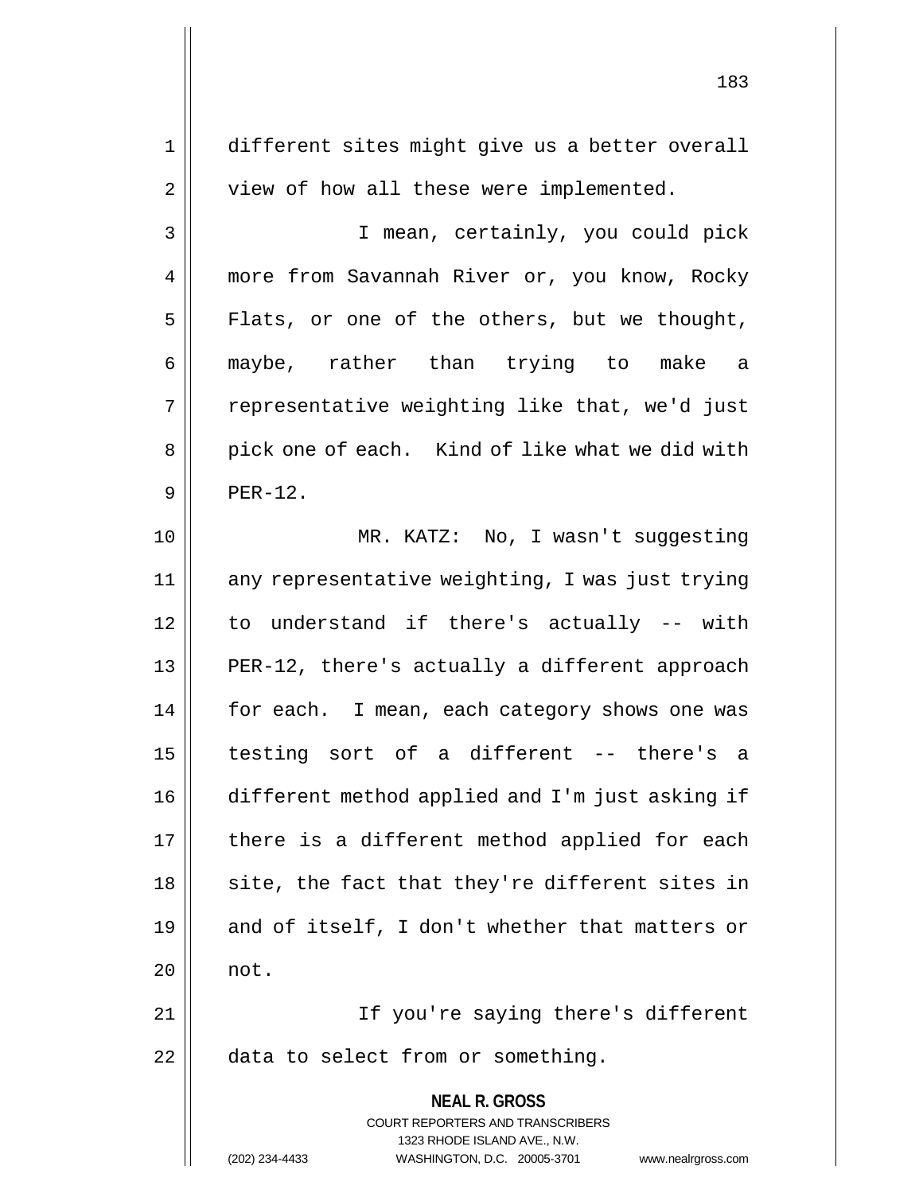different sites might give us a better overall view of how all these were implemented.

I mean, certainly, you could pick more from Savannah River or, you know, Rocky Flats, or one of the others, but we thought, maybe, rather than trying to make a representative weighting like that, we'd just pick one of each. Kind of like what we did with PER-12.

MR. KATZ: No, I wasn't suggesting any representative weighting, I was just trying to understand if there's actually -- with PER-12, there's actually a different approach for each. I mean, each category shows one was testing sort of a different -- there's a different method applied and I'm just asking if there is a different method applied for each site, the fact that they're different sites in and of itself, I don't whether that matters or not.

If you're saying there's different data to select from or something.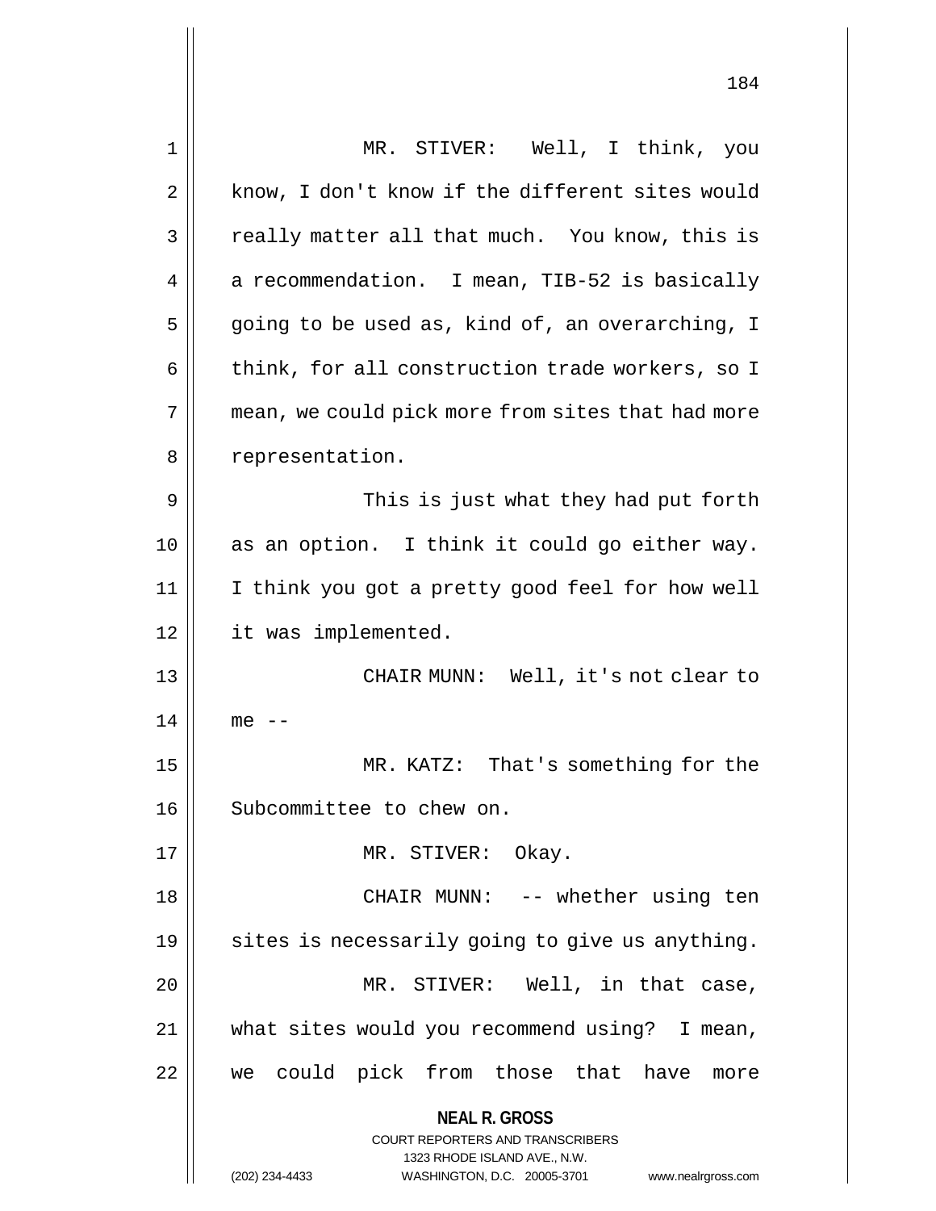MR. STIVER: Well, I think, you know, I don't know if the different sites would really matter all that much. You know, this is a recommendation. I mean, TIB-52 is basically going to be used as, kind of, an overarching, I think, for all construction trade workers, so I mean, we could pick more from sites that had more representation.

This is just what they had put forth as an option. I think it could go either way. I think you got a pretty good feel for how well it was implemented.

CHAIR MUNN: Well, it's not clear to me --

MR. KATZ: That's something for the Subcommittee to chew on.

MR. STIVER: Okay.

CHAIR MUNN: -- whether using ten sites is necessarily going to give us anything.

MR. STIVER: Well, in that case, what sites would you recommend using? I mean, we could pick from those that have more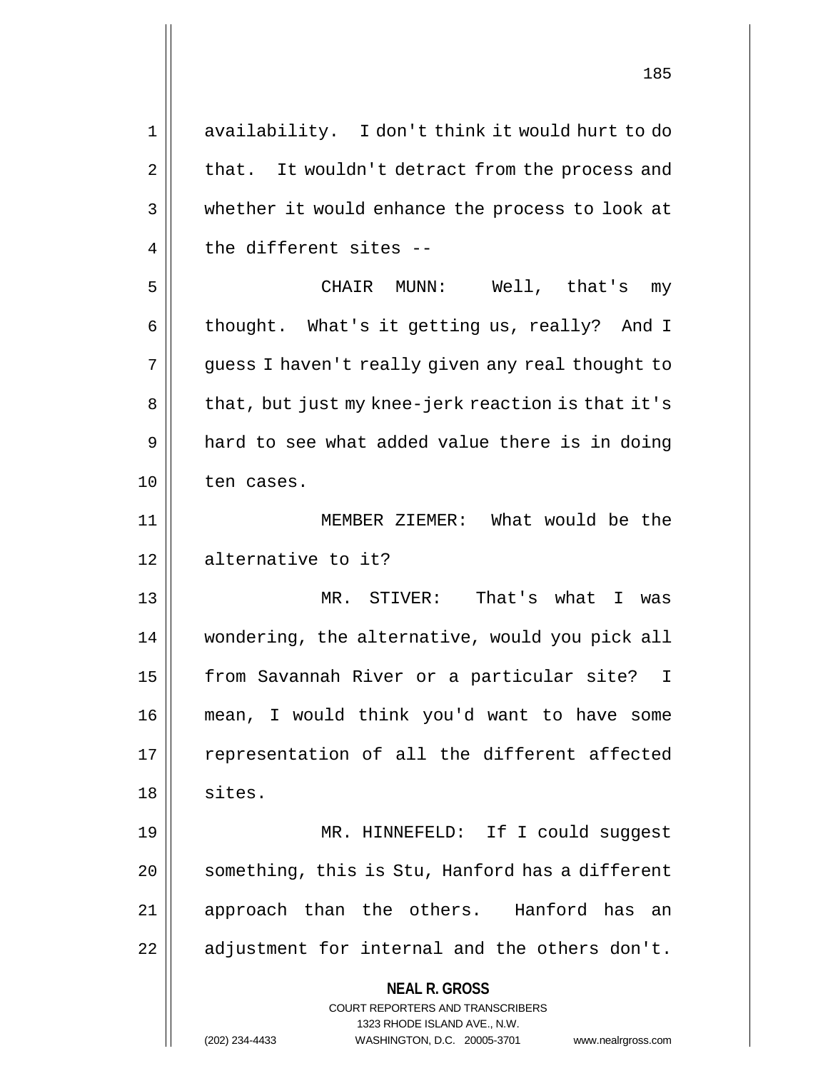availability. I don't think it would hurt to do that. It wouldn't detract from the process and whether it would enhance the process to look at the different sites --

CHAIR MUNN: Well, that's my thought. What's it getting us, really? And I guess I haven't really given any real thought to that, but just my knee-jerk reaction is that it's hard to see what added value there is in doing ten cases.

MEMBER ZIEMER: What would be the alternative to it?

MR. STIVER: That's what I was wondering, the alternative, would you pick all from Savannah River or a particular site? I mean, I would think you'd want to have some representation of all the different affected sites.

MR. HINNEFELD: If I could suggest something, this is Stu, Hanford has a different approach than the others. Hanford has an adjustment for internal and the others don't.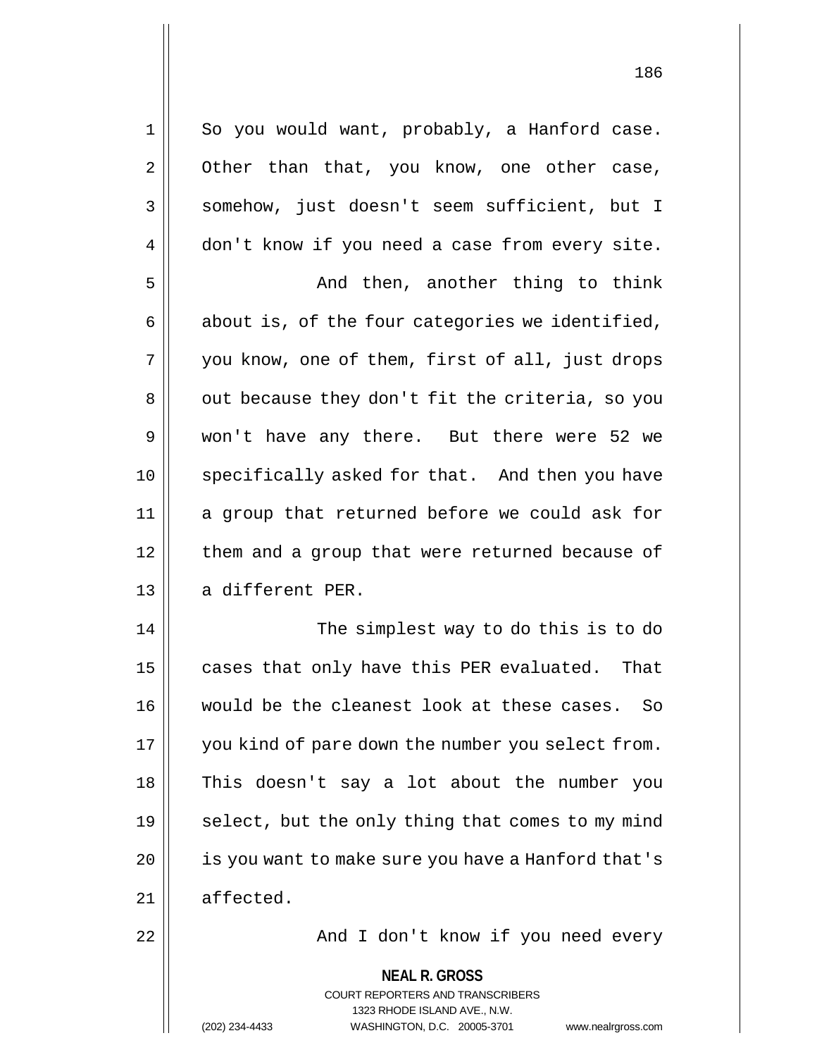So you would want, probably, a Hanford case. Other than that, you know, one other case, somehow, just doesn't seem sufficient, but I don't know if you need a case from every site.

And then, another thing to think about is, of the four categories we identified, you know, one of them, first of all, just drops out because they don't fit the criteria, so you won't have any there. But there were 52 we specifically asked for that. And then you have a group that returned before we could ask for them and a group that were returned because of a different PER.

The simplest way to do this is to do cases that only have this PER evaluated. That would be the cleanest look at these cases. So you kind of pare down the number you select from. This doesn't say a lot about the number you select, but the only thing that comes to my mind is you want to make sure you have a Hanford that's affected.

And I don't know if you need every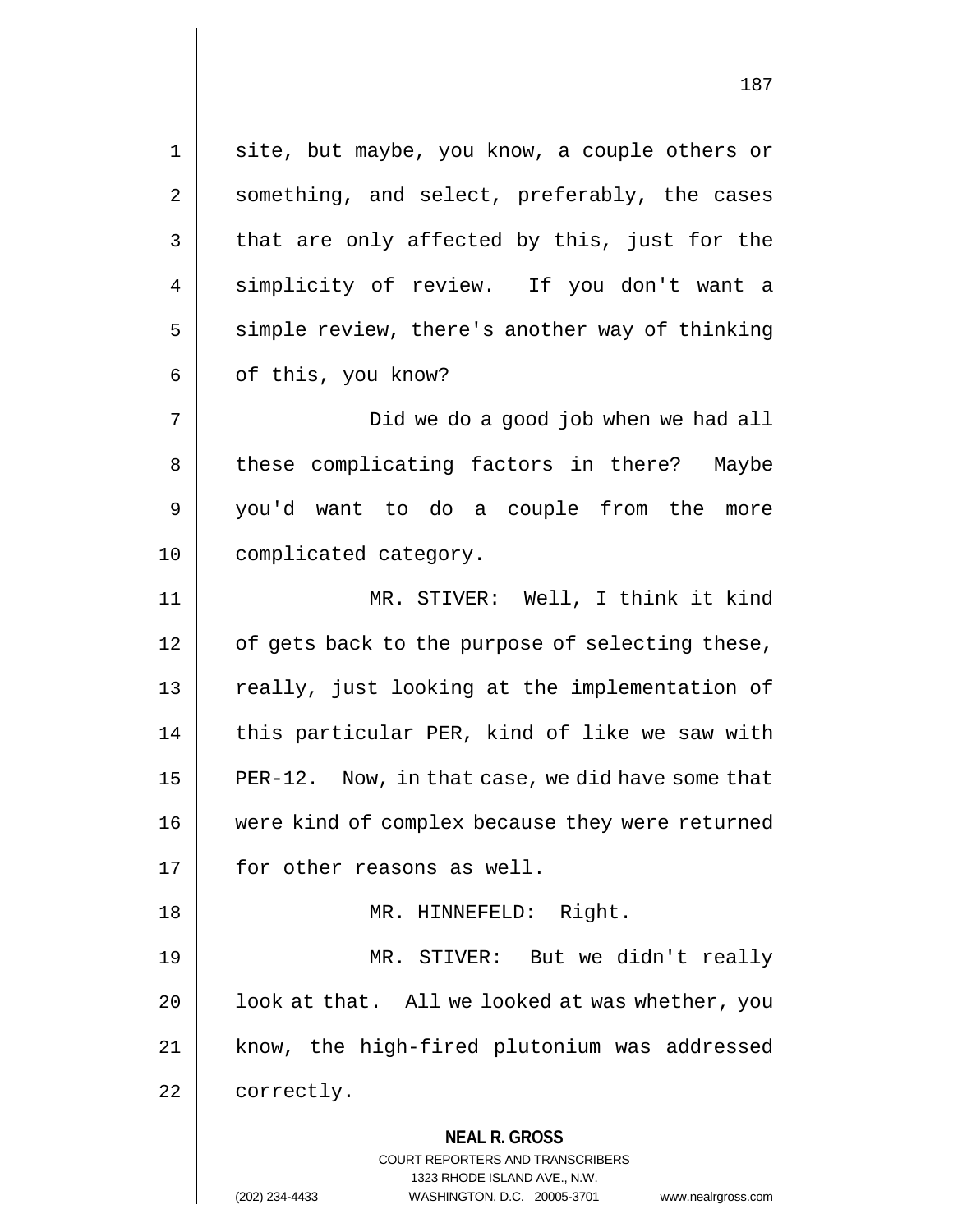site, but maybe, you know, a couple others or something, and select, preferably, the cases that are only affected by this, just for the simplicity of review. If you don't want a simple review, there's another way of thinking of this, you know?

Did we do a good job when we had all these complicating factors in there? Maybe you'd want to do a couple from the more complicated category.

MR. STIVER: Well, I think it kind of gets back to the purpose of selecting these, really, just looking at the implementation of this particular PER, kind of like we saw with PER-12. Now, in that case, we did have some that were kind of complex because they were returned for other reasons as well.

MR. HINNEFELD: Right.

MR. STIVER: But we didn't really look at that. All we looked at was whether, you know, the high-fired plutonium was addressed correctly.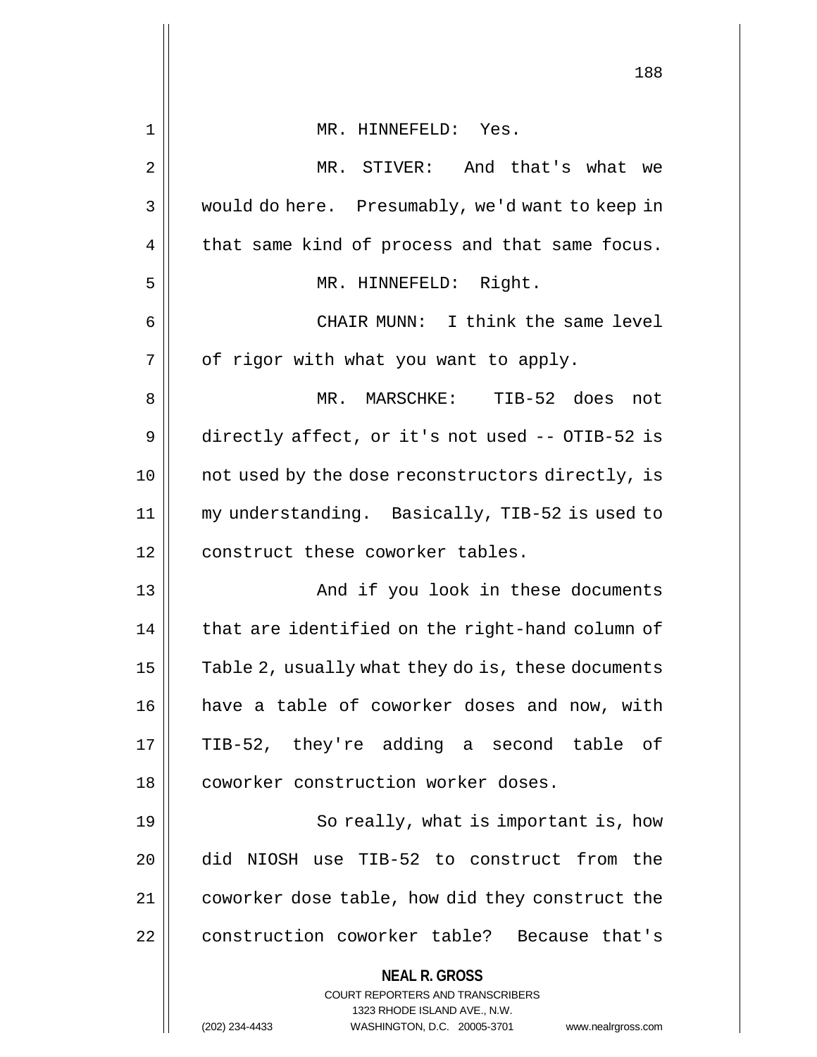MR. HINNEFELD: Yes.

MR. STIVER: And that's what we would do here. Presumably, we'd want to keep in that same kind of process and that same focus.

MR. HINNEFELD: Right.

CHAIR MUNN: I think the same level of rigor with what you want to apply.

MR. MARSCHKE: TIB-52 does not directly affect, or it's not used -- OTIB-52 is not used by the dose reconstructors directly, is my understanding. Basically, TIB-52 is used to construct these coworker tables.

And if you look in these documents that are identified on the right-hand column of Table 2, usually what they do is, these documents have a table of coworker doses and now, with TIB-52, they're adding a second table of coworker construction worker doses.

So really, what is important is, how did NIOSH use TIB-52 to construct from the coworker dose table, how did they construct the construction coworker table? Because that's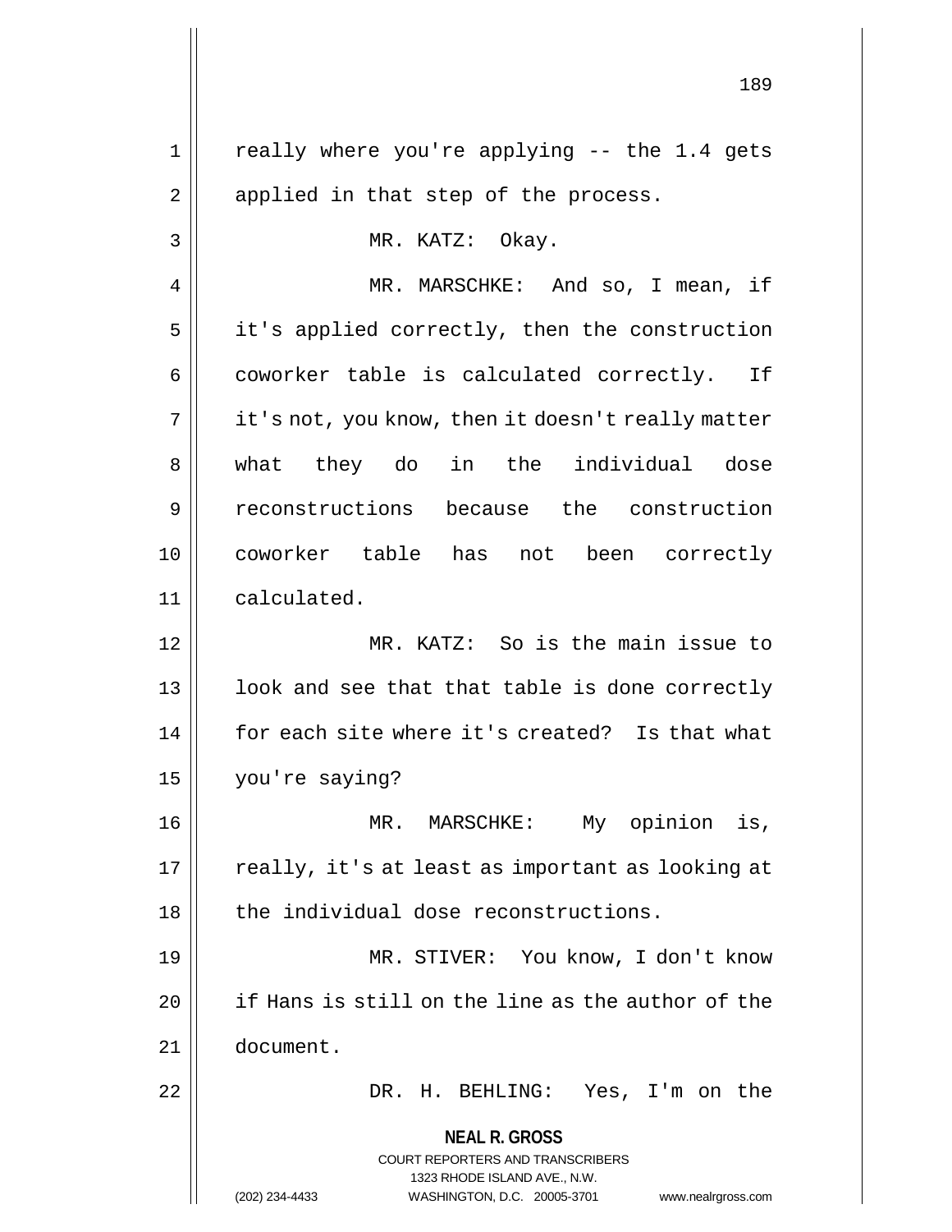really where you're applying -- the 1.4 gets applied in that step of the process.

MR. KATZ: Okay.

MR. MARSCHKE: And so, I mean, if it's applied correctly, then the construction coworker table is calculated correctly. If it's not, you know, then it doesn't really matter what they do in the individual dose reconstructions because the construction coworker table has not been correctly calculated.

MR. KATZ: So is the main issue to look and see that that table is done correctly for each site where it's created? Is that what you're saying?

MR. MARSCHKE: My opinion is, really, it's at least as important as looking at the individual dose reconstructions.

MR. STIVER: You know, I don't know if Hans is still on the line as the author of the document.

DR. H. BEHLING: Yes, I'm on the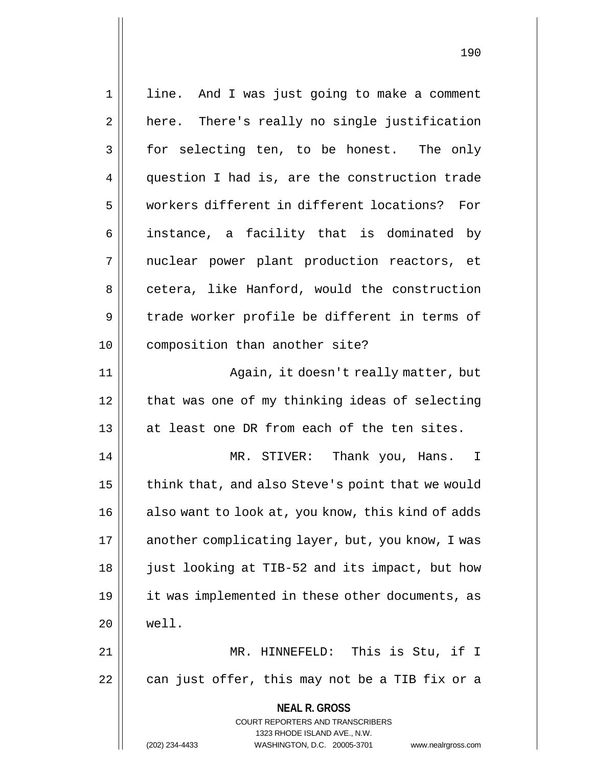line. And I was just going to make a comment here. There's really no single justification for selecting ten, to be honest. The only question I had is, are the construction trade workers different in different locations? For instance, a facility that is dominated by nuclear power plant production reactors, et cetera, like Hanford, would the construction trade worker profile be different in terms of composition than another site?

Again, it doesn't really matter, but that was one of my thinking ideas of selecting at least one DR from each of the ten sites.

MR. STIVER: Thank you, Hans. I think that, and also Steve's point that we would also want to look at, you know, this kind of adds another complicating layer, but, you know, I was just looking at TIB-52 and its impact, but how it was implemented in these other documents, as well.

MR. HINNEFELD: This is Stu, if I can just offer, this may not be a TIB fix or a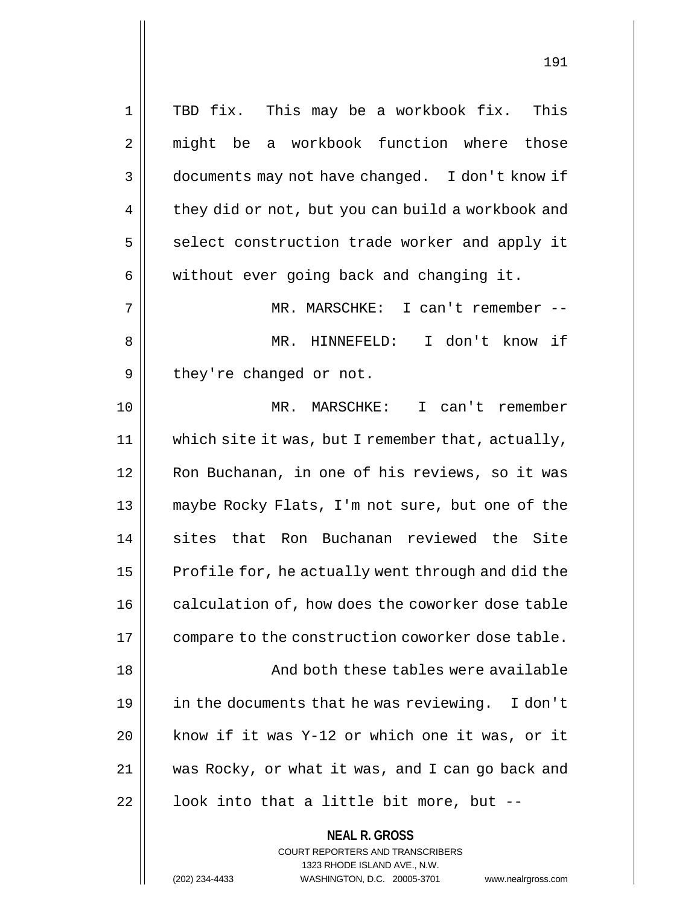TBD fix. This may be a workbook fix. This might be a workbook function where those documents may not have changed. I don't know if they did or not, but you can build a workbook and select construction trade worker and apply it without ever going back and changing it.

MR. MARSCHKE: I can't remember --

MR. HINNEFELD: I don't know if they're changed or not.

MR. MARSCHKE: I can't remember which site it was, but I remember that, actually, Ron Buchanan, in one of his reviews, so it was maybe Rocky Flats, I'm not sure, but one of the sites that Ron Buchanan reviewed the Site Profile for, he actually went through and did the calculation of, how does the coworker dose table compare to the construction coworker dose table.

And both these tables were available in the documents that he was reviewing. I don't know if it was Y-12 or which one it was, or it was Rocky, or what it was, and I can go back and look into that a little bit more, but --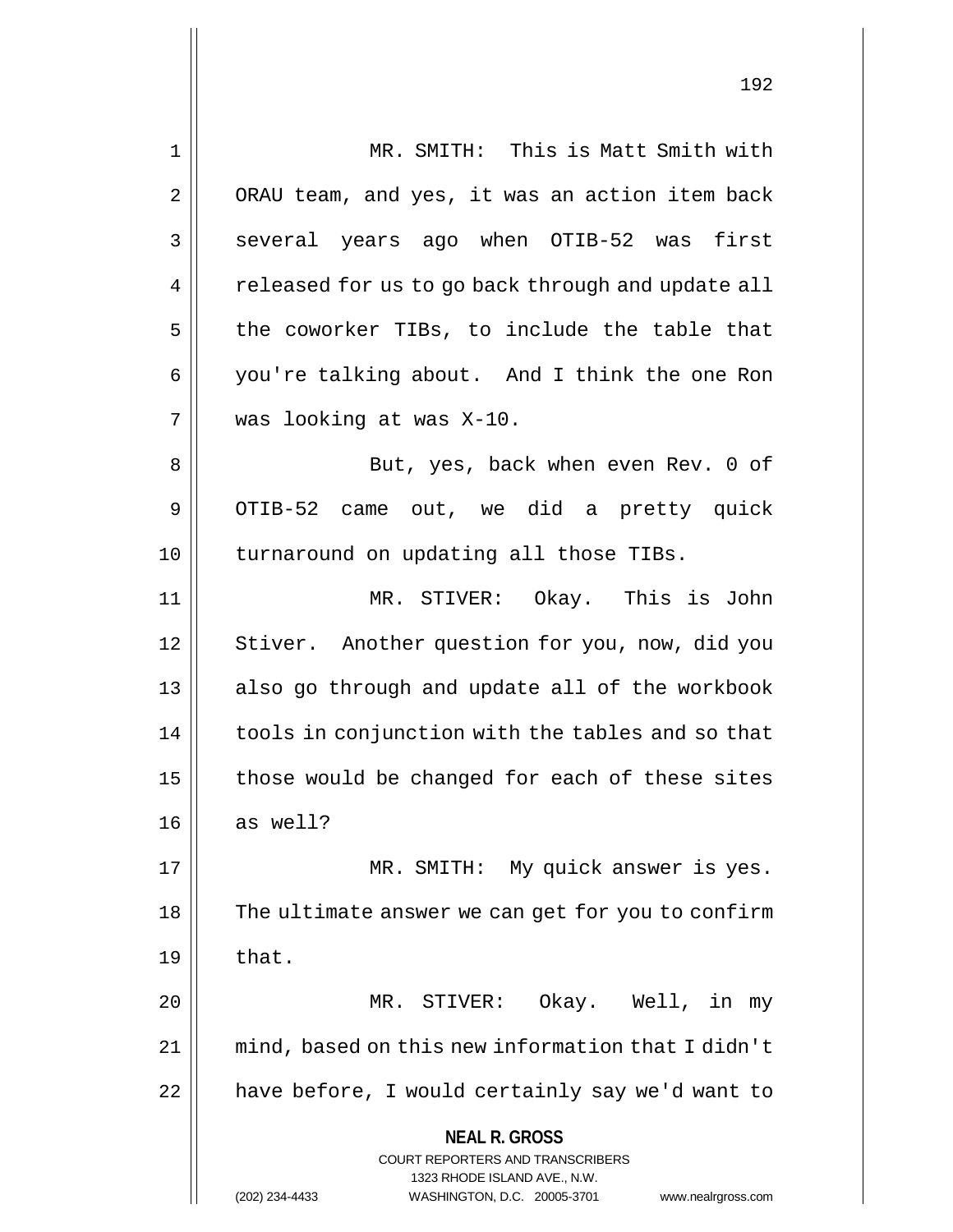MR. SMITH: This is Matt Smith with ORAU team, and yes, it was an action item back several years ago when OTIB-52 was first released for us to go back through and update all the coworker TIBs, to include the table that you're talking about. And I think the one Ron was looking at was X-10.

But, yes, back when even Rev. 0 of OTIB-52 came out, we did a pretty quick turnaround on updating all those TIBs.

MR. STIVER: Okay. This is John Stiver. Another question for you, now, did you also go through and update all of the workbook tools in conjunction with the tables and so that those would be changed for each of these sites as well?

MR. SMITH: My quick answer is yes. The ultimate answer we can get for you to confirm that.

MR. STIVER: Okay. Well, in my mind, based on this new information that I didn't have before, I would certainly say we'd want to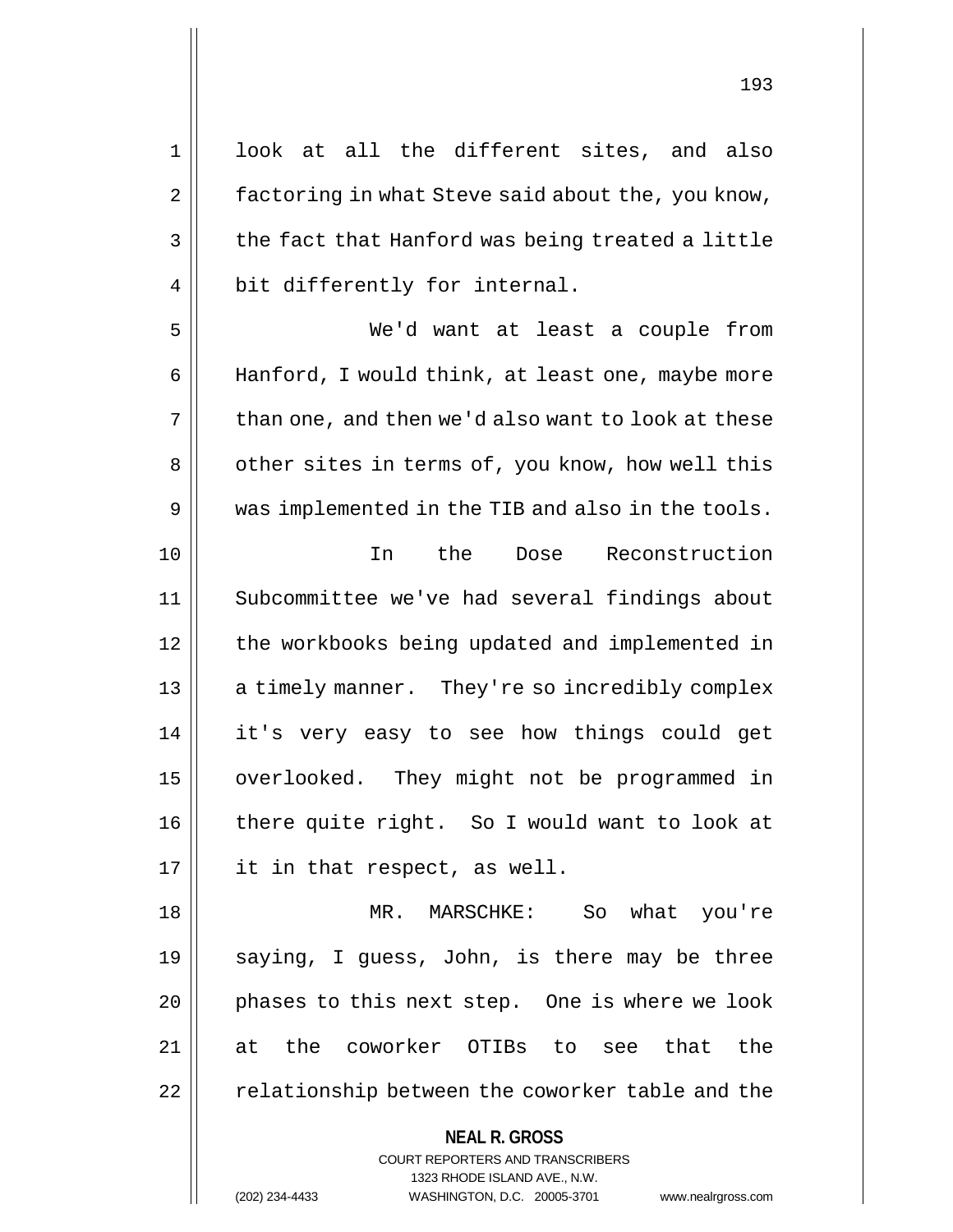look at all the different sites, and also factoring in what Steve said about the, you know, the fact that Hanford was being treated a little bit differently for internal.

We'd want at least a couple from Hanford, I would think, at least one, maybe more than one, and then we'd also want to look at these other sites in terms of, you know, how well this was implemented in the TIB and also in the tools.

In the Dose Reconstruction Subcommittee we've had several findings about the workbooks being updated and implemented in a timely manner. They're so incredibly complex it's very easy to see how things could get overlooked. They might not be programmed in there quite right. So I would want to look at it in that respect, as well.

MR. MARSCHKE: So what you're saying, I guess, John, is there may be three phases to this next step. One is where we look at the coworker OTIBs to see that the relationship between the coworker table and the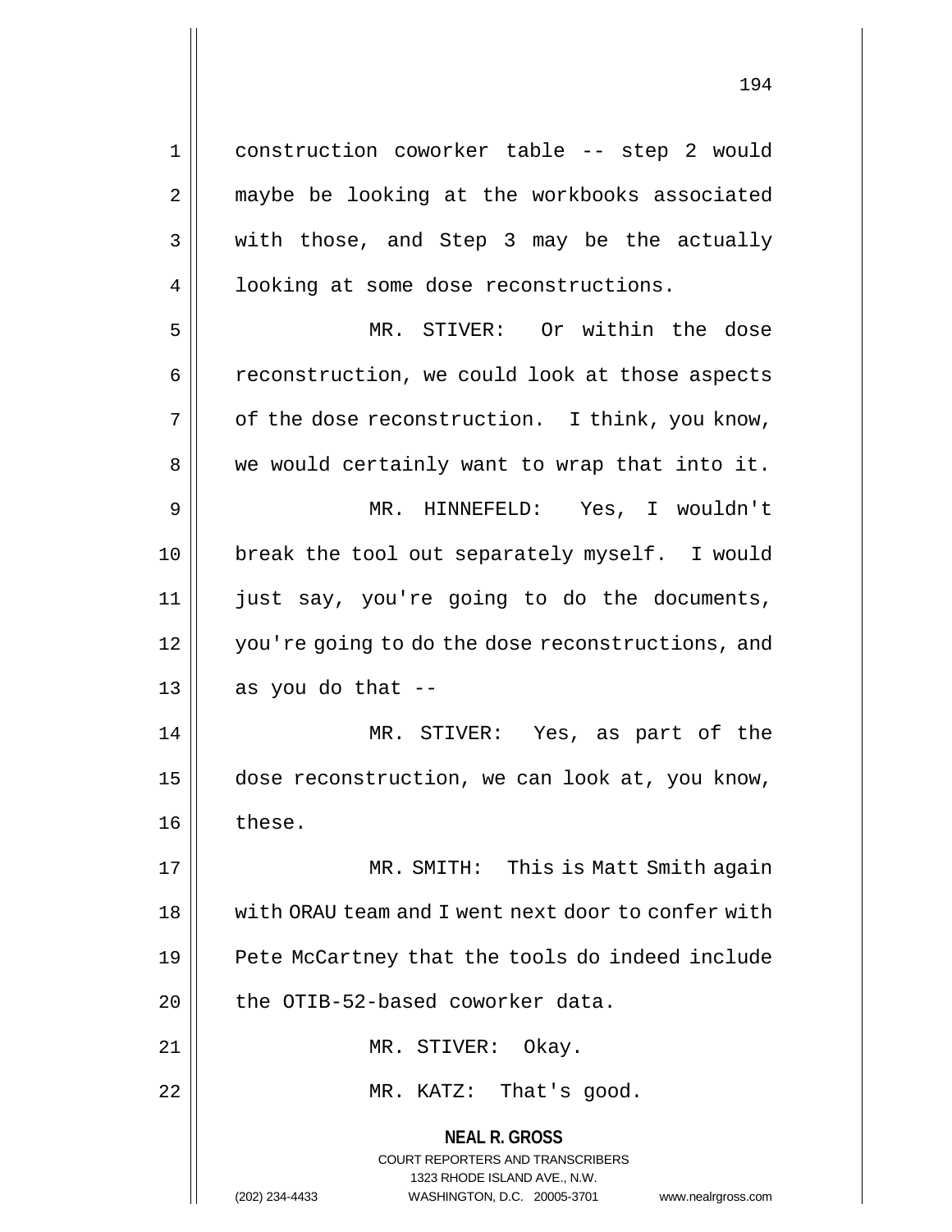construction coworker table -- step 2 would maybe be looking at the workbooks associated with those, and Step 3 may be the actually looking at some dose reconstructions.

MR. STIVER: Or within the dose reconstruction, we could look at those aspects of the dose reconstruction. I think, you know, we would certainly want to wrap that into it.

MR. HINNEFELD: Yes, I wouldn't break the tool out separately myself. I would just say, you're going to do the documents, you're going to do the dose reconstructions, and as you do that --

MR. STIVER: Yes, as part of the dose reconstruction, we can look at, you know, these.

MR. SMITH: This is Matt Smith again with ORAU team and I went next door to confer with Pete McCartney that the tools do indeed include the OTIB-52-based coworker data.

MR. STIVER: Okay.

MR. KATZ: That's good.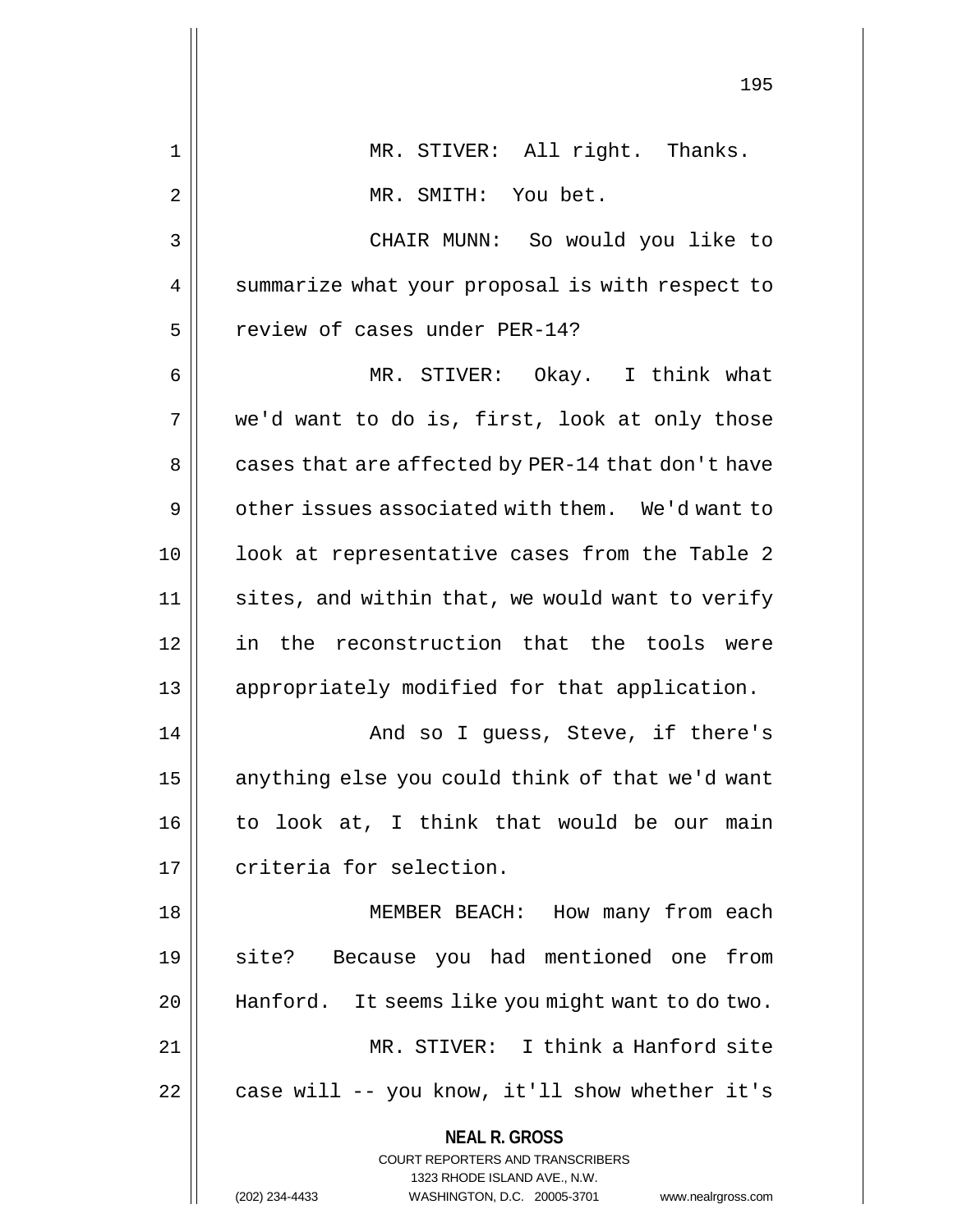MR. STIVER: All right. Thanks.

MR. SMITH: You bet.

CHAIR MUNN: So would you like to summarize what your proposal is with respect to review of cases under PER-14?

MR. STIVER: Okay. I think what we'd want to do is, first, look at only those cases that are affected by PER-14 that don't have other issues associated with them. We'd want to look at representative cases from the Table 2 sites, and within that, we would want to verify in the reconstruction that the tools were appropriately modified for that application.

And so I guess, Steve, if there's anything else you could think of that we'd want to look at, I think that would be our main criteria for selection.

MEMBER BEACH: How many from each site? Because you had mentioned one from Hanford. It seems like you might want to do two.

MR. STIVER: I think a Hanford site case will -- you know, it'll show whether it's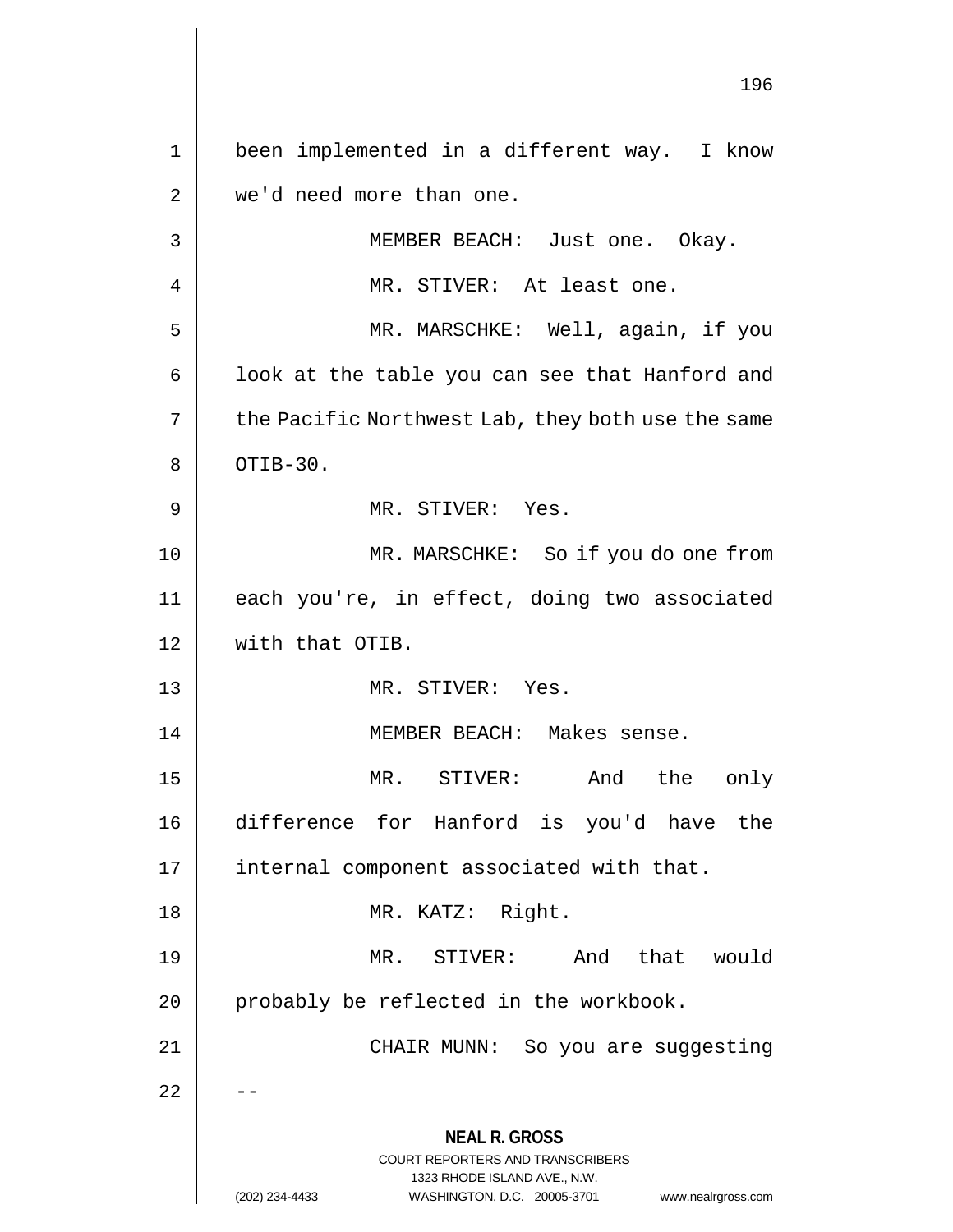been implemented in a different way. I know we'd need more than one.

MEMBER BEACH: Just one. Okay.

MR. STIVER: At least one.

MR. MARSCHKE: Well, again, if you look at the table you can see that Hanford and the Pacific Northwest Lab, they both use the same OTIB-30.

MR. STIVER: Yes.

MR. MARSCHKE: So if you do one from each you're, in effect, doing two associated with that OTIB.

MR. STIVER: Yes.

MEMBER BEACH: Makes sense.

MR. STIVER: And the only difference for Hanford is you'd have the internal component associated with that.

MR. KATZ: Right.

MR. STIVER: And that would probably be reflected in the workbook.

CHAIR MUNN: So you are suggesting --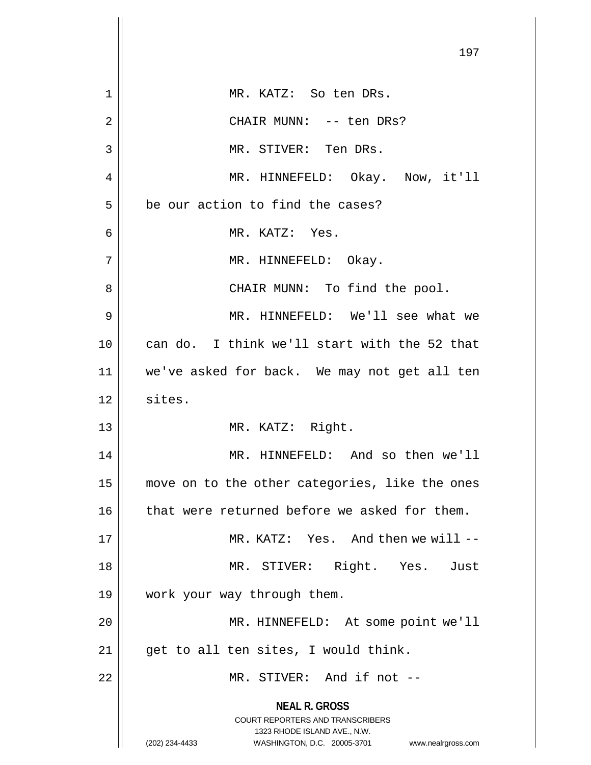MR. KATZ: So ten DRs.

CHAIR MUNN: -- ten DRs?

MR. STIVER: Ten DRs.

MR. HINNEFELD: Okay. Now, it'll be our action to find the cases?

MR. KATZ: Yes.

MR. HINNEFELD: Okay.

CHAIR MUNN: To find the pool.

MR. HINNEFELD: We'll see what we can do. I think we'll start with the 52 that we've asked for back. We may not get all ten sites.

MR. KATZ: Right.

MR. HINNEFELD: And so then we'll move on to the other categories, like the ones that were returned before we asked for them.

MR. KATZ: Yes. And then we will --

MR. STIVER: Right. Yes. Just work your way through them.

MR. HINNEFELD: At some point we'll get to all ten sites, I would think.

MR. STIVER: And if not --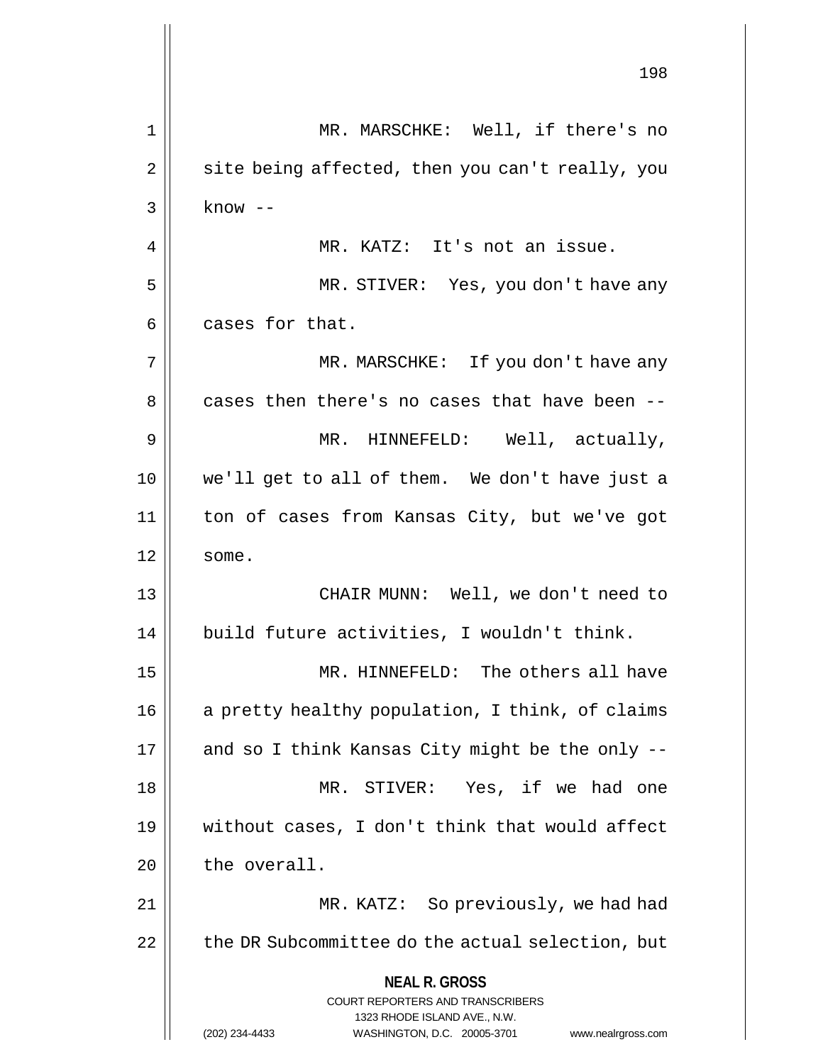MR. MARSCHKE: Well, if there's no site being affected, then you can't really, you know --

MR. KATZ: It's not an issue.

MR. STIVER: Yes, you don't have any cases for that.

MR. MARSCHKE: If you don't have any cases then there's no cases that have been --

MR. HINNEFELD: Well, actually, we'll get to all of them. We don't have just a ton of cases from Kansas City, but we've got some.

CHAIR MUNN: Well, we don't need to build future activities, I wouldn't think.

MR. HINNEFELD: The others all have a pretty healthy population, I think, of claims and so I think Kansas City might be the only --

MR. STIVER: Yes, if we had one without cases, I don't think that would affect the overall.

MR. KATZ: So previously, we had had the DR Subcommittee do the actual selection, but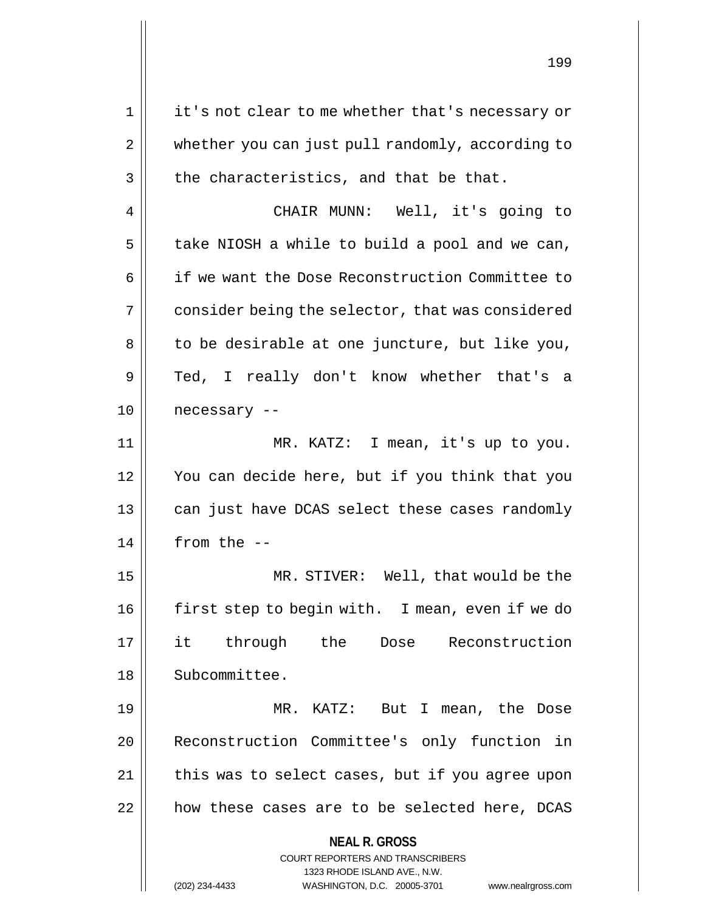it's not clear to me whether that's necessary or whether you can just pull randomly, according to the characteristics, and that be that.

CHAIR MUNN: Well, it's going to take NIOSH a while to build a pool and we can, if we want the Dose Reconstruction Committee to consider being the selector, that was considered to be desirable at one juncture, but like you, Ted, I really don't know whether that's a necessary --

MR. KATZ: I mean, it's up to you. You can decide here, but if you think that you can just have DCAS select these cases randomly from the --

MR. STIVER: Well, that would be the first step to begin with. I mean, even if we do it through the Dose Reconstruction Subcommittee.

MR. KATZ: But I mean, the Dose Reconstruction Committee's only function in this was to select cases, but if you agree upon how these cases are to be selected here, DCAS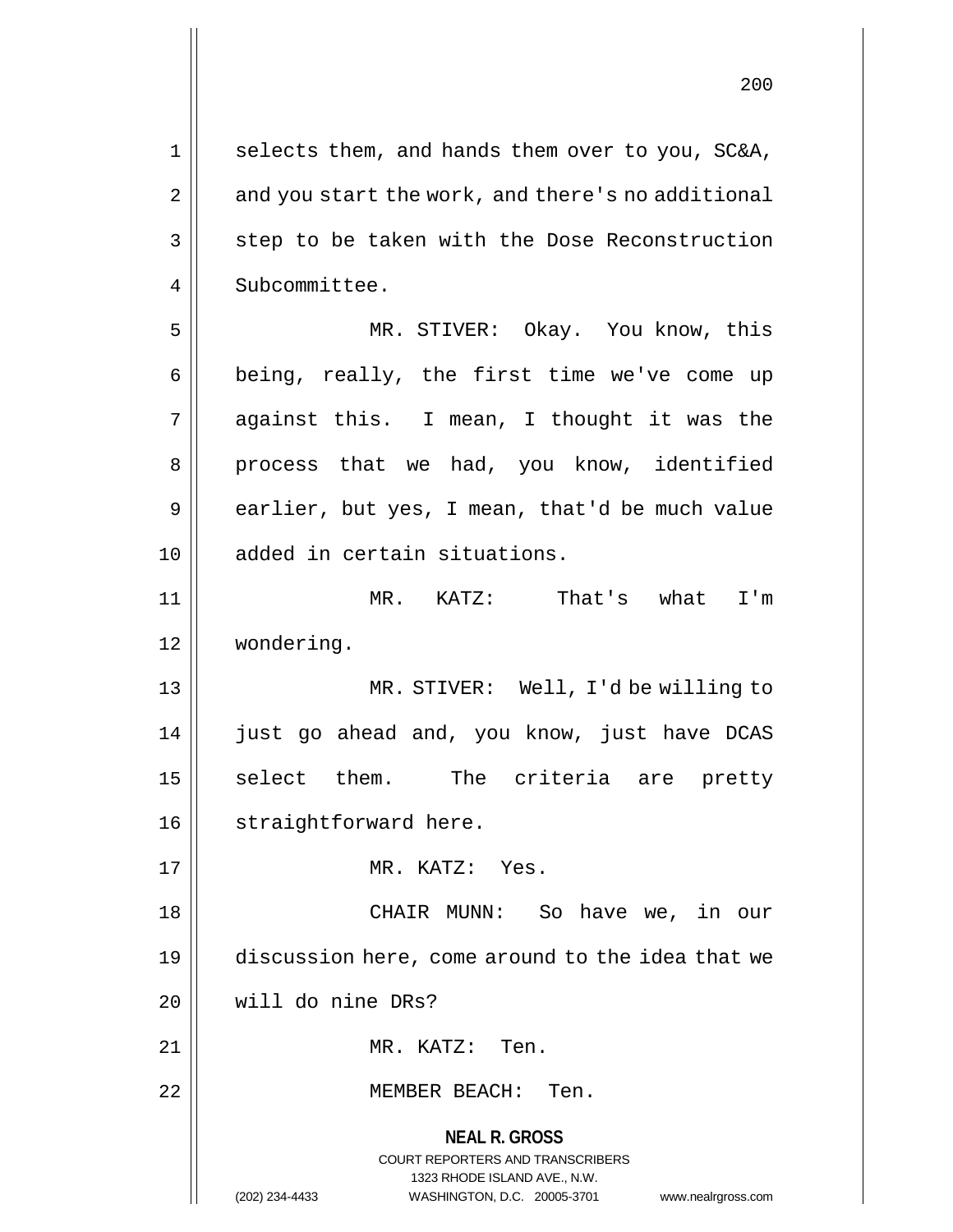selects them, and hands them over to you, SC&A, and you start the work, and there's no additional step to be taken with the Dose Reconstruction Subcommittee.

MR. STIVER: Okay. You know, this being, really, the first time we've come up against this. I mean, I thought it was the process that we had, you know, identified earlier, but yes, I mean, that'd be much value added in certain situations.

MR. KATZ: That's what I'm wondering.

MR. STIVER: Well, I'd be willing to just go ahead and, you know, just have DCAS select them. The criteria are pretty straightforward here.

MR. KATZ: Yes.

CHAIR MUNN: So have we, in our discussion here, come around to the idea that we will do nine DRs?

MR. KATZ: Ten.

MEMBER BEACH: Ten.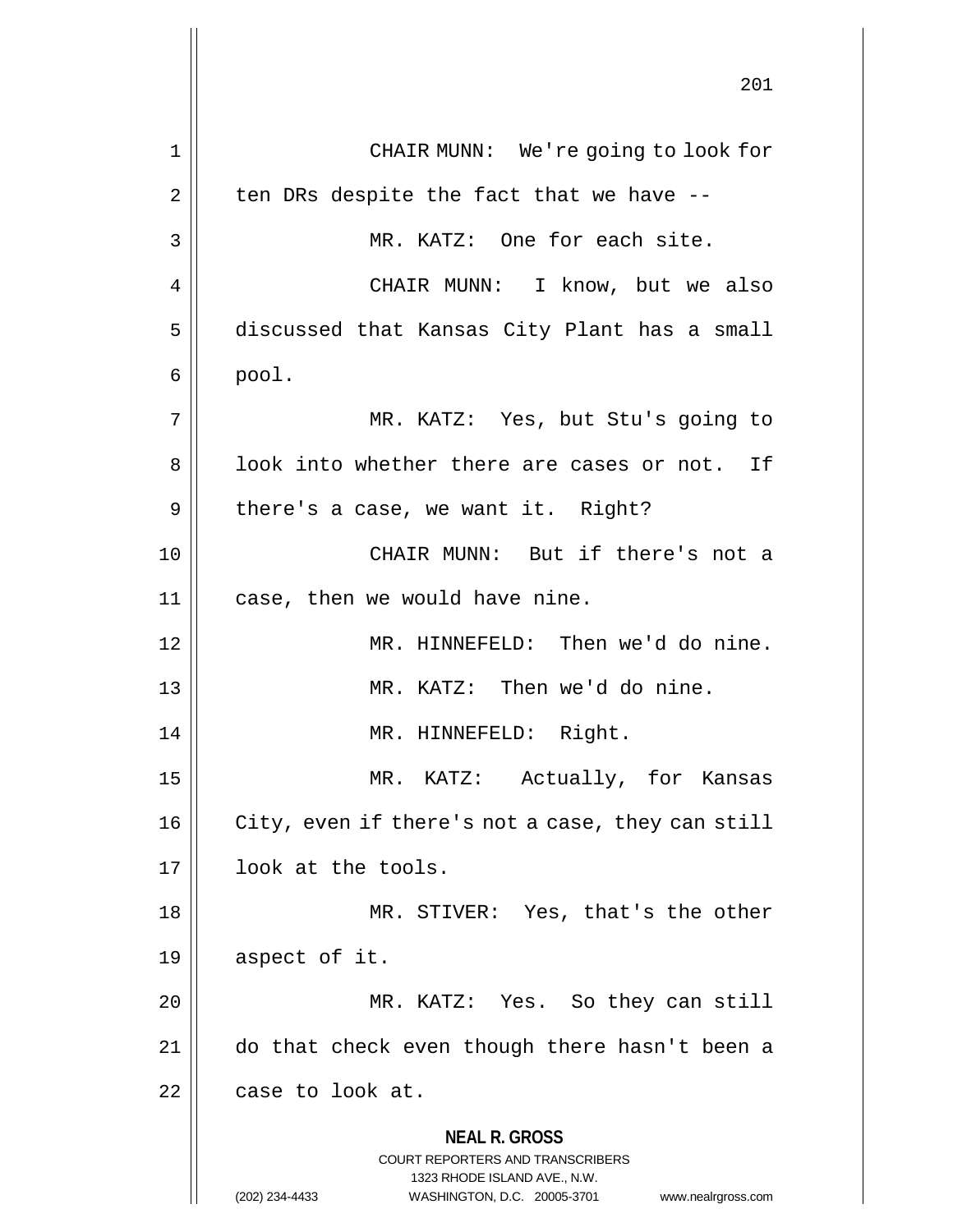CHAIR MUNN: We're going to look for ten DRs despite the fact that we have --

MR. KATZ: One for each site.

CHAIR MUNN: I know, but we also discussed that Kansas City Plant has a small pool.

MR. KATZ: Yes, but Stu's going to look into whether there are cases or not. If there's a case, we want it. Right?

CHAIR MUNN: But if there's not a case, then we would have nine.

MR. HINNEFELD: Then we'd do nine.

MR. KATZ: Then we'd do nine.

MR. HINNEFELD: Right.

MR. KATZ: Actually, for Kansas City, even if there's not a case, they can still look at the tools.

MR. STIVER: Yes, that's the other aspect of it.

MR. KATZ: Yes. So they can still do that check even though there hasn't been a case to look at.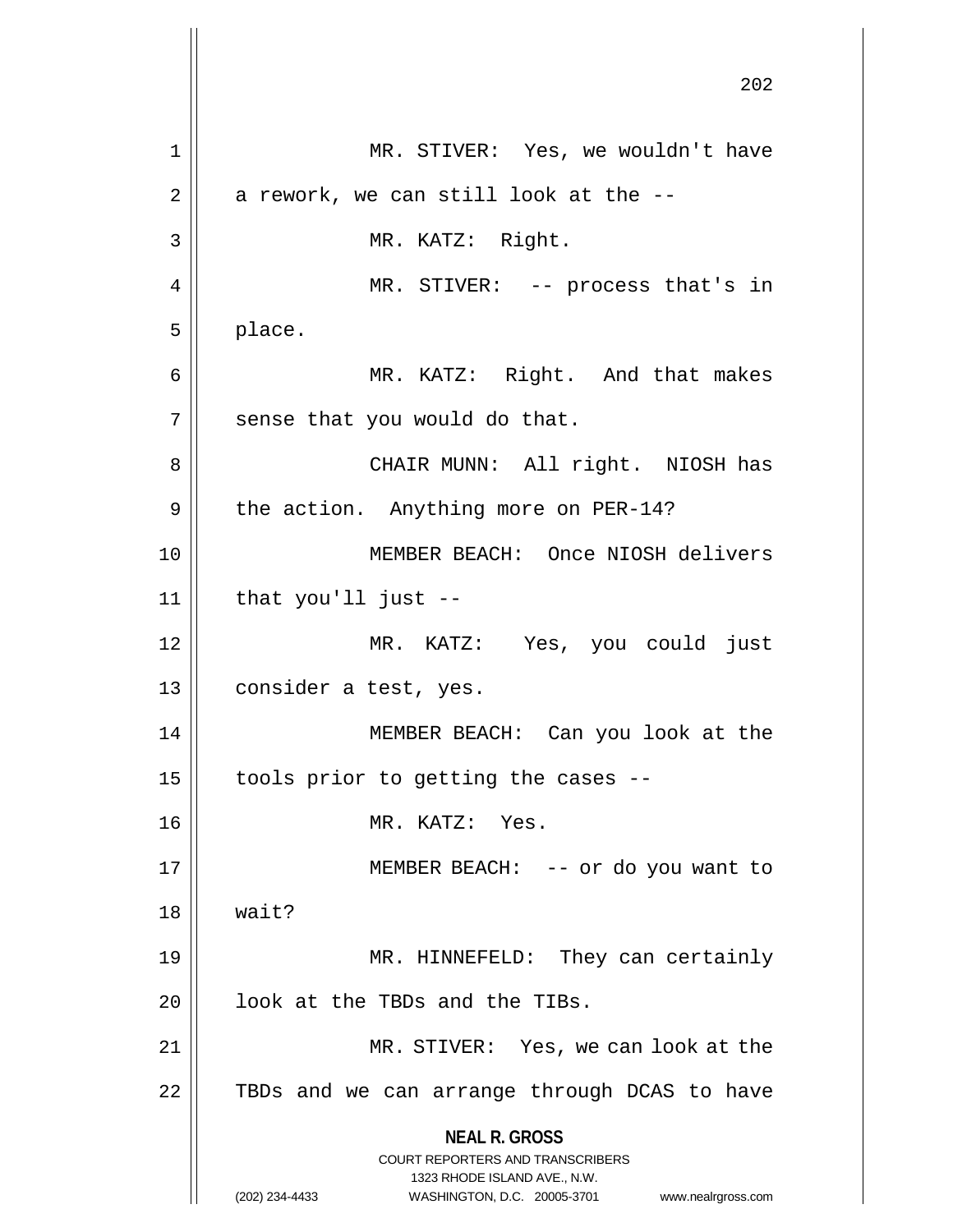MR. STIVER: Yes, we wouldn't have a rework, we can still look at the --

MR. KATZ: Right.

MR. STIVER: -- process that's in place.

MR. KATZ: Right. And that makes sense that you would do that.

CHAIR MUNN: All right. NIOSH has the action. Anything more on PER-14?

MEMBER BEACH: Once NIOSH delivers that you'll just --

MR. KATZ: Yes, you could just consider a test, yes.

MEMBER BEACH: Can you look at the tools prior to getting the cases --

MR. KATZ: Yes.

MEMBER BEACH: -- or do you want to wait?

MR. HINNEFELD: They can certainly look at the TBDs and the TIBs.

MR. STIVER: Yes, we can look at the TBDs and we can arrange through DCAS to have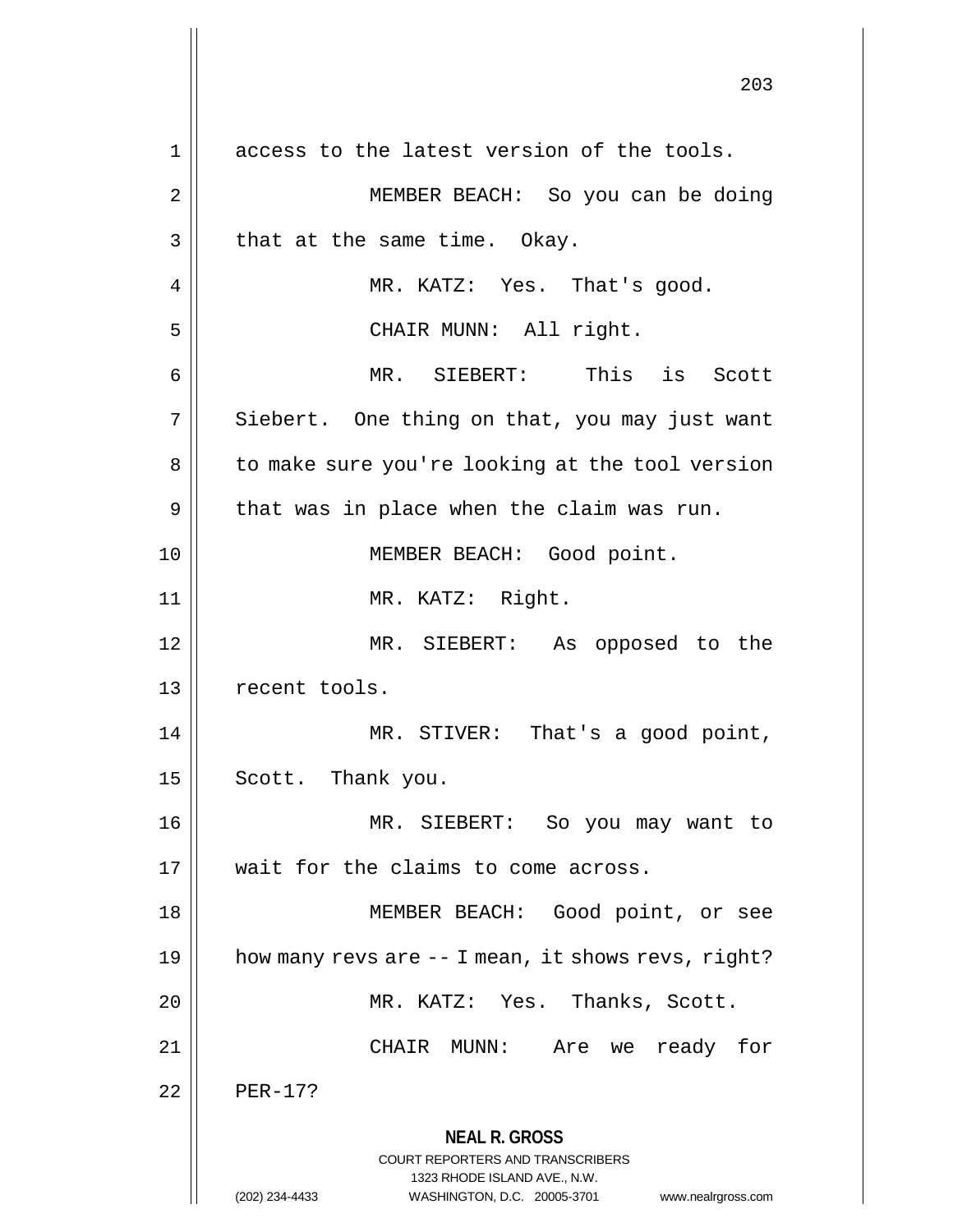access to the latest version of the tools.

MEMBER BEACH: So you can be doing that at the same time. Okay.

MR. KATZ: Yes. That's good.

CHAIR MUNN: All right.

MR. SIEBERT: This is Scott Siebert. One thing on that, you may just want to make sure you're looking at the tool version that was in place when the claim was run.

MEMBER BEACH: Good point.

MR. KATZ: Right.

MR. SIEBERT: As opposed to the recent tools.

MR. STIVER: That's a good point, Scott. Thank you.

MR. SIEBERT: So you may want to wait for the claims to come across.

MEMBER BEACH: Good point, or see how many revs are -- I mean, it shows revs, right?

MR. KATZ: Yes. Thanks, Scott.

CHAIR MUNN: Are we ready for PER-17?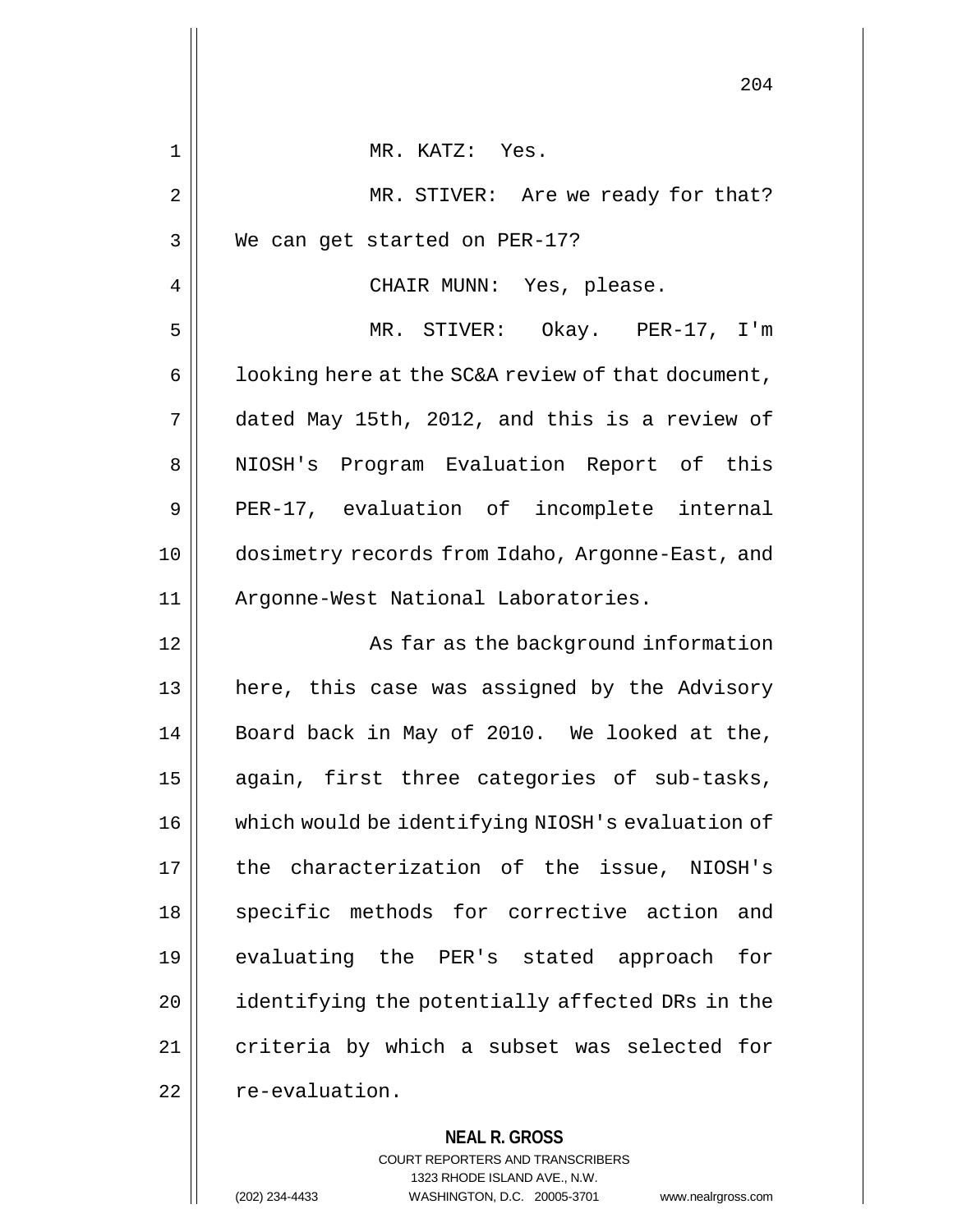MR. KATZ: Yes.

MR. STIVER: Are we ready for that? We can get started on PER-17?

CHAIR MUNN: Yes, please.

MR. STIVER: Okay. PER-17, I'm looking here at the SC&A review of that document, dated May 15th, 2012, and this is a review of NIOSH's Program Evaluation Report of this PER-17, evaluation of incomplete internal dosimetry records from Idaho, Argonne-East, and Argonne-West National Laboratories.

As far as the background information here, this case was assigned by the Advisory Board back in May of 2010. We looked at the, again, first three categories of sub-tasks, which would be identifying NIOSH's evaluation of the characterization of the issue, NIOSH's specific methods for corrective action and evaluating the PER's stated approach for identifying the potentially affected DRs in the criteria by which a subset was selected for re-evaluation.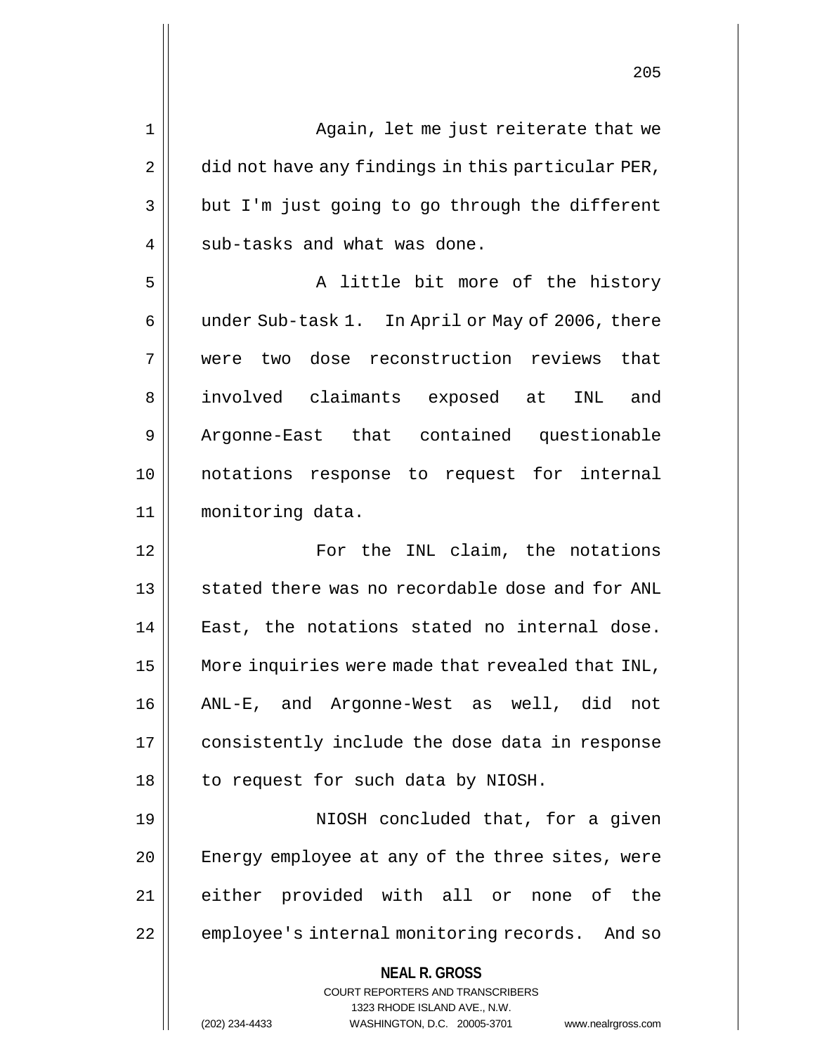Again, let me just reiterate that we did not have any findings in this particular PER, but I'm just going to go through the different sub-tasks and what was done.

A little bit more of the history under Sub-task 1. In April or May of 2006, there were two dose reconstruction reviews that involved claimants exposed at INL and Argonne-East that contained questionable notations response to request for internal monitoring data.

For the INL claim, the notations stated there was no recordable dose and for ANL East, the notations stated no internal dose. More inquiries were made that revealed that INL, ANL-E, and Argonne-West as well, did not consistently include the dose data in response to request for such data by NIOSH.

NIOSH concluded that, for a given Energy employee at any of the three sites, were either provided with all or none of the employee's internal monitoring records. And so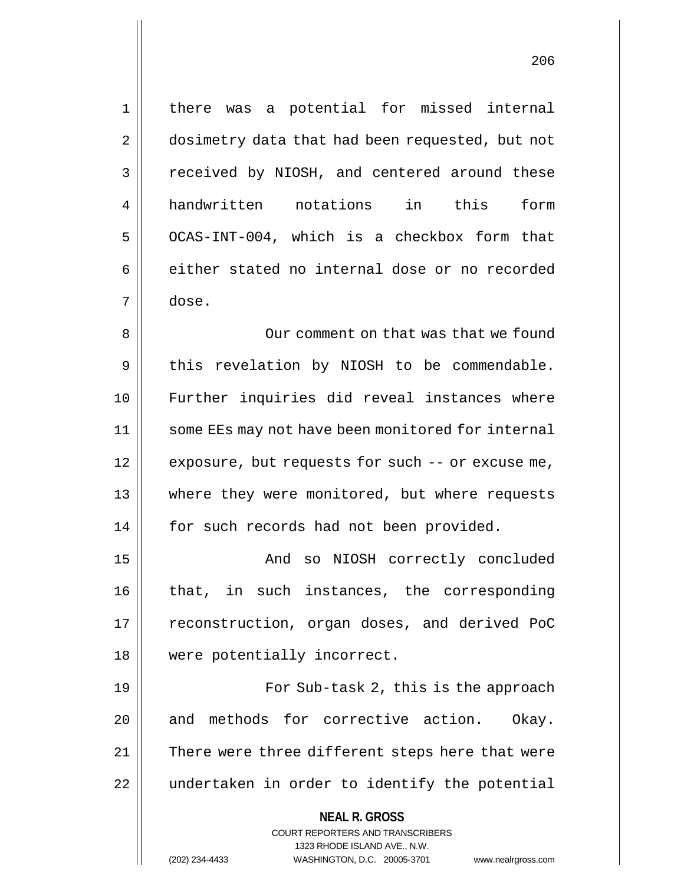there was a potential for missed internal dosimetry data that had been requested, but not received by NIOSH, and centered around these handwritten notations in this form OCAS-INT-004, which is a checkbox form that either stated no internal dose or no recorded dose.

Our comment on that was that we found this revelation by NIOSH to be commendable. Further inquiries did reveal instances where some EEs may not have been monitored for internal exposure, but requests for such -- or excuse me, where they were monitored, but where requests for such records had not been provided.

And so NIOSH correctly concluded that, in such instances, the corresponding reconstruction, organ doses, and derived PoC were potentially incorrect.

For Sub-task 2, this is the approach and methods for corrective action. Okay. There were three different steps here that were undertaken in order to identify the potential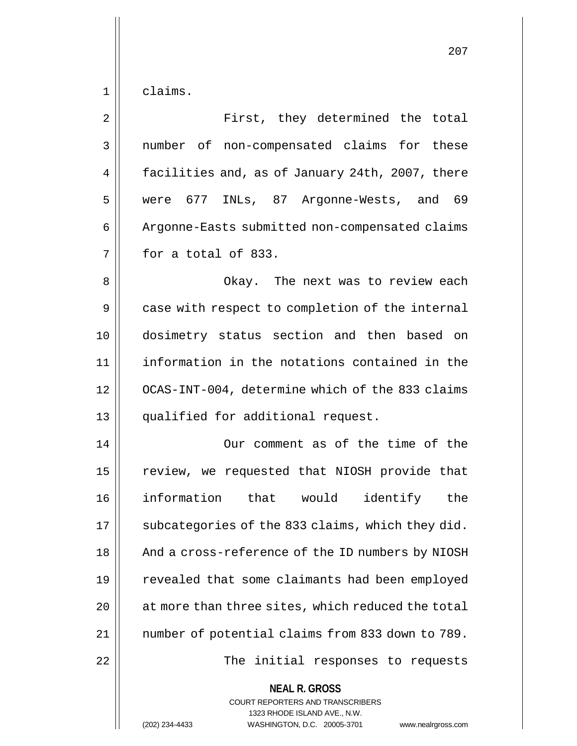claims.

First, they determined the total number of non-compensated claims for these facilities and, as of January 24th, 2007, there were 677 INLs, 87 Argonne-Wests, and 69 Argonne-Easts submitted non-compensated claims for a total of 833.

Okay. The next was to review each case with respect to completion of the internal dosimetry status section and then based on information in the notations contained in the OCAS-INT-004, determine which of the 833 claims qualified for additional request.

Our comment as of the time of the review, we requested that NIOSH provide that information that would identify the subcategories of the 833 claims, which they did. And a cross-reference of the ID numbers by NIOSH revealed that some claimants had been employed at more than three sites, which reduced the total number of potential claims from 833 down to 789.

The initial responses to requests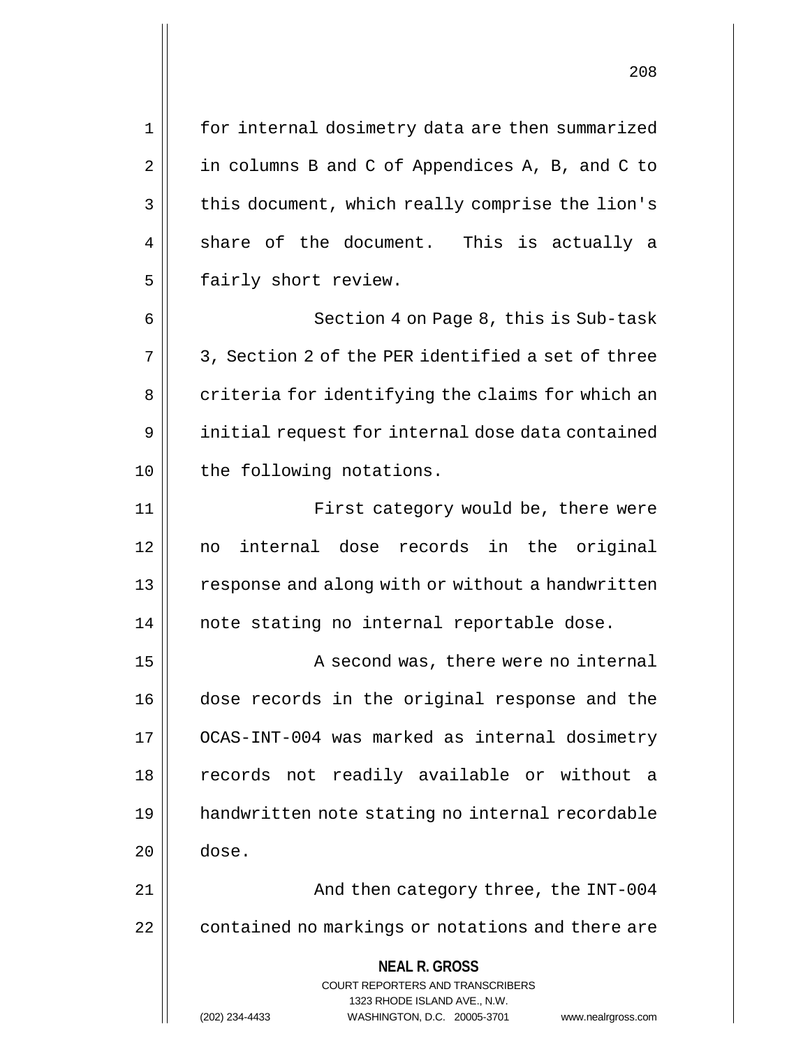for internal dosimetry data are then summarized in columns B and C of Appendices A, B, and C to this document, which really comprise the lion's share of the document. This is actually a fairly short review.

Section 4 on Page 8, this is Sub-task 3, Section 2 of the PER identified a set of three criteria for identifying the claims for which an initial request for internal dose data contained the following notations.

First category would be, there were no internal dose records in the original response and along with or without a handwritten note stating no internal reportable dose.

A second was, there were no internal dose records in the original response and the OCAS-INT-004 was marked as internal dosimetry records not readily available or without a handwritten note stating no internal recordable dose.

And then category three, the INT-004 contained no markings or notations and there are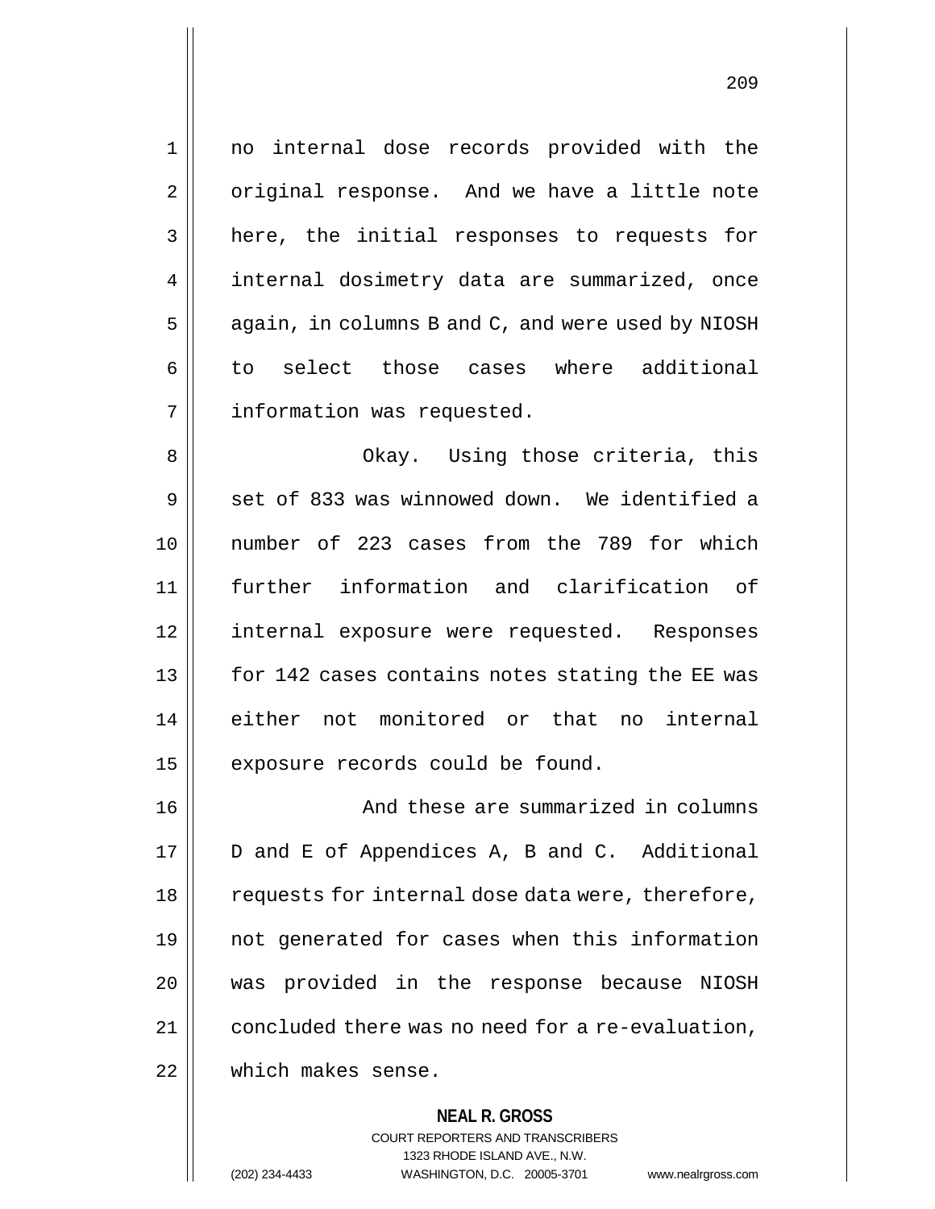no internal dose records provided with the original response. And we have a little note here, the initial responses to requests for internal dosimetry data are summarized, once again, in columns B and C, and were used by NIOSH to select those cases where additional information was requested.

Okay. Using those criteria, this set of 833 was winnowed down. We identified a number of 223 cases from the 789 for which further information and clarification of internal exposure were requested. Responses for 142 cases contains notes stating the EE was either not monitored or that no internal exposure records could be found.

And these are summarized in columns D and E of Appendices A, B and C. Additional requests for internal dose data were, therefore, not generated for cases when this information was provided in the response because NIOSH concluded there was no need for a re-evaluation, which makes sense.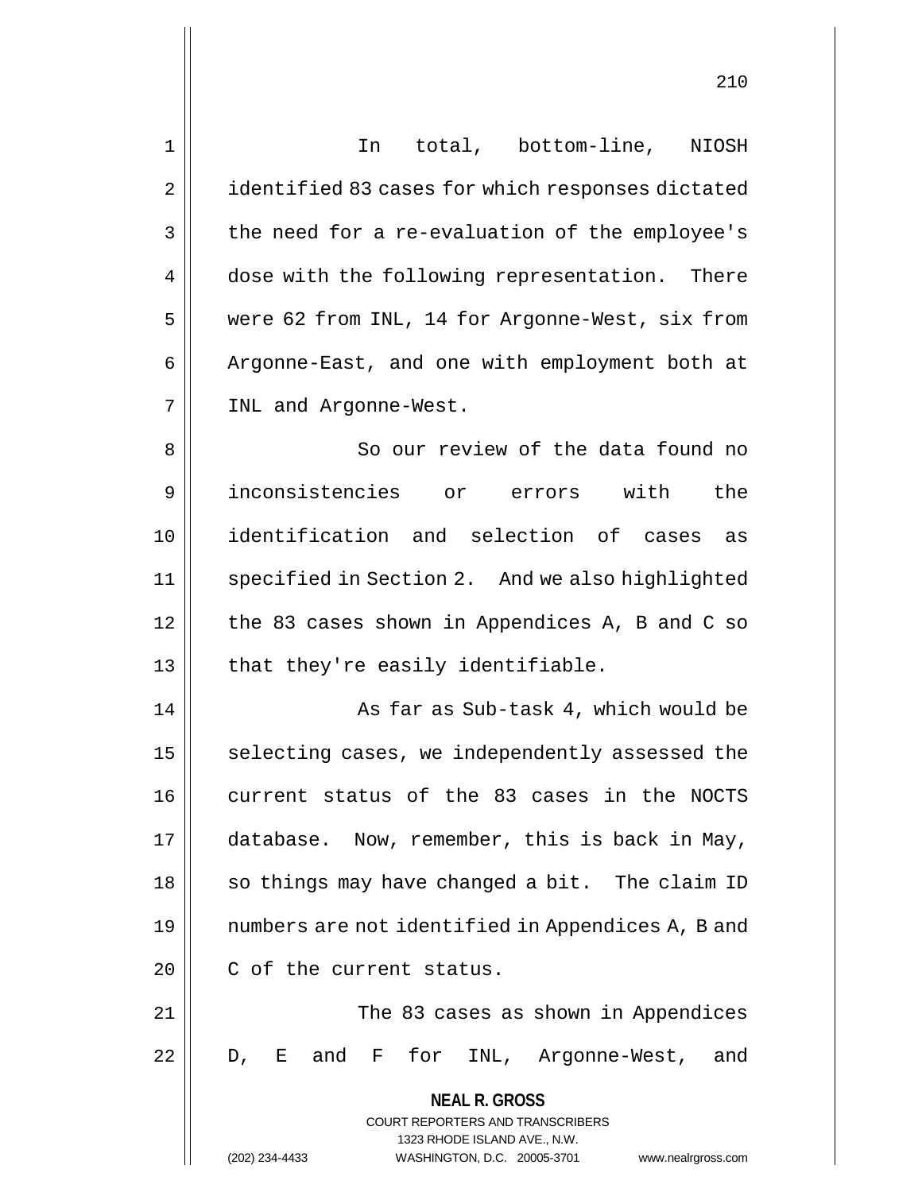In total, bottom-line, NIOSH identified 83 cases for which responses dictated the need for a re-evaluation of the employee's dose with the following representation. There were 62 from INL, 14 for Argonne-West, six from Argonne-East, and one with employment both at INL and Argonne-West.

So our review of the data found no inconsistencies or errors with the identification and selection of cases as specified in Section 2. And we also highlighted the 83 cases shown in Appendices A, B and C so that they're easily identifiable.

As far as Sub-task 4, which would be selecting cases, we independently assessed the current status of the 83 cases in the NOCTS database. Now, remember, this is back in May, so things may have changed a bit. The claim ID numbers are not identified in Appendices A, B and C of the current status.

The 83 cases as shown in Appendices D, E and F for INL, Argonne-West, and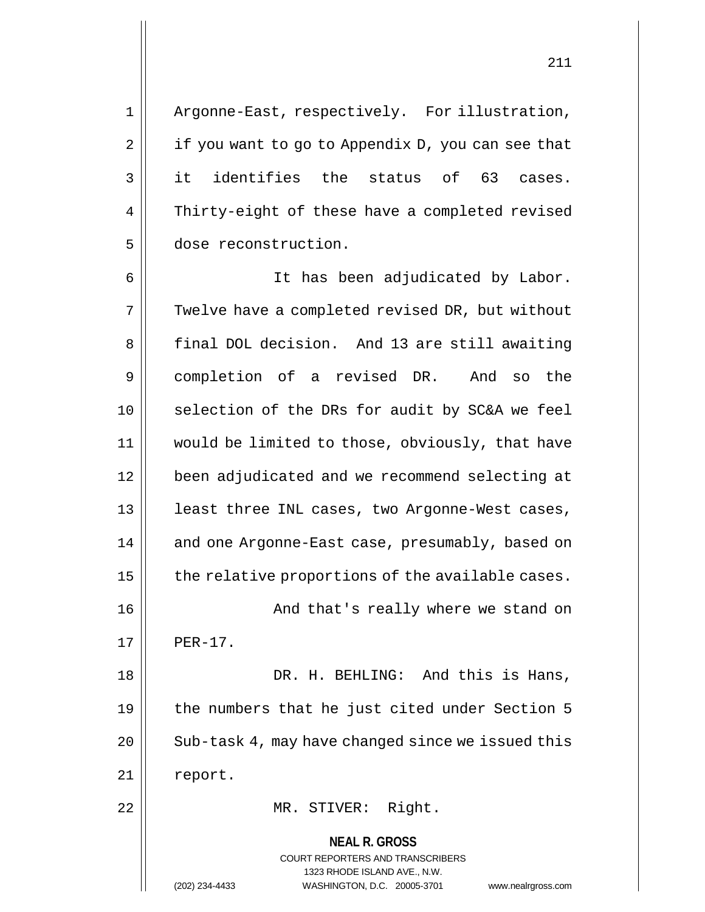Argonne-East, respectively. For illustration, if you want to go to Appendix D, you can see that it identifies the status of 63 cases. Thirty-eight of these have a completed revised dose reconstruction.

It has been adjudicated by Labor. Twelve have a completed revised DR, but without final DOL decision. And 13 are still awaiting completion of a revised DR. And so the selection of the DRs for audit by SC&A we feel would be limited to those, obviously, that have been adjudicated and we recommend selecting at least three INL cases, two Argonne-West cases, and one Argonne-East case, presumably, based on the relative proportions of the available cases.

And that's really where we stand on PER-17.

DR. H. BEHLING: And this is Hans, the numbers that he just cited under Section 5 Sub-task 4, may have changed since we issued this report.

MR. STIVER: Right.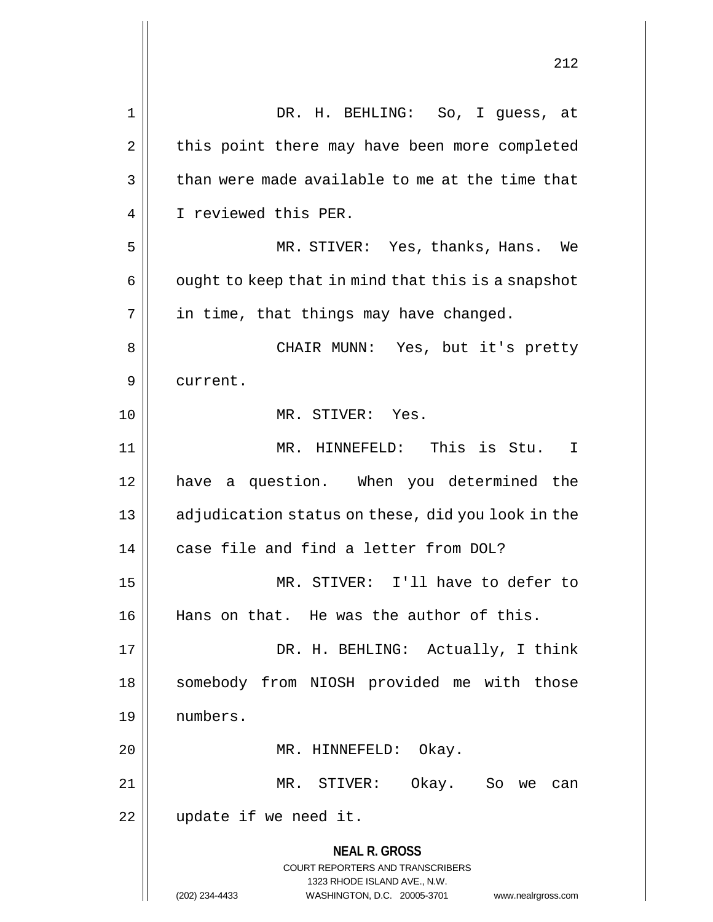DR. H. BEHLING: So, I guess, at this point there may have been more completed than were made available to me at the time that I reviewed this PER.

MR. STIVER: Yes, thanks, Hans. We ought to keep that in mind that this is a snapshot in time, that things may have changed.

CHAIR MUNN: Yes, but it's pretty current.

MR. STIVER: Yes.

MR. HINNEFELD: This is Stu. I have a question. When you determined the adjudication status on these, did you look in the case file and find a letter from DOL?

MR. STIVER: I'll have to defer to Hans on that. He was the author of this.

DR. H. BEHLING: Actually, I think somebody from NIOSH provided me with those numbers.

MR. HINNEFELD: Okay.

MR. STIVER: Okay. So we can update if we need it.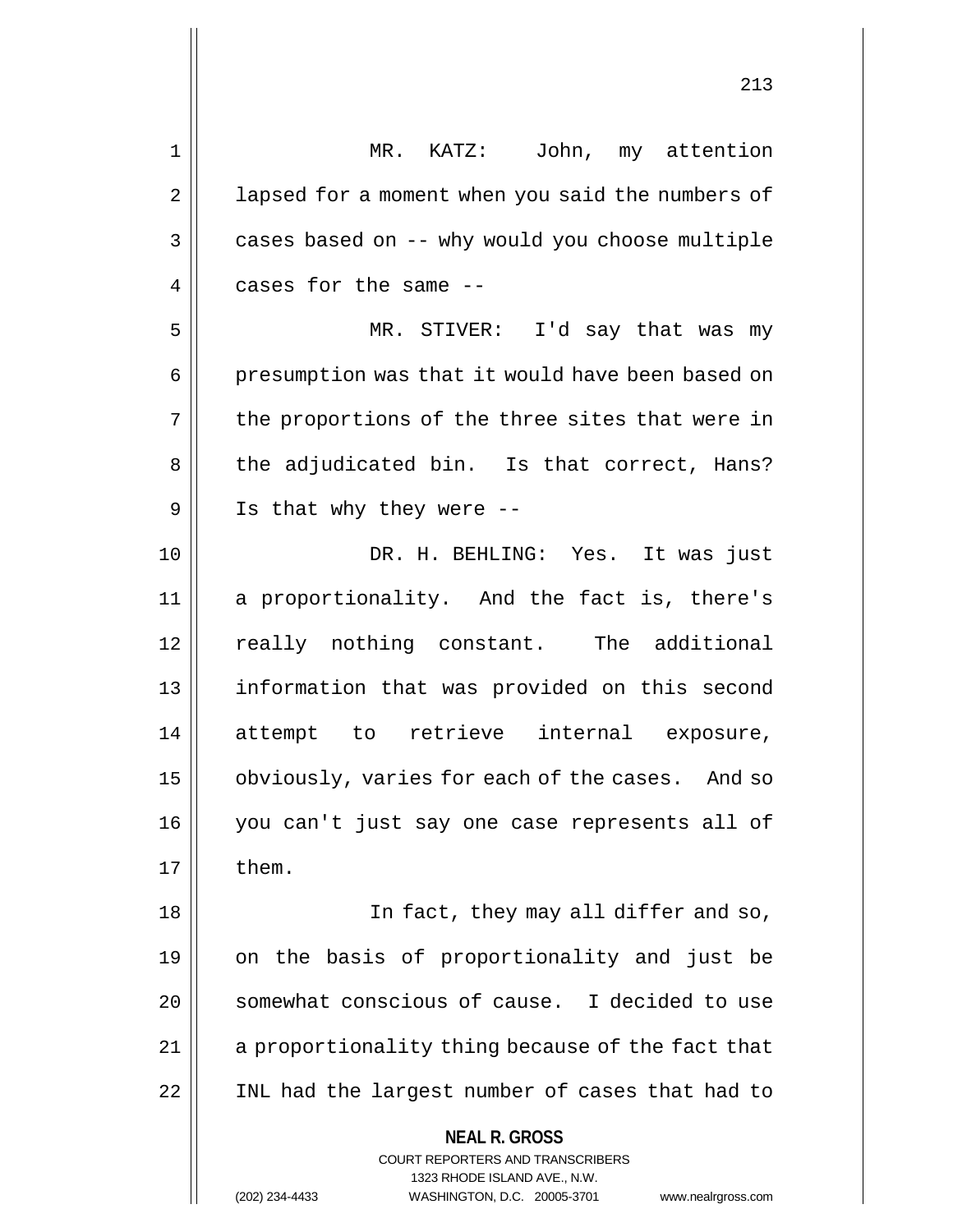MR. KATZ: John, my attention lapsed for a moment when you said the numbers of cases based on -- why would you choose multiple cases for the same --

MR. STIVER: I'd say that was my presumption was that it would have been based on the proportions of the three sites that were in the adjudicated bin. Is that correct, Hans? Is that why they were --

DR. H. BEHLING: Yes. It was just a proportionality. And the fact is, there's really nothing constant. The additional information that was provided on this second attempt to retrieve internal exposure, obviously, varies for each of the cases. And so you can't just say one case represents all of them.

In fact, they may all differ and so, on the basis of proportionality and just be somewhat conscious of cause. I decided to use a proportionality thing because of the fact that INL had the largest number of cases that had to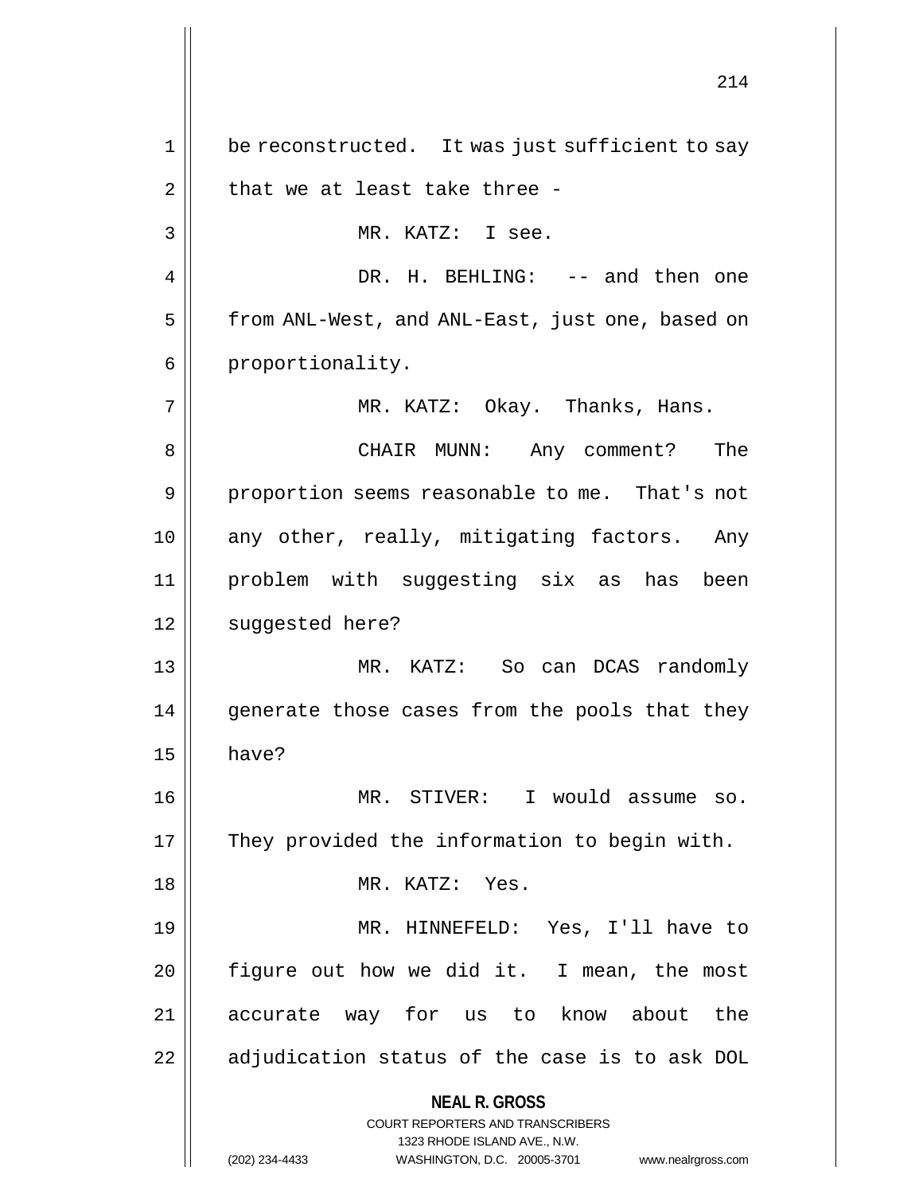be reconstructed. It was just sufficient to say that we at least take three -

MR. KATZ: I see.

DR. H. BEHLING: -- and then one from ANL-West, and ANL-East, just one, based on proportionality.

MR. KATZ: Okay. Thanks, Hans.

CHAIR MUNN: Any comment? The proportion seems reasonable to me. That's not any other, really, mitigating factors. Any problem with suggesting six as has been suggested here?

MR. KATZ: So can DCAS randomly generate those cases from the pools that they have?

MR. STIVER: I would assume so. They provided the information to begin with.

MR. KATZ: Yes.

MR. HINNEFELD: Yes, I'll have to figure out how we did it. I mean, the most accurate way for us to know about the adjudication status of the case is to ask DOL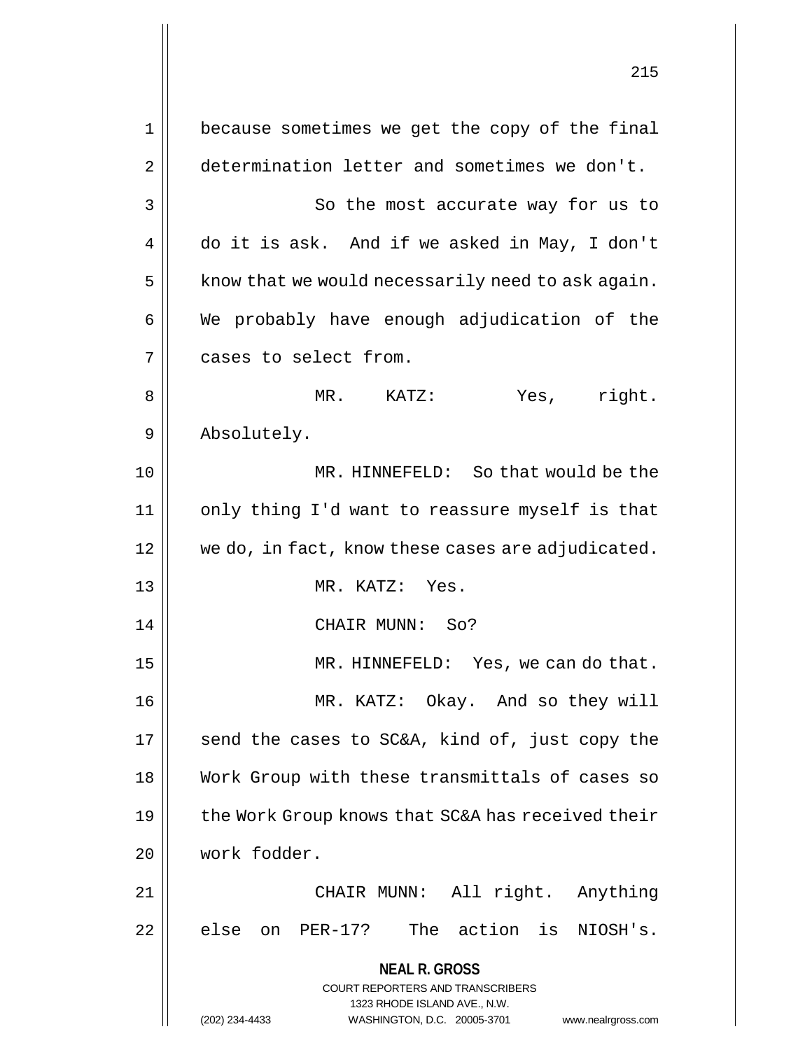because sometimes we get the copy of the final determination letter and sometimes we don't.

So the most accurate way for us to do it is ask. And if we asked in May, I don't know that we would necessarily need to ask again. We probably have enough adjudication of the cases to select from.

MR. KATZ: Yes, right. Absolutely.

MR. HINNEFELD: So that would be the only thing I'd want to reassure myself is that we do, in fact, know these cases are adjudicated.

MR. KATZ: Yes.

CHAIR MUNN: So?

MR. HINNEFELD: Yes, we can do that.

MR. KATZ: Okay. And so they will send the cases to SC&A, kind of, just copy the Work Group with these transmittals of cases so the Work Group knows that SC&A has received their work fodder.

CHAIR MUNN: All right. Anything else on PER-17? The action is NIOSH's.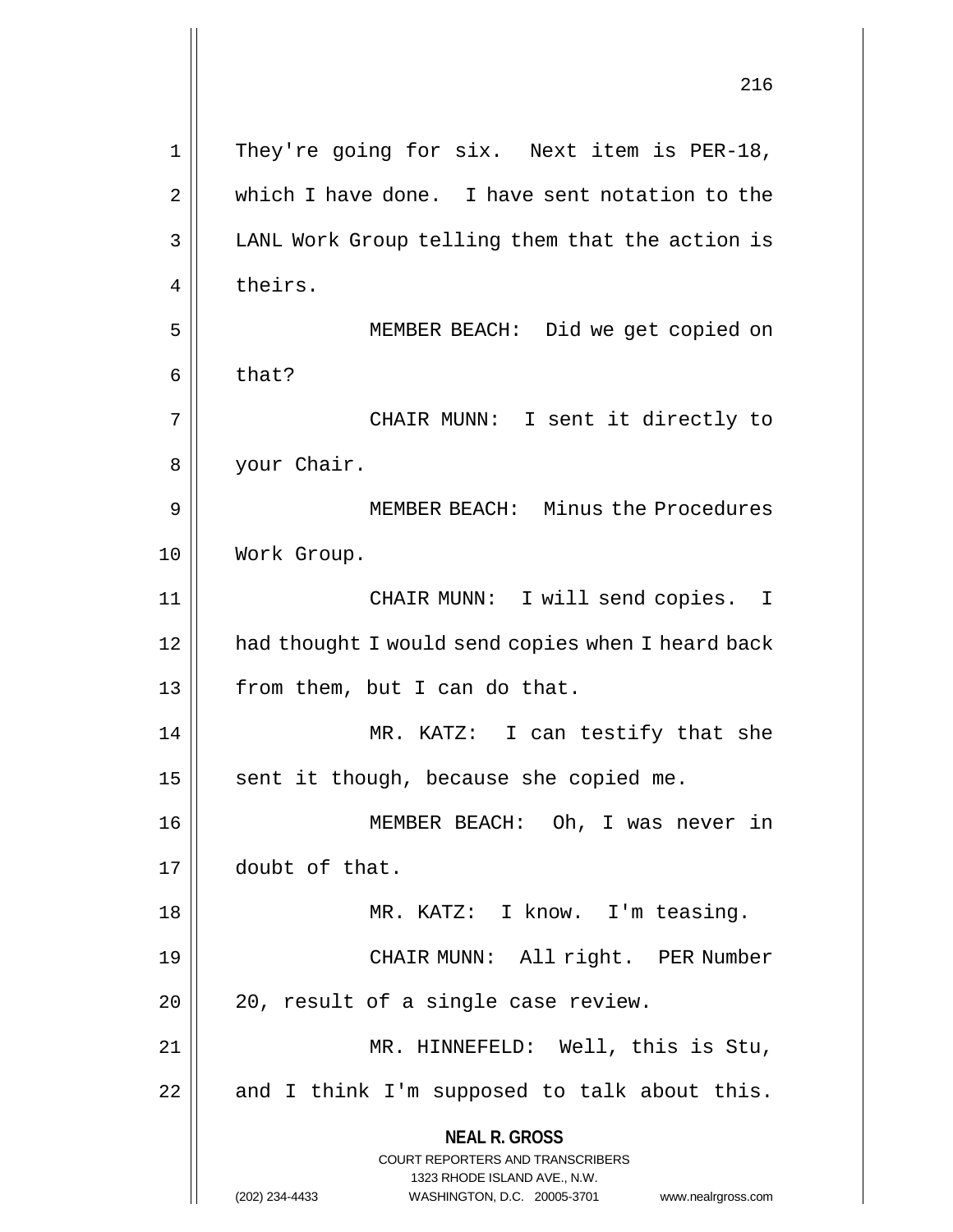They're going for six. Next item is PER-18, which I have done. I have sent notation to the LANL Work Group telling them that the action is theirs.

MEMBER BEACH: Did we get copied on that?

CHAIR MUNN: I sent it directly to your Chair.

MEMBER BEACH: Minus the Procedures Work Group.

CHAIR MUNN: I will send copies. I had thought I would send copies when I heard back from them, but I can do that.

MR. KATZ: I can testify that she sent it though, because she copied me.

MEMBER BEACH: Oh, I was never in doubt of that.

MR. KATZ: I know. I'm teasing.

CHAIR MUNN: All right. PER Number 20, result of a single case review.

MR. HINNEFELD: Well, this is Stu, and I think I'm supposed to talk about this.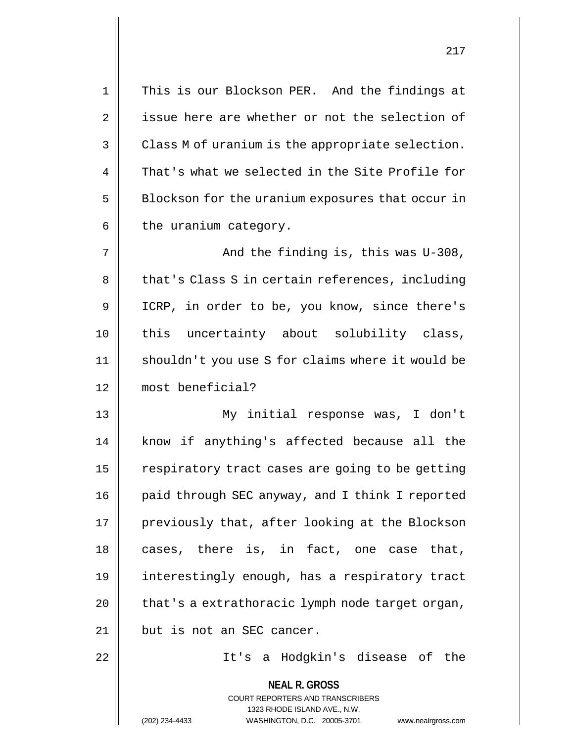This is our Blockson PER. And the findings at issue here are whether or not the selection of Class M of uranium is the appropriate selection. That's what we selected in the Site Profile for Blockson for the uranium exposures that occur in the uranium category.

And the finding is, this was U-308, that's Class S in certain references, including ICRP, in order to be, you know, since there's this uncertainty about solubility class, shouldn't you use S for claims where it would be most beneficial?

My initial response was, I don't know if anything's affected because all the respiratory tract cases are going to be getting paid through SEC anyway, and I think I reported previously that, after looking at the Blockson cases, there is, in fact, one case that, interestingly enough, has a respiratory tract that's a extrathoracic lymph node target organ, but is not an SEC cancer.

It's a Hodgkin's disease of the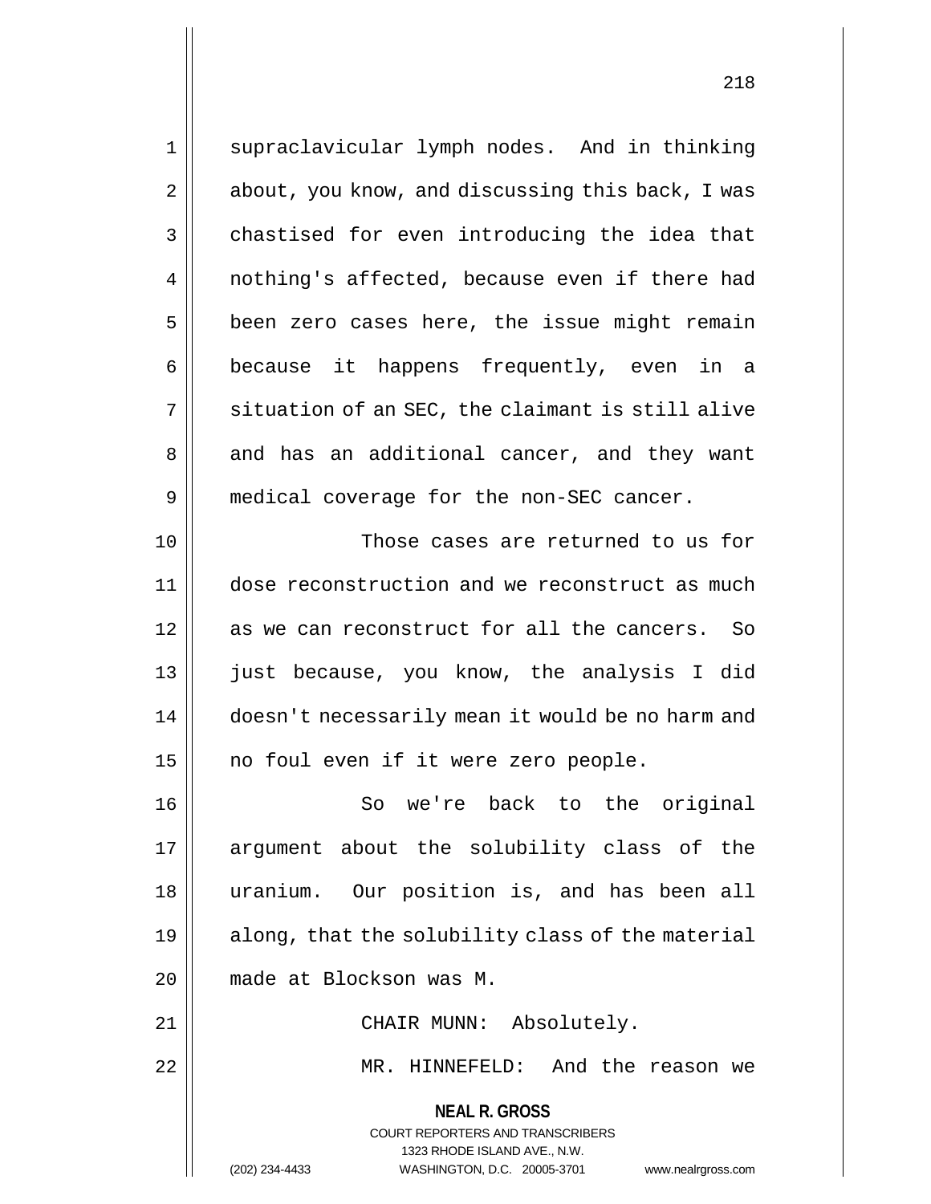supraclavicular lymph nodes. And in thinking about, you know, and discussing this back, I was chastised for even introducing the idea that nothing's affected, because even if there had been zero cases here, the issue might remain because it happens frequently, even in a situation of an SEC, the claimant is still alive and has an additional cancer, and they want medical coverage for the non-SEC cancer.

Those cases are returned to us for dose reconstruction and we reconstruct as much as we can reconstruct for all the cancers. So just because, you know, the analysis I did doesn't necessarily mean it would be no harm and no foul even if it were zero people.

So we're back to the original argument about the solubility class of the uranium. Our position is, and has been all along, that the solubility class of the material made at Blockson was M.

CHAIR MUNN: Absolutely.

MR. HINNEFELD: And the reason we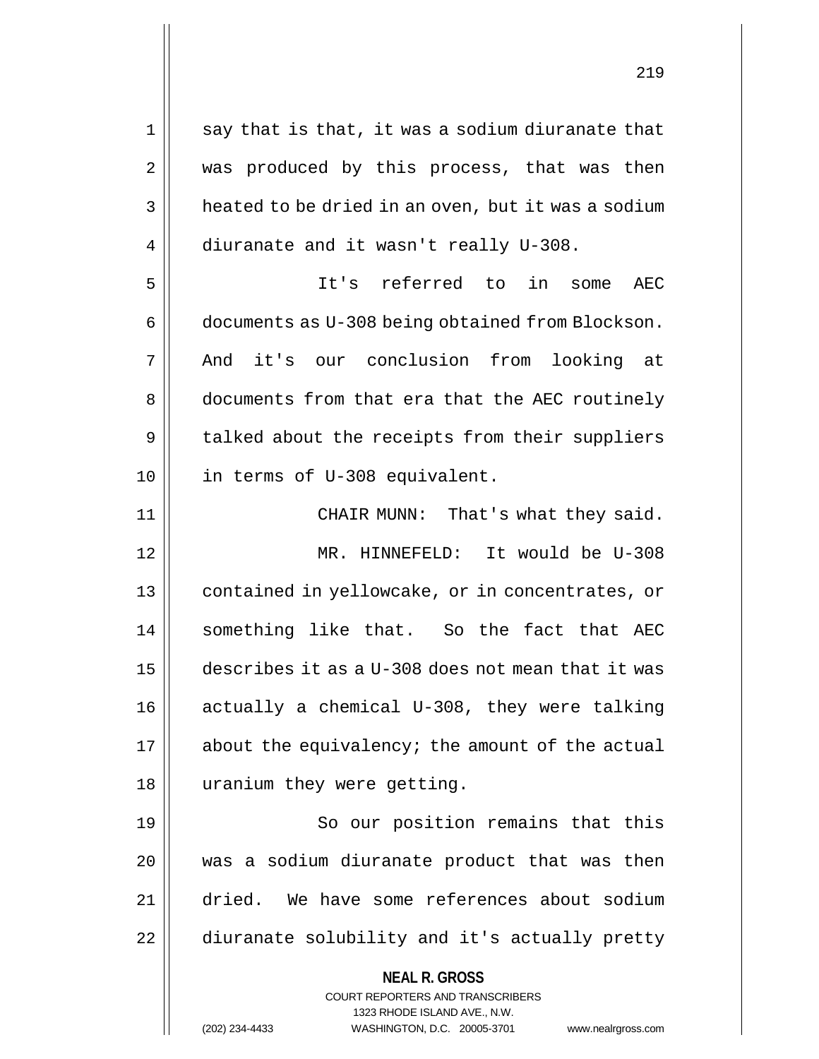say that is that, it was a sodium diuranate that was produced by this process, that was then heated to be dried in an oven, but it was a sodium diuranate and it wasn't really U-308.

It's referred to in some AEC documents as U-308 being obtained from Blockson. And it's our conclusion from looking at documents from that era that the AEC routinely talked about the receipts from their suppliers in terms of U-308 equivalent.

CHAIR MUNN: That's what they said.

MR. HINNEFELD: It would be U-308 contained in yellowcake, or in concentrates, or something like that. So the fact that AEC describes it as a U-308 does not mean that it was actually a chemical U-308, they were talking about the equivalency; the amount of the actual uranium they were getting.

So our position remains that this was a sodium diuranate product that was then dried. We have some references about sodium diuranate solubility and it's actually pretty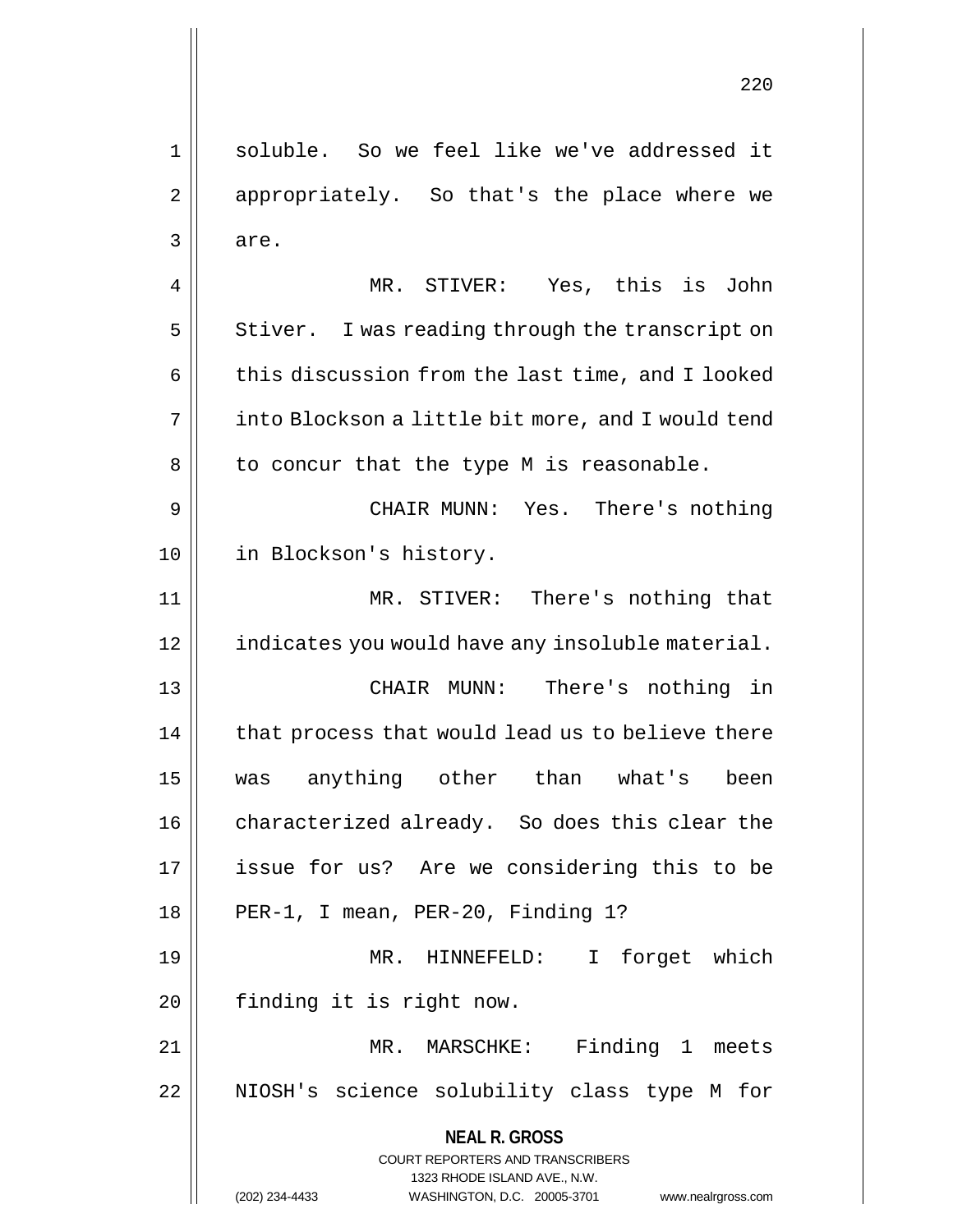soluble. So we feel like we've addressed it appropriately. So that's the place where we are.

MR. STIVER: Yes, this is John Stiver. I was reading through the transcript on this discussion from the last time, and I looked into Blockson a little bit more, and I would tend to concur that the type M is reasonable.

CHAIR MUNN: Yes. There's nothing in Blockson's history.

MR. STIVER: There's nothing that indicates you would have any insoluble material.

CHAIR MUNN: There's nothing in that process that would lead us to believe there was anything other than what's been characterized already. So does this clear the issue for us? Are we considering this to be PER-1, I mean, PER-20, Finding 1?

MR. HINNEFELD: I forget which finding it is right now.

MR. MARSCHKE: Finding 1 meets NIOSH's science solubility class type M for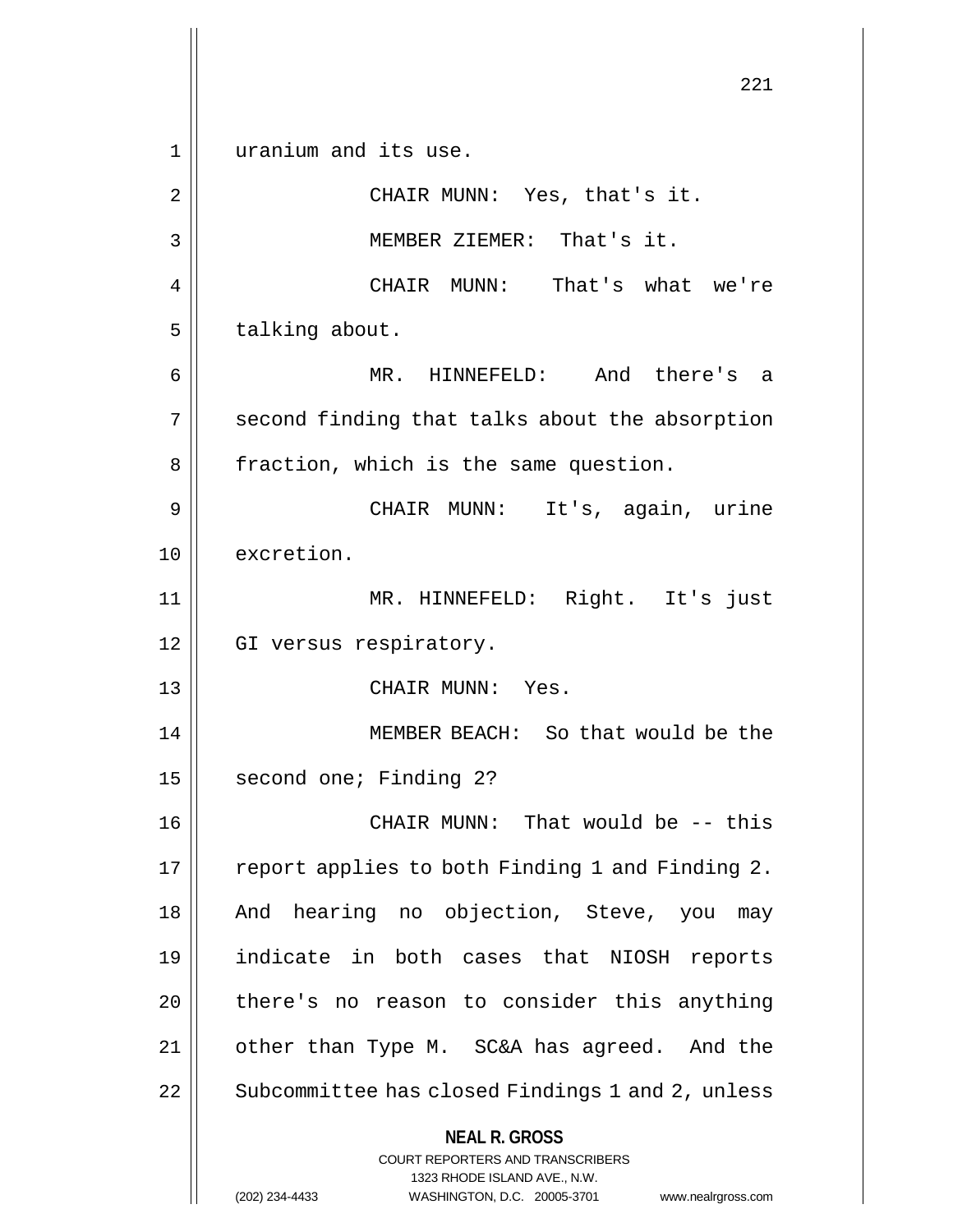uranium and its use.

CHAIR MUNN: Yes, that's it.

MEMBER ZIEMER: That's it.

CHAIR MUNN: That's what we're talking about.

MR. HINNEFELD: And there's a second finding that talks about the absorption fraction, which is the same question.

CHAIR MUNN: It's, again, urine excretion.

MR. HINNEFELD: Right. It's just GI versus respiratory.

CHAIR MUNN: Yes.

MEMBER BEACH: So that would be the second one; Finding 2?

CHAIR MUNN: That would be -- this report applies to both Finding 1 and Finding 2. And hearing no objection, Steve, you may indicate in both cases that NIOSH reports there's no reason to consider this anything other than Type M. SC&A has agreed. And the Subcommittee has closed Findings 1 and 2, unless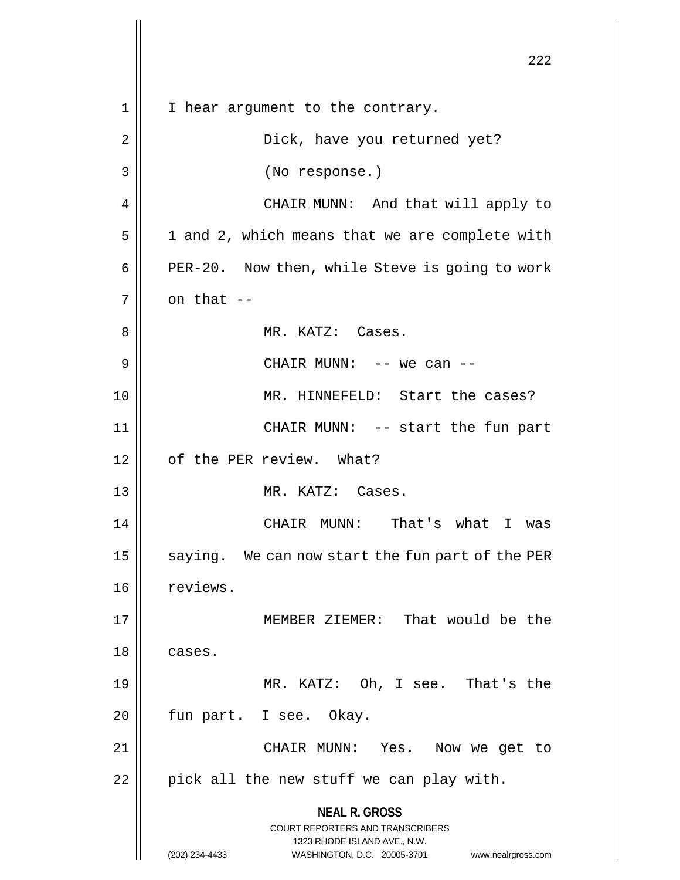I hear argument to the contrary.

Dick, have you returned yet?

(No response.)

CHAIR MUNN: And that will apply to 1 and 2, which means that we are complete with PER-20. Now then, while Steve is going to work on that --

MR. KATZ: Cases.

CHAIR MUNN: -- we can --

MR. HINNEFELD: Start the cases?

CHAIR MUNN: -- start the fun part of the PER review. What?

MR. KATZ: Cases.

CHAIR MUNN: That's what I was saying. We can now start the fun part of the PER reviews.

MEMBER ZIEMER: That would be the cases.

MR. KATZ: Oh, I see. That's the fun part. I see. Okay.

CHAIR MUNN: Yes. Now we get to pick all the new stuff we can play with.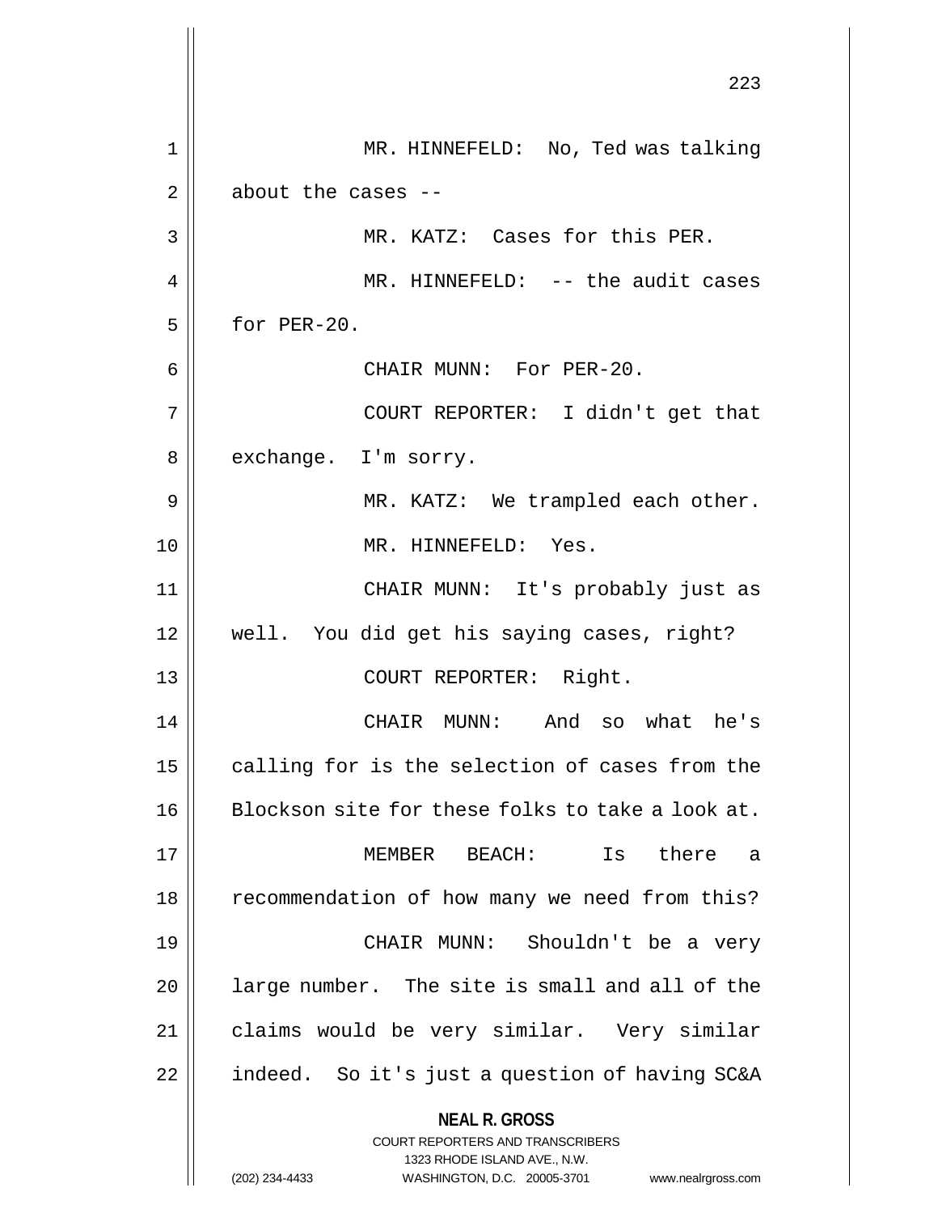MR. HINNEFELD: No, Ted was talking about the cases --

MR. KATZ: Cases for this PER.

MR. HINNEFELD: -- the audit cases for PER-20.

CHAIR MUNN: For PER-20.

COURT REPORTER: I didn't get that exchange. I'm sorry.

MR. KATZ: We trampled each other.

MR. HINNEFELD: Yes.

CHAIR MUNN: It's probably just as well. You did get his saying cases, right?

COURT REPORTER: Right.

CHAIR MUNN: And so what he's calling for is the selection of cases from the Blockson site for these folks to take a look at.

MEMBER BEACH: Is there a recommendation of how many we need from this?

CHAIR MUNN: Shouldn't be a very large number. The site is small and all of the claims would be very similar. Very similar indeed. So it's just a question of having SC&A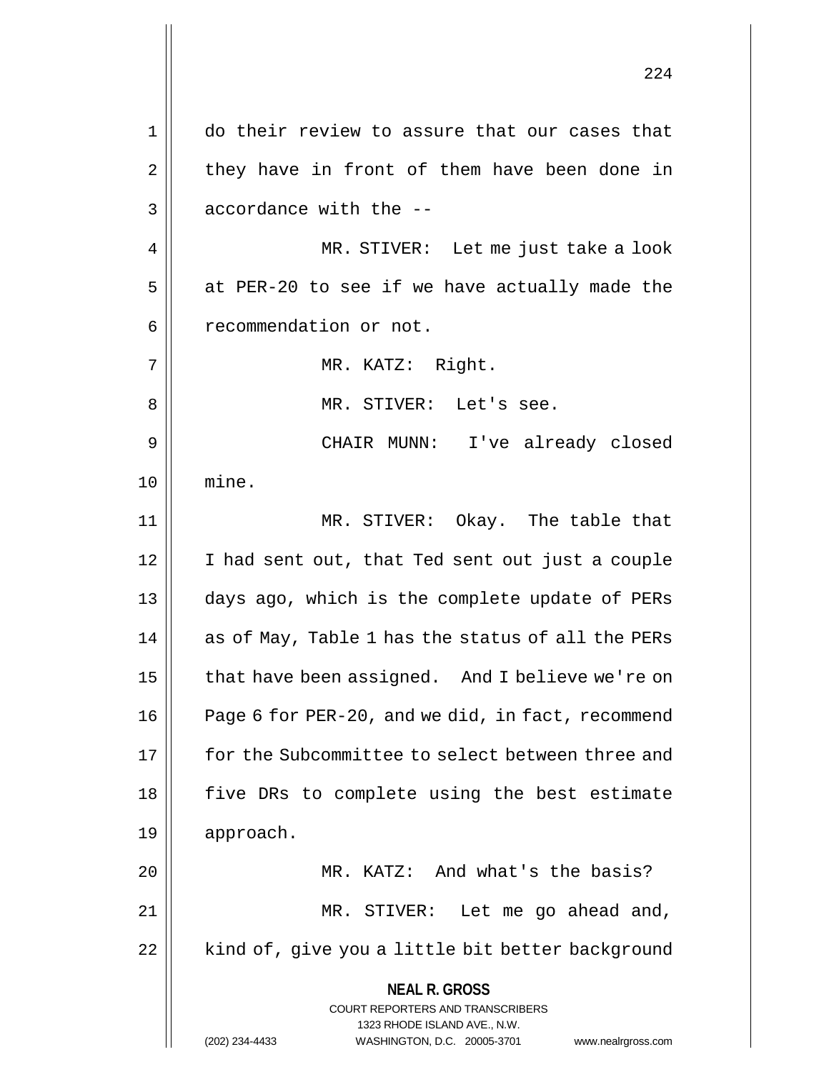do their review to assure that our cases that they have in front of them have been done in accordance with the --

MR. STIVER: Let me just take a look at PER-20 to see if we have actually made the recommendation or not.

MR. KATZ: Right.

MR. STIVER: Let's see.

CHAIR MUNN: I've already closed mine.

MR. STIVER: Okay. The table that I had sent out, that Ted sent out just a couple days ago, which is the complete update of PERs as of May, Table 1 has the status of all the PERs that have been assigned. And I believe we're on Page 6 for PER-20, and we did, in fact, recommend for the Subcommittee to select between three and five DRs to complete using the best estimate approach.

MR. KATZ: And what's the basis?

MR. STIVER: Let me go ahead and, kind of, give you a little bit better background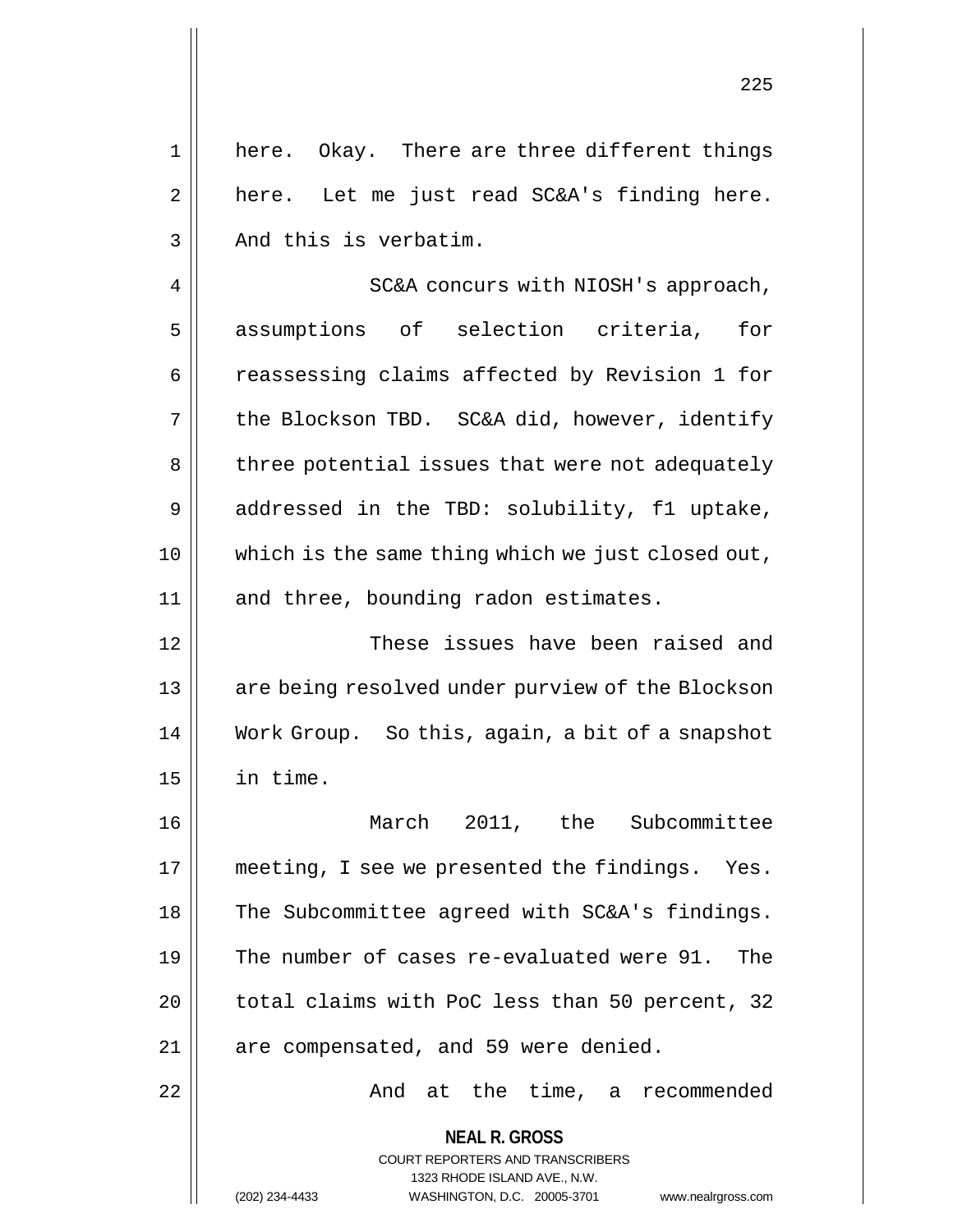here. Okay. There are three different things here. Let me just read SC&A's finding here. And this is verbatim.

SC&A concurs with NIOSH's approach, assumptions of selection criteria, for reassessing claims affected by Revision 1 for the Blockson TBD. SC&A did, however, identify three potential issues that were not adequately addressed in the TBD: solubility, f1 uptake, which is the same thing which we just closed out, and three, bounding radon estimates.

These issues have been raised and are being resolved under purview of the Blockson Work Group. So this, again, a bit of a snapshot in time.

March 2011, the Subcommittee meeting, I see we presented the findings. Yes. The Subcommittee agreed with SC&A's findings. The number of cases re-evaluated were 91. The total claims with PoC less than 50 percent, 32 are compensated, and 59 were denied.

And at the time, a recommended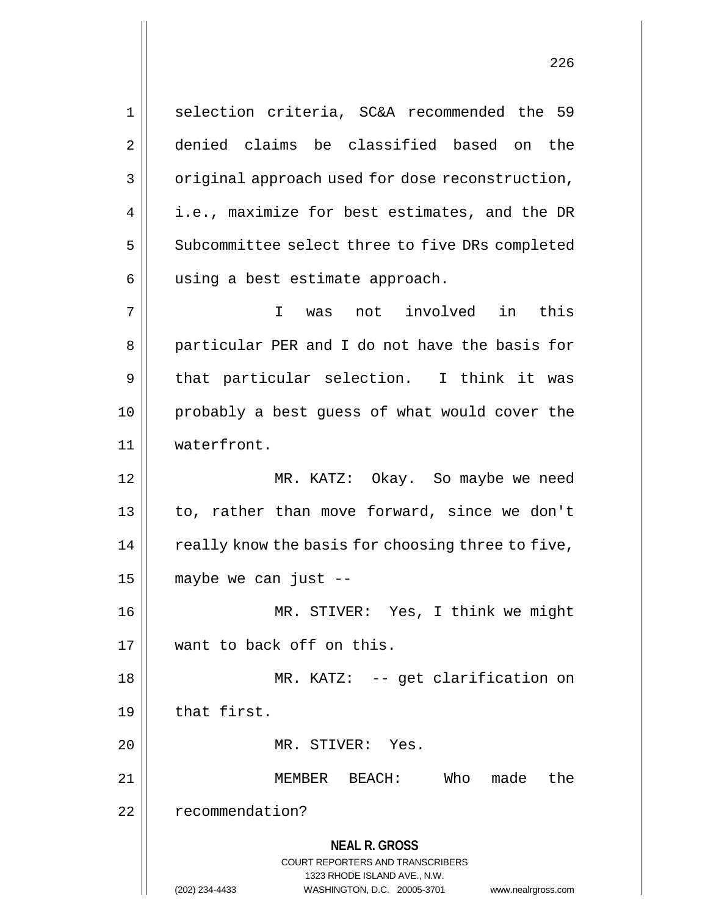selection criteria, SC&A recommended the 59 denied claims be classified based on the original approach used for dose reconstruction, i.e., maximize for best estimates, and the DR Subcommittee select three to five DRs completed using a best estimate approach.

I was not involved in this particular PER and I do not have the basis for that particular selection. I think it was probably a best guess of what would cover the waterfront.

MR. KATZ: Okay. So maybe we need to, rather than move forward, since we don't really know the basis for choosing three to five, maybe we can just --

MR. STIVER: Yes, I think we might want to back off on this.

MR. KATZ: -- get clarification on that first.

MR. STIVER: Yes.

MEMBER BEACH: Who made the recommendation?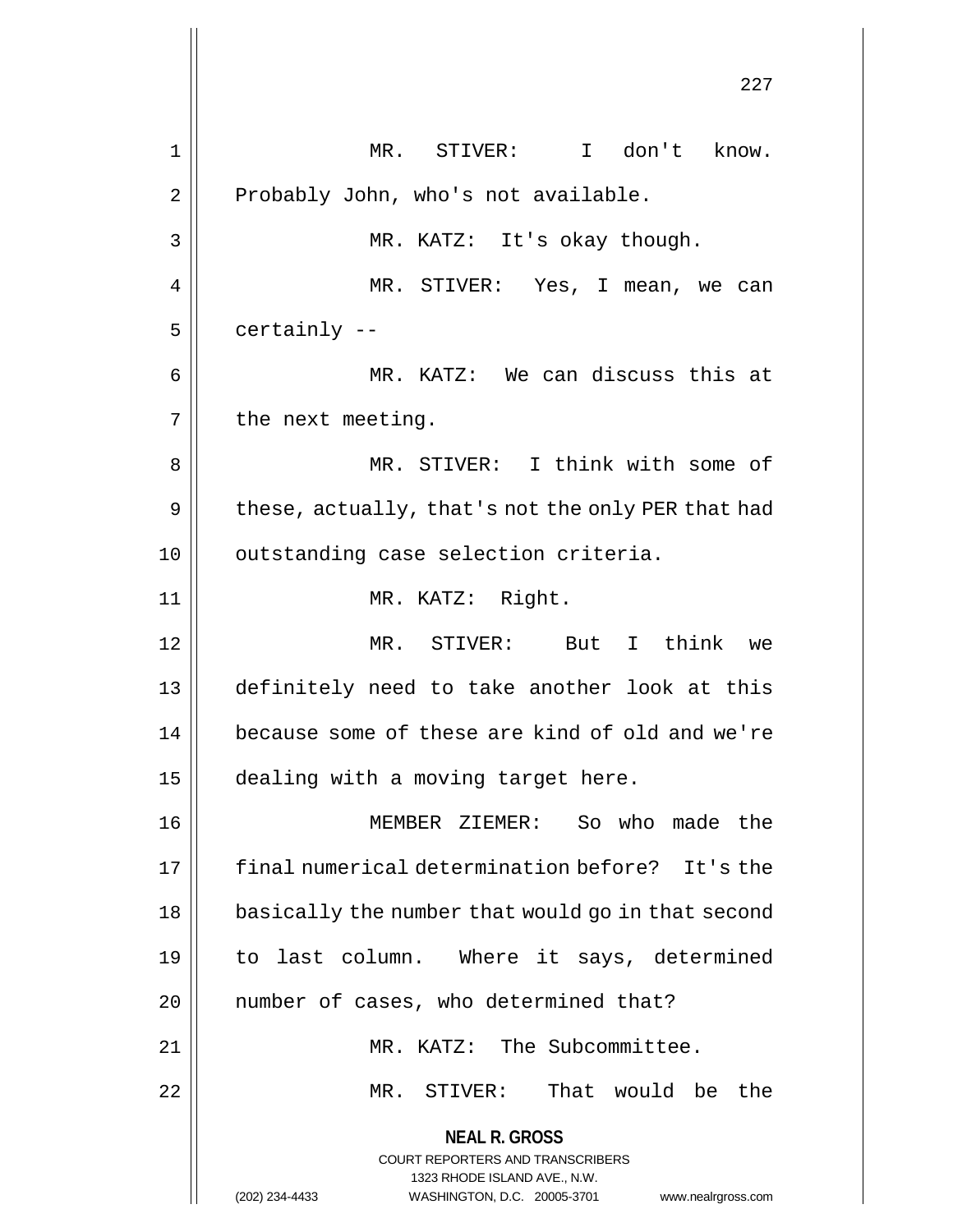MR. STIVER: I don't know. Probably John, who's not available.

MR. KATZ: It's okay though.

MR. STIVER: Yes, I mean, we can certainly --

MR. KATZ: We can discuss this at the next meeting.

MR. STIVER: I think with some of these, actually, that's not the only PER that had outstanding case selection criteria.

MR. KATZ: Right.

MR. STIVER: But I think we definitely need to take another look at this because some of these are kind of old and we're dealing with a moving target here.

MEMBER ZIEMER: So who made the final numerical determination before? It's the basically the number that would go in that second to last column. Where it says, determined number of cases, who determined that?

MR. KATZ: The Subcommittee.

MR. STIVER: That would be the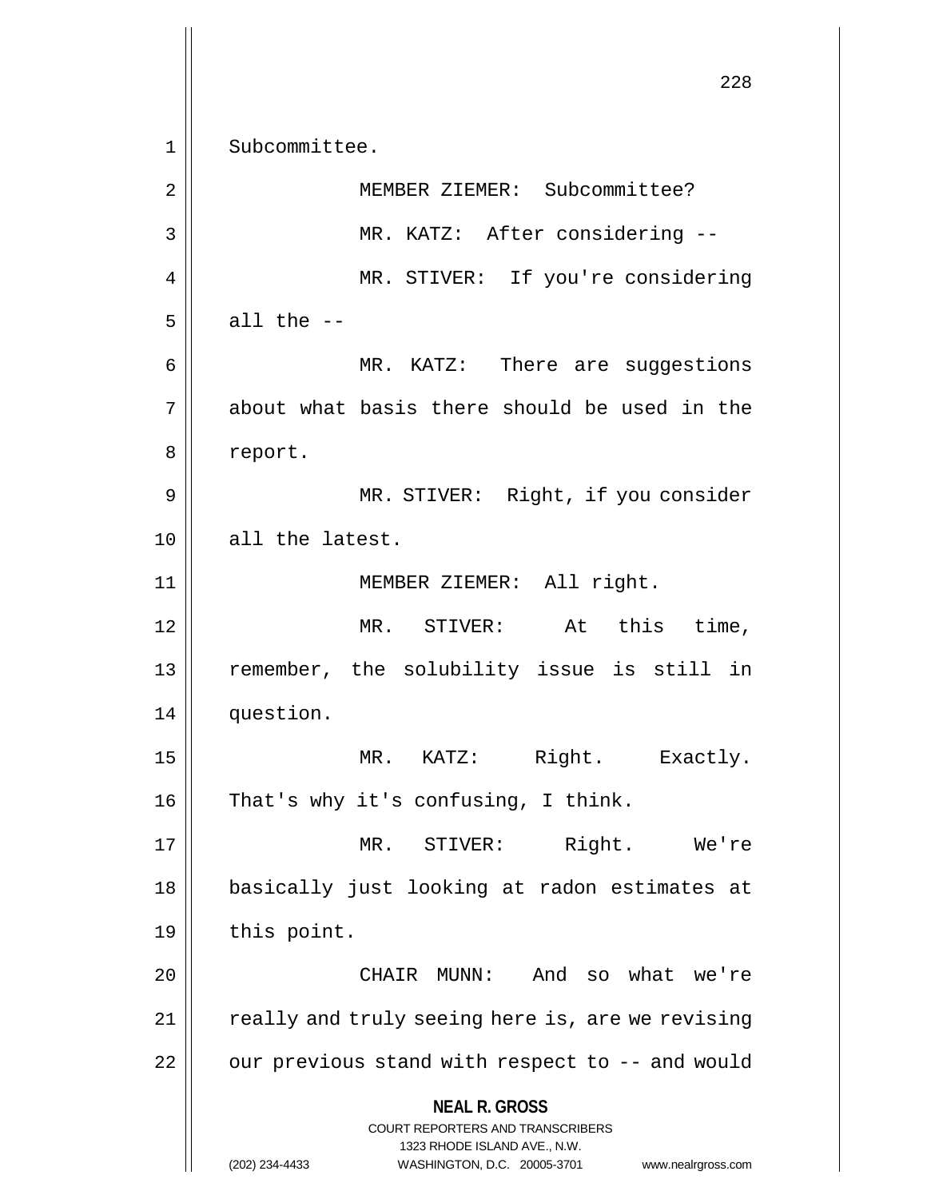Subcommittee.

MEMBER ZIEMER: Subcommittee?

MR. KATZ: After considering --

MR. STIVER: If you're considering all the --

MR. KATZ: There are suggestions about what basis there should be used in the report.

MR. STIVER: Right, if you consider all the latest.

MEMBER ZIEMER: All right.

MR. STIVER: At this time, remember, the solubility issue is still in question.

MR. KATZ: Right. Exactly. That's why it's confusing, I think.

MR. STIVER: Right. We're basically just looking at radon estimates at this point.

CHAIR MUNN: And so what we're really and truly seeing here is, are we revising our previous stand with respect to -- and would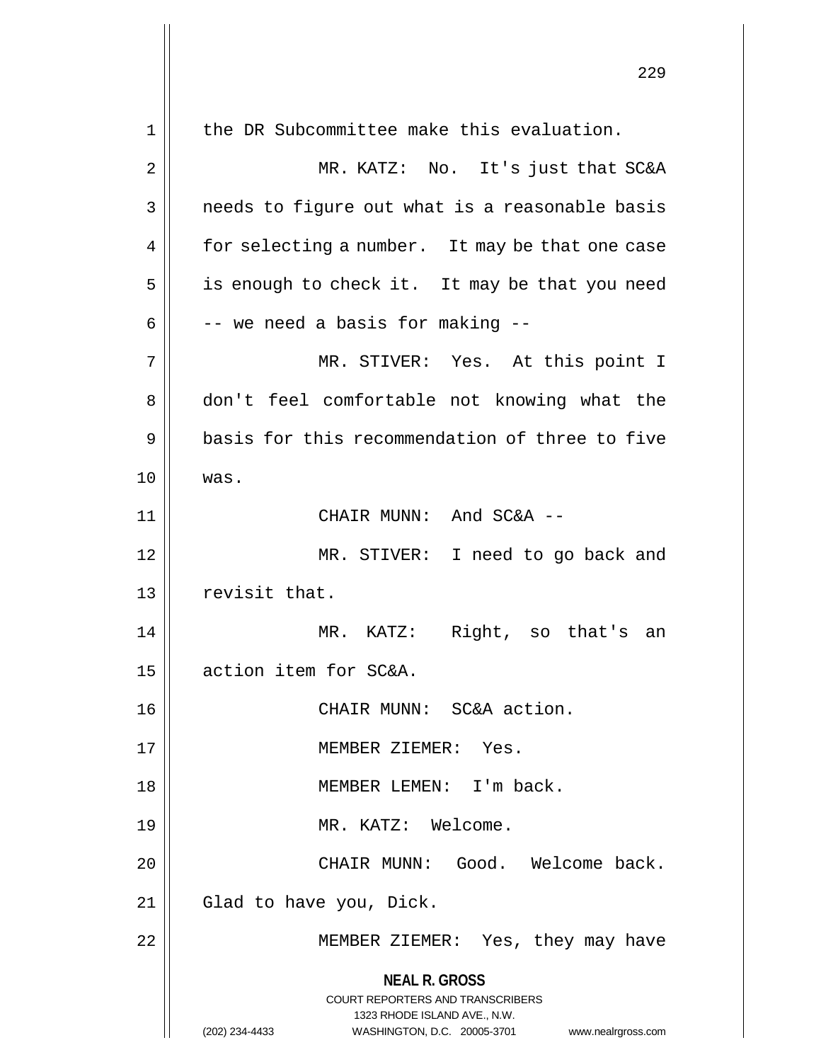the DR Subcommittee make this evaluation.

MR. KATZ: No. It's just that SC&A needs to figure out what is a reasonable basis for selecting a number. It may be that one case is enough to check it. It may be that you need -- we need a basis for making --

MR. STIVER: Yes. At this point I don't feel comfortable not knowing what the basis for this recommendation of three to five was.

CHAIR MUNN: And SC&A --

MR. STIVER: I need to go back and revisit that.

MR. KATZ: Right, so that's an action item for SC&A.

CHAIR MUNN: SC&A action.

MEMBER ZIEMER: Yes.

MEMBER LEMEN: I'm back.

MR. KATZ: Welcome.

CHAIR MUNN: Good. Welcome back. Glad to have you, Dick.

MEMBER ZIEMER: Yes, they may have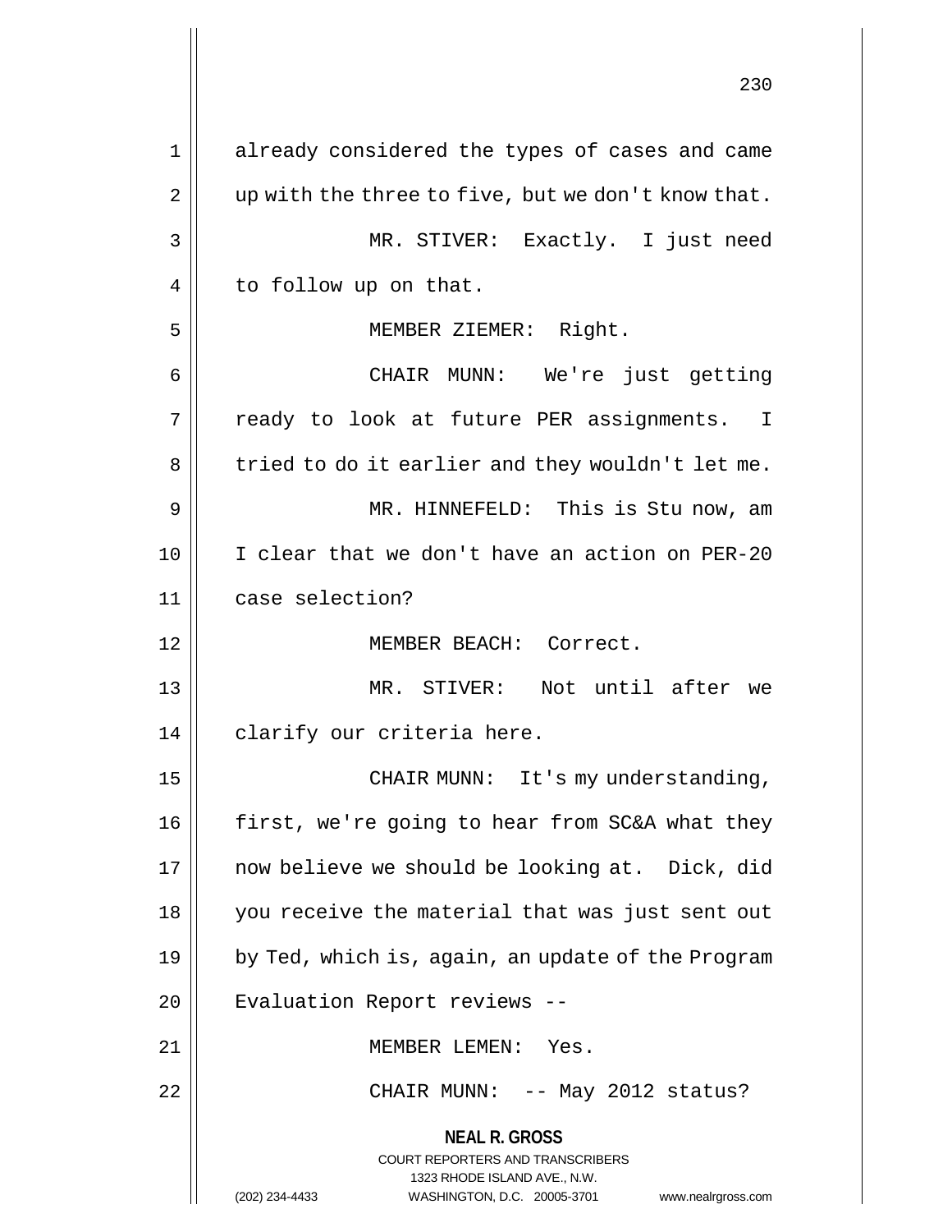already considered the types of cases and came up with the three to five, but we don't know that.

MR. STIVER: Exactly. I just need to follow up on that.

MEMBER ZIEMER: Right.

CHAIR MUNN: We're just getting ready to look at future PER assignments. I tried to do it earlier and they wouldn't let me.

MR. HINNEFELD: This is Stu now, am I clear that we don't have an action on PER-20 case selection?

MEMBER BEACH: Correct.

MR. STIVER: Not until after we clarify our criteria here.

CHAIR MUNN: It's my understanding, first, we're going to hear from SC&A what they now believe we should be looking at. Dick, did you receive the material that was just sent out by Ted, which is, again, an update of the Program Evaluation Report reviews --

MEMBER LEMEN: Yes.

CHAIR MUNN: -- May 2012 status?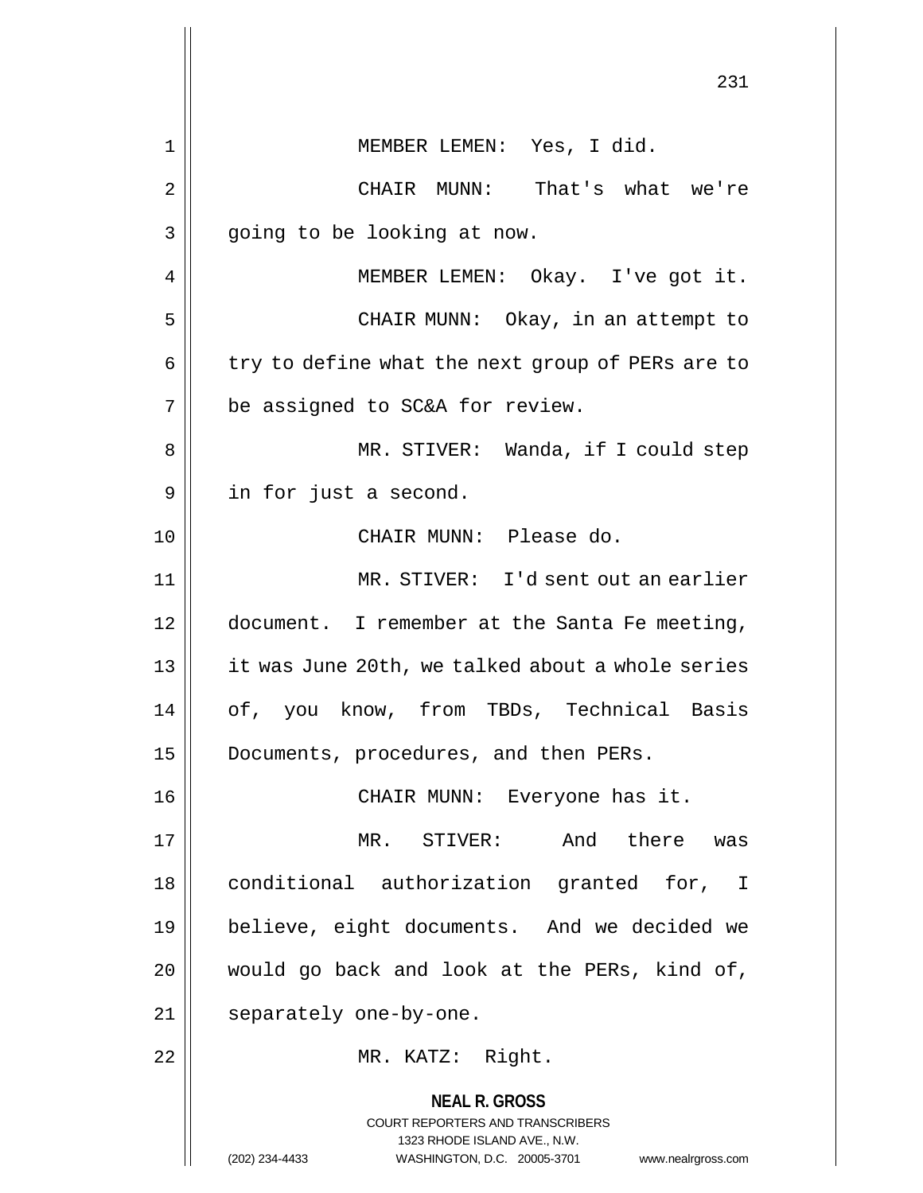MEMBER LEMEN: Yes, I did.

CHAIR MUNN: That's what we're going to be looking at now.

MEMBER LEMEN: Okay. I've got it.

CHAIR MUNN: Okay, in an attempt to try to define what the next group of PERs are to be assigned to SC&A for review.

MR. STIVER: Wanda, if I could step in for just a second.

CHAIR MUNN: Please do.

MR. STIVER: I'd sent out an earlier document. I remember at the Santa Fe meeting, it was June 20th, we talked about a whole series of, you know, from TBDs, Technical Basis Documents, procedures, and then PERs.

CHAIR MUNN: Everyone has it.

MR. STIVER: And there was conditional authorization granted for, I believe, eight documents. And we decided we would go back and look at the PERs, kind of, separately one-by-one.

MR. KATZ: Right.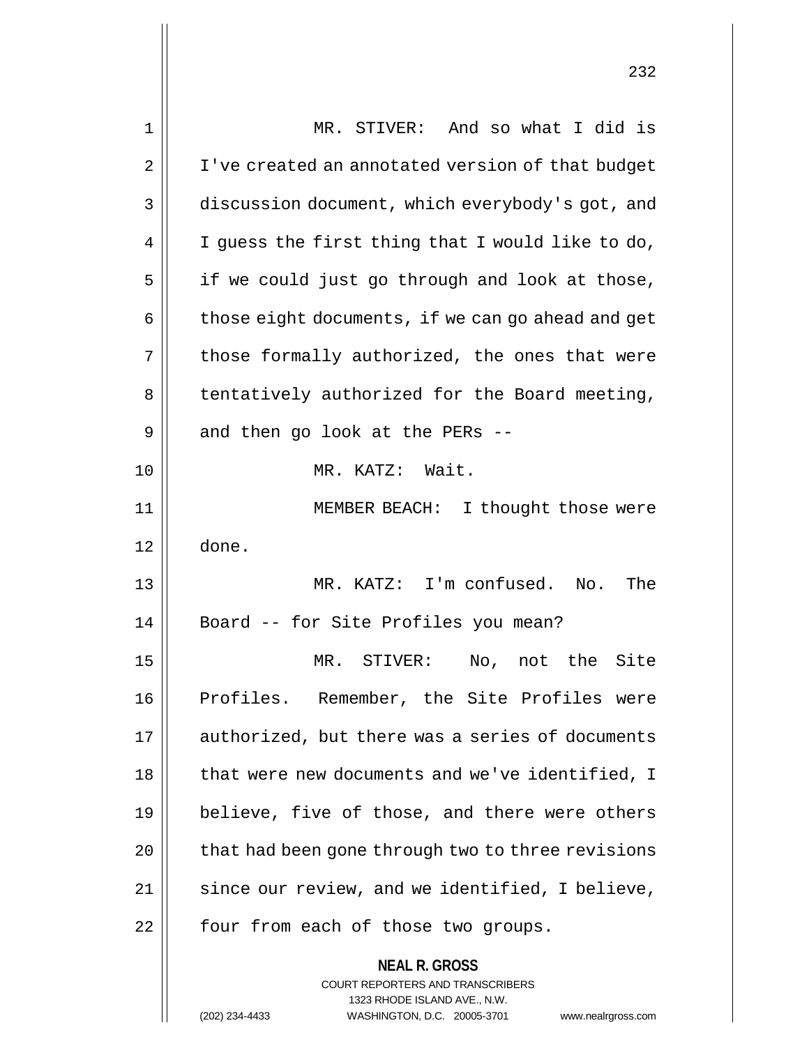MR. STIVER: And so what I did is I've created an annotated version of that budget discussion document, which everybody's got, and I guess the first thing that I would like to do, if we could just go through and look at those, those eight documents, if we can go ahead and get those formally authorized, the ones that were tentatively authorized for the Board meeting, and then go look at the PERs --

MR. KATZ: Wait.

MEMBER BEACH: I thought those were done.

MR. KATZ: I'm confused. No. The Board -- for Site Profiles you mean?

MR. STIVER: No, not the Site Profiles. Remember, the Site Profiles were authorized, but there was a series of documents that were new documents and we've identified, I believe, five of those, and there were others that had been gone through two to three revisions since our review, and we identified, I believe, four from each of those two groups.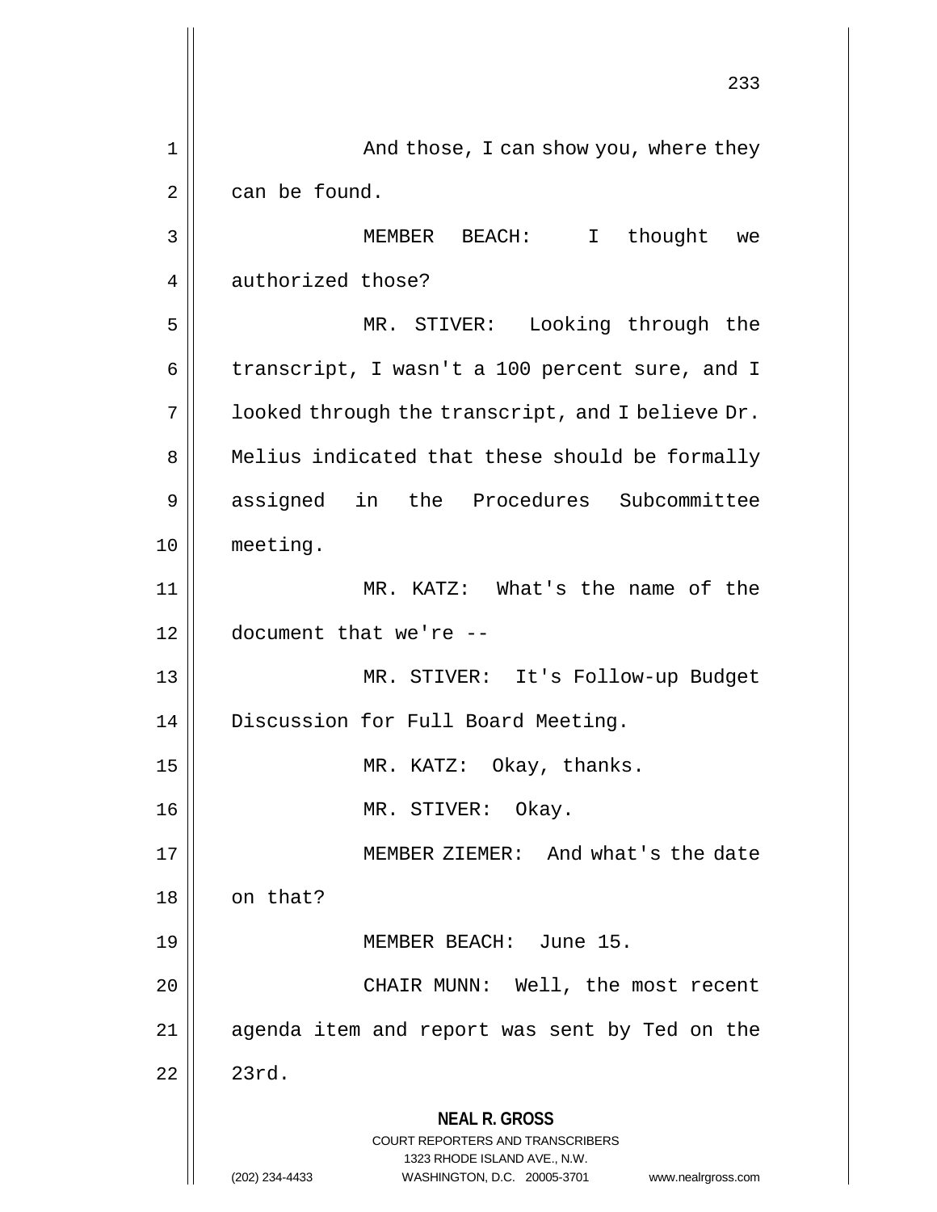And those, I can show you, where they can be found.

MEMBER BEACH: I thought we authorized those?

MR. STIVER: Looking through the transcript, I wasn't a 100 percent sure, and I looked through the transcript, and I believe Dr. Melius indicated that these should be formally assigned in the Procedures Subcommittee meeting.

MR. KATZ: What's the name of the document that we're --

MR. STIVER: It's Follow-up Budget Discussion for Full Board Meeting.

MR. KATZ: Okay, thanks.

MR. STIVER: Okay.

MEMBER ZIEMER: And what's the date on that?

MEMBER BEACH: June 15.

CHAIR MUNN: Well, the most recent agenda item and report was sent by Ted on the 23rd.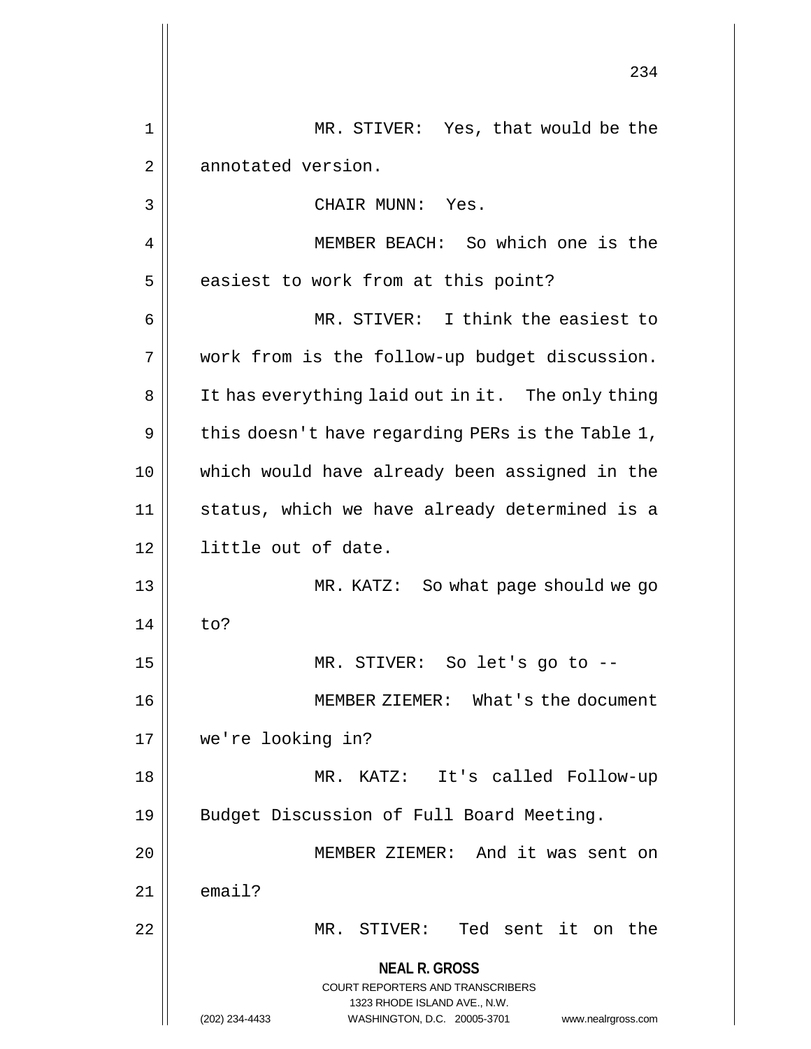MR. STIVER: Yes, that would be the annotated version.

CHAIR MUNN: Yes.

MEMBER BEACH: So which one is the easiest to work from at this point?

MR. STIVER: I think the easiest to work from is the follow-up budget discussion. It has everything laid out in it. The only thing this doesn't have regarding PERs is the Table 1, which would have already been assigned in the status, which we have already determined is a little out of date.

MR. KATZ: So what page should we go to?

MR. STIVER: So let's go to --

MEMBER ZIEMER: What's the document we're looking in?

MR. KATZ: It's called Follow-up Budget Discussion of Full Board Meeting.

MEMBER ZIEMER: And it was sent on email?

MR. STIVER: Ted sent it on the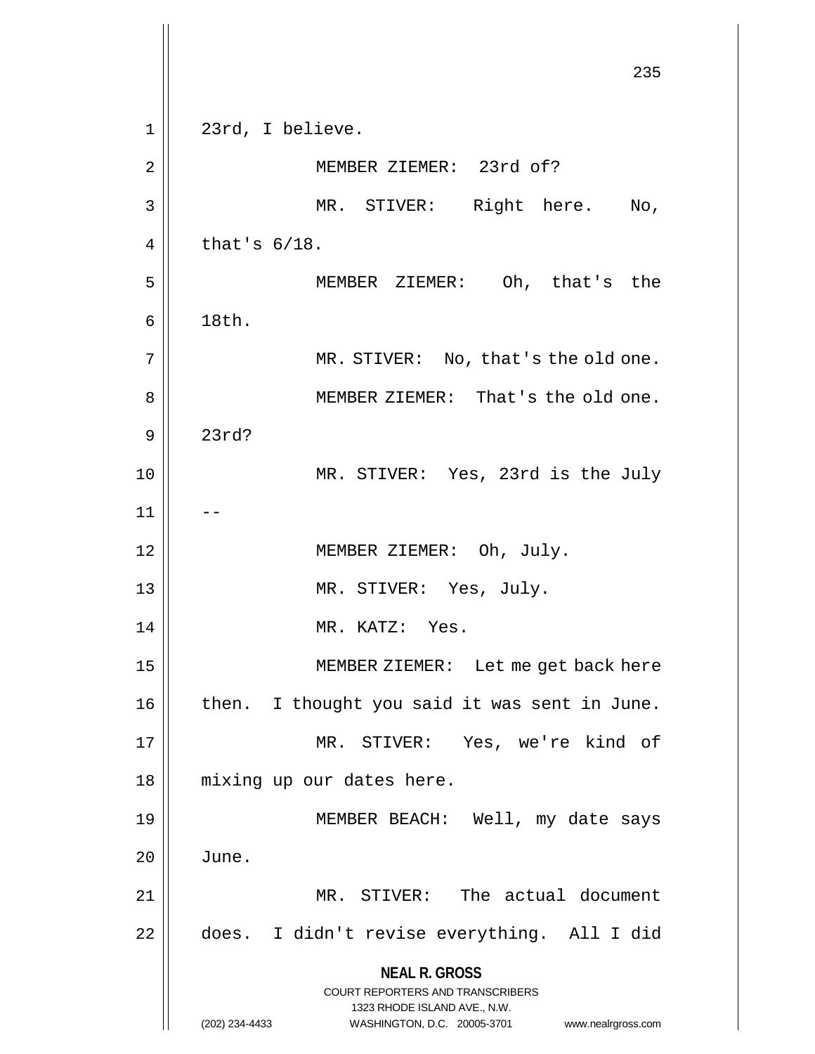23rd, I believe.

MEMBER ZIEMER: 23rd of?

MR. STIVER: Right here. No, that's 6/18.

MEMBER ZIEMER: Oh, that's the 18th.

MR. STIVER: No, that's the old one.

MEMBER ZIEMER: That's the old one. 23rd?

MR. STIVER: Yes, 23rd is the July --

MEMBER ZIEMER: Oh, July.

MR. STIVER: Yes, July.

MR. KATZ: Yes.

MEMBER ZIEMER: Let me get back here then. I thought you said it was sent in June.

MR. STIVER: Yes, we're kind of mixing up our dates here.

MEMBER BEACH: Well, my date says June.

MR. STIVER: The actual document does. I didn't revise everything. All I did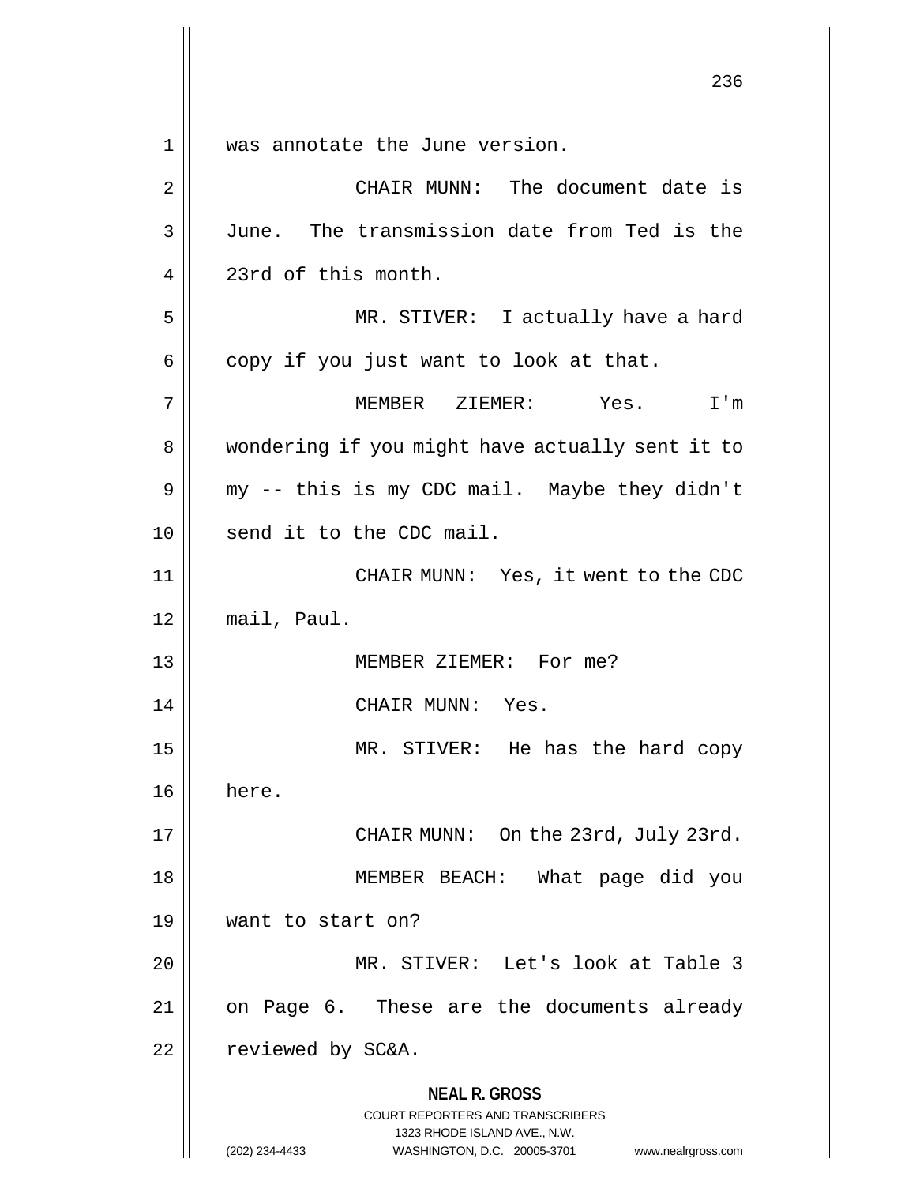was annotate the June version.

CHAIR MUNN: The document date is June. The transmission date from Ted is the 23rd of this month.

MR. STIVER: I actually have a hard copy if you just want to look at that.

MEMBER ZIEMER: Yes. I'm wondering if you might have actually sent it to my -- this is my CDC mail. Maybe they didn't send it to the CDC mail.

CHAIR MUNN: Yes, it went to the CDC mail, Paul.

MEMBER ZIEMER: For me?

CHAIR MUNN: Yes.

MR. STIVER: He has the hard copy here.

CHAIR MUNN: On the 23rd, July 23rd.

MEMBER BEACH: What page did you want to start on?

MR. STIVER: Let's look at Table 3 on Page 6. These are the documents already reviewed by SC&A.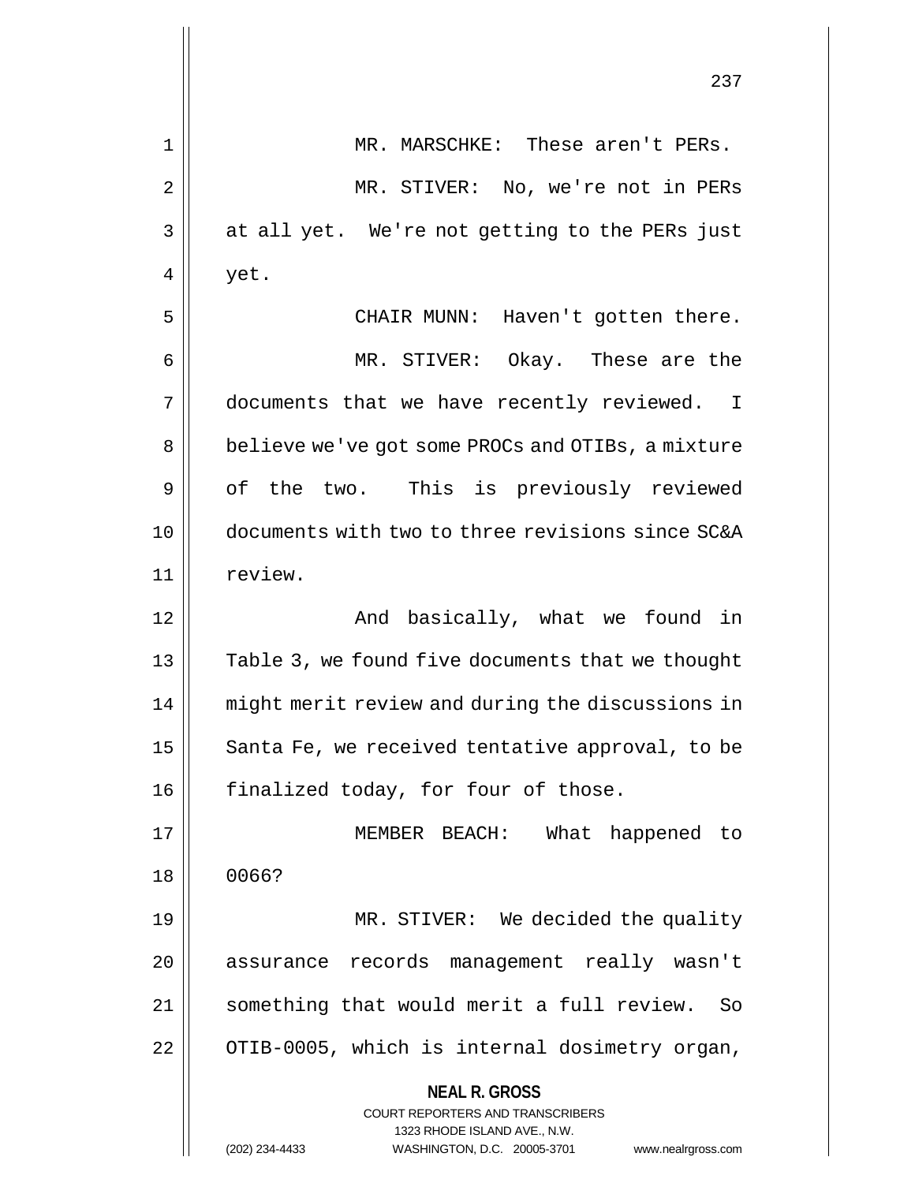MR. MARSCHKE: These aren't PERs.

MR. STIVER: No, we're not in PERs at all yet. We're not getting to the PERs just yet.

CHAIR MUNN: Haven't gotten there.

MR. STIVER: Okay. These are the documents that we have recently reviewed. I believe we've got some PROCs and OTIBs, a mixture of the two. This is previously reviewed documents with two to three revisions since SC&A review.

And basically, what we found in Table 3, we found five documents that we thought might merit review and during the discussions in Santa Fe, we received tentative approval, to be finalized today, for four of those.

MEMBER BEACH: What happened to 0066?

MR. STIVER: We decided the quality assurance records management really wasn't something that would merit a full review. So OTIB-0005, which is internal dosimetry organ,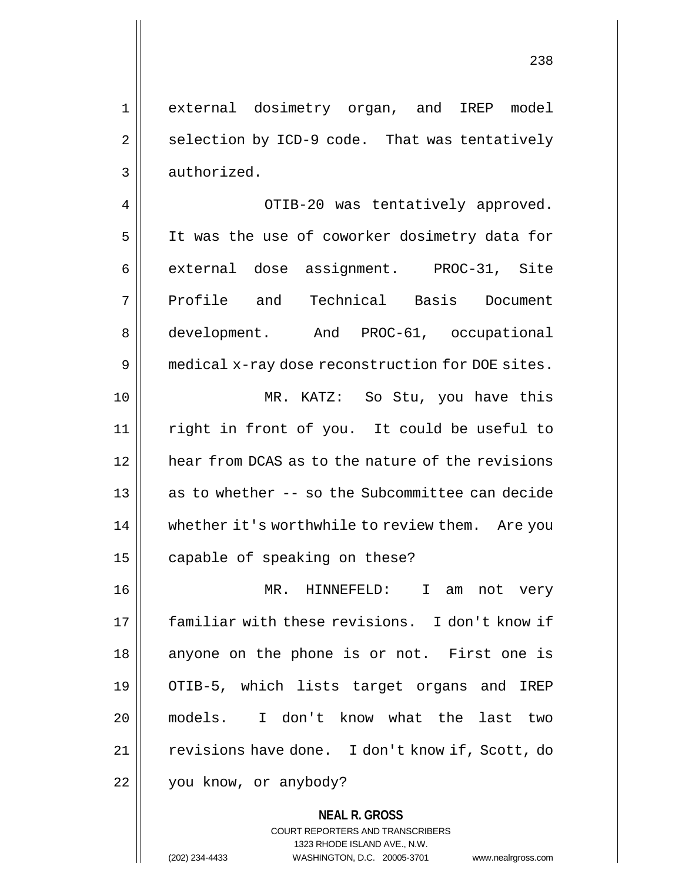external dosimetry organ, and IREP model selection by ICD-9 code. That was tentatively authorized.

OTIB-20 was tentatively approved. It was the use of coworker dosimetry data for external dose assignment. PROC-31, Site Profile and Technical Basis Document development. And PROC-61, occupational medical x-ray dose reconstruction for DOE sites.

MR. KATZ: So Stu, you have this right in front of you. It could be useful to hear from DCAS as to the nature of the revisions as to whether -- so the Subcommittee can decide whether it's worthwhile to review them. Are you capable of speaking on these?

MR. HINNEFELD: I am not very familiar with these revisions. I don't know if anyone on the phone is or not. First one is OTIB-5, which lists target organs and IREP models. I don't know what the last two revisions have done. I don't know if, Scott, do you know, or anybody?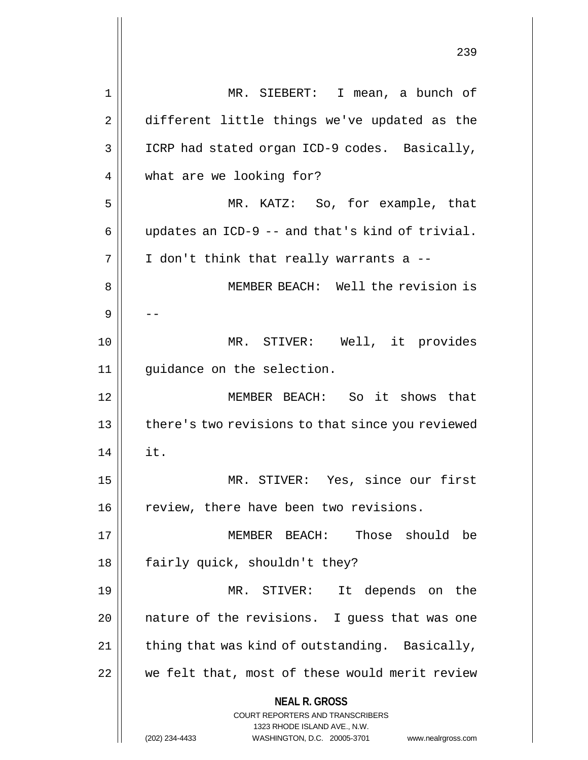MR. SIEBERT: I mean, a bunch of different little things we've updated as the ICRP had stated organ ICD-9 codes. Basically, what are we looking for?

MR. KATZ: So, for example, that updates an ICD-9 -- and that's kind of trivial. I don't think that really warrants a --

MEMBER BEACH: Well the revision is --

MR. STIVER: Well, it provides guidance on the selection.

MEMBER BEACH: So it shows that there's two revisions to that since you reviewed it.

MR. STIVER: Yes, since our first review, there have been two revisions.

MEMBER BEACH: Those should be fairly quick, shouldn't they?

MR. STIVER: It depends on the nature of the revisions. I guess that was one thing that was kind of outstanding. Basically, we felt that, most of these would merit review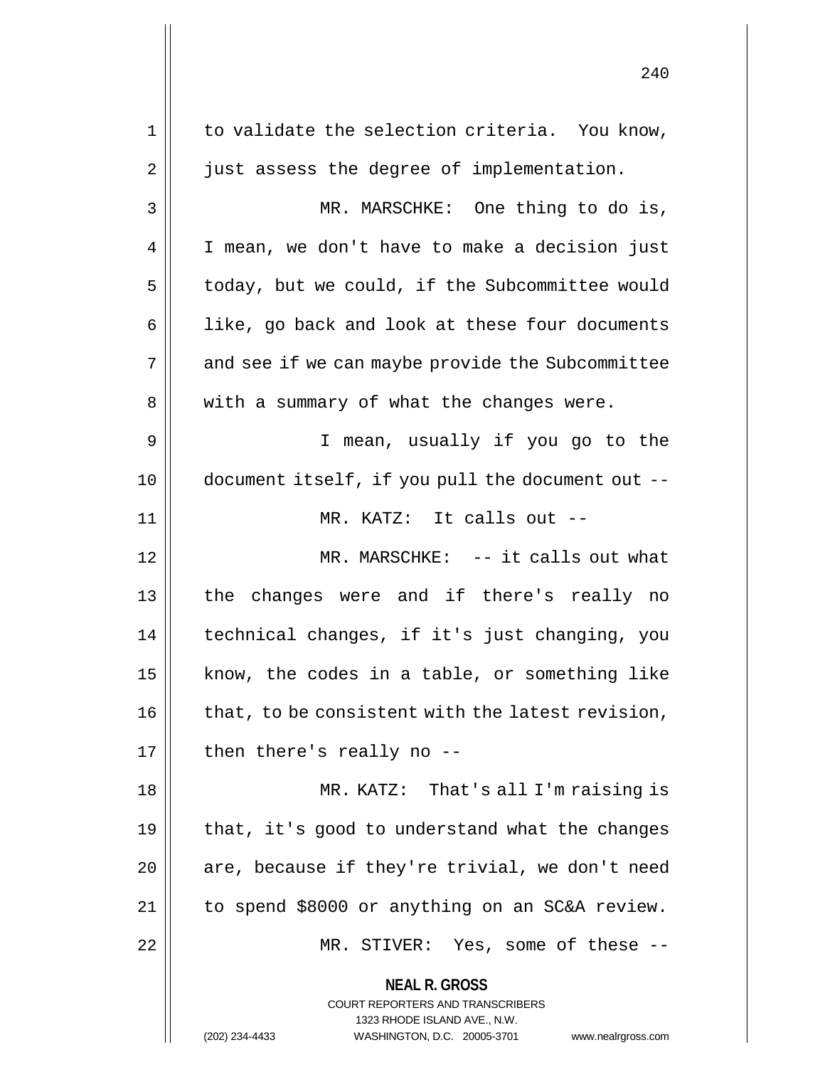to validate the selection criteria. You know, just assess the degree of implementation.

MR. MARSCHKE: One thing to do is, I mean, we don't have to make a decision just today, but we could, if the Subcommittee would like, go back and look at these four documents and see if we can maybe provide the Subcommittee with a summary of what the changes were.

I mean, usually if you go to the document itself, if you pull the document out --

MR. KATZ: It calls out --

MR. MARSCHKE: -- it calls out what the changes were and if there's really no technical changes, if it's just changing, you know, the codes in a table, or something like that, to be consistent with the latest revision, then there's really no --

MR. KATZ: That's all I'm raising is that, it's good to understand what the changes are, because if they're trivial, we don't need to spend $8000 or anything on an SC&A review.

MR. STIVER: Yes, some of these --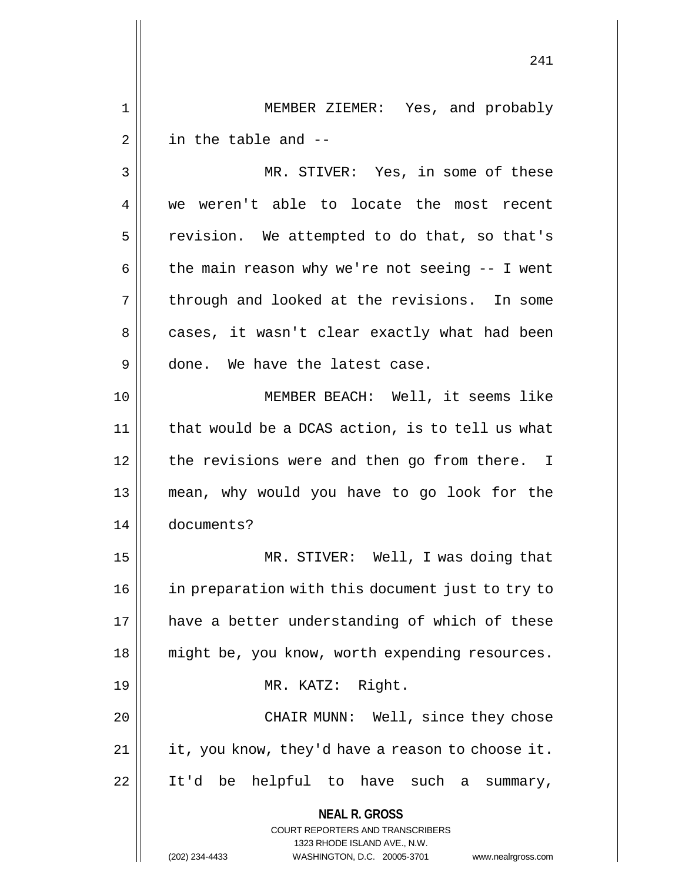MEMBER ZIEMER: Yes, and probably in the table and --

MR. STIVER: Yes, in some of these we weren't able to locate the most recent revision. We attempted to do that, so that's the main reason why we're not seeing -- I went through and looked at the revisions. In some cases, it wasn't clear exactly what had been done. We have the latest case.

MEMBER BEACH: Well, it seems like that would be a DCAS action, is to tell us what the revisions were and then go from there. I mean, why would you have to go look for the documents?

MR. STIVER: Well, I was doing that in preparation with this document just to try to have a better understanding of which of these might be, you know, worth expending resources.

MR. KATZ: Right.

CHAIR MUNN: Well, since they chose it, you know, they'd have a reason to choose it. It'd be helpful to have such a summary,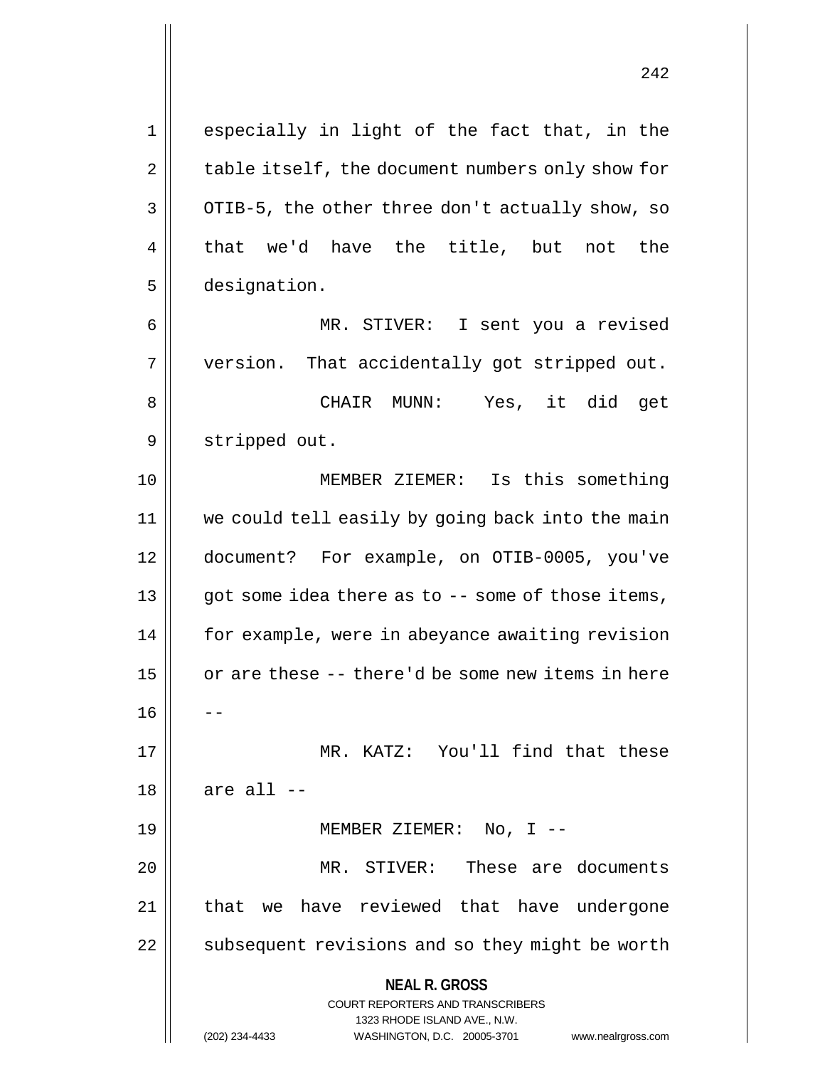especially in light of the fact that, in the table itself, the document numbers only show for OTIB-5, the other three don't actually show, so that we'd have the title, but not the designation.

MR. STIVER: I sent you a revised version. That accidentally got stripped out.

CHAIR MUNN: Yes, it did get stripped out.

MEMBER ZIEMER: Is this something we could tell easily by going back into the main document? For example, on OTIB-0005, you've got some idea there as to -- some of those items, for example, were in abeyance awaiting revision or are these -- there'd be some new items in here --

MR. KATZ: You'll find that these are all --

MEMBER ZIEMER: No, I --

MR. STIVER: These are documents that we have reviewed that have undergone subsequent revisions and so they might be worth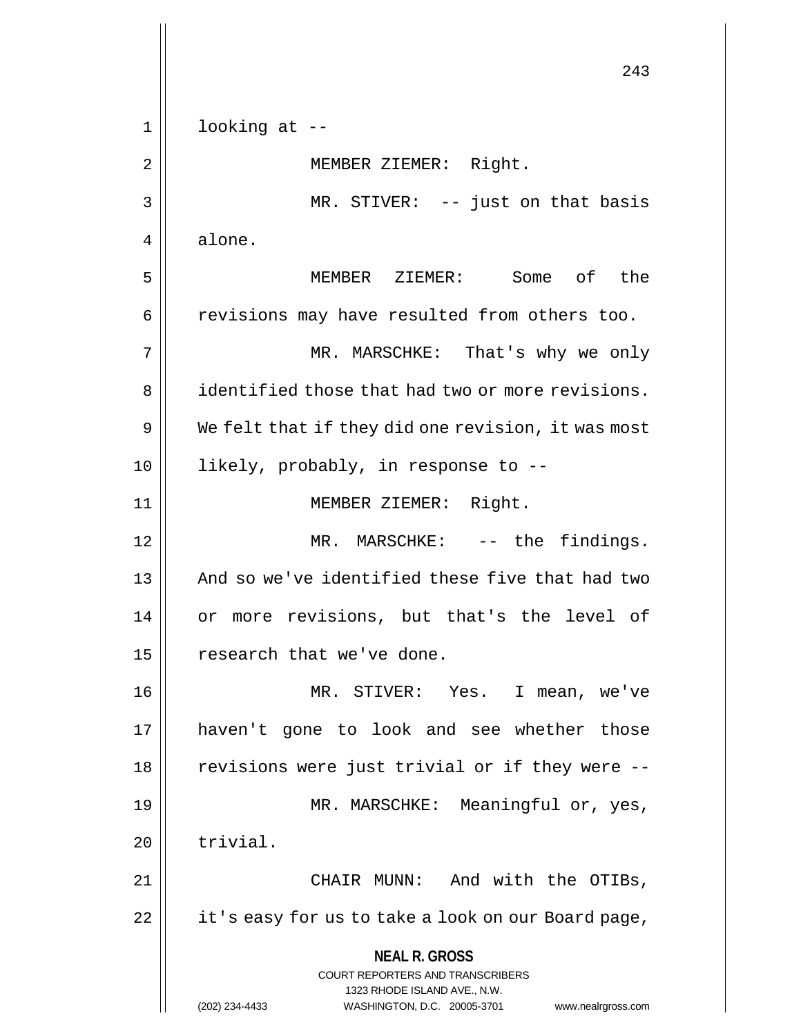looking at --

MEMBER ZIEMER: Right.

MR. STIVER: -- just on that basis alone.

MEMBER ZIEMER: Some of the revisions may have resulted from others too.

MR. MARSCHKE: That's why we only identified those that had two or more revisions. We felt that if they did one revision, it was most likely, probably, in response to --

MEMBER ZIEMER: Right.

MR. MARSCHKE: -- the findings. And so we've identified these five that had two or more revisions, but that's the level of research that we've done.

MR. STIVER: Yes. I mean, we've haven't gone to look and see whether those revisions were just trivial or if they were --

MR. MARSCHKE: Meaningful or, yes, trivial.

CHAIR MUNN: And with the OTIBs, it's easy for us to take a look on our Board page,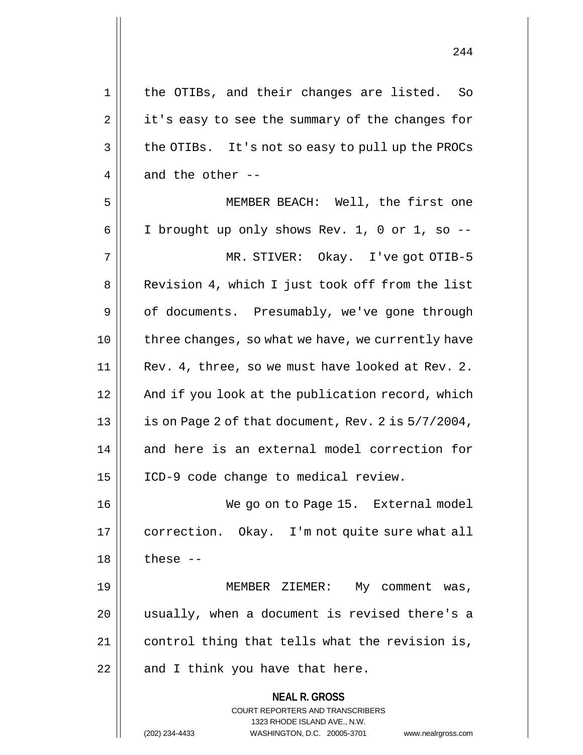the OTIBs, and their changes are listed. So it's easy to see the summary of the changes for the OTIBs. It's not so easy to pull up the PROCs and the other --

MEMBER BEACH: Well, the first one I brought up only shows Rev. 1, 0 or 1, so --

MR. STIVER: Okay. I've got OTIB-5 Revision 4, which I just took off from the list of documents. Presumably, we've gone through three changes, so what we have, we currently have Rev. 4, three, so we must have looked at Rev. 2. And if you look at the publication record, which is on Page 2 of that document, Rev. 2 is 5/7/2004, and here is an external model correction for ICD-9 code change to medical review.

We go on to Page 15. External model correction. Okay. I'm not quite sure what all these --

MEMBER ZIEMER: My comment was, usually, when a document is revised there's a control thing that tells what the revision is, and I think you have that here.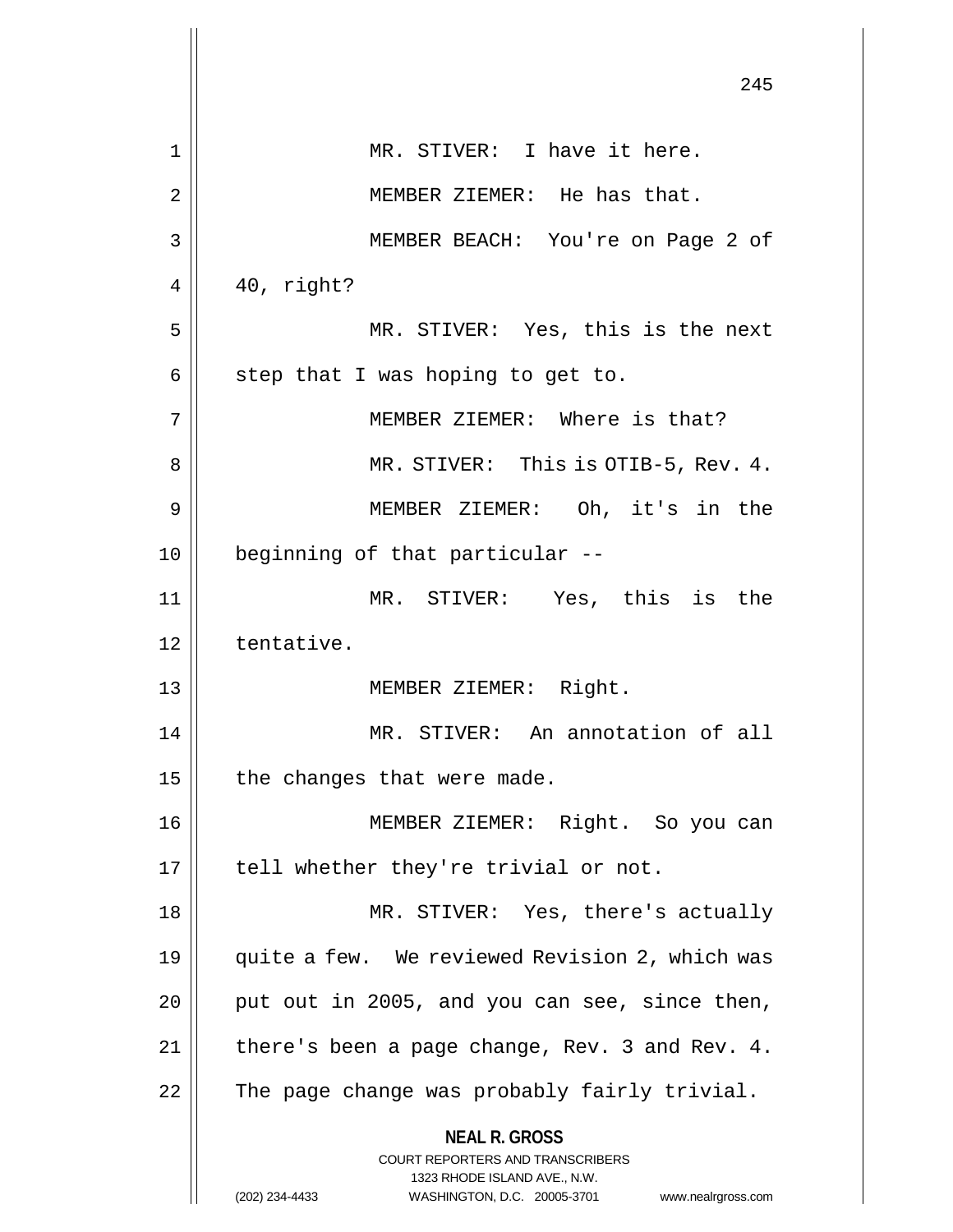MR. STIVER: I have it here.

MEMBER ZIEMER: He has that.

MEMBER BEACH: You're on Page 2 of 40, right?

MR. STIVER: Yes, this is the next step that I was hoping to get to.

MEMBER ZIEMER: Where is that?

MR. STIVER: This is OTIB-5, Rev. 4.

MEMBER ZIEMER: Oh, it's in the beginning of that particular --

MR. STIVER: Yes, this is the tentative.

MEMBER ZIEMER: Right.

MR. STIVER: An annotation of all the changes that were made.

MEMBER ZIEMER: Right. So you can tell whether they're trivial or not.

MR. STIVER: Yes, there's actually quite a few. We reviewed Revision 2, which was put out in 2005, and you can see, since then, there's been a page change, Rev. 3 and Rev. 4. The page change was probably fairly trivial.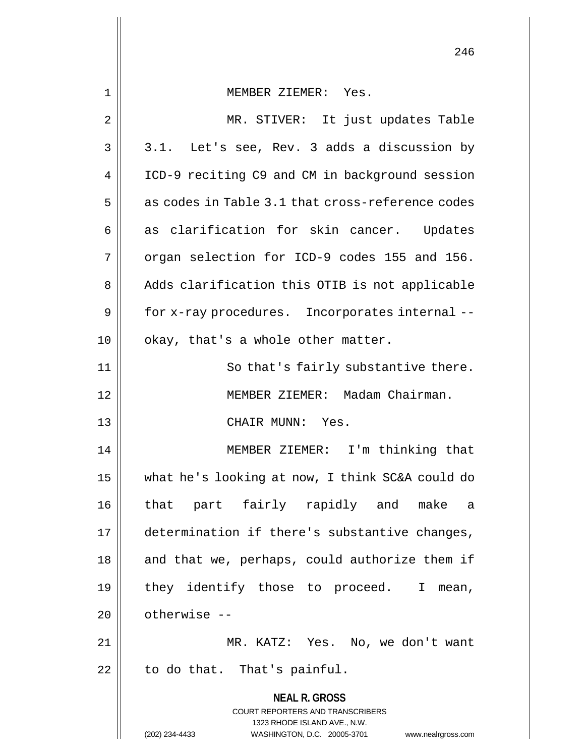MEMBER ZIEMER: Yes.

MR. STIVER: It just updates Table 3.1. Let's see, Rev. 3 adds a discussion by ICD-9 reciting C9 and CM in background session as codes in Table 3.1 that cross-reference codes as clarification for skin cancer. Updates organ selection for ICD-9 codes 155 and 156. Adds clarification this OTIB is not applicable for x-ray procedures. Incorporates internal -- okay, that's a whole other matter.

So that's fairly substantive there.

MEMBER ZIEMER: Madam Chairman.

CHAIR MUNN: Yes.

MEMBER ZIEMER: I'm thinking that what he's looking at now, I think SC&A could do that part fairly rapidly and make a determination if there's substantive changes, and that we, perhaps, could authorize them if they identify those to proceed. I mean, otherwise --

MR. KATZ: Yes. No, we don't want to do that. That's painful.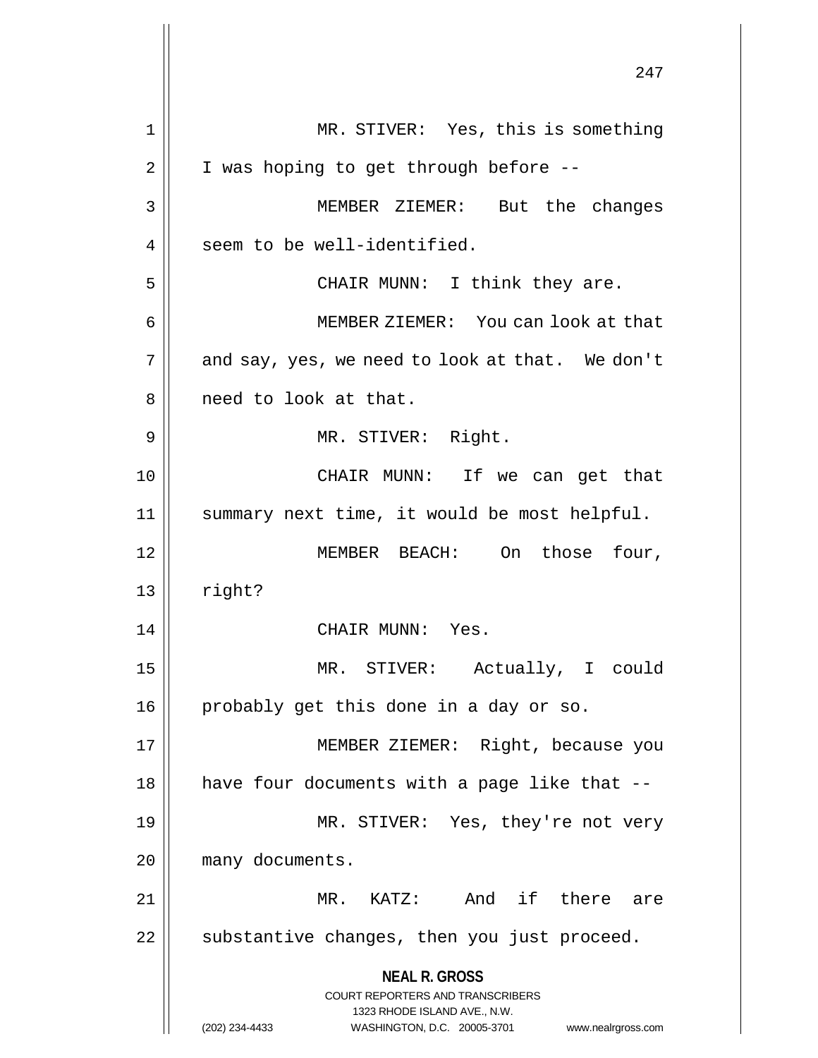MR. STIVER: Yes, this is something I was hoping to get through before --

MEMBER ZIEMER: But the changes seem to be well-identified.

CHAIR MUNN: I think they are.

MEMBER ZIEMER: You can look at that and say, yes, we need to look at that. We don't need to look at that.

MR. STIVER: Right.

CHAIR MUNN: If we can get that summary next time, it would be most helpful.

MEMBER BEACH: On those four, right?

CHAIR MUNN: Yes.

MR. STIVER: Actually, I could probably get this done in a day or so.

MEMBER ZIEMER: Right, because you have four documents with a page like that --

MR. STIVER: Yes, they're not very many documents.

MR. KATZ: And if there are substantive changes, then you just proceed.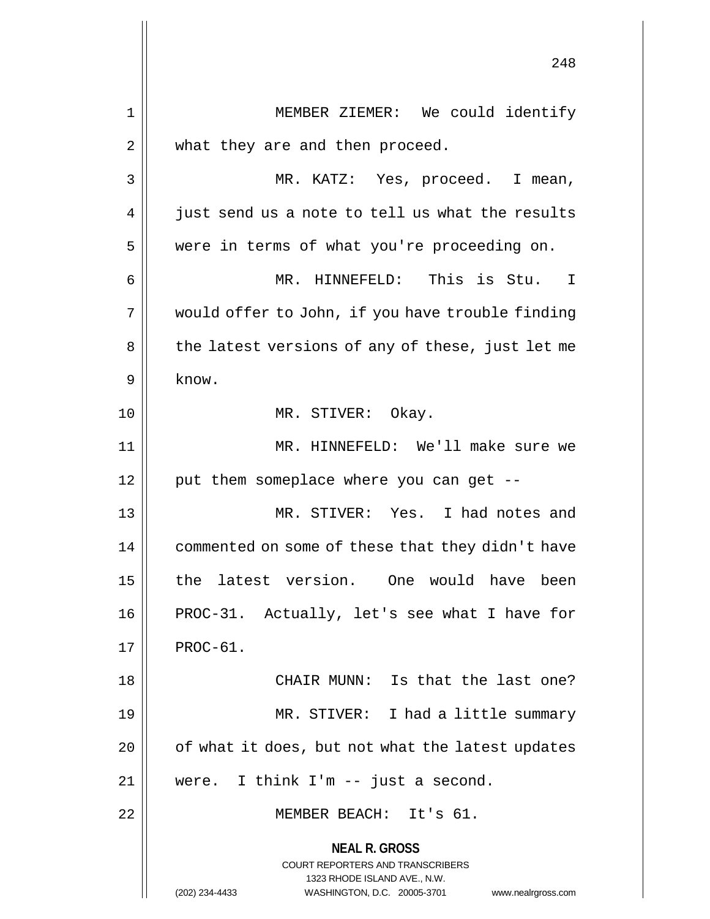MEMBER ZIEMER: We could identify what they are and then proceed.

MR. KATZ: Yes, proceed. I mean, just send us a note to tell us what the results were in terms of what you're proceeding on.

MR. HINNEFELD: This is Stu. I would offer to John, if you have trouble finding the latest versions of any of these, just let me know.

MR. STIVER: Okay.

MR. HINNEFELD: We'll make sure we put them someplace where you can get --

MR. STIVER: Yes. I had notes and commented on some of these that they didn't have the latest version. One would have been PROC-31. Actually, let's see what I have for PROC-61.

CHAIR MUNN: Is that the last one?

MR. STIVER: I had a little summary of what it does, but not what the latest updates were. I think I'm -- just a second.

MEMBER BEACH: It's 61.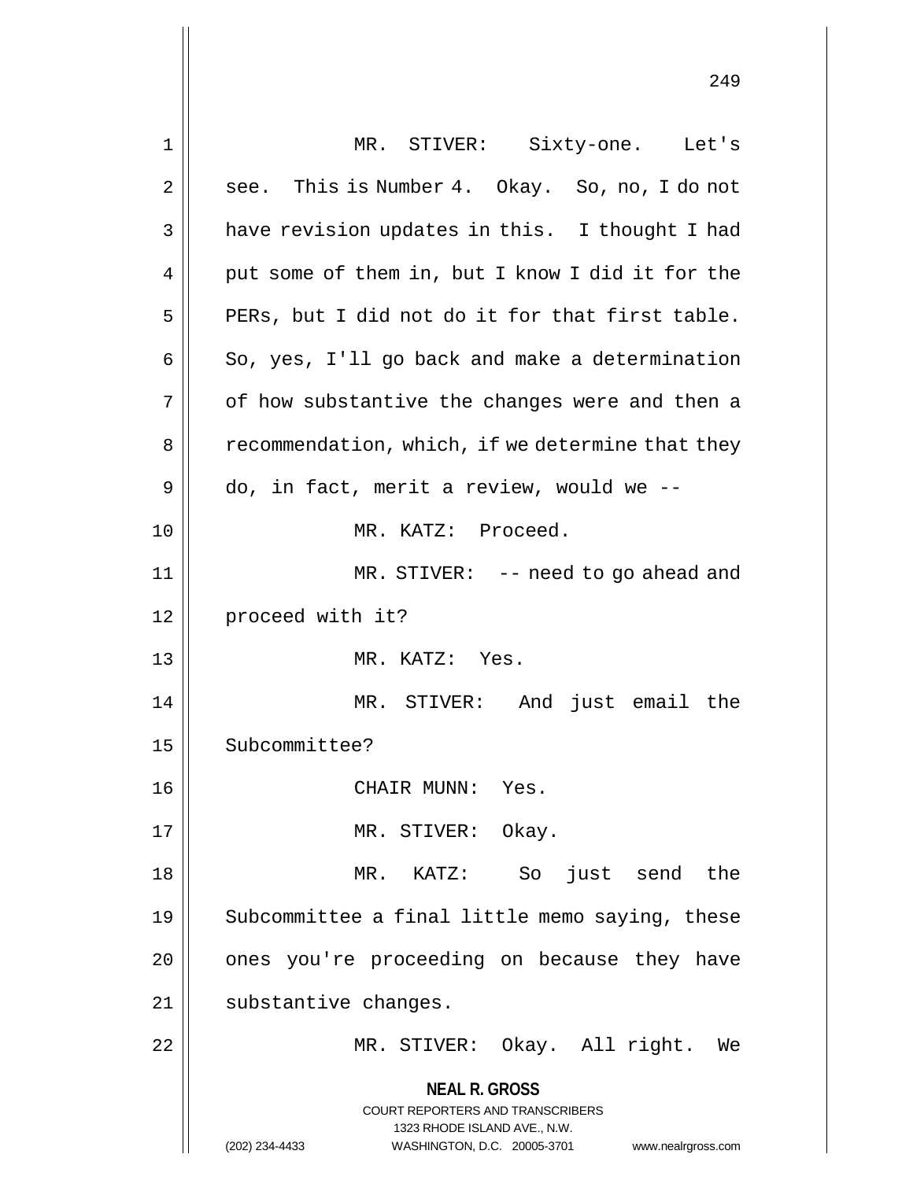MR. STIVER: Sixty-one. Let's see. This is Number 4. Okay. So, no, I do not have revision updates in this. I thought I had put some of them in, but I know I did it for the PERs, but I did not do it for that first table. So, yes, I'll go back and make a determination of how substantive the changes were and then a recommendation, which, if we determine that they do, in fact, merit a review, would we --

MR. KATZ: Proceed.

MR. STIVER: -- need to go ahead and proceed with it?

MR. KATZ: Yes.

MR. STIVER: And just email the Subcommittee?

CHAIR MUNN: Yes.

MR. STIVER: Okay.

MR. KATZ: So just send the Subcommittee a final little memo saying, these ones you're proceeding on because they have substantive changes.

MR. STIVER: Okay. All right. We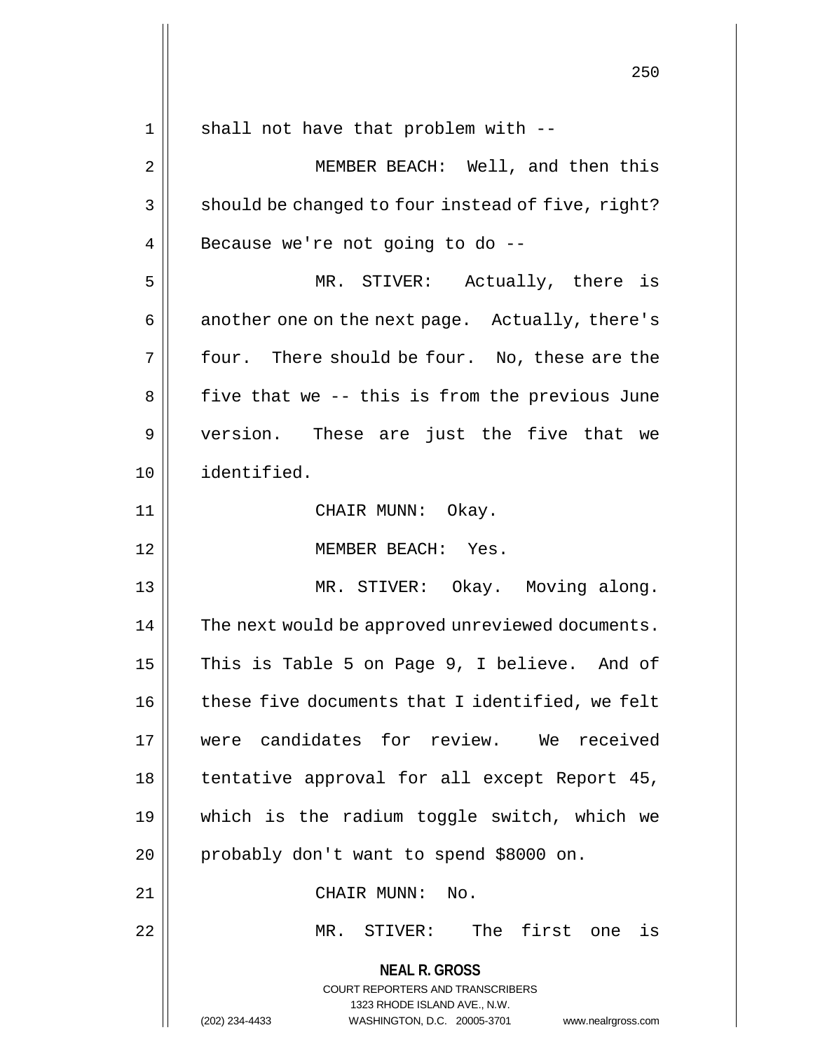shall not have that problem with --

MEMBER BEACH: Well, and then this should be changed to four instead of five, right? Because we're not going to do --

MR. STIVER: Actually, there is another one on the next page. Actually, there's four. There should be four. No, these are the five that we -- this is from the previous June version. These are just the five that we identified.

CHAIR MUNN: Okay.

MEMBER BEACH: Yes.

MR. STIVER: Okay. Moving along. The next would be approved unreviewed documents. This is Table 5 on Page 9, I believe. And of these five documents that I identified, we felt were candidates for review. We received tentative approval for all except Report 45, which is the radium toggle switch, which we probably don't want to spend $8000 on.

CHAIR MUNN: No.

MR. STIVER: The first one is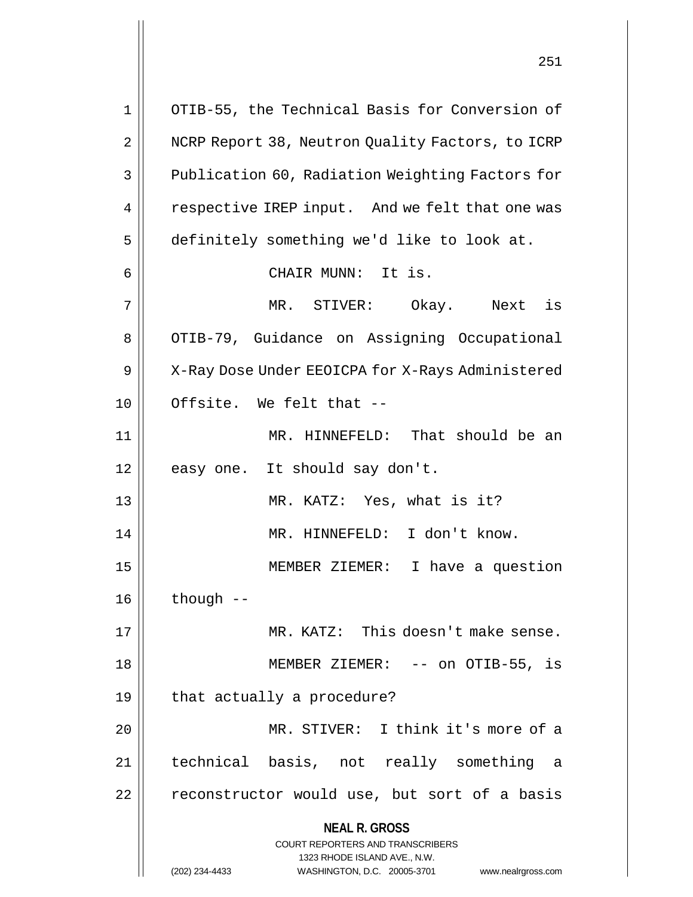OTIB-55, the Technical Basis for Conversion of NCRP Report 38, Neutron Quality Factors, to ICRP Publication 60, Radiation Weighting Factors for respective IREP input. And we felt that one was definitely something we'd like to look at.

CHAIR MUNN: It is.

MR. STIVER: Okay. Next is OTIB-79, Guidance on Assigning Occupational X-Ray Dose Under EEOICPA for X-Rays Administered Offsite. We felt that --

MR. HINNEFELD: That should be an easy one. It should say don't.

MR. KATZ: Yes, what is it?

MR. HINNEFELD: I don't know.

MEMBER ZIEMER: I have a question though --

MR. KATZ: This doesn't make sense.

MEMBER ZIEMER: -- on OTIB-55, is that actually a procedure?

MR. STIVER: I think it's more of a technical basis, not really something a reconstructor would use, but sort of a basis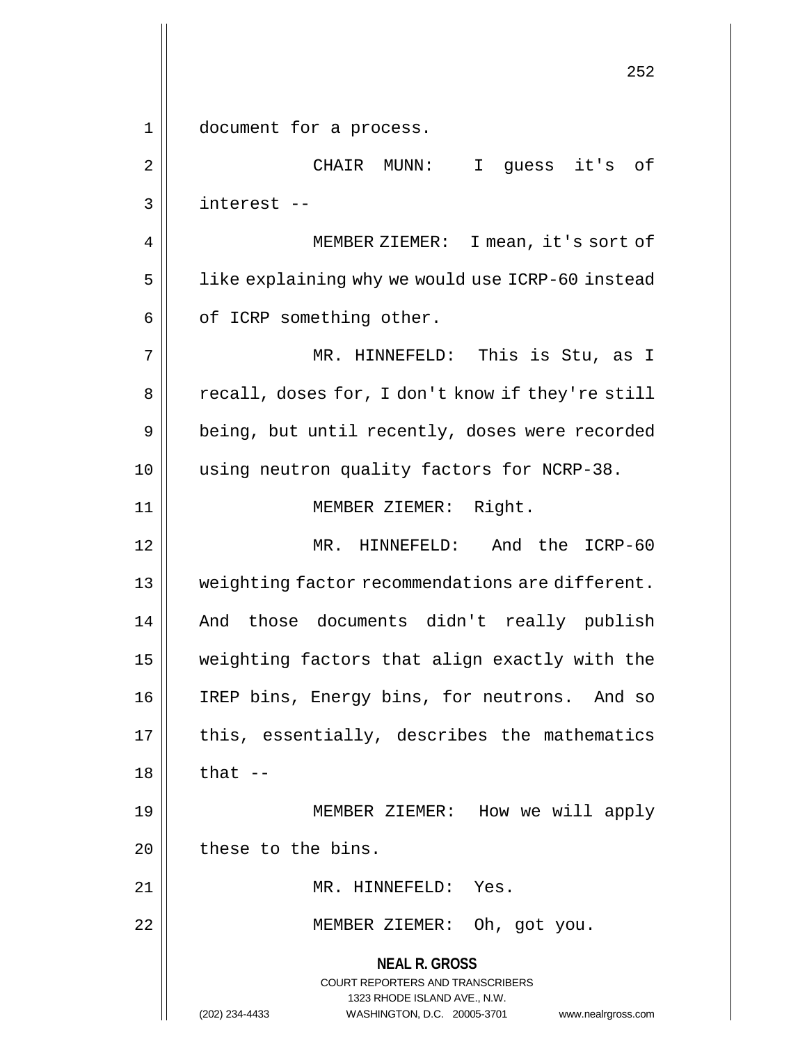document for a process.

CHAIR MUNN: I guess it's of interest --

MEMBER ZIEMER: I mean, it's sort of like explaining why we would use ICRP-60 instead of ICRP something other.

MR. HINNEFELD: This is Stu, as I recall, doses for, I don't know if they're still being, but until recently, doses were recorded using neutron quality factors for NCRP-38.

MEMBER ZIEMER: Right.

MR. HINNEFELD: And the ICRP-60 weighting factor recommendations are different. And those documents didn't really publish weighting factors that align exactly with the IREP bins, Energy bins, for neutrons. And so this, essentially, describes the mathematics that --

MEMBER ZIEMER: How we will apply these to the bins.

MR. HINNEFELD: Yes.

MEMBER ZIEMER: Oh, got you.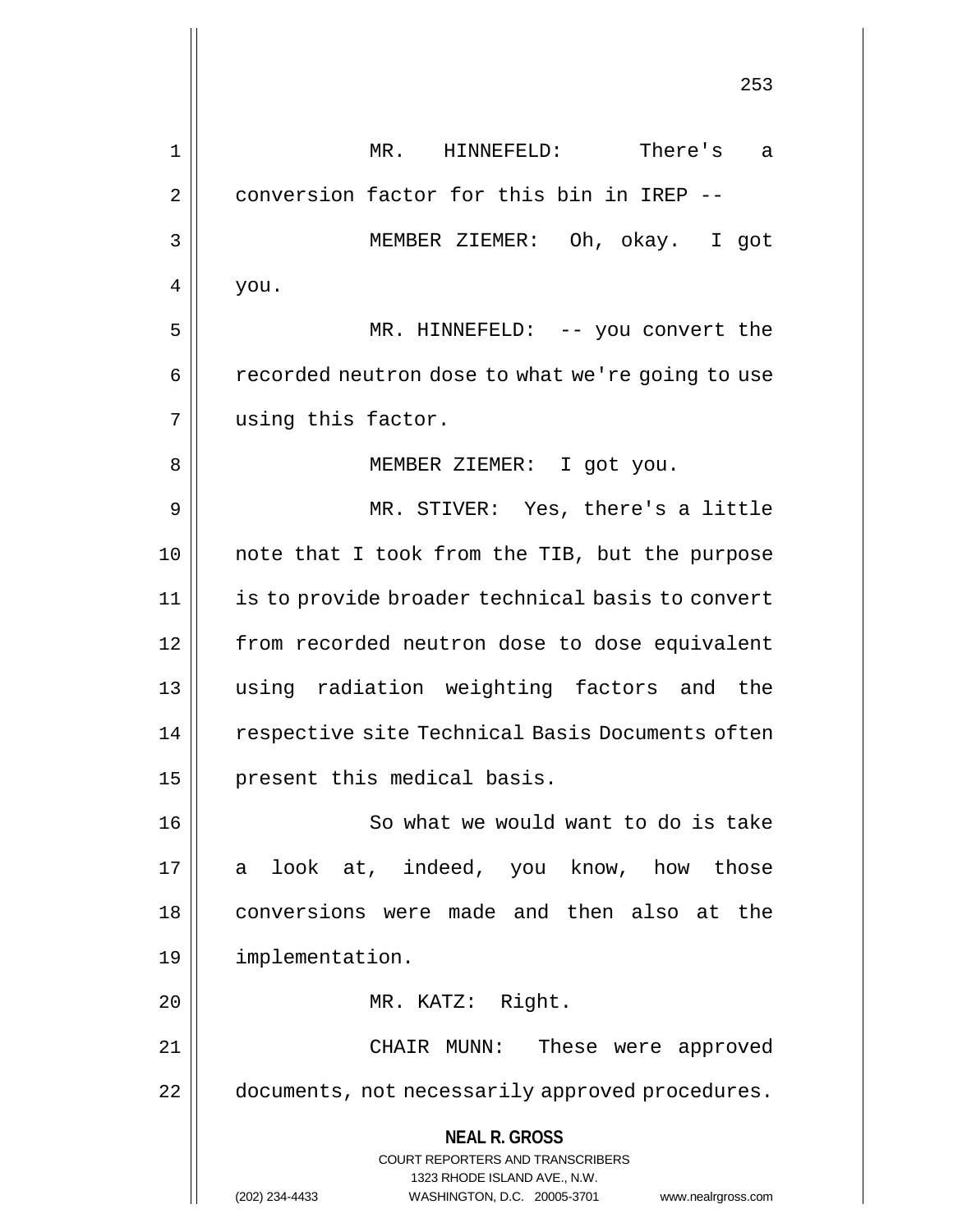MR. HINNEFELD: There's a conversion factor for this bin in IREP --

MEMBER ZIEMER: Oh, okay. I got you.

MR. HINNEFELD: -- you convert the recorded neutron dose to what we're going to use using this factor.

MEMBER ZIEMER: I got you.

MR. STIVER: Yes, there's a little note that I took from the TIB, but the purpose is to provide broader technical basis to convert from recorded neutron dose to dose equivalent using radiation weighting factors and the respective site Technical Basis Documents often present this medical basis.

So what we would want to do is take a look at, indeed, you know, how those conversions were made and then also at the implementation.

MR. KATZ: Right.

CHAIR MUNN: These were approved documents, not necessarily approved procedures.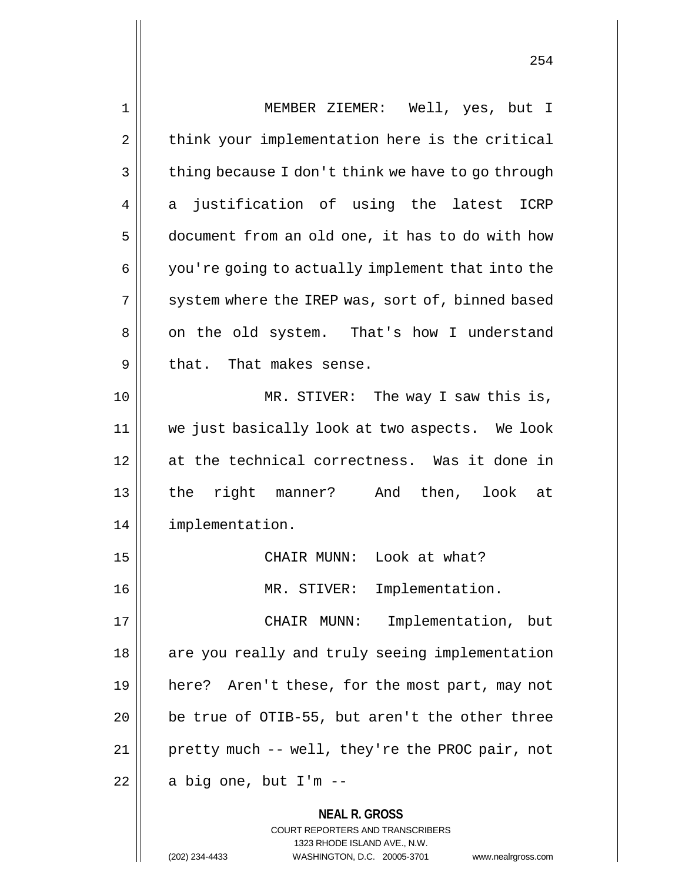MEMBER ZIEMER: Well, yes, but I think your implementation here is the critical thing because I don't think we have to go through a justification of using the latest ICRP document from an old one, it has to do with how you're going to actually implement that into the system where the IREP was, sort of, binned based on the old system. That's how I understand that. That makes sense.

MR. STIVER: The way I saw this is, we just basically look at two aspects. We look at the technical correctness. Was it done in the right manner? And then, look at implementation.

CHAIR MUNN: Look at what?

MR. STIVER: Implementation.

CHAIR MUNN: Implementation, but are you really and truly seeing implementation here? Aren't these, for the most part, may not be true of OTIB-55, but aren't the other three pretty much -- well, they're the PROC pair, not a big one, but I'm --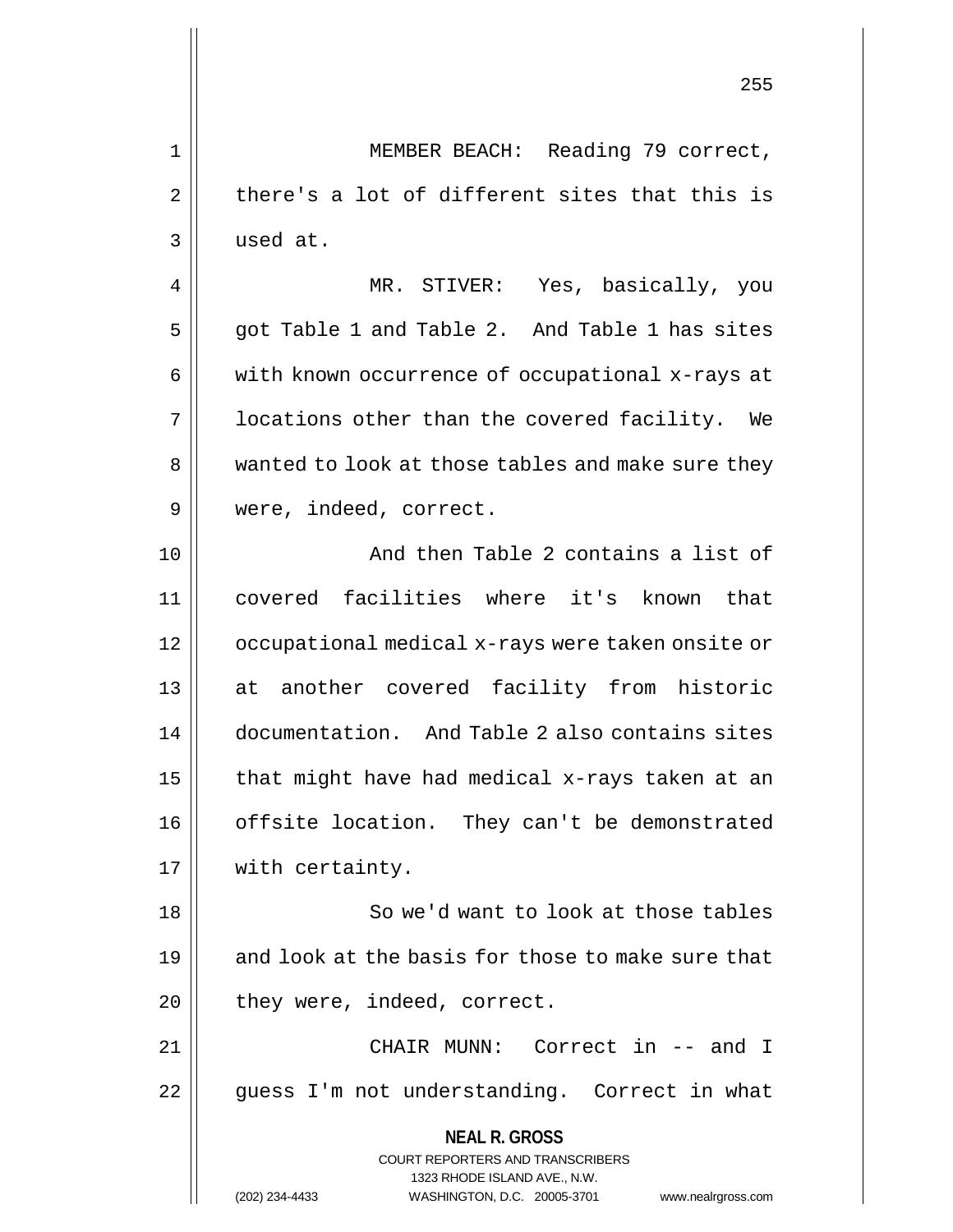MEMBER BEACH: Reading 79 correct, there's a lot of different sites that this is used at.

MR. STIVER: Yes, basically, you got Table 1 and Table 2. And Table 1 has sites with known occurrence of occupational x-rays at locations other than the covered facility. We wanted to look at those tables and make sure they were, indeed, correct.

And then Table 2 contains a list of covered facilities where it's known that occupational medical x-rays were taken onsite or at another covered facility from historic documentation. And Table 2 also contains sites that might have had medical x-rays taken at an offsite location. They can't be demonstrated with certainty.

So we'd want to look at those tables and look at the basis for those to make sure that they were, indeed, correct.

CHAIR MUNN: Correct in -- and I guess I'm not understanding. Correct in what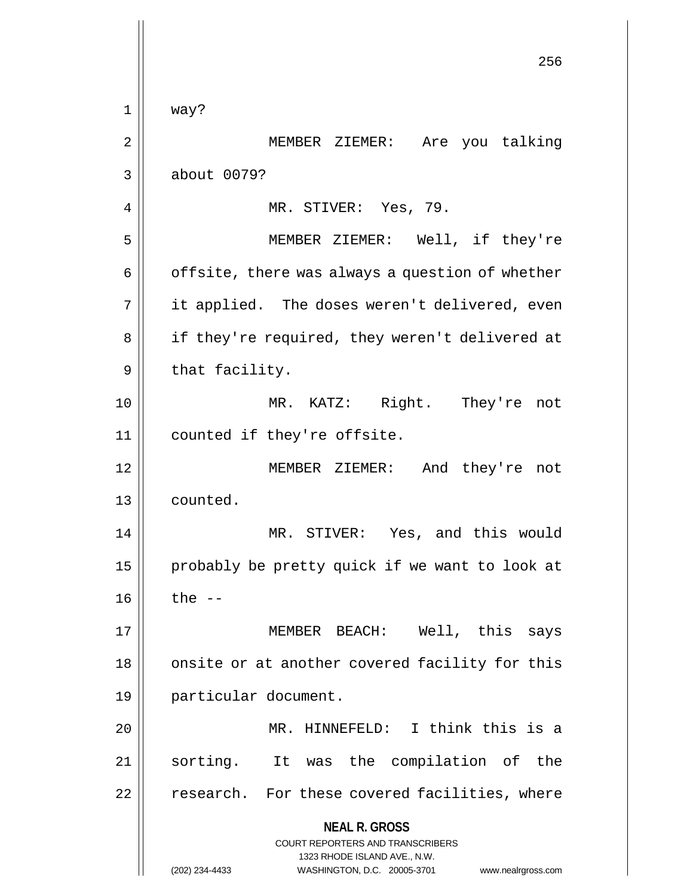way?

MEMBER ZIEMER: Are you talking about 0079?

MR. STIVER: Yes, 79.

MEMBER ZIEMER: Well, if they're offsite, there was always a question of whether it applied. The doses weren't delivered, even if they're required, they weren't delivered at that facility.

MR. KATZ: Right. They're not counted if they're offsite.

MEMBER ZIEMER: And they're not counted.

MR. STIVER: Yes, and this would probably be pretty quick if we want to look at the --

MEMBER BEACH: Well, this says onsite or at another covered facility for this particular document.

MR. HINNEFELD: I think this is a sorting. It was the compilation of the research. For these covered facilities, where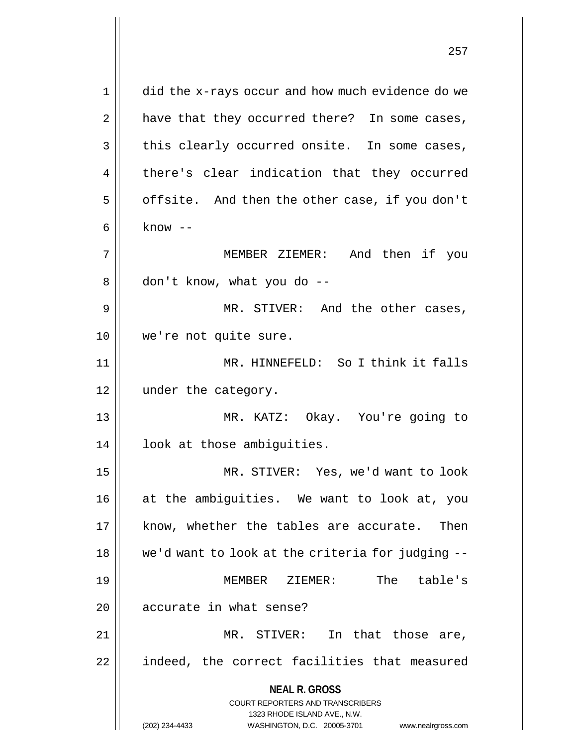did the x-rays occur and how much evidence do we have that they occurred there? In some cases, this clearly occurred onsite. In some cases, there's clear indication that they occurred offsite. And then the other case, if you don't know --

MEMBER ZIEMER: And then if you don't know, what you do --

MR. STIVER: And the other cases, we're not quite sure.

MR. HINNEFELD: So I think it falls under the category.

MR. KATZ: Okay. You're going to look at those ambiguities.

MR. STIVER: Yes, we'd want to look at the ambiguities. We want to look at, you know, whether the tables are accurate. Then we'd want to look at the criteria for judging --

MEMBER ZIEMER: The table's accurate in what sense?

MR. STIVER: In that those are, indeed, the correct facilities that measured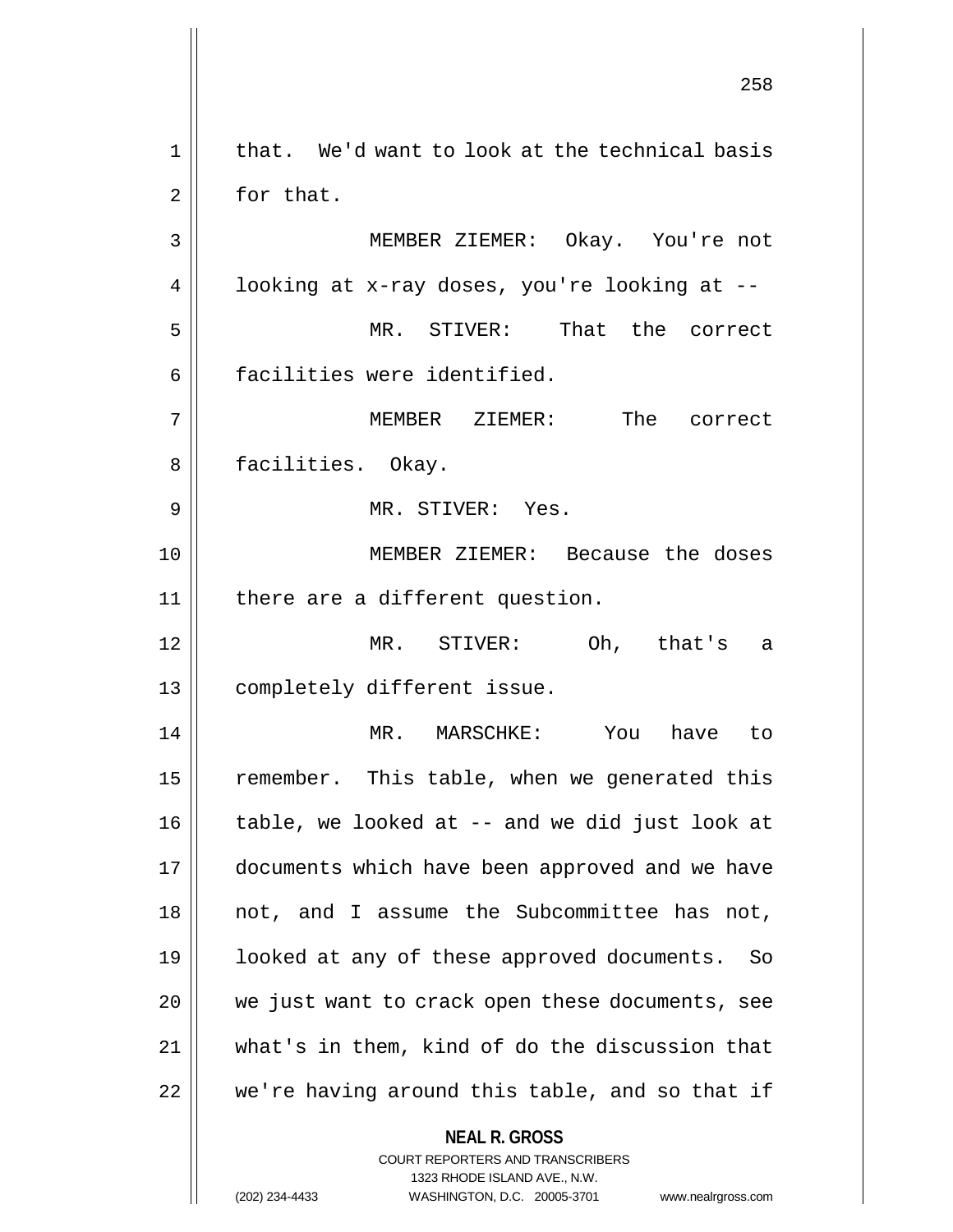that. We'd want to look at the technical basis for that.

MEMBER ZIEMER: Okay. You're not looking at x-ray doses, you're looking at --

MR. STIVER: That the correct facilities were identified.

MEMBER ZIEMER: The correct facilities. Okay.

MR. STIVER: Yes.

MEMBER ZIEMER: Because the doses there are a different question.

MR. STIVER: Oh, that's a completely different issue.

MR. MARSCHKE: You have to remember. This table, when we generated this table, we looked at -- and we did just look at documents which have been approved and we have not, and I assume the Subcommittee has not, looked at any of these approved documents. So we just want to crack open these documents, see what's in them, kind of do the discussion that we're having around this table, and so that if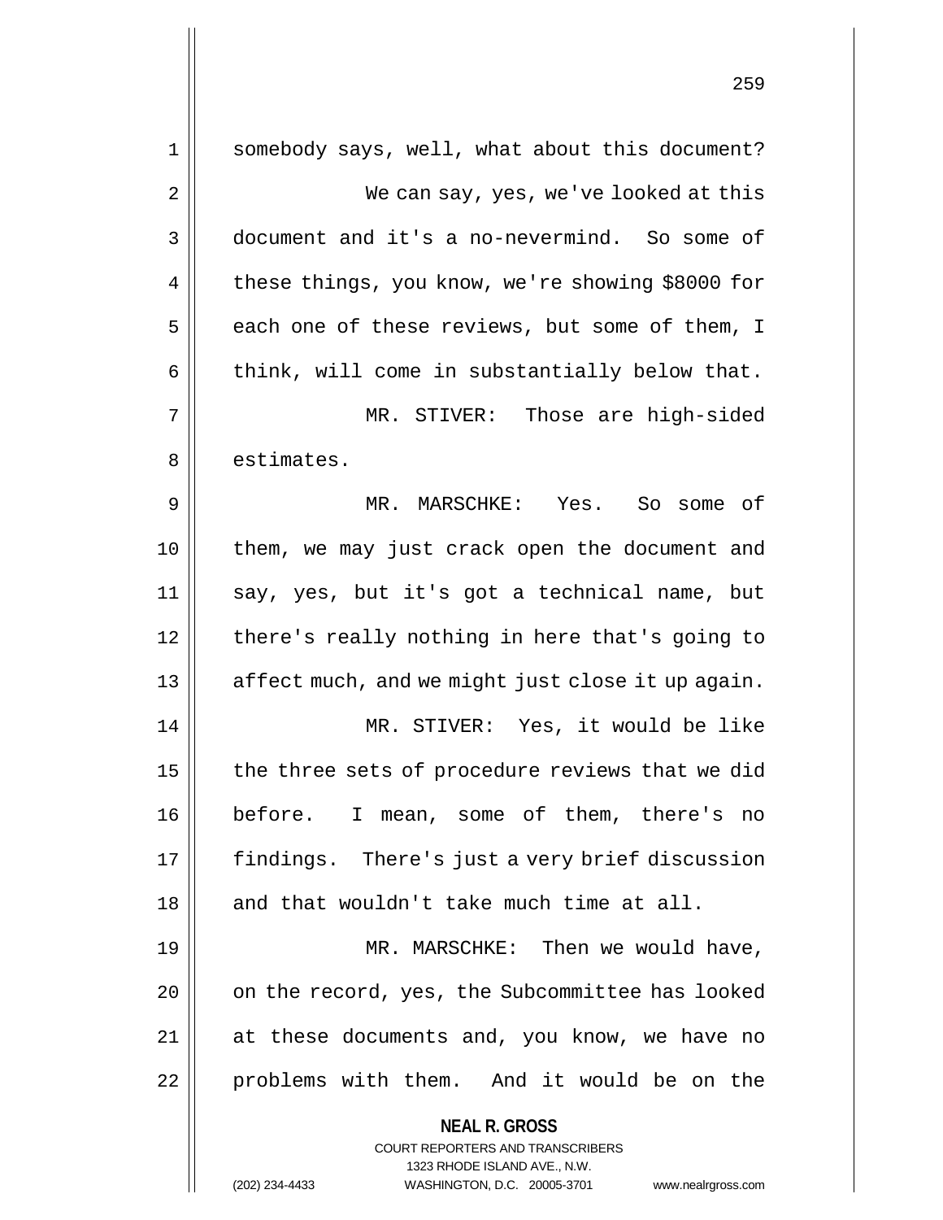somebody says, well, what about this document?

We can say, yes, we've looked at this document and it's a no-nevermind. So some of these things, you know, we're showing $8000 for each one of these reviews, but some of them, I think, will come in substantially below that.

MR. STIVER: Those are high-sided estimates.

MR. MARSCHKE: Yes. So some of them, we may just crack open the document and say, yes, but it's got a technical name, but there's really nothing in here that's going to affect much, and we might just close it up again.

MR. STIVER: Yes, it would be like the three sets of procedure reviews that we did before. I mean, some of them, there's no findings. There's just a very brief discussion and that wouldn't take much time at all.

MR. MARSCHKE: Then we would have, on the record, yes, the Subcommittee has looked at these documents and, you know, we have no problems with them. And it would be on the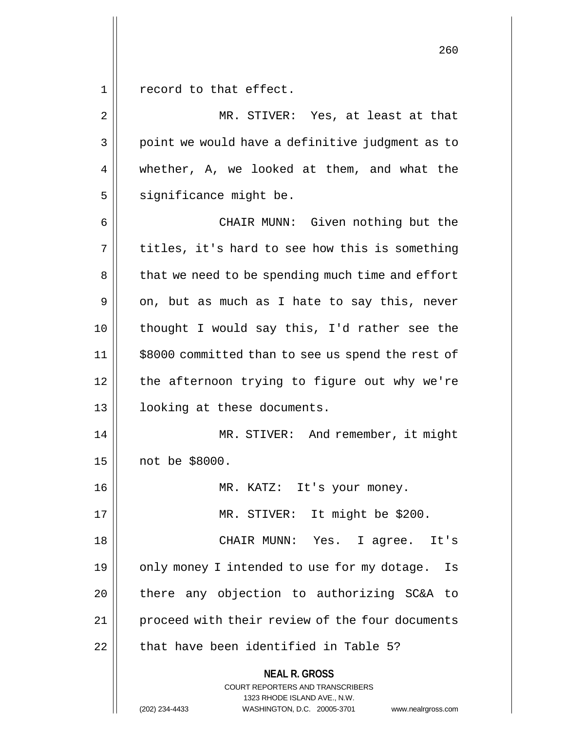record to that effect.

MR. STIVER: Yes, at least at that point we would have a definitive judgment as to whether, A, we looked at them, and what the significance might be.

CHAIR MUNN: Given nothing but the titles, it's hard to see how this is something that we need to be spending much time and effort on, but as much as I hate to say this, never thought I would say this, I'd rather see the $8000 committed than to see us spend the rest of the afternoon trying to figure out why we're looking at these documents.

MR. STIVER: And remember, it might not be $8000.

MR. KATZ: It's your money.

MR. STIVER: It might be $200.

CHAIR MUNN: Yes. I agree. It's only money I intended to use for my dotage. Is there any objection to authorizing SC&A to proceed with their review of the four documents that have been identified in Table 5?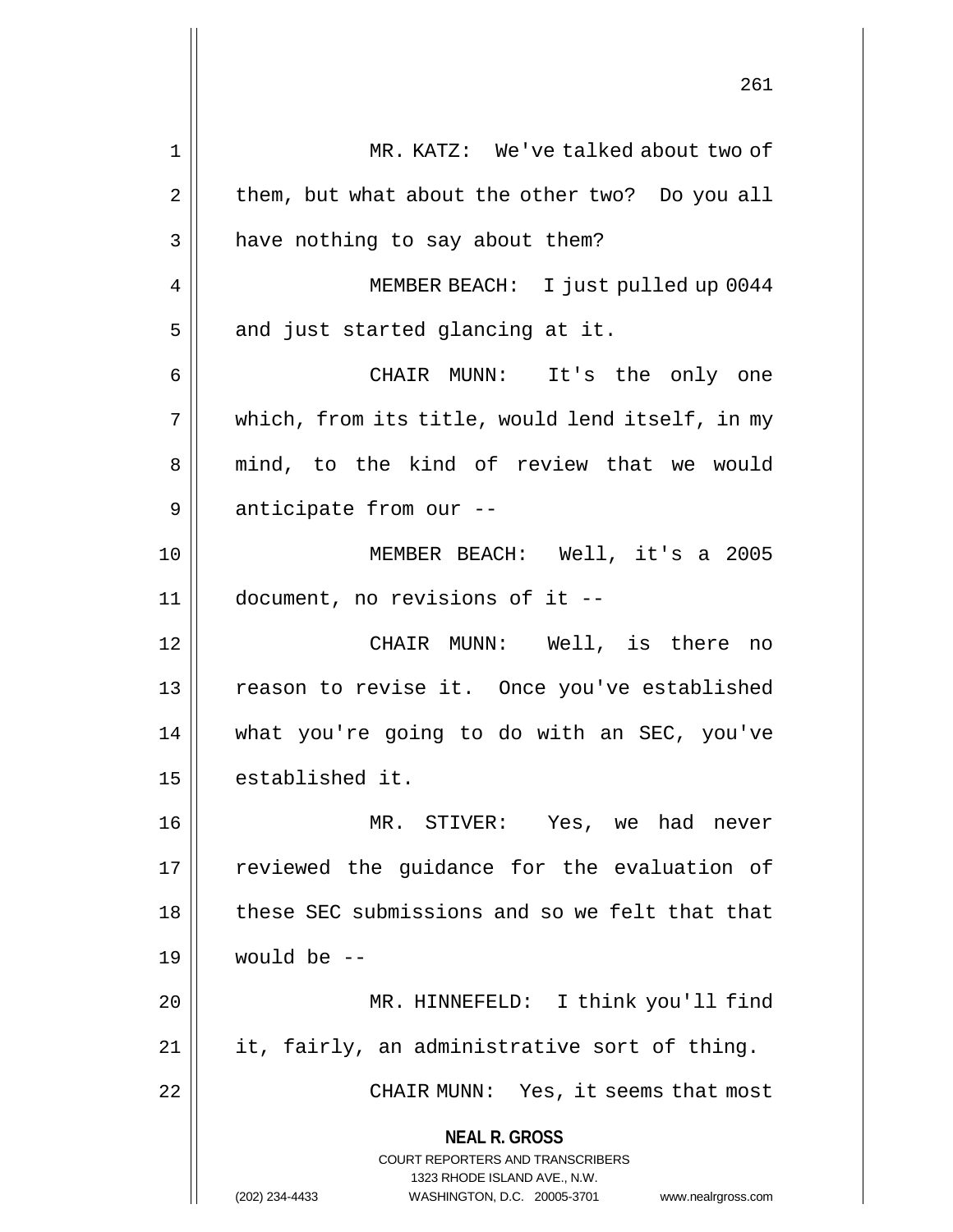MR. KATZ: We've talked about two of them, but what about the other two? Do you all have nothing to say about them?

MEMBER BEACH: I just pulled up 0044 and just started glancing at it.

CHAIR MUNN: It's the only one which, from its title, would lend itself, in my mind, to the kind of review that we would anticipate from our --

MEMBER BEACH: Well, it's a 2005 document, no revisions of it --

CHAIR MUNN: Well, is there no reason to revise it. Once you've established what you're going to do with an SEC, you've established it.

MR. STIVER: Yes, we had never reviewed the guidance for the evaluation of these SEC submissions and so we felt that that would be --

MR. HINNEFELD: I think you'll find it, fairly, an administrative sort of thing.

CHAIR MUNN: Yes, it seems that most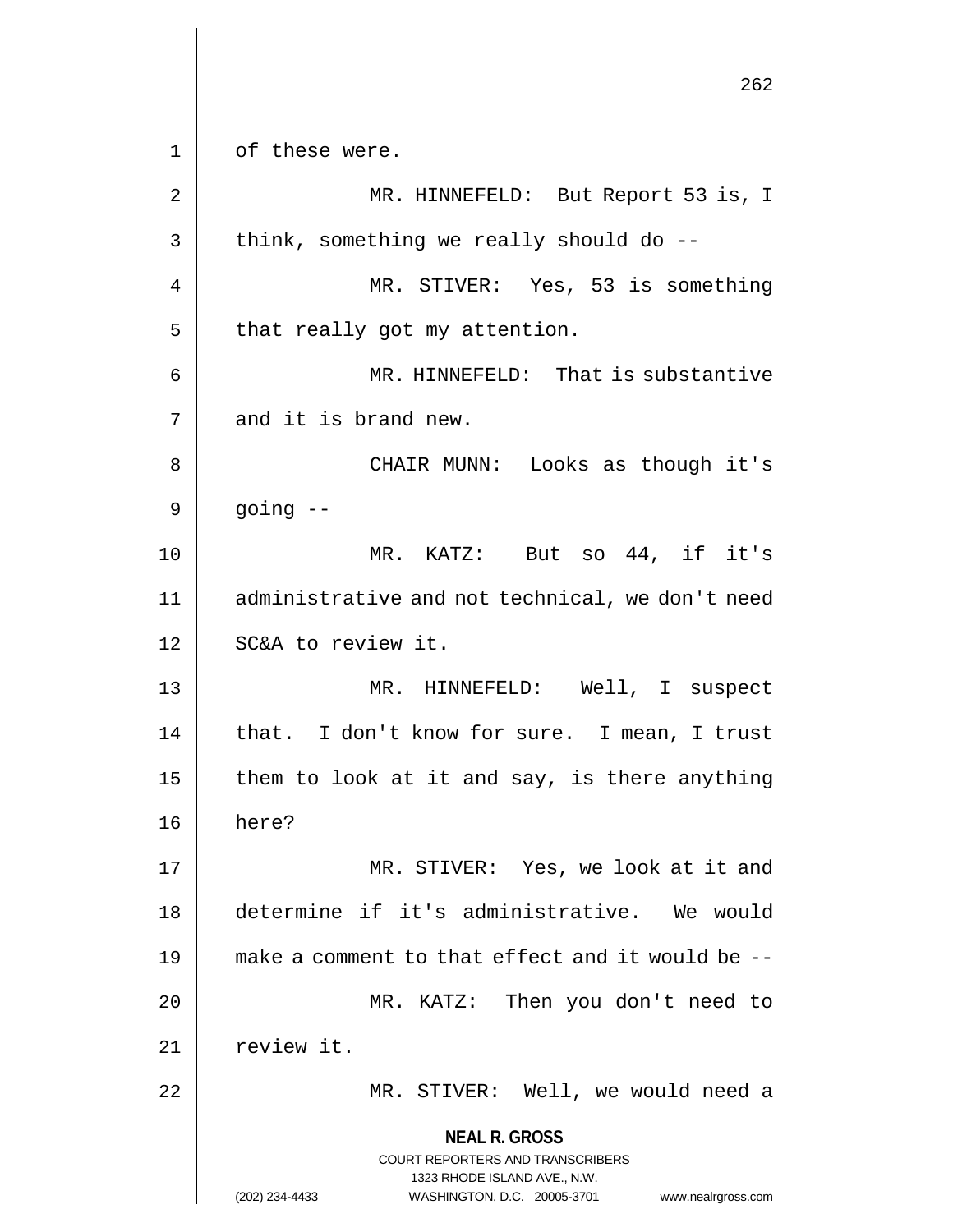of these were.

MR. HINNEFELD: But Report 53 is, I think, something we really should do --

MR. STIVER: Yes, 53 is something that really got my attention.

MR. HINNEFELD: That is substantive and it is brand new.

CHAIR MUNN: Looks as though it's going --

MR. KATZ: But so 44, if it's administrative and not technical, we don't need SC&A to review it.

MR. HINNEFELD: Well, I suspect that. I don't know for sure. I mean, I trust them to look at it and say, is there anything here?

MR. STIVER: Yes, we look at it and determine if it's administrative. We would make a comment to that effect and it would be --

MR. KATZ: Then you don't need to review it.

MR. STIVER: Well, we would need a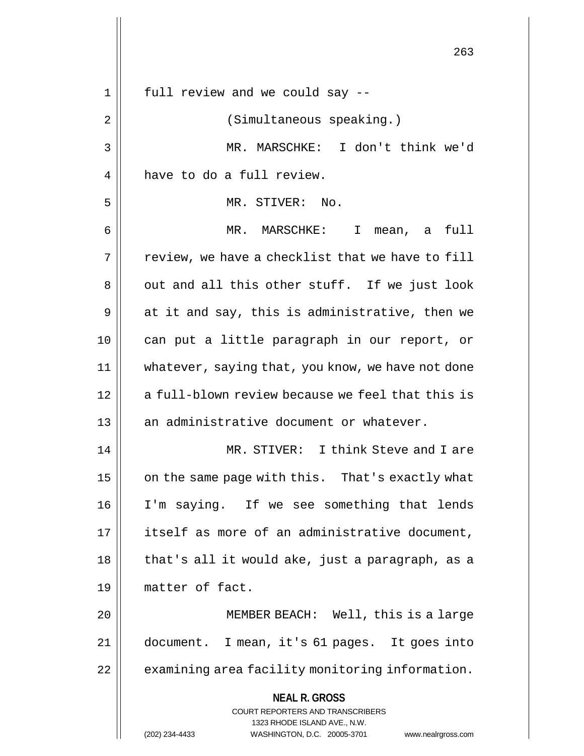full review and we could say --

(Simultaneous speaking.)

MR. MARSCHKE: I don't think we'd have to do a full review.

MR. STIVER: No.

MR. MARSCHKE: I mean, a full review, we have a checklist that we have to fill out and all this other stuff. If we just look at it and say, this is administrative, then we can put a little paragraph in our report, or whatever, saying that, you know, we have not done a full-blown review because we feel that this is an administrative document or whatever.

MR. STIVER: I think Steve and I are on the same page with this. That's exactly what I'm saying. If we see something that lends itself as more of an administrative document, that's all it would ake, just a paragraph, as a matter of fact.

MEMBER BEACH: Well, this is a large document. I mean, it's 61 pages. It goes into examining area facility monitoring information.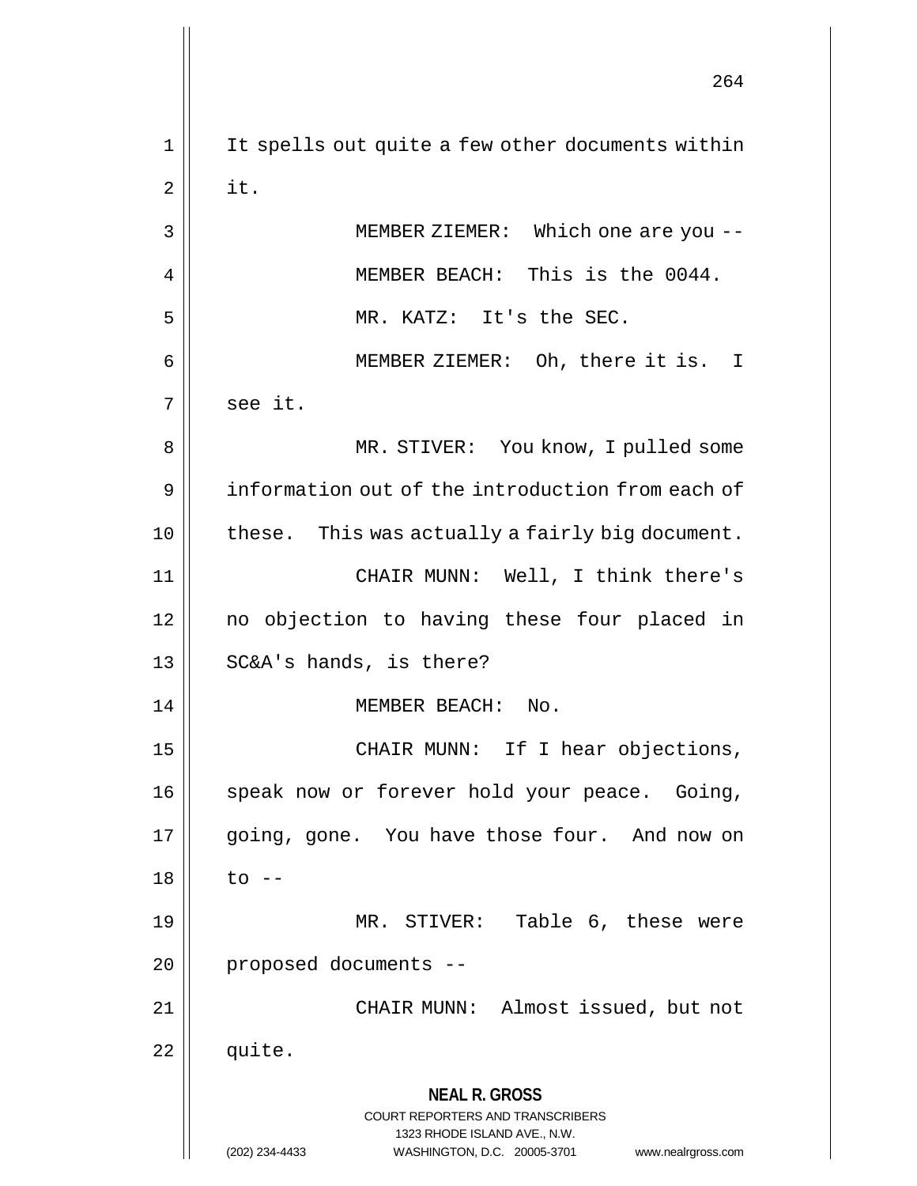It spells out quite a few other documents within it.

MEMBER ZIEMER: Which one are you --

MEMBER BEACH: This is the 0044.

MR. KATZ: It's the SEC.

MEMBER ZIEMER: Oh, there it is. I see it.

MR. STIVER: You know, I pulled some information out of the introduction from each of these. This was actually a fairly big document.

CHAIR MUNN: Well, I think there's no objection to having these four placed in SC&A's hands, is there?

MEMBER BEACH: No.

CHAIR MUNN: If I hear objections, speak now or forever hold your peace. Going, going, gone. You have those four. And now on to --

MR. STIVER: Table 6, these were proposed documents --

CHAIR MUNN: Almost issued, but not quite.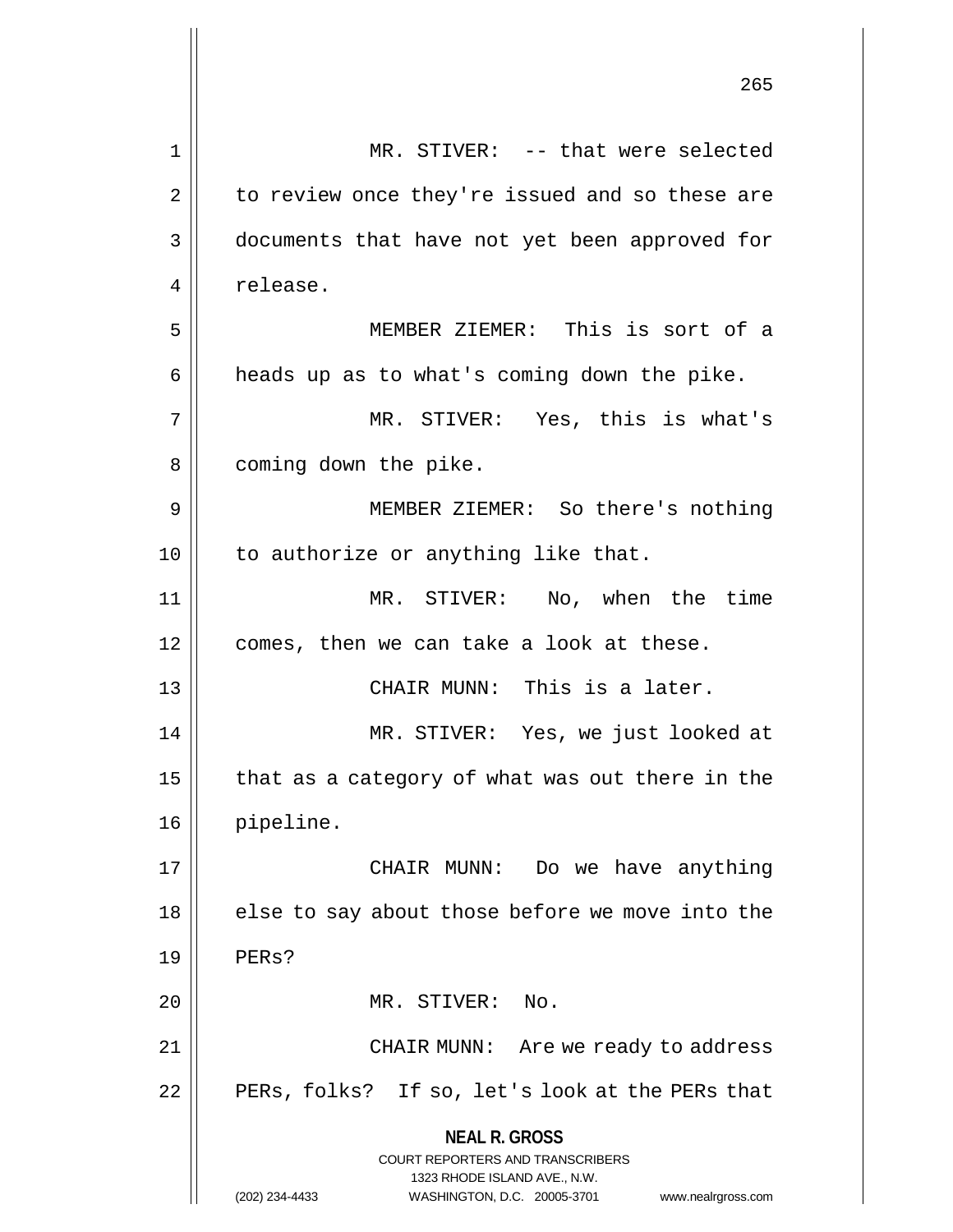MR. STIVER: -- that were selected to review once they're issued and so these are documents that have not yet been approved for release.

MEMBER ZIEMER: This is sort of a heads up as to what's coming down the pike.

MR. STIVER: Yes, this is what's coming down the pike.

MEMBER ZIEMER: So there's nothing to authorize or anything like that.

MR. STIVER: No, when the time comes, then we can take a look at these.

CHAIR MUNN: This is a later.

MR. STIVER: Yes, we just looked at that as a category of what was out there in the pipeline.

CHAIR MUNN: Do we have anything else to say about those before we move into the PERs?

MR. STIVER: No.

CHAIR MUNN: Are we ready to address PERs, folks? If so, let's look at the PERs that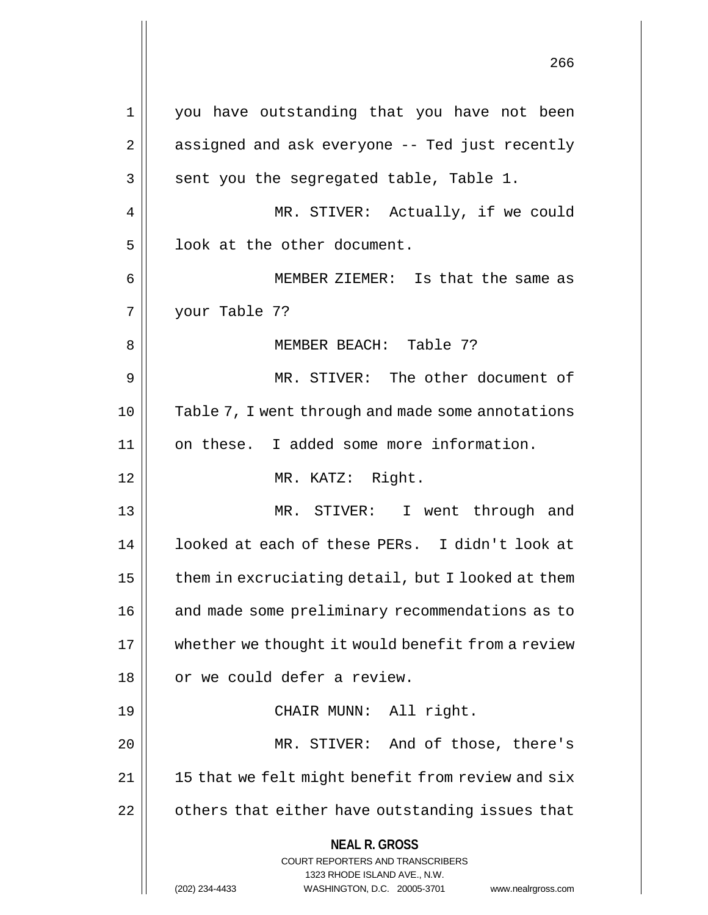you have outstanding that you have not been assigned and ask everyone -- Ted just recently sent you the segregated table, Table 1.

MR. STIVER: Actually, if we could look at the other document.

MEMBER ZIEMER: Is that the same as your Table 7?

MEMBER BEACH: Table 7?

MR. STIVER: The other document of Table 7, I went through and made some annotations on these. I added some more information.

MR. KATZ: Right.

MR. STIVER: I went through and looked at each of these PERs. I didn't look at them in excruciating detail, but I looked at them and made some preliminary recommendations as to whether we thought it would benefit from a review or we could defer a review.

CHAIR MUNN: All right.

MR. STIVER: And of those, there's 15 that we felt might benefit from review and six others that either have outstanding issues that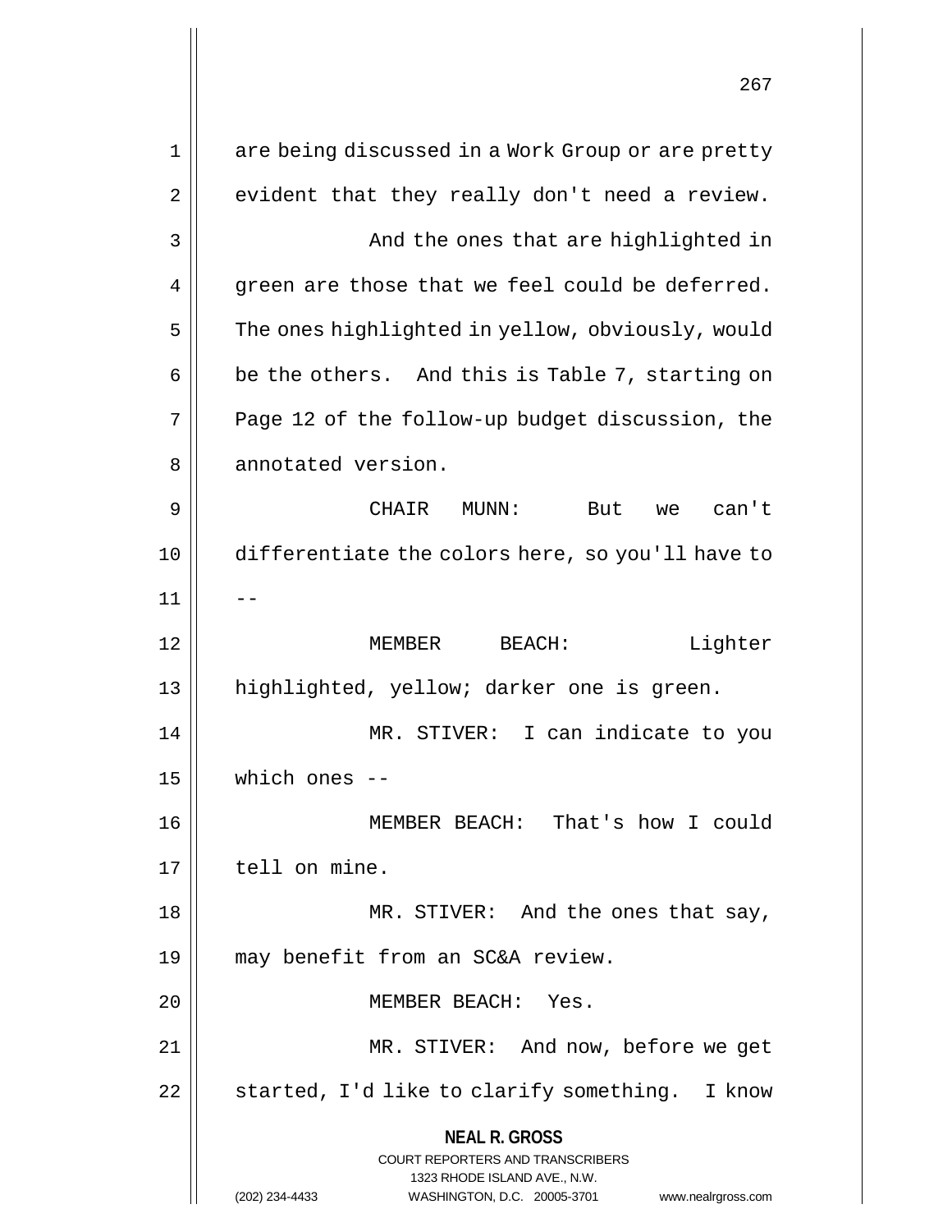are being discussed in a Work Group or are pretty evident that they really don't need a review.

And the ones that are highlighted in green are those that we feel could be deferred. The ones highlighted in yellow, obviously, would be the others. And this is Table 7, starting on Page 12 of the follow-up budget discussion, the annotated version.

CHAIR MUNN: But we can't differentiate the colors here, so you'll have to --

MEMBER BEACH: Lighter highlighted, yellow; darker one is green.

MR. STIVER: I can indicate to you which ones --

MEMBER BEACH: That's how I could tell on mine.

MR. STIVER: And the ones that say, may benefit from an SC&A review.

MEMBER BEACH: Yes.

MR. STIVER: And now, before we get started, I'd like to clarify something. I know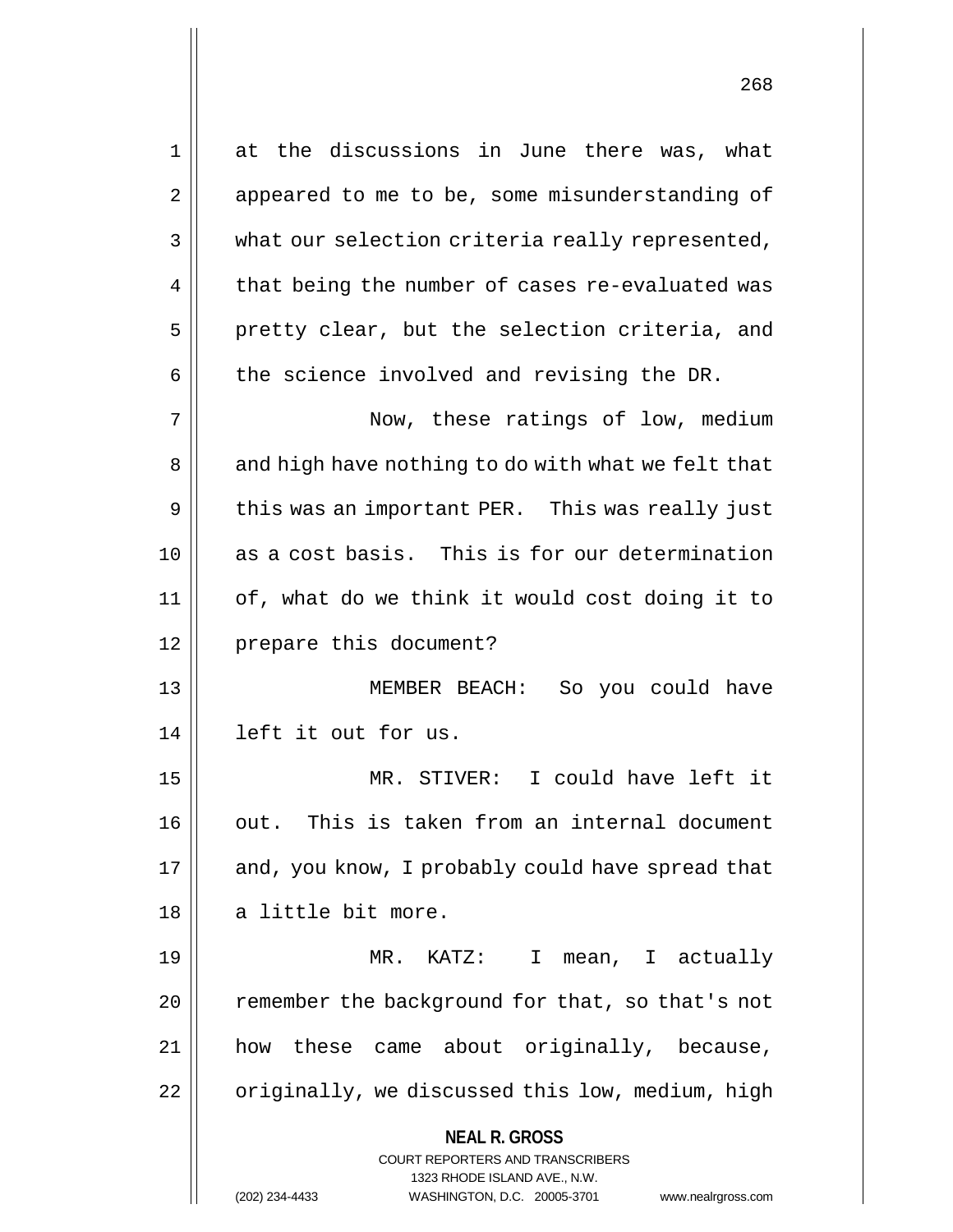at the discussions in June there was, what appeared to me to be, some misunderstanding of what our selection criteria really represented, that being the number of cases re-evaluated was pretty clear, but the selection criteria, and the science involved and revising the DR.

Now, these ratings of low, medium and high have nothing to do with what we felt that this was an important PER. This was really just as a cost basis. This is for our determination of, what do we think it would cost doing it to prepare this document?

MEMBER BEACH: So you could have left it out for us.

MR. STIVER: I could have left it out. This is taken from an internal document and, you know, I probably could have spread that a little bit more.

MR. KATZ: I mean, I actually remember the background for that, so that's not how these came about originally, because, originally, we discussed this low, medium, high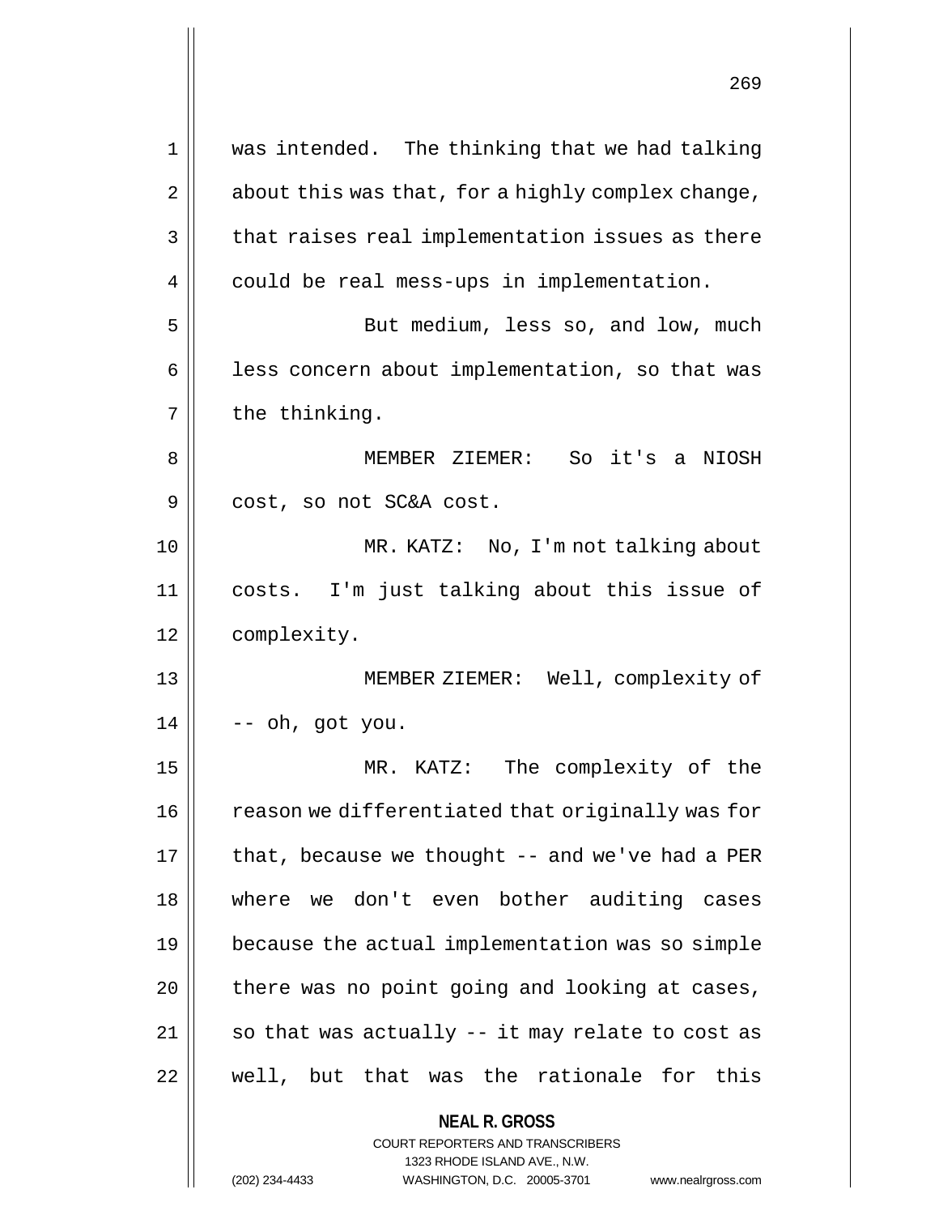was intended. The thinking that we had talking about this was that, for a highly complex change, that raises real implementation issues as there could be real mess-ups in implementation.

But medium, less so, and low, much less concern about implementation, so that was the thinking.

MEMBER ZIEMER: So it's a NIOSH cost, so not SC&A cost.

MR. KATZ: No, I'm not talking about costs. I'm just talking about this issue of complexity.

MEMBER ZIEMER: Well, complexity of -- oh, got you.

MR. KATZ: The complexity of the reason we differentiated that originally was for that, because we thought -- and we've had a PER where we don't even bother auditing cases because the actual implementation was so simple there was no point going and looking at cases, so that was actually -- it may relate to cost as well, but that was the rationale for this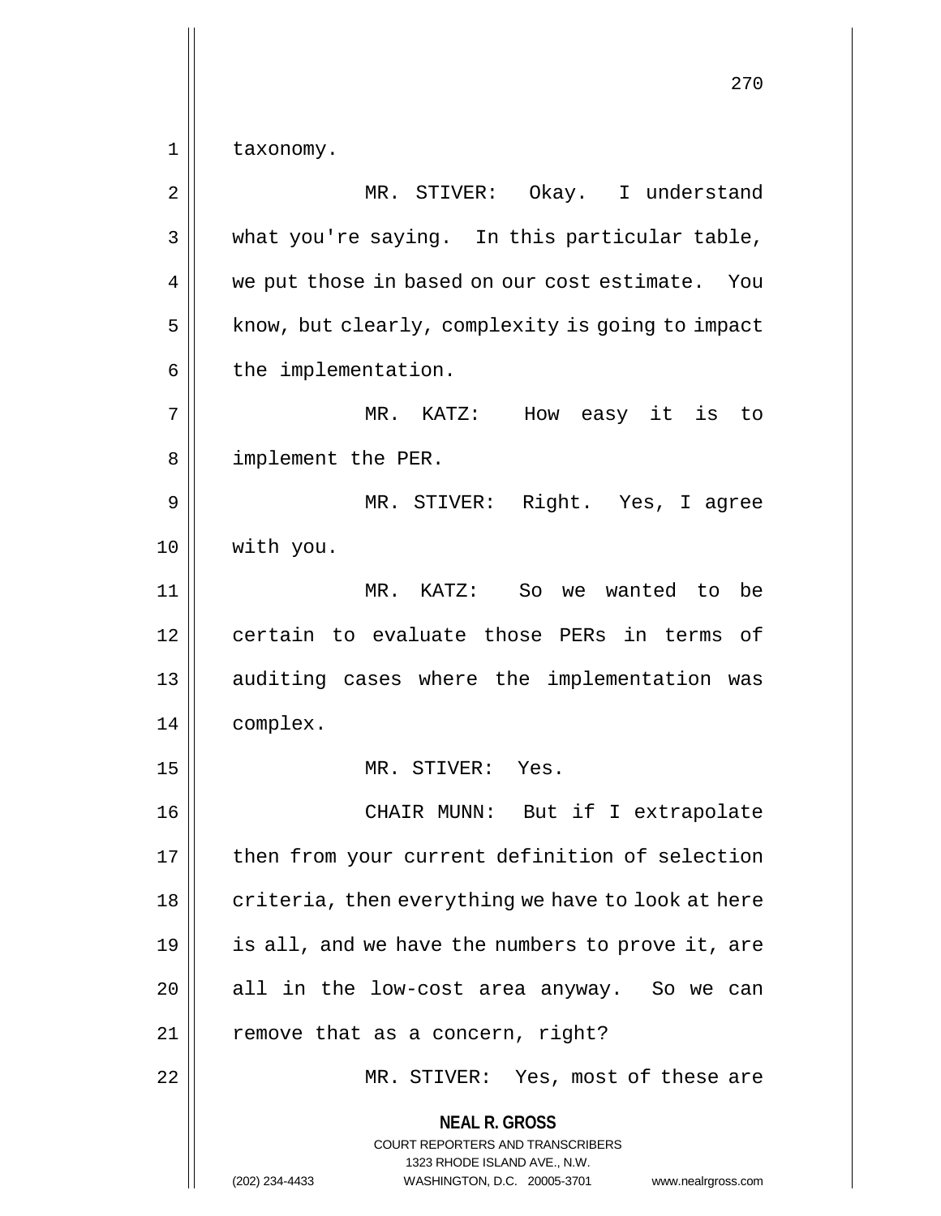taxonomy.

MR. STIVER: Okay. I understand what you're saying. In this particular table, we put those in based on our cost estimate. You know, but clearly, complexity is going to impact the implementation.

MR. KATZ: How easy it is to implement the PER.

MR. STIVER: Right. Yes, I agree with you.

MR. KATZ: So we wanted to be certain to evaluate those PERs in terms of auditing cases where the implementation was complex.

MR. STIVER: Yes.

CHAIR MUNN: But if I extrapolate then from your current definition of selection criteria, then everything we have to look at here is all, and we have the numbers to prove it, are all in the low-cost area anyway. So we can remove that as a concern, right?

MR. STIVER: Yes, most of these are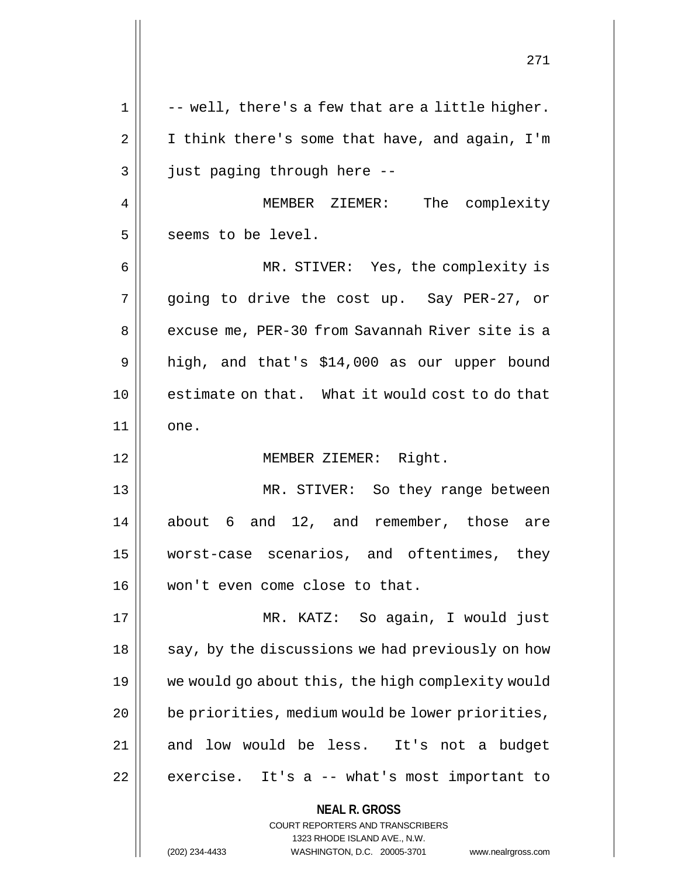-- well, there's a few that are a little higher. I think there's some that have, and again, I'm just paging through here --

MEMBER ZIEMER: The complexity seems to be level.

MR. STIVER: Yes, the complexity is going to drive the cost up. Say PER-27, or excuse me, PER-30 from Savannah River site is a high, and that's $14,000 as our upper bound estimate on that. What it would cost to do that one.

MEMBER ZIEMER: Right.

MR. STIVER: So they range between about 6 and 12, and remember, those are worst-case scenarios, and oftentimes, they won't even come close to that.

MR. KATZ: So again, I would just say, by the discussions we had previously on how we would go about this, the high complexity would be priorities, medium would be lower priorities, and low would be less. It's not a budget exercise. It's a -- what's most important to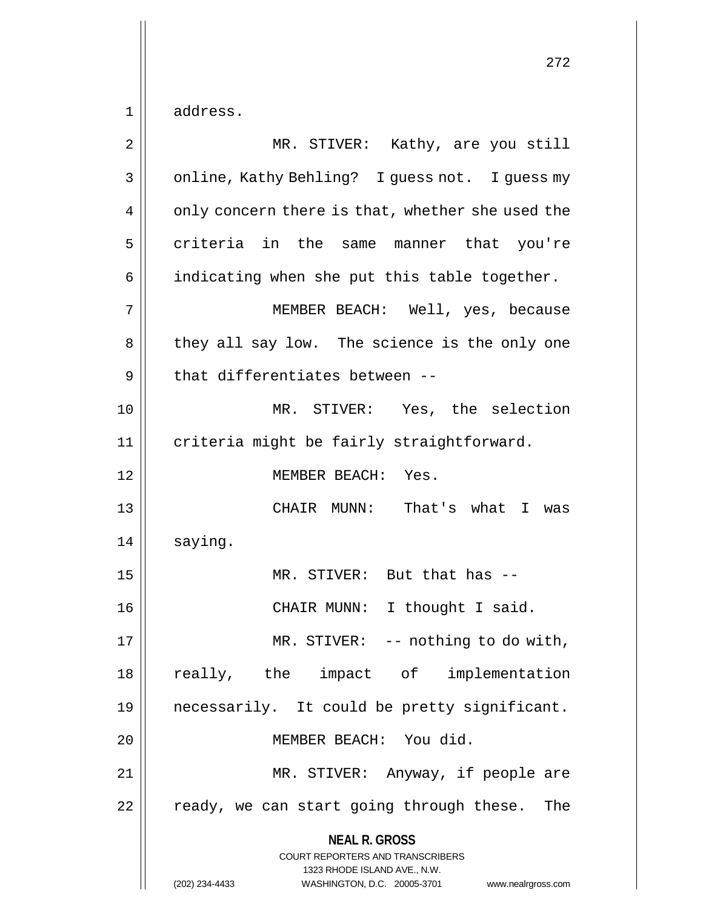address.

MR. STIVER: Kathy, are you still online, Kathy Behling? I guess not. I guess my only concern there is that, whether she used the criteria in the same manner that you're indicating when she put this table together.

MEMBER BEACH: Well, yes, because they all say low. The science is the only one that differentiates between --

MR. STIVER: Yes, the selection criteria might be fairly straightforward.

MEMBER BEACH: Yes.

CHAIR MUNN: That's what I was saying.

MR. STIVER: But that has --

CHAIR MUNN: I thought I said.

MR. STIVER: -- nothing to do with, really, the impact of implementation necessarily. It could be pretty significant.

MEMBER BEACH: You did.

MR. STIVER: Anyway, if people are ready, we can start going through these. The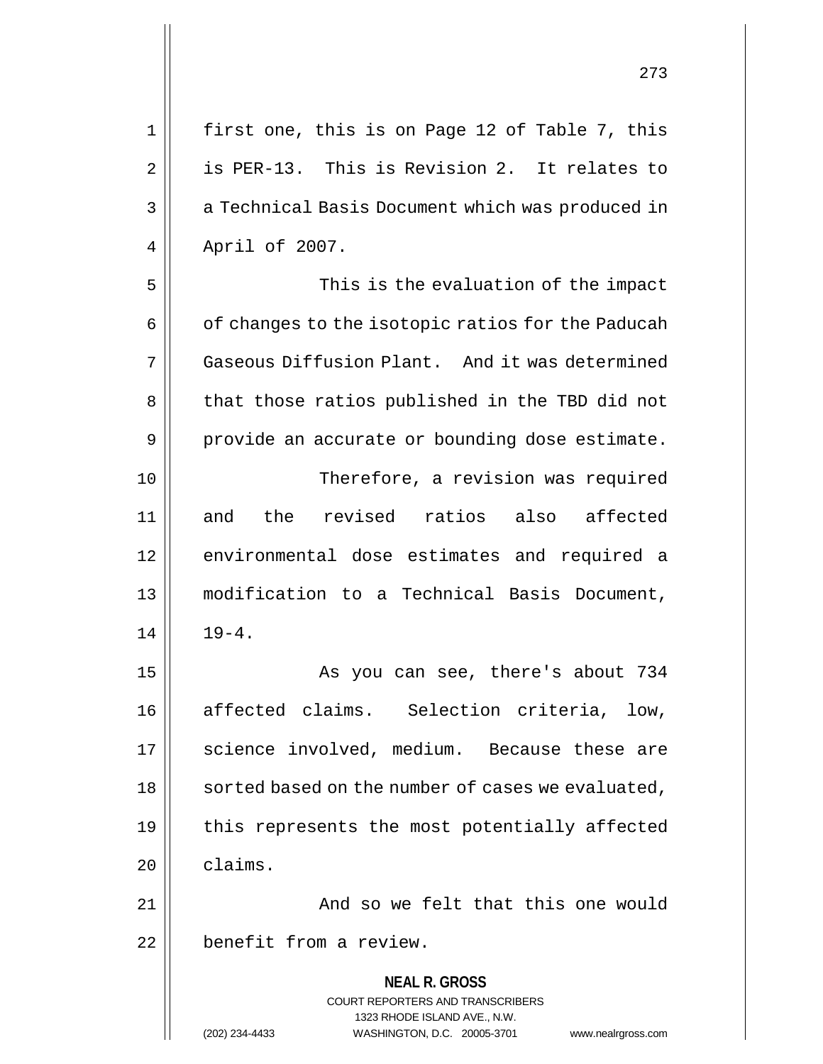first one, this is on Page 12 of Table 7, this is PER-13. This is Revision 2. It relates to a Technical Basis Document which was produced in April of 2007.

This is the evaluation of the impact of changes to the isotopic ratios for the Paducah Gaseous Diffusion Plant. And it was determined that those ratios published in the TBD did not provide an accurate or bounding dose estimate.

Therefore, a revision was required and the revised ratios also affected environmental dose estimates and required a modification to a Technical Basis Document, 19-4.

As you can see, there's about 734 affected claims. Selection criteria, low, science involved, medium. Because these are sorted based on the number of cases we evaluated, this represents the most potentially affected claims.

And so we felt that this one would benefit from a review.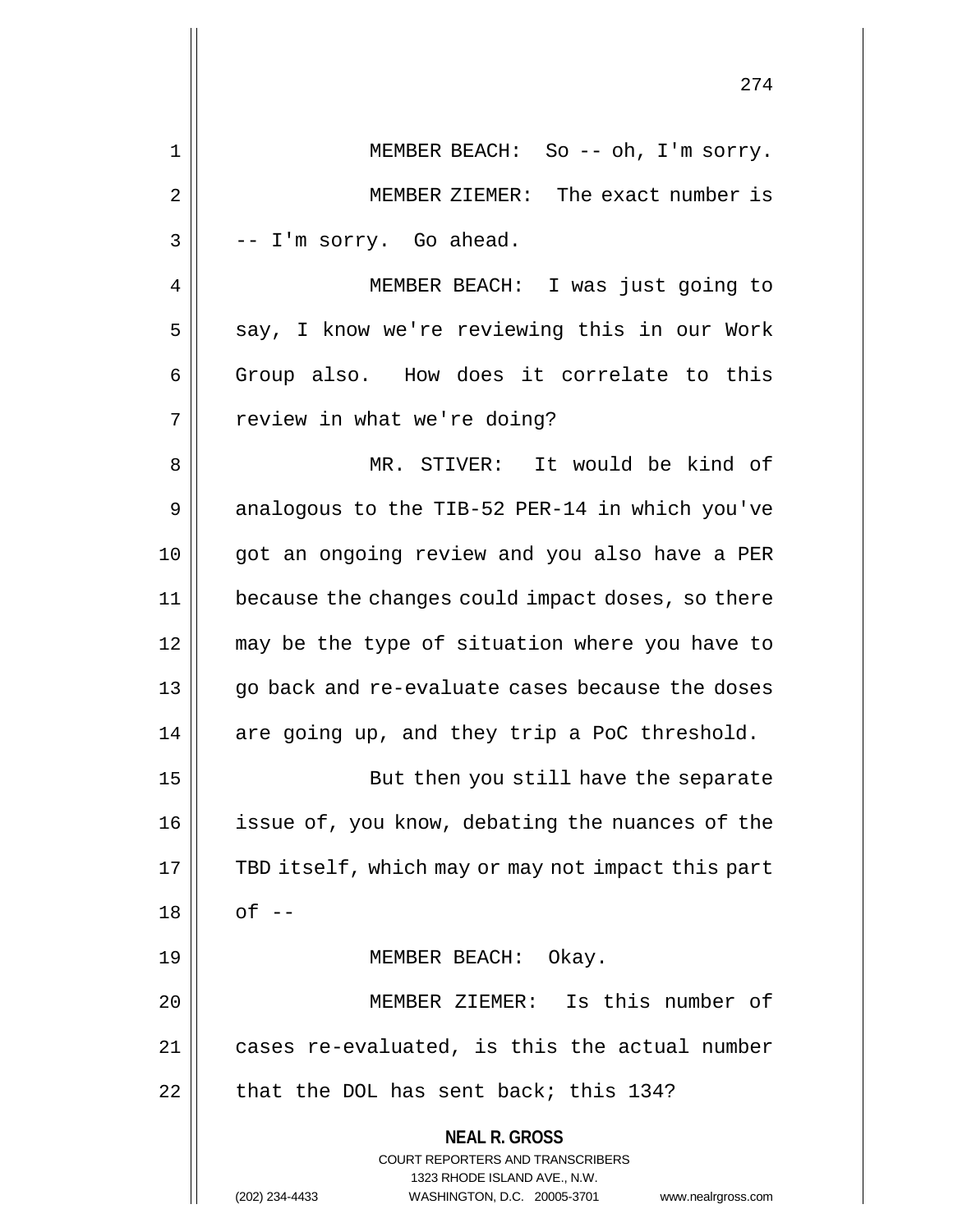MEMBER BEACH: So -- oh, I'm sorry.

MEMBER ZIEMER: The exact number is -- I'm sorry. Go ahead.

MEMBER BEACH: I was just going to say, I know we're reviewing this in our Work Group also. How does it correlate to this review in what we're doing?

MR. STIVER: It would be kind of analogous to the TIB-52 PER-14 in which you've got an ongoing review and you also have a PER because the changes could impact doses, so there may be the type of situation where you have to go back and re-evaluate cases because the doses are going up, and they trip a PoC threshold.

But then you still have the separate issue of, you know, debating the nuances of the TBD itself, which may or may not impact this part of --

MEMBER BEACH: Okay.

MEMBER ZIEMER: Is this number of cases re-evaluated, is this the actual number that the DOL has sent back; this 134?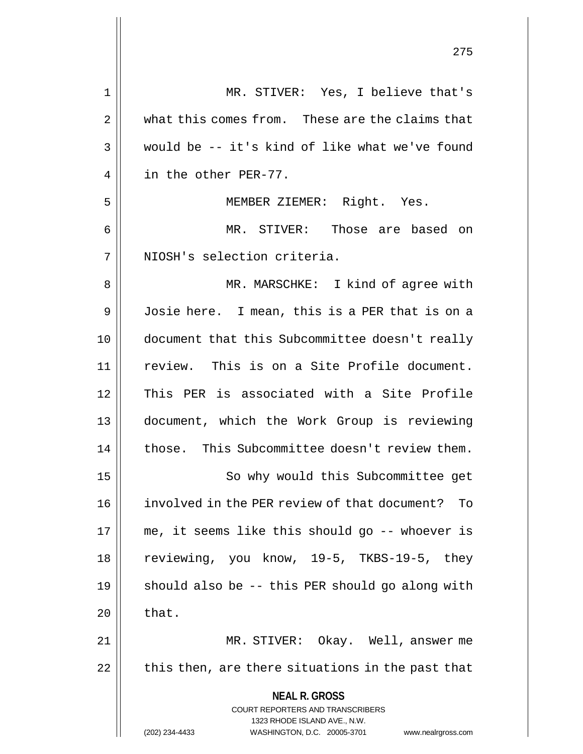MR. STIVER: Yes, I believe that's what this comes from. These are the claims that would be -- it's kind of like what we've found in the other PER-77.

MEMBER ZIEMER: Right. Yes.

MR. STIVER: Those are based on NIOSH's selection criteria.

MR. MARSCHKE: I kind of agree with Josie here. I mean, this is a PER that is on a document that this Subcommittee doesn't really review. This is on a Site Profile document. This PER is associated with a Site Profile document, which the Work Group is reviewing those. This Subcommittee doesn't review them.

So why would this Subcommittee get involved in the PER review of that document? To me, it seems like this should go -- whoever is reviewing, you know, 19-5, TKBS-19-5, they should also be -- this PER should go along with that.

MR. STIVER: Okay. Well, answer me this then, are there situations in the past that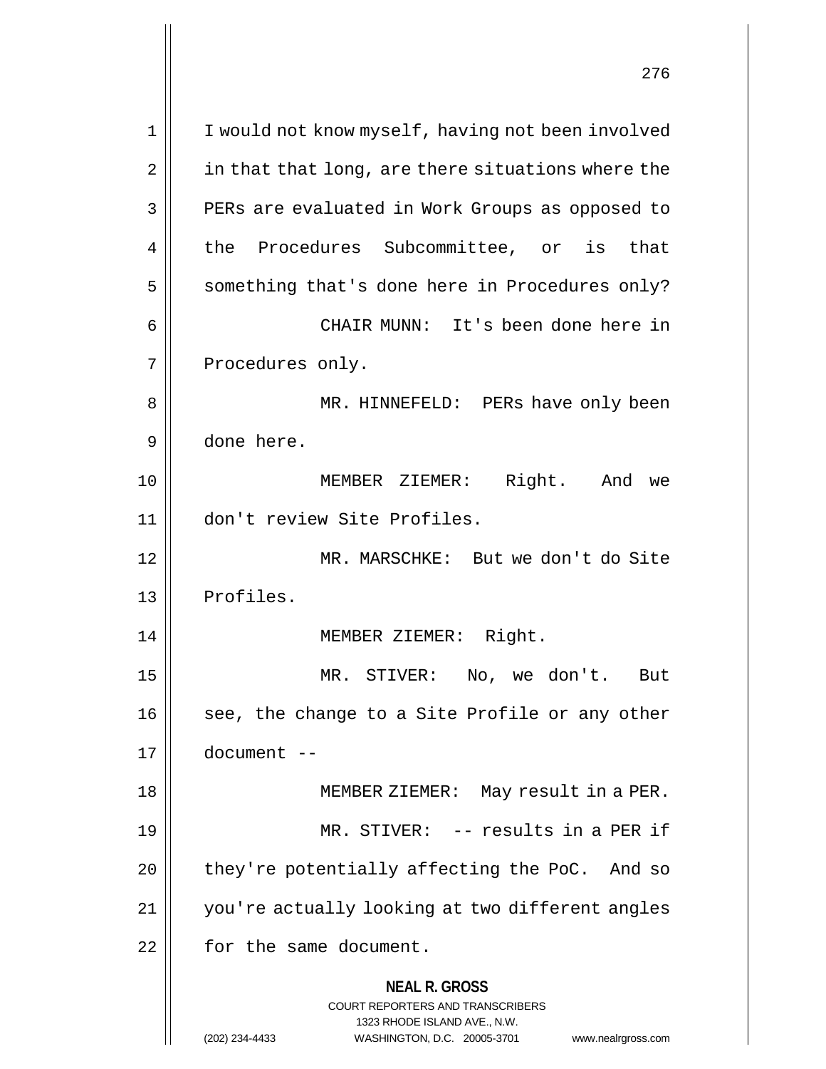I would not know myself, having not been involved in that that long, are there situations where the PERs are evaluated in Work Groups as opposed to the Procedures Subcommittee, or is that something that's done here in Procedures only?

CHAIR MUNN: It's been done here in Procedures only.

MR. HINNEFELD: PERs have only been done here.

MEMBER ZIEMER: Right. And we don't review Site Profiles.

MR. MARSCHKE: But we don't do Site Profiles.

MEMBER ZIEMER: Right.

MR. STIVER: No, we don't. But see, the change to a Site Profile or any other document --

MEMBER ZIEMER: May result in a PER.

MR. STIVER: -- results in a PER if they're potentially affecting the PoC. And so you're actually looking at two different angles for the same document.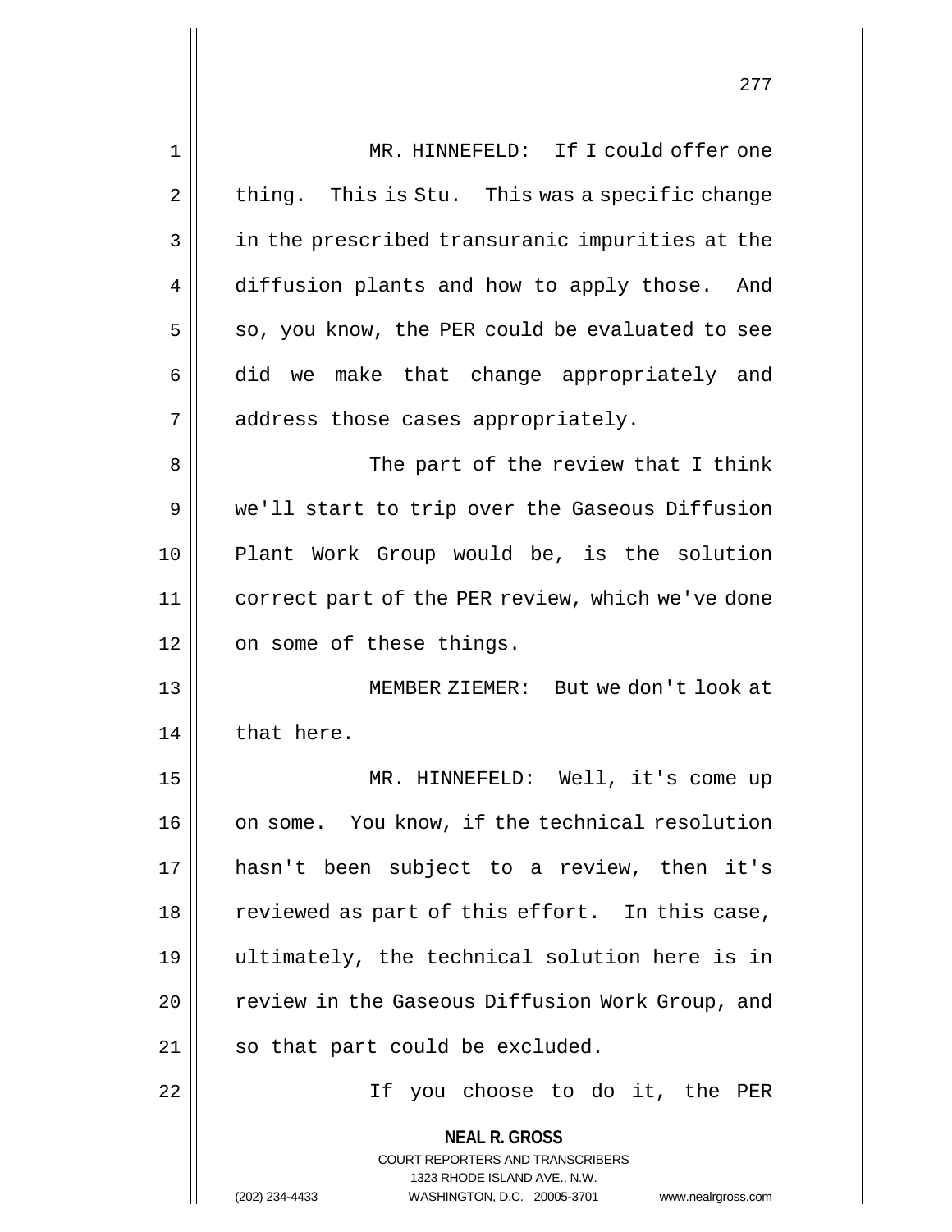MR. HINNEFELD: If I could offer one thing. This is Stu. This was a specific change in the prescribed transuranic impurities at the diffusion plants and how to apply those. And so, you know, the PER could be evaluated to see did we make that change appropriately and address those cases appropriately.

The part of the review that I think we'll start to trip over the Gaseous Diffusion Plant Work Group would be, is the solution correct part of the PER review, which we've done on some of these things.

MEMBER ZIEMER: But we don't look at that here.

MR. HINNEFELD: Well, it's come up on some. You know, if the technical resolution hasn't been subject to a review, then it's reviewed as part of this effort. In this case, ultimately, the technical solution here is in review in the Gaseous Diffusion Work Group, and so that part could be excluded.

If you choose to do it, the PER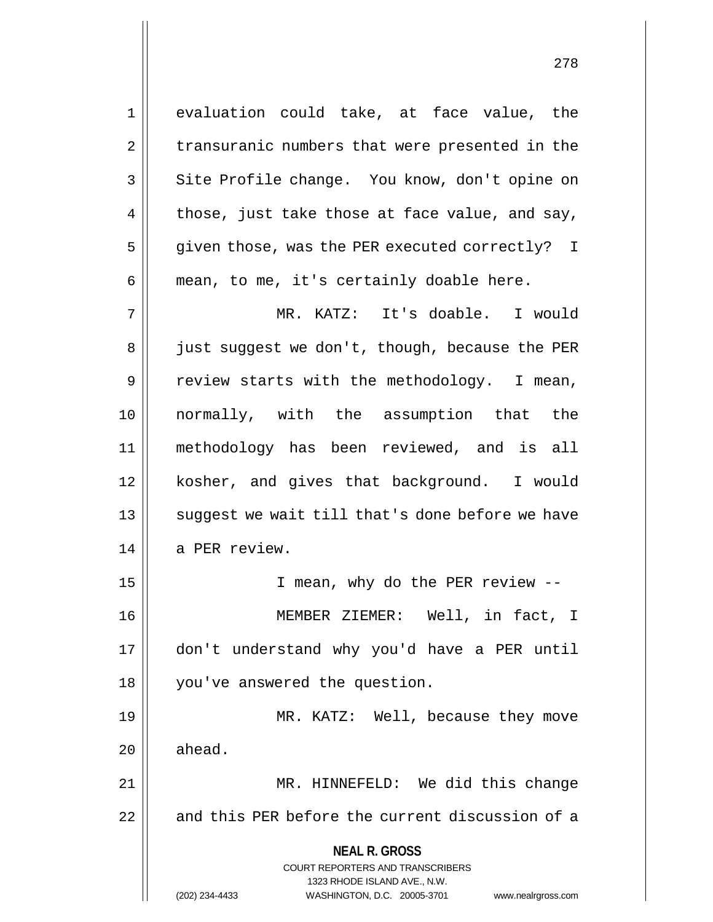evaluation could take, at face value, the transuranic numbers that were presented in the Site Profile change. You know, don't opine on those, just take those at face value, and say, given those, was the PER executed correctly? I mean, to me, it's certainly doable here.

MR. KATZ: It's doable. I would just suggest we don't, though, because the PER review starts with the methodology. I mean, normally, with the assumption that the methodology has been reviewed, and is all kosher, and gives that background. I would suggest we wait till that's done before we have a PER review.

I mean, why do the PER review --

MEMBER ZIEMER: Well, in fact, I don't understand why you'd have a PER until you've answered the question.

MR. KATZ: Well, because they move ahead.

MR. HINNEFELD: We did this change and this PER before the current discussion of a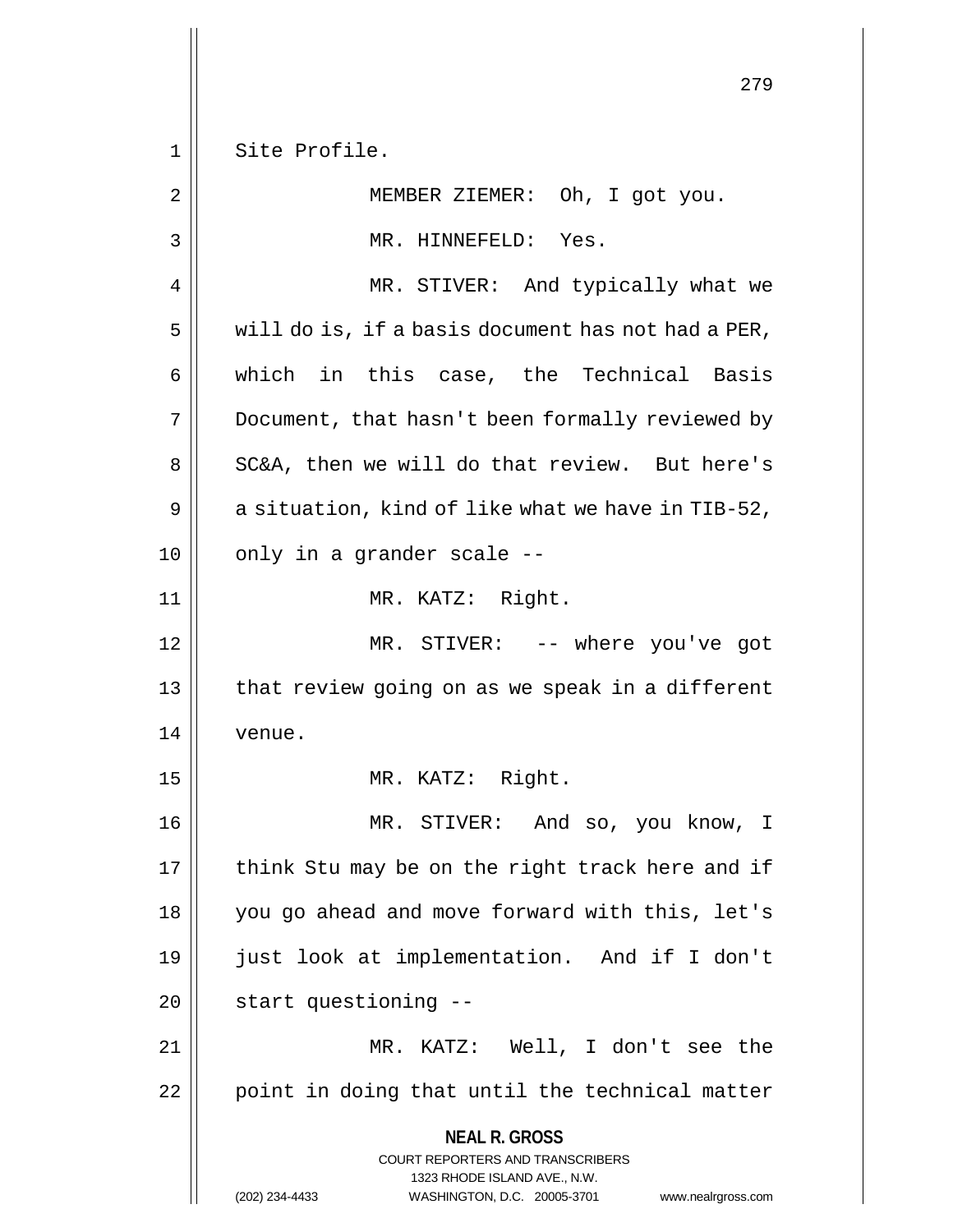Site Profile.

MEMBER ZIEMER: Oh, I got you.

MR. HINNEFELD: Yes.

MR. STIVER: And typically what we will do is, if a basis document has not had a PER, which in this case, the Technical Basis Document, that hasn't been formally reviewed by SC&A, then we will do that review. But here's a situation, kind of like what we have in TIB-52, only in a grander scale --

MR. KATZ: Right.

MR. STIVER: -- where you've got that review going on as we speak in a different venue.

MR. KATZ: Right.

MR. STIVER: And so, you know, I think Stu may be on the right track here and if you go ahead and move forward with this, let's just look at implementation. And if I don't start questioning --

MR. KATZ: Well, I don't see the point in doing that until the technical matter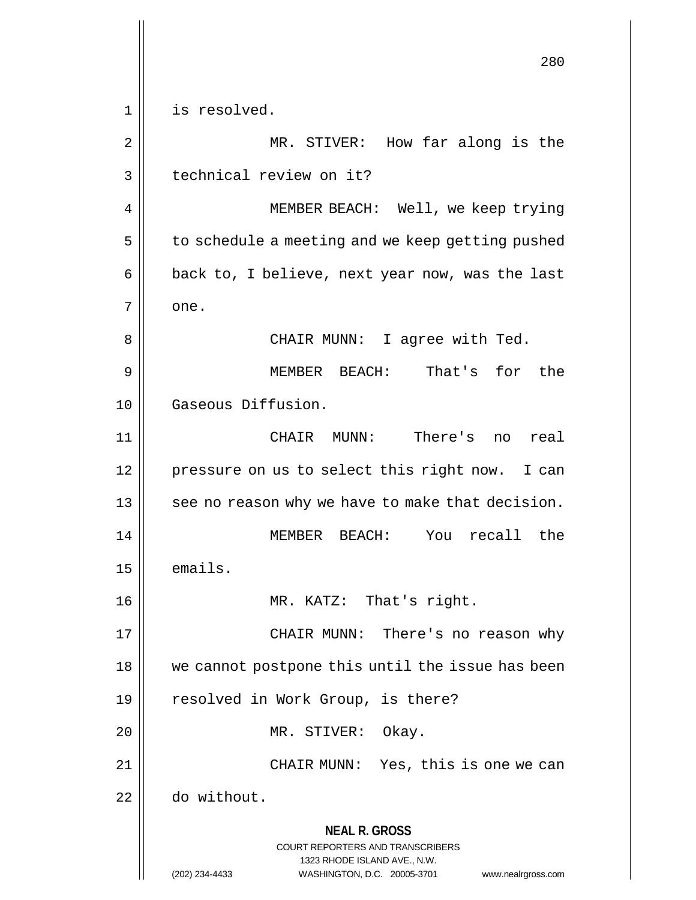is resolved.

MR. STIVER: How far along is the technical review on it?

MEMBER BEACH: Well, we keep trying to schedule a meeting and we keep getting pushed back to, I believe, next year now, was the last one.

CHAIR MUNN: I agree with Ted.

MEMBER BEACH: That's for the Gaseous Diffusion.

CHAIR MUNN: There's no real pressure on us to select this right now. I can see no reason why we have to make that decision.

MEMBER BEACH: You recall the emails.

MR. KATZ: That's right.

CHAIR MUNN: There's no reason why we cannot postpone this until the issue has been resolved in Work Group, is there?

MR. STIVER: Okay.

CHAIR MUNN: Yes, this is one we can do without.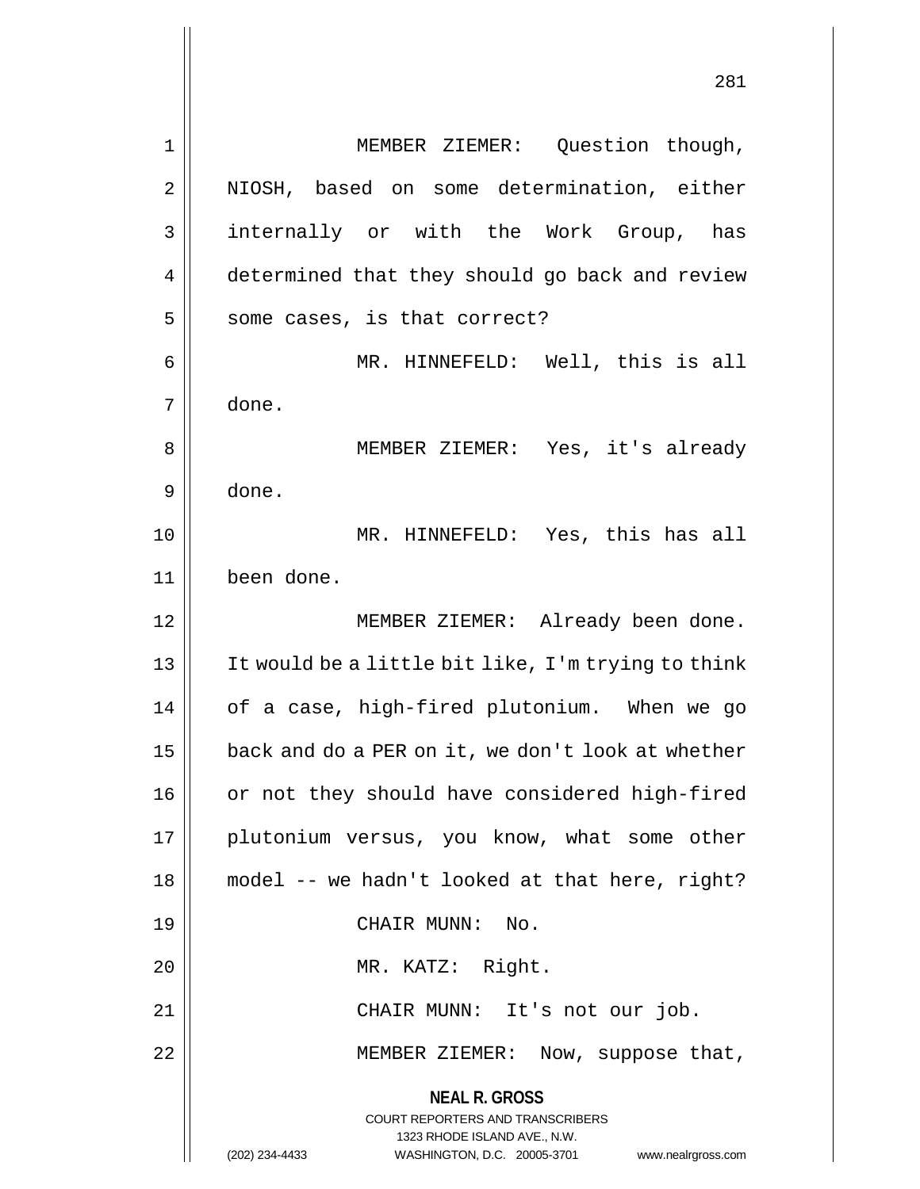MEMBER ZIEMER: Question though, NIOSH, based on some determination, either internally or with the Work Group, has determined that they should go back and review some cases, is that correct?

MR. HINNEFELD: Well, this is all done.

MEMBER ZIEMER: Yes, it's already done.

MR. HINNEFELD: Yes, this has all been done.

MEMBER ZIEMER: Already been done. It would be a little bit like, I'm trying to think of a case, high-fired plutonium. When we go back and do a PER on it, we don't look at whether or not they should have considered high-fired plutonium versus, you know, what some other model -- we hadn't looked at that here, right?

CHAIR MUNN: No.

MR. KATZ: Right.

CHAIR MUNN: It's not our job.

MEMBER ZIEMER: Now, suppose that,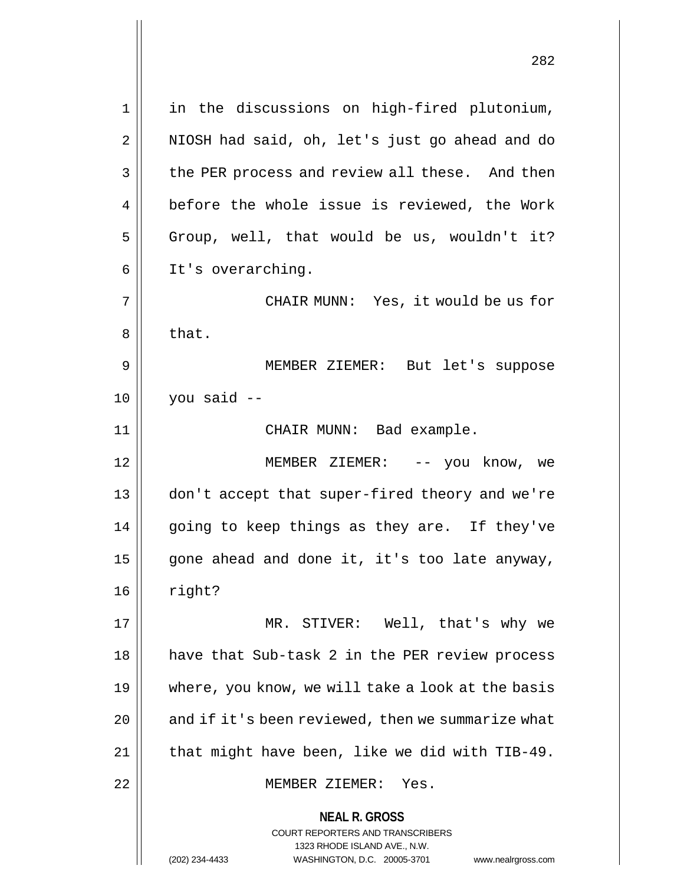in the discussions on high-fired plutonium, NIOSH had said, oh, let's just go ahead and do the PER process and review all these. And then before the whole issue is reviewed, the Work Group, well, that would be us, wouldn't it? It's overarching.

CHAIR MUNN: Yes, it would be us for that.

MEMBER ZIEMER: But let's suppose you said --

CHAIR MUNN: Bad example.

MEMBER ZIEMER: -- you know, we don't accept that super-fired theory and we're going to keep things as they are. If they've gone ahead and done it, it's too late anyway, right?

MR. STIVER: Well, that's why we have that Sub-task 2 in the PER review process where, you know, we will take a look at the basis and if it's been reviewed, then we summarize what that might have been, like we did with TIB-49.

MEMBER ZIEMER: Yes.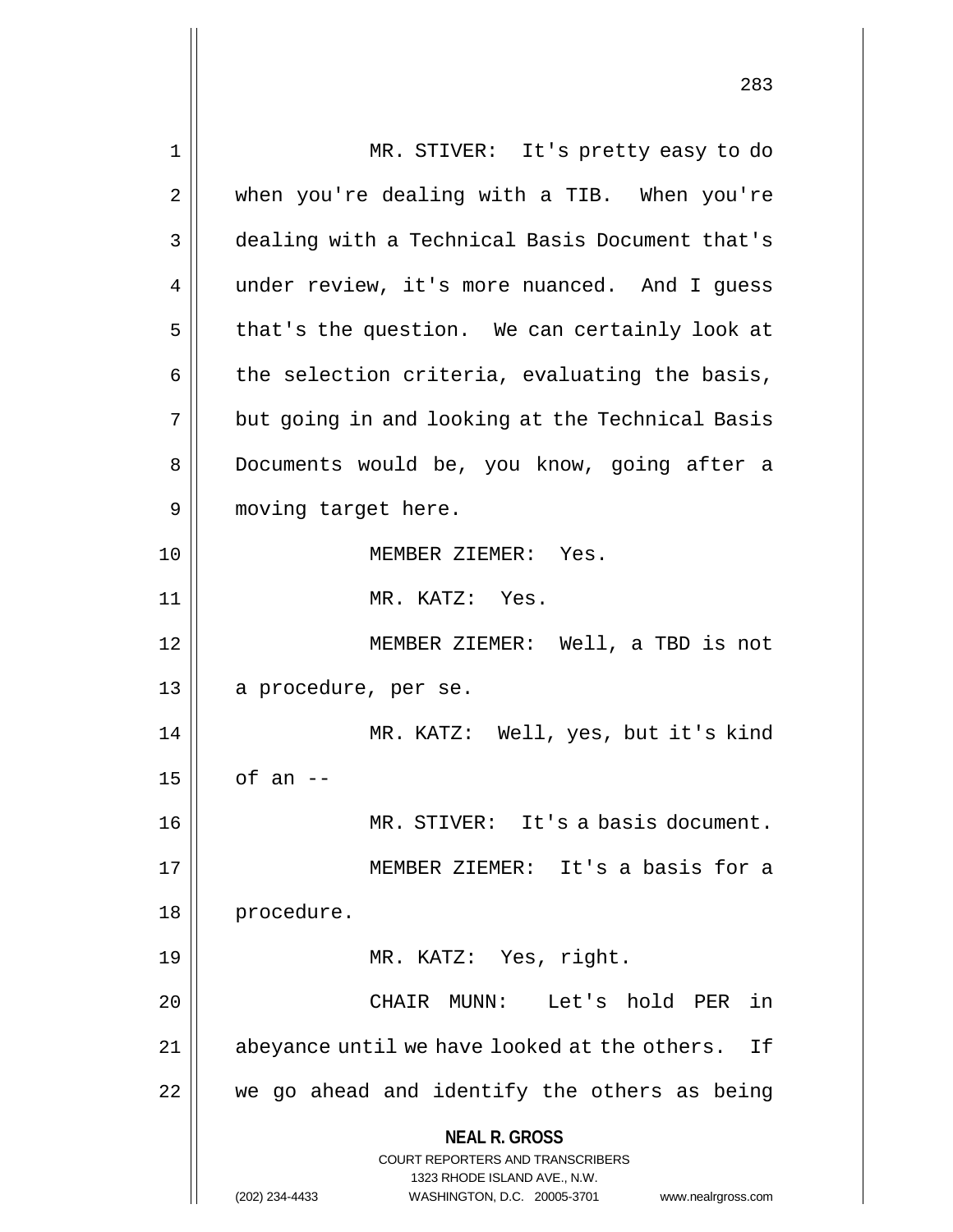MR. STIVER: It's pretty easy to do when you're dealing with a TIB. When you're dealing with a Technical Basis Document that's under review, it's more nuanced. And I guess that's the question. We can certainly look at the selection criteria, evaluating the basis, but going in and looking at the Technical Basis Documents would be, you know, going after a moving target here.

MEMBER ZIEMER: Yes.

MR. KATZ: Yes.

MEMBER ZIEMER: Well, a TBD is not a procedure, per se.

MR. KATZ: Well, yes, but it's kind of an --

MR. STIVER: It's a basis document.

MEMBER ZIEMER: It's a basis for a procedure.

MR. KATZ: Yes, right.

CHAIR MUNN: Let's hold PER in abeyance until we have looked at the others. If we go ahead and identify the others as being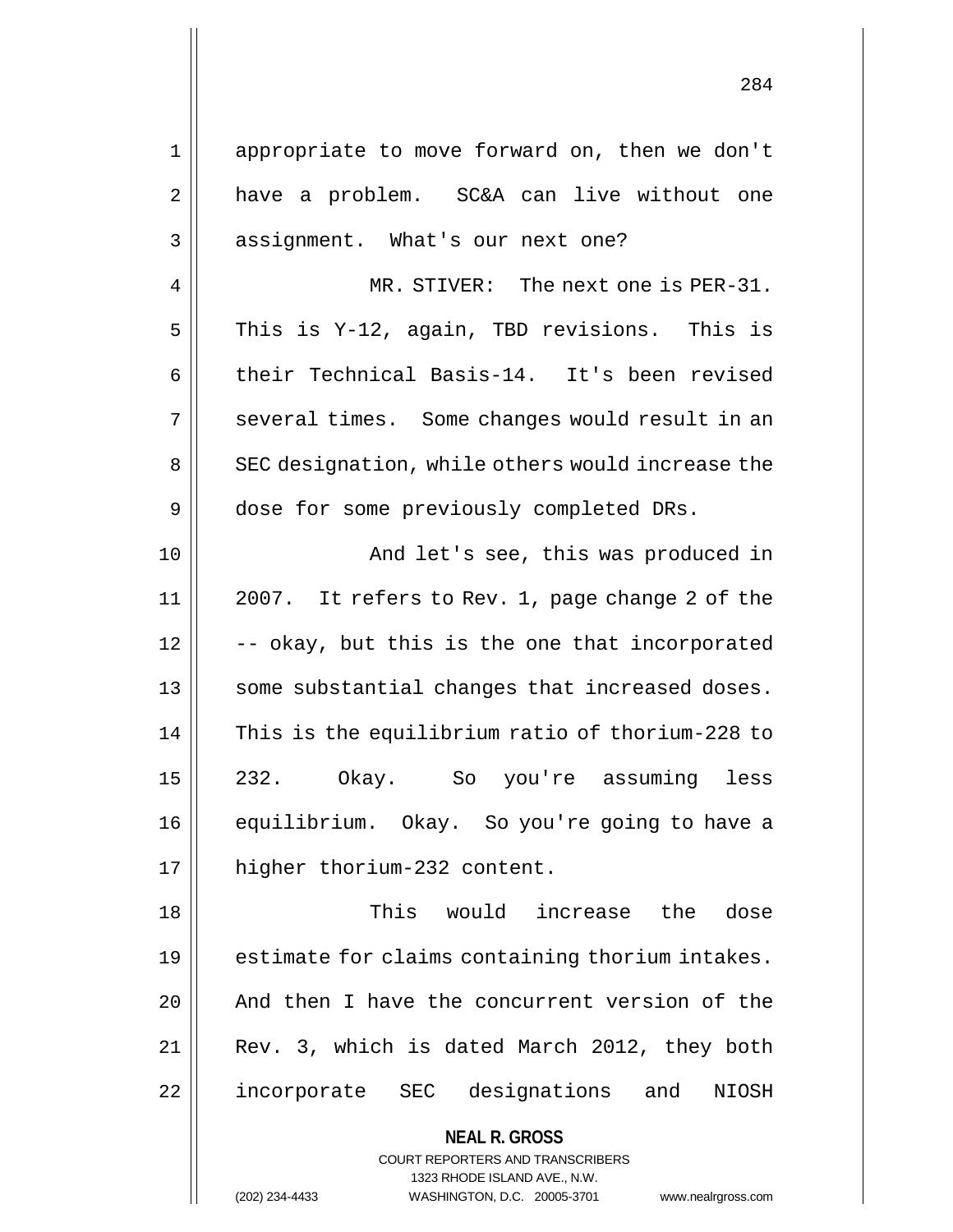appropriate to move forward on, then we don't have a problem. SC&A can live without one assignment. What's our next one?

MR. STIVER: The next one is PER-31. This is Y-12, again, TBD revisions. This is their Technical Basis-14. It's been revised several times. Some changes would result in an SEC designation, while others would increase the dose for some previously completed DRs.

And let's see, this was produced in 2007. It refers to Rev. 1, page change 2 of the -- okay, but this is the one that incorporated some substantial changes that increased doses. This is the equilibrium ratio of thorium-228 to 232. Okay. So you're assuming less equilibrium. Okay. So you're going to have a higher thorium-232 content.

This would increase the dose estimate for claims containing thorium intakes. And then I have the concurrent version of the Rev. 3, which is dated March 2012, they both incorporate SEC designations and NIOSH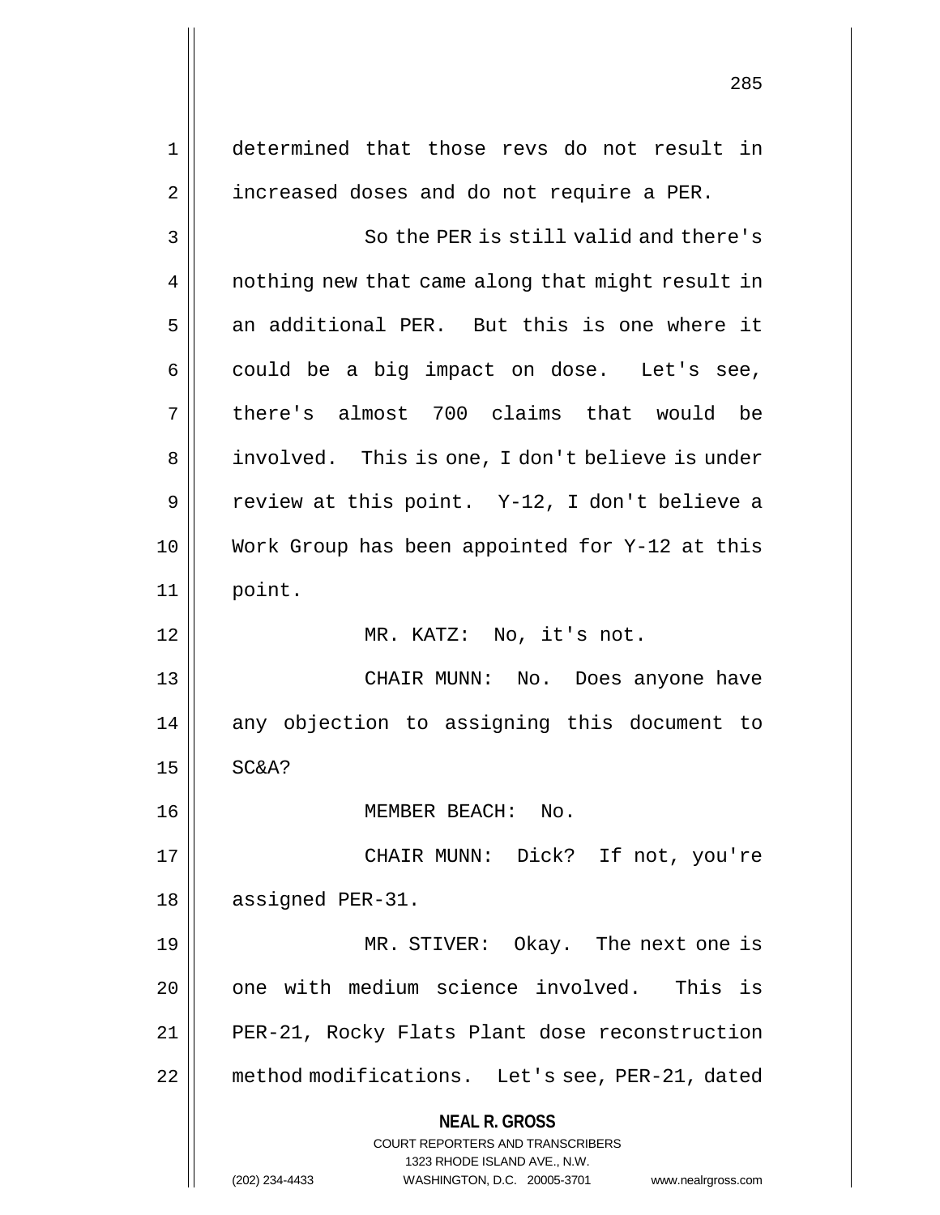determined that those revs do not result in increased doses and do not require a PER.

So the PER is still valid and there's nothing new that came along that might result in an additional PER. But this is one where it could be a big impact on dose. Let's see, there's almost 700 claims that would be involved. This is one, I don't believe is under review at this point. Y-12, I don't believe a Work Group has been appointed for Y-12 at this point.

MR. KATZ: No, it's not.

CHAIR MUNN: No. Does anyone have any objection to assigning this document to SC&A?

MEMBER BEACH: No.

CHAIR MUNN: Dick? If not, you're assigned PER-31.

MR. STIVER: Okay. The next one is one with medium science involved. This is PER-21, Rocky Flats Plant dose reconstruction method modifications. Let's see, PER-21, dated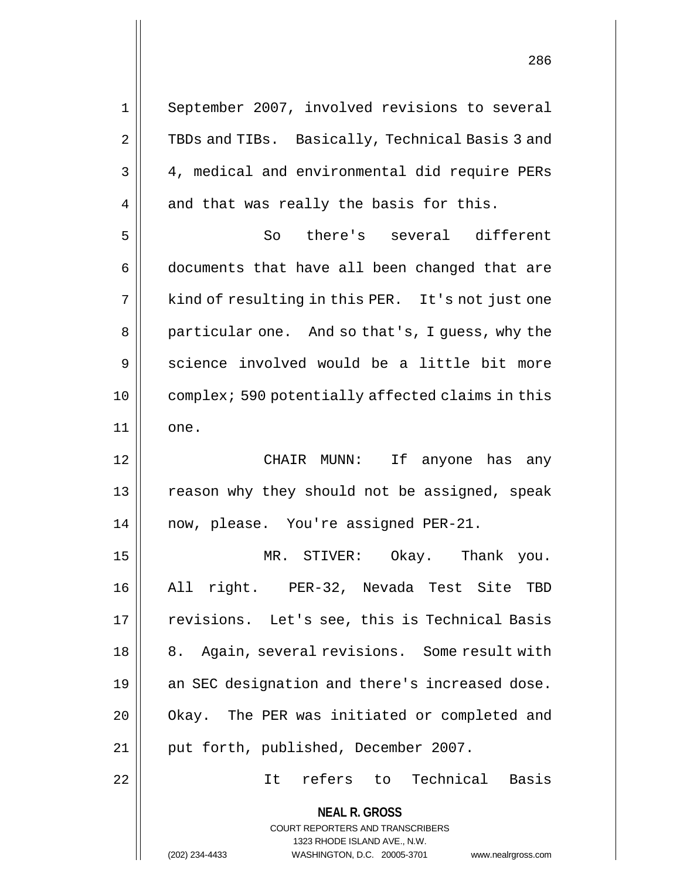September 2007, involved revisions to several TBDs and TIBs. Basically, Technical Basis 3 and 4, medical and environmental did require PERs and that was really the basis for this.

So there's several different documents that have all been changed that are kind of resulting in this PER. It's not just one particular one. And so that's, I guess, why the science involved would be a little bit more complex; 590 potentially affected claims in this one.

CHAIR MUNN: If anyone has any reason why they should not be assigned, speak now, please. You're assigned PER-21.

MR. STIVER: Okay. Thank you. All right. PER-32, Nevada Test Site TBD revisions. Let's see, this is Technical Basis 8. Again, several revisions. Some result with an SEC designation and there's increased dose. Okay. The PER was initiated or completed and put forth, published, December 2007.

It refers to Technical Basis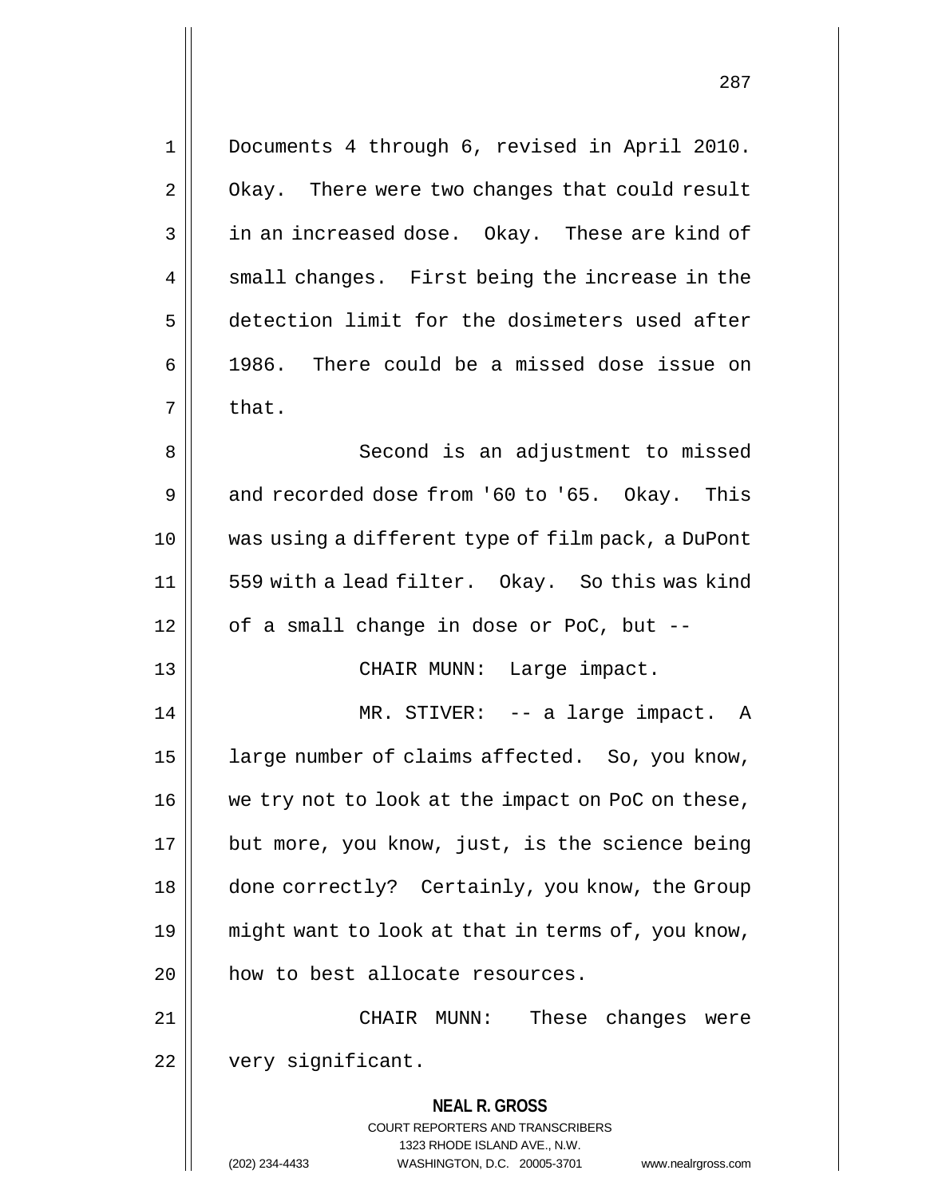Documents 4 through 6, revised in April 2010. Okay. There were two changes that could result in an increased dose. Okay. These are kind of small changes. First being the increase in the detection limit for the dosimeters used after 1986. There could be a missed dose issue on that.

Second is an adjustment to missed and recorded dose from '60 to '65. Okay. This was using a different type of film pack, a DuPont 559 with a lead filter. Okay. So this was kind of a small change in dose or PoC, but --

CHAIR MUNN: Large impact.

MR. STIVER: -- a large impact. A large number of claims affected. So, you know, we try not to look at the impact on PoC on these, but more, you know, just, is the science being done correctly? Certainly, you know, the Group might want to look at that in terms of, you know, how to best allocate resources.

CHAIR MUNN: These changes were very significant.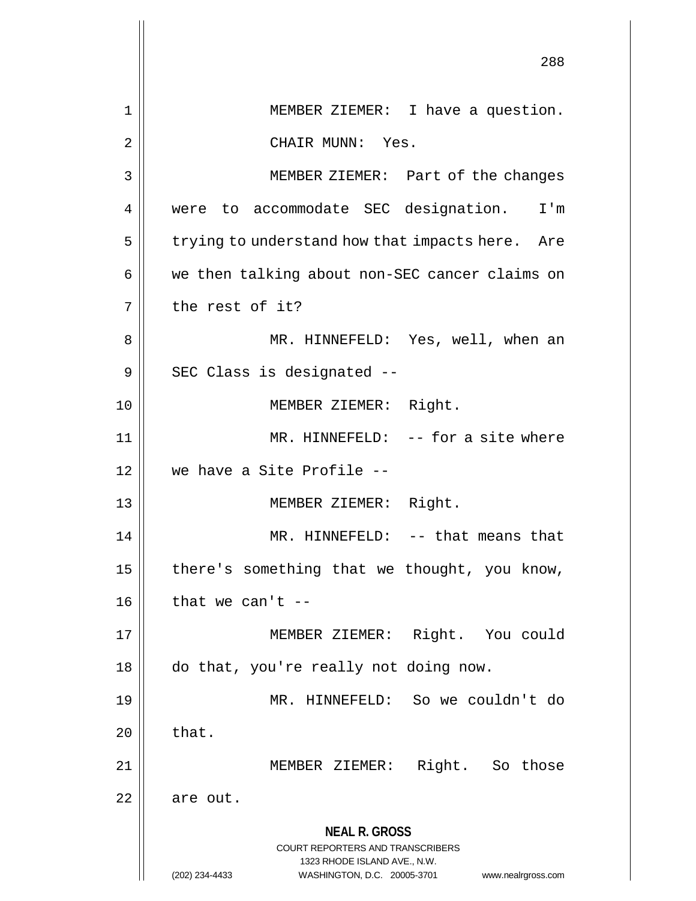MEMBER ZIEMER: I have a question.

CHAIR MUNN: Yes.

MEMBER ZIEMER: Part of the changes were to accommodate SEC designation. I'm trying to understand how that impacts here. Are we then talking about non-SEC cancer claims on the rest of it?

MR. HINNEFELD: Yes, well, when an SEC Class is designated --

MEMBER ZIEMER: Right.

MR. HINNEFELD: -- for a site where we have a Site Profile --

MEMBER ZIEMER: Right.

MR. HINNEFELD: -- that means that there's something that we thought, you know, that we can't --

MEMBER ZIEMER: Right. You could do that, you're really not doing now.

MR. HINNEFELD: So we couldn't do that.

MEMBER ZIEMER: Right. So those are out.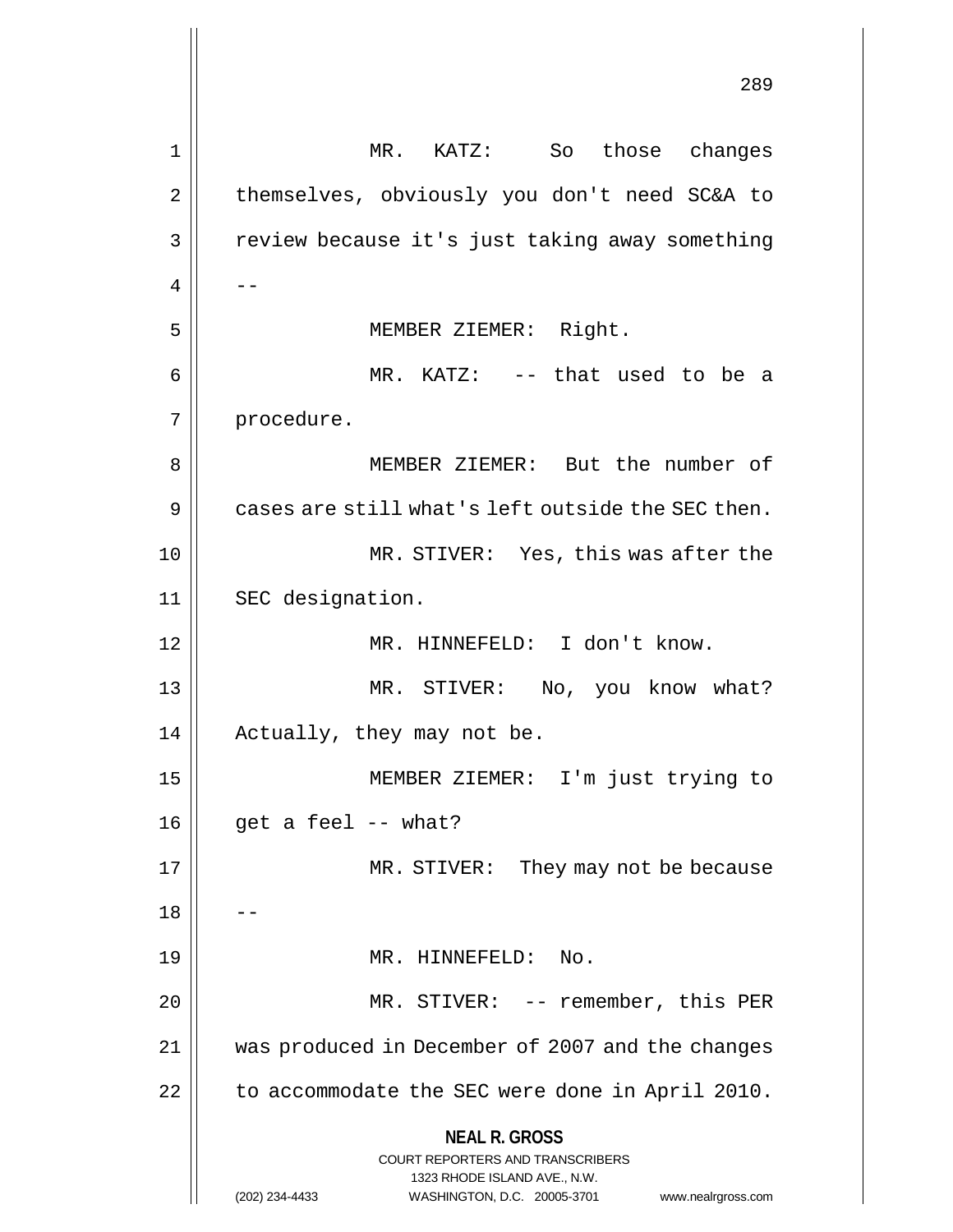MR. KATZ: So those changes themselves, obviously you don't need SC&A to review because it's just taking away something --

MEMBER ZIEMER: Right.

MR. KATZ: -- that used to be a procedure.

MEMBER ZIEMER: But the number of cases are still what's left outside the SEC then.

MR. STIVER: Yes, this was after the SEC designation.

MR. HINNEFELD: I don't know.

MR. STIVER: No, you know what? Actually, they may not be.

MEMBER ZIEMER: I'm just trying to get a feel -- what?

MR. STIVER: They may not be because --

MR. HINNEFELD: No.

MR. STIVER: -- remember, this PER was produced in December of 2007 and the changes to accommodate the SEC were done in April 2010.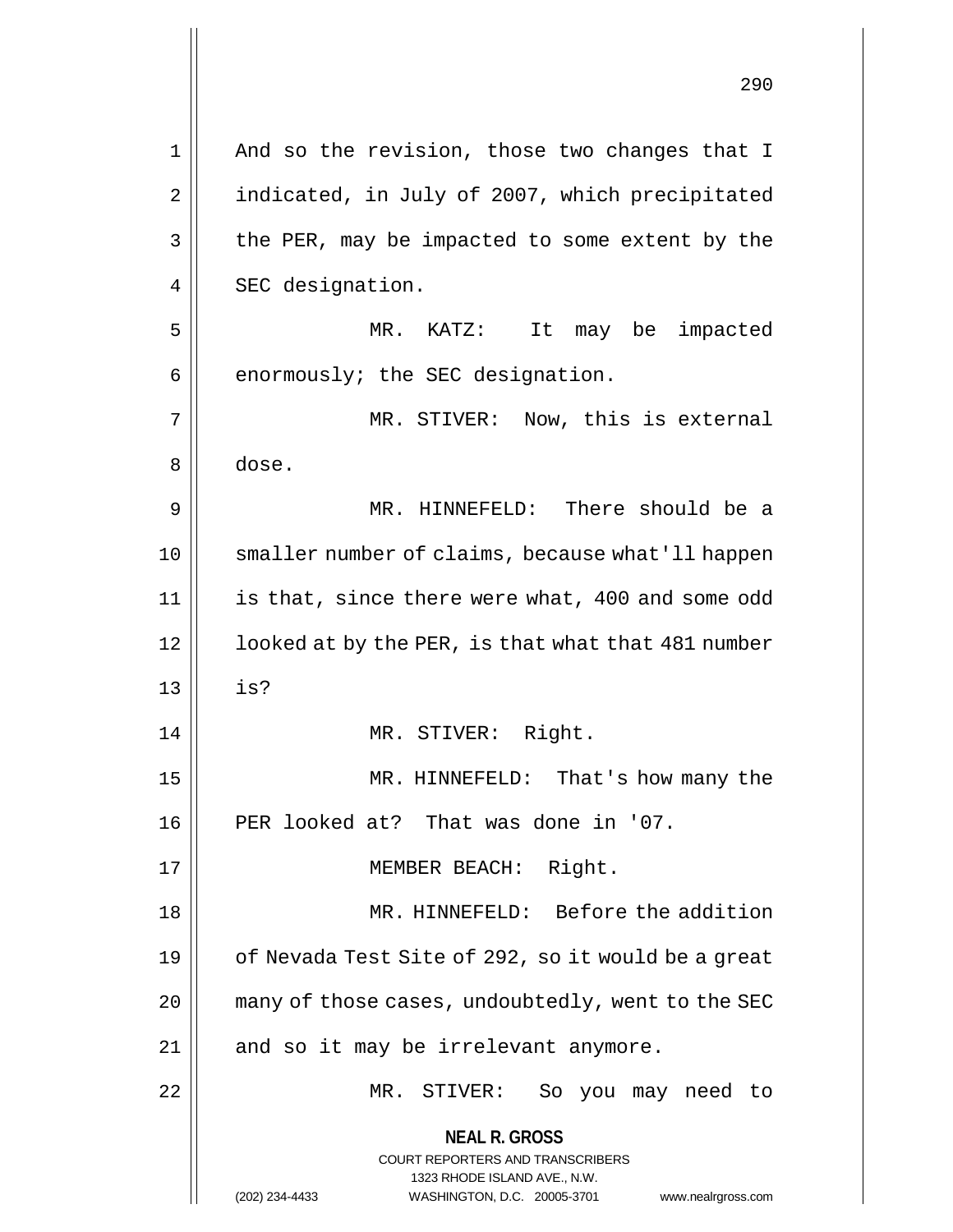And so the revision, those two changes that I indicated, in July of 2007, which precipitated the PER, may be impacted to some extent by the SEC designation.

MR. KATZ: It may be impacted enormously; the SEC designation.

MR. STIVER: Now, this is external dose.

MR. HINNEFELD: There should be a smaller number of claims, because what'll happen is that, since there were what, 400 and some odd looked at by the PER, is that what that 481 number is?

MR. STIVER: Right.

MR. HINNEFELD: That's how many the PER looked at? That was done in '07.

MEMBER BEACH: Right.

MR. HINNEFELD: Before the addition of Nevada Test Site of 292, so it would be a great many of those cases, undoubtedly, went to the SEC and so it may be irrelevant anymore.

MR. STIVER: So you may need to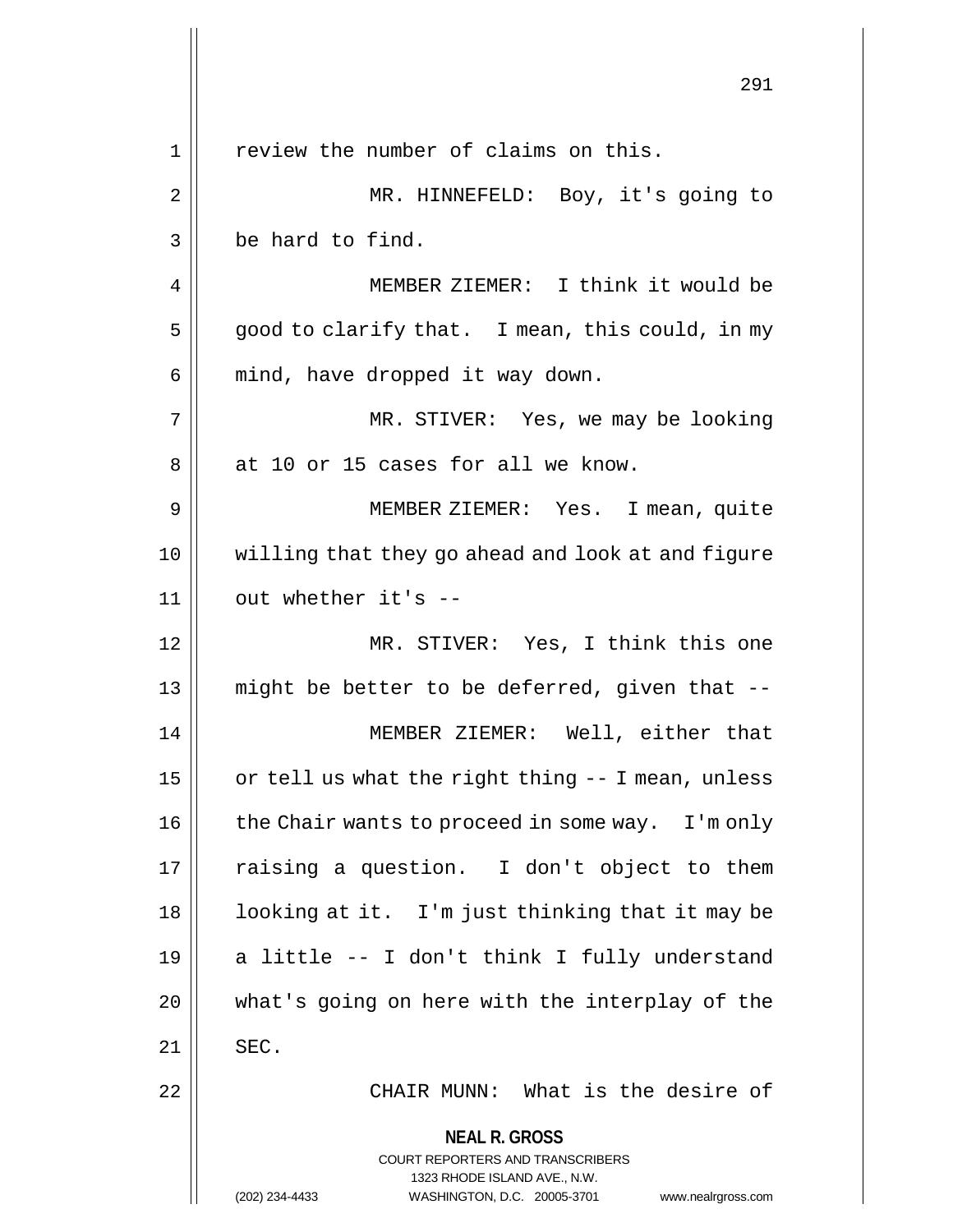review the number of claims on this.

MR. HINNEFELD: Boy, it's going to be hard to find.

MEMBER ZIEMER: I think it would be good to clarify that. I mean, this could, in my mind, have dropped it way down.

MR. STIVER: Yes, we may be looking at 10 or 15 cases for all we know.

MEMBER ZIEMER: Yes. I mean, quite willing that they go ahead and look at and figure out whether it's --

MR. STIVER: Yes, I think this one might be better to be deferred, given that --

MEMBER ZIEMER: Well, either that or tell us what the right thing -- I mean, unless the Chair wants to proceed in some way. I'm only raising a question. I don't object to them looking at it. I'm just thinking that it may be a little -- I don't think I fully understand what's going on here with the interplay of the SEC.

CHAIR MUNN: What is the desire of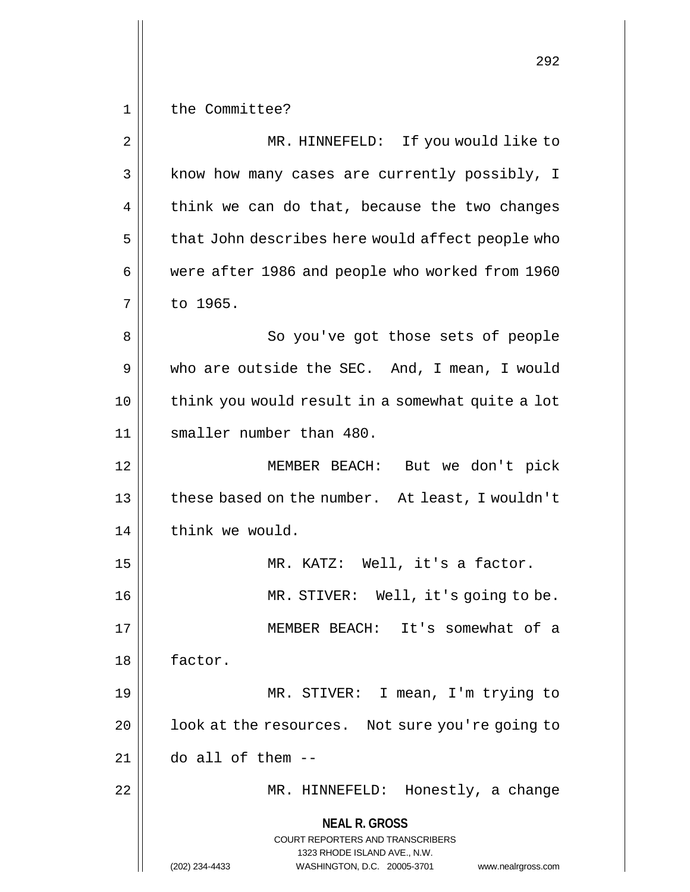the Committee?

MR. HINNEFELD: If you would like to know how many cases are currently possibly, I think we can do that, because the two changes that John describes here would affect people who were after 1986 and people who worked from 1960 to 1965.

So you've got those sets of people who are outside the SEC. And, I mean, I would think you would result in a somewhat quite a lot smaller number than 480.

MEMBER BEACH: But we don't pick these based on the number. At least, I wouldn't think we would.

MR. KATZ: Well, it's a factor.

MR. STIVER: Well, it's going to be.

MEMBER BEACH: It's somewhat of a factor.

MR. STIVER: I mean, I'm trying to look at the resources. Not sure you're going to do all of them --

MR. HINNEFELD: Honestly, a change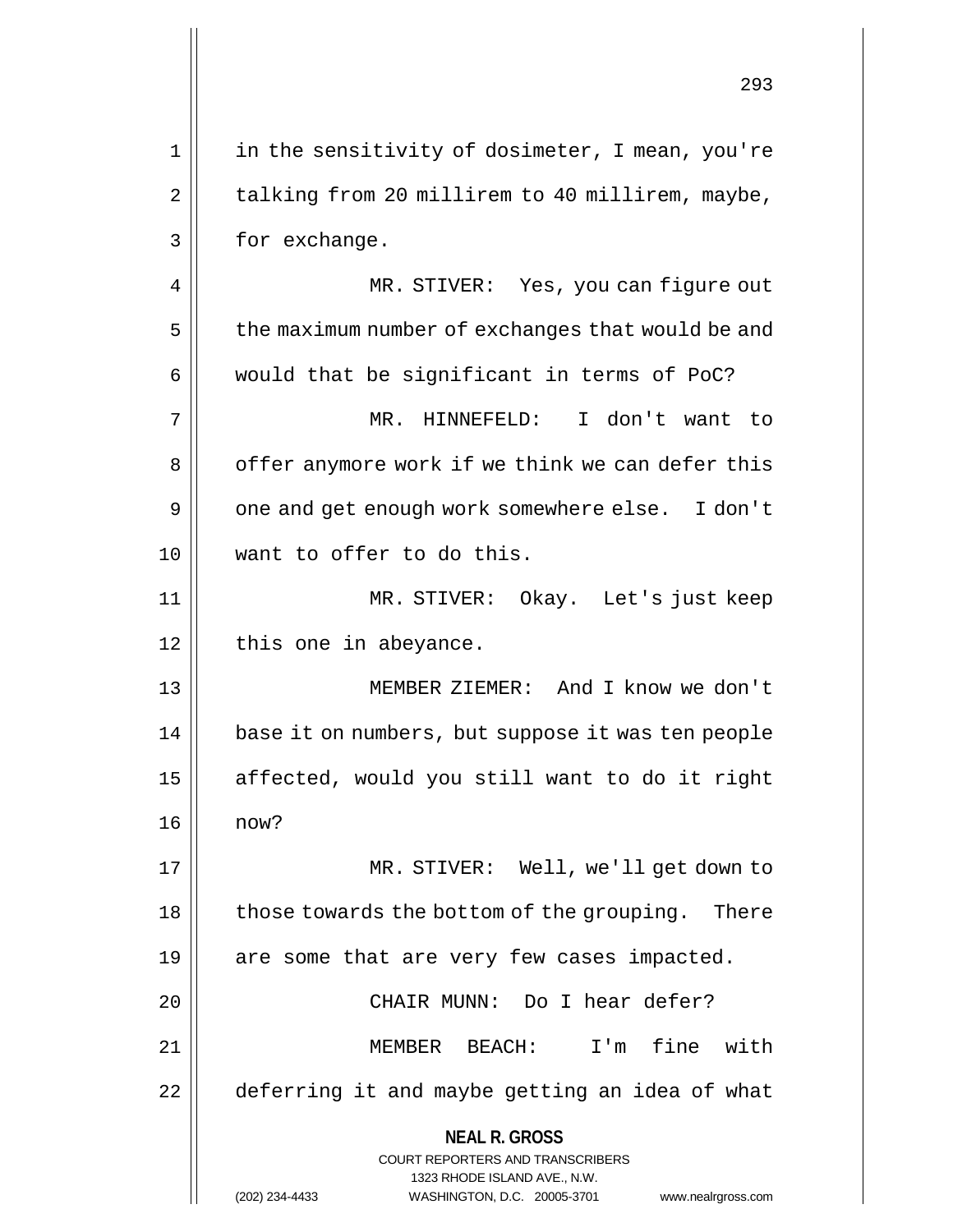in the sensitivity of dosimeter, I mean, you're talking from 20 millirem to 40 millirem, maybe, for exchange.

MR. STIVER: Yes, you can figure out the maximum number of exchanges that would be and would that be significant in terms of PoC?

MR. HINNEFELD: I don't want to offer anymore work if we think we can defer this one and get enough work somewhere else. I don't want to offer to do this.

MR. STIVER: Okay. Let's just keep this one in abeyance.

MEMBER ZIEMER: And I know we don't base it on numbers, but suppose it was ten people affected, would you still want to do it right now?

MR. STIVER: Well, we'll get down to those towards the bottom of the grouping. There are some that are very few cases impacted.

CHAIR MUNN: Do I hear defer?

MEMBER BEACH: I'm fine with deferring it and maybe getting an idea of what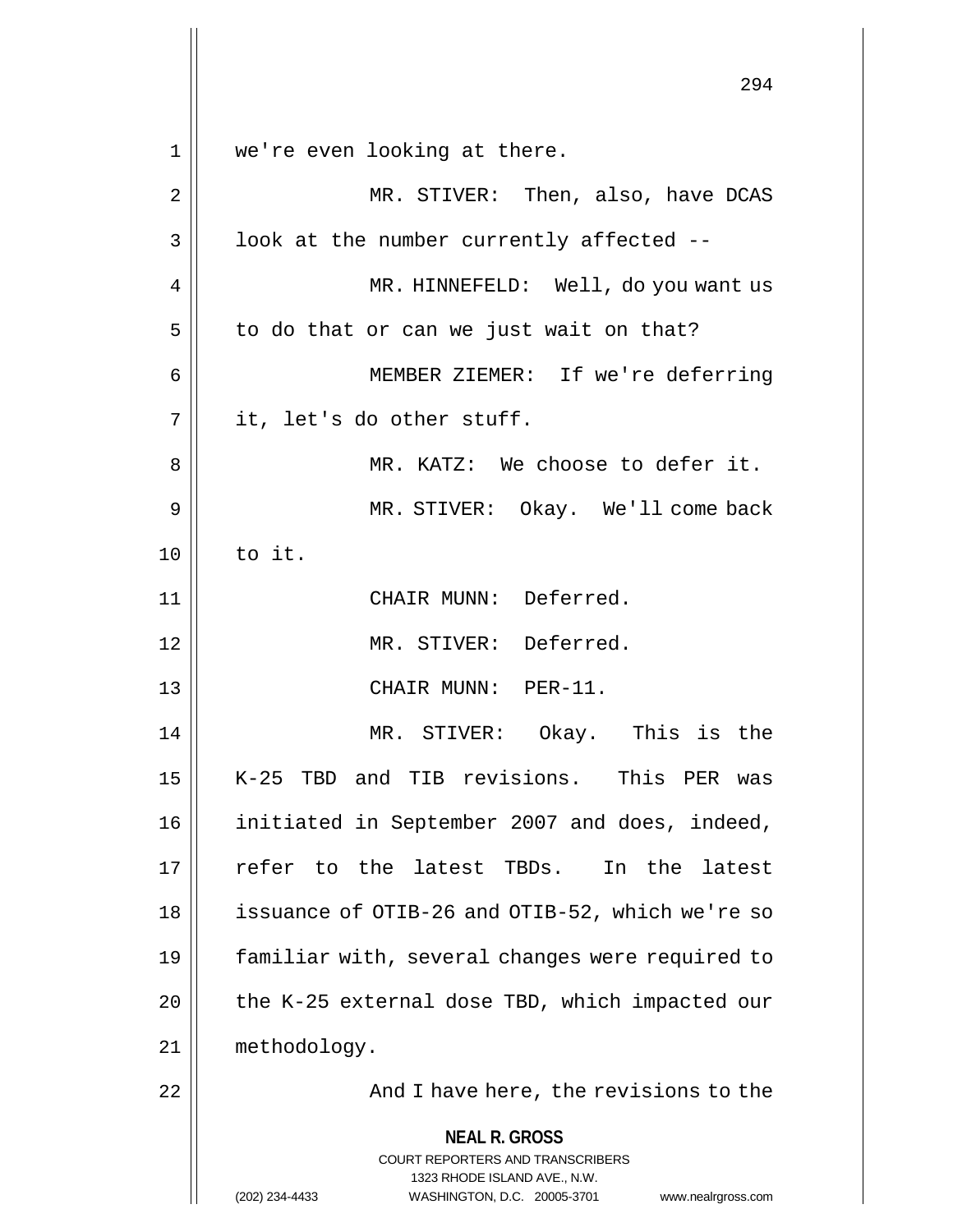we're even looking at there.

MR. STIVER: Then, also, have DCAS look at the number currently affected --

MR. HINNEFELD: Well, do you want us to do that or can we just wait on that?

MEMBER ZIEMER: If we're deferring it, let's do other stuff.

MR. KATZ: We choose to defer it.

MR. STIVER: Okay. We'll come back to it.

CHAIR MUNN: Deferred.

MR. STIVER: Deferred.

CHAIR MUNN: PER-11.

MR. STIVER: Okay. This is the K-25 TBD and TIB revisions. This PER was initiated in September 2007 and does, indeed, refer to the latest TBDs. In the latest issuance of OTIB-26 and OTIB-52, which we're so familiar with, several changes were required to the K-25 external dose TBD, which impacted our methodology.

And I have here, the revisions to the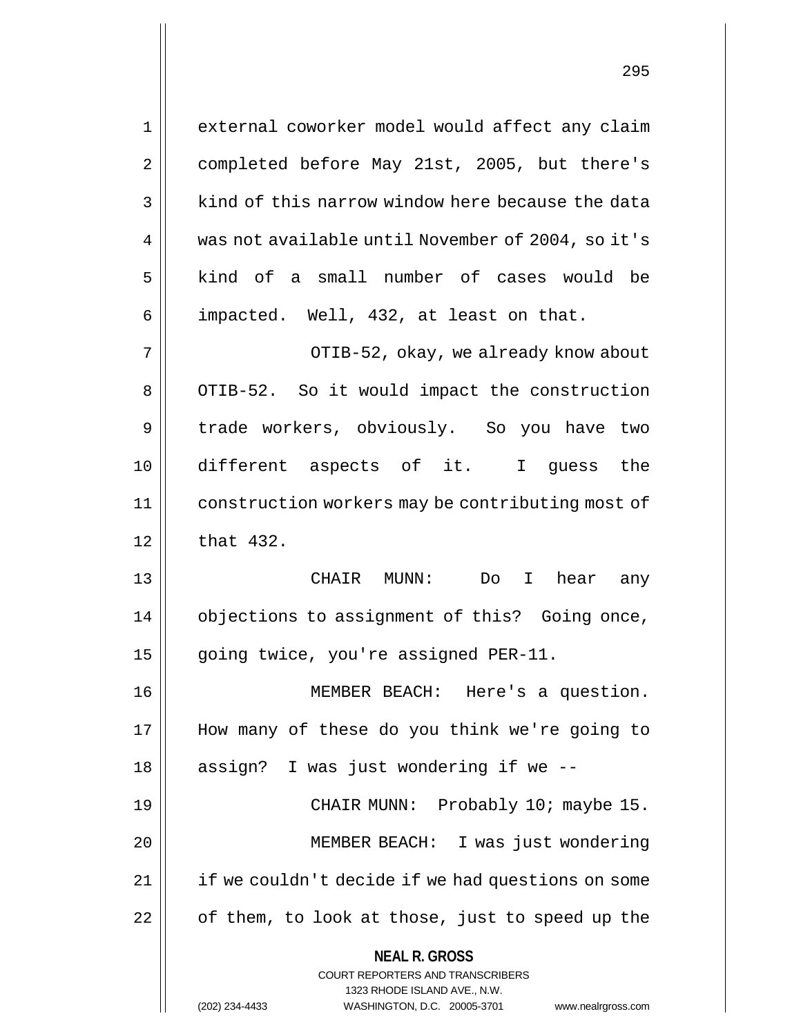external coworker model would affect any claim completed before May 21st, 2005, but there's kind of this narrow window here because the data was not available until November of 2004, so it's kind of a small number of cases would be impacted. Well, 432, at least on that.

OTIB-52, okay, we already know about OTIB-52. So it would impact the construction trade workers, obviously. So you have two different aspects of it. I guess the construction workers may be contributing most of that 432.

CHAIR MUNN: Do I hear any objections to assignment of this? Going once, going twice, you're assigned PER-11.

MEMBER BEACH: Here's a question. How many of these do you think we're going to assign? I was just wondering if we --

CHAIR MUNN: Probably 10; maybe 15.

MEMBER BEACH: I was just wondering if we couldn't decide if we had questions on some of them, to look at those, just to speed up the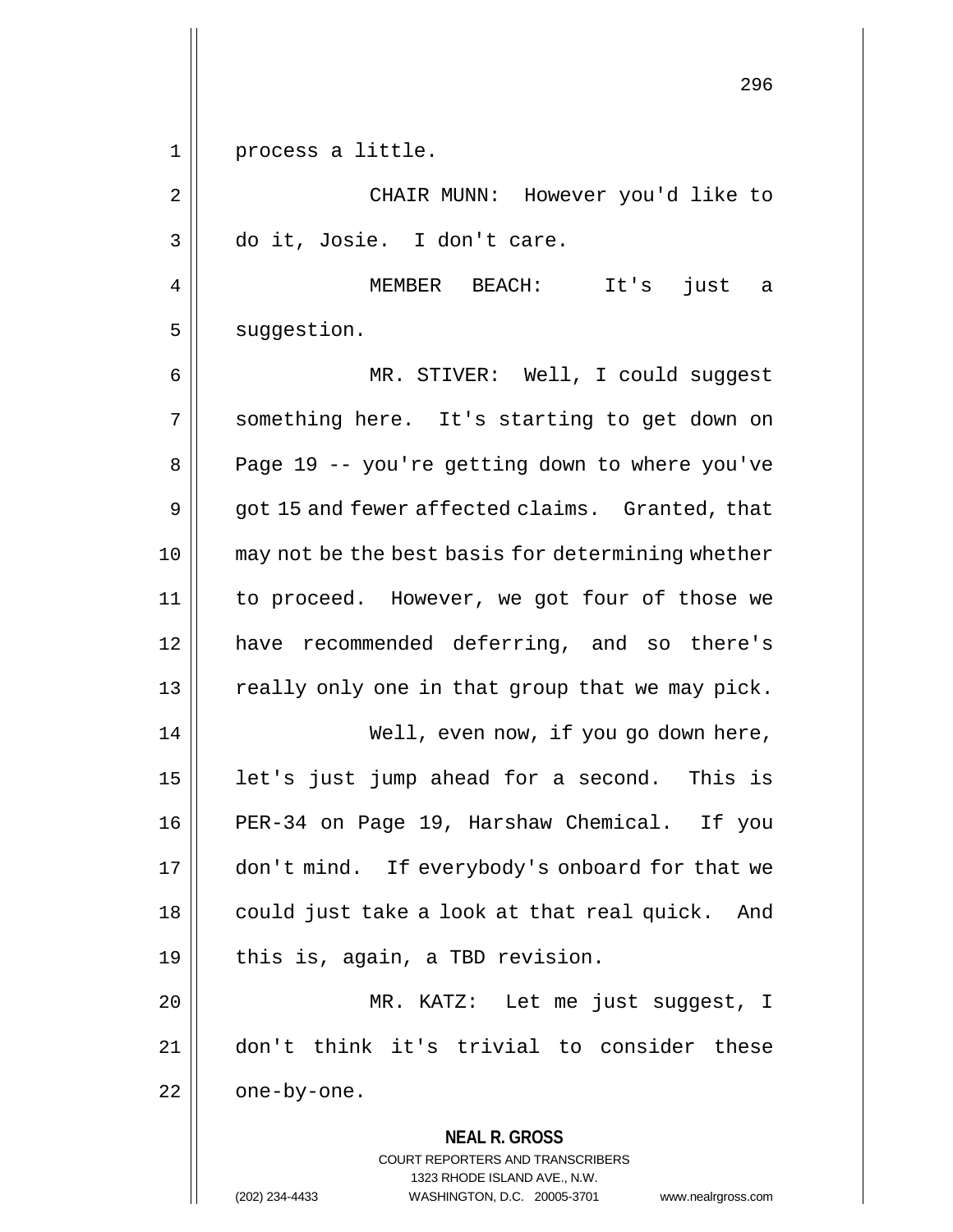process a little.

CHAIR MUNN: However you'd like to do it, Josie. I don't care.

MEMBER BEACH: It's just a suggestion.

MR. STIVER: Well, I could suggest something here. It's starting to get down on Page 19 -- you're getting down to where you've got 15 and fewer affected claims. Granted, that may not be the best basis for determining whether to proceed. However, we got four of those we have recommended deferring, and so there's really only one in that group that we may pick.

Well, even now, if you go down here, let's just jump ahead for a second. This is PER-34 on Page 19, Harshaw Chemical. If you don't mind. If everybody's onboard for that we could just take a look at that real quick. And this is, again, a TBD revision.

MR. KATZ: Let me just suggest, I don't think it's trivial to consider these one-by-one.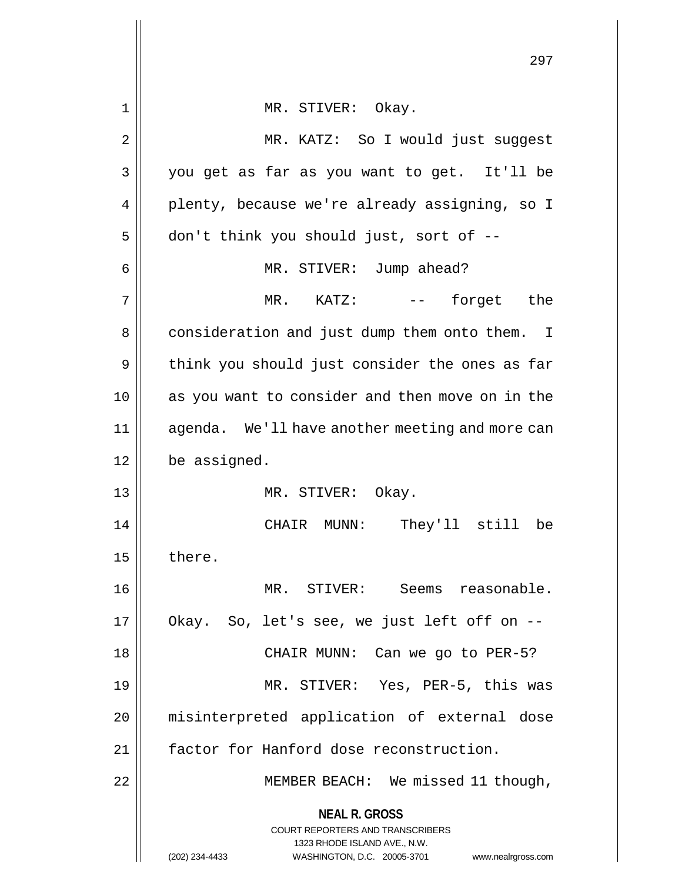MR. STIVER: Okay.

MR. KATZ: So I would just suggest you get as far as you want to get. It'll be plenty, because we're already assigning, so I don't think you should just, sort of --

MR. STIVER: Jump ahead?

MR. KATZ: -- forget the consideration and just dump them onto them. I think you should just consider the ones as far as you want to consider and then move on in the agenda. We'll have another meeting and more can be assigned.

MR. STIVER: Okay.

CHAIR MUNN: They'll still be there.

MR. STIVER: Seems reasonable. Okay. So, let's see, we just left off on --

CHAIR MUNN: Can we go to PER-5?

MR. STIVER: Yes, PER-5, this was misinterpreted application of external dose factor for Hanford dose reconstruction.

MEMBER BEACH: We missed 11 though,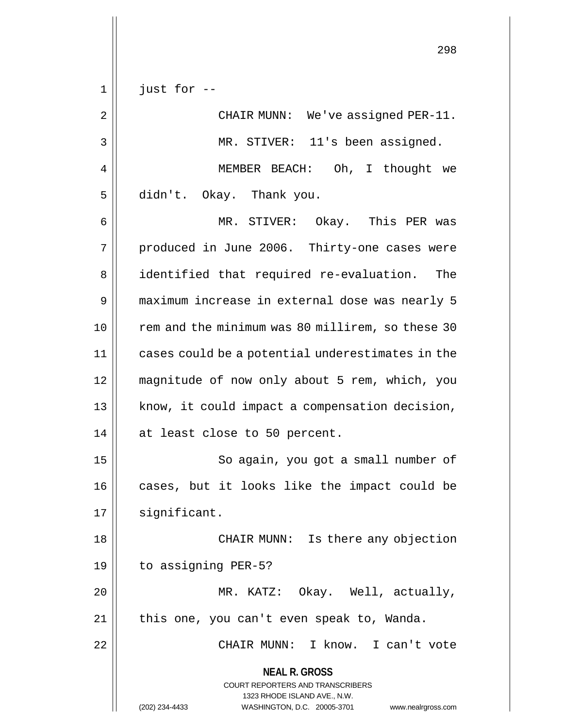just for --

CHAIR MUNN: We've assigned PER-11.

MR. STIVER: 11's been assigned.

MEMBER BEACH: Oh, I thought we didn't. Okay. Thank you.

MR. STIVER: Okay. This PER was produced in June 2006. Thirty-one cases were identified that required re-evaluation. The maximum increase in external dose was nearly 5 rem and the minimum was 80 millirem, so these 30 cases could be a potential underestimates in the magnitude of now only about 5 rem, which, you know, it could impact a compensation decision, at least close to 50 percent.

So again, you got a small number of cases, but it looks like the impact could be significant.

CHAIR MUNN: Is there any objection to assigning PER-5?

MR. KATZ: Okay. Well, actually, this one, you can't even speak to, Wanda.

CHAIR MUNN: I know. I can't vote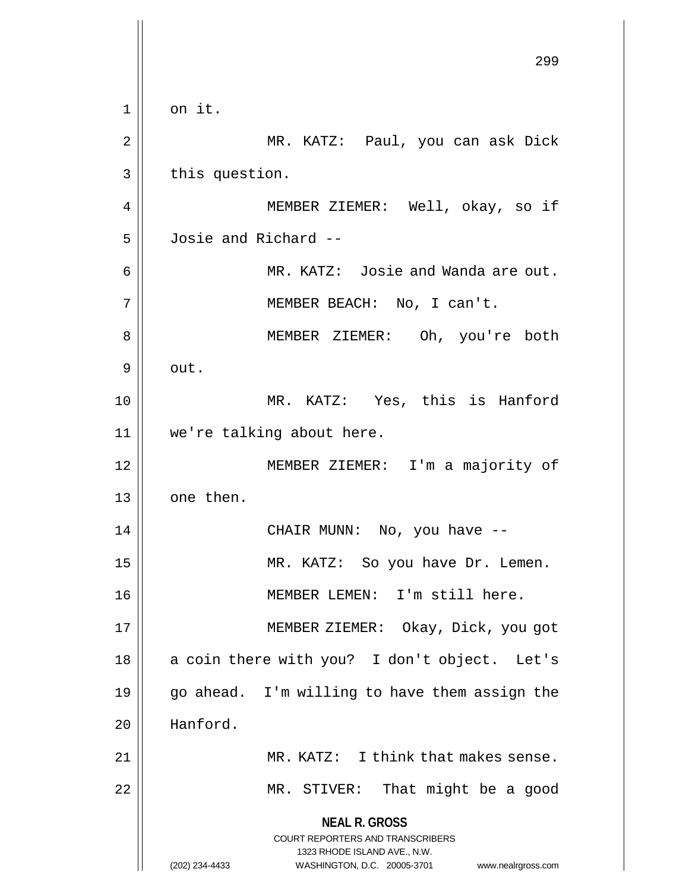on it.

MR. KATZ: Paul, you can ask Dick this question.

MEMBER ZIEMER: Well, okay, so if Josie and Richard --

MR. KATZ: Josie and Wanda are out.

MEMBER BEACH: No, I can't.

MEMBER ZIEMER: Oh, you're both out.

MR. KATZ: Yes, this is Hanford we're talking about here.

MEMBER ZIEMER: I'm a majority of one then.

CHAIR MUNN: No, you have --

MR. KATZ: So you have Dr. Lemen.

MEMBER LEMEN: I'm still here.

MEMBER ZIEMER: Okay, Dick, you got a coin there with you? I don't object. Let's go ahead. I'm willing to have them assign the Hanford.

MR. KATZ: I think that makes sense.

MR. STIVER: That might be a good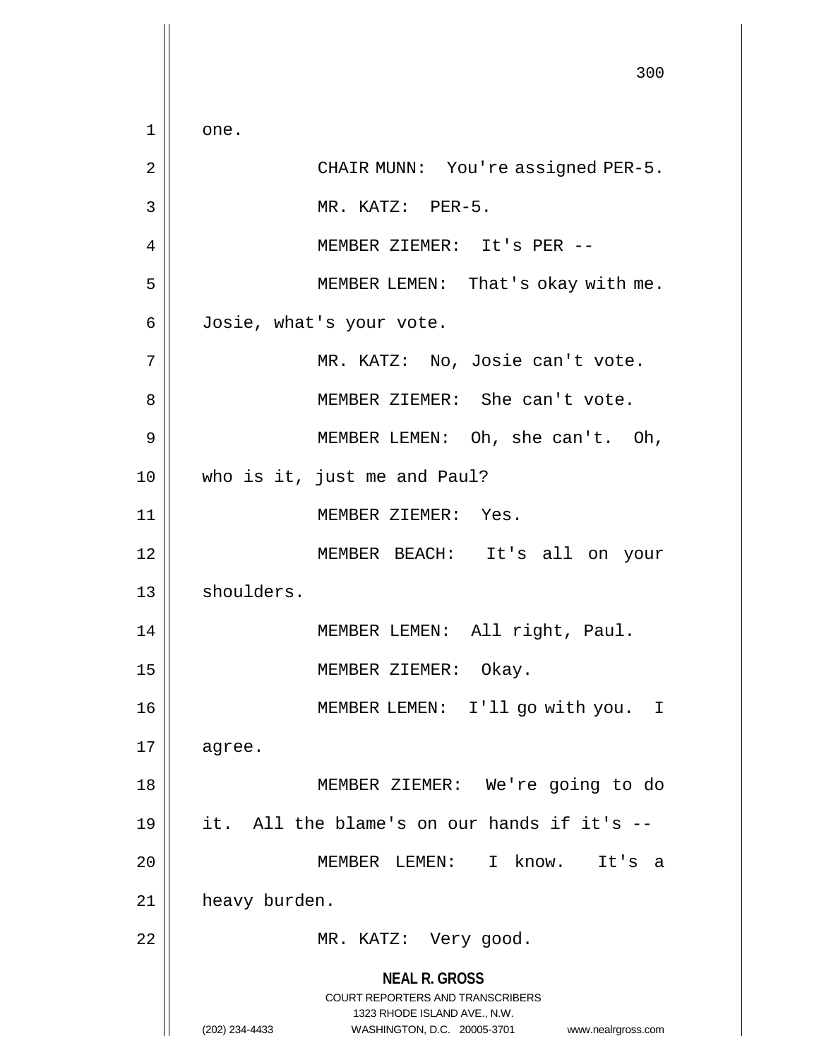one.

CHAIR MUNN: You're assigned PER-5.

MR. KATZ: PER-5.

MEMBER ZIEMER: It's PER --

MEMBER LEMEN: That's okay with me. Josie, what's your vote.

MR. KATZ: No, Josie can't vote.

MEMBER ZIEMER: She can't vote.

MEMBER LEMEN: Oh, she can't. Oh, who is it, just me and Paul?

MEMBER ZIEMER: Yes.

MEMBER BEACH: It's all on your shoulders.

MEMBER LEMEN: All right, Paul.

MEMBER ZIEMER: Okay.

MEMBER LEMEN: I'll go with you. I agree.

MEMBER ZIEMER: We're going to do it. All the blame's on our hands if it's --

MEMBER LEMEN: I know. It's a heavy burden.

MR. KATZ: Very good.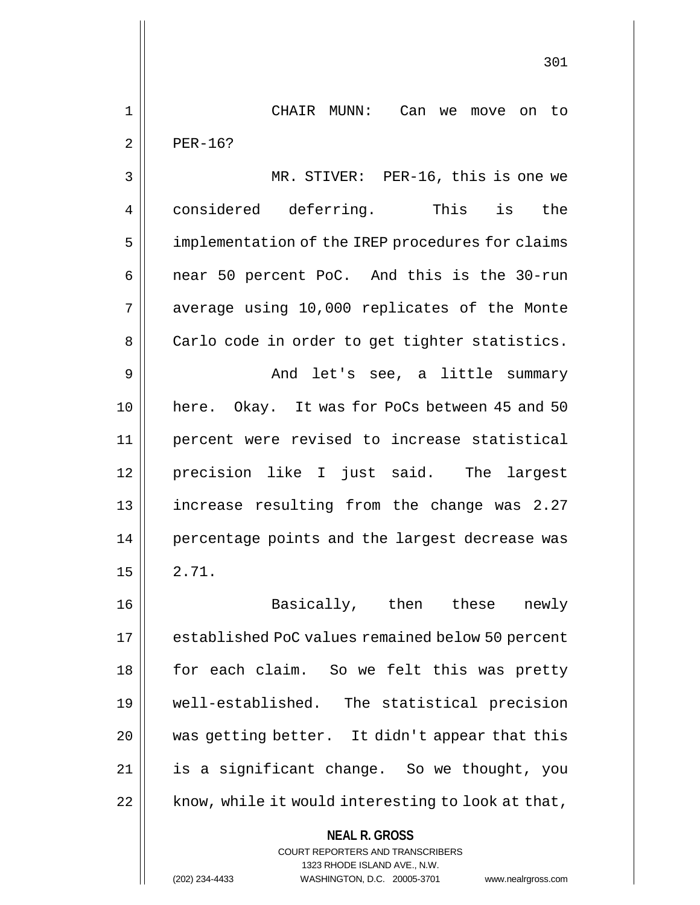CHAIR MUNN: Can we move on to PER-16?

MR. STIVER: PER-16, this is one we considered deferring. This is the implementation of the IREP procedures for claims near 50 percent PoC. And this is the 30-run average using 10,000 replicates of the Monte Carlo code in order to get tighter statistics.

And let's see, a little summary here. Okay. It was for PoCs between 45 and 50 percent were revised to increase statistical precision like I just said. The largest increase resulting from the change was 2.27 percentage points and the largest decrease was 2.71.

Basically, then these newly established PoC values remained below 50 percent for each claim. So we felt this was pretty well-established. The statistical precision was getting better. It didn't appear that this is a significant change. So we thought, you know, while it would interesting to look at that,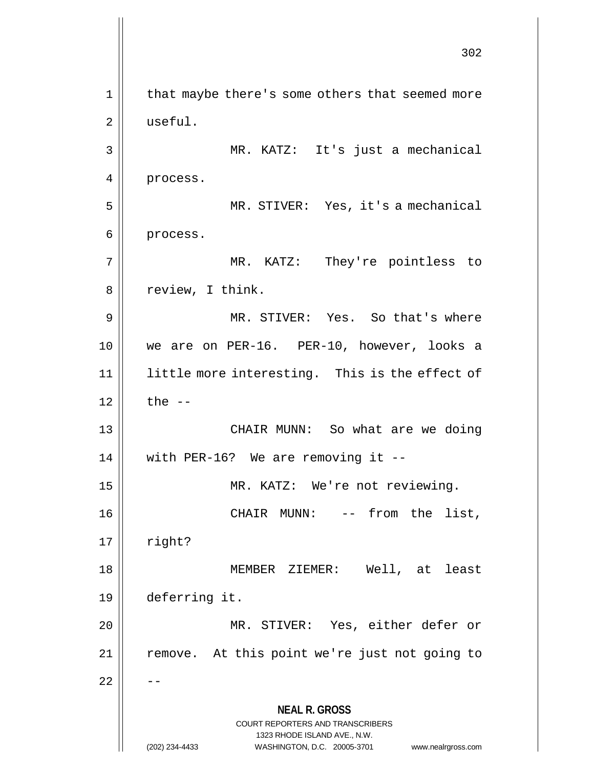that maybe there's some others that seemed more useful.

MR. KATZ: It's just a mechanical process.

MR. STIVER: Yes, it's a mechanical process.

MR. KATZ: They're pointless to review, I think.

MR. STIVER: Yes. So that's where we are on PER-16. PER-10, however, looks a little more interesting. This is the effect of the --

CHAIR MUNN: So what are we doing with PER-16? We are removing it --

MR. KATZ: We're not reviewing.

CHAIR MUNN: -- from the list, right?

MEMBER ZIEMER: Well, at least deferring it.

MR. STIVER: Yes, either defer or remove. At this point we're just not going to --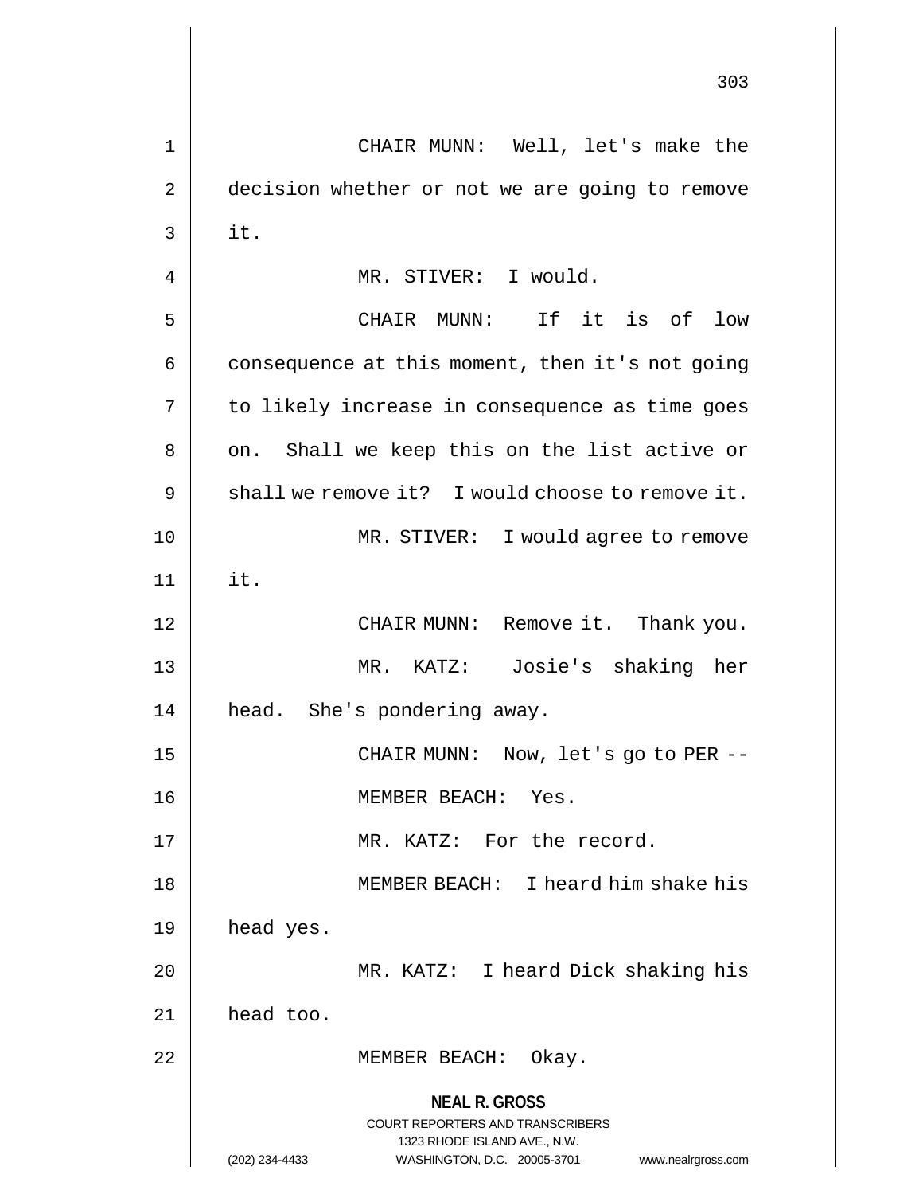CHAIR MUNN: Well, let's make the decision whether or not we are going to remove it.

MR. STIVER: I would.

CHAIR MUNN: If it is of low consequence at this moment, then it's not going to likely increase in consequence as time goes on. Shall we keep this on the list active or shall we remove it? I would choose to remove it.

MR. STIVER: I would agree to remove it.

CHAIR MUNN: Remove it. Thank you.

MR. KATZ: Josie's shaking her head. She's pondering away.

CHAIR MUNN: Now, let's go to PER --

MEMBER BEACH: Yes.

MR. KATZ: For the record.

MEMBER BEACH: I heard him shake his head yes.

MR. KATZ: I heard Dick shaking his head too.

MEMBER BEACH: Okay.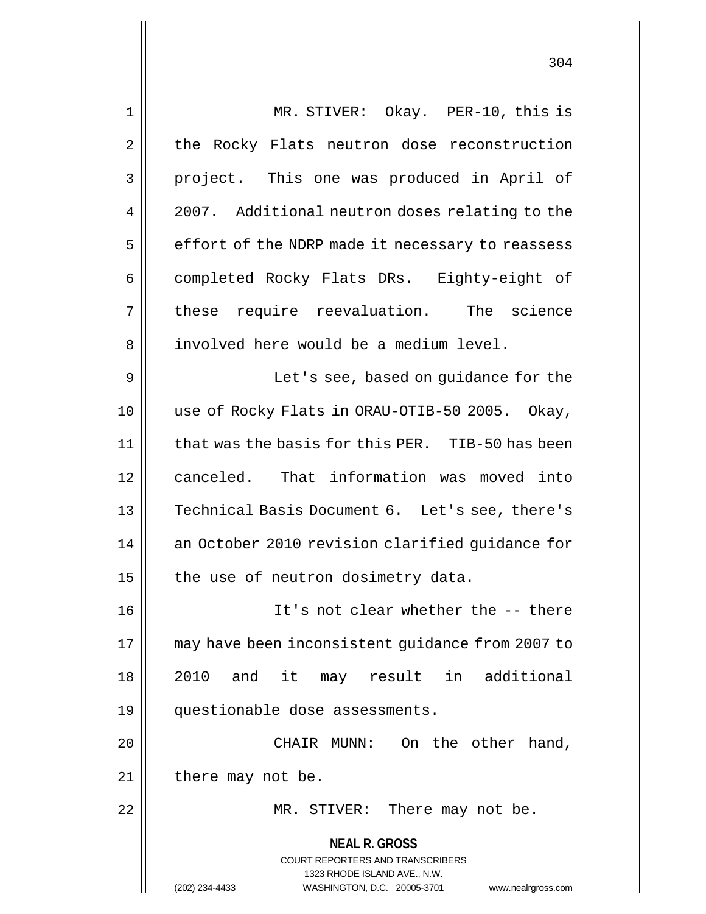MR. STIVER: Okay. PER-10, this is the Rocky Flats neutron dose reconstruction project. This one was produced in April of 2007. Additional neutron doses relating to the effort of the NDRP made it necessary to reassess completed Rocky Flats DRs. Eighty-eight of these require reevaluation. The science involved here would be a medium level.

Let's see, based on guidance for the use of Rocky Flats in ORAU-OTIB-50 2005. Okay, that was the basis for this PER. TIB-50 has been canceled. That information was moved into Technical Basis Document 6. Let's see, there's an October 2010 revision clarified guidance for the use of neutron dosimetry data.

It's not clear whether the -- there may have been inconsistent guidance from 2007 to 2010 and it may result in additional questionable dose assessments.

CHAIR MUNN: On the other hand, there may not be.

MR. STIVER: There may not be.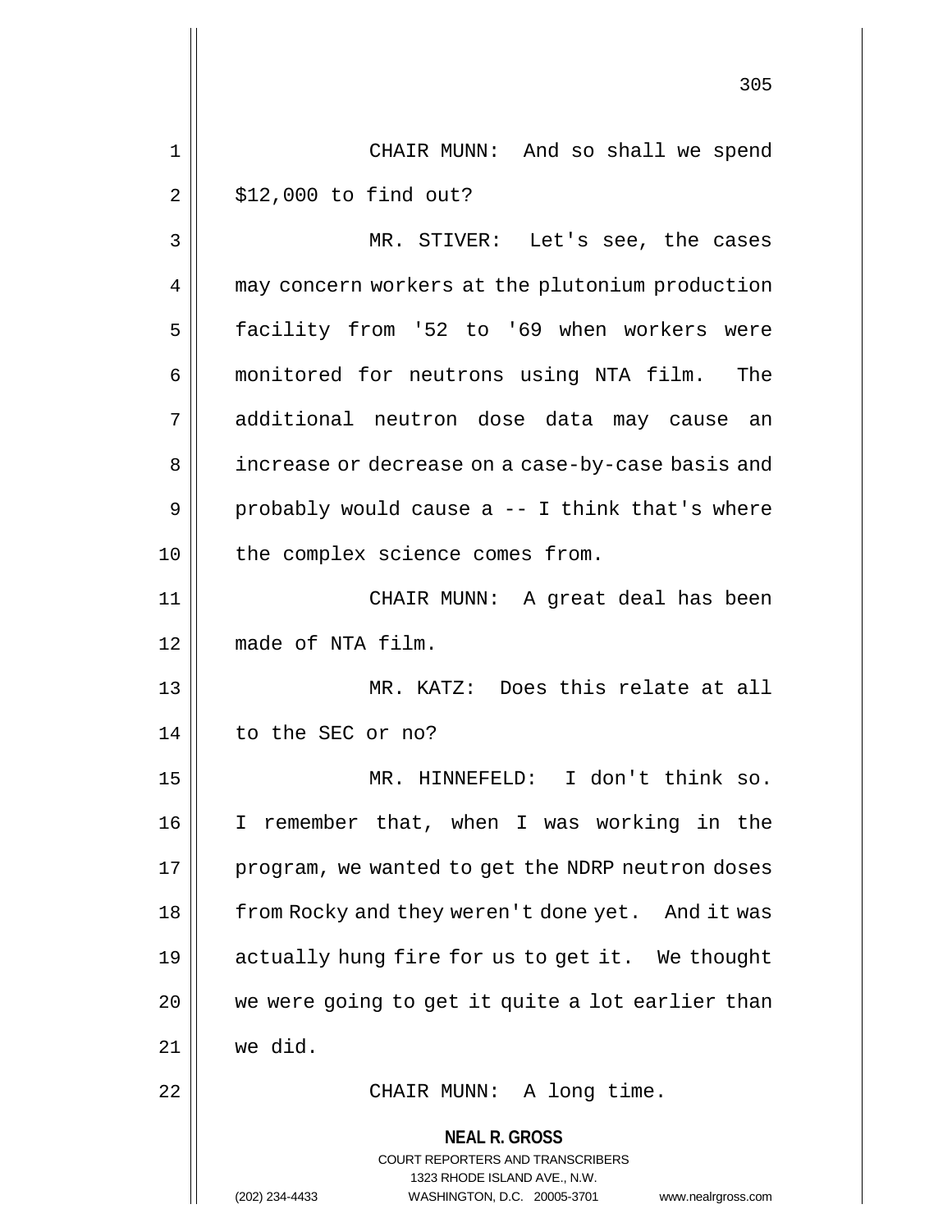CHAIR MUNN: And so shall we spend $12,000 to find out?

MR. STIVER: Let's see, the cases may concern workers at the plutonium production facility from '52 to '69 when workers were monitored for neutrons using NTA film. The additional neutron dose data may cause an increase or decrease on a case-by-case basis and probably would cause a -- I think that's where the complex science comes from.

CHAIR MUNN: A great deal has been made of NTA film.

MR. KATZ: Does this relate at all to the SEC or no?

MR. HINNEFELD: I don't think so. I remember that, when I was working in the program, we wanted to get the NDRP neutron doses from Rocky and they weren't done yet. And it was actually hung fire for us to get it. We thought we were going to get it quite a lot earlier than we did.

CHAIR MUNN: A long time.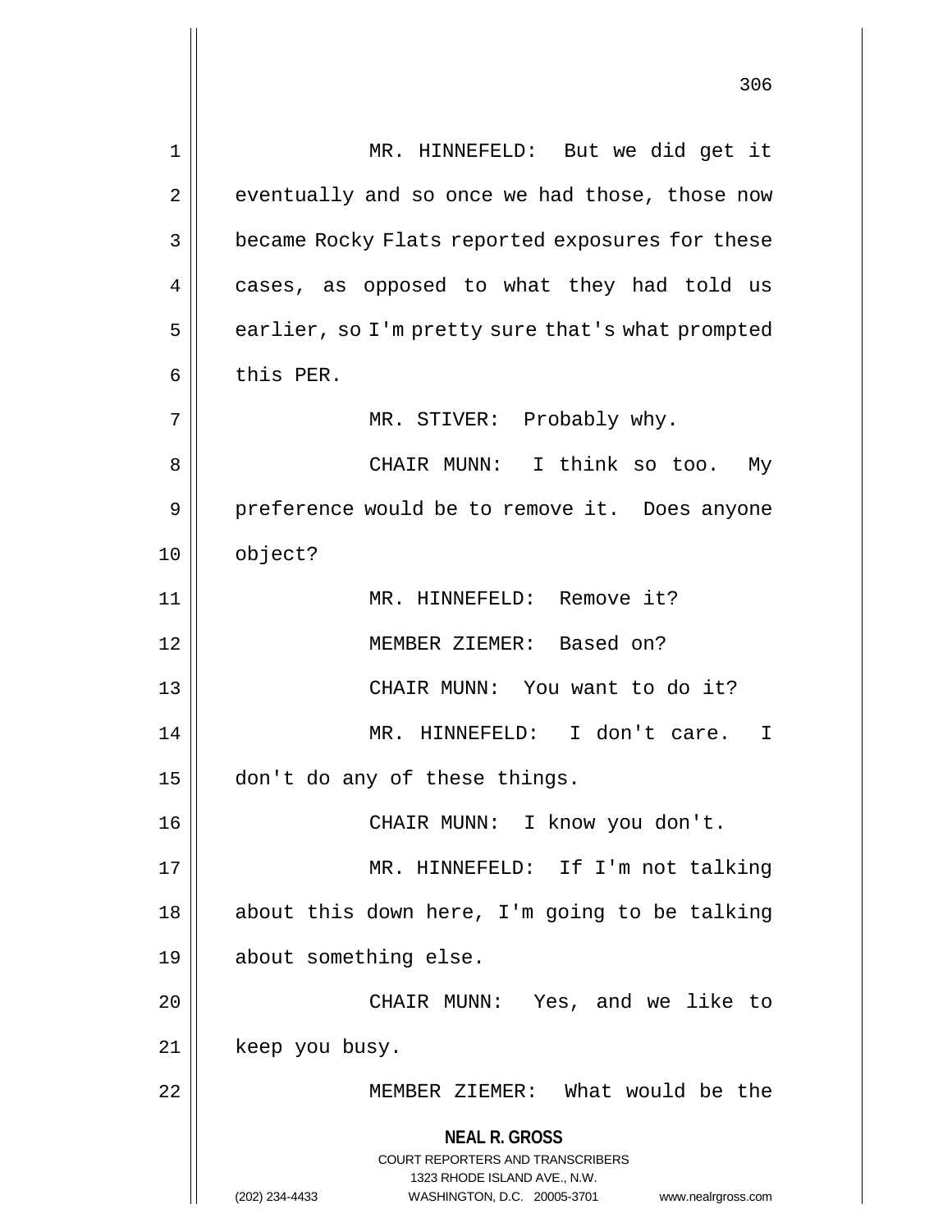MR. HINNEFELD: But we did get it eventually and so once we had those, those now became Rocky Flats reported exposures for these cases, as opposed to what they had told us earlier, so I'm pretty sure that's what prompted this PER.

MR. STIVER: Probably why.

CHAIR MUNN: I think so too. My preference would be to remove it. Does anyone object?

MR. HINNEFELD: Remove it?

MEMBER ZIEMER: Based on?

CHAIR MUNN: You want to do it?

MR. HINNEFELD: I don't care. I don't do any of these things.

CHAIR MUNN: I know you don't.

MR. HINNEFELD: If I'm not talking about this down here, I'm going to be talking about something else.

CHAIR MUNN: Yes, and we like to keep you busy.

MEMBER ZIEMER: What would be the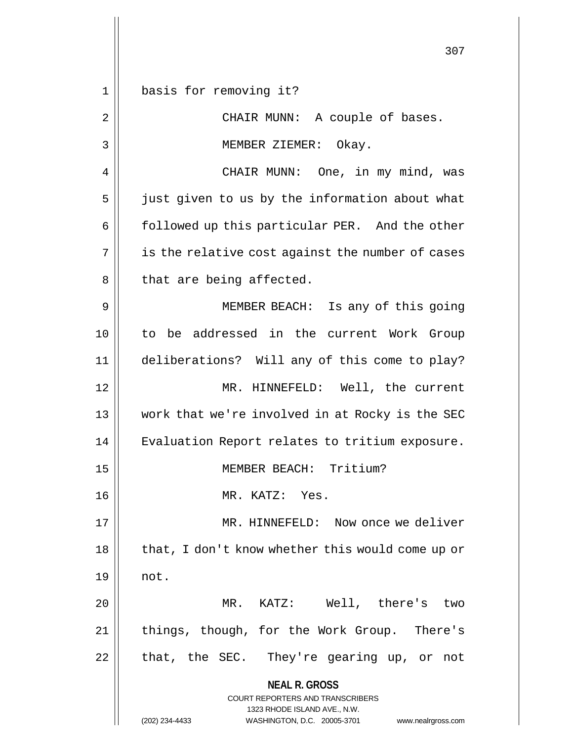basis for removing it?

CHAIR MUNN: A couple of bases.

MEMBER ZIEMER: Okay.

CHAIR MUNN: One, in my mind, was just given to us by the information about what followed up this particular PER. And the other is the relative cost against the number of cases that are being affected.

MEMBER BEACH: Is any of this going to be addressed in the current Work Group deliberations? Will any of this come to play?

MR. HINNEFELD: Well, the current work that we're involved in at Rocky is the SEC Evaluation Report relates to tritium exposure.

MEMBER BEACH: Tritium?

MR. KATZ: Yes.

MR. HINNEFELD: Now once we deliver that, I don't know whether this would come up or not.

MR. KATZ: Well, there's two things, though, for the Work Group. There's that, the SEC. They're gearing up, or not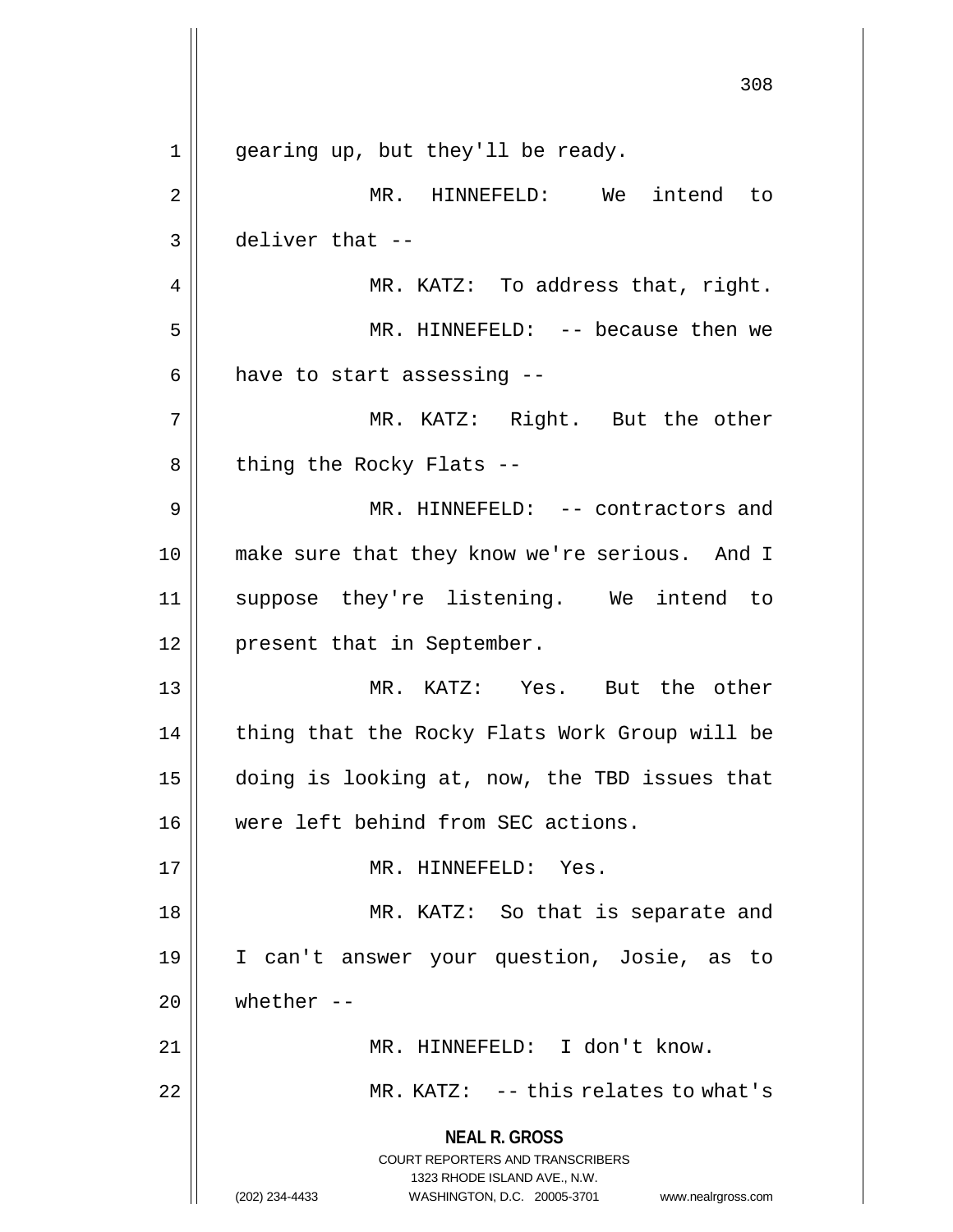gearing up, but they'll be ready.

MR. HINNEFELD: We intend to deliver that --

MR. KATZ: To address that, right.

MR. HINNEFELD: -- because then we have to start assessing --

MR. KATZ: Right. But the other thing the Rocky Flats --

MR. HINNEFELD: -- contractors and make sure that they know we're serious. And I suppose they're listening. We intend to present that in September.

MR. KATZ: Yes. But the other thing that the Rocky Flats Work Group will be doing is looking at, now, the TBD issues that were left behind from SEC actions.

MR. HINNEFELD: Yes.

MR. KATZ: So that is separate and I can't answer your question, Josie, as to whether --

MR. HINNEFELD: I don't know.

MR. KATZ: -- this relates to what's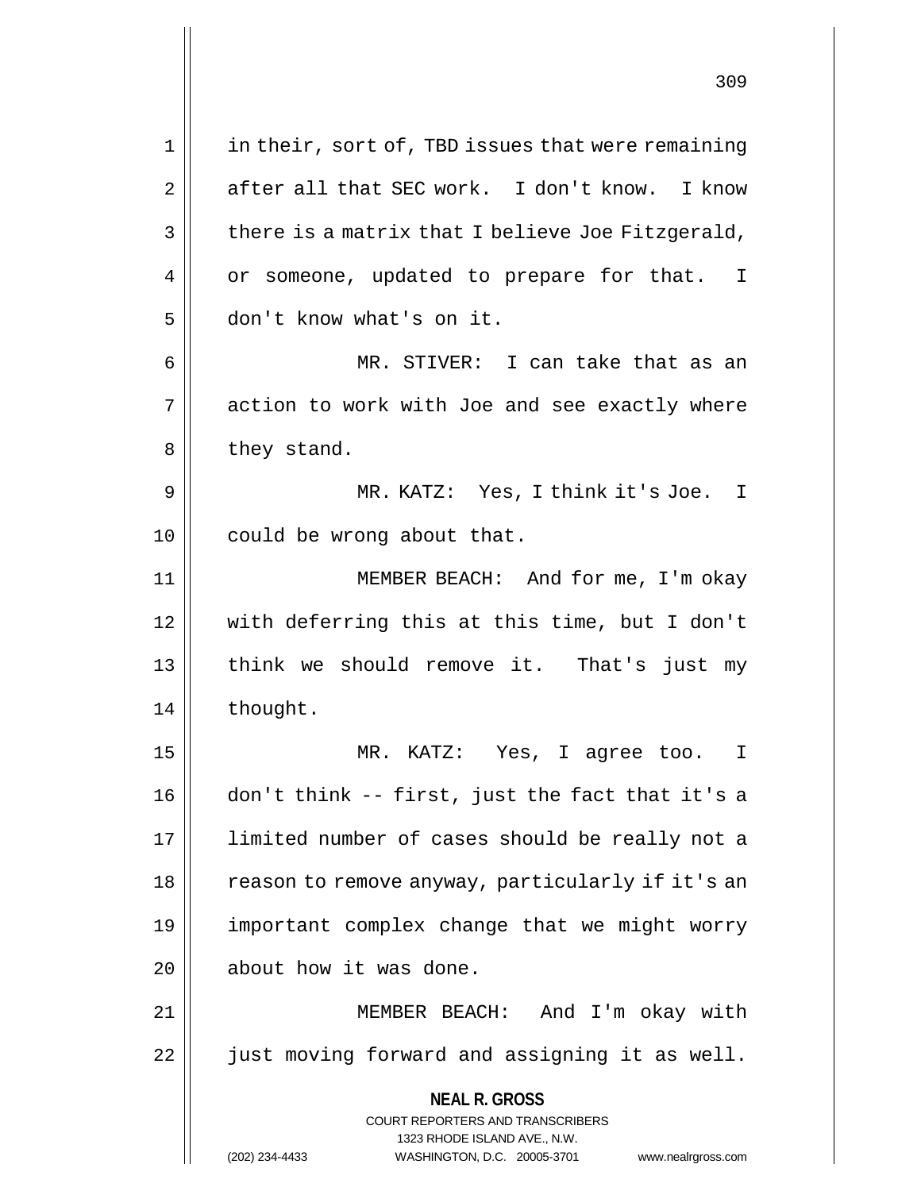in their, sort of, TBD issues that were remaining after all that SEC work. I don't know. I know there is a matrix that I believe Joe Fitzgerald, or someone, updated to prepare for that. I don't know what's on it.

MR. STIVER: I can take that as an action to work with Joe and see exactly where they stand.

MR. KATZ: Yes, I think it's Joe. I could be wrong about that.

MEMBER BEACH: And for me, I'm okay with deferring this at this time, but I don't think we should remove it. That's just my thought.

MR. KATZ: Yes, I agree too. I don't think -- first, just the fact that it's a limited number of cases should be really not a reason to remove anyway, particularly if it's an important complex change that we might worry about how it was done.

MEMBER BEACH: And I'm okay with just moving forward and assigning it as well.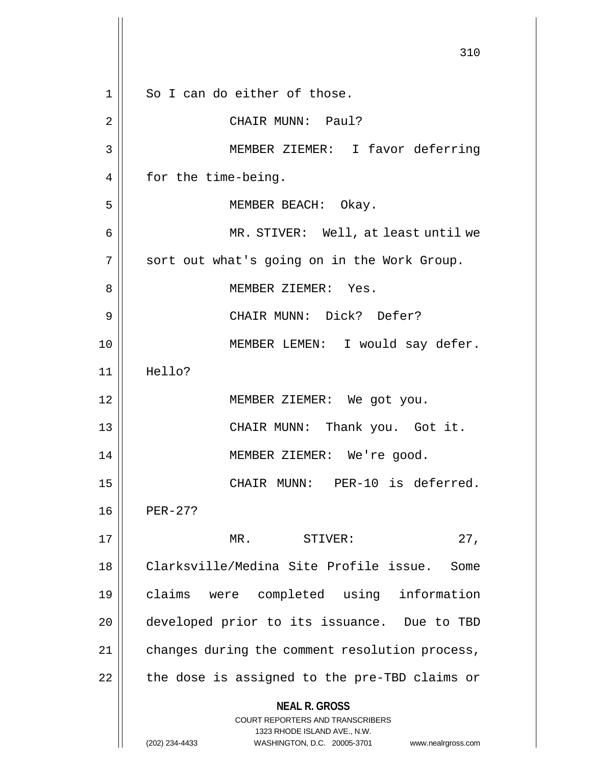So I can do either of those.

CHAIR MUNN: Paul?

MEMBER ZIEMER: I favor deferring for the time-being.

MEMBER BEACH: Okay.

MR. STIVER: Well, at least until we sort out what's going on in the Work Group.

MEMBER ZIEMER: Yes.

CHAIR MUNN: Dick? Defer?

MEMBER LEMEN: I would say defer. Hello?

MEMBER ZIEMER: We got you.

CHAIR MUNN: Thank you. Got it.

MEMBER ZIEMER: We're good.

CHAIR MUNN: PER-10 is deferred. PER-27?

MR. STIVER: 27, Clarksville/Medina Site Profile issue. Some claims were completed using information developed prior to its issuance. Due to TBD changes during the comment resolution process, the dose is assigned to the pre-TBD claims or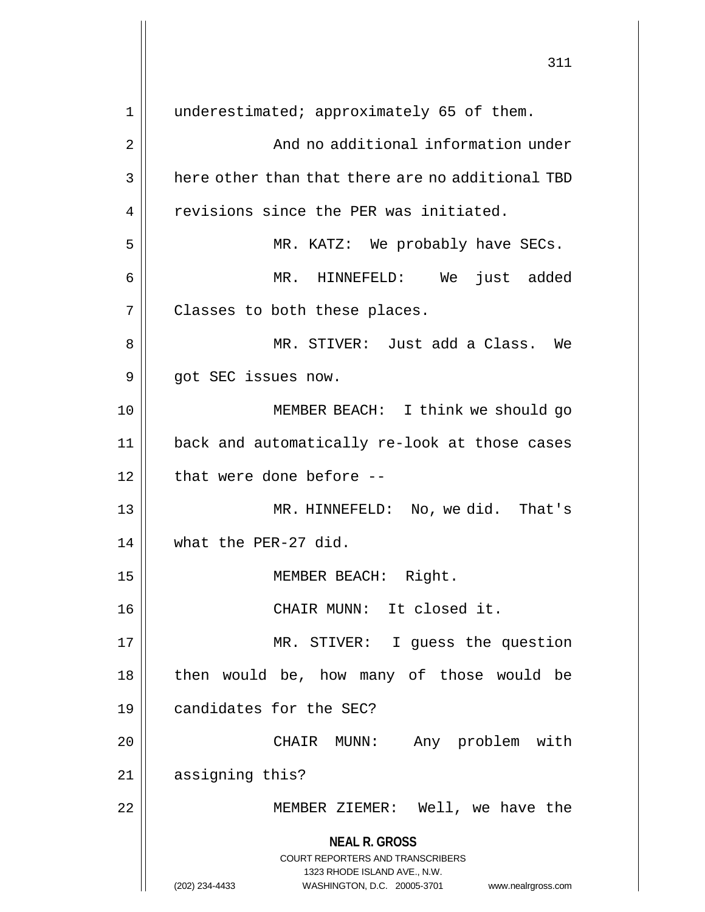underestimated; approximately 65 of them.

And no additional information under here other than that there are no additional TBD revisions since the PER was initiated.

MR. KATZ: We probably have SECs.

MR. HINNEFELD: We just added Classes to both these places.

MR. STIVER: Just add a Class. We got SEC issues now.

MEMBER BEACH: I think we should go back and automatically re-look at those cases that were done before --

MR. HINNEFELD: No, we did. That's what the PER-27 did.

MEMBER BEACH: Right.

CHAIR MUNN: It closed it.

MR. STIVER: I guess the question then would be, how many of those would be candidates for the SEC?

CHAIR MUNN: Any problem with assigning this?

MEMBER ZIEMER: Well, we have the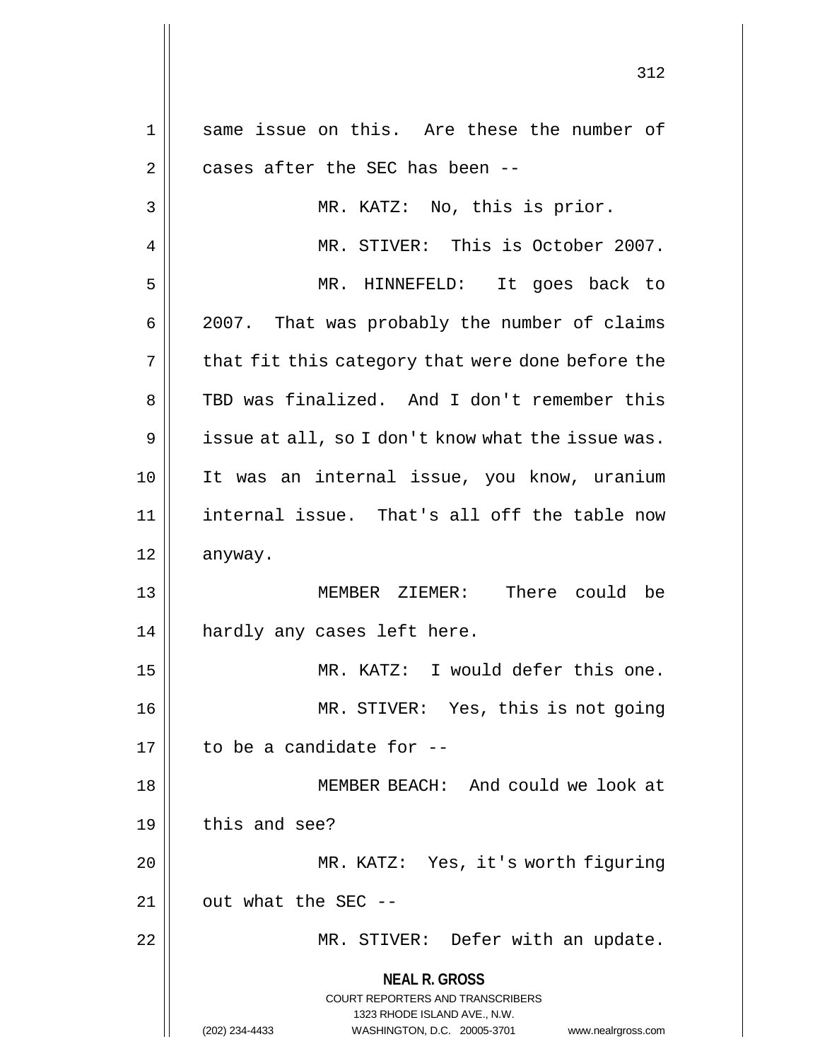same issue on this. Are these the number of cases after the SEC has been --

MR. KATZ: No, this is prior.

MR. STIVER: This is October 2007.

MR. HINNEFELD: It goes back to 2007. That was probably the number of claims that fit this category that were done before the TBD was finalized. And I don't remember this issue at all, so I don't know what the issue was. It was an internal issue, you know, uranium internal issue. That's all off the table now anyway.

MEMBER ZIEMER: There could be hardly any cases left here.

MR. KATZ: I would defer this one.

MR. STIVER: Yes, this is not going to be a candidate for --

MEMBER BEACH: And could we look at this and see?

MR. KATZ: Yes, it's worth figuring out what the SEC --

MR. STIVER: Defer with an update.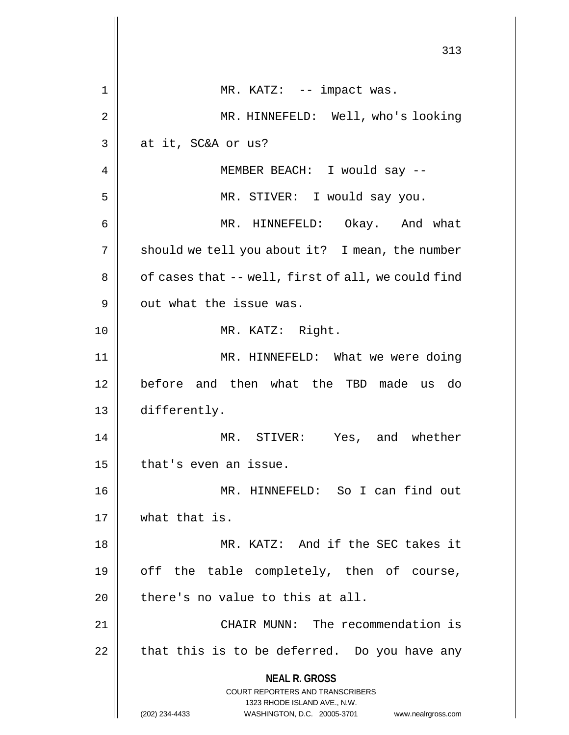MR. KATZ: -- impact was.

MR. HINNEFELD: Well, who's looking at it, SC&A or us?

MEMBER BEACH: I would say --

MR. STIVER: I would say you.

MR. HINNEFELD: Okay. And what should we tell you about it? I mean, the number of cases that -- well, first of all, we could find out what the issue was.

MR. KATZ: Right.

MR. HINNEFELD: What we were doing before and then what the TBD made us do differently.

MR. STIVER: Yes, and whether that's even an issue.

MR. HINNEFELD: So I can find out what that is.

MR. KATZ: And if the SEC takes it off the table completely, then of course, there's no value to this at all.

CHAIR MUNN: The recommendation is that this is to be deferred. Do you have any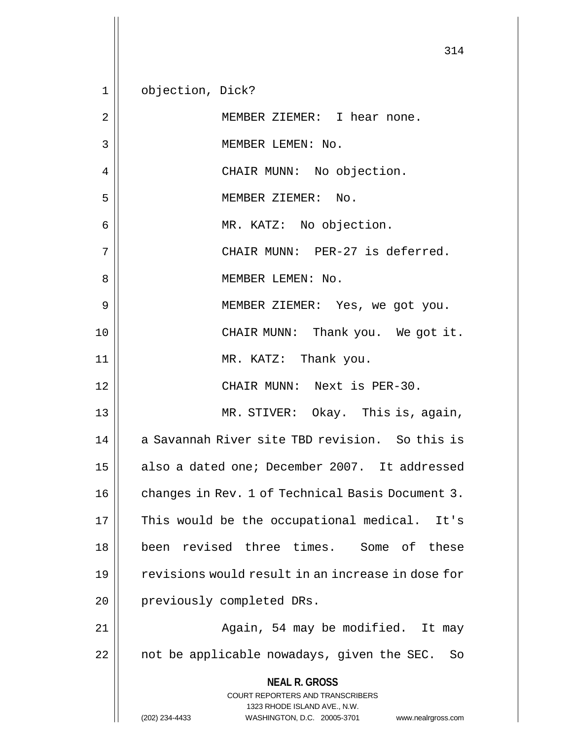objection, Dick?

MEMBER ZIEMER: I hear none.

MEMBER LEMEN: No.

CHAIR MUNN: No objection.

MEMBER ZIEMER: No.

MR. KATZ: No objection.

CHAIR MUNN: PER-27 is deferred.

MEMBER LEMEN: No.

MEMBER ZIEMER: Yes, we got you.

CHAIR MUNN: Thank you. We got it.

MR. KATZ: Thank you.

CHAIR MUNN: Next is PER-30.

MR. STIVER: Okay. This is, again, a Savannah River site TBD revision. So this is also a dated one; December 2007. It addressed changes in Rev. 1 of Technical Basis Document 3. This would be the occupational medical. It's been revised three times. Some of these revisions would result in an increase in dose for previously completed DRs.

Again, 54 may be modified. It may not be applicable nowadays, given the SEC. So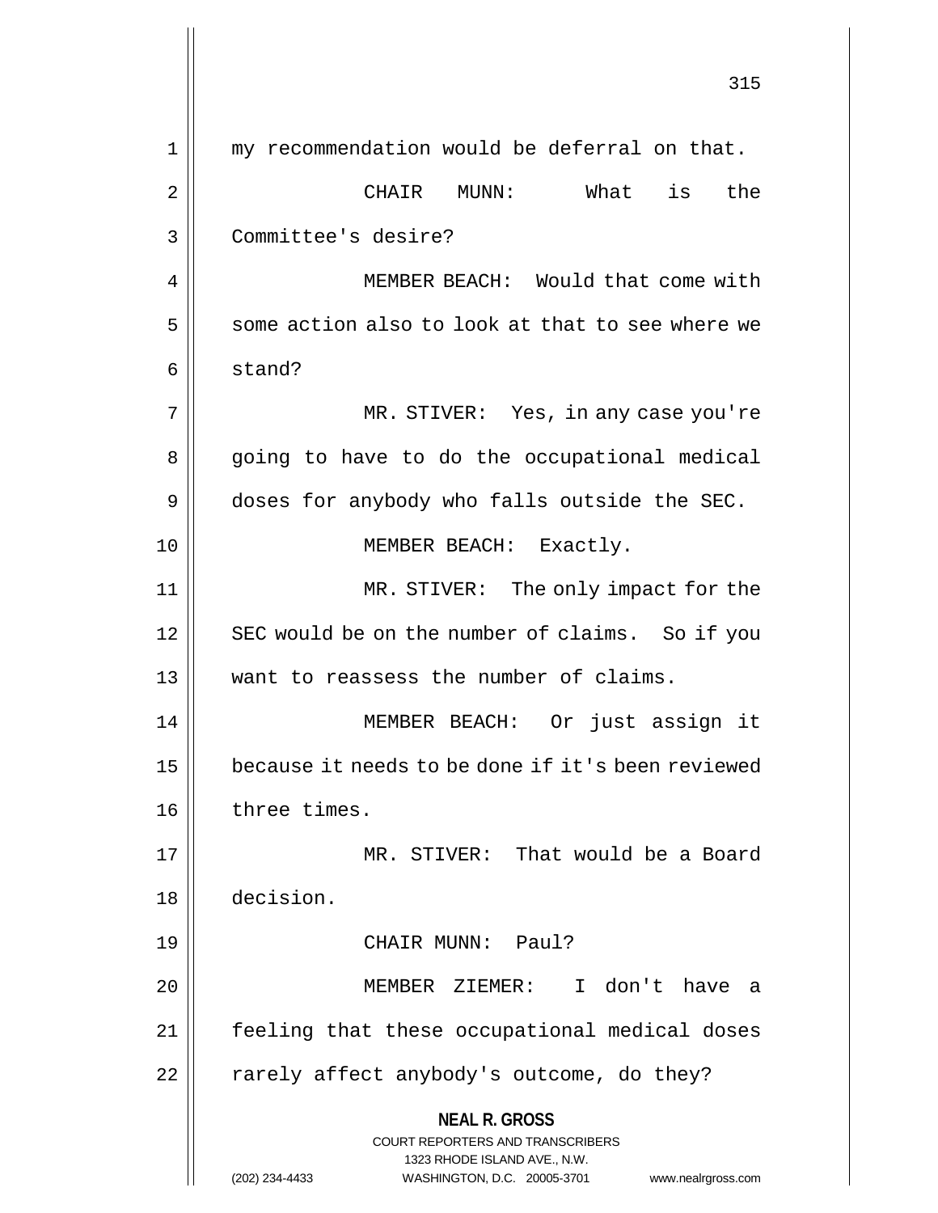my recommendation would be deferral on that.

CHAIR MUNN: What is the Committee's desire?

MEMBER BEACH: Would that come with some action also to look at that to see where we stand?

MR. STIVER: Yes, in any case you're going to have to do the occupational medical doses for anybody who falls outside the SEC.

MEMBER BEACH: Exactly.

MR. STIVER: The only impact for the SEC would be on the number of claims. So if you want to reassess the number of claims.

MEMBER BEACH: Or just assign it because it needs to be done if it's been reviewed three times.

MR. STIVER: That would be a Board decision.

CHAIR MUNN: Paul?

MEMBER ZIEMER: I don't have a feeling that these occupational medical doses rarely affect anybody's outcome, do they?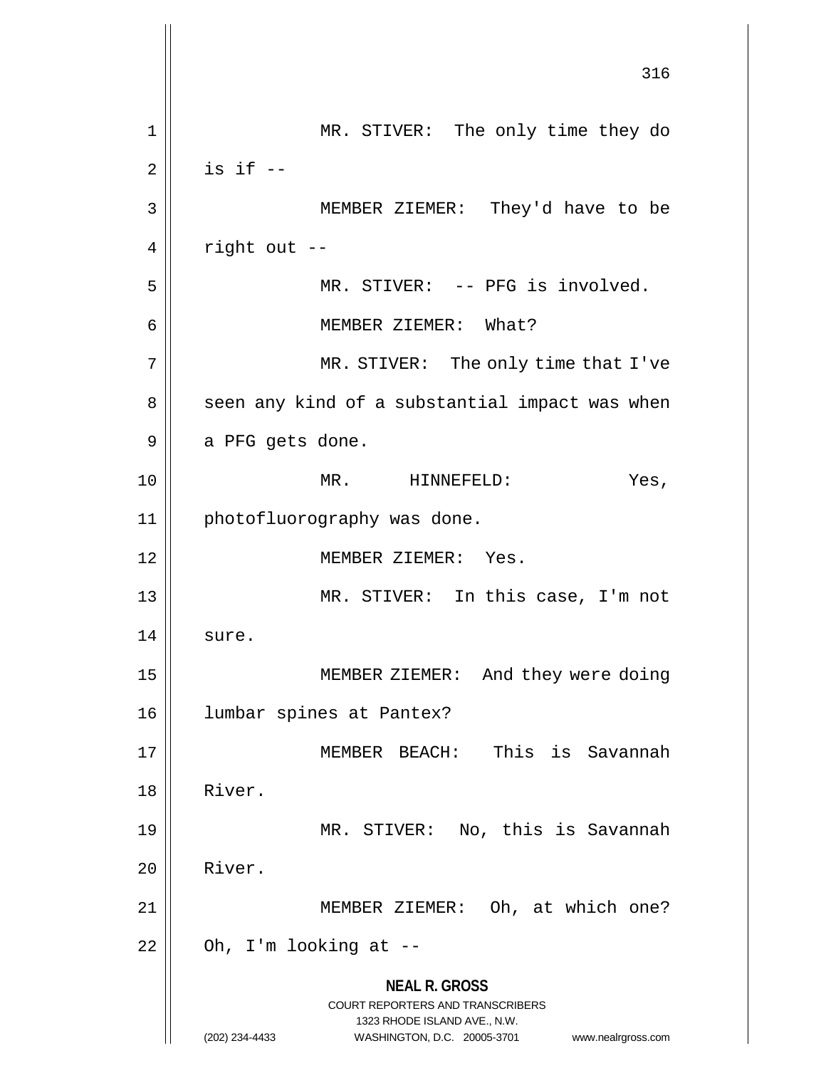MR. STIVER: The only time they do is if --

MEMBER ZIEMER: They'd have to be right out --

MR. STIVER: -- PFG is involved.

MEMBER ZIEMER: What?

MR. STIVER: The only time that I've seen any kind of a substantial impact was when a PFG gets done.

MR. HINNEFELD: Yes, photofluorography was done.

MEMBER ZIEMER: Yes.

MR. STIVER: In this case, I'm not sure.

MEMBER ZIEMER: And they were doing lumbar spines at Pantex?

MEMBER BEACH: This is Savannah River.

MR. STIVER: No, this is Savannah River.

MEMBER ZIEMER: Oh, at which one? Oh, I'm looking at --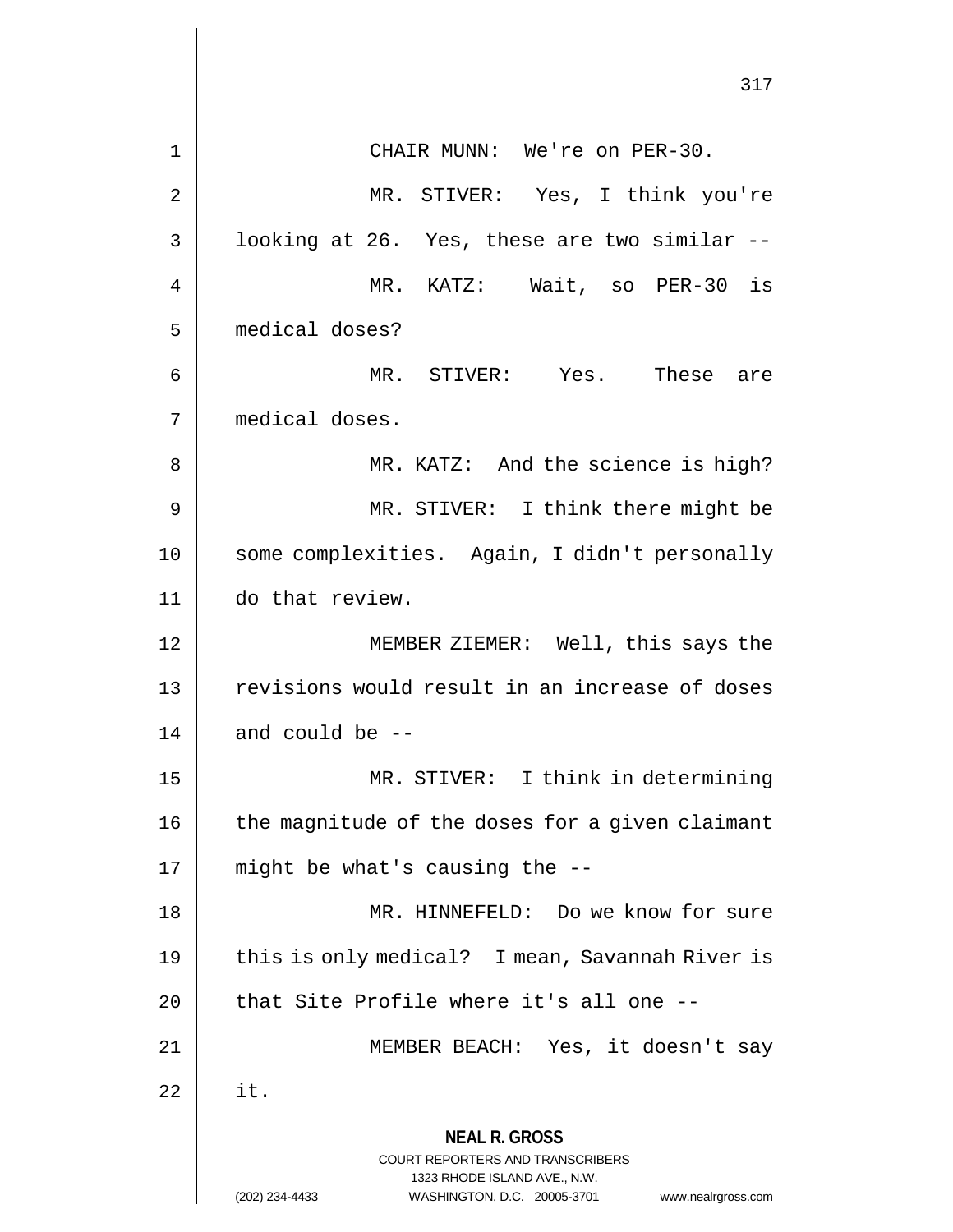CHAIR MUNN: We're on PER-30.

MR. STIVER: Yes, I think you're looking at 26. Yes, these are two similar --

MR. KATZ: Wait, so PER-30 is medical doses?

MR. STIVER: Yes. These are medical doses.

MR. KATZ: And the science is high?

MR. STIVER: I think there might be some complexities. Again, I didn't personally do that review.

MEMBER ZIEMER: Well, this says the revisions would result in an increase of doses and could be --

MR. STIVER: I think in determining the magnitude of the doses for a given claimant might be what's causing the --

MR. HINNEFELD: Do we know for sure this is only medical? I mean, Savannah River is that Site Profile where it's all one --

MEMBER BEACH: Yes, it doesn't say it.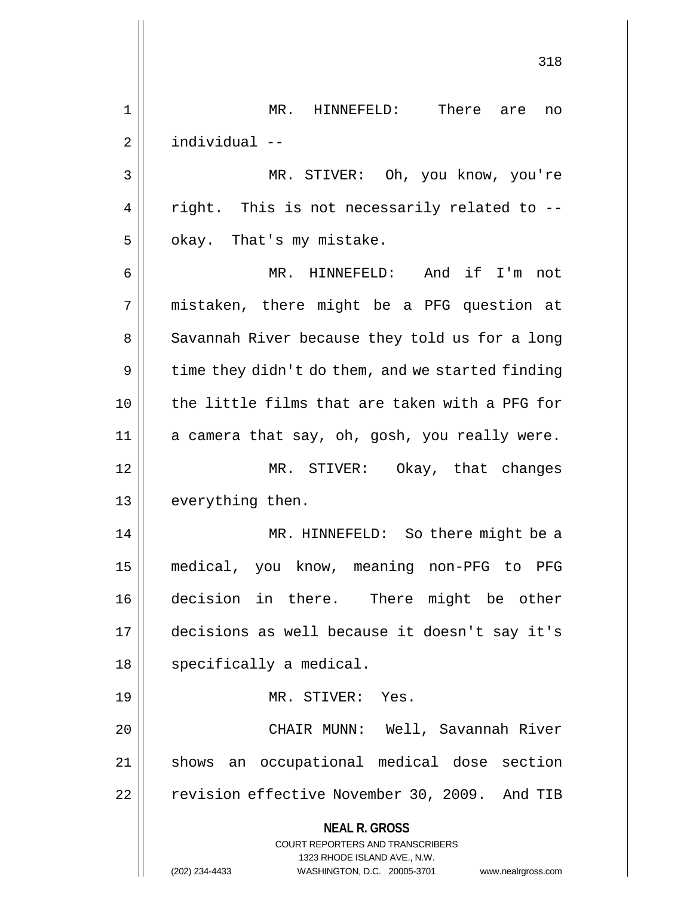MR. HINNEFELD: There are no individual --

MR. STIVER: Oh, you know, you're right. This is not necessarily related to -- okay. That's my mistake.

MR. HINNEFELD: And if I'm not mistaken, there might be a PFG question at Savannah River because they told us for a long time they didn't do them, and we started finding the little films that are taken with a PFG for a camera that say, oh, gosh, you really were.

MR. STIVER: Okay, that changes everything then.

MR. HINNEFELD: So there might be a medical, you know, meaning non-PFG to PFG decision in there. There might be other decisions as well because it doesn't say it's specifically a medical.

MR. STIVER: Yes.

CHAIR MUNN: Well, Savannah River shows an occupational medical dose section revision effective November 30, 2009. And TIB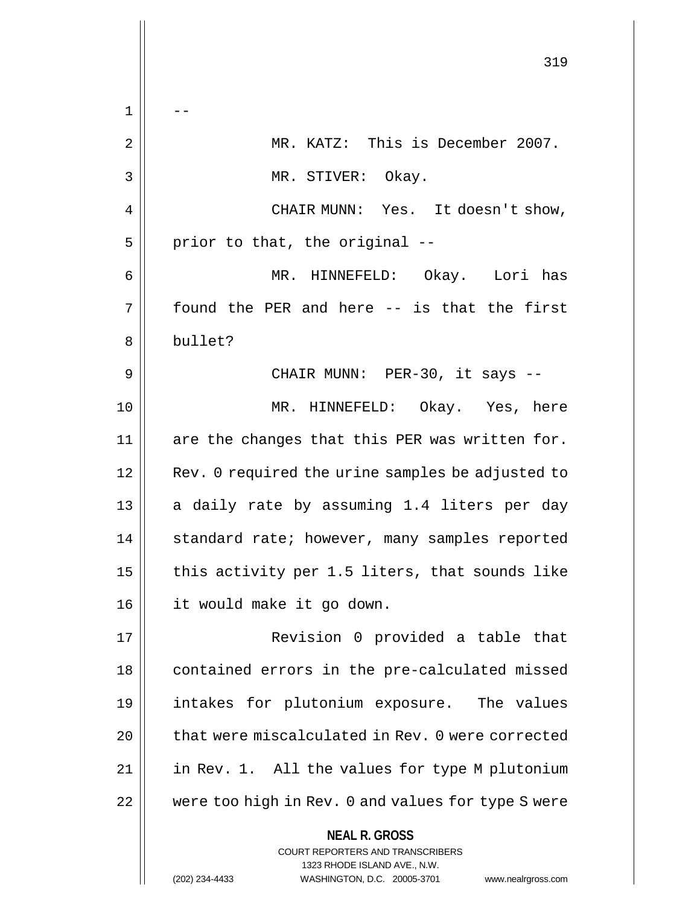--

MR. KATZ: This is December 2007.

MR. STIVER: Okay.

CHAIR MUNN: Yes. It doesn't show, prior to that, the original --

MR. HINNEFELD: Okay. Lori has found the PER and here -- is that the first bullet?

CHAIR MUNN: PER-30, it says --

MR. HINNEFELD: Okay. Yes, here are the changes that this PER was written for. Rev. 0 required the urine samples be adjusted to a daily rate by assuming 1.4 liters per day standard rate; however, many samples reported this activity per 1.5 liters, that sounds like it would make it go down.

Revision 0 provided a table that contained errors in the pre-calculated missed intakes for plutonium exposure. The values that were miscalculated in Rev. 0 were corrected in Rev. 1. All the values for type M plutonium were too high in Rev. 0 and values for type S were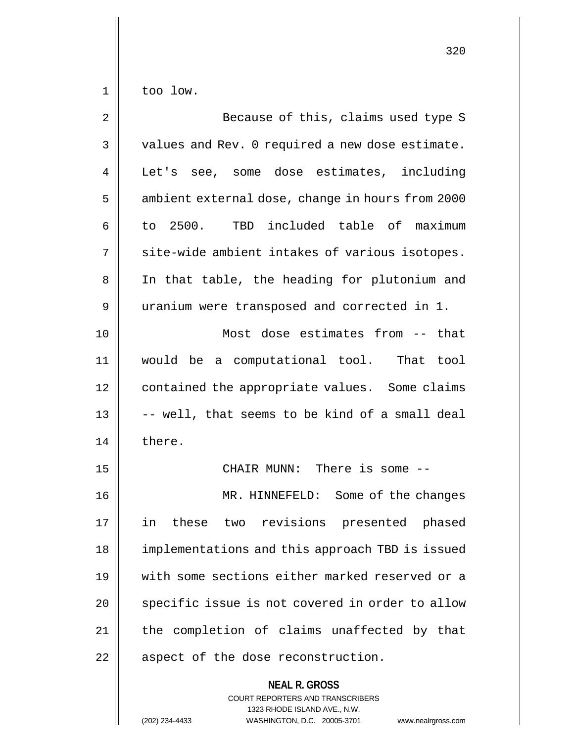too low.

Because of this, claims used type S values and Rev. 0 required a new dose estimate. Let's see, some dose estimates, including ambient external dose, change in hours from 2000 to 2500. TBD included table of maximum site-wide ambient intakes of various isotopes. In that table, the heading for plutonium and uranium were transposed and corrected in 1.

Most dose estimates from -- that would be a computational tool. That tool contained the appropriate values. Some claims -- well, that seems to be kind of a small deal there.

CHAIR MUNN: There is some --

MR. HINNEFELD: Some of the changes in these two revisions presented phased implementations and this approach TBD is issued with some sections either marked reserved or a specific issue is not covered in order to allow the completion of claims unaffected by that aspect of the dose reconstruction.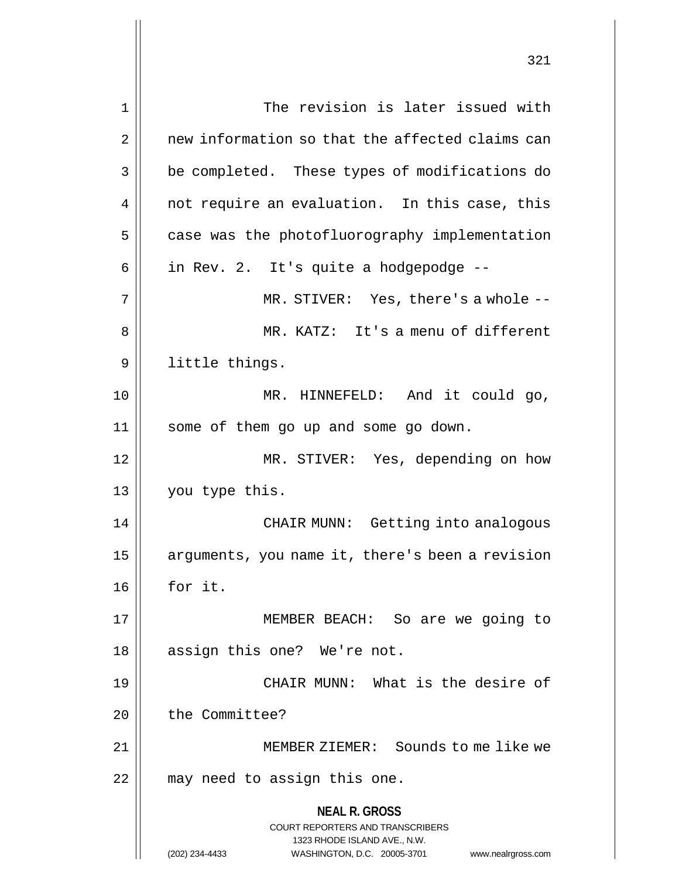The revision is later issued with new information so that the affected claims can be completed. These types of modifications do not require an evaluation. In this case, this case was the photofluorography implementation in Rev. 2. It's quite a hodgepodge --

MR. STIVER: Yes, there's a whole --

MR. KATZ: It's a menu of different little things.

MR. HINNEFELD: And it could go, some of them go up and some go down.

MR. STIVER: Yes, depending on how you type this.

CHAIR MUNN: Getting into analogous arguments, you name it, there's been a revision for it.

MEMBER BEACH: So are we going to assign this one? We're not.

CHAIR MUNN: What is the desire of the Committee?

MEMBER ZIEMER: Sounds to me like we may need to assign this one.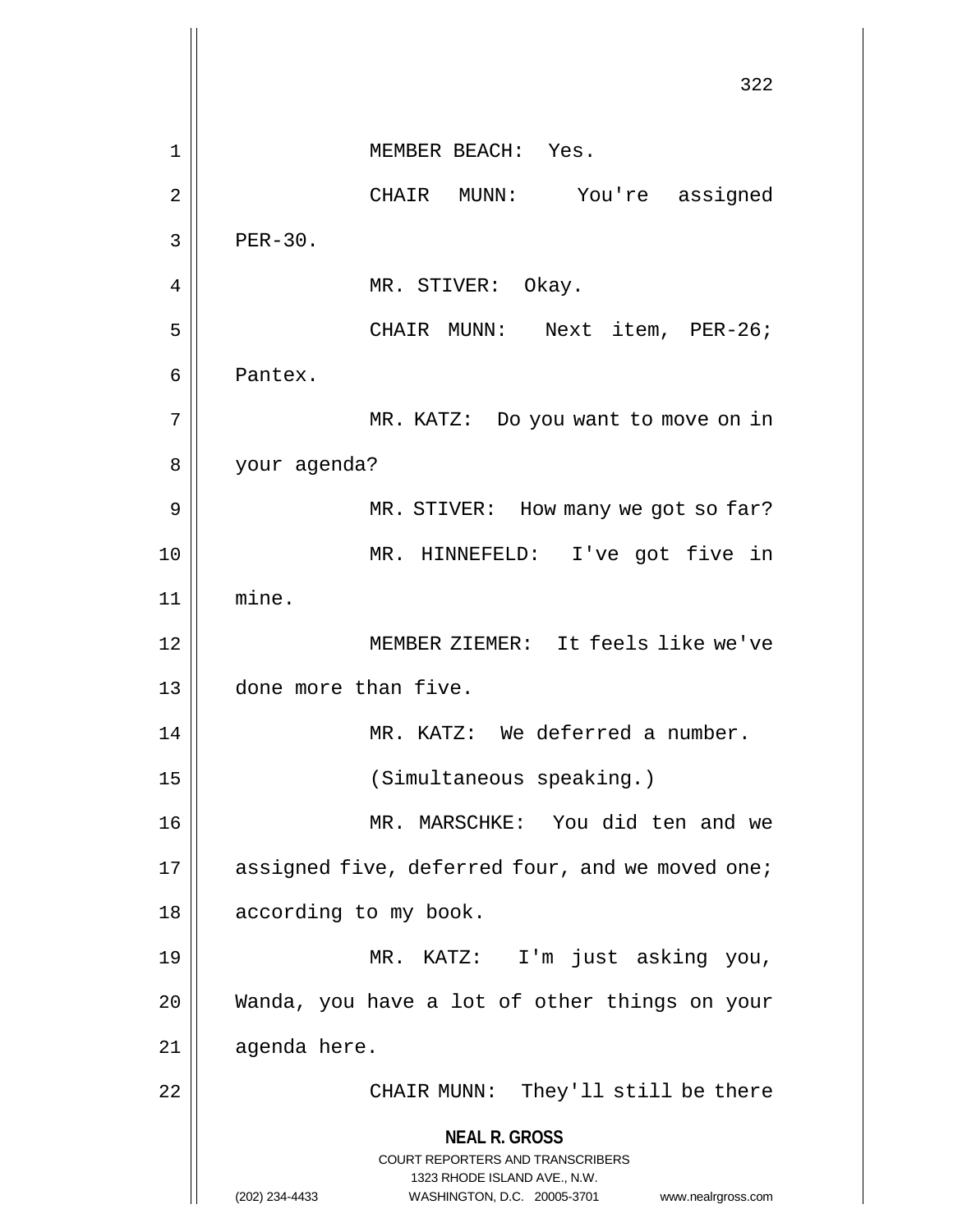MEMBER BEACH: Yes.

CHAIR MUNN: You're assigned PER-30.

MR. STIVER: Okay.

CHAIR MUNN: Next item, PER-26; Pantex.

MR. KATZ: Do you want to move on in your agenda?

MR. STIVER: How many we got so far?

MR. HINNEFELD: I've got five in mine.

MEMBER ZIEMER: It feels like we've done more than five.

MR. KATZ: We deferred a number.

(Simultaneous speaking.)

MR. MARSCHKE: You did ten and we assigned five, deferred four, and we moved one; according to my book.

MR. KATZ: I'm just asking you, Wanda, you have a lot of other things on your agenda here.

CHAIR MUNN: They'll still be there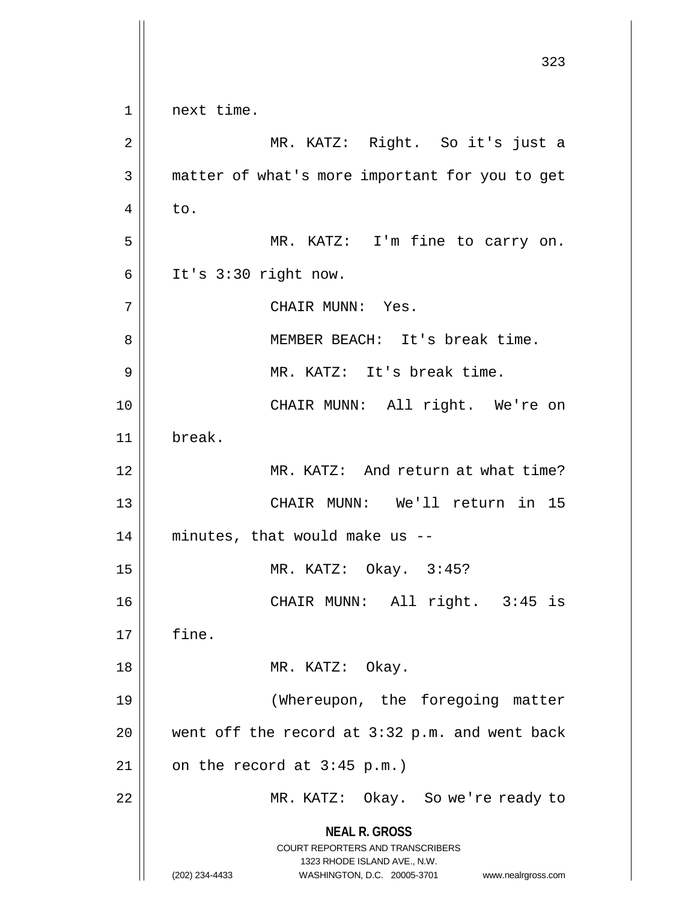next time.

MR. KATZ: Right. So it's just a matter of what's more important for you to get to.

MR. KATZ: I'm fine to carry on. It's 3:30 right now.

CHAIR MUNN: Yes.

MEMBER BEACH: It's break time.

MR. KATZ: It's break time.

CHAIR MUNN: All right. We're on break.

MR. KATZ: And return at what time?

CHAIR MUNN: We'll return in 15 minutes, that would make us --

MR. KATZ: Okay. 3:45?

CHAIR MUNN: All right. 3:45 is fine.

MR. KATZ: Okay.

(Whereupon, the foregoing matter went off the record at 3:32 p.m. and went back on the record at 3:45 p.m.)

MR. KATZ: Okay. So we're ready to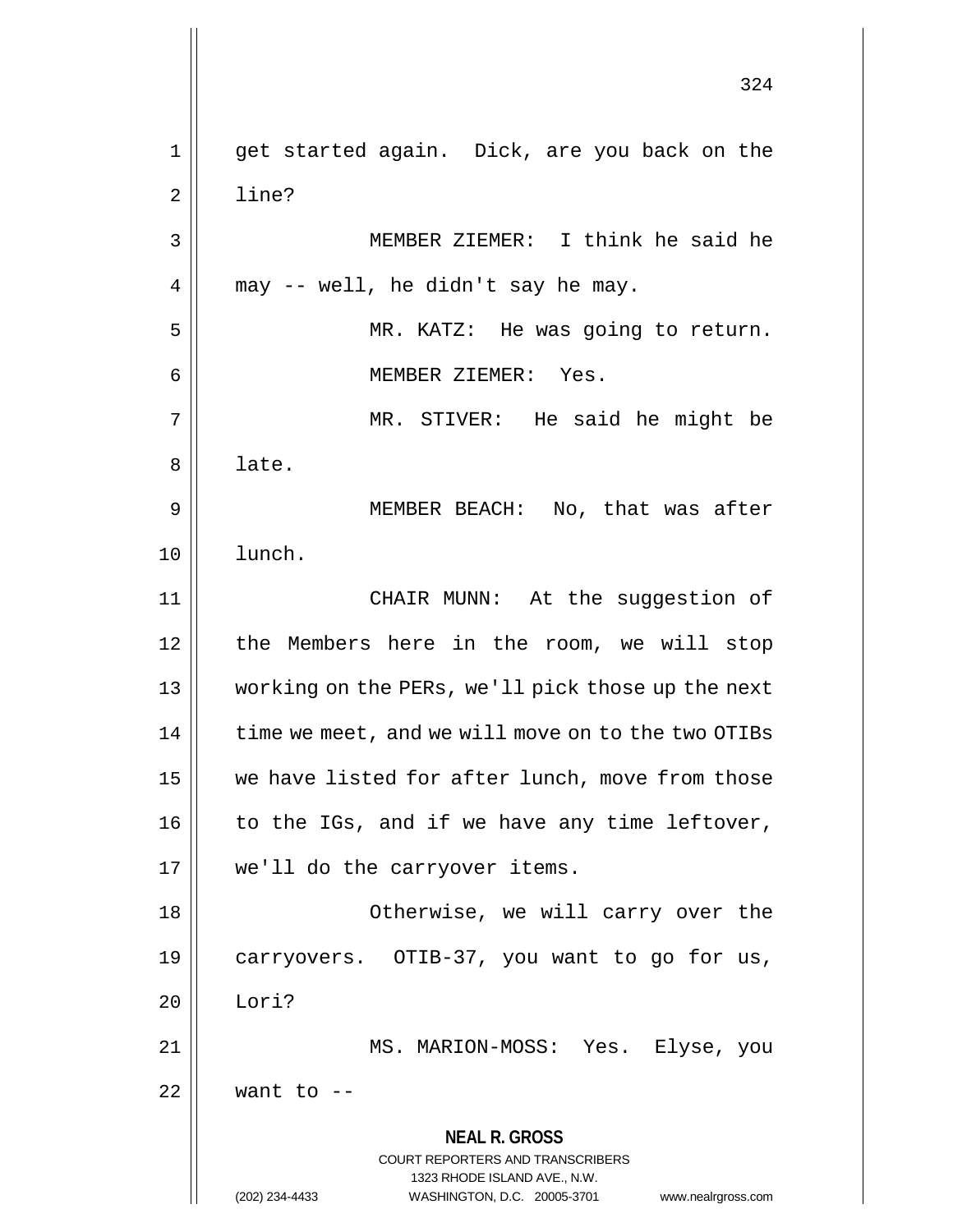get started again. Dick, are you back on the line?

MEMBER ZIEMER: I think he said he may -- well, he didn't say he may.

MR. KATZ: He was going to return.

MEMBER ZIEMER: Yes.

MR. STIVER: He said he might be late.

MEMBER BEACH: No, that was after lunch.

CHAIR MUNN: At the suggestion of the Members here in the room, we will stop working on the PERs, we'll pick those up the next time we meet, and we will move on to the two OTIBs we have listed for after lunch, move from those to the IGs, and if we have any time leftover, we'll do the carryover items.

Otherwise, we will carry over the carryovers. OTIB-37, you want to go for us, Lori?

MS. MARION-MOSS: Yes. Elyse, you want to --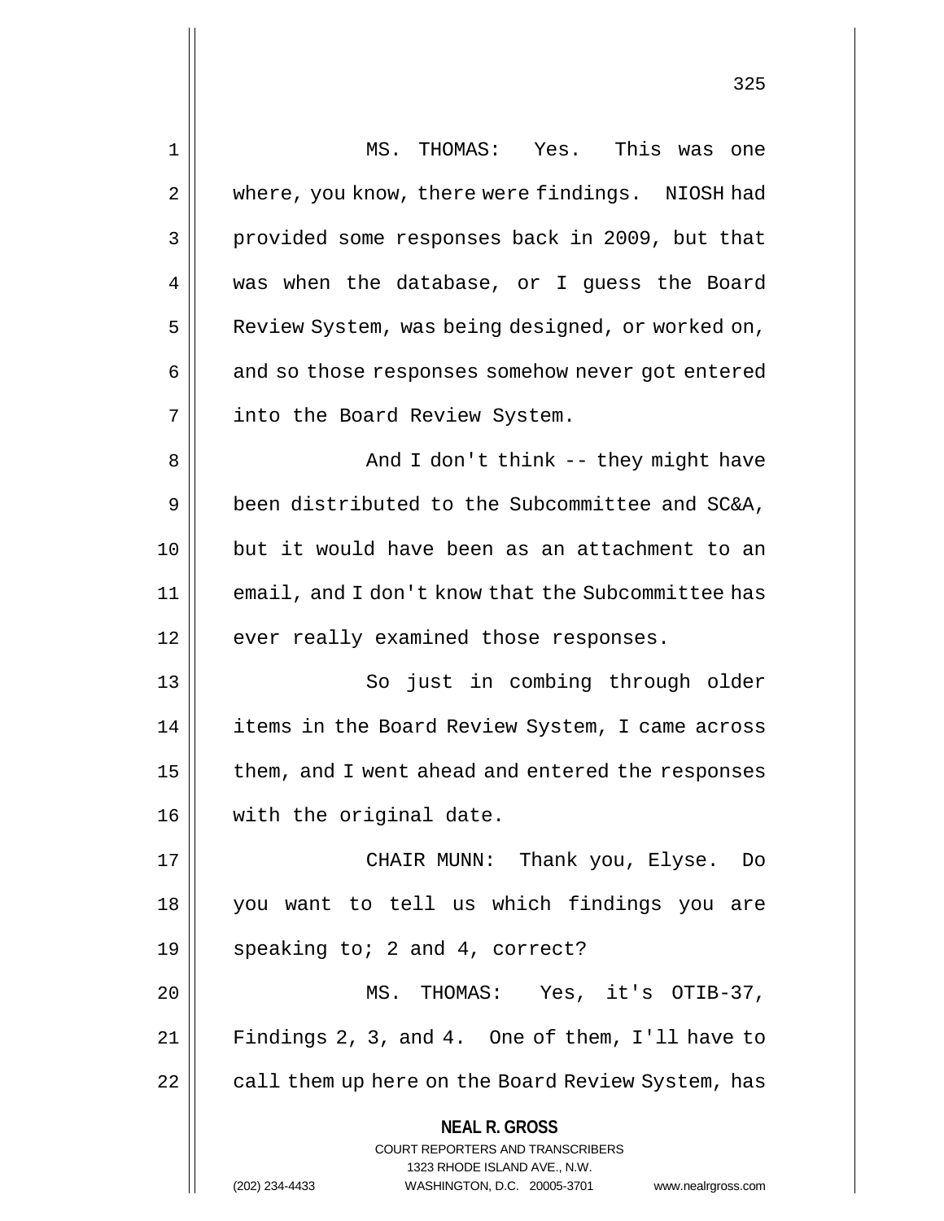MS. THOMAS: Yes. This was one where, you know, there were findings. NIOSH had provided some responses back in 2009, but that was when the database, or I guess the Board Review System, was being designed, or worked on, and so those responses somehow never got entered into the Board Review System.

And I don't think -- they might have been distributed to the Subcommittee and SC&A, but it would have been as an attachment to an email, and I don't know that the Subcommittee has ever really examined those responses.

So just in combing through older items in the Board Review System, I came across them, and I went ahead and entered the responses with the original date.

CHAIR MUNN: Thank you, Elyse. Do you want to tell us which findings you are speaking to; 2 and 4, correct?

MS. THOMAS: Yes, it's OTIB-37, Findings 2, 3, and 4. One of them, I'll have to call them up here on the Board Review System, has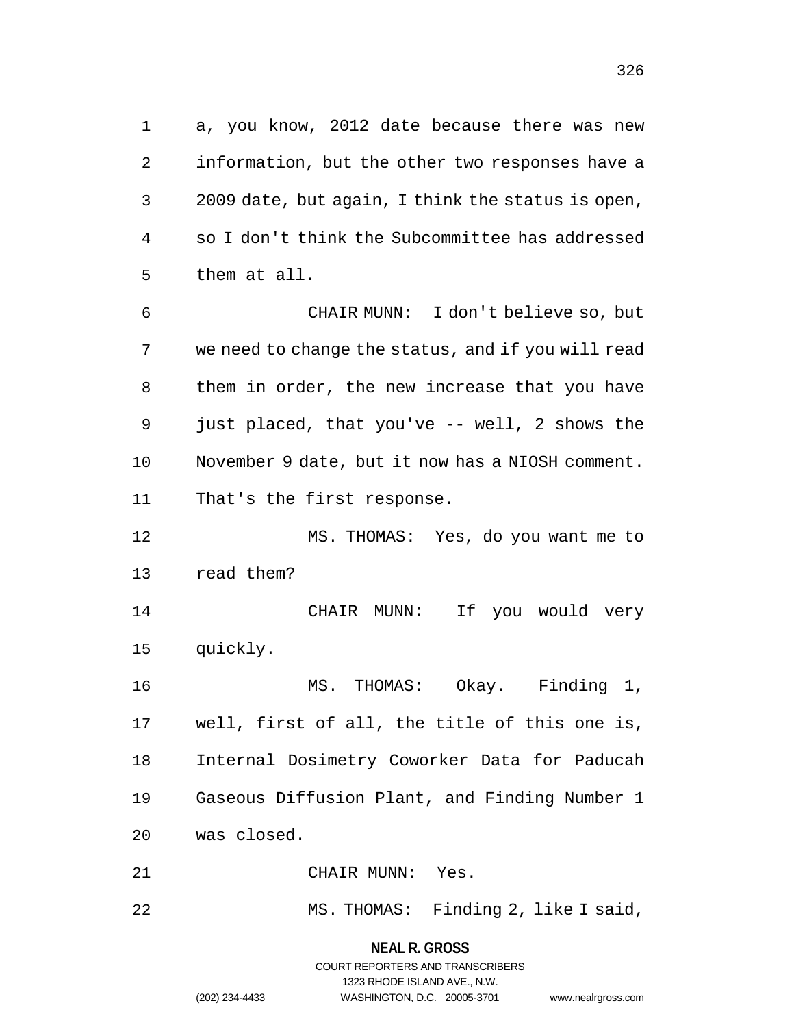a, you know, 2012 date because there was new information, but the other two responses have a 2009 date, but again, I think the status is open, so I don't think the Subcommittee has addressed them at all.

CHAIR MUNN: I don't believe so, but we need to change the status, and if you will read them in order, the new increase that you have just placed, that you've -- well, 2 shows the November 9 date, but it now has a NIOSH comment. That's the first response.

MS. THOMAS: Yes, do you want me to read them?

CHAIR MUNN: If you would very quickly.

MS. THOMAS: Okay. Finding 1, well, first of all, the title of this one is, Internal Dosimetry Coworker Data for Paducah Gaseous Diffusion Plant, and Finding Number 1 was closed.

CHAIR MUNN: Yes.

MS. THOMAS: Finding 2, like I said,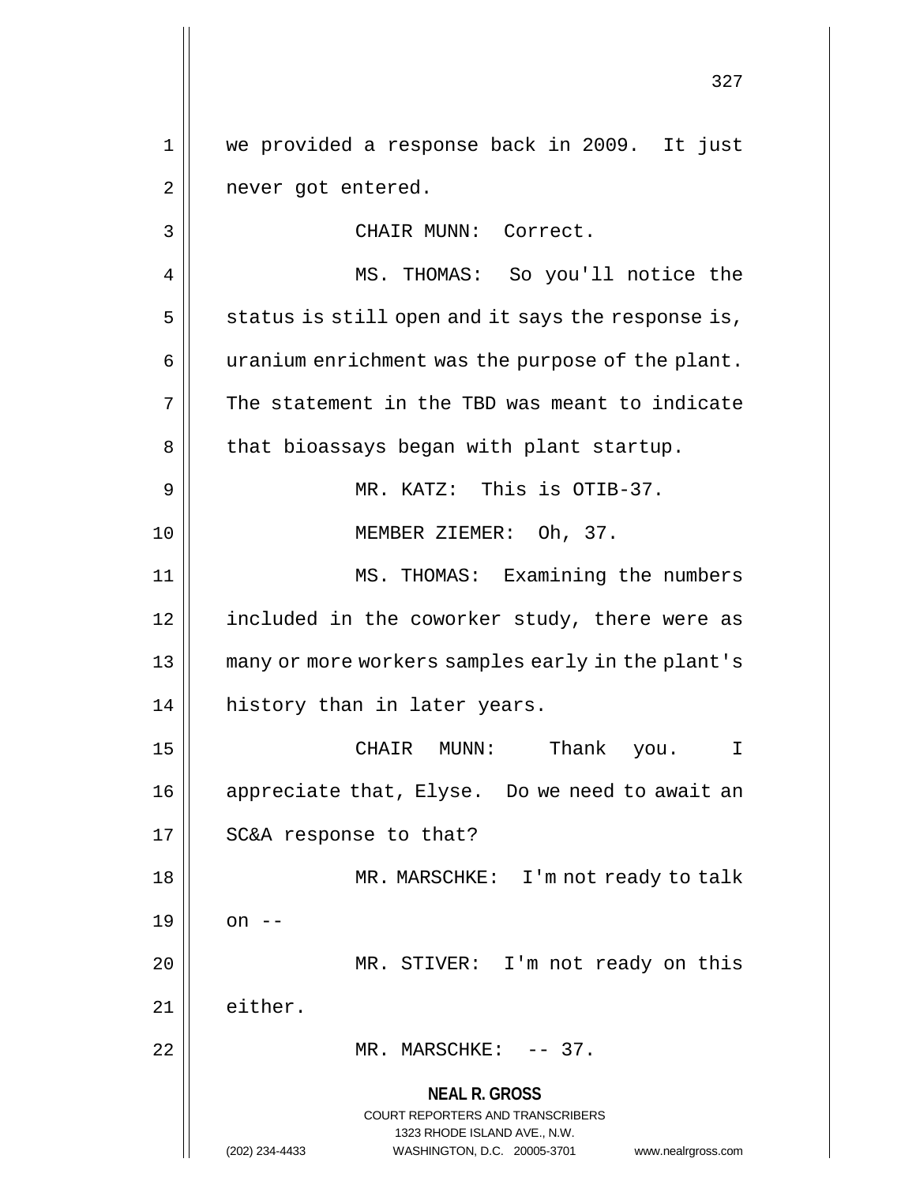we provided a response back in 2009. It just never got entered.

CHAIR MUNN: Correct.

MS. THOMAS: So you'll notice the status is still open and it says the response is, uranium enrichment was the purpose of the plant. The statement in the TBD was meant to indicate that bioassays began with plant startup.

MR. KATZ: This is OTIB-37.

MEMBER ZIEMER: Oh, 37.

MS. THOMAS: Examining the numbers included in the coworker study, there were as many or more workers samples early in the plant's history than in later years.

CHAIR MUNN: Thank you. I appreciate that, Elyse. Do we need to await an SC&A response to that?

MR. MARSCHKE: I'm not ready to talk on --

MR. STIVER: I'm not ready on this either.

MR. MARSCHKE: -- 37.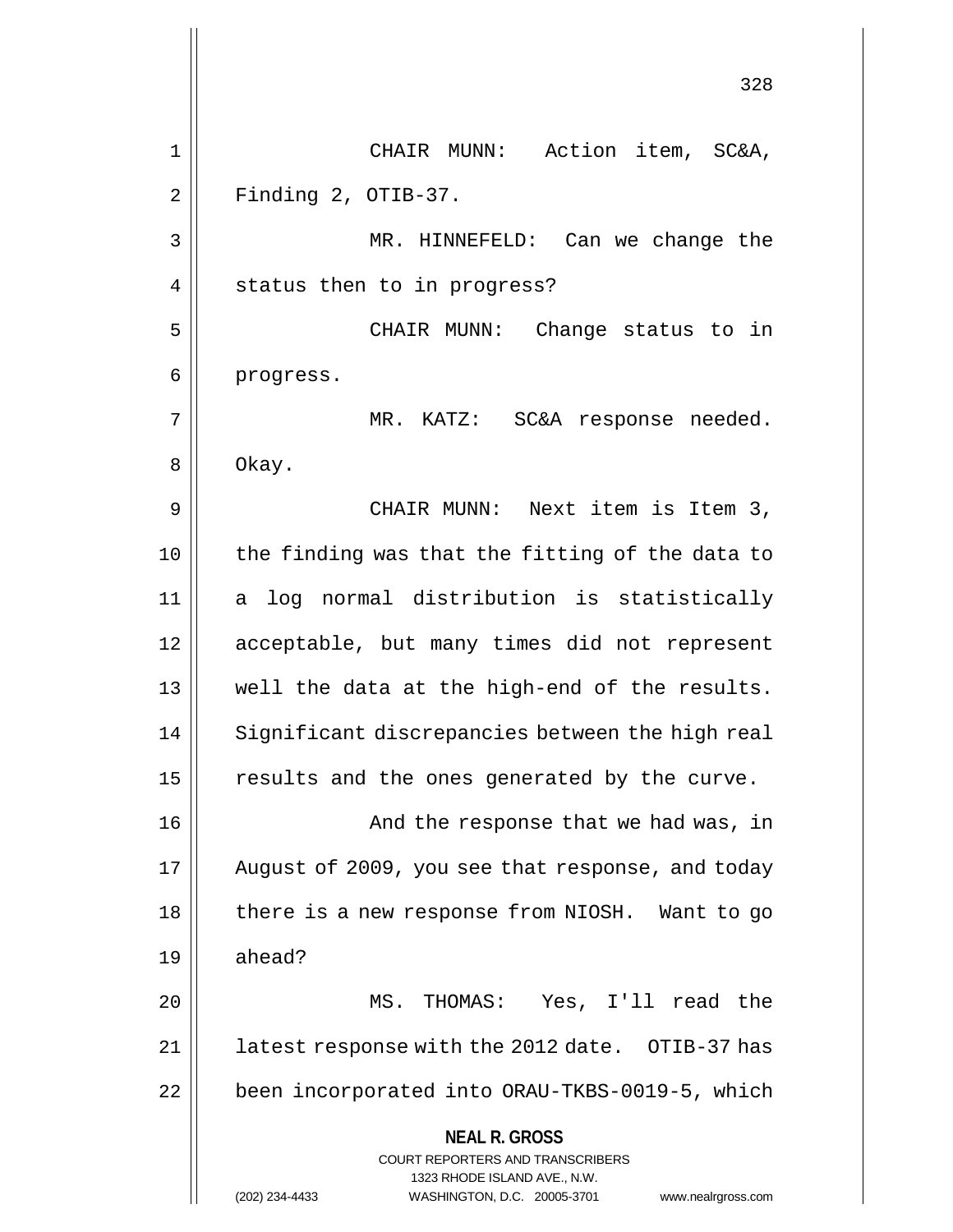CHAIR MUNN: Action item, SC&A, Finding 2, OTIB-37.

MR. HINNEFELD: Can we change the status then to in progress?

CHAIR MUNN: Change status to in progress.

MR. KATZ: SC&A response needed. Okay.

CHAIR MUNN: Next item is Item 3, the finding was that the fitting of the data to a log normal distribution is statistically acceptable, but many times did not represent well the data at the high-end of the results. Significant discrepancies between the high real results and the ones generated by the curve.

And the response that we had was, in August of 2009, you see that response, and today there is a new response from NIOSH. Want to go ahead?

MS. THOMAS: Yes, I'll read the latest response with the 2012 date. OTIB-37 has been incorporated into ORAU-TKBS-0019-5, which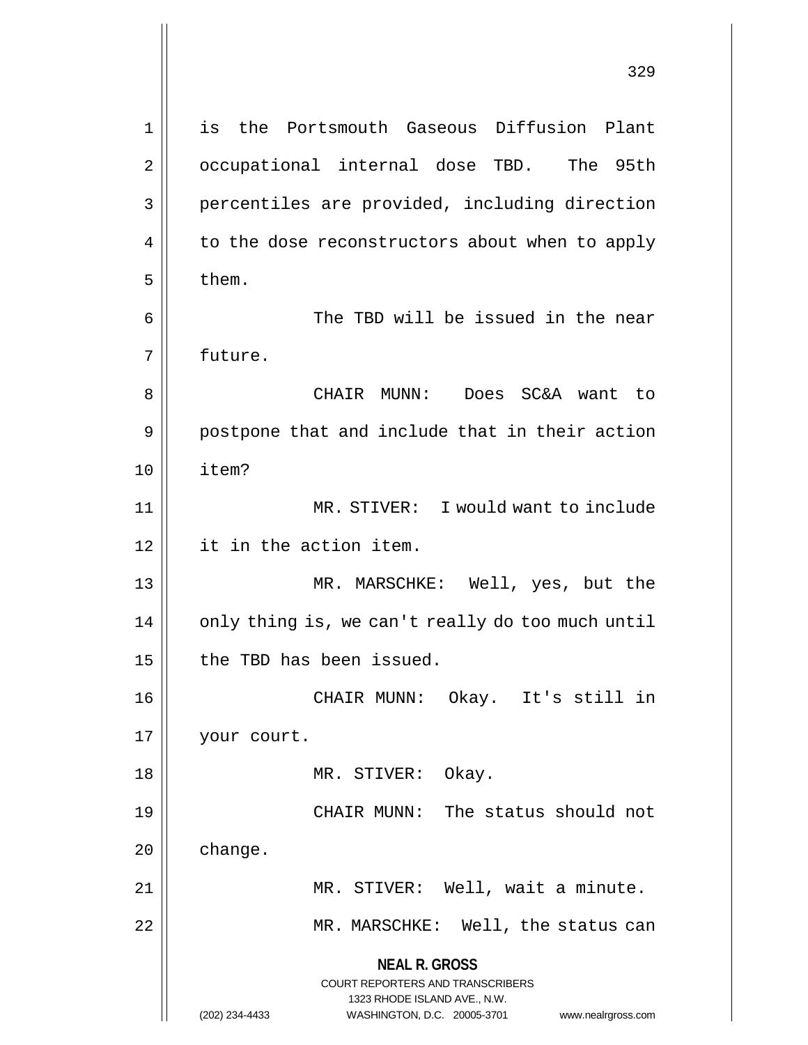is the Portsmouth Gaseous Diffusion Plant occupational internal dose TBD. The 95th percentiles are provided, including direction to the dose reconstructors about when to apply them.

The TBD will be issued in the near future.

CHAIR MUNN: Does SC&A want to postpone that and include that in their action item?

MR. STIVER: I would want to include it in the action item.

MR. MARSCHKE: Well, yes, but the only thing is, we can't really do too much until the TBD has been issued.

CHAIR MUNN: Okay. It's still in your court.

MR. STIVER: Okay.

CHAIR MUNN: The status should not change.

MR. STIVER: Well, wait a minute.

MR. MARSCHKE: Well, the status can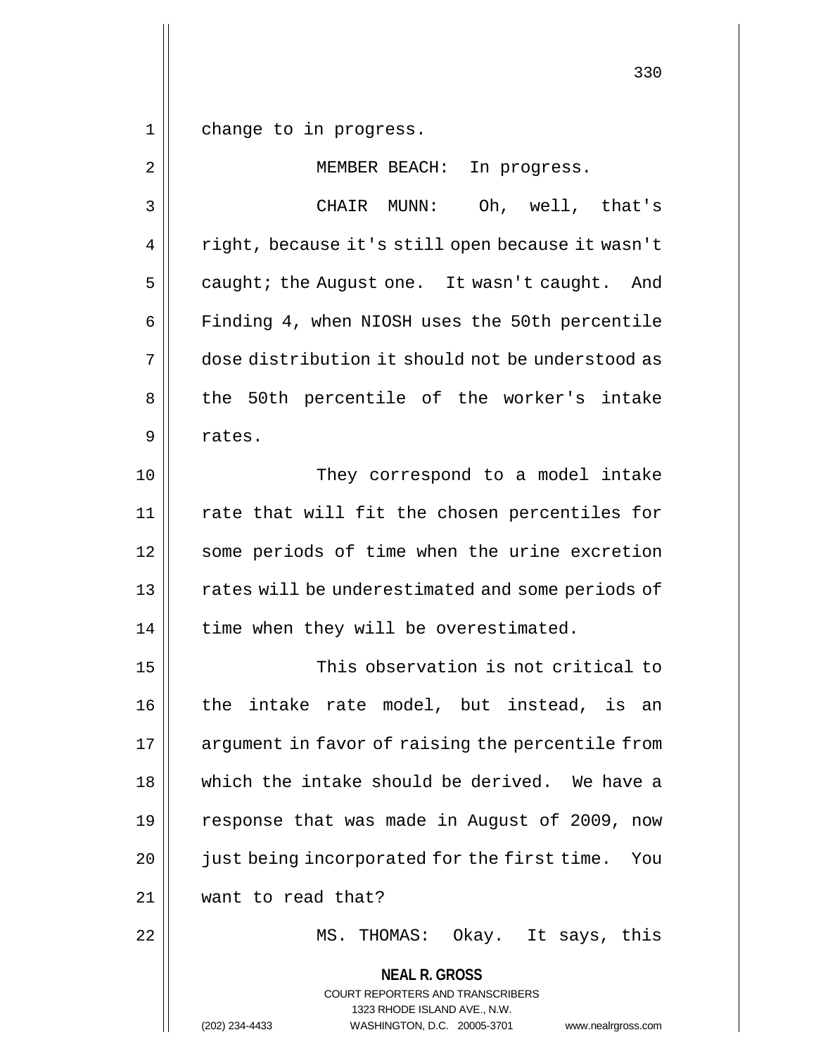change to in progress.

MEMBER BEACH: In progress.

CHAIR MUNN: Oh, well, that's right, because it's still open because it wasn't caught; the August one. It wasn't caught. And Finding 4, when NIOSH uses the 50th percentile dose distribution it should not be understood as the 50th percentile of the worker's intake rates.

They correspond to a model intake rate that will fit the chosen percentiles for some periods of time when the urine excretion rates will be underestimated and some periods of time when they will be overestimated.

This observation is not critical to the intake rate model, but instead, is an argument in favor of raising the percentile from which the intake should be derived. We have a response that was made in August of 2009, now just being incorporated for the first time. You want to read that?

MS. THOMAS: Okay. It says, this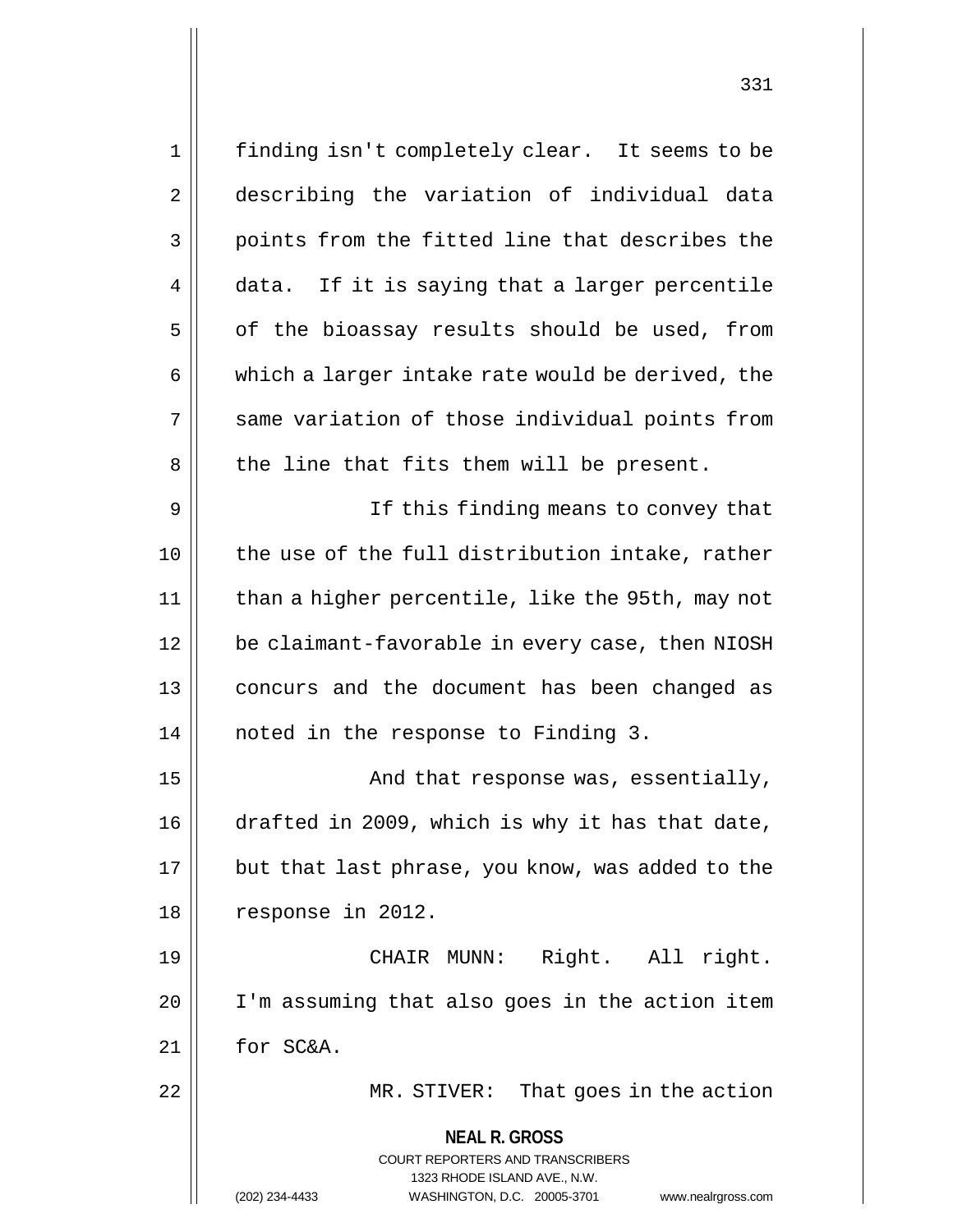finding isn't completely clear. It seems to be describing the variation of individual data points from the fitted line that describes the data. If it is saying that a larger percentile of the bioassay results should be used, from which a larger intake rate would be derived, the same variation of those individual points from the line that fits them will be present.

If this finding means to convey that the use of the full distribution intake, rather than a higher percentile, like the 95th, may not be claimant-favorable in every case, then NIOSH concurs and the document has been changed as noted in the response to Finding 3.

And that response was, essentially, drafted in 2009, which is why it has that date, but that last phrase, you know, was added to the response in 2012.

CHAIR MUNN: Right. All right. I'm assuming that also goes in the action item for SC&A.

MR. STIVER: That goes in the action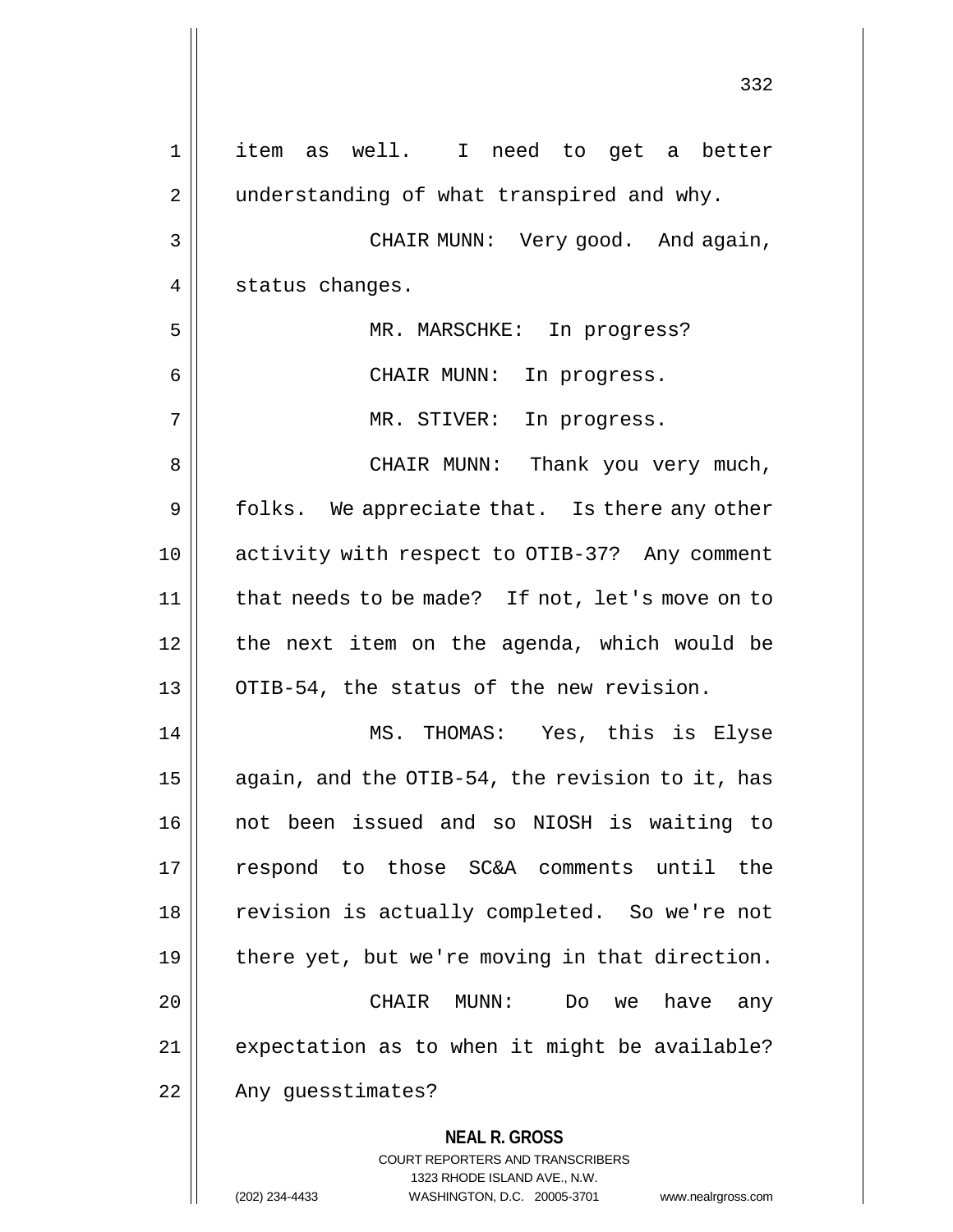item as well. I need to get a better understanding of what transpired and why.

CHAIR MUNN: Very good. And again, status changes.

MR. MARSCHKE: In progress?

CHAIR MUNN: In progress.

MR. STIVER: In progress.

CHAIR MUNN: Thank you very much, folks. We appreciate that. Is there any other activity with respect to OTIB-37? Any comment that needs to be made? If not, let's move on to the next item on the agenda, which would be OTIB-54, the status of the new revision.

MS. THOMAS: Yes, this is Elyse again, and the OTIB-54, the revision to it, has not been issued and so NIOSH is waiting to respond to those SC&A comments until the revision is actually completed. So we're not there yet, but we're moving in that direction.

CHAIR MUNN: Do we have any expectation as to when it might be available? Any guesstimates?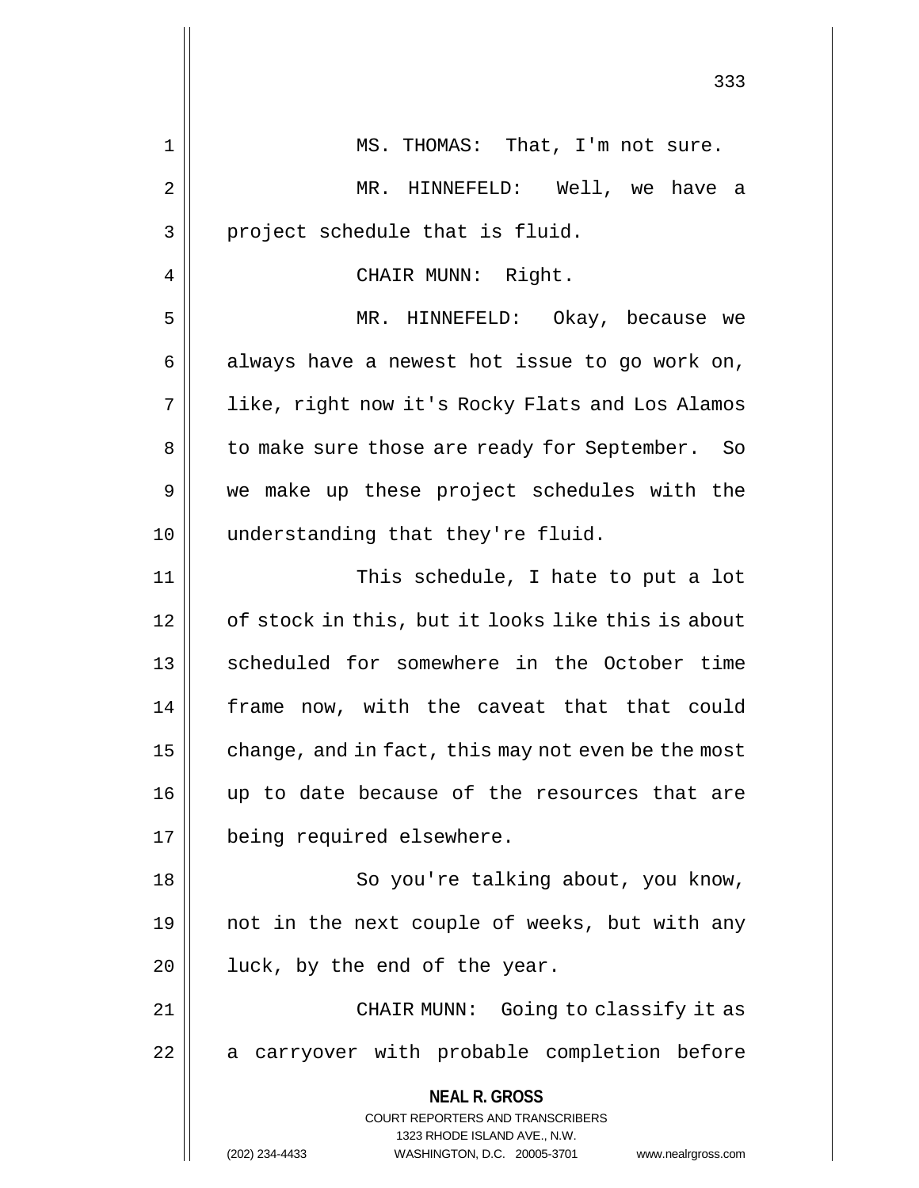MS. THOMAS: That, I'm not sure.

MR. HINNEFELD: Well, we have a project schedule that is fluid.

CHAIR MUNN: Right.

MR. HINNEFELD: Okay, because we always have a newest hot issue to go work on, like, right now it's Rocky Flats and Los Alamos to make sure those are ready for September. So we make up these project schedules with the understanding that they're fluid.

This schedule, I hate to put a lot of stock in this, but it looks like this is about scheduled for somewhere in the October time frame now, with the caveat that that could change, and in fact, this may not even be the most up to date because of the resources that are being required elsewhere.

So you're talking about, you know, not in the next couple of weeks, but with any luck, by the end of the year.

CHAIR MUNN: Going to classify it as a carryover with probable completion before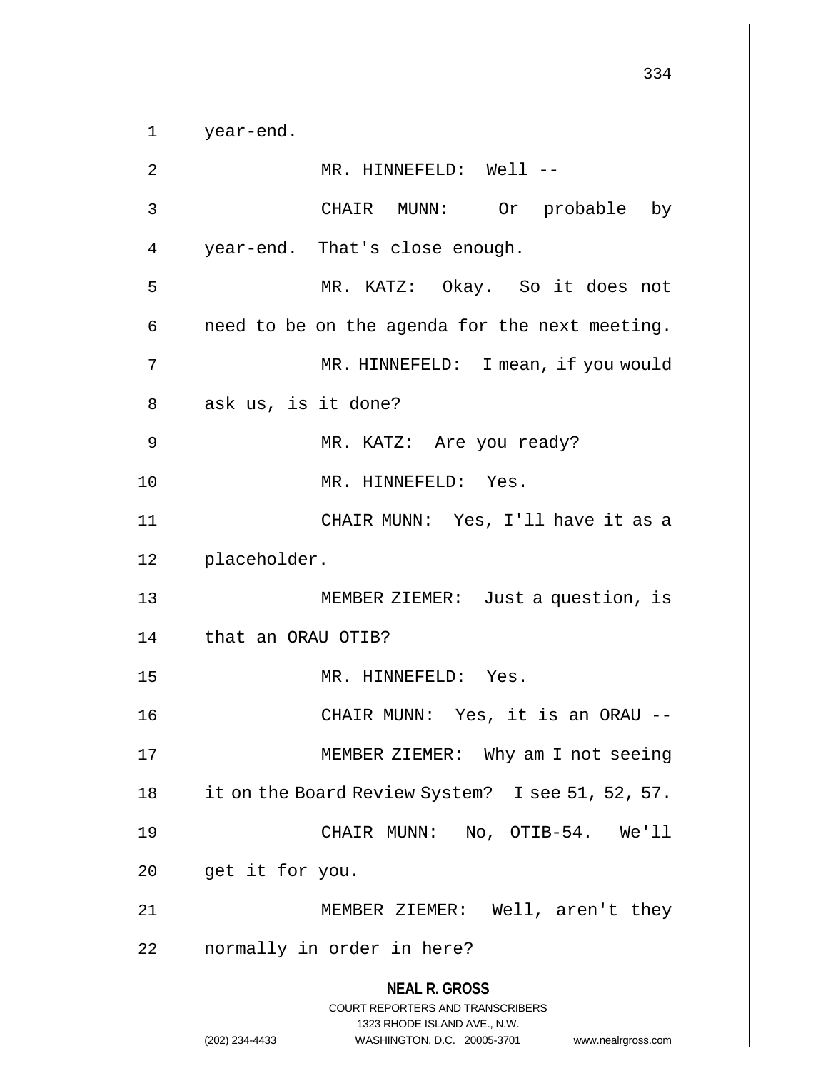year-end.

MR. HINNEFELD: Well --

CHAIR MUNN: Or probable by year-end. That's close enough.

MR. KATZ: Okay. So it does not need to be on the agenda for the next meeting.

MR. HINNEFELD: I mean, if you would ask us, is it done?

MR. KATZ: Are you ready?

MR. HINNEFELD: Yes.

CHAIR MUNN: Yes, I'll have it as a placeholder.

MEMBER ZIEMER: Just a question, is that an ORAU OTIB?

MR. HINNEFELD: Yes.

CHAIR MUNN: Yes, it is an ORAU --

MEMBER ZIEMER: Why am I not seeing it on the Board Review System? I see 51, 52, 57.

CHAIR MUNN: No, OTIB-54. We'll get it for you.

MEMBER ZIEMER: Well, aren't they normally in order in here?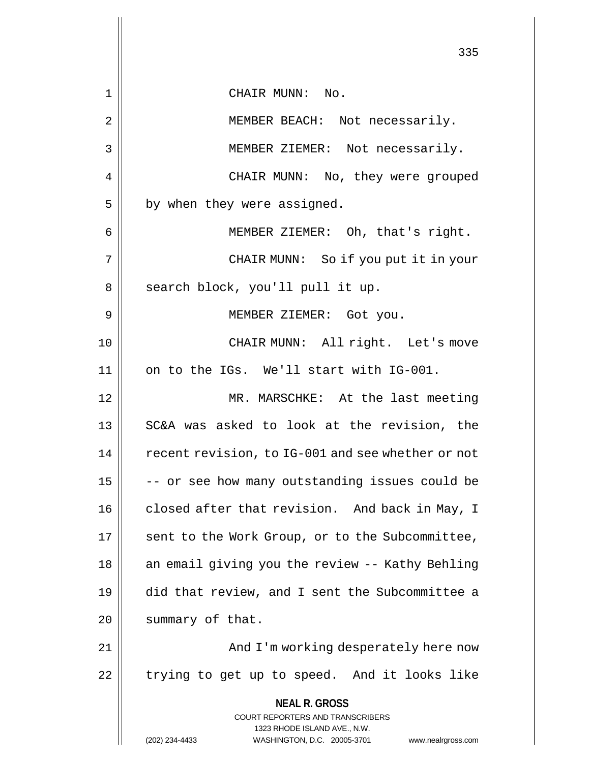CHAIR MUNN: No.

MEMBER BEACH: Not necessarily.

MEMBER ZIEMER: Not necessarily.

CHAIR MUNN: No, they were grouped by when they were assigned.

MEMBER ZIEMER: Oh, that's right.

CHAIR MUNN: So if you put it in your search block, you'll pull it up.

MEMBER ZIEMER: Got you.

CHAIR MUNN: All right. Let's move on to the IGs. We'll start with IG-001.

MR. MARSCHKE: At the last meeting SC&A was asked to look at the revision, the recent revision, to IG-001 and see whether or not -- or see how many outstanding issues could be closed after that revision. And back in May, I sent to the Work Group, or to the Subcommittee, an email giving you the review -- Kathy Behling did that review, and I sent the Subcommittee a summary of that.

And I'm working desperately here now trying to get up to speed. And it looks like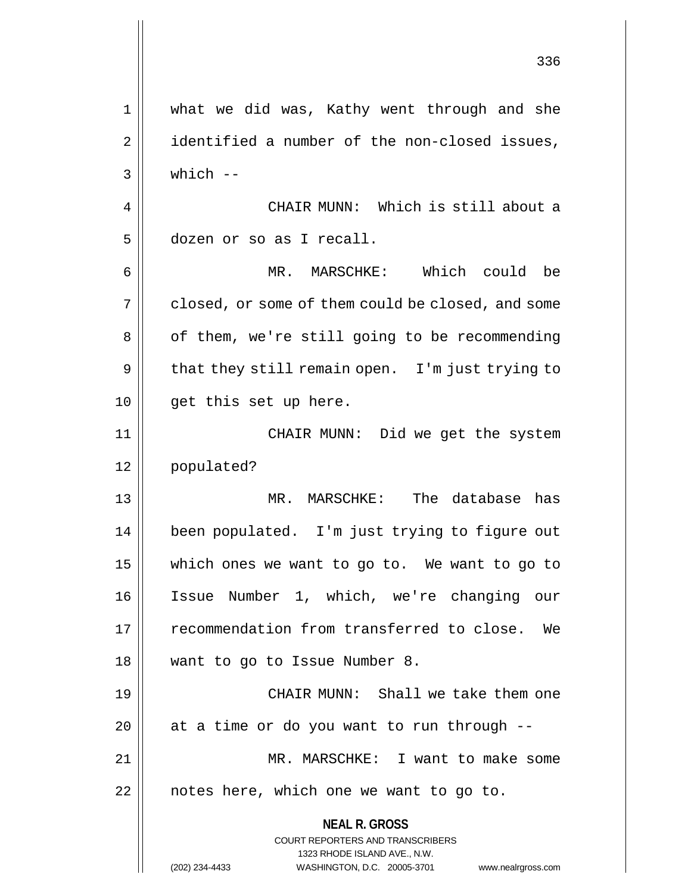what we did was, Kathy went through and she identified a number of the non-closed issues, which --

CHAIR MUNN: Which is still about a dozen or so as I recall.

MR. MARSCHKE: Which could be closed, or some of them could be closed, and some of them, we're still going to be recommending that they still remain open. I'm just trying to get this set up here.

CHAIR MUNN: Did we get the system populated?

MR. MARSCHKE: The database has been populated. I'm just trying to figure out which ones we want to go to. We want to go to Issue Number 1, which, we're changing our recommendation from transferred to close. We want to go to Issue Number 8.

CHAIR MUNN: Shall we take them one at a time or do you want to run through --

MR. MARSCHKE: I want to make some notes here, which one we want to go to.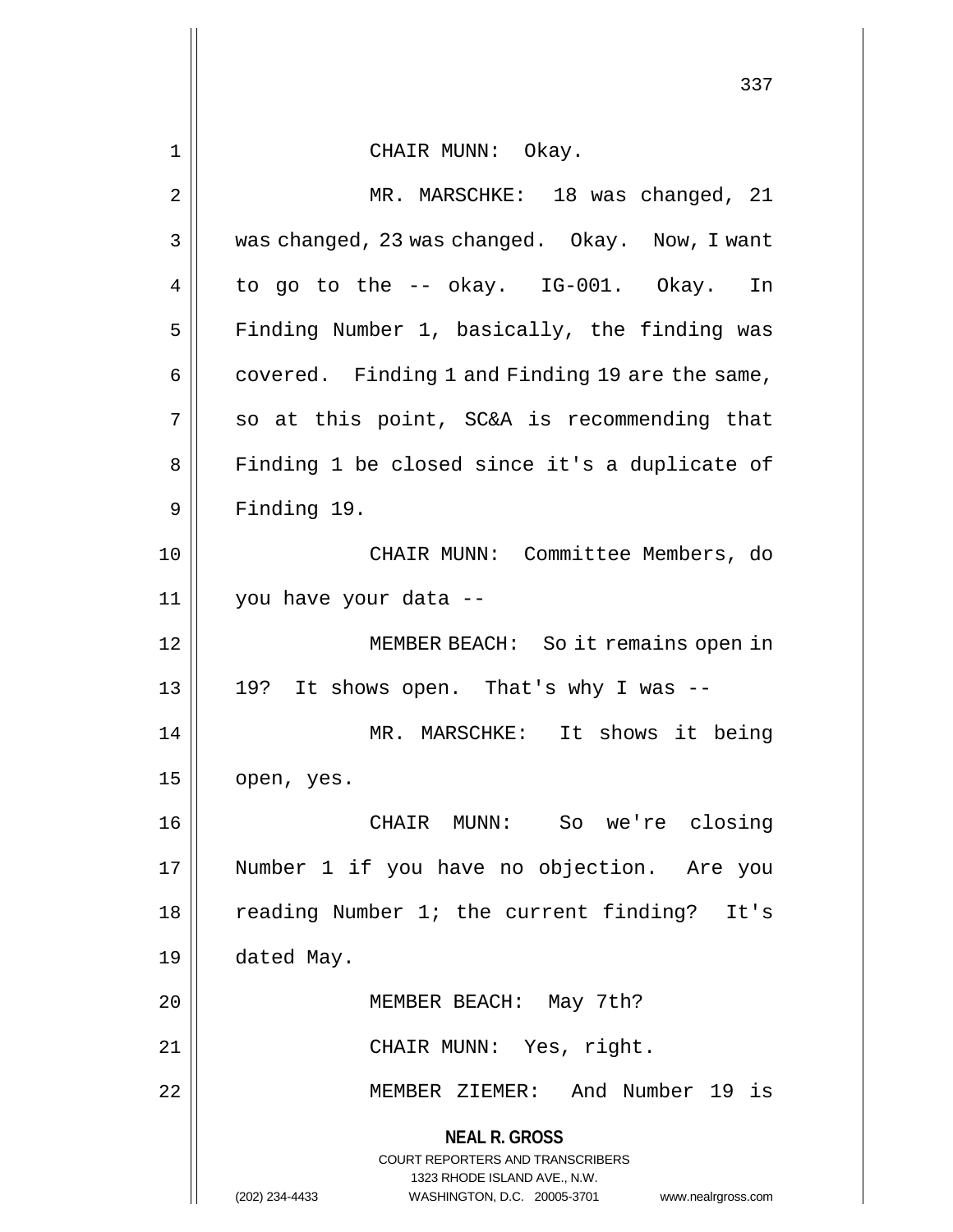CHAIR MUNN: Okay.

MR. MARSCHKE: 18 was changed, 21 was changed, 23 was changed. Okay. Now, I want to go to the -- okay. IG-001. Okay. In Finding Number 1, basically, the finding was covered. Finding 1 and Finding 19 are the same, so at this point, SC&A is recommending that Finding 1 be closed since it's a duplicate of Finding 19.

CHAIR MUNN: Committee Members, do you have your data --

MEMBER BEACH: So it remains open in 19? It shows open. That's why I was --

MR. MARSCHKE: It shows it being open, yes.

CHAIR MUNN: So we're closing Number 1 if you have no objection. Are you reading Number 1; the current finding? It's dated May.

MEMBER BEACH: May 7th?

CHAIR MUNN: Yes, right.

MEMBER ZIEMER: And Number 19 is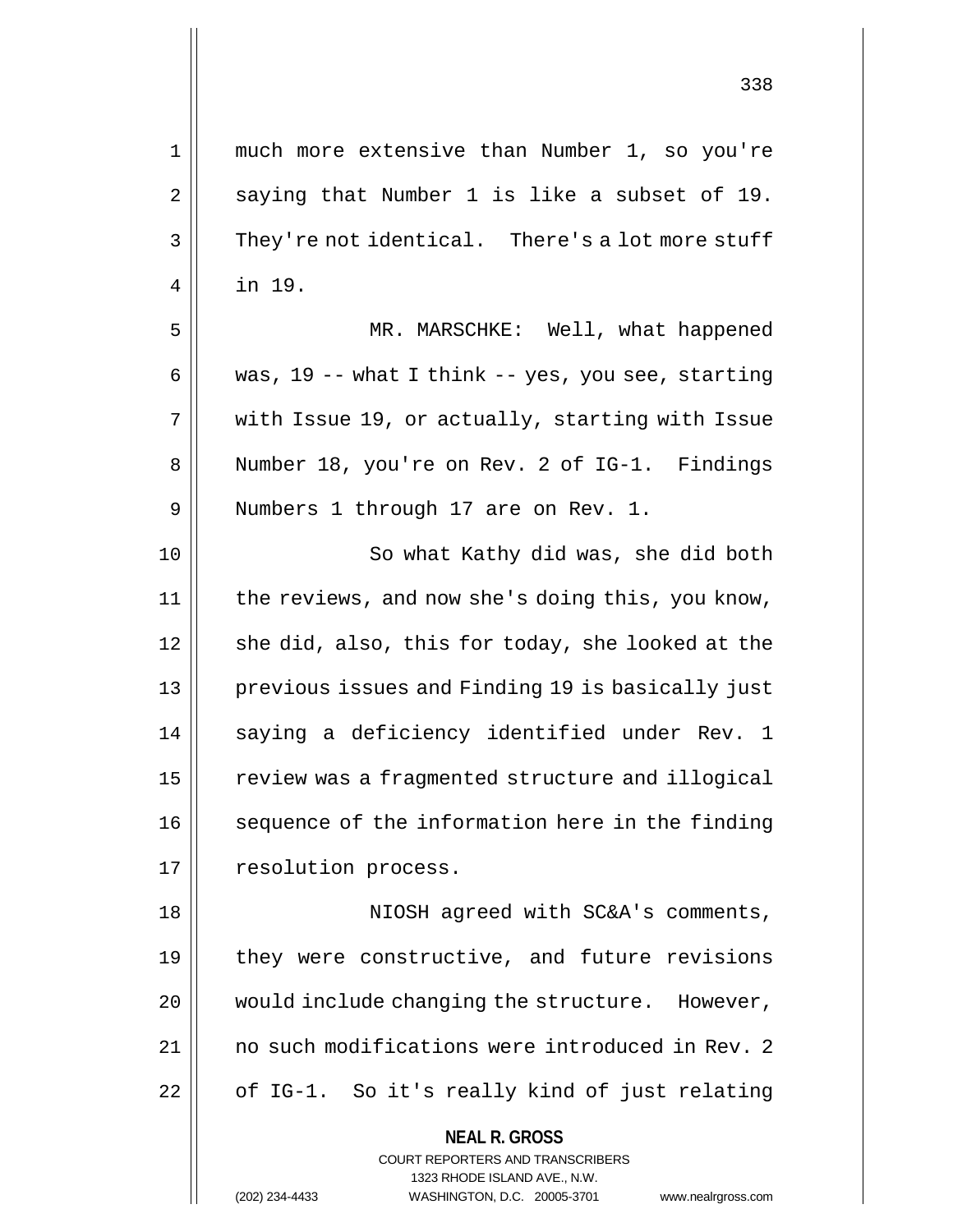much more extensive than Number 1, so you're saying that Number 1 is like a subset of 19. They're not identical. There's a lot more stuff in 19.

MR. MARSCHKE: Well, what happened was, 19 -- what I think -- yes, you see, starting with Issue 19, or actually, starting with Issue Number 18, you're on Rev. 2 of IG-1. Findings Numbers 1 through 17 are on Rev. 1.

So what Kathy did was, she did both the reviews, and now she's doing this, you know, she did, also, this for today, she looked at the previous issues and Finding 19 is basically just saying a deficiency identified under Rev. 1 review was a fragmented structure and illogical sequence of the information here in the finding resolution process.

NIOSH agreed with SC&A's comments, they were constructive, and future revisions would include changing the structure. However, no such modifications were introduced in Rev. 2 of IG-1. So it's really kind of just relating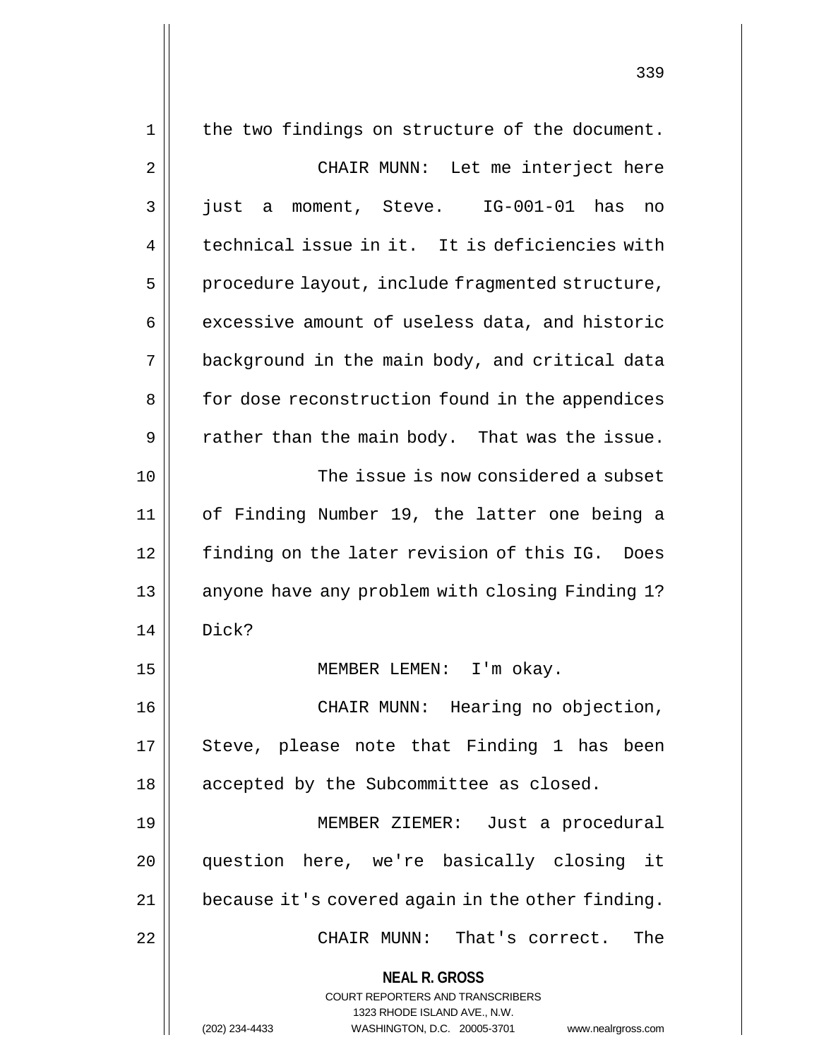the two findings on structure of the document.

CHAIR MUNN: Let me interject here just a moment, Steve. IG-001-01 has no technical issue in it. It is deficiencies with procedure layout, include fragmented structure, excessive amount of useless data, and historic background in the main body, and critical data for dose reconstruction found in the appendices rather than the main body. That was the issue.

The issue is now considered a subset of Finding Number 19, the latter one being a finding on the later revision of this IG. Does anyone have any problem with closing Finding 1? Dick?

MEMBER LEMEN: I'm okay.

CHAIR MUNN: Hearing no objection, Steve, please note that Finding 1 has been accepted by the Subcommittee as closed.

MEMBER ZIEMER: Just a procedural question here, we're basically closing it because it's covered again in the other finding.

CHAIR MUNN: That's correct. The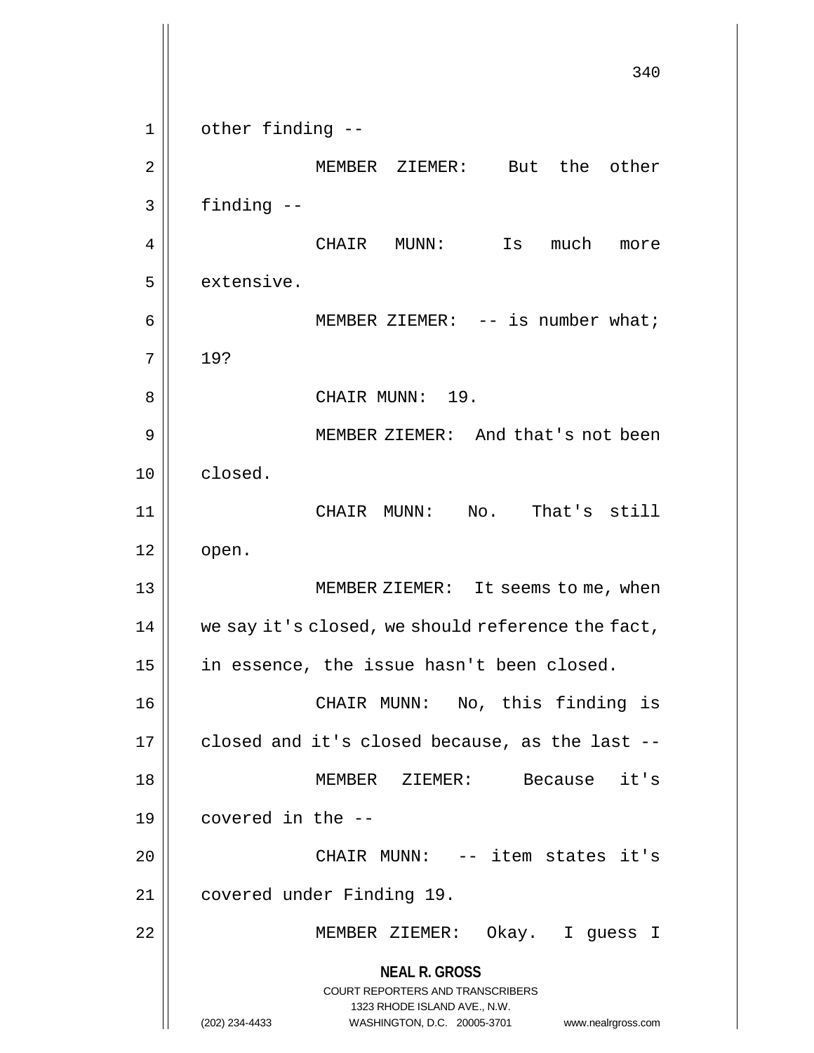other finding --

MEMBER ZIEMER: But the other finding --

CHAIR MUNN: Is much more extensive.

MEMBER ZIEMER: -- is number what; 19?

CHAIR MUNN: 19.

MEMBER ZIEMER: And that's not been closed.

CHAIR MUNN: No. That's still open.

MEMBER ZIEMER: It seems to me, when we say it's closed, we should reference the fact, in essence, the issue hasn't been closed.

CHAIR MUNN: No, this finding is closed and it's closed because, as the last --

MEMBER ZIEMER: Because it's covered in the --

CHAIR MUNN: -- item states it's covered under Finding 19.

MEMBER ZIEMER: Okay. I guess I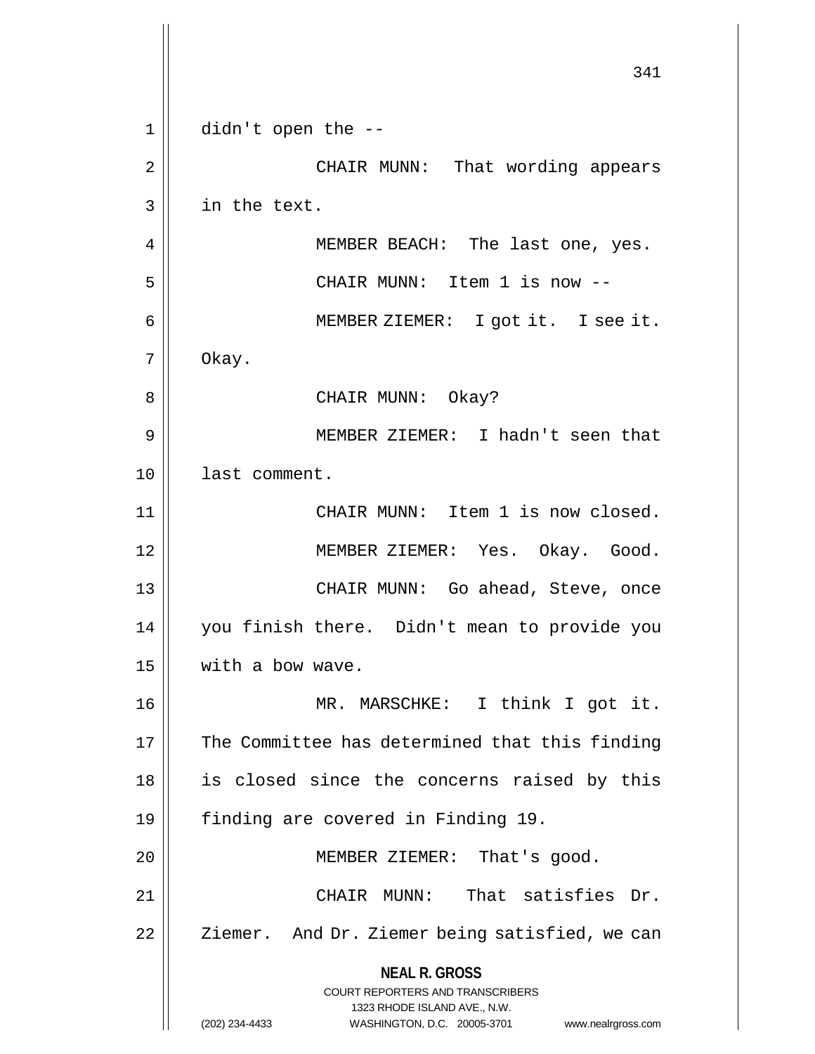didn't open the --

CHAIR MUNN: That wording appears in the text.

MEMBER BEACH: The last one, yes.

CHAIR MUNN: Item 1 is now --

MEMBER ZIEMER: I got it. I see it. Okay.

CHAIR MUNN: Okay?

MEMBER ZIEMER: I hadn't seen that last comment.

CHAIR MUNN: Item 1 is now closed.

MEMBER ZIEMER: Yes. Okay. Good.

CHAIR MUNN: Go ahead, Steve, once you finish there. Didn't mean to provide you with a bow wave.

MR. MARSCHKE: I think I got it. The Committee has determined that this finding is closed since the concerns raised by this finding are covered in Finding 19.

MEMBER ZIEMER: That's good.

CHAIR MUNN: That satisfies Dr. Ziemer. And Dr. Ziemer being satisfied, we can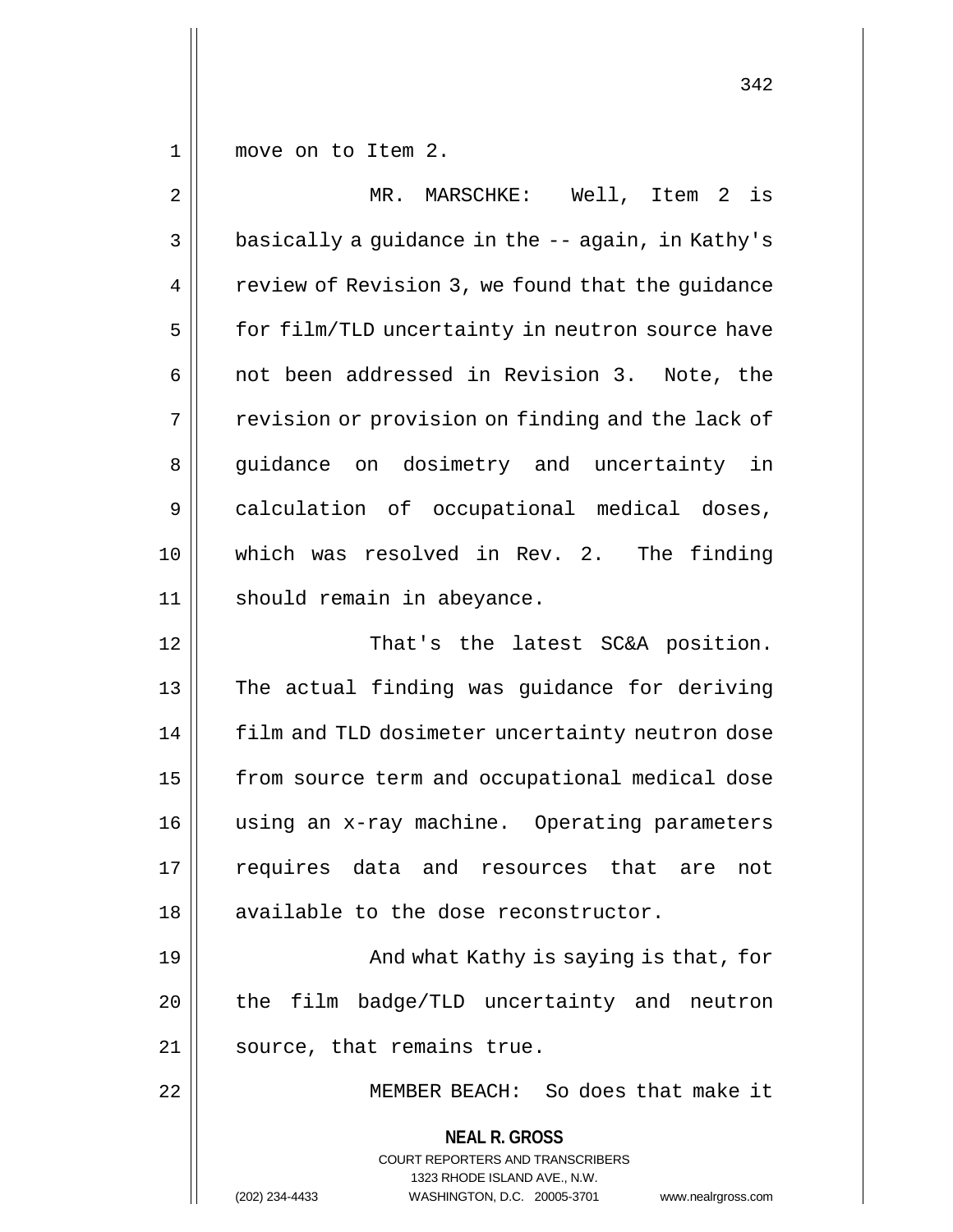move on to Item 2.

MR. MARSCHKE: Well, Item 2 is basically a guidance in the -- again, in Kathy's review of Revision 3, we found that the guidance for film/TLD uncertainty in neutron source have not been addressed in Revision 3. Note, the revision or provision on finding and the lack of guidance on dosimetry and uncertainty in calculation of occupational medical doses, which was resolved in Rev. 2. The finding should remain in abeyance.

That's the latest SC&A position. The actual finding was guidance for deriving film and TLD dosimeter uncertainty neutron dose from source term and occupational medical dose using an x-ray machine. Operating parameters requires data and resources that are not available to the dose reconstructor.

And what Kathy is saying is that, for the film badge/TLD uncertainty and neutron source, that remains true.

MEMBER BEACH: So does that make it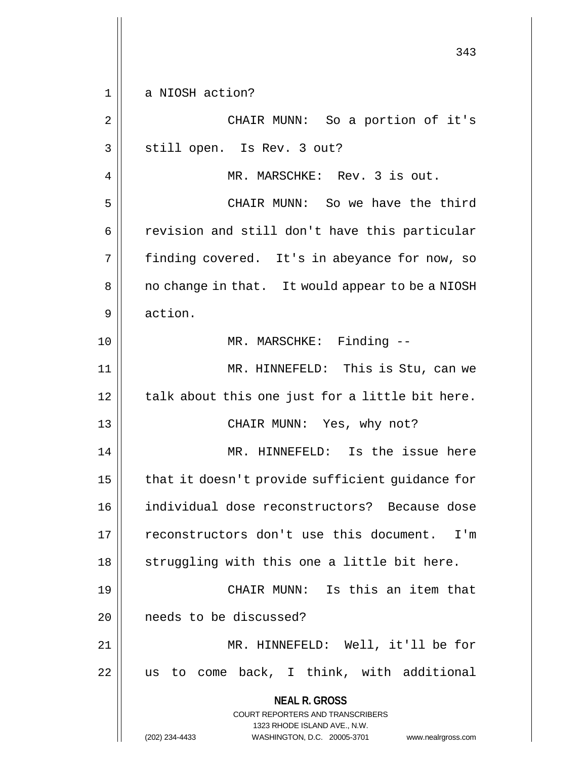a NIOSH action?

CHAIR MUNN: So a portion of it's still open. Is Rev. 3 out?

MR. MARSCHKE: Rev. 3 is out.

CHAIR MUNN: So we have the third revision and still don't have this particular finding covered. It's in abeyance for now, so no change in that. It would appear to be a NIOSH action.

MR. MARSCHKE: Finding --

MR. HINNEFELD: This is Stu, can we talk about this one just for a little bit here.

CHAIR MUNN: Yes, why not?

MR. HINNEFELD: Is the issue here that it doesn't provide sufficient guidance for individual dose reconstructors? Because dose reconstructors don't use this document. I'm struggling with this one a little bit here.

CHAIR MUNN: Is this an item that needs to be discussed?

MR. HINNEFELD: Well, it'll be for us to come back, I think, with additional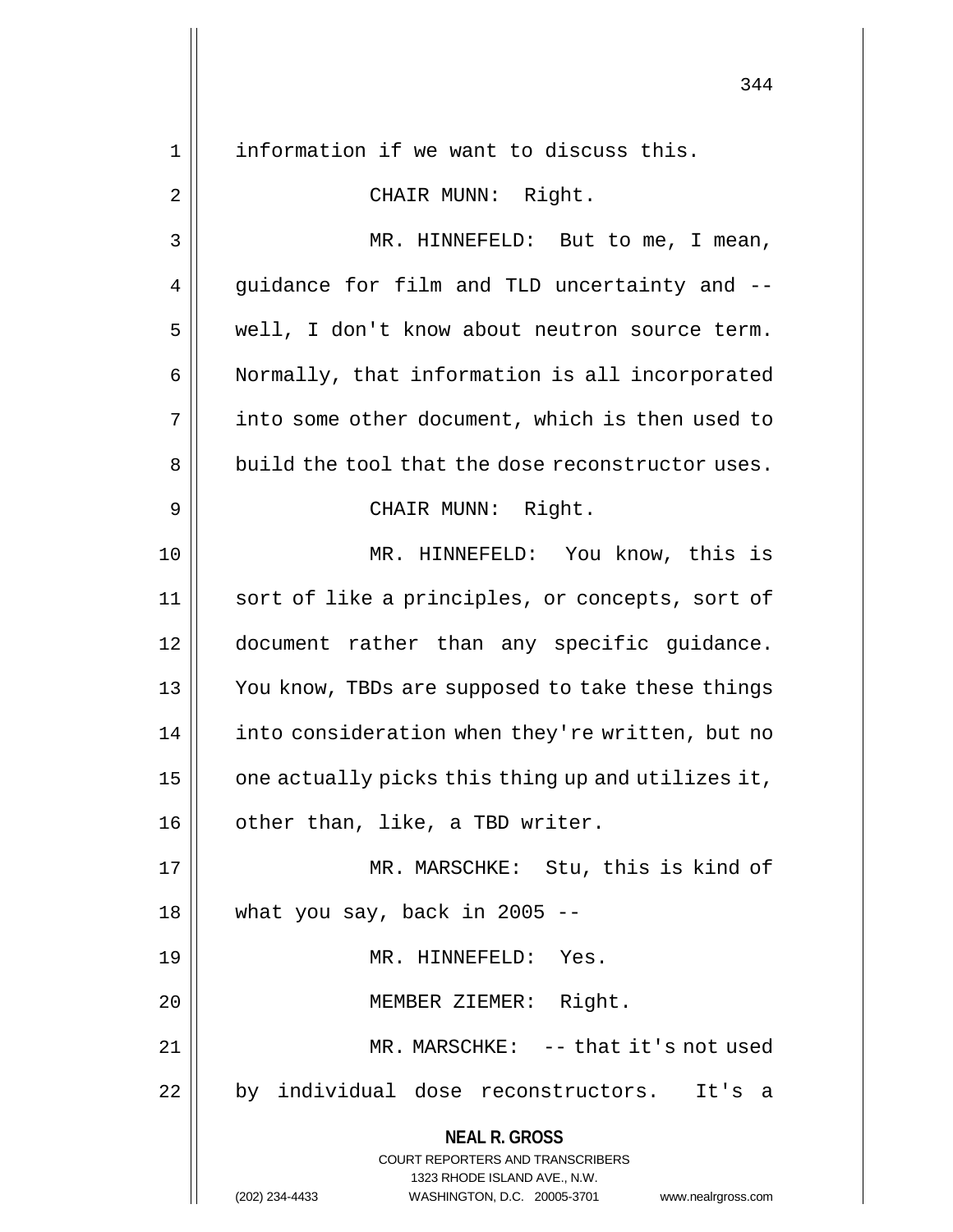information if we want to discuss this.

CHAIR MUNN: Right.

MR. HINNEFELD: But to me, I mean, guidance for film and TLD uncertainty and -- well, I don't know about neutron source term. Normally, that information is all incorporated into some other document, which is then used to build the tool that the dose reconstructor uses.

CHAIR MUNN: Right.

MR. HINNEFELD: You know, this is sort of like a principles, or concepts, sort of document rather than any specific guidance. You know, TBDs are supposed to take these things into consideration when they're written, but no one actually picks this thing up and utilizes it, other than, like, a TBD writer.

MR. MARSCHKE: Stu, this is kind of what you say, back in 2005 --

MR. HINNEFELD: Yes.

MEMBER ZIEMER: Right.

MR. MARSCHKE: -- that it's not used by individual dose reconstructors. It's a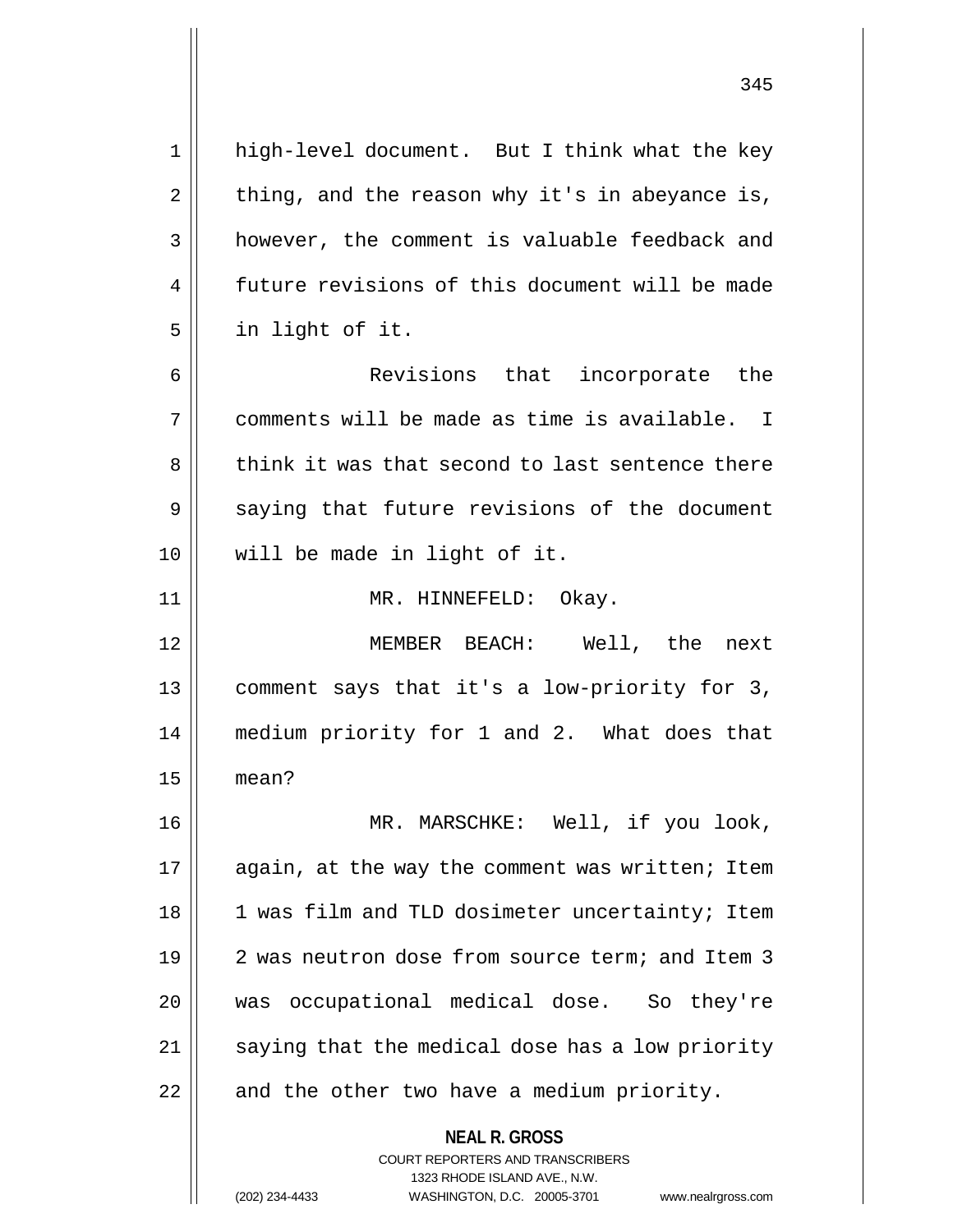high-level document. But I think what the key thing, and the reason why it's in abeyance is, however, the comment is valuable feedback and future revisions of this document will be made in light of it.

Revisions that incorporate the comments will be made as time is available. I think it was that second to last sentence there saying that future revisions of the document will be made in light of it.

MR. HINNEFELD: Okay.

MEMBER BEACH: Well, the next comment says that it's a low-priority for 3, medium priority for 1 and 2. What does that mean?

MR. MARSCHKE: Well, if you look, again, at the way the comment was written; Item 1 was film and TLD dosimeter uncertainty; Item 2 was neutron dose from source term; and Item 3 was occupational medical dose. So they're saying that the medical dose has a low priority and the other two have a medium priority.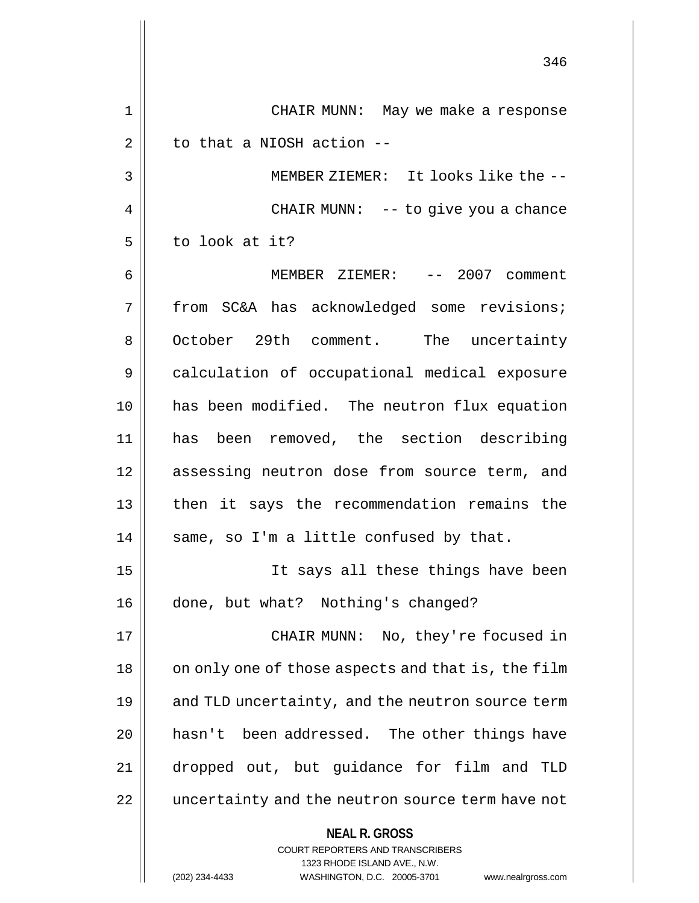CHAIR MUNN: May we make a response to that a NIOSH action --

MEMBER ZIEMER: It looks like the --

CHAIR MUNN: -- to give you a chance to look at it?

MEMBER ZIEMER: -- 2007 comment from SC&A has acknowledged some revisions; October 29th comment. The uncertainty calculation of occupational medical exposure has been modified. The neutron flux equation has been removed, the section describing assessing neutron dose from source term, and then it says the recommendation remains the same, so I'm a little confused by that.

It says all these things have been done, but what? Nothing's changed?

CHAIR MUNN: No, they're focused in on only one of those aspects and that is, the film and TLD uncertainty, and the neutron source term hasn't been addressed. The other things have dropped out, but guidance for film and TLD uncertainty and the neutron source term have not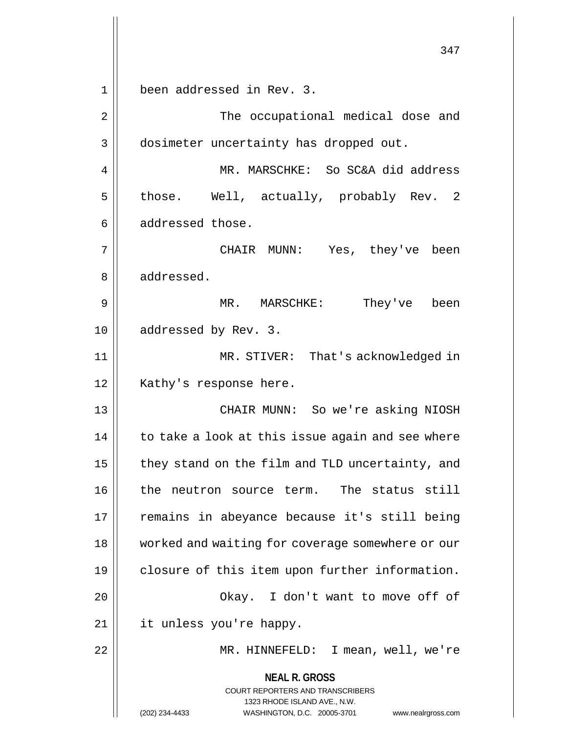been addressed in Rev. 3.

The occupational medical dose and dosimeter uncertainty has dropped out.

MR. MARSCHKE: So SC&A did address those. Well, actually, probably Rev. 2 addressed those.

CHAIR MUNN: Yes, they've been addressed.

MR. MARSCHKE: They've been addressed by Rev. 3.

MR. STIVER: That's acknowledged in Kathy's response here.

CHAIR MUNN: So we're asking NIOSH to take a look at this issue again and see where they stand on the film and TLD uncertainty, and the neutron source term. The status still remains in abeyance because it's still being worked and waiting for coverage somewhere or our closure of this item upon further information.

Okay. I don't want to move off of it unless you're happy.

MR. HINNEFELD: I mean, well, we're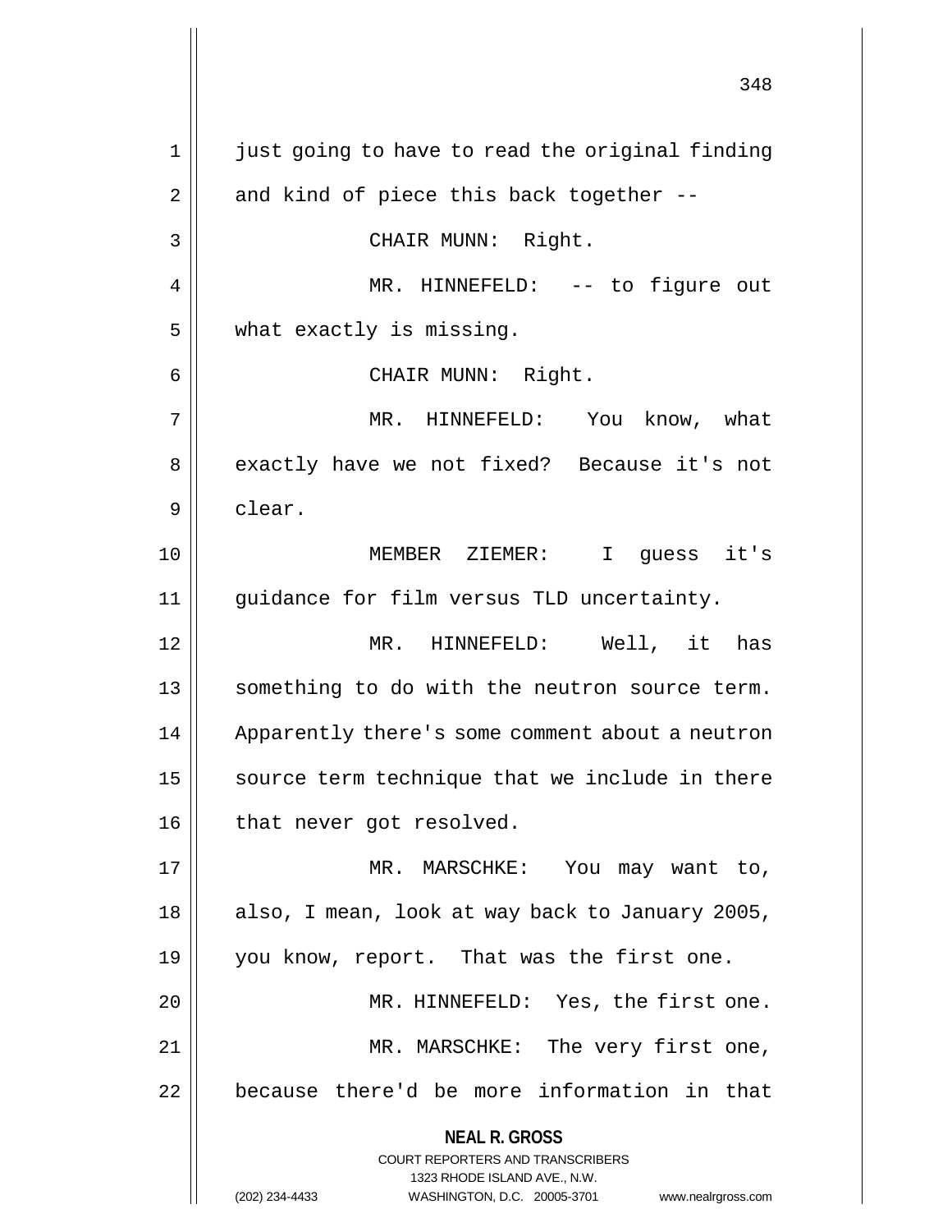just going to have to read the original finding and kind of piece this back together --

CHAIR MUNN: Right.

MR. HINNEFELD: -- to figure out what exactly is missing.

CHAIR MUNN: Right.

MR. HINNEFELD: You know, what exactly have we not fixed? Because it's not clear.

MEMBER ZIEMER: I guess it's guidance for film versus TLD uncertainty.

MR. HINNEFELD: Well, it has something to do with the neutron source term. Apparently there's some comment about a neutron source term technique that we include in there that never got resolved.

MR. MARSCHKE: You may want to, also, I mean, look at way back to January 2005, you know, report. That was the first one.

MR. HINNEFELD: Yes, the first one.

MR. MARSCHKE: The very first one, because there'd be more information in that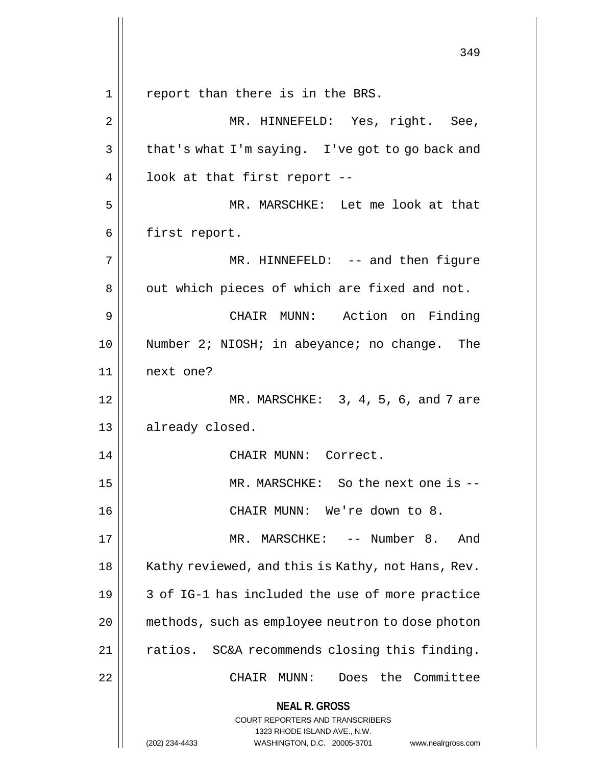report than there is in the BRS.

MR. HINNEFELD: Yes, right. See, that's what I'm saying. I've got to go back and look at that first report --

MR. MARSCHKE: Let me look at that first report.

MR. HINNEFELD: -- and then figure out which pieces of which are fixed and not.

CHAIR MUNN: Action on Finding Number 2; NIOSH; in abeyance; no change. The next one?

MR. MARSCHKE: 3, 4, 5, 6, and 7 are already closed.

CHAIR MUNN: Correct.

MR. MARSCHKE: So the next one is --

CHAIR MUNN: We're down to 8.

MR. MARSCHKE: -- Number 8. And Kathy reviewed, and this is Kathy, not Hans, Rev. 3 of IG-1 has included the use of more practice methods, such as employee neutron to dose photon ratios. SC&A recommends closing this finding.

CHAIR MUNN: Does the Committee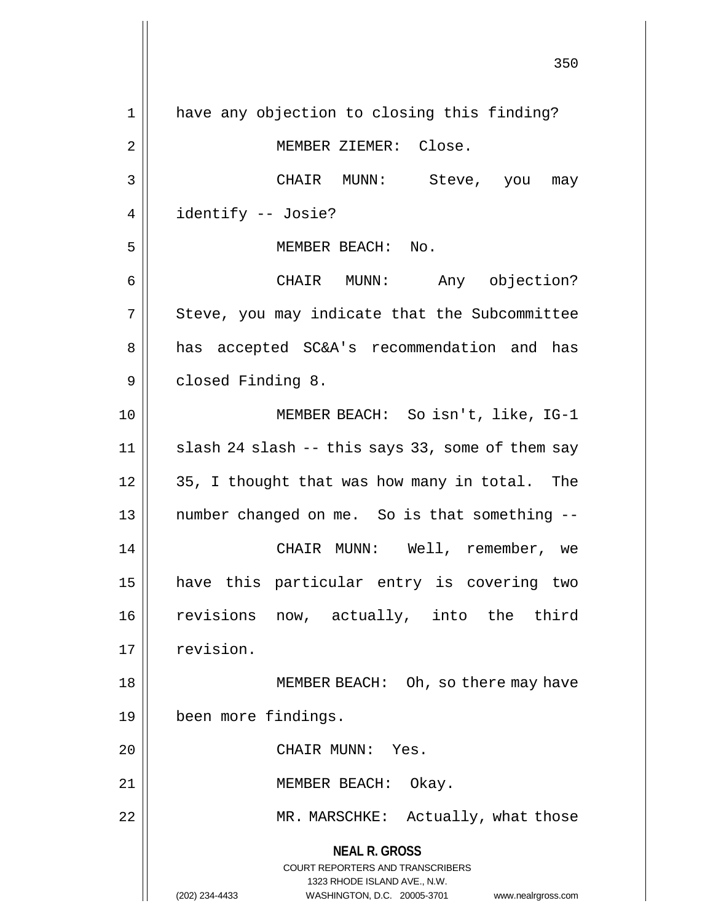have any objection to closing this finding?

MEMBER ZIEMER: Close.

CHAIR MUNN: Steve, you may identify -- Josie?

MEMBER BEACH: No.

CHAIR MUNN: Any objection? Steve, you may indicate that the Subcommittee has accepted SC&A's recommendation and has closed Finding 8.

MEMBER BEACH: So isn't, like, IG-1 slash 24 slash -- this says 33, some of them say 35, I thought that was how many in total. The number changed on me. So is that something --

CHAIR MUNN: Well, remember, we have this particular entry is covering two revisions now, actually, into the third revision.

MEMBER BEACH: Oh, so there may have been more findings.

CHAIR MUNN: Yes.

MEMBER BEACH: Okay.

MR. MARSCHKE: Actually, what those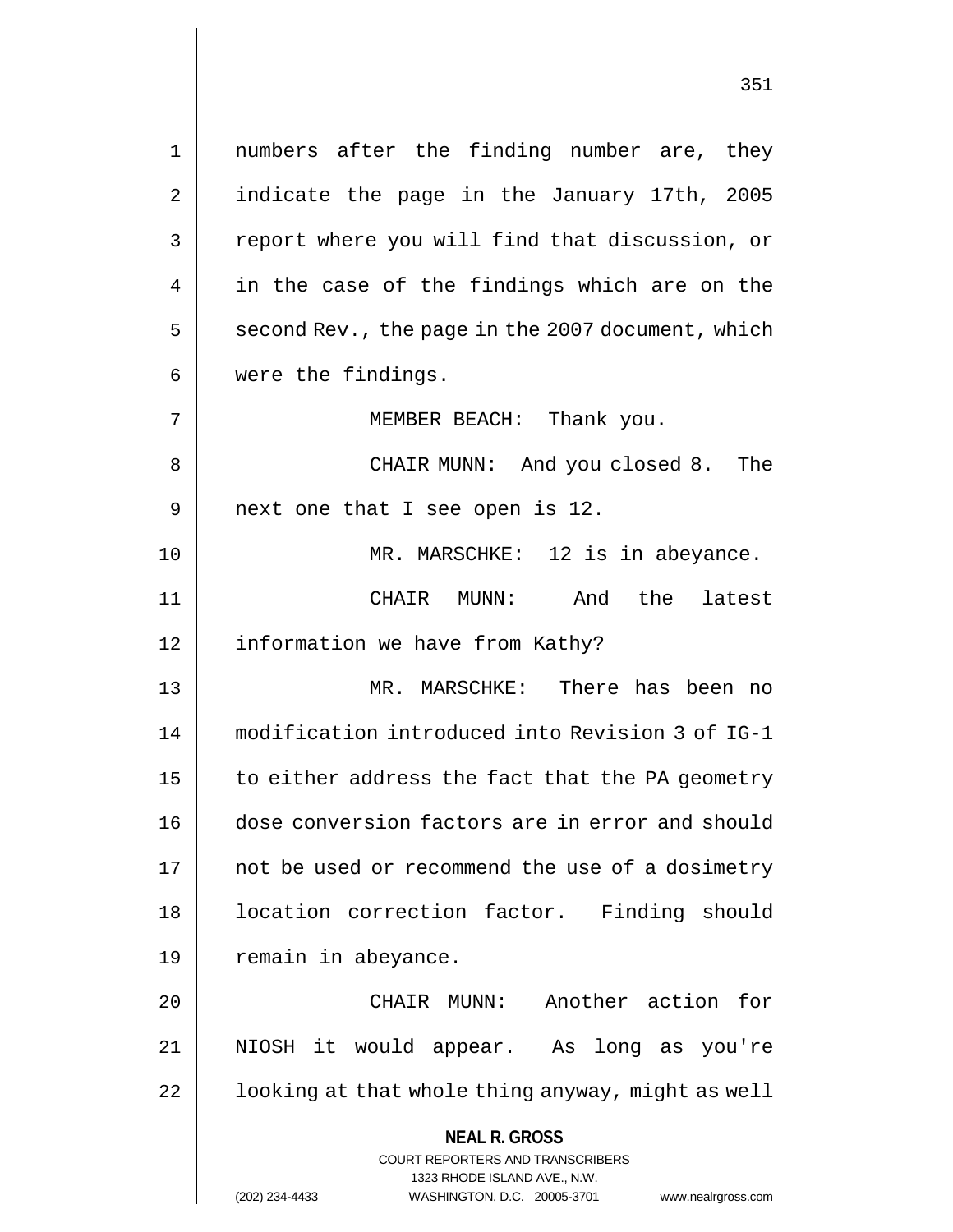numbers after the finding number are, they indicate the page in the January 17th, 2005 report where you will find that discussion, or in the case of the findings which are on the second Rev., the page in the 2007 document, which were the findings.

MEMBER BEACH: Thank you.

CHAIR MUNN: And you closed 8. The next one that I see open is 12.

MR. MARSCHKE: 12 is in abeyance.

CHAIR MUNN: And the latest information we have from Kathy?

MR. MARSCHKE: There has been no modification introduced into Revision 3 of IG-1 to either address the fact that the PA geometry dose conversion factors are in error and should not be used or recommend the use of a dosimetry location correction factor. Finding should remain in abeyance.

CHAIR MUNN: Another action for NIOSH it would appear. As long as you're looking at that whole thing anyway, might as well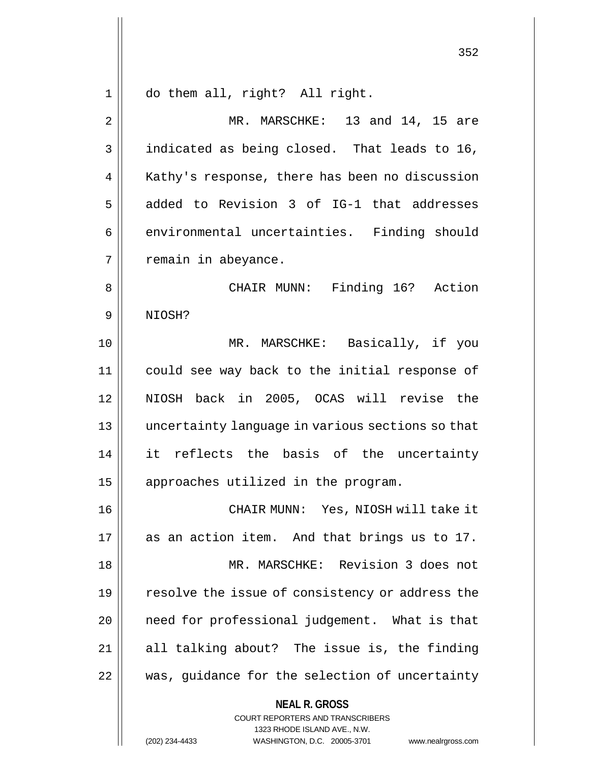do them all, right? All right.

MR. MARSCHKE: 13 and 14, 15 are indicated as being closed. That leads to 16, Kathy's response, there has been no discussion added to Revision 3 of IG-1 that addresses environmental uncertainties. Finding should remain in abeyance.

CHAIR MUNN: Finding 16? Action NIOSH?

MR. MARSCHKE: Basically, if you could see way back to the initial response of NIOSH back in 2005, OCAS will revise the uncertainty language in various sections so that it reflects the basis of the uncertainty approaches utilized in the program.

CHAIR MUNN: Yes, NIOSH will take it as an action item. And that brings us to 17.

MR. MARSCHKE: Revision 3 does not resolve the issue of consistency or address the need for professional judgement. What is that all talking about? The issue is, the finding was, guidance for the selection of uncertainty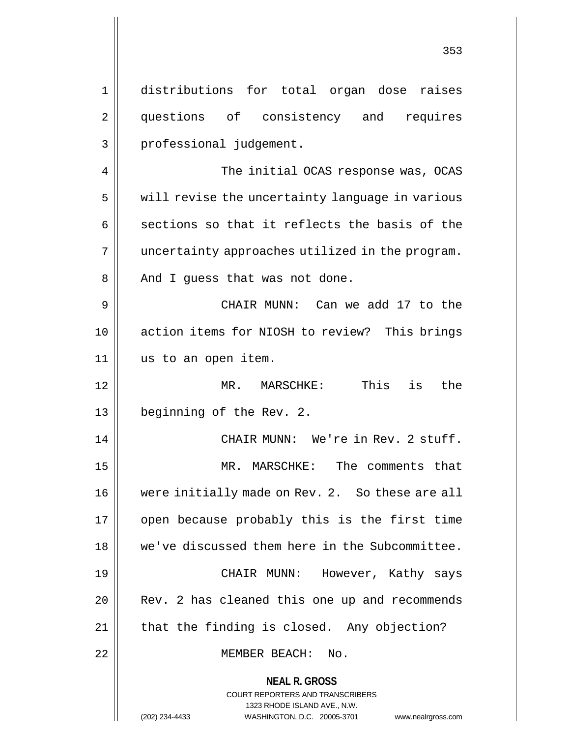distributions for total organ dose raises questions of consistency and requires professional judgement.

The initial OCAS response was, OCAS will revise the uncertainty language in various sections so that it reflects the basis of the uncertainty approaches utilized in the program. And I guess that was not done.

CHAIR MUNN: Can we add 17 to the action items for NIOSH to review? This brings us to an open item.

MR. MARSCHKE: This is the beginning of the Rev. 2.

CHAIR MUNN: We're in Rev. 2 stuff.

MR. MARSCHKE: The comments that were initially made on Rev. 2. So these are all open because probably this is the first time we've discussed them here in the Subcommittee.

CHAIR MUNN: However, Kathy says Rev. 2 has cleaned this one up and recommends that the finding is closed. Any objection?

MEMBER BEACH: No.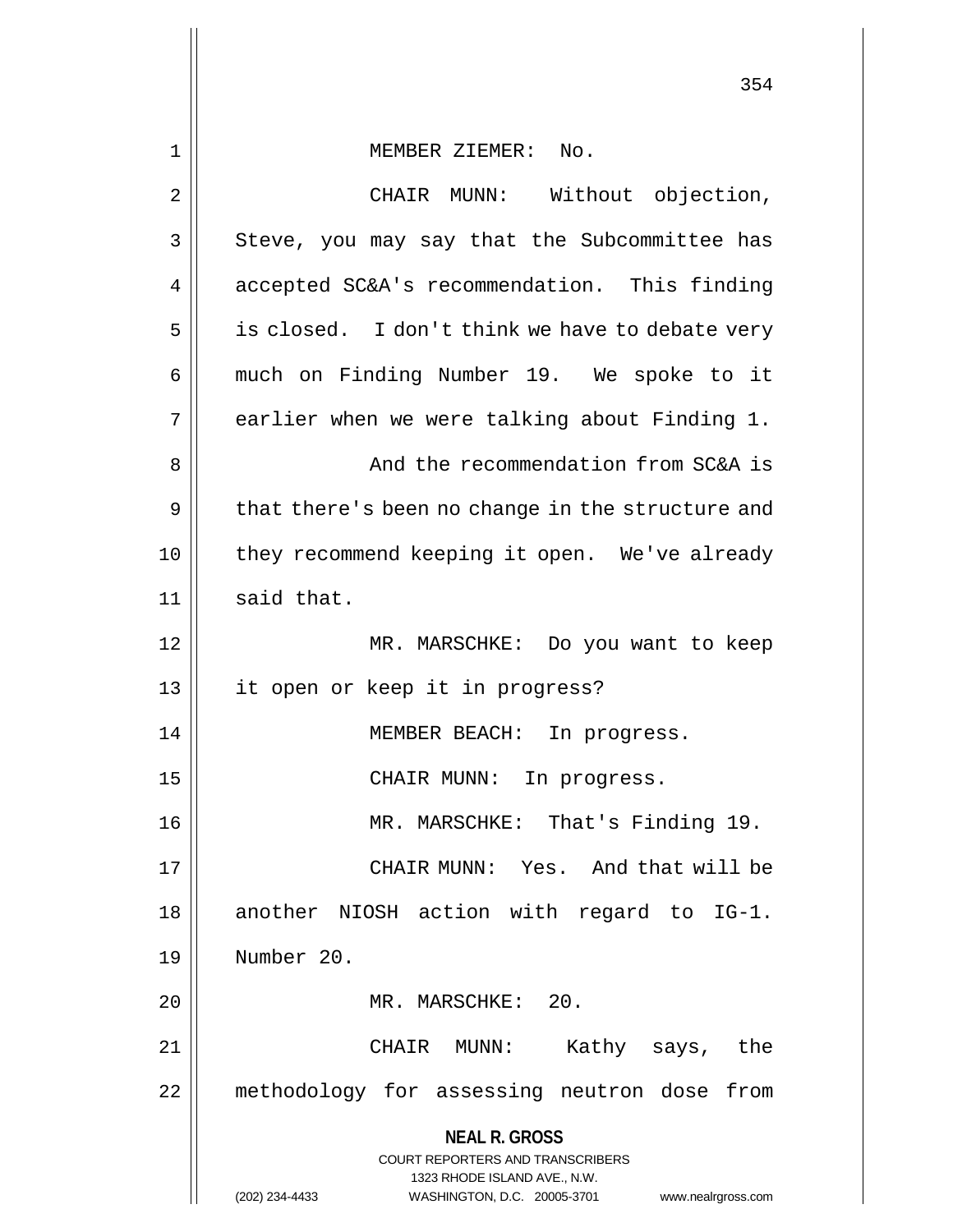MEMBER ZIEMER: No.

CHAIR MUNN: Without objection, Steve, you may say that the Subcommittee has accepted SC&A's recommendation. This finding is closed. I don't think we have to debate very much on Finding Number 19. We spoke to it earlier when we were talking about Finding 1.

And the recommendation from SC&A is that there's been no change in the structure and they recommend keeping it open. We've already said that.

MR. MARSCHKE: Do you want to keep it open or keep it in progress?

MEMBER BEACH: In progress.

CHAIR MUNN: In progress.

MR. MARSCHKE: That's Finding 19.

CHAIR MUNN: Yes. And that will be another NIOSH action with regard to IG-1. Number 20.

MR. MARSCHKE: 20.

CHAIR MUNN: Kathy says, the methodology for assessing neutron dose from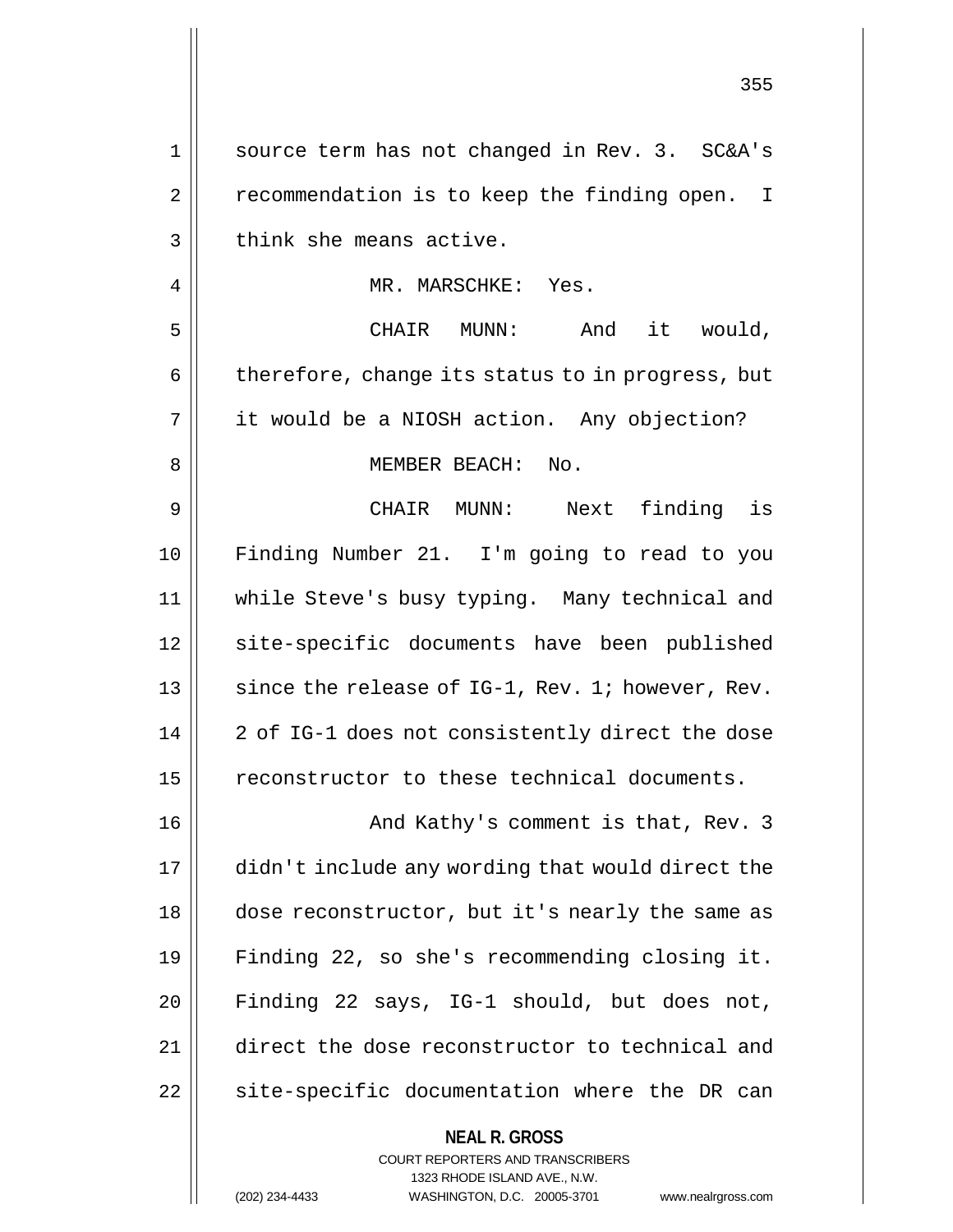source term has not changed in Rev. 3. SC&A's recommendation is to keep the finding open. I think she means active.

MR. MARSCHKE: Yes.

CHAIR MUNN: And it would, therefore, change its status to in progress, but it would be a NIOSH action. Any objection?

MEMBER BEACH: No.

CHAIR MUNN: Next finding is Finding Number 21. I'm going to read to you while Steve's busy typing. Many technical and site-specific documents have been published since the release of IG-1, Rev. 1; however, Rev. 2 of IG-1 does not consistently direct the dose reconstructor to these technical documents.

And Kathy's comment is that, Rev. 3 didn't include any wording that would direct the dose reconstructor, but it's nearly the same as Finding 22, so she's recommending closing it. Finding 22 says, IG-1 should, but does not, direct the dose reconstructor to technical and site-specific documentation where the DR can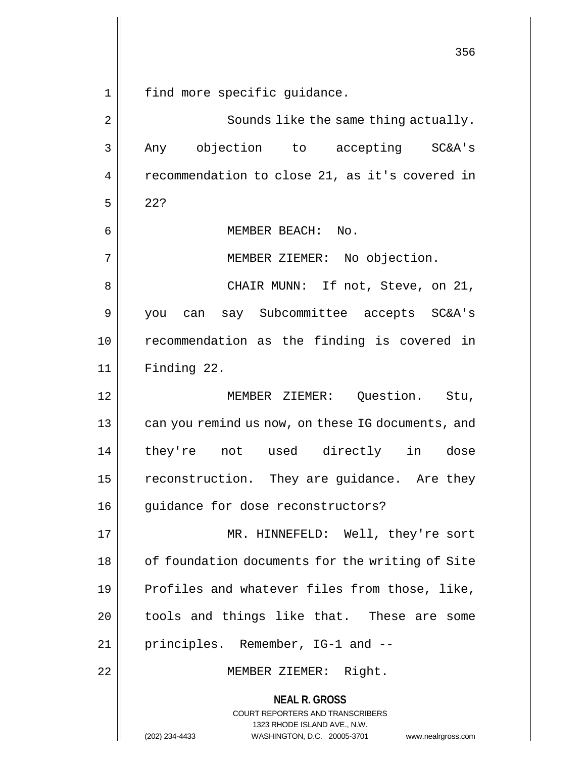find more specific guidance.

Sounds like the same thing actually. Any objection to accepting SC&A's recommendation to close 21, as it's covered in 22?

MEMBER BEACH: No.

MEMBER ZIEMER: No objection.

CHAIR MUNN: If not, Steve, on 21, you can say Subcommittee accepts SC&A's recommendation as the finding is covered in Finding 22.

MEMBER ZIEMER: Question. Stu, can you remind us now, on these IG documents, and they're not used directly in dose reconstruction. They are guidance. Are they guidance for dose reconstructors?

MR. HINNEFELD: Well, they're sort of foundation documents for the writing of Site Profiles and whatever files from those, like, tools and things like that. These are some principles. Remember, IG-1 and --

MEMBER ZIEMER: Right.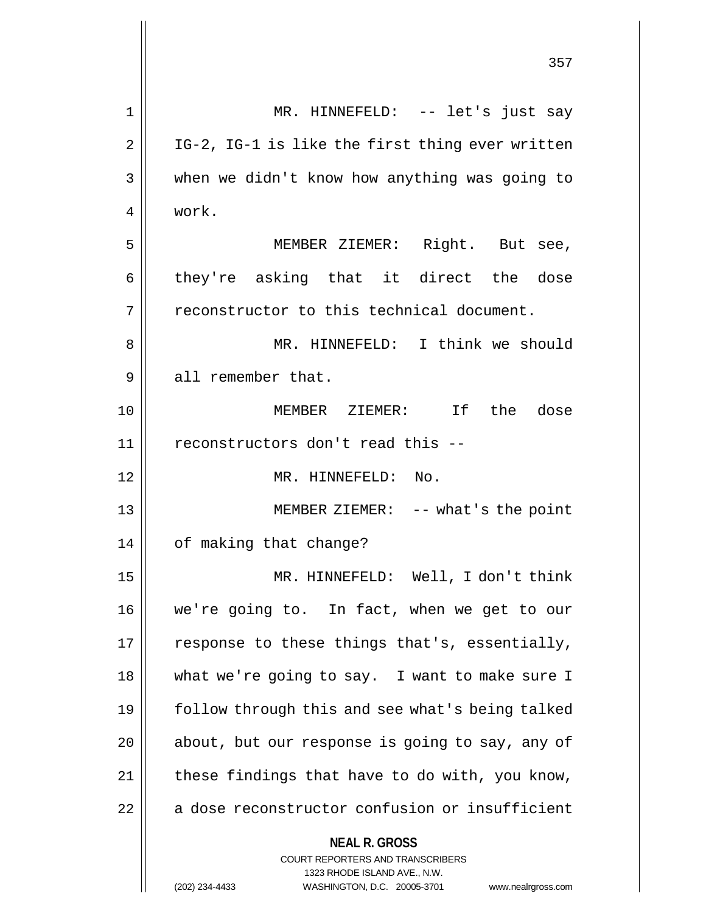MR. HINNEFELD: -- let's just say IG-2, IG-1 is like the first thing ever written when we didn't know how anything was going to work.

MEMBER ZIEMER: Right. But see, they're asking that it direct the dose reconstructor to this technical document.

MR. HINNEFELD: I think we should all remember that.

MEMBER ZIEMER: If the dose reconstructors don't read this --

MR. HINNEFELD: No.

MEMBER ZIEMER: -- what's the point of making that change?

MR. HINNEFELD: Well, I don't think we're going to. In fact, when we get to our response to these things that's, essentially, what we're going to say. I want to make sure I follow through this and see what's being talked about, but our response is going to say, any of these findings that have to do with, you know, a dose reconstructor confusion or insufficient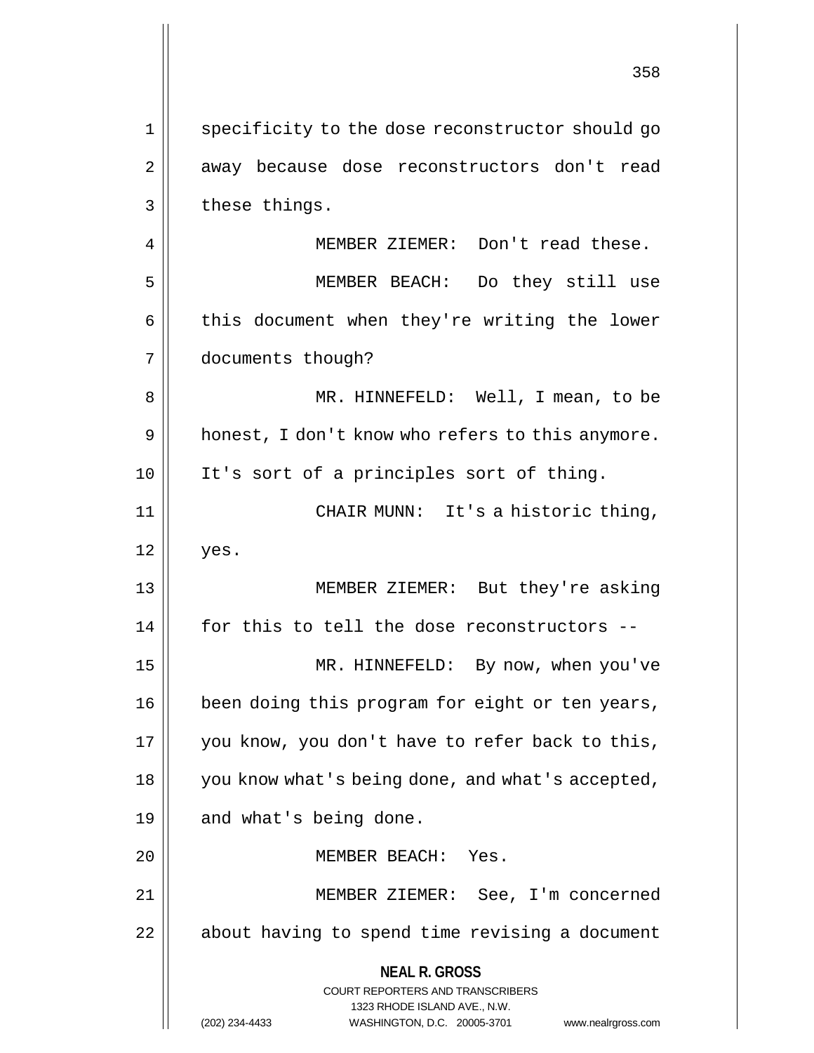specificity to the dose reconstructor should go away because dose reconstructors don't read these things.

MEMBER ZIEMER: Don't read these.

MEMBER BEACH: Do they still use this document when they're writing the lower documents though?

MR. HINNEFELD: Well, I mean, to be honest, I don't know who refers to this anymore. It's sort of a principles sort of thing.

CHAIR MUNN: It's a historic thing, yes.

MEMBER ZIEMER: But they're asking for this to tell the dose reconstructors --

MR. HINNEFELD: By now, when you've been doing this program for eight or ten years, you know, you don't have to refer back to this, you know what's being done, and what's accepted, and what's being done.

MEMBER BEACH: Yes.

MEMBER ZIEMER: See, I'm concerned about having to spend time revising a document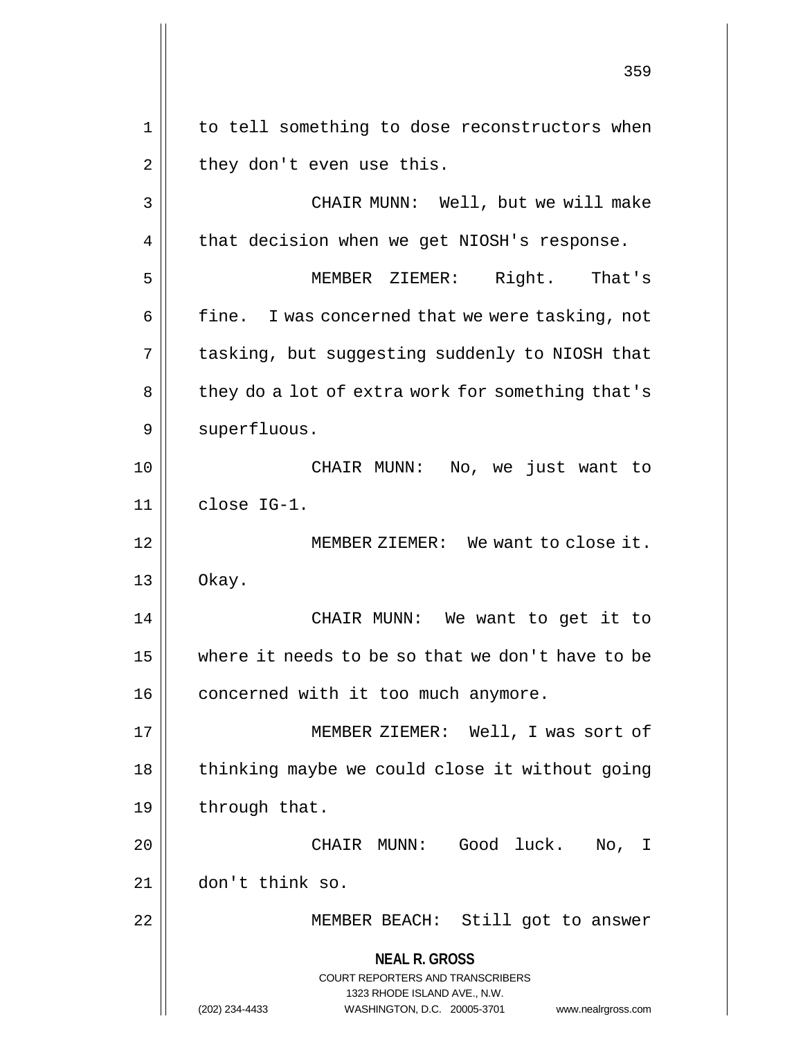to tell something to dose reconstructors when they don't even use this.

CHAIR MUNN: Well, but we will make that decision when we get NIOSH's response.

MEMBER ZIEMER: Right. That's fine. I was concerned that we were tasking, not tasking, but suggesting suddenly to NIOSH that they do a lot of extra work for something that's superfluous.

CHAIR MUNN: No, we just want to close IG-1.

MEMBER ZIEMER: We want to close it. Okay.

CHAIR MUNN: We want to get it to where it needs to be so that we don't have to be concerned with it too much anymore.

MEMBER ZIEMER: Well, I was sort of thinking maybe we could close it without going through that.

CHAIR MUNN: Good luck. No, I don't think so.

MEMBER BEACH: Still got to answer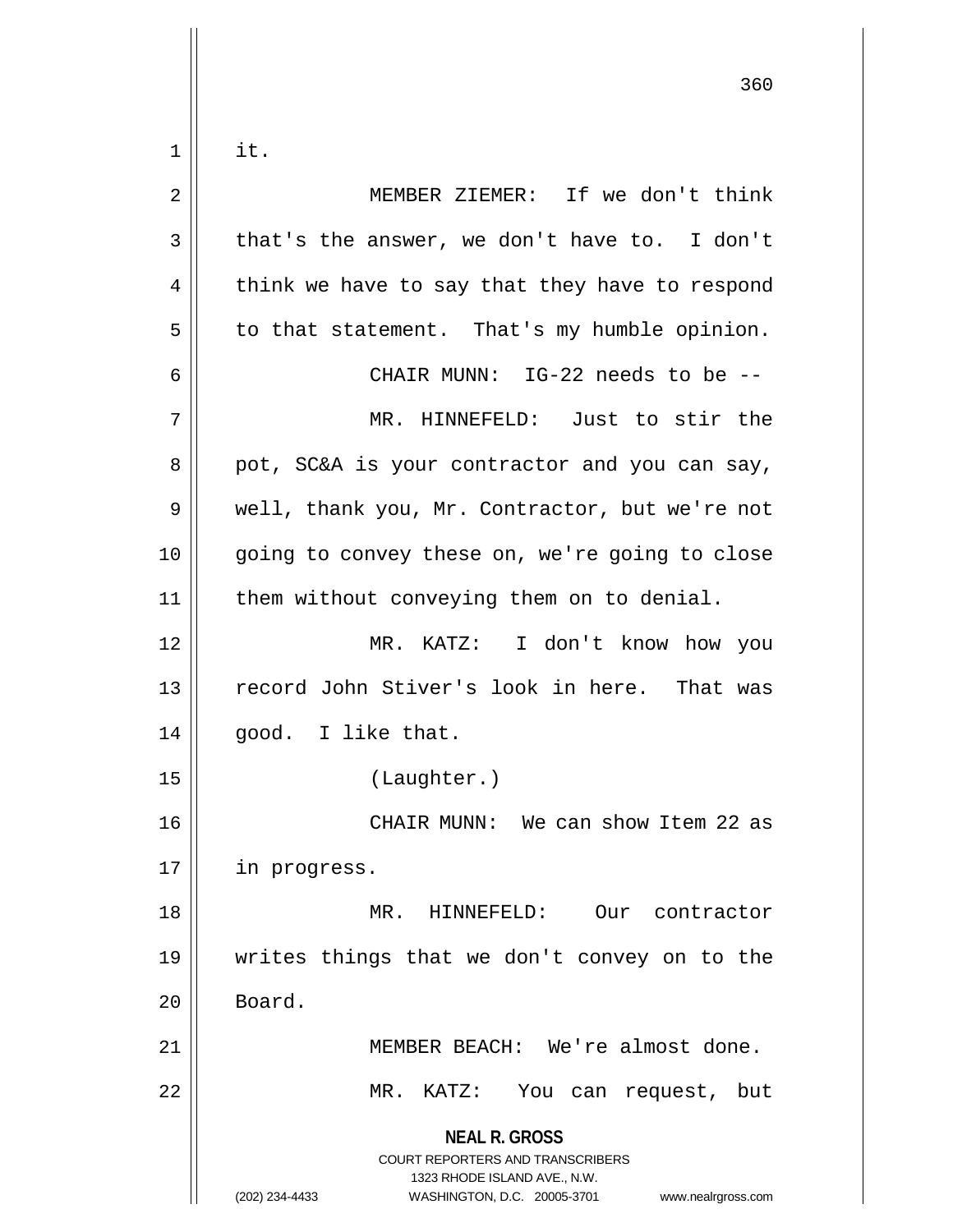it.

MEMBER ZIEMER: If we don't think that's the answer, we don't have to. I don't think we have to say that they have to respond to that statement. That's my humble opinion.

CHAIR MUNN: IG-22 needs to be --

MR. HINNEFELD: Just to stir the pot, SC&A is your contractor and you can say, well, thank you, Mr. Contractor, but we're not going to convey these on, we're going to close them without conveying them on to denial.

MR. KATZ: I don't know how you record John Stiver's look in here. That was good. I like that.

(Laughter.)

CHAIR MUNN: We can show Item 22 as in progress.

MR. HINNEFELD: Our contractor writes things that we don't convey on to the Board.

MEMBER BEACH: We're almost done.

MR. KATZ: You can request, but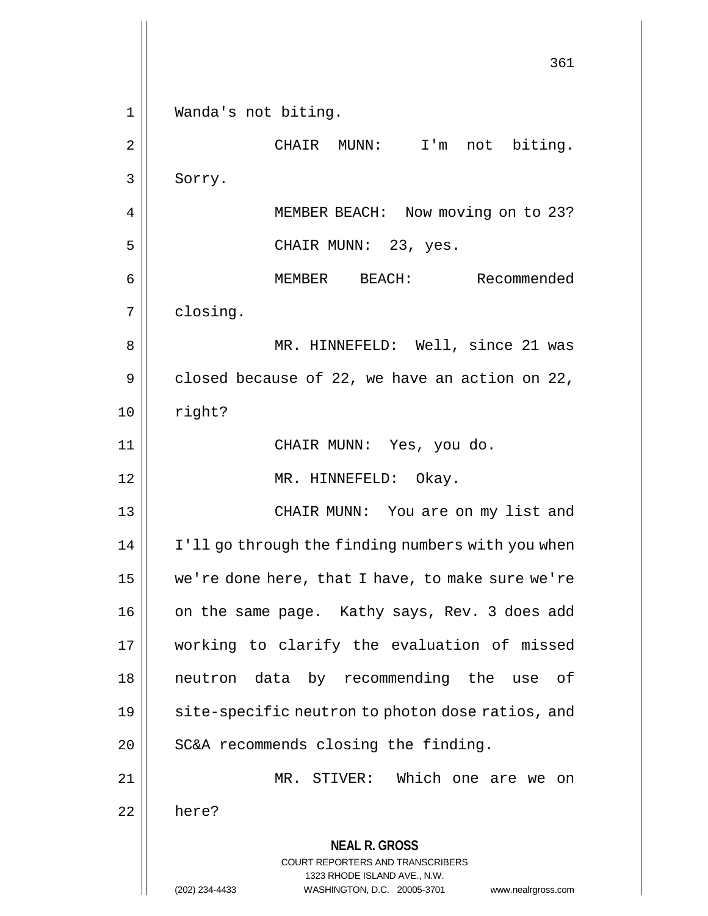Wanda's not biting.

CHAIR MUNN: I'm not biting. Sorry.

MEMBER BEACH: Now moving on to 23?

CHAIR MUNN: 23, yes.

MEMBER BEACH: Recommended closing.

MR. HINNEFELD: Well, since 21 was closed because of 22, we have an action on 22, right?

CHAIR MUNN: Yes, you do.

MR. HINNEFELD: Okay.

CHAIR MUNN: You are on my list and I'll go through the finding numbers with you when we're done here, that I have, to make sure we're on the same page. Kathy says, Rev. 3 does add working to clarify the evaluation of missed neutron data by recommending the use of site-specific neutron to photon dose ratios, and SC&A recommends closing the finding.

MR. STIVER: Which one are we on here?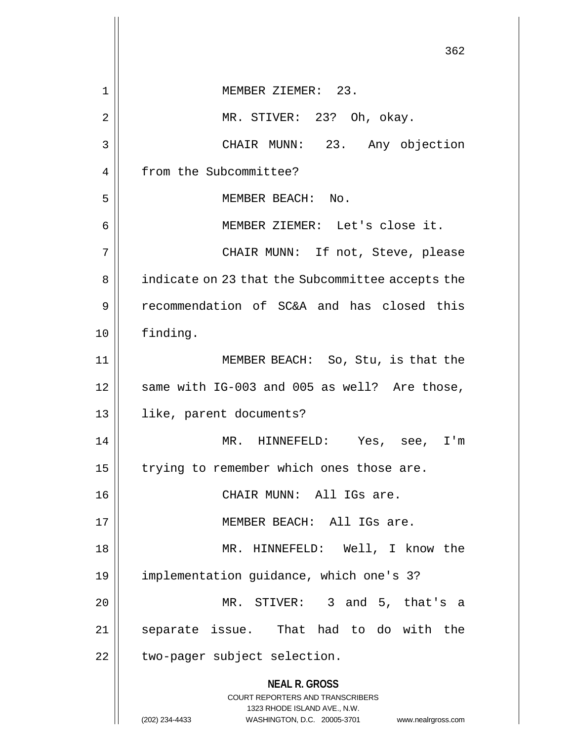MEMBER ZIEMER: 23.

MR. STIVER: 23? Oh, okay.

CHAIR MUNN: 23. Any objection from the Subcommittee?

MEMBER BEACH: No.

MEMBER ZIEMER: Let's close it.

CHAIR MUNN: If not, Steve, please indicate on 23 that the Subcommittee accepts the recommendation of SC&A and has closed this finding.

MEMBER BEACH: So, Stu, is that the same with IG-003 and 005 as well? Are those, like, parent documents?

MR. HINNEFELD: Yes, see, I'm trying to remember which ones those are.

CHAIR MUNN: All IGs are.

MEMBER BEACH: All IGs are.

MR. HINNEFELD: Well, I know the implementation guidance, which one's 3?

MR. STIVER: 3 and 5, that's a separate issue. That had to do with the two-pager subject selection.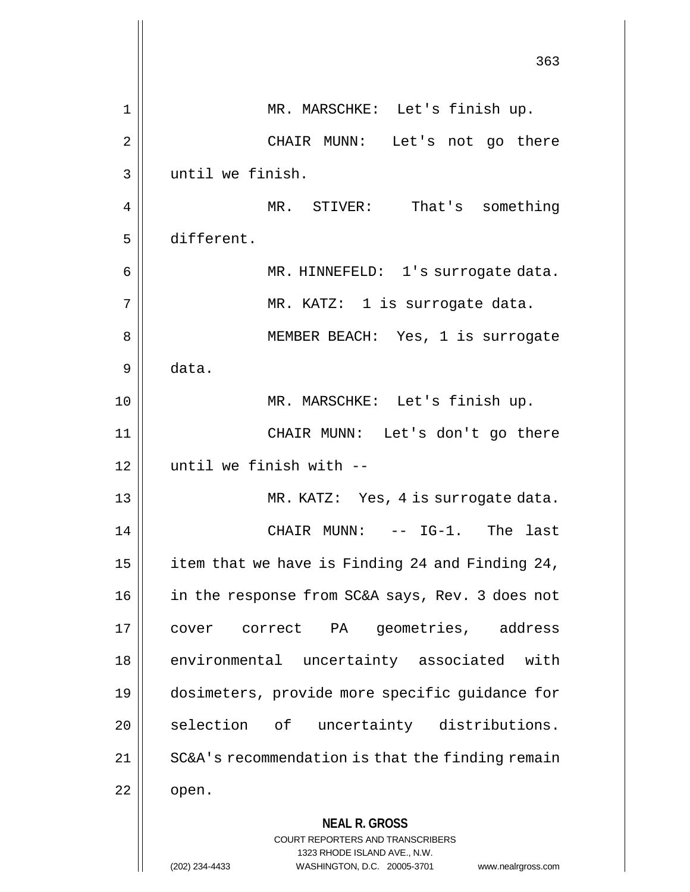MR. MARSCHKE: Let's finish up.

CHAIR MUNN: Let's not go there until we finish.

MR. STIVER: That's something different.

MR. HINNEFELD: 1's surrogate data.

MR. KATZ: 1 is surrogate data.

MEMBER BEACH: Yes, 1 is surrogate data.

MR. MARSCHKE: Let's finish up.

CHAIR MUNN: Let's don't go there until we finish with --

MR. KATZ: Yes, 4 is surrogate data.

CHAIR MUNN: -- IG-1. The last item that we have is Finding 24 and Finding 24, in the response from SC&A says, Rev. 3 does not cover correct PA geometries, address environmental uncertainty associated with dosimeters, provide more specific guidance for selection of uncertainty distributions. SC&A's recommendation is that the finding remain open.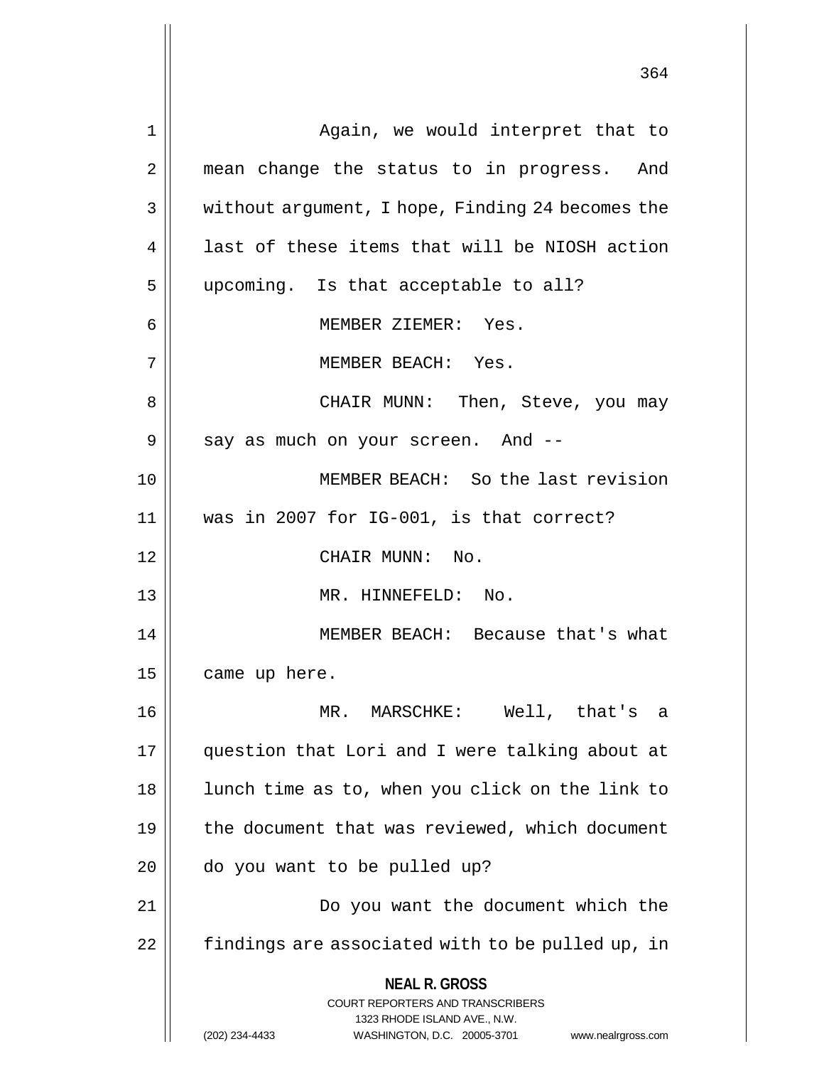Again, we would interpret that to mean change the status to in progress. And without argument, I hope, Finding 24 becomes the last of these items that will be NIOSH action upcoming. Is that acceptable to all?

MEMBER ZIEMER: Yes.

MEMBER BEACH: Yes.

CHAIR MUNN: Then, Steve, you may say as much on your screen. And --

MEMBER BEACH: So the last revision was in 2007 for IG-001, is that correct?

CHAIR MUNN: No.

MR. HINNEFELD: No.

MEMBER BEACH: Because that's what came up here.

MR. MARSCHKE: Well, that's a question that Lori and I were talking about at lunch time as to, when you click on the link to the document that was reviewed, which document do you want to be pulled up?

Do you want the document which the findings are associated with to be pulled up, in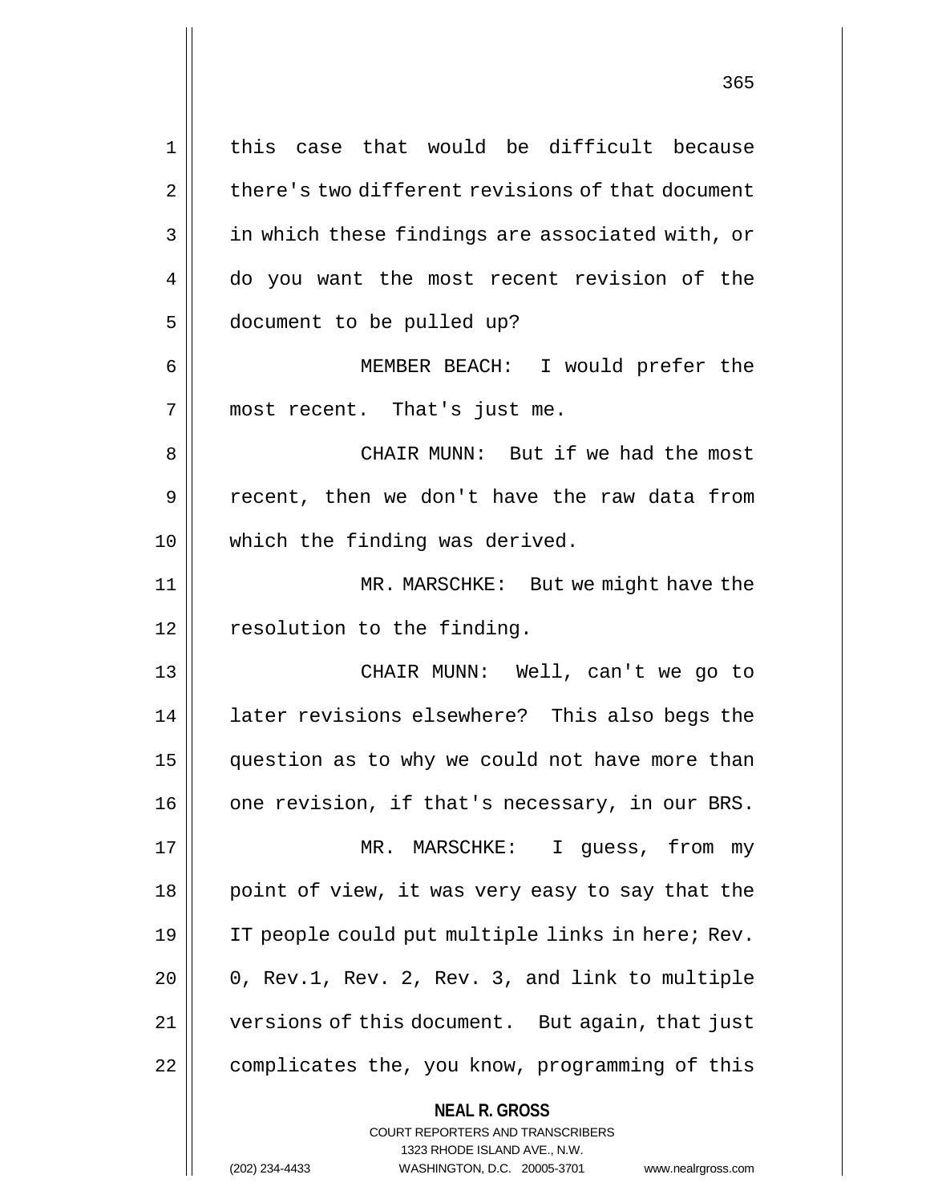this case that would be difficult because there's two different revisions of that document in which these findings are associated with, or do you want the most recent revision of the document to be pulled up?

MEMBER BEACH: I would prefer the most recent. That's just me.

CHAIR MUNN: But if we had the most recent, then we don't have the raw data from which the finding was derived.

MR. MARSCHKE: But we might have the resolution to the finding.

CHAIR MUNN: Well, can't we go to later revisions elsewhere? This also begs the question as to why we could not have more than one revision, if that's necessary, in our BRS.

MR. MARSCHKE: I guess, from my point of view, it was very easy to say that the IT people could put multiple links in here; Rev. 0, Rev.1, Rev. 2, Rev. 3, and link to multiple versions of this document. But again, that just complicates the, you know, programming of this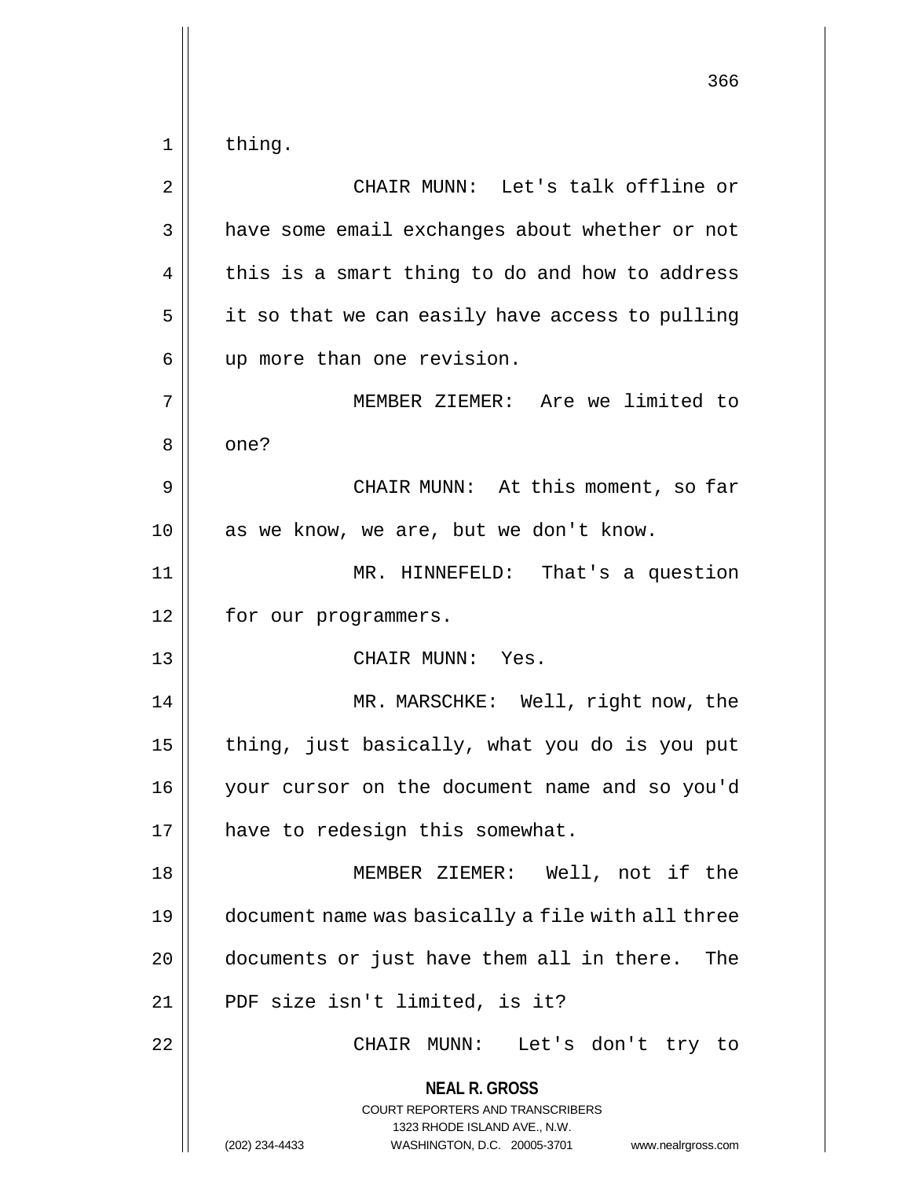thing.

CHAIR MUNN: Let's talk offline or have some email exchanges about whether or not this is a smart thing to do and how to address it so that we can easily have access to pulling up more than one revision.

MEMBER ZIEMER: Are we limited to one?

CHAIR MUNN: At this moment, so far as we know, we are, but we don't know.

MR. HINNEFELD: That's a question for our programmers.

CHAIR MUNN: Yes.

MR. MARSCHKE: Well, right now, the thing, just basically, what you do is you put your cursor on the document name and so you'd have to redesign this somewhat.

MEMBER ZIEMER: Well, not if the document name was basically a file with all three documents or just have them all in there. The PDF size isn't limited, is it?

CHAIR MUNN: Let's don't try to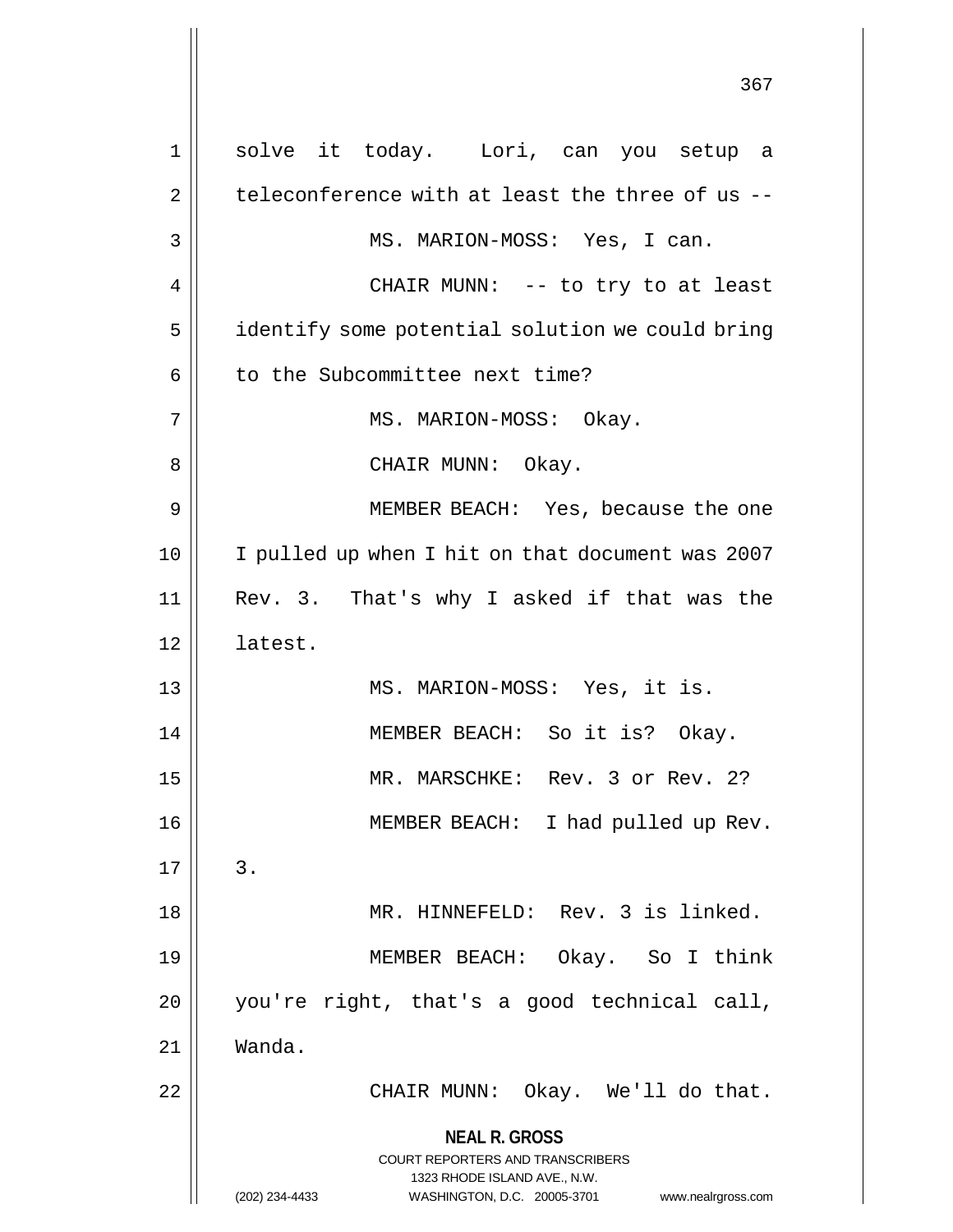solve it today. Lori, can you setup a teleconference with at least the three of us --

MS. MARION-MOSS: Yes, I can.

CHAIR MUNN: -- to try to at least identify some potential solution we could bring to the Subcommittee next time?

MS. MARION-MOSS: Okay.

CHAIR MUNN: Okay.

MEMBER BEACH: Yes, because the one I pulled up when I hit on that document was 2007 Rev. 3. That's why I asked if that was the latest.

MS. MARION-MOSS: Yes, it is.

MEMBER BEACH: So it is? Okay.

MR. MARSCHKE: Rev. 3 or Rev. 2?

MEMBER BEACH: I had pulled up Rev. 3.

MR. HINNEFELD: Rev. 3 is linked.

MEMBER BEACH: Okay. So I think you're right, that's a good technical call, Wanda.

CHAIR MUNN: Okay. We'll do that.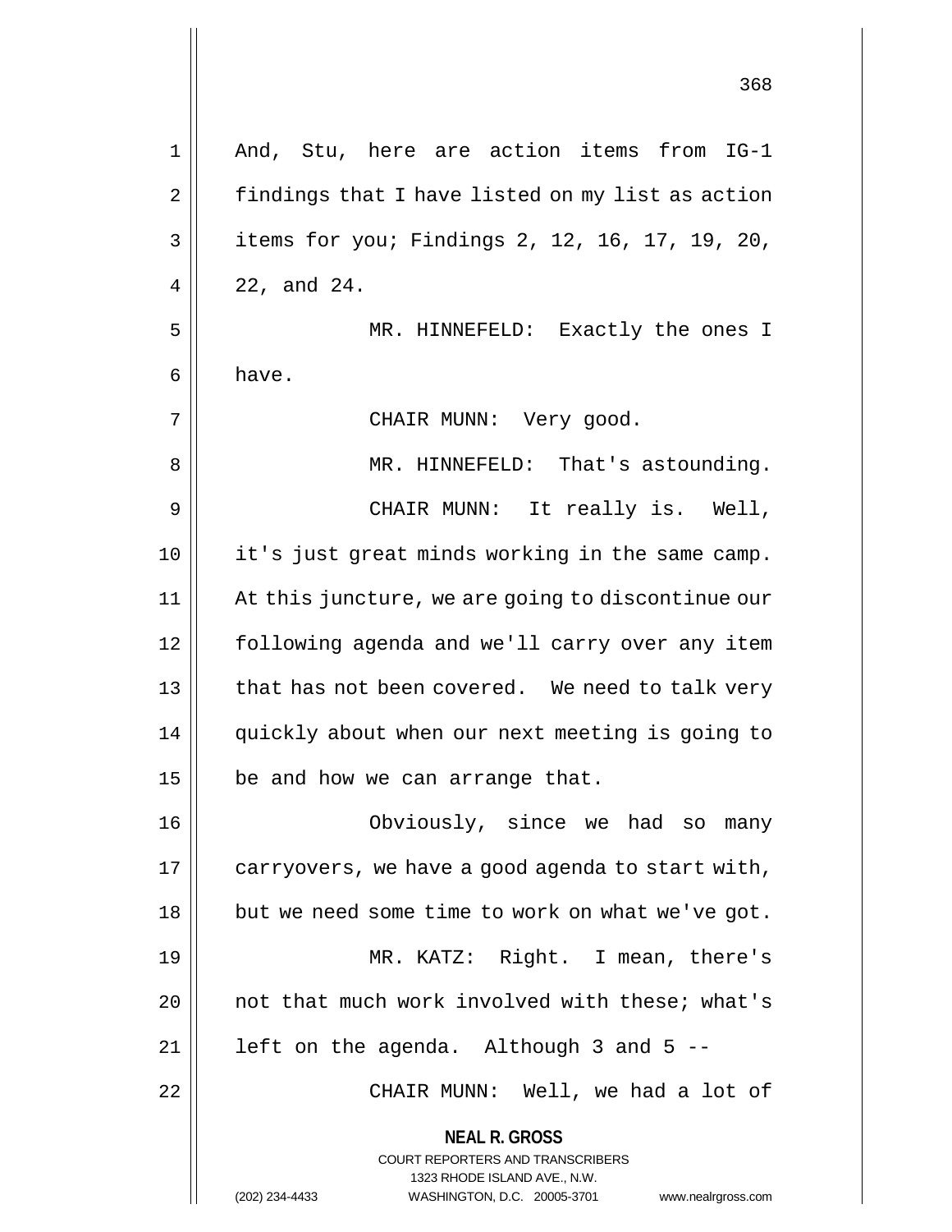And, Stu, here are action items from IG-1 findings that I have listed on my list as action items for you; Findings 2, 12, 16, 17, 19, 20, 22, and 24.

MR. HINNEFELD: Exactly the ones I have.

CHAIR MUNN: Very good.

MR. HINNEFELD: That's astounding.

CHAIR MUNN: It really is. Well, it's just great minds working in the same camp. At this juncture, we are going to discontinue our following agenda and we'll carry over any item that has not been covered. We need to talk very quickly about when our next meeting is going to be and how we can arrange that.

Obviously, since we had so many carryovers, we have a good agenda to start with, but we need some time to work on what we've got.

MR. KATZ: Right. I mean, there's not that much work involved with these; what's left on the agenda. Although 3 and 5 --

CHAIR MUNN: Well, we had a lot of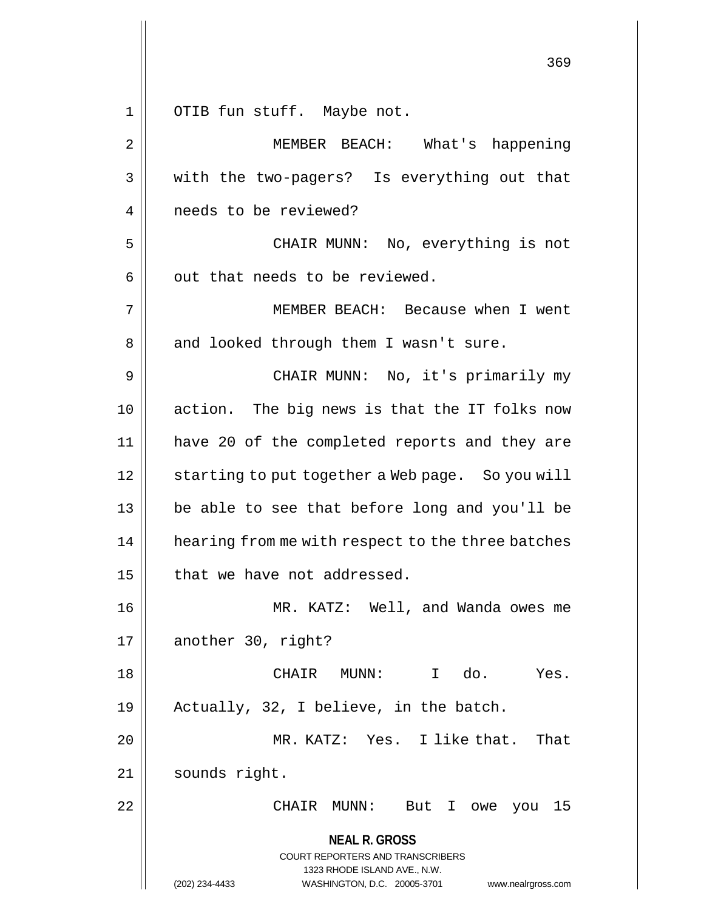OTIB fun stuff. Maybe not.

MEMBER BEACH: What's happening with the two-pagers? Is everything out that needs to be reviewed?

CHAIR MUNN: No, everything is not out that needs to be reviewed.

MEMBER BEACH: Because when I went and looked through them I wasn't sure.

CHAIR MUNN: No, it's primarily my action. The big news is that the IT folks now have 20 of the completed reports and they are starting to put together a Web page. So you will be able to see that before long and you'll be hearing from me with respect to the three batches that we have not addressed.

MR. KATZ: Well, and Wanda owes me another 30, right?

CHAIR MUNN: I do. Yes. Actually, 32, I believe, in the batch.

MR. KATZ: Yes. I like that. That sounds right.

CHAIR MUNN: But I owe you 15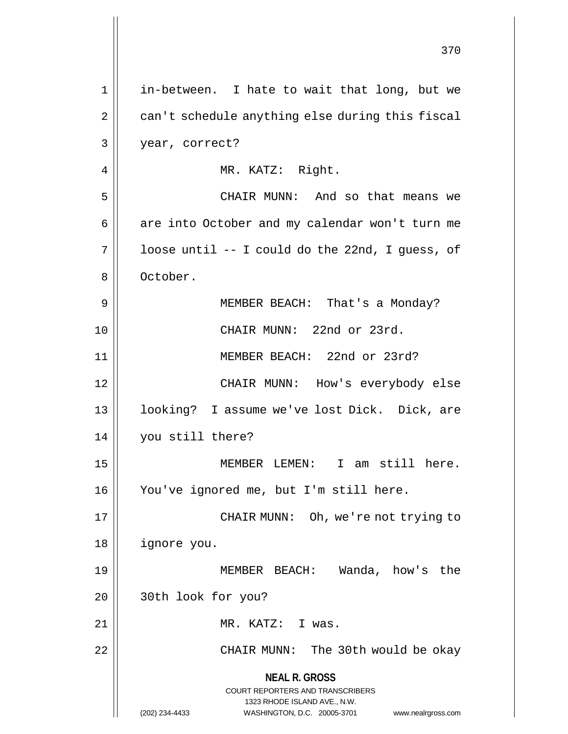in-between. I hate to wait that long, but we can't schedule anything else during this fiscal year, correct?

MR. KATZ: Right.

CHAIR MUNN: And so that means we are into October and my calendar won't turn me loose until -- I could do the 22nd, I guess, of October.

MEMBER BEACH: That's a Monday?

CHAIR MUNN: 22nd or 23rd.

MEMBER BEACH: 22nd or 23rd?

CHAIR MUNN: How's everybody else looking? I assume we've lost Dick. Dick, are you still there?

MEMBER LEMEN: I am still here. You've ignored me, but I'm still here.

CHAIR MUNN: Oh, we're not trying to ignore you.

MEMBER BEACH: Wanda, how's the 30th look for you?

MR. KATZ: I was.

CHAIR MUNN: The 30th would be okay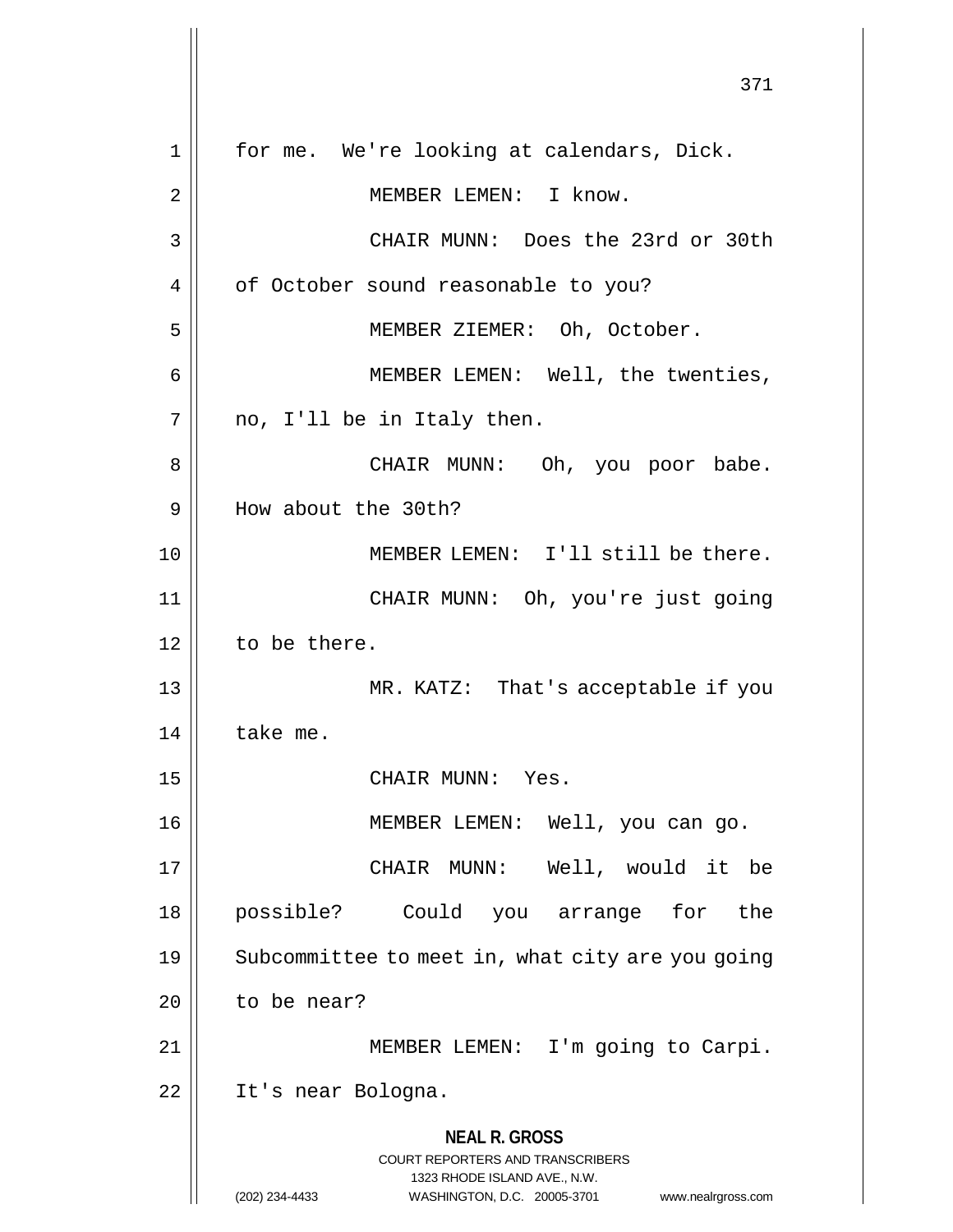for me. We're looking at calendars, Dick.

MEMBER LEMEN: I know.

CHAIR MUNN: Does the 23rd or 30th of October sound reasonable to you?

MEMBER ZIEMER: Oh, October.

MEMBER LEMEN: Well, the twenties, no, I'll be in Italy then.

CHAIR MUNN: Oh, you poor babe. How about the 30th?

MEMBER LEMEN: I'll still be there.

CHAIR MUNN: Oh, you're just going to be there.

MR. KATZ: That's acceptable if you take me.

CHAIR MUNN: Yes.

MEMBER LEMEN: Well, you can go.

CHAIR MUNN: Well, would it be possible? Could you arrange for the Subcommittee to meet in, what city are you going to be near?

MEMBER LEMEN: I'm going to Carpi. It's near Bologna.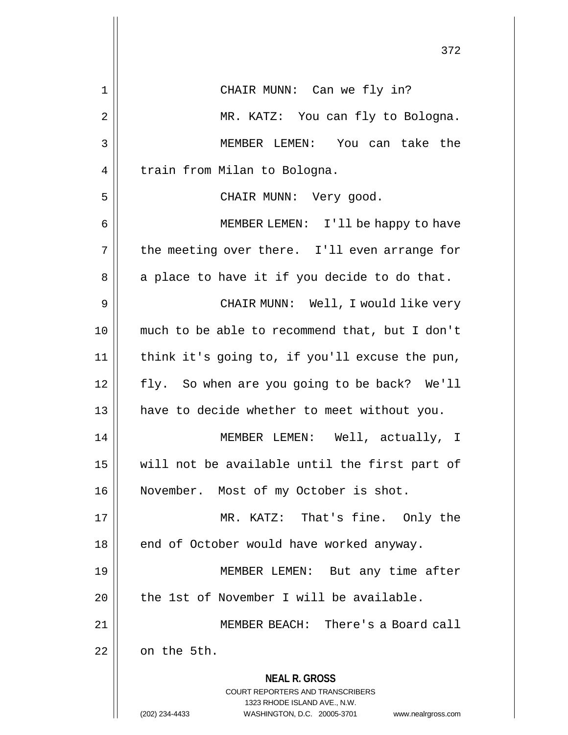CHAIR MUNN: Can we fly in?

MR. KATZ: You can fly to Bologna.

MEMBER LEMEN: You can take the train from Milan to Bologna.

CHAIR MUNN: Very good.

MEMBER LEMEN: I'll be happy to have the meeting over there. I'll even arrange for a place to have it if you decide to do that.

CHAIR MUNN: Well, I would like very much to be able to recommend that, but I don't think it's going to, if you'll excuse the pun, fly. So when are you going to be back? We'll have to decide whether to meet without you.

MEMBER LEMEN: Well, actually, I will not be available until the first part of November. Most of my October is shot.

MR. KATZ: That's fine. Only the end of October would have worked anyway.

MEMBER LEMEN: But any time after the 1st of November I will be available.

MEMBER BEACH: There's a Board call on the 5th.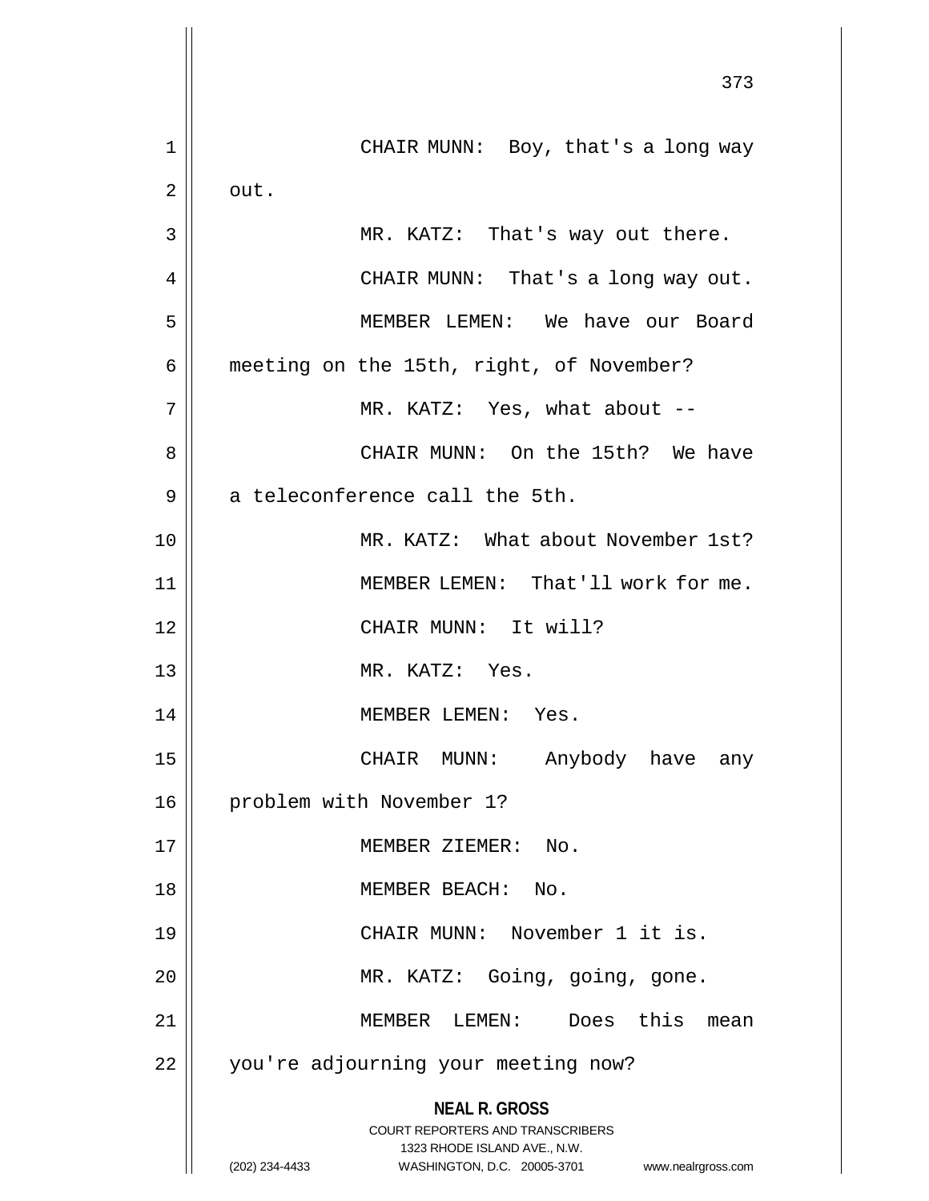CHAIR MUNN: Boy, that's a long way out.

MR. KATZ: That's way out there.

CHAIR MUNN: That's a long way out.

MEMBER LEMEN: We have our Board meeting on the 15th, right, of November?

MR. KATZ: Yes, what about --

CHAIR MUNN: On the 15th? We have a teleconference call the 5th.

MR. KATZ: What about November 1st?

MEMBER LEMEN: That'll work for me.

CHAIR MUNN: It will?

MR. KATZ: Yes.

MEMBER LEMEN: Yes.

CHAIR MUNN: Anybody have any problem with November 1?

MEMBER ZIEMER: No.

MEMBER BEACH: No.

CHAIR MUNN: November 1 it is.

MR. KATZ: Going, going, gone.

MEMBER LEMEN: Does this mean you're adjourning your meeting now?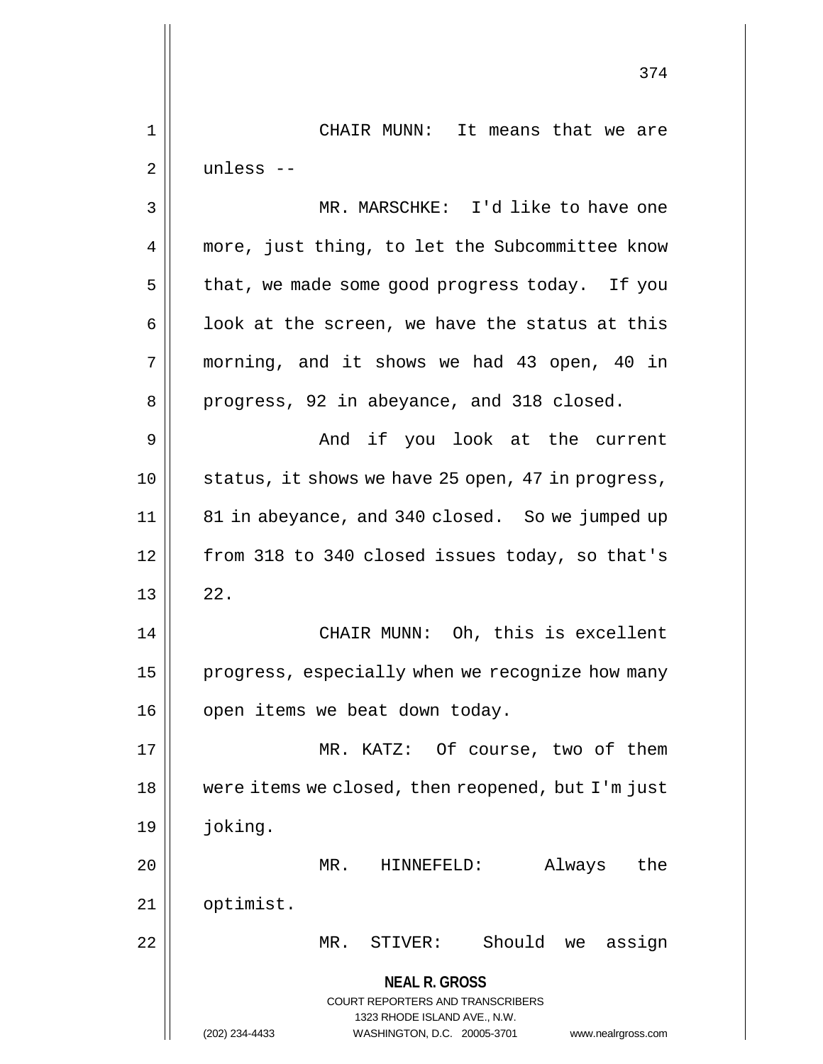CHAIR MUNN: It means that we are unless --

MR. MARSCHKE: I'd like to have one more, just thing, to let the Subcommittee know that, we made some good progress today. If you look at the screen, we have the status at this morning, and it shows we had 43 open, 40 in progress, 92 in abeyance, and 318 closed.

And if you look at the current status, it shows we have 25 open, 47 in progress, 81 in abeyance, and 340 closed. So we jumped up from 318 to 340 closed issues today, so that's 22.

CHAIR MUNN: Oh, this is excellent progress, especially when we recognize how many open items we beat down today.

MR. KATZ: Of course, two of them were items we closed, then reopened, but I'm just joking.

MR. HINNEFELD: Always the optimist.

MR. STIVER: Should we assign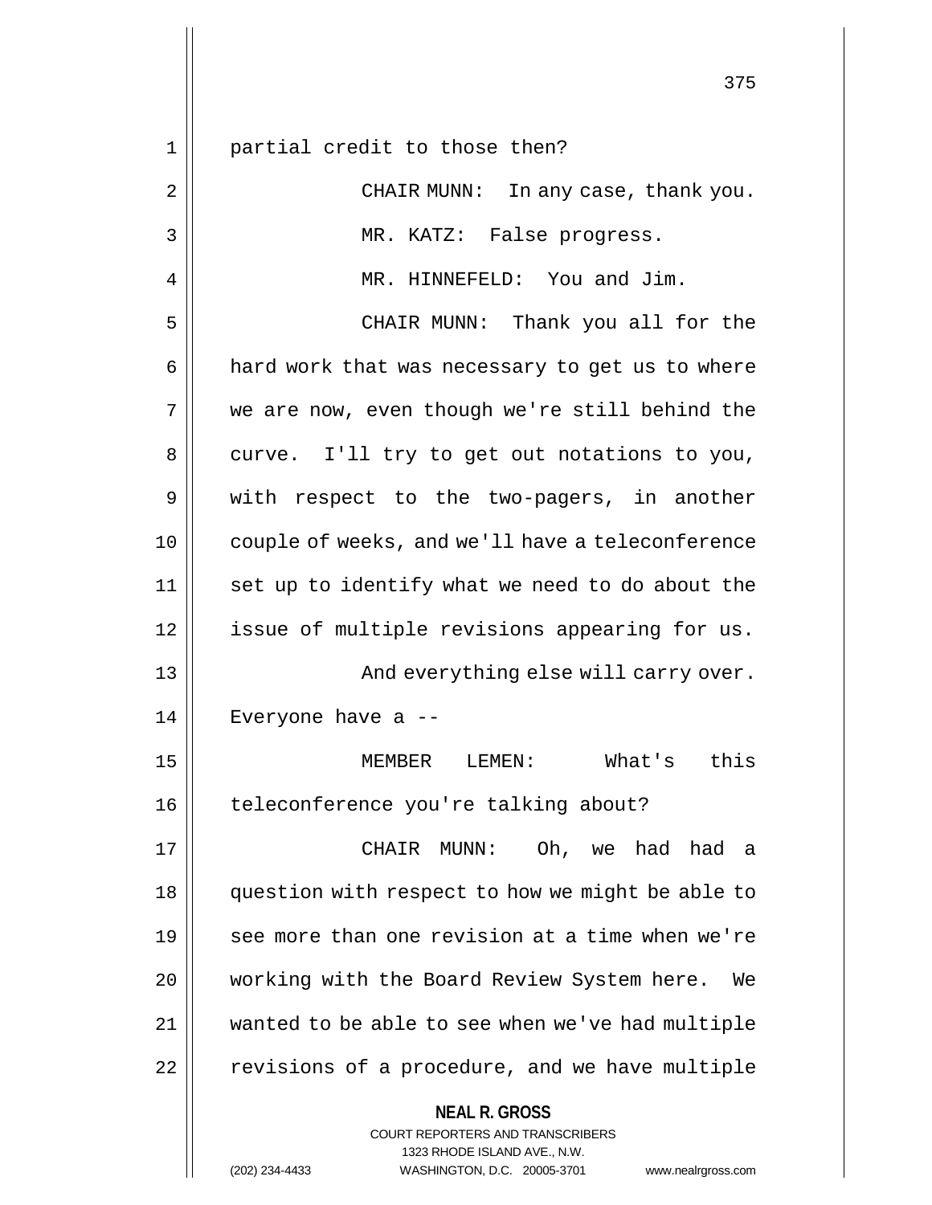partial credit to those then?

CHAIR MUNN: In any case, thank you.

MR. KATZ: False progress.

MR. HINNEFELD: You and Jim.

CHAIR MUNN: Thank you all for the hard work that was necessary to get us to where we are now, even though we're still behind the curve. I'll try to get out notations to you, with respect to the two-pagers, in another couple of weeks, and we'll have a teleconference set up to identify what we need to do about the issue of multiple revisions appearing for us.

And everything else will carry over. Everyone have a --

MEMBER LEMEN: What's this teleconference you're talking about?

CHAIR MUNN: Oh, we had had a question with respect to how we might be able to see more than one revision at a time when we're working with the Board Review System here. We wanted to be able to see when we've had multiple revisions of a procedure, and we have multiple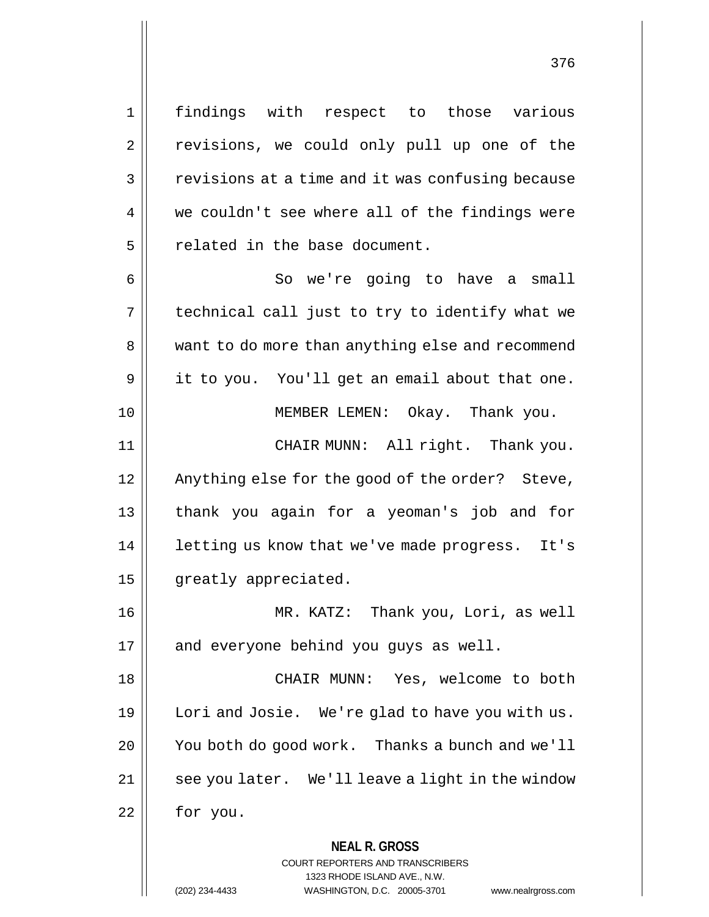findings with respect to those various revisions, we could only pull up one of the revisions at a time and it was confusing because we couldn't see where all of the findings were related in the base document.

So we're going to have a small technical call just to try to identify what we want to do more than anything else and recommend it to you. You'll get an email about that one.

MEMBER LEMEN: Okay. Thank you.

CHAIR MUNN: All right. Thank you. Anything else for the good of the order? Steve, thank you again for a yeoman's job and for letting us know that we've made progress. It's greatly appreciated.

MR. KATZ: Thank you, Lori, as well and everyone behind you guys as well.

CHAIR MUNN: Yes, welcome to both Lori and Josie. We're glad to have you with us. You both do good work. Thanks a bunch and we'll see you later. We'll leave a light in the window for you.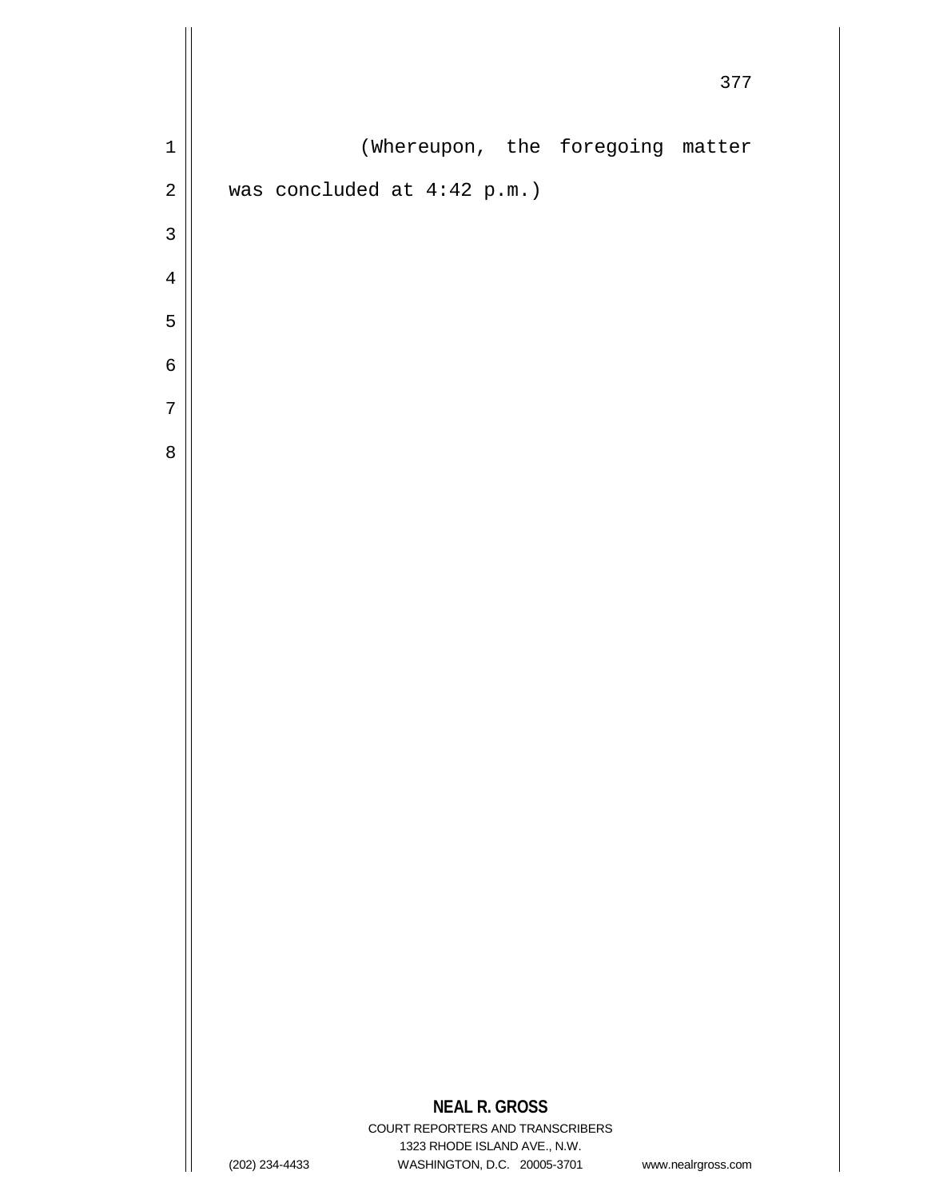(Whereupon, the foregoing matter was concluded at 4:42 p.m.)